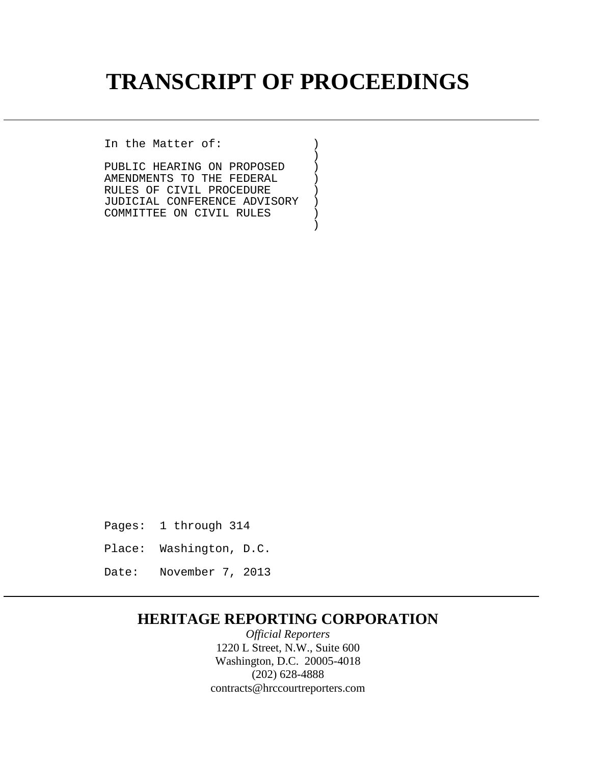# TRANSCRIPT OF PROCEEDINGS

---

In the Matter of:

PUBLIC HEARING ON PROPOSED AMENDMENTS TO THE FEDERAL RULES OF CIVIL PROCEDURE JUDICIAL CONFERENCE ADVISORY COMMITTEE ON CIVIL RULES

Pages: 1 through 314

Place: Washington, D.C.

Date: November 7, 2013

---

## HERITAGE REPORTING CORPORATION

*Official Reporters*
1220 L Street, N.W., Suite 600
Washington, D.C. 20005-4018
(202) 628-4888
contracts@hrccourtreporters.com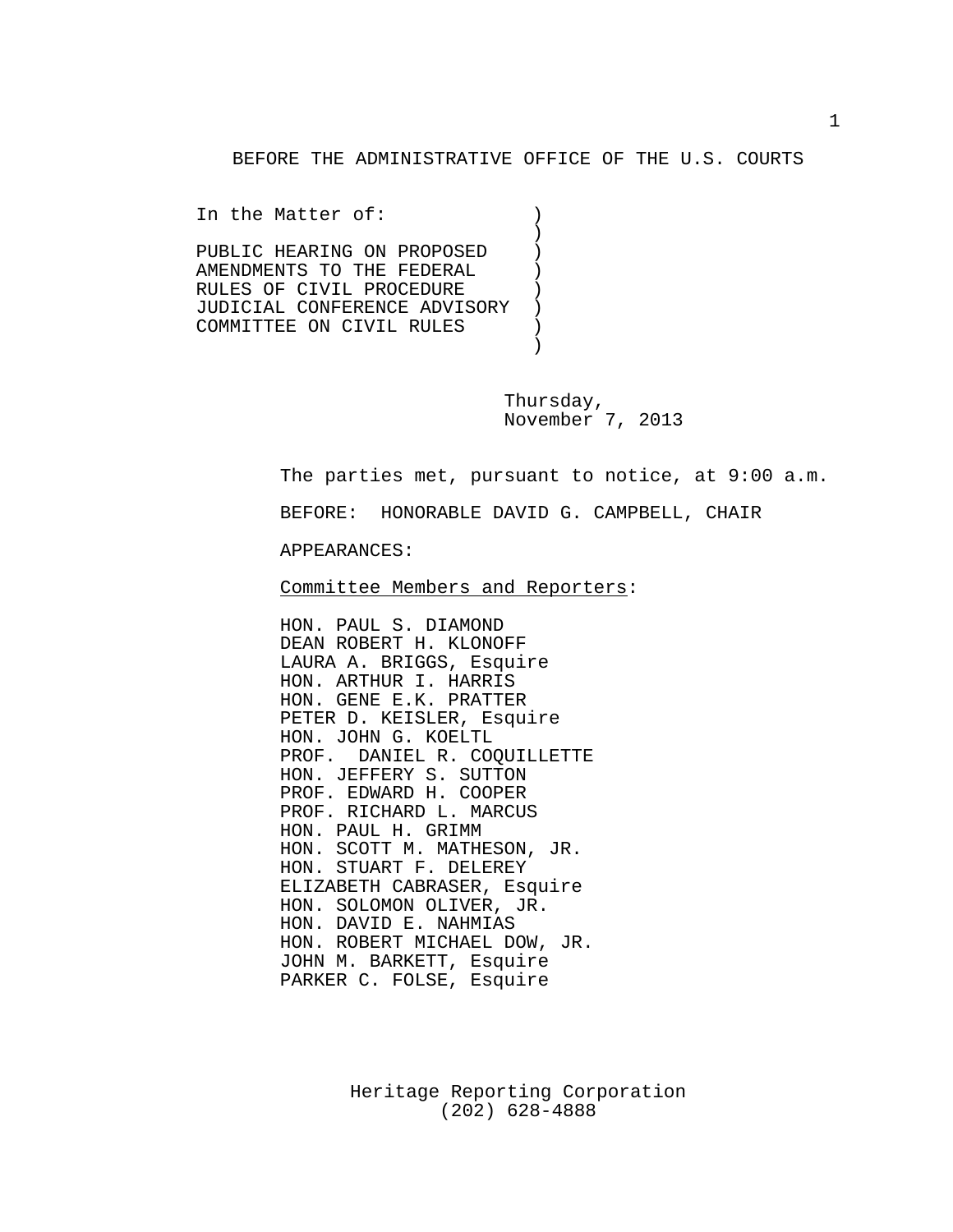BEFORE THE ADMINISTRATIVE OFFICE OF THE U.S. COURTS

In the Matter of:

PUBLIC HEARING ON PROPOSED AMENDMENTS TO THE FEDERAL RULES OF CIVIL PROCEDURE JUDICIAL CONFERENCE ADVISORY COMMITTEE ON CIVIL RULES

Thursday,
November 7, 2013

The parties met, pursuant to notice, at 9:00 a.m.

BEFORE: HONORABLE DAVID G. CAMPBELL, CHAIR

APPEARANCES:

Committee Members and Reporters:

HON. PAUL S. DIAMOND
DEAN ROBERT H. KLONOFF
LAURA A. BRIGGS, Esquire
HON. ARTHUR I. HARRIS
HON. GENE E.K. PRATTER
PETER D. KEISLER, Esquire
HON. JOHN G. KOELTL
PROF. DANIEL R. COQUILLETTE
HON. JEFFERY S. SUTTON
PROF. EDWARD H. COOPER
PROF. RICHARD L. MARCUS
HON. PAUL H. GRIMM
HON. SCOTT M. MATHESON, JR.
HON. STUART F. DELEREY
ELIZABETH CABRASER, Esquire
HON. SOLOMON OLIVER, JR.
HON. DAVID E. NAHMIAS
HON. ROBERT MICHAEL DOW, JR.
JOHN M. BARKETT, Esquire
PARKER C. FOLSE, Esquire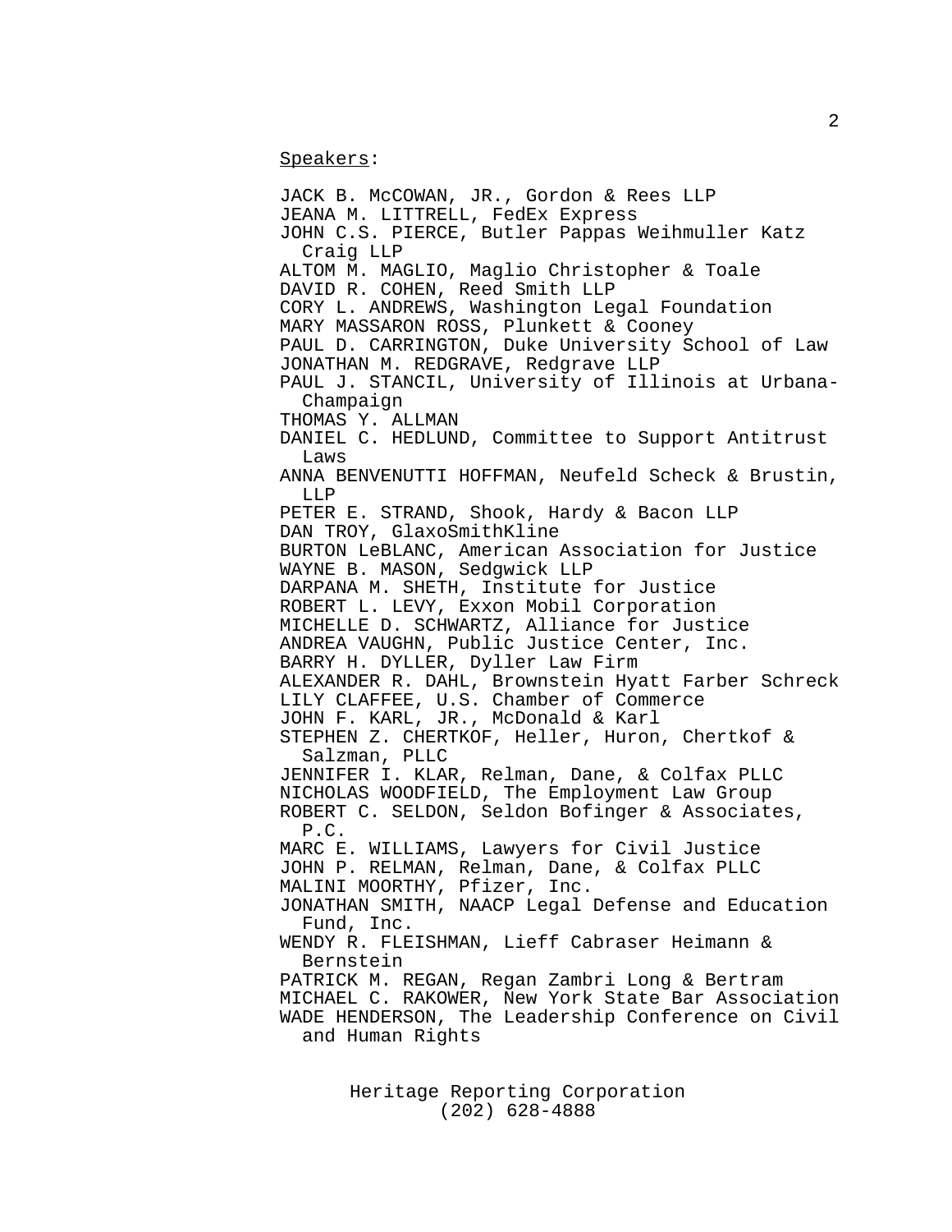Speakers:

JACK B. McCOWAN, JR., Gordon & Rees LLP
JEANA M. LITTRELL, FedEx Express
JOHN C.S. PIERCE, Butler Pappas Weihmuller Katz Craig LLP
ALTOM M. MAGLIO, Maglio Christopher & Toale
DAVID R. COHEN, Reed Smith LLP
CORY L. ANDREWS, Washington Legal Foundation
MARY MASSARON ROSS, Plunkett & Cooney
PAUL D. CARRINGTON, Duke University School of Law
JONATHAN M. REDGRAVE, Redgrave LLP
PAUL J. STANCIL, University of Illinois at Urbana-Champaign
THOMAS Y. ALLMAN
DANIEL C. HEDLUND, Committee to Support Antitrust Laws
ANNA BENVENUTTI HOFFMAN, Neufeld Scheck & Brustin, LLP
PETER E. STRAND, Shook, Hardy & Bacon LLP
DAN TROY, GlaxoSmithKline
BURTON LeBLANC, American Association for Justice
WAYNE B. MASON, Sedgwick LLP
DARPANA M. SHETH, Institute for Justice
ROBERT L. LEVY, Exxon Mobil Corporation
MICHELLE D. SCHWARTZ, Alliance for Justice
ANDREA VAUGHN, Public Justice Center, Inc.
BARRY H. DYLLER, Dyller Law Firm
ALEXANDER R. DAHL, Brownstein Hyatt Farber Schreck
LILY CLAFFEE, U.S. Chamber of Commerce
JOHN F. KARL, JR., McDonald & Karl
STEPHEN Z. CHERTKOF, Heller, Huron, Chertkof & Salzman, PLLC
JENNIFER I. KLAR, Relman, Dane, & Colfax PLLC
NICHOLAS WOODFIELD, The Employment Law Group
ROBERT C. SELDON, Seldon Bofinger & Associates, P.C.
MARC E. WILLIAMS, Lawyers for Civil Justice
JOHN P. RELMAN, Relman, Dane, & Colfax PLLC
MALINI MOORTHY, Pfizer, Inc.
JONATHAN SMITH, NAACP Legal Defense and Education Fund, Inc.
WENDY R. FLEISHMAN, Lieff Cabraser Heimann & Bernstein
PATRICK M. REGAN, Regan Zambri Long & Bertram
MICHAEL C. RAKOWER, New York State Bar Association
WADE HENDERSON, The Leadership Conference on Civil and Human Rights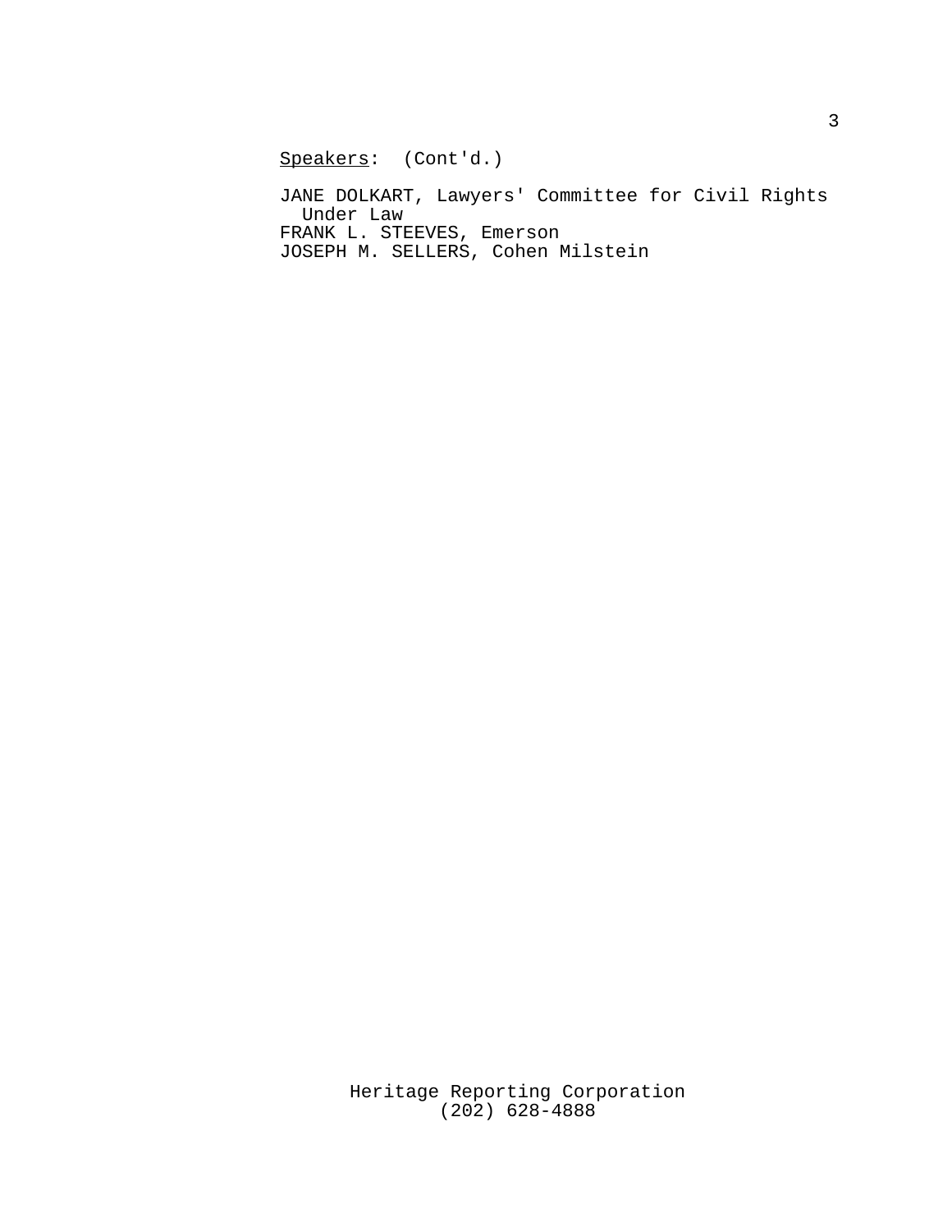Speakers: (Cont'd.)

JANE DOLKART, Lawyers' Committee for Civil Rights Under Law
FRANK L. STEEVES, Emerson
JOSEPH M. SELLERS, Cohen Milstein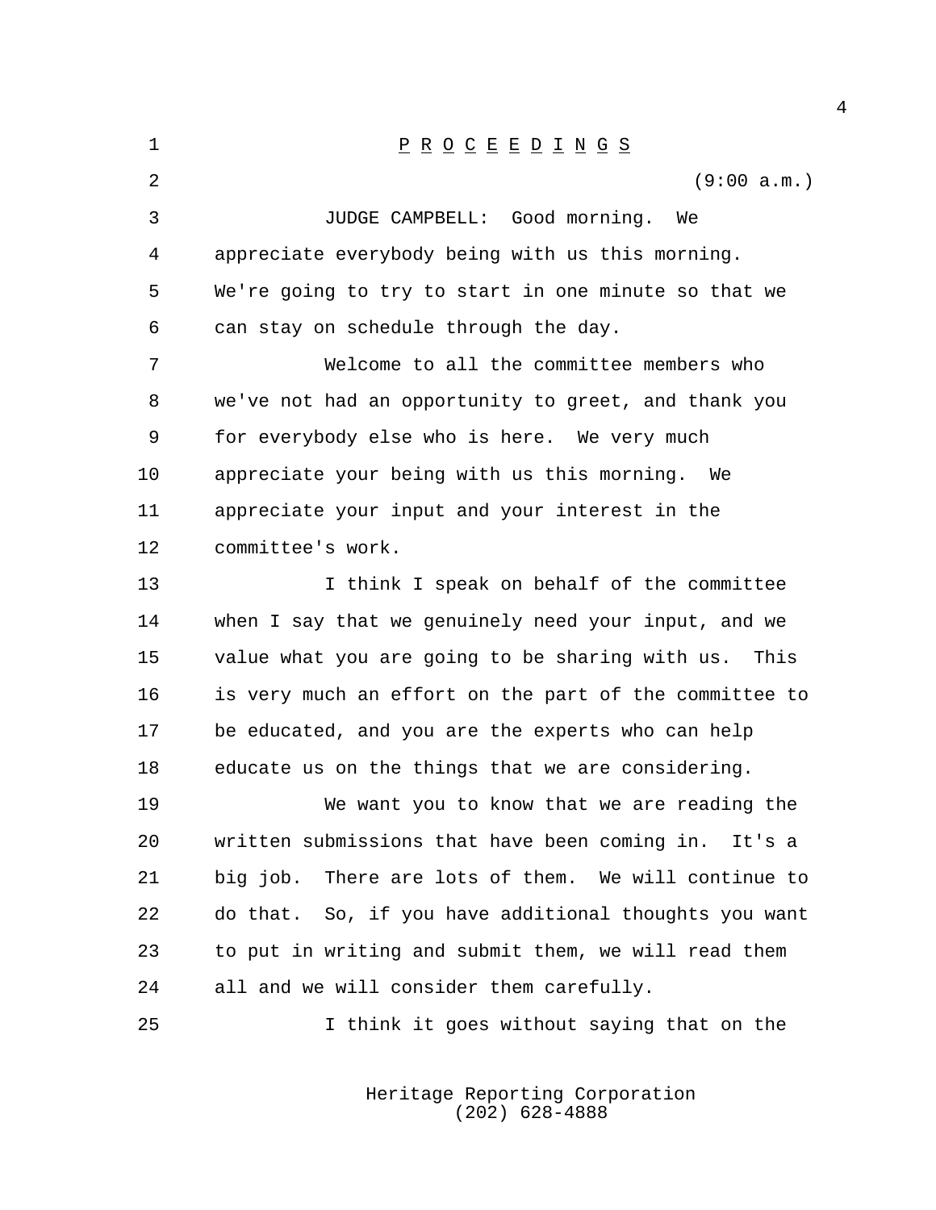# PROCEEDINGS

(9:00 a.m.)

JUDGE CAMPBELL: Good morning. We appreciate everybody being with us this morning. We're going to try to start in one minute so that we can stay on schedule through the day.

Welcome to all the committee members who we've not had an opportunity to greet, and thank you for everybody else who is here. We very much appreciate your being with us this morning. We appreciate your input and your interest in the committee's work.

I think I speak on behalf of the committee when I say that we genuinely need your input, and we value what you are going to be sharing with us. This is very much an effort on the part of the committee to be educated, and you are the experts who can help educate us on the things that we are considering.

We want you to know that we are reading the written submissions that have been coming in. It's a big job. There are lots of them. We will continue to do that. So, if you have additional thoughts you want to put in writing and submit them, we will read them all and we will consider them carefully.

I think it goes without saying that on the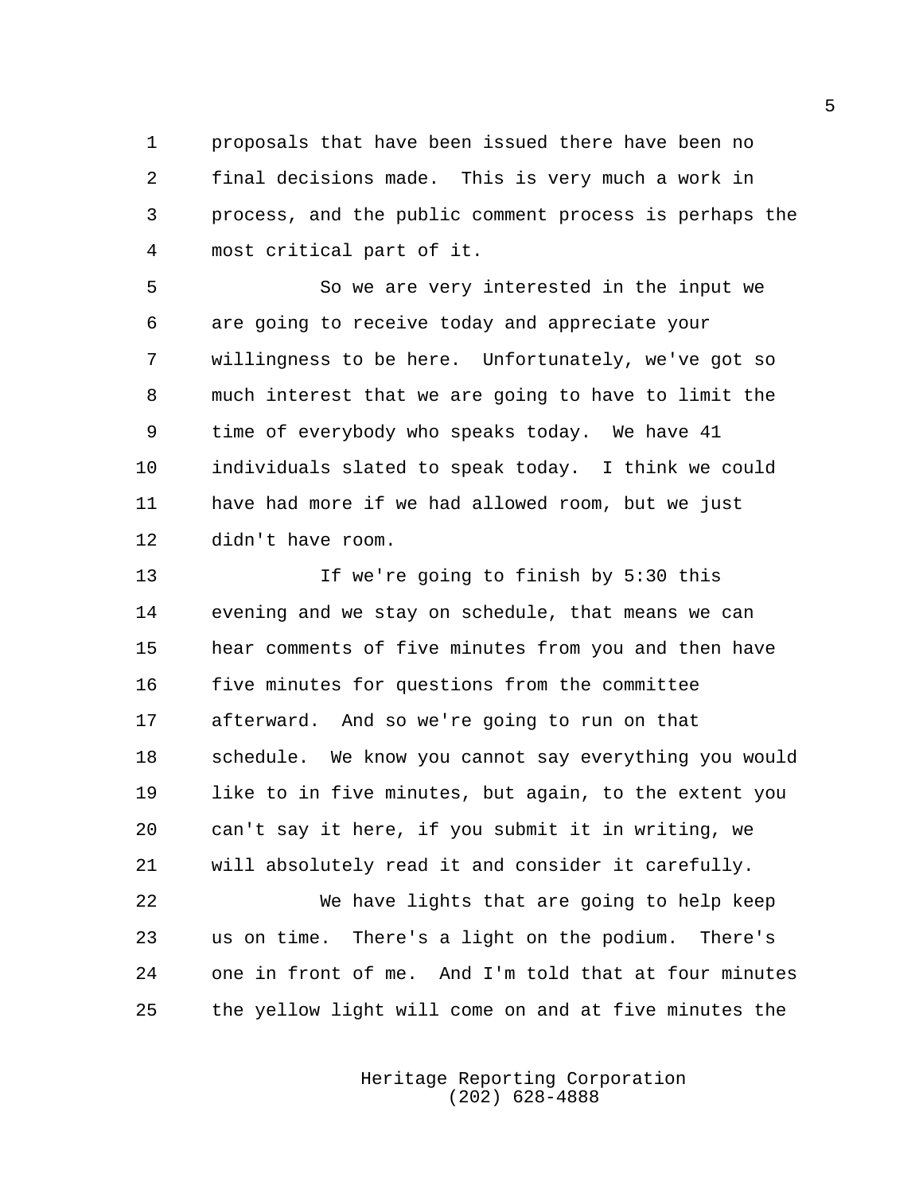proposals that have been issued there have been no final decisions made. This is very much a work in process, and the public comment process is perhaps the most critical part of it.

So we are very interested in the input we are going to receive today and appreciate your willingness to be here. Unfortunately, we've got so much interest that we are going to have to limit the time of everybody who speaks today. We have 41 individuals slated to speak today. I think we could have had more if we had allowed room, but we just didn't have room.

If we're going to finish by 5:30 this evening and we stay on schedule, that means we can hear comments of five minutes from you and then have five minutes for questions from the committee afterward. And so we're going to run on that schedule. We know you cannot say everything you would like to in five minutes, but again, to the extent you can't say it here, if you submit it in writing, we will absolutely read it and consider it carefully.

We have lights that are going to help keep us on time. There's a light on the podium. There's one in front of me. And I'm told that at four minutes the yellow light will come on and at five minutes the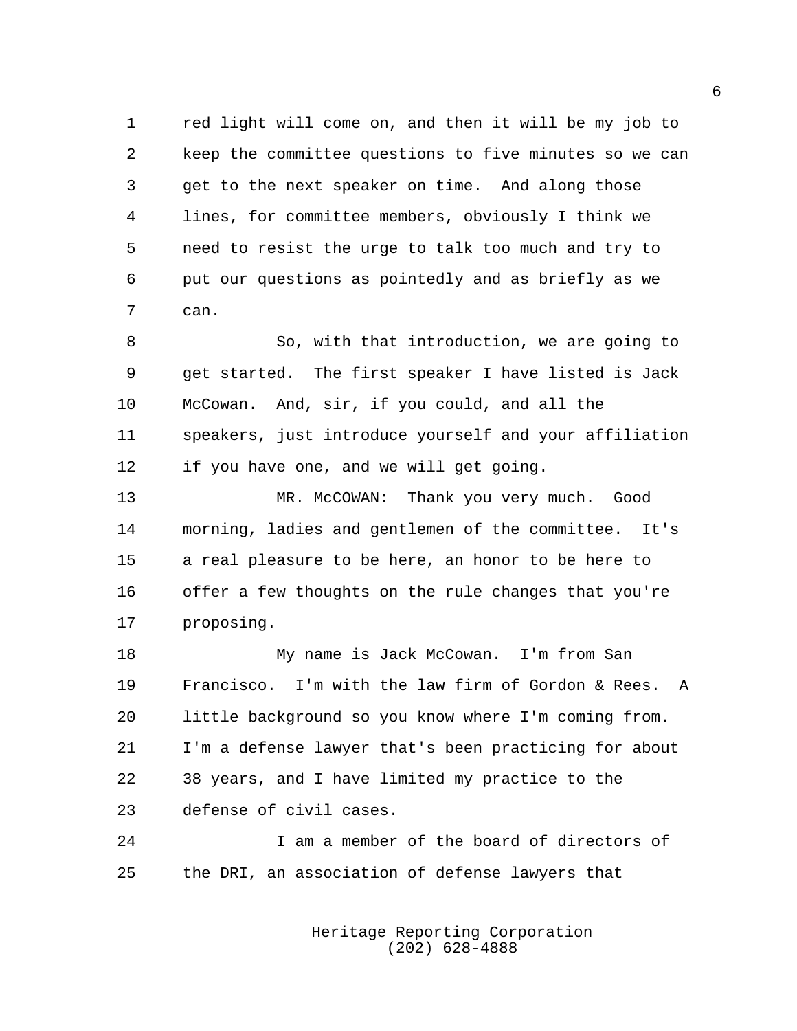red light will come on, and then it will be my job to keep the committee questions to five minutes so we can get to the next speaker on time. And along those lines, for committee members, obviously I think we need to resist the urge to talk too much and try to put our questions as pointedly and as briefly as we can.

So, with that introduction, we are going to get started. The first speaker I have listed is Jack McCowan. And, sir, if you could, and all the speakers, just introduce yourself and your affiliation if you have one, and we will get going.

MR. McCOWAN: Thank you very much. Good morning, ladies and gentlemen of the committee. It's a real pleasure to be here, an honor to be here to offer a few thoughts on the rule changes that you're proposing.

My name is Jack McCowan. I'm from San Francisco. I'm with the law firm of Gordon & Rees. A little background so you know where I'm coming from. I'm a defense lawyer that's been practicing for about 38 years, and I have limited my practice to the defense of civil cases.

I am a member of the board of directors of the DRI, an association of defense lawyers that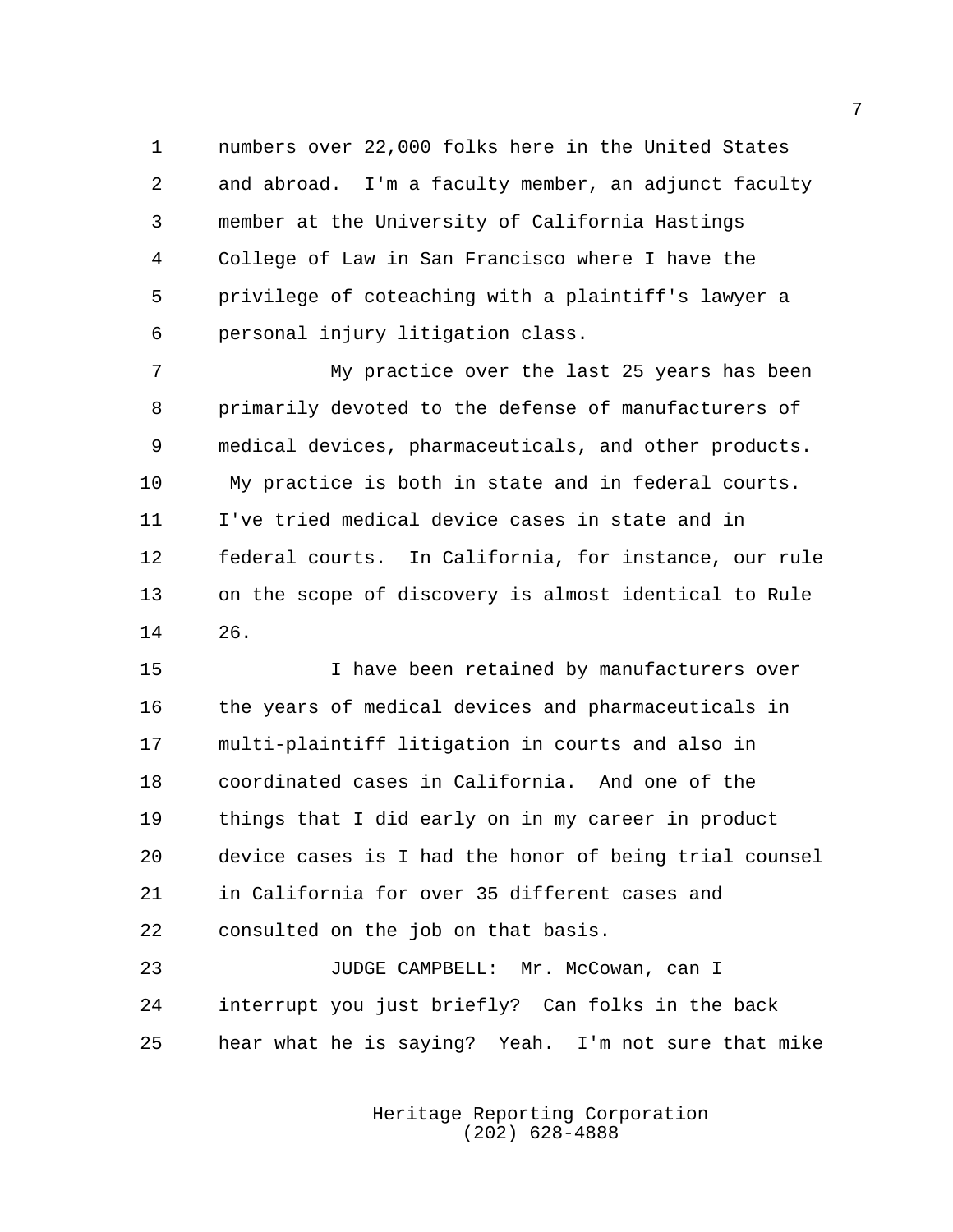numbers over 22,000 folks here in the United States and abroad. I'm a faculty member, an adjunct faculty member at the University of California Hastings College of Law in San Francisco where I have the privilege of coteaching with a plaintiff's lawyer a personal injury litigation class.

My practice over the last 25 years has been primarily devoted to the defense of manufacturers of medical devices, pharmaceuticals, and other products. My practice is both in state and in federal courts. I've tried medical device cases in state and in federal courts. In California, for instance, our rule on the scope of discovery is almost identical to Rule 26.

I have been retained by manufacturers over the years of medical devices and pharmaceuticals in multi-plaintiff litigation in courts and also in coordinated cases in California. And one of the things that I did early on in my career in product device cases is I had the honor of being trial counsel in California for over 35 different cases and consulted on the job on that basis.

JUDGE CAMPBELL: Mr. McCowan, can I interrupt you just briefly? Can folks in the back hear what he is saying? Yeah. I'm not sure that mike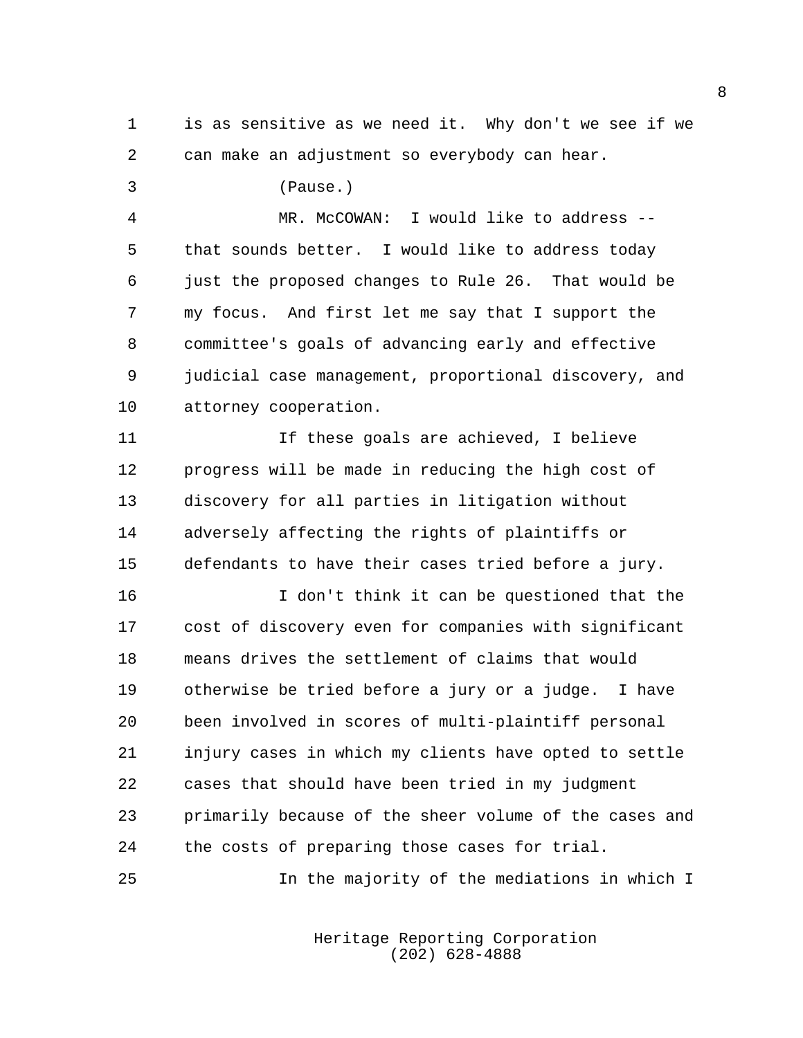is as sensitive as we need it. Why don't we see if we can make an adjustment so everybody can hear.

(Pause.)

MR. McCOWAN: I would like to address -- that sounds better. I would like to address today just the proposed changes to Rule 26. That would be my focus. And first let me say that I support the committee's goals of advancing early and effective judicial case management, proportional discovery, and attorney cooperation.

If these goals are achieved, I believe progress will be made in reducing the high cost of discovery for all parties in litigation without adversely affecting the rights of plaintiffs or defendants to have their cases tried before a jury.

I don't think it can be questioned that the cost of discovery even for companies with significant means drives the settlement of claims that would otherwise be tried before a jury or a judge. I have been involved in scores of multi-plaintiff personal injury cases in which my clients have opted to settle cases that should have been tried in my judgment primarily because of the sheer volume of the cases and the costs of preparing those cases for trial.

In the majority of the mediations in which I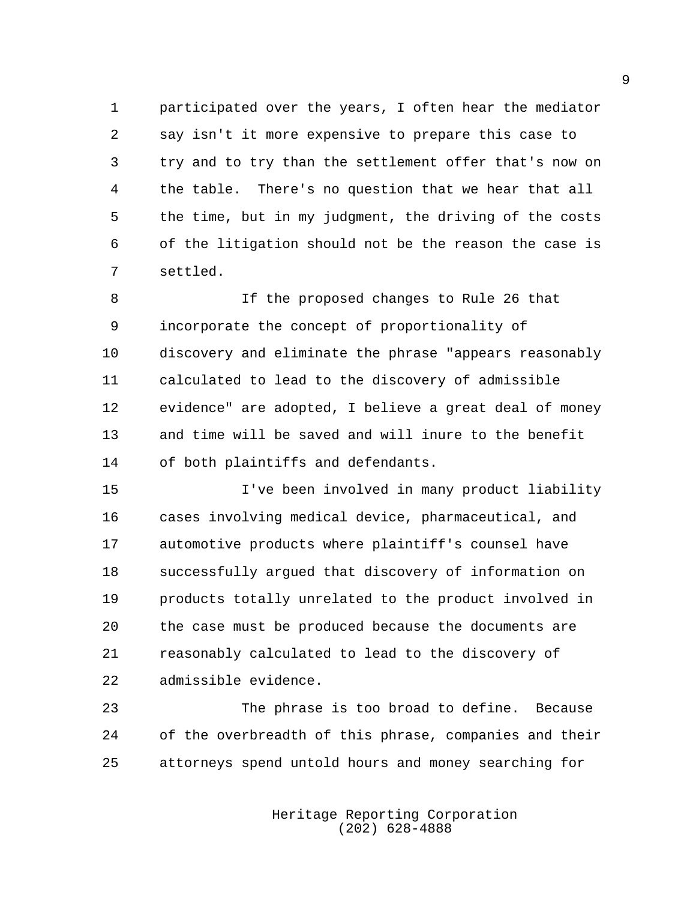participated over the years, I often hear the mediator say isn't it more expensive to prepare this case to try and to try than the settlement offer that's now on the table. There's no question that we hear that all the time, but in my judgment, the driving of the costs of the litigation should not be the reason the case is settled.

If the proposed changes to Rule 26 that incorporate the concept of proportionality of discovery and eliminate the phrase "appears reasonably calculated to lead to the discovery of admissible evidence" are adopted, I believe a great deal of money and time will be saved and will inure to the benefit of both plaintiffs and defendants.

I've been involved in many product liability cases involving medical device, pharmaceutical, and automotive products where plaintiff's counsel have successfully argued that discovery of information on products totally unrelated to the product involved in the case must be produced because the documents are reasonably calculated to lead to the discovery of admissible evidence.

The phrase is too broad to define. Because of the overbreadth of this phrase, companies and their attorneys spend untold hours and money searching for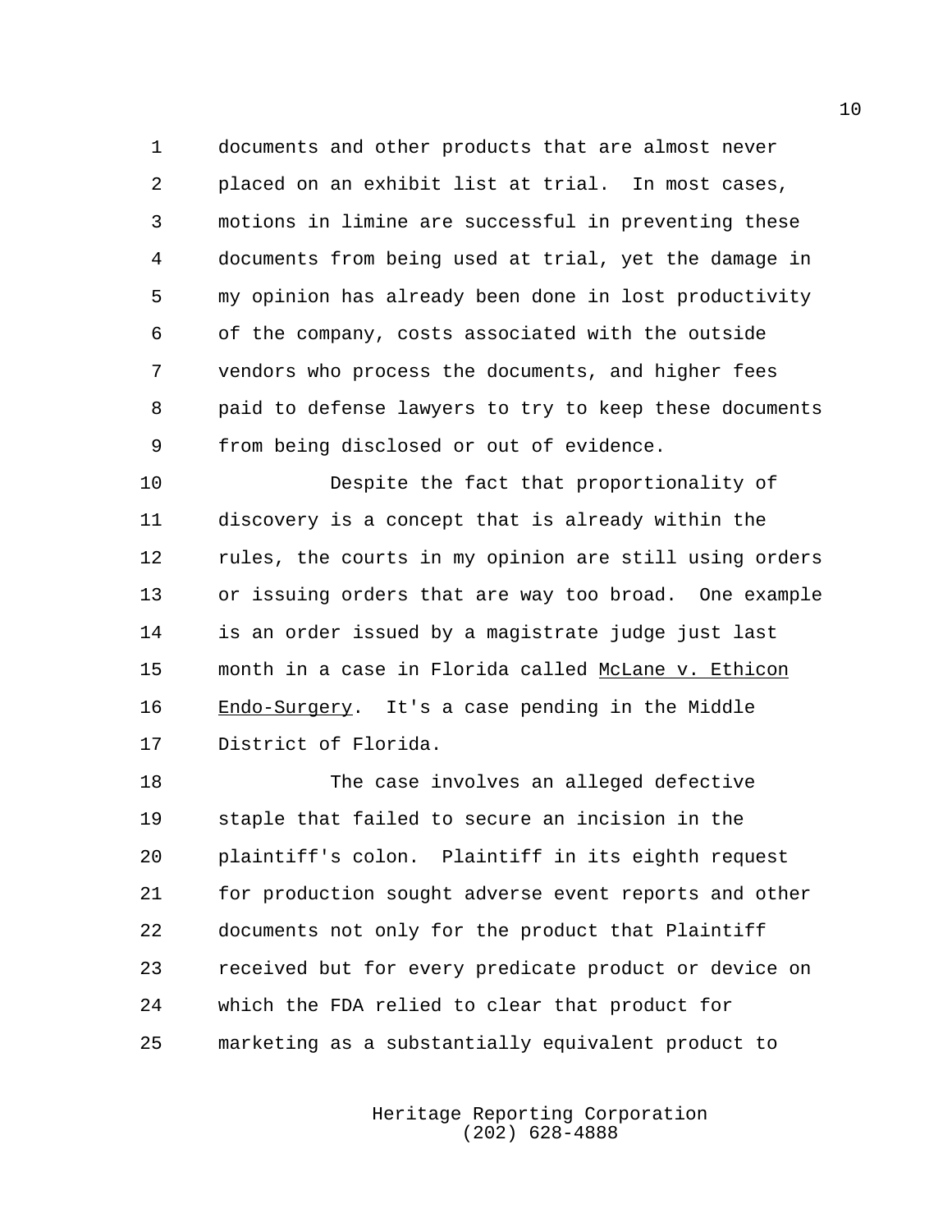documents and other products that are almost never placed on an exhibit list at trial. In most cases, motions in limine are successful in preventing these documents from being used at trial, yet the damage in my opinion has already been done in lost productivity of the company, costs associated with the outside vendors who process the documents, and higher fees paid to defense lawyers to try to keep these documents from being disclosed or out of evidence.

Despite the fact that proportionality of discovery is a concept that is already within the rules, the courts in my opinion are still using orders or issuing orders that are way too broad. One example is an order issued by a magistrate judge just last month in a case in Florida called McLane v. Ethicon Endo-Surgery. It's a case pending in the Middle District of Florida.

The case involves an alleged defective staple that failed to secure an incision in the plaintiff's colon. Plaintiff in its eighth request for production sought adverse event reports and other documents not only for the product that Plaintiff received but for every predicate product or device on which the FDA relied to clear that product for marketing as a substantially equivalent product to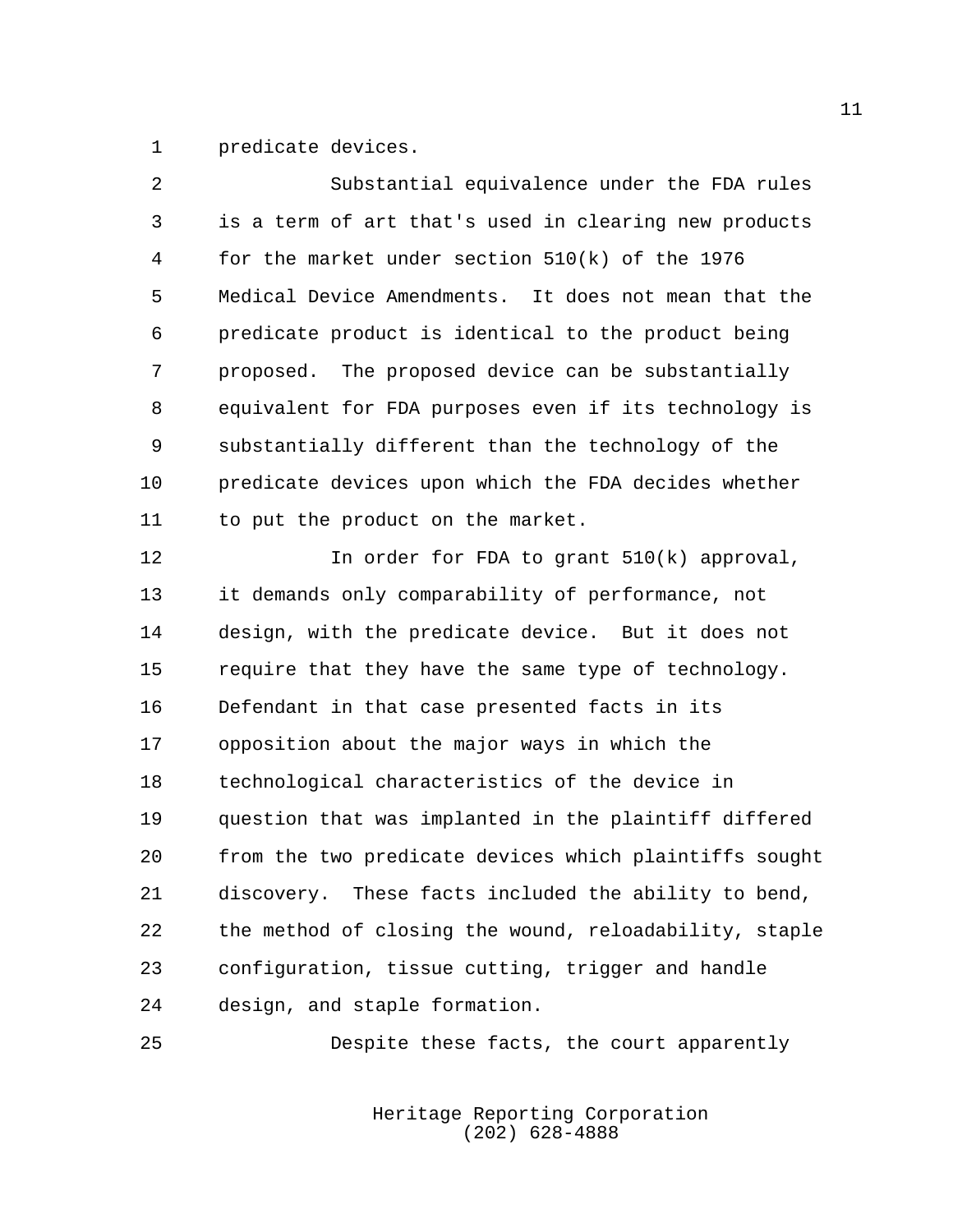predicate devices.

Substantial equivalence under the FDA rules is a term of art that's used in clearing new products for the market under section 510(k) of the 1976 Medical Device Amendments. It does not mean that the predicate product is identical to the product being proposed. The proposed device can be substantially equivalent for FDA purposes even if its technology is substantially different than the technology of the predicate devices upon which the FDA decides whether to put the product on the market.

In order for FDA to grant 510(k) approval, it demands only comparability of performance, not design, with the predicate device. But it does not require that they have the same type of technology. Defendant in that case presented facts in its opposition about the major ways in which the technological characteristics of the device in question that was implanted in the plaintiff differed from the two predicate devices which plaintiffs sought discovery. These facts included the ability to bend, the method of closing the wound, reloadability, staple configuration, tissue cutting, trigger and handle design, and staple formation.

Despite these facts, the court apparently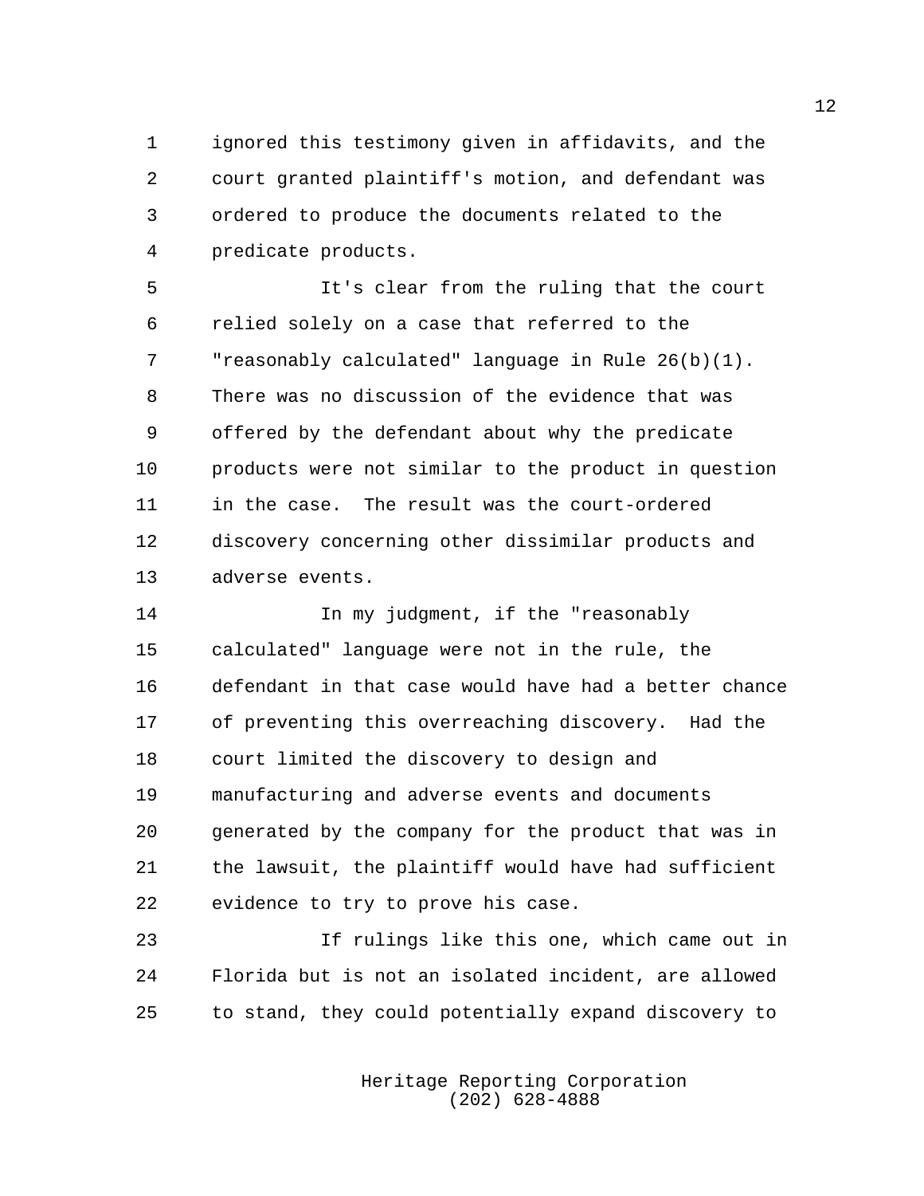ignored this testimony given in affidavits, and the court granted plaintiff's motion, and defendant was ordered to produce the documents related to the predicate products.

It's clear from the ruling that the court relied solely on a case that referred to the "reasonably calculated" language in Rule 26(b)(1). There was no discussion of the evidence that was offered by the defendant about why the predicate products were not similar to the product in question in the case. The result was the court-ordered discovery concerning other dissimilar products and adverse events.

In my judgment, if the "reasonably calculated" language were not in the rule, the defendant in that case would have had a better chance of preventing this overreaching discovery. Had the court limited the discovery to design and manufacturing and adverse events and documents generated by the company for the product that was in the lawsuit, the plaintiff would have had sufficient evidence to try to prove his case.

If rulings like this one, which came out in Florida but is not an isolated incident, are allowed to stand, they could potentially expand discovery to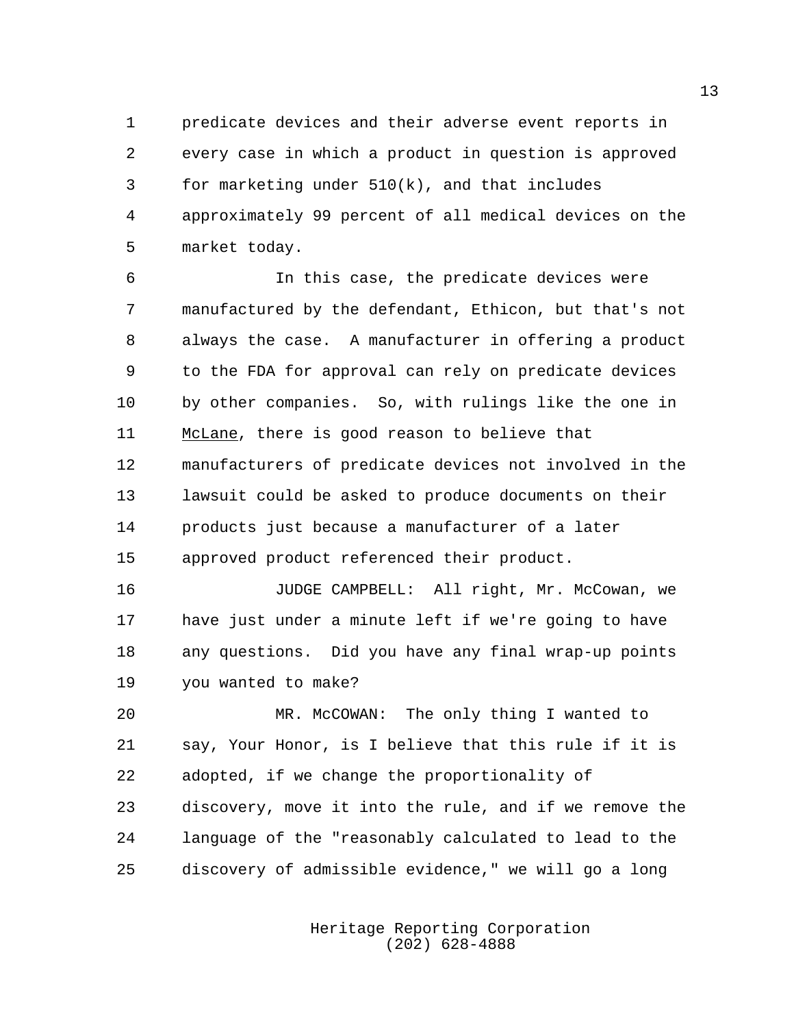predicate devices and their adverse event reports in every case in which a product in question is approved for marketing under 510(k), and that includes approximately 99 percent of all medical devices on the market today.

In this case, the predicate devices were manufactured by the defendant, Ethicon, but that's not always the case. A manufacturer in offering a product to the FDA for approval can rely on predicate devices by other companies. So, with rulings like the one in McLane, there is good reason to believe that manufacturers of predicate devices not involved in the lawsuit could be asked to produce documents on their products just because a manufacturer of a later approved product referenced their product.

JUDGE CAMPBELL: All right, Mr. McCowan, we have just under a minute left if we're going to have any questions. Did you have any final wrap-up points you wanted to make?

MR. McCOWAN: The only thing I wanted to say, Your Honor, is I believe that this rule if it is adopted, if we change the proportionality of discovery, move it into the rule, and if we remove the language of the "reasonably calculated to lead to the discovery of admissible evidence," we will go a long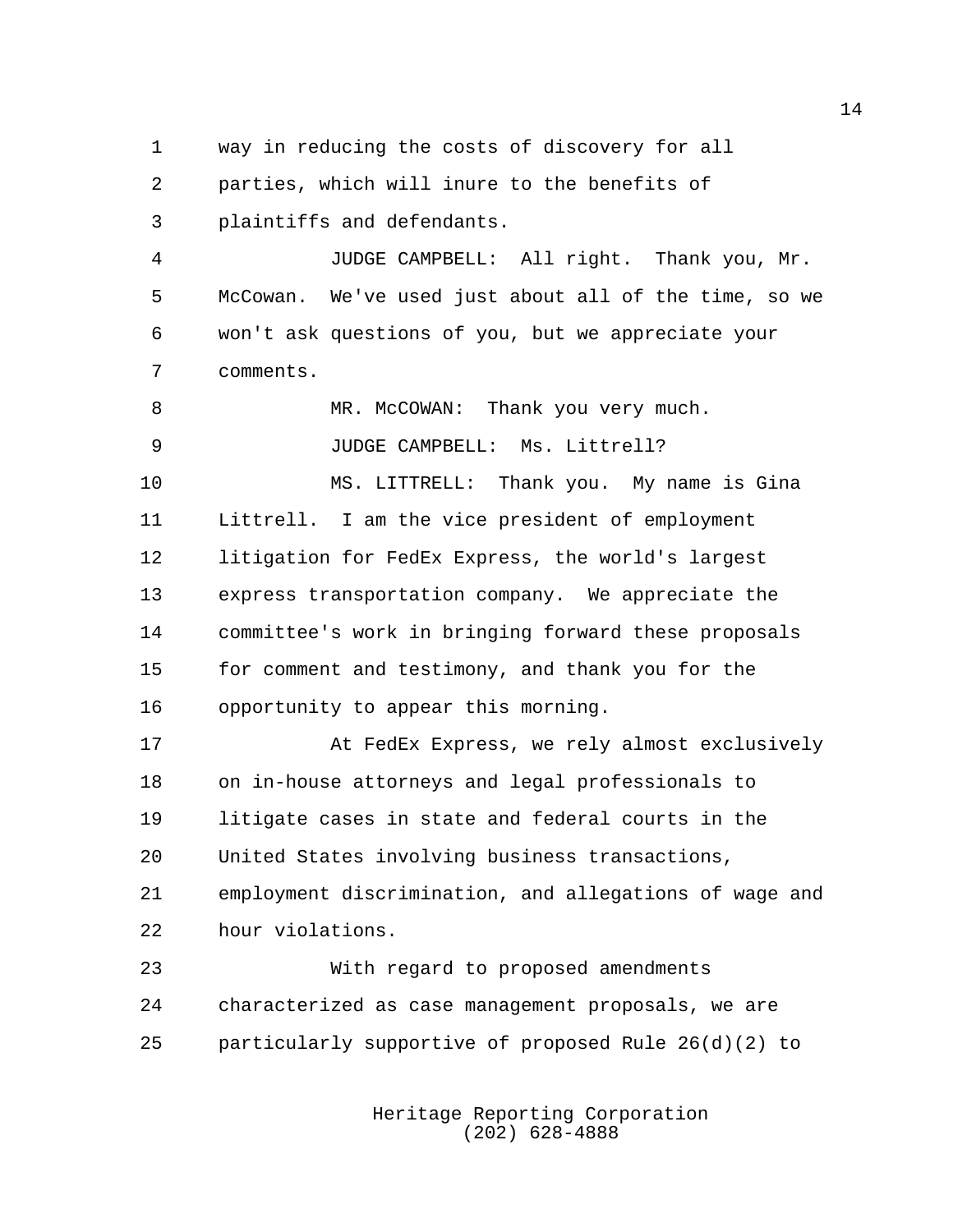way in reducing the costs of discovery for all parties, which will inure to the benefits of plaintiffs and defendants.

JUDGE CAMPBELL: All right. Thank you, Mr. McCowan. We've used just about all of the time, so we won't ask questions of you, but we appreciate your comments.

MR. McCOWAN: Thank you very much.

JUDGE CAMPBELL: Ms. Littrell?

MS. LITTRELL: Thank you. My name is Gina Littrell. I am the vice president of employment litigation for FedEx Express, the world's largest express transportation company. We appreciate the committee's work in bringing forward these proposals for comment and testimony, and thank you for the opportunity to appear this morning.

At FedEx Express, we rely almost exclusively on in-house attorneys and legal professionals to litigate cases in state and federal courts in the United States involving business transactions, employment discrimination, and allegations of wage and hour violations.

With regard to proposed amendments characterized as case management proposals, we are particularly supportive of proposed Rule 26(d)(2) to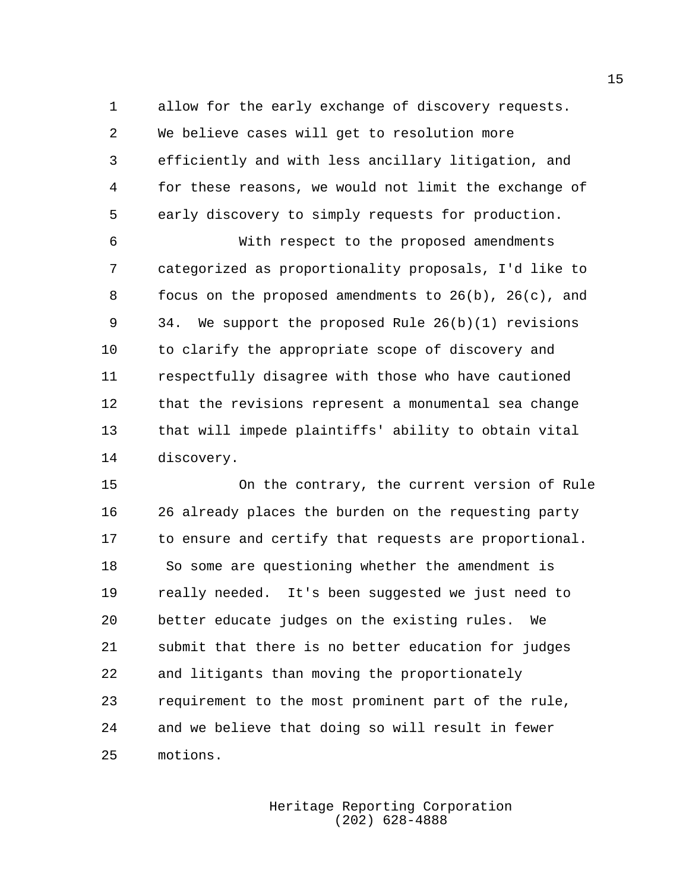allow for the early exchange of discovery requests. We believe cases will get to resolution more efficiently and with less ancillary litigation, and for these reasons, we would not limit the exchange of early discovery to simply requests for production.

With respect to the proposed amendments categorized as proportionality proposals, I'd like to focus on the proposed amendments to 26(b), 26(c), and 34. We support the proposed Rule 26(b)(1) revisions to clarify the appropriate scope of discovery and respectfully disagree with those who have cautioned that the revisions represent a monumental sea change that will impede plaintiffs' ability to obtain vital discovery.

On the contrary, the current version of Rule 26 already places the burden on the requesting party to ensure and certify that requests are proportional. So some are questioning whether the amendment is really needed. It's been suggested we just need to better educate judges on the existing rules. We submit that there is no better education for judges and litigants than moving the proportionately requirement to the most prominent part of the rule, and we believe that doing so will result in fewer motions.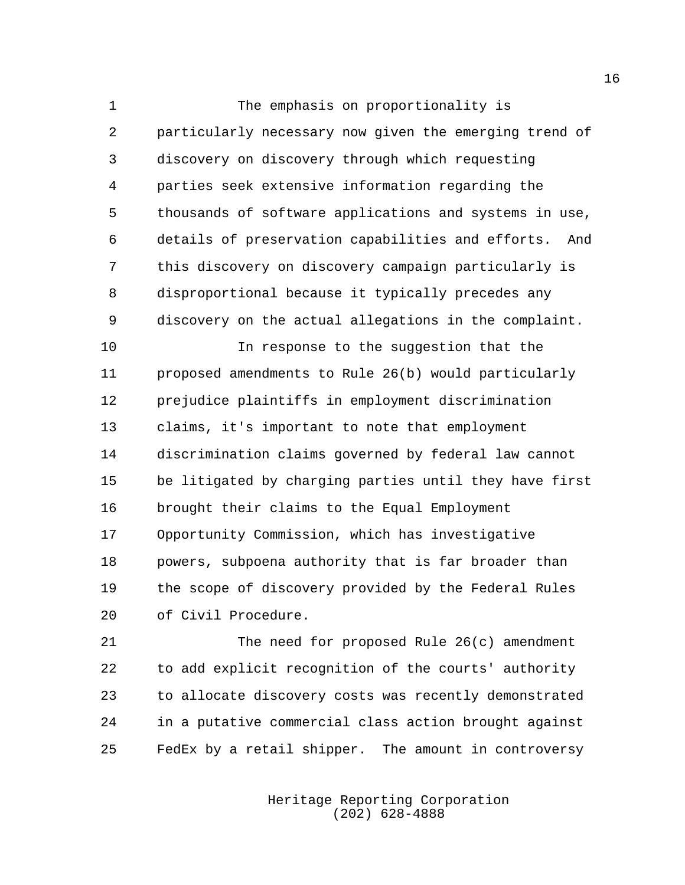The emphasis on proportionality is particularly necessary now given the emerging trend of discovery on discovery through which requesting parties seek extensive information regarding the thousands of software applications and systems in use, details of preservation capabilities and efforts. And this discovery on discovery campaign particularly is disproportional because it typically precedes any discovery on the actual allegations in the complaint.

In response to the suggestion that the proposed amendments to Rule 26(b) would particularly prejudice plaintiffs in employment discrimination claims, it's important to note that employment discrimination claims governed by federal law cannot be litigated by charging parties until they have first brought their claims to the Equal Employment Opportunity Commission, which has investigative powers, subpoena authority that is far broader than the scope of discovery provided by the Federal Rules of Civil Procedure.

The need for proposed Rule 26(c) amendment to add explicit recognition of the courts' authority to allocate discovery costs was recently demonstrated in a putative commercial class action brought against FedEx by a retail shipper. The amount in controversy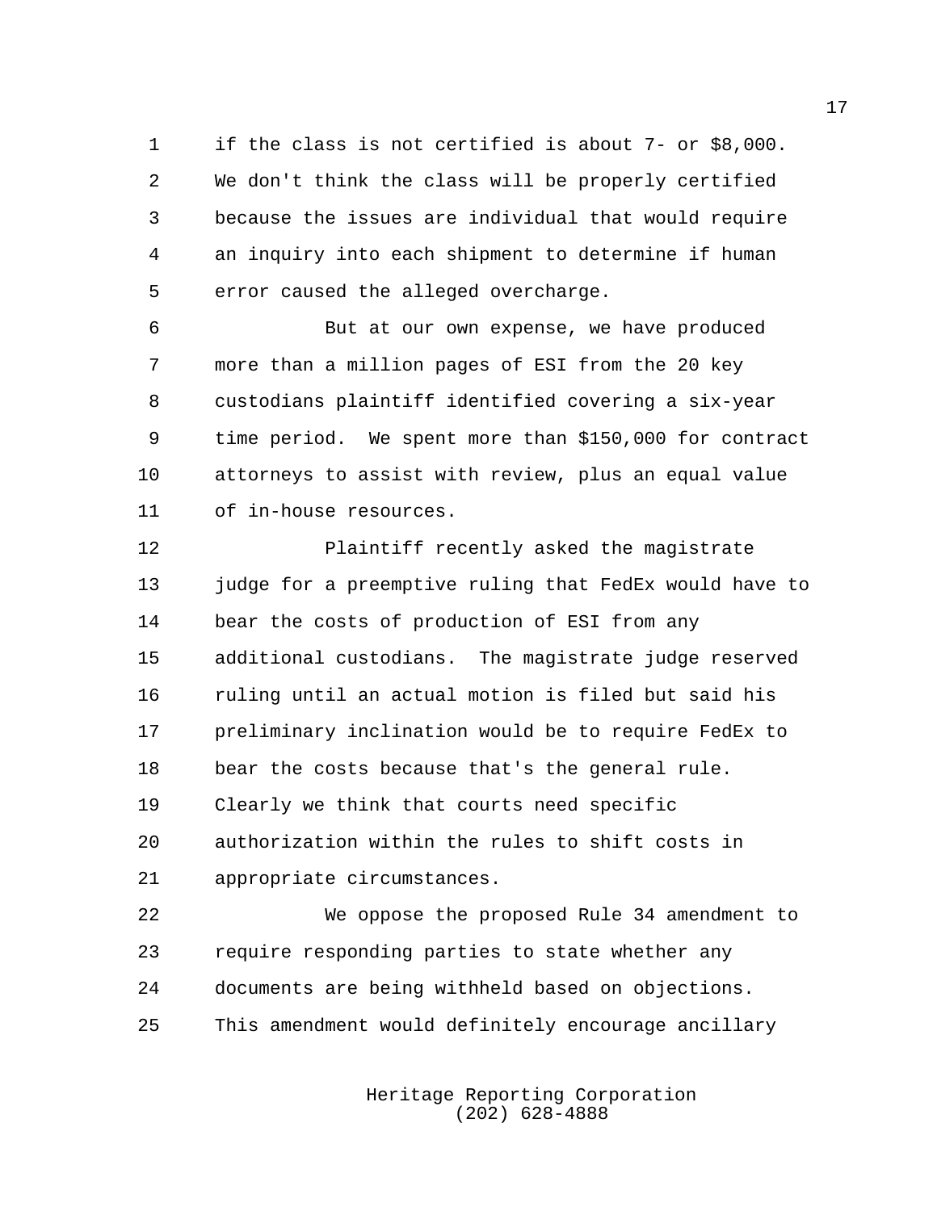if the class is not certified is about 7- or $8,000. We don't think the class will be properly certified because the issues are individual that would require an inquiry into each shipment to determine if human error caused the alleged overcharge.

But at our own expense, we have produced more than a million pages of ESI from the 20 key custodians plaintiff identified covering a six-year time period. We spent more than $150,000 for contract attorneys to assist with review, plus an equal value of in-house resources.

Plaintiff recently asked the magistrate judge for a preemptive ruling that FedEx would have to bear the costs of production of ESI from any additional custodians. The magistrate judge reserved ruling until an actual motion is filed but said his preliminary inclination would be to require FedEx to bear the costs because that's the general rule. Clearly we think that courts need specific authorization within the rules to shift costs in appropriate circumstances.

We oppose the proposed Rule 34 amendment to require responding parties to state whether any documents are being withheld based on objections. This amendment would definitely encourage ancillary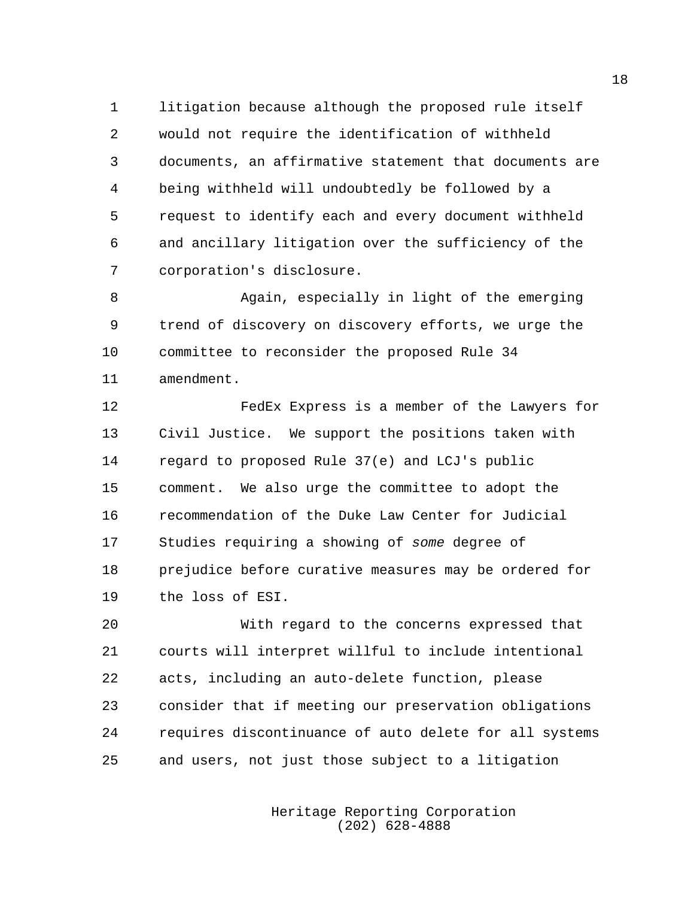litigation because although the proposed rule itself would not require the identification of withheld documents, an affirmative statement that documents are being withheld will undoubtedly be followed by a request to identify each and every document withheld and ancillary litigation over the sufficiency of the corporation's disclosure.

Again, especially in light of the emerging trend of discovery on discovery efforts, we urge the committee to reconsider the proposed Rule 34 amendment.

FedEx Express is a member of the Lawyers for Civil Justice. We support the positions taken with regard to proposed Rule 37(e) and LCJ's public comment. We also urge the committee to adopt the recommendation of the Duke Law Center for Judicial Studies requiring a showing of *some* degree of prejudice before curative measures may be ordered for the loss of ESI.

With regard to the concerns expressed that courts will interpret willful to include intentional acts, including an auto-delete function, please consider that if meeting our preservation obligations requires discontinuance of auto delete for all systems and users, not just those subject to a litigation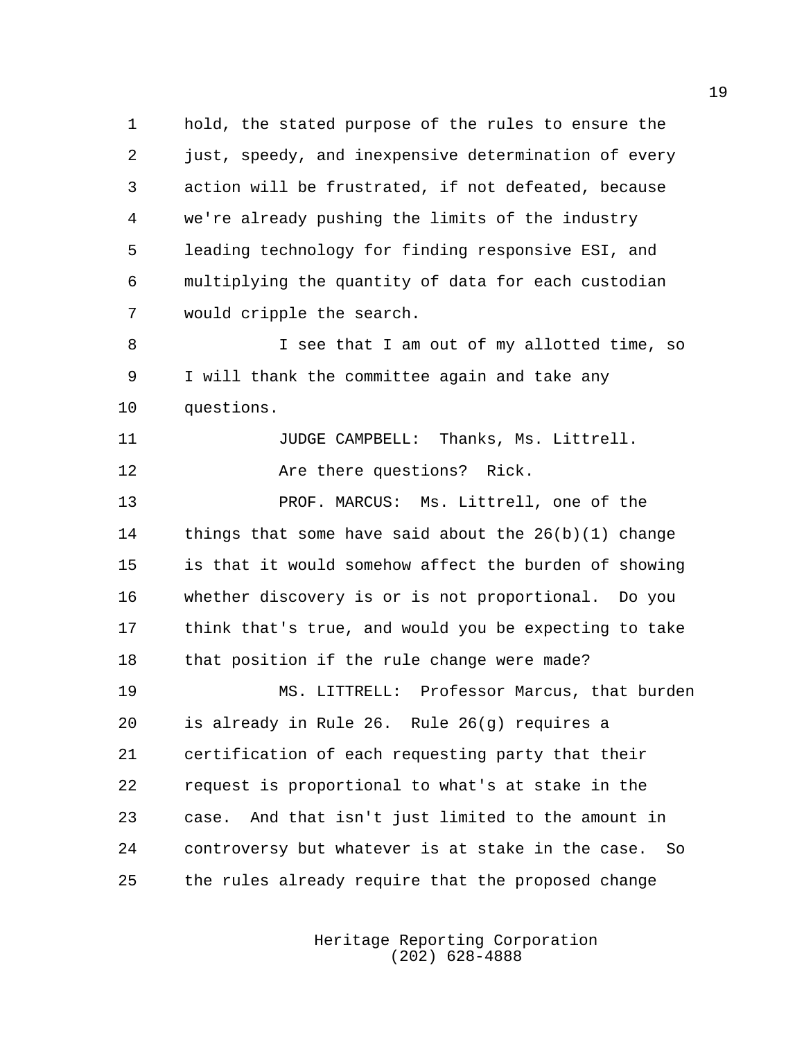hold, the stated purpose of the rules to ensure the just, speedy, and inexpensive determination of every action will be frustrated, if not defeated, because we're already pushing the limits of the industry leading technology for finding responsive ESI, and multiplying the quantity of data for each custodian would cripple the search.

I see that I am out of my allotted time, so I will thank the committee again and take any questions.

JUDGE CAMPBELL: Thanks, Ms. Littrell.

Are there questions? Rick.

PROF. MARCUS: Ms. Littrell, one of the things that some have said about the 26(b)(1) change is that it would somehow affect the burden of showing whether discovery is or is not proportional. Do you think that's true, and would you be expecting to take that position if the rule change were made?

MS. LITTRELL: Professor Marcus, that burden is already in Rule 26. Rule 26(g) requires a certification of each requesting party that their request is proportional to what's at stake in the case. And that isn't just limited to the amount in controversy but whatever is at stake in the case. So the rules already require that the proposed change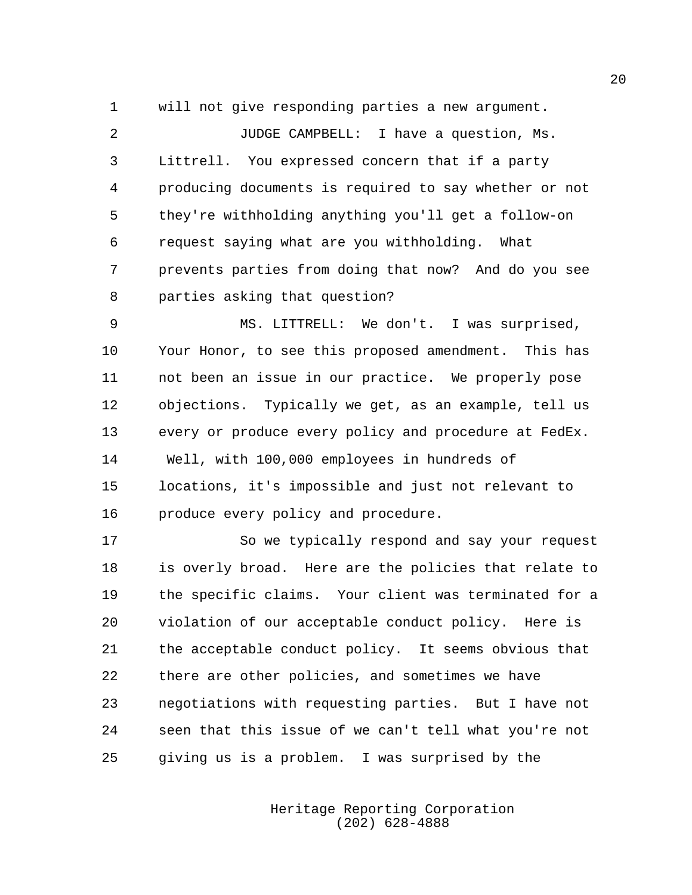will not give responding parties a new argument.

JUDGE CAMPBELL: I have a question, Ms. Littrell. You expressed concern that if a party producing documents is required to say whether or not they're withholding anything you'll get a follow-on request saying what are you withholding. What prevents parties from doing that now? And do you see parties asking that question?

MS. LITTRELL: We don't. I was surprised, Your Honor, to see this proposed amendment. This has not been an issue in our practice. We properly pose objections. Typically we get, as an example, tell us every or produce every policy and procedure at FedEx. Well, with 100,000 employees in hundreds of locations, it's impossible and just not relevant to produce every policy and procedure.

So we typically respond and say your request is overly broad. Here are the policies that relate to the specific claims. Your client was terminated for a violation of our acceptable conduct policy. Here is the acceptable conduct policy. It seems obvious that there are other policies, and sometimes we have negotiations with requesting parties. But I have not seen that this issue of we can't tell what you're not giving us is a problem. I was surprised by the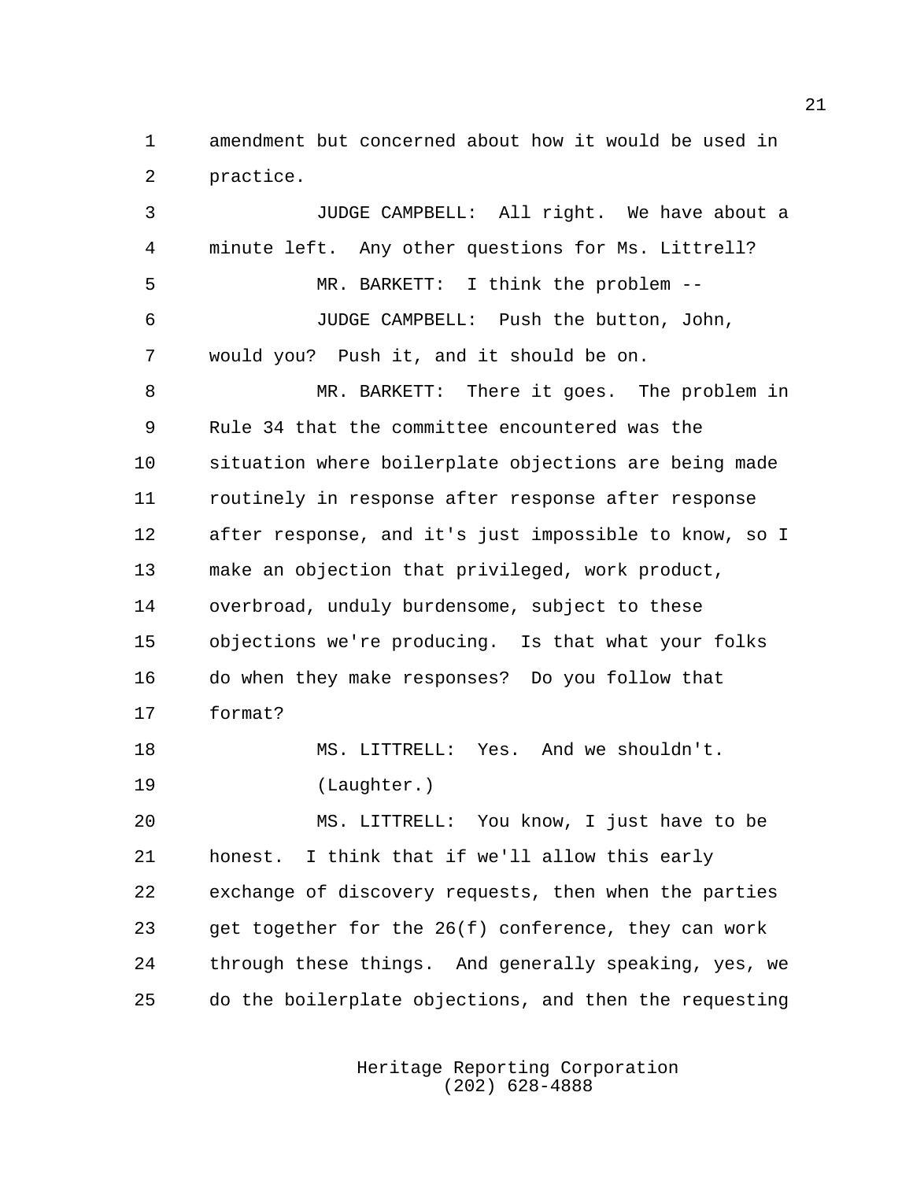amendment but concerned about how it would be used in practice.

JUDGE CAMPBELL: All right. We have about a minute left. Any other questions for Ms. Littrell?

MR. BARKETT: I think the problem --

JUDGE CAMPBELL: Push the button, John, would you? Push it, and it should be on.

MR. BARKETT: There it goes. The problem in Rule 34 that the committee encountered was the situation where boilerplate objections are being made routinely in response after response after response after response, and it's just impossible to know, so I make an objection that privileged, work product, overbroad, unduly burdensome, subject to these objections we're producing. Is that what your folks do when they make responses? Do you follow that format?

MS. LITTRELL: Yes. And we shouldn't.

(Laughter.)

MS. LITTRELL: You know, I just have to be honest. I think that if we'll allow this early exchange of discovery requests, then when the parties get together for the 26(f) conference, they can work through these things. And generally speaking, yes, we do the boilerplate objections, and then the requesting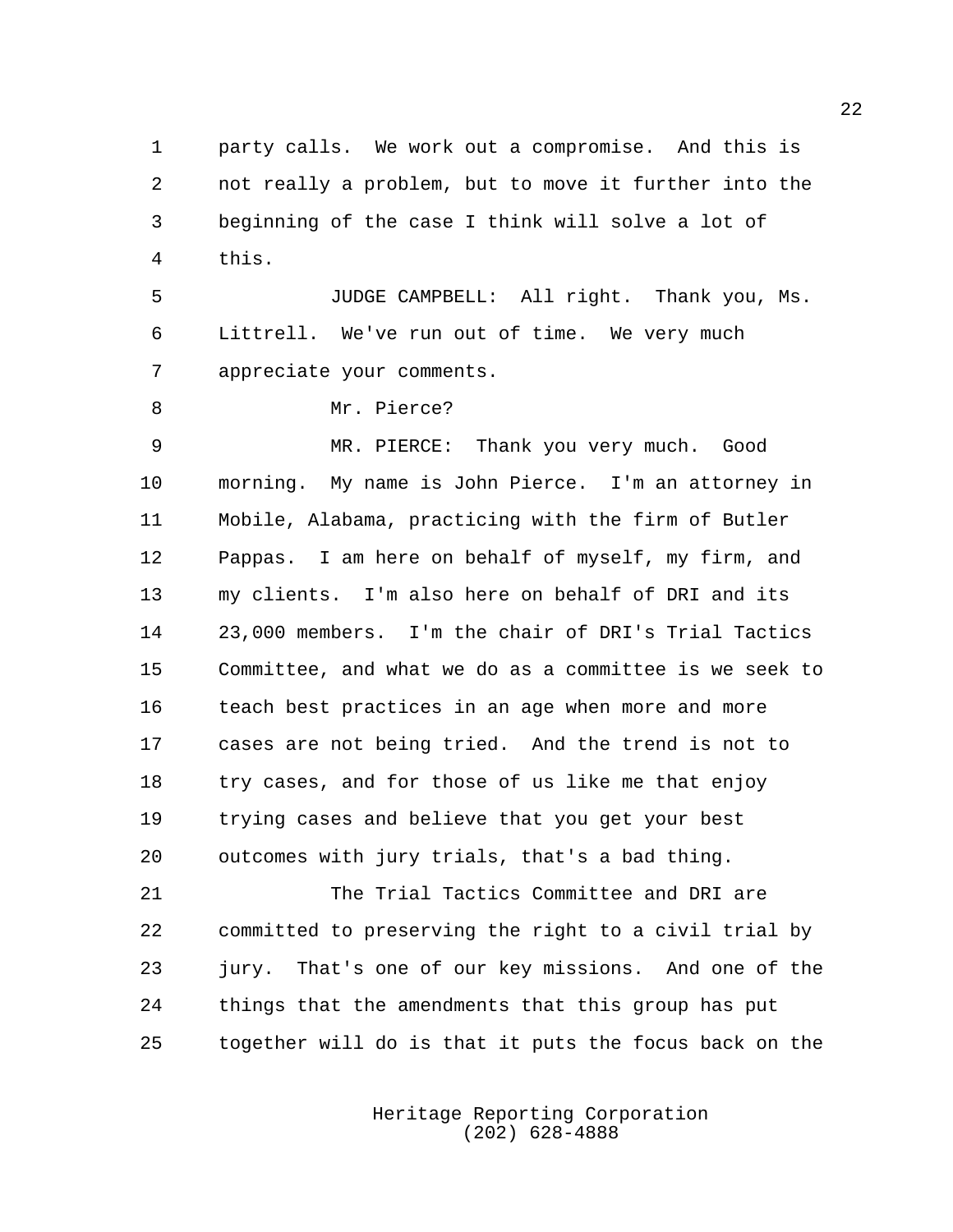party calls. We work out a compromise. And this is not really a problem, but to move it further into the beginning of the case I think will solve a lot of this.

JUDGE CAMPBELL: All right. Thank you, Ms. Littrell. We've run out of time. We very much appreciate your comments.

Mr. Pierce?

MR. PIERCE: Thank you very much. Good morning. My name is John Pierce. I'm an attorney in Mobile, Alabama, practicing with the firm of Butler Pappas. I am here on behalf of myself, my firm, and my clients. I'm also here on behalf of DRI and its 23,000 members. I'm the chair of DRI's Trial Tactics Committee, and what we do as a committee is we seek to teach best practices in an age when more and more cases are not being tried. And the trend is not to try cases, and for those of us like me that enjoy trying cases and believe that you get your best outcomes with jury trials, that's a bad thing.

The Trial Tactics Committee and DRI are committed to preserving the right to a civil trial by jury. That's one of our key missions. And one of the things that the amendments that this group has put together will do is that it puts the focus back on the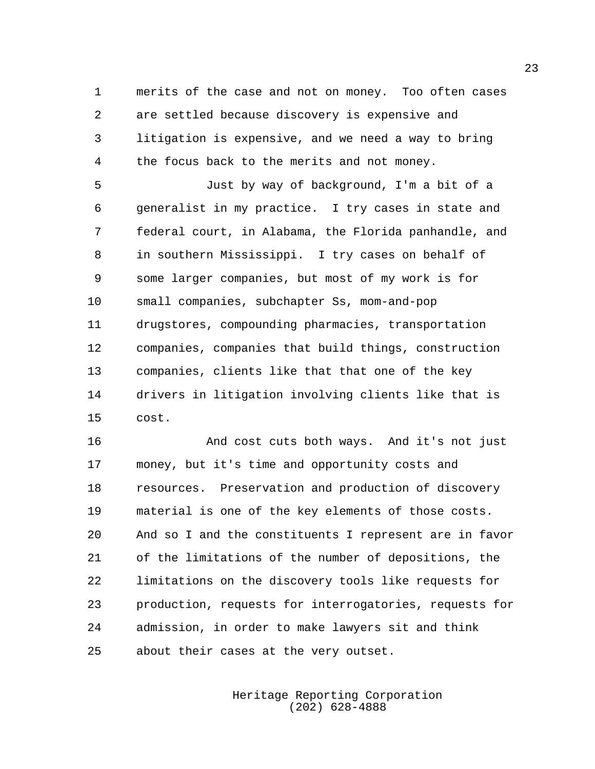merits of the case and not on money. Too often cases are settled because discovery is expensive and litigation is expensive, and we need a way to bring the focus back to the merits and not money.

Just by way of background, I'm a bit of a generalist in my practice. I try cases in state and federal court, in Alabama, the Florida panhandle, and in southern Mississippi. I try cases on behalf of some larger companies, but most of my work is for small companies, subchapter Ss, mom-and-pop drugstores, compounding pharmacies, transportation companies, companies that build things, construction companies, clients like that that one of the key drivers in litigation involving clients like that is cost.

And cost cuts both ways. And it's not just money, but it's time and opportunity costs and resources. Preservation and production of discovery material is one of the key elements of those costs. And so I and the constituents I represent are in favor of the limitations of the number of depositions, the limitations on the discovery tools like requests for production, requests for interrogatories, requests for admission, in order to make lawyers sit and think about their cases at the very outset.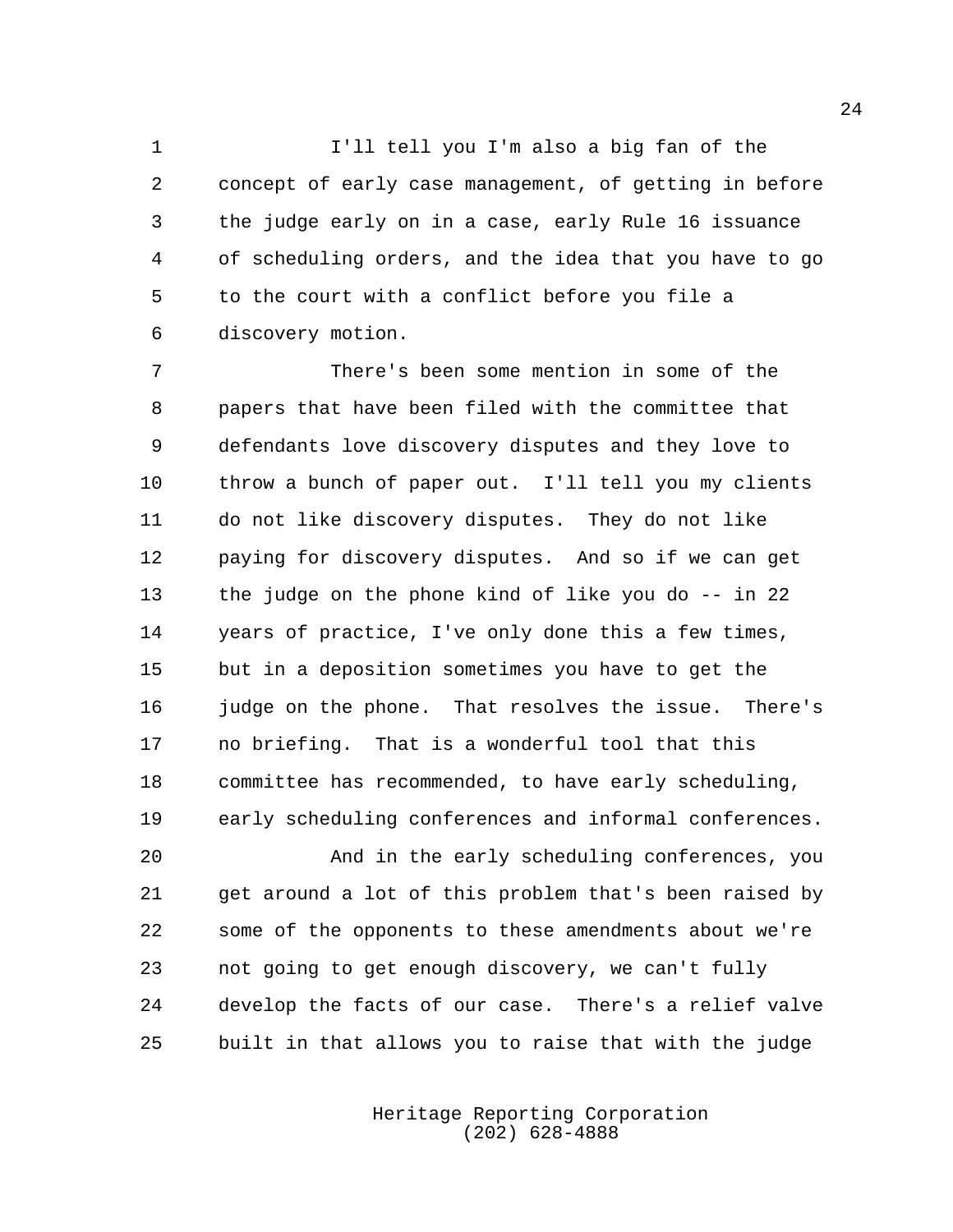I'll tell you I'm also a big fan of the concept of early case management, of getting in before the judge early on in a case, early Rule 16 issuance of scheduling orders, and the idea that you have to go to the court with a conflict before you file a discovery motion.

There's been some mention in some of the papers that have been filed with the committee that defendants love discovery disputes and they love to throw a bunch of paper out. I'll tell you my clients do not like discovery disputes. They do not like paying for discovery disputes. And so if we can get the judge on the phone kind of like you do -- in 22 years of practice, I've only done this a few times, but in a deposition sometimes you have to get the judge on the phone. That resolves the issue. There's no briefing. That is a wonderful tool that this committee has recommended, to have early scheduling, early scheduling conferences and informal conferences.

And in the early scheduling conferences, you get around a lot of this problem that's been raised by some of the opponents to these amendments about we're not going to get enough discovery, we can't fully develop the facts of our case. There's a relief valve built in that allows you to raise that with the judge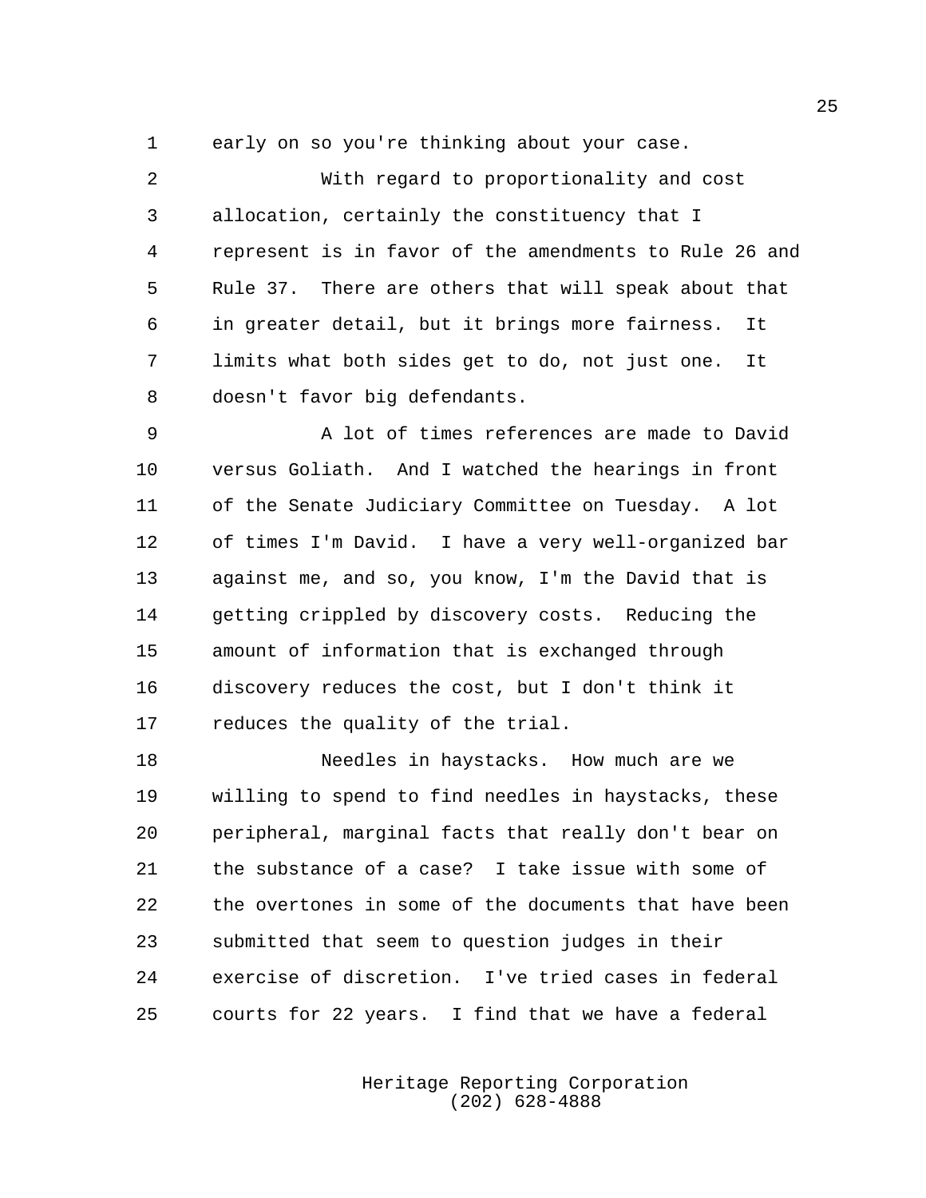early on so you're thinking about your case.

With regard to proportionality and cost allocation, certainly the constituency that I represent is in favor of the amendments to Rule 26 and Rule 37. There are others that will speak about that in greater detail, but it brings more fairness. It limits what both sides get to do, not just one. It doesn't favor big defendants.

A lot of times references are made to David versus Goliath. And I watched the hearings in front of the Senate Judiciary Committee on Tuesday. A lot of times I'm David. I have a very well-organized bar against me, and so, you know, I'm the David that is getting crippled by discovery costs. Reducing the amount of information that is exchanged through discovery reduces the cost, but I don't think it reduces the quality of the trial.

Needles in haystacks. How much are we willing to spend to find needles in haystacks, these peripheral, marginal facts that really don't bear on the substance of a case? I take issue with some of the overtones in some of the documents that have been submitted that seem to question judges in their exercise of discretion. I've tried cases in federal courts for 22 years. I find that we have a federal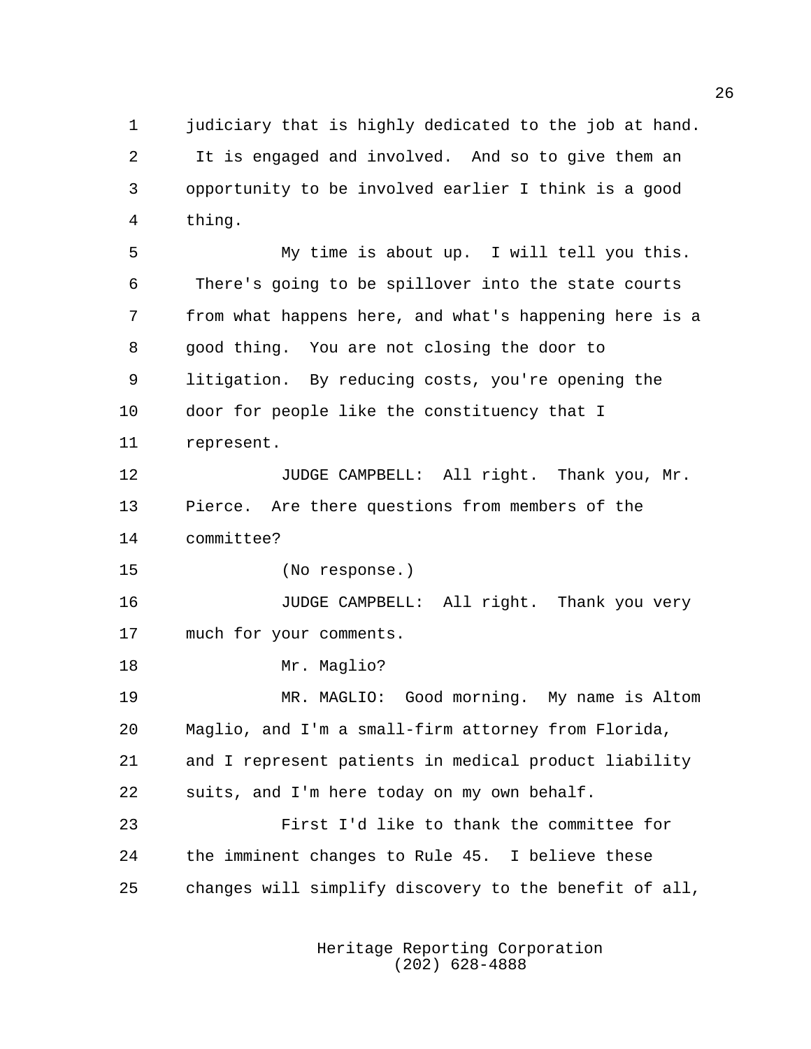judiciary that is highly dedicated to the job at hand. It is engaged and involved. And so to give them an opportunity to be involved earlier I think is a good thing.

My time is about up. I will tell you this. There's going to be spillover into the state courts from what happens here, and what's happening here is a good thing. You are not closing the door to litigation. By reducing costs, you're opening the door for people like the constituency that I represent.

JUDGE CAMPBELL: All right. Thank you, Mr. Pierce. Are there questions from members of the committee?

(No response.)

JUDGE CAMPBELL: All right. Thank you very much for your comments.

Mr. Maglio?

MR. MAGLIO: Good morning. My name is Altom Maglio, and I'm a small-firm attorney from Florida, and I represent patients in medical product liability suits, and I'm here today on my own behalf.

First I'd like to thank the committee for the imminent changes to Rule 45. I believe these changes will simplify discovery to the benefit of all,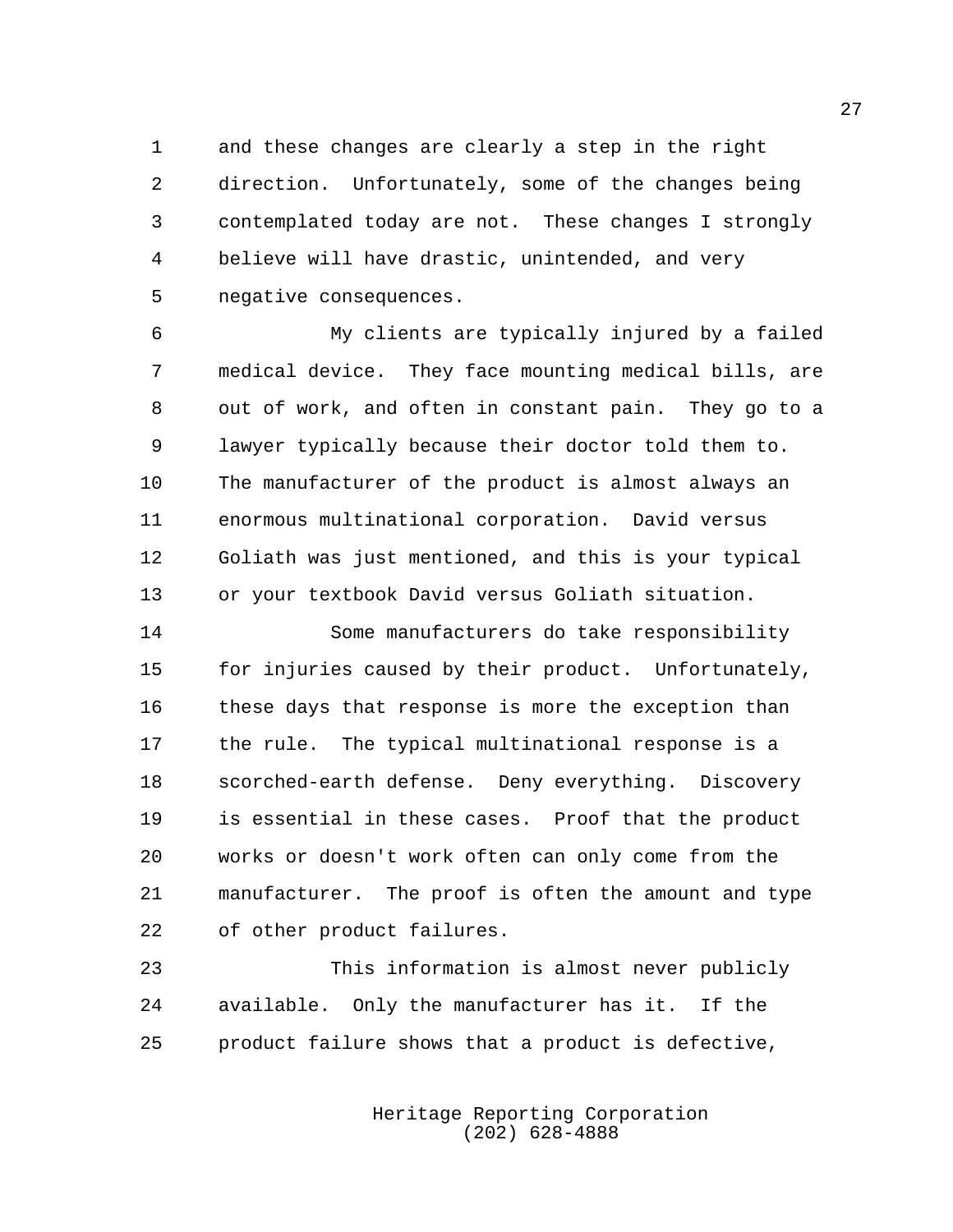and these changes are clearly a step in the right direction. Unfortunately, some of the changes being contemplated today are not. These changes I strongly believe will have drastic, unintended, and very negative consequences.

My clients are typically injured by a failed medical device. They face mounting medical bills, are out of work, and often in constant pain. They go to a lawyer typically because their doctor told them to. The manufacturer of the product is almost always an enormous multinational corporation. David versus Goliath was just mentioned, and this is your typical or your textbook David versus Goliath situation.

Some manufacturers do take responsibility for injuries caused by their product. Unfortunately, these days that response is more the exception than the rule. The typical multinational response is a scorched-earth defense. Deny everything. Discovery is essential in these cases. Proof that the product works or doesn't work often can only come from the manufacturer. The proof is often the amount and type of other product failures.

This information is almost never publicly available. Only the manufacturer has it. If the product failure shows that a product is defective,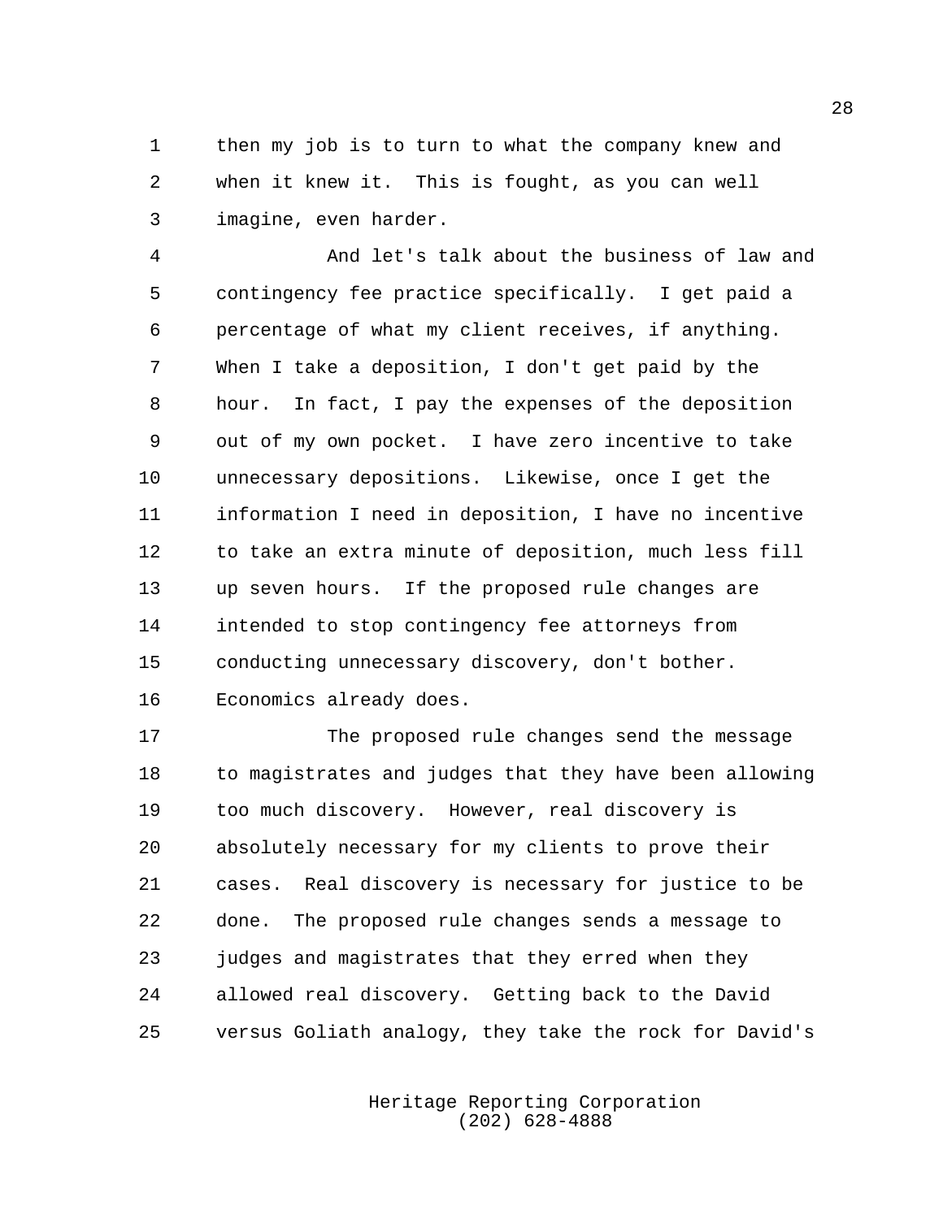then my job is to turn to what the company knew and when it knew it. This is fought, as you can well imagine, even harder.

And let's talk about the business of law and contingency fee practice specifically. I get paid a percentage of what my client receives, if anything. When I take a deposition, I don't get paid by the hour. In fact, I pay the expenses of the deposition out of my own pocket. I have zero incentive to take unnecessary depositions. Likewise, once I get the information I need in deposition, I have no incentive to take an extra minute of deposition, much less fill up seven hours. If the proposed rule changes are intended to stop contingency fee attorneys from conducting unnecessary discovery, don't bother. Economics already does.

The proposed rule changes send the message to magistrates and judges that they have been allowing too much discovery. However, real discovery is absolutely necessary for my clients to prove their cases. Real discovery is necessary for justice to be done. The proposed rule changes sends a message to judges and magistrates that they erred when they allowed real discovery. Getting back to the David versus Goliath analogy, they take the rock for David's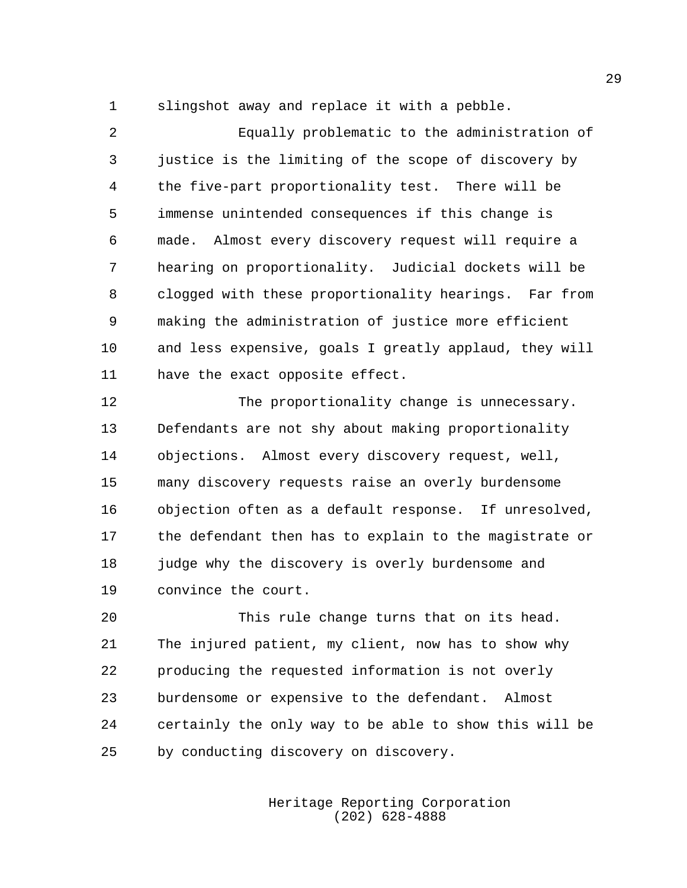slingshot away and replace it with a pebble.

Equally problematic to the administration of justice is the limiting of the scope of discovery by the five-part proportionality test. There will be immense unintended consequences if this change is made. Almost every discovery request will require a hearing on proportionality. Judicial dockets will be clogged with these proportionality hearings. Far from making the administration of justice more efficient and less expensive, goals I greatly applaud, they will have the exact opposite effect.

The proportionality change is unnecessary. Defendants are not shy about making proportionality objections. Almost every discovery request, well, many discovery requests raise an overly burdensome objection often as a default response. If unresolved, the defendant then has to explain to the magistrate or judge why the discovery is overly burdensome and convince the court.

This rule change turns that on its head. The injured patient, my client, now has to show why producing the requested information is not overly burdensome or expensive to the defendant. Almost certainly the only way to be able to show this will be by conducting discovery on discovery.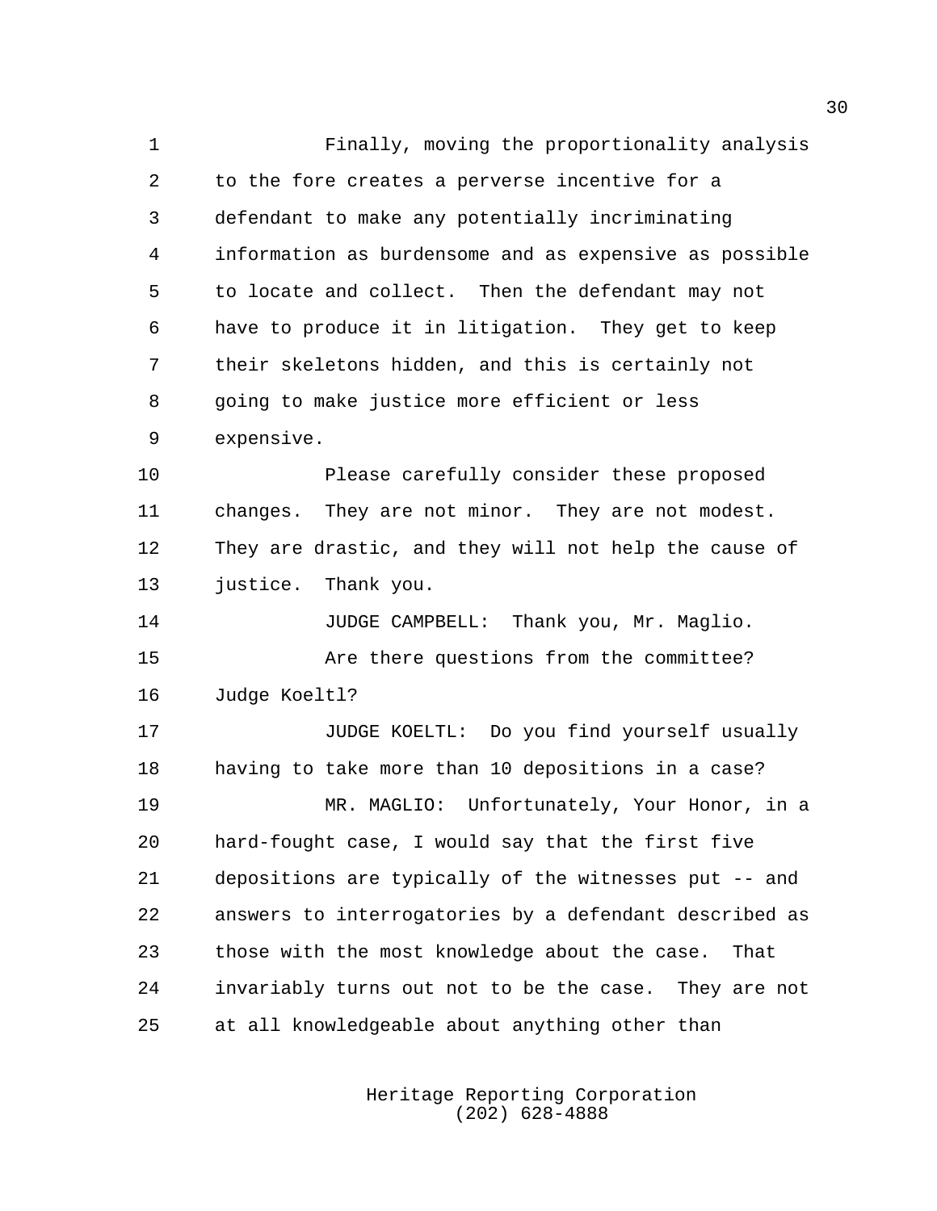Finally, moving the proportionality analysis to the fore creates a perverse incentive for a defendant to make any potentially incriminating information as burdensome and as expensive as possible to locate and collect. Then the defendant may not have to produce it in litigation. They get to keep their skeletons hidden, and this is certainly not going to make justice more efficient or less expensive.

Please carefully consider these proposed changes. They are not minor. They are not modest. They are drastic, and they will not help the cause of justice. Thank you.

JUDGE CAMPBELL: Thank you, Mr. Maglio.

Are there questions from the committee? Judge Koeltl?

JUDGE KOELTL: Do you find yourself usually having to take more than 10 depositions in a case?

MR. MAGLIO: Unfortunately, Your Honor, in a hard-fought case, I would say that the first five depositions are typically of the witnesses put -- and answers to interrogatories by a defendant described as those with the most knowledge about the case. That invariably turns out not to be the case. They are not at all knowledgeable about anything other than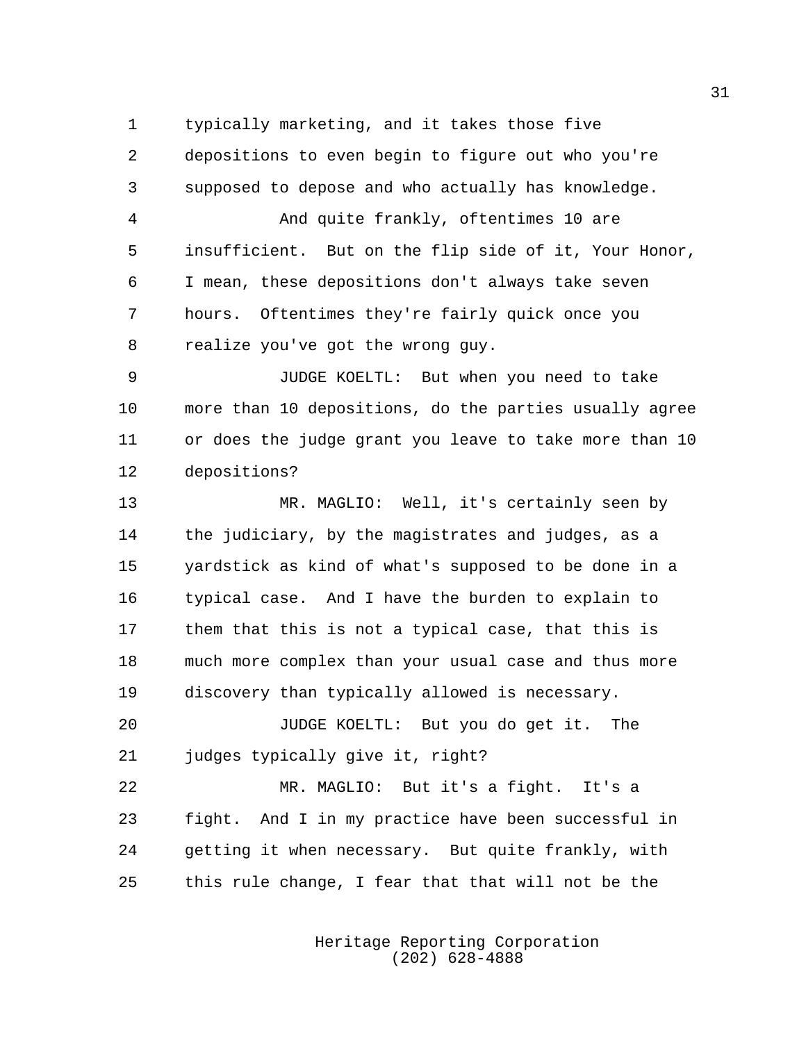typically marketing, and it takes those five depositions to even begin to figure out who you're supposed to depose and who actually has knowledge.

And quite frankly, oftentimes 10 are insufficient. But on the flip side of it, Your Honor, I mean, these depositions don't always take seven hours. Oftentimes they're fairly quick once you realize you've got the wrong guy.

JUDGE KOELTL: But when you need to take more than 10 depositions, do the parties usually agree or does the judge grant you leave to take more than 10 depositions?

MR. MAGLIO: Well, it's certainly seen by the judiciary, by the magistrates and judges, as a yardstick as kind of what's supposed to be done in a typical case. And I have the burden to explain to them that this is not a typical case, that this is much more complex than your usual case and thus more discovery than typically allowed is necessary.

JUDGE KOELTL: But you do get it. The judges typically give it, right?

MR. MAGLIO: But it's a fight. It's a fight. And I in my practice have been successful in getting it when necessary. But quite frankly, with this rule change, I fear that that will not be the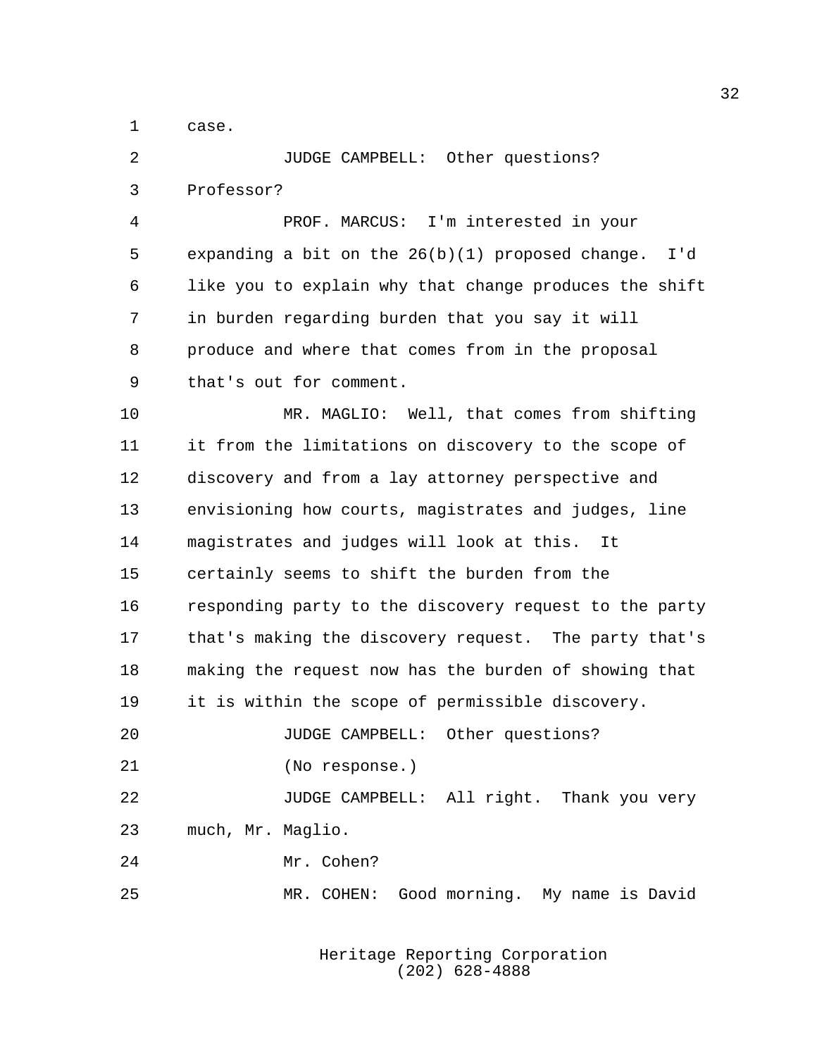case.

JUDGE CAMPBELL: Other questions? Professor?

PROF. MARCUS: I'm interested in your expanding a bit on the 26(b)(1) proposed change. I'd like you to explain why that change produces the shift in burden regarding burden that you say it will produce and where that comes from in the proposal that's out for comment.

MR. MAGLIO: Well, that comes from shifting it from the limitations on discovery to the scope of discovery and from a lay attorney perspective and envisioning how courts, magistrates and judges, line magistrates and judges will look at this. It certainly seems to shift the burden from the responding party to the discovery request to the party that's making the discovery request. The party that's making the request now has the burden of showing that it is within the scope of permissible discovery.

JUDGE CAMPBELL: Other questions?

(No response.)

JUDGE CAMPBELL: All right. Thank you very much, Mr. Maglio.

Mr. Cohen?

MR. COHEN: Good morning. My name is David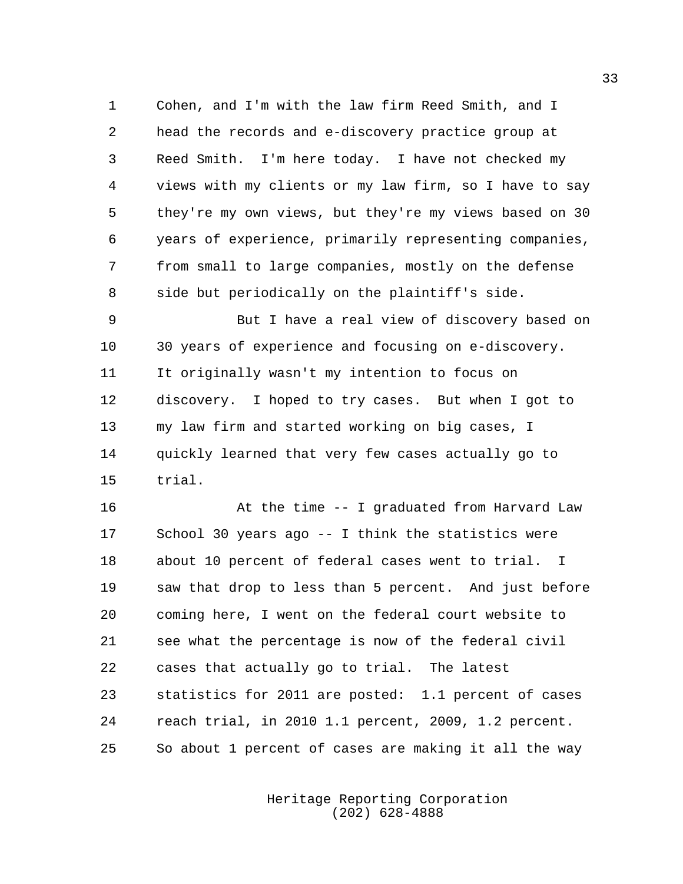Cohen, and I'm with the law firm Reed Smith, and I head the records and e-discovery practice group at Reed Smith. I'm here today. I have not checked my views with my clients or my law firm, so I have to say they're my own views, but they're my views based on 30 years of experience, primarily representing companies, from small to large companies, mostly on the defense side but periodically on the plaintiff's side.

But I have a real view of discovery based on 30 years of experience and focusing on e-discovery. It originally wasn't my intention to focus on discovery. I hoped to try cases. But when I got to my law firm and started working on big cases, I quickly learned that very few cases actually go to trial.

At the time -- I graduated from Harvard Law School 30 years ago -- I think the statistics were about 10 percent of federal cases went to trial. I saw that drop to less than 5 percent. And just before coming here, I went on the federal court website to see what the percentage is now of the federal civil cases that actually go to trial. The latest statistics for 2011 are posted: 1.1 percent of cases reach trial, in 2010 1.1 percent, 2009, 1.2 percent. So about 1 percent of cases are making it all the way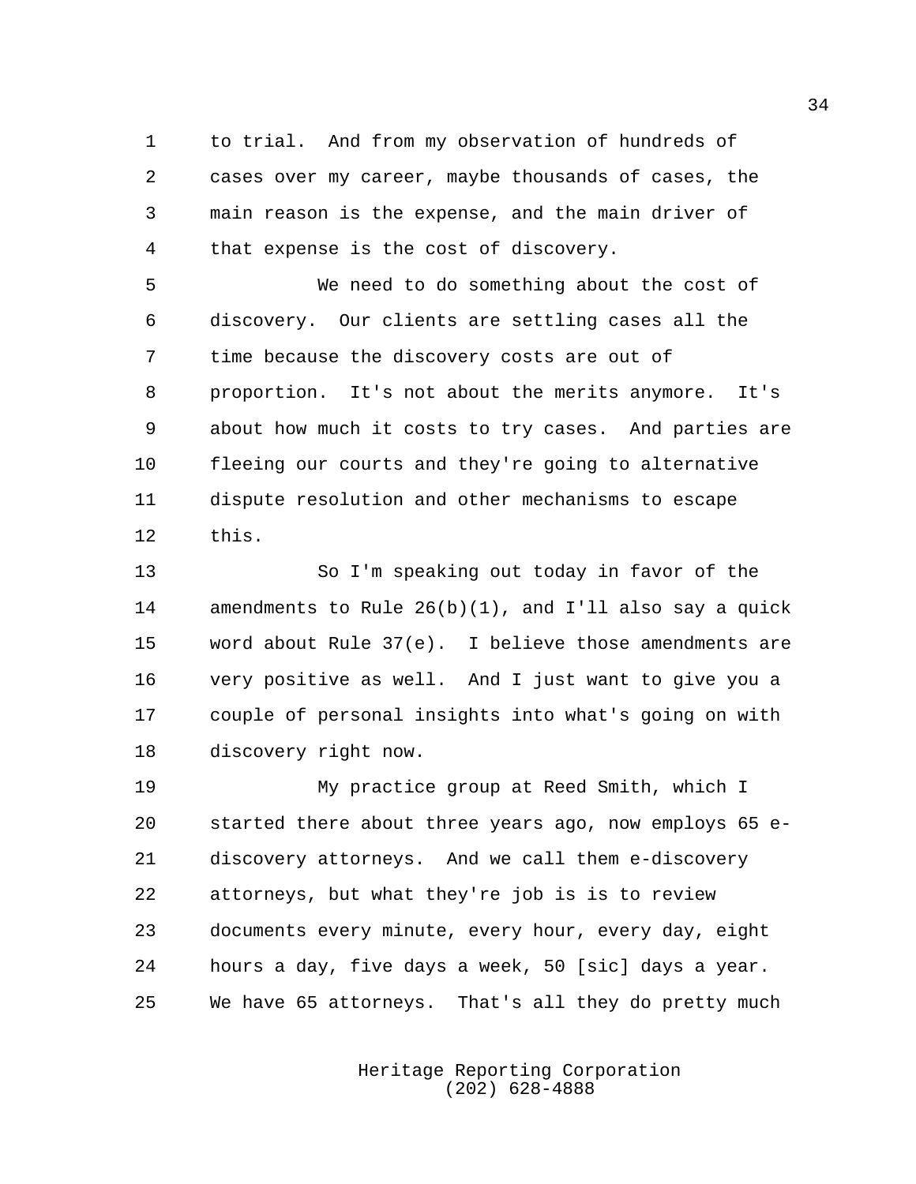to trial. And from my observation of hundreds of cases over my career, maybe thousands of cases, the main reason is the expense, and the main driver of that expense is the cost of discovery.

We need to do something about the cost of discovery. Our clients are settling cases all the time because the discovery costs are out of proportion. It's not about the merits anymore. It's about how much it costs to try cases. And parties are fleeing our courts and they're going to alternative dispute resolution and other mechanisms to escape this.

So I'm speaking out today in favor of the amendments to Rule 26(b)(1), and I'll also say a quick word about Rule 37(e). I believe those amendments are very positive as well. And I just want to give you a couple of personal insights into what's going on with discovery right now.

My practice group at Reed Smith, which I started there about three years ago, now employs 65 e-discovery attorneys. And we call them e-discovery attorneys, but what they're job is is to review documents every minute, every hour, every day, eight hours a day, five days a week, 50 [sic] days a year. We have 65 attorneys. That's all they do pretty much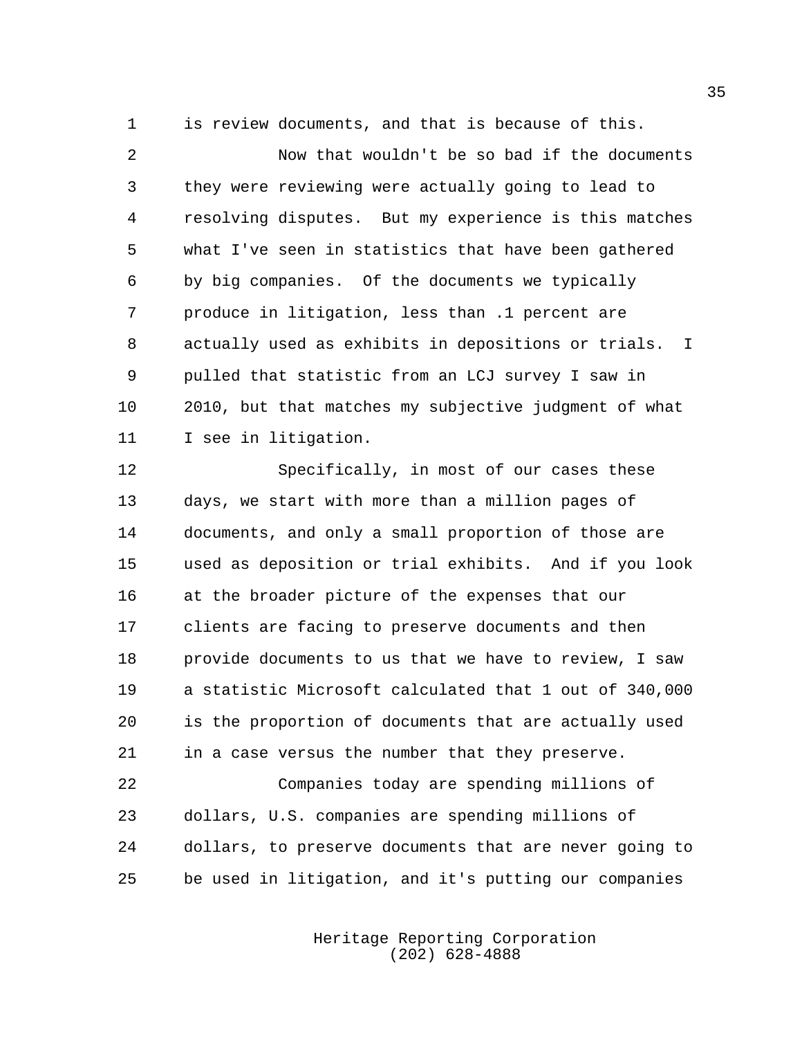is review documents, and that is because of this.

Now that wouldn't be so bad if the documents they were reviewing were actually going to lead to resolving disputes. But my experience is this matches what I've seen in statistics that have been gathered by big companies. Of the documents we typically produce in litigation, less than .1 percent are actually used as exhibits in depositions or trials. I pulled that statistic from an LCJ survey I saw in 2010, but that matches my subjective judgment of what I see in litigation.

Specifically, in most of our cases these days, we start with more than a million pages of documents, and only a small proportion of those are used as deposition or trial exhibits. And if you look at the broader picture of the expenses that our clients are facing to preserve documents and then provide documents to us that we have to review, I saw a statistic Microsoft calculated that 1 out of 340,000 is the proportion of documents that are actually used in a case versus the number that they preserve.

Companies today are spending millions of dollars, U.S. companies are spending millions of dollars, to preserve documents that are never going to be used in litigation, and it's putting our companies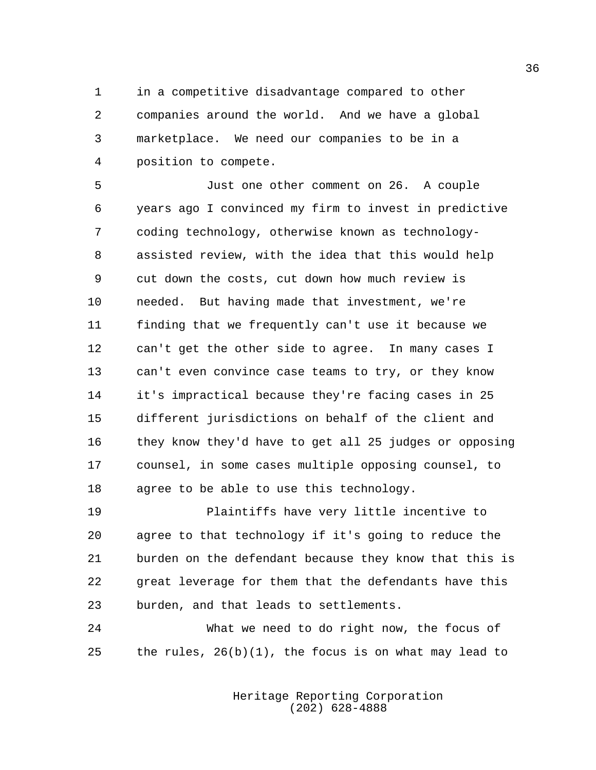in a competitive disadvantage compared to other companies around the world. And we have a global marketplace. We need our companies to be in a position to compete.

Just one other comment on 26. A couple years ago I convinced my firm to invest in predictive coding technology, otherwise known as technology-assisted review, with the idea that this would help cut down the costs, cut down how much review is needed. But having made that investment, we're finding that we frequently can't use it because we can't get the other side to agree. In many cases I can't even convince case teams to try, or they know it's impractical because they're facing cases in 25 different jurisdictions on behalf of the client and they know they'd have to get all 25 judges or opposing counsel, in some cases multiple opposing counsel, to agree to be able to use this technology.

Plaintiffs have very little incentive to agree to that technology if it's going to reduce the burden on the defendant because they know that this is great leverage for them that the defendants have this burden, and that leads to settlements.

What we need to do right now, the focus of the rules, 26(b)(1), the focus is on what may lead to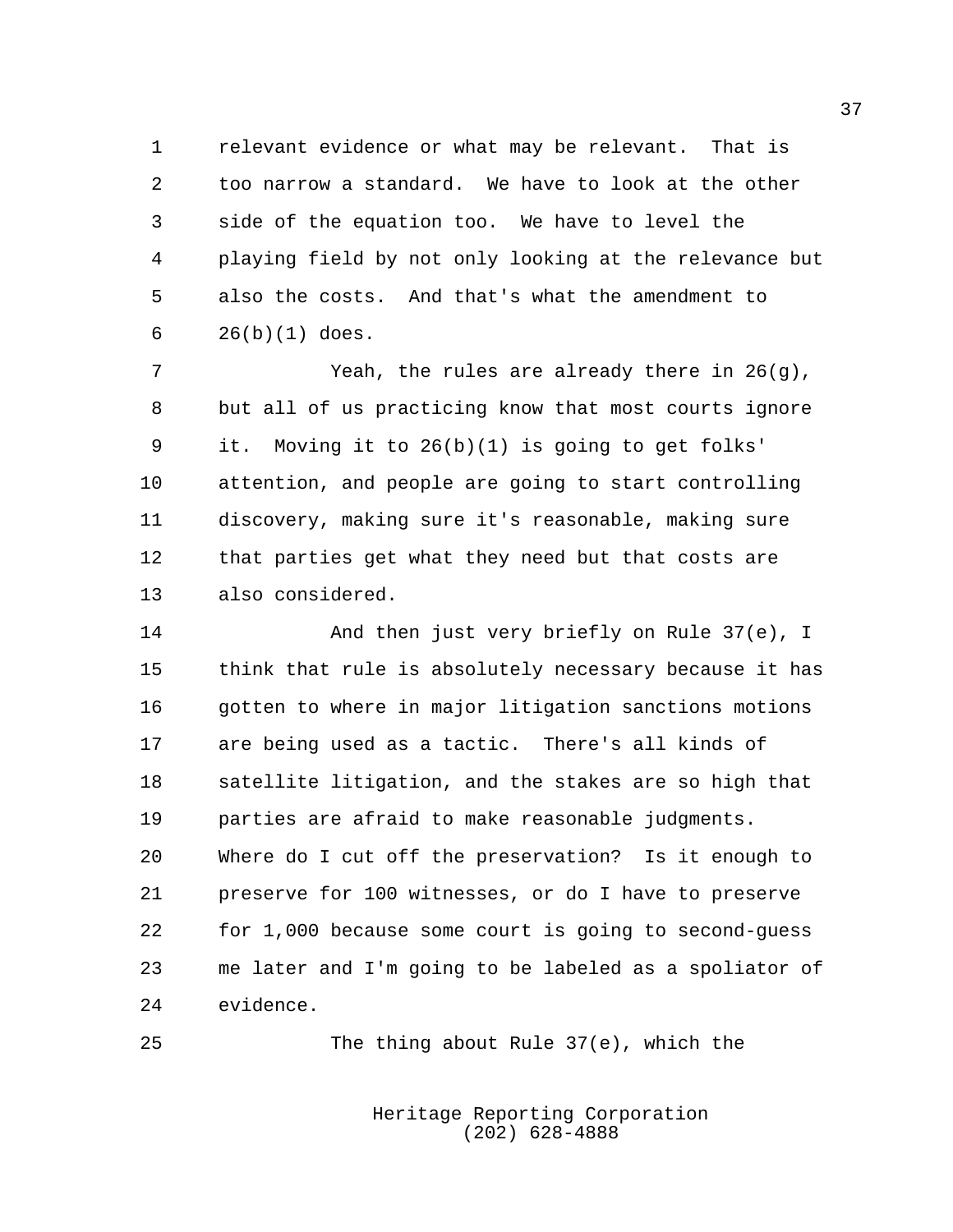relevant evidence or what may be relevant. That is too narrow a standard. We have to look at the other side of the equation too. We have to level the playing field by not only looking at the relevance but also the costs. And that's what the amendment to 26(b)(1) does.

Yeah, the rules are already there in 26(g), but all of us practicing know that most courts ignore it. Moving it to 26(b)(1) is going to get folks' attention, and people are going to start controlling discovery, making sure it's reasonable, making sure that parties get what they need but that costs are also considered.

And then just very briefly on Rule 37(e), I think that rule is absolutely necessary because it has gotten to where in major litigation sanctions motions are being used as a tactic. There's all kinds of satellite litigation, and the stakes are so high that parties are afraid to make reasonable judgments. Where do I cut off the preservation? Is it enough to preserve for 100 witnesses, or do I have to preserve for 1,000 because some court is going to second-guess me later and I'm going to be labeled as a spoliator of evidence.

The thing about Rule 37(e), which the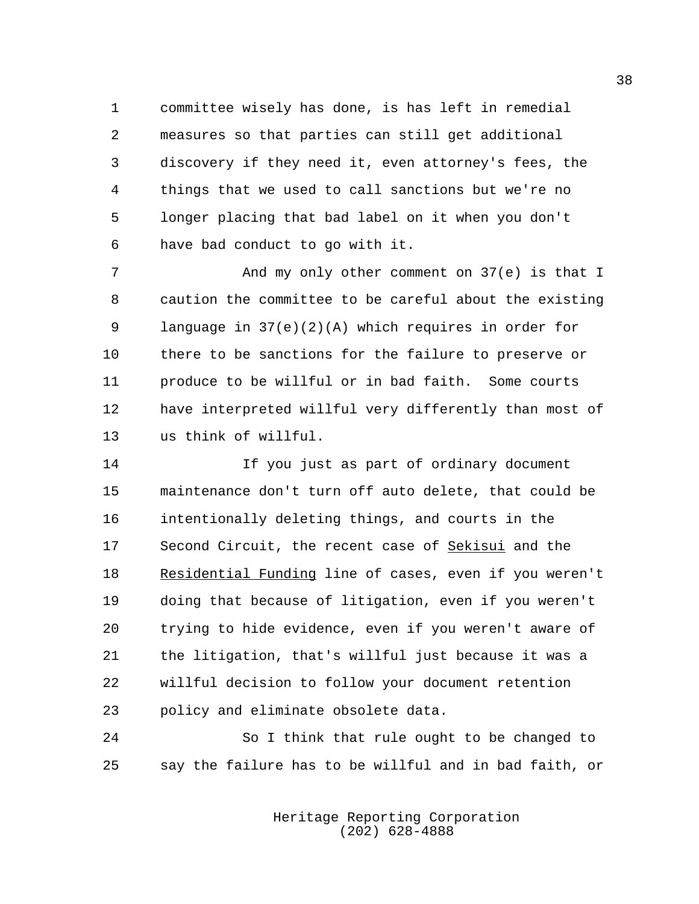committee wisely has done, is has left in remedial measures so that parties can still get additional discovery if they need it, even attorney's fees, the things that we used to call sanctions but we're no longer placing that bad label on it when you don't have bad conduct to go with it.

And my only other comment on 37(e) is that I caution the committee to be careful about the existing language in 37(e)(2)(A) which requires in order for there to be sanctions for the failure to preserve or produce to be willful or in bad faith. Some courts have interpreted willful very differently than most of us think of willful.

If you just as part of ordinary document maintenance don't turn off auto delete, that could be intentionally deleting things, and courts in the Second Circuit, the recent case of _Sekisui_ and the _Residential Funding_ line of cases, even if you weren't doing that because of litigation, even if you weren't trying to hide evidence, even if you weren't aware of the litigation, that's willful just because it was a willful decision to follow your document retention policy and eliminate obsolete data.

So I think that rule ought to be changed to say the failure has to be willful and in bad faith, or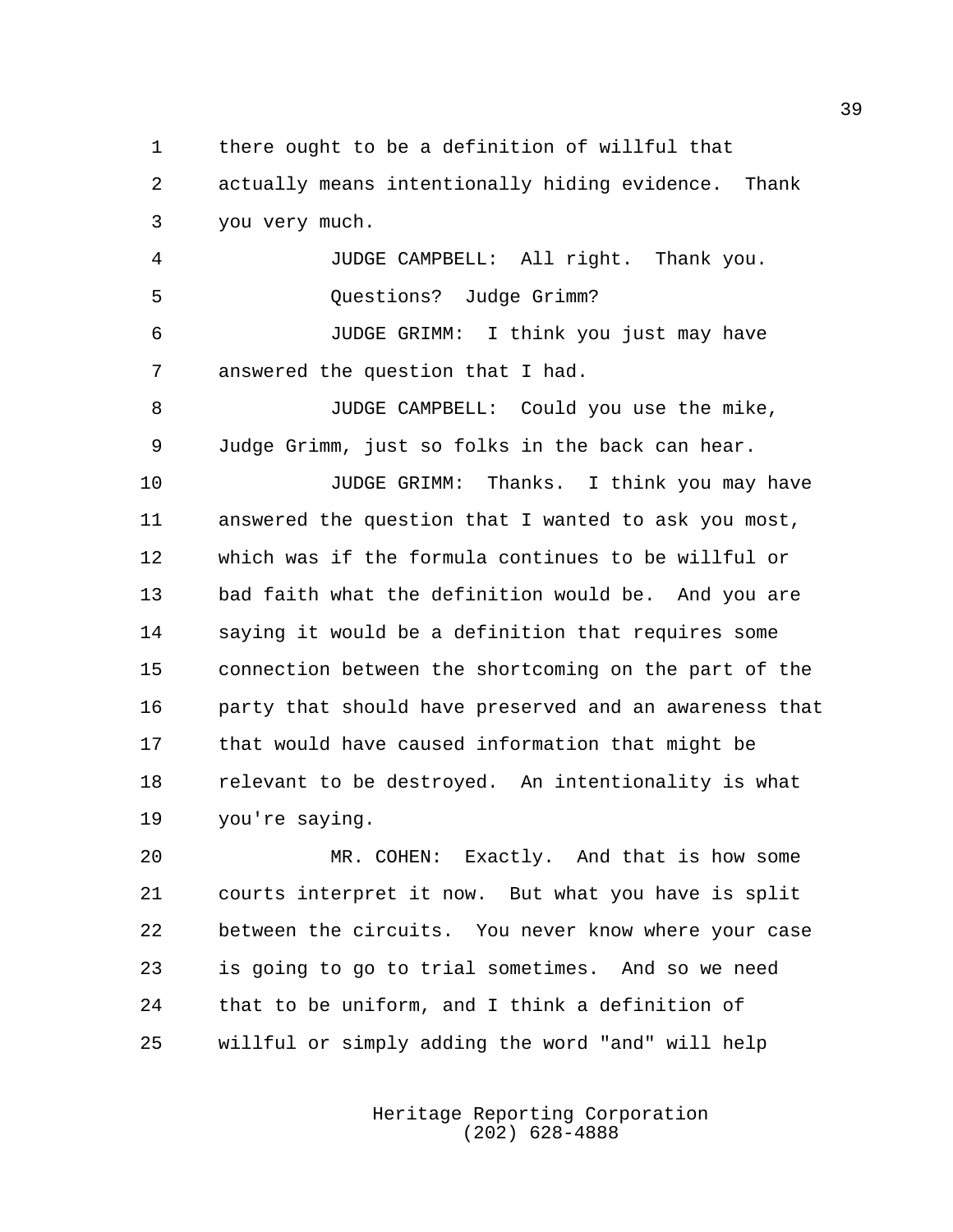there ought to be a definition of willful that actually means intentionally hiding evidence. Thank you very much.

JUDGE CAMPBELL: All right. Thank you. Questions? Judge Grimm?

JUDGE GRIMM: I think you just may have answered the question that I had.

JUDGE CAMPBELL: Could you use the mike, Judge Grimm, just so folks in the back can hear.

JUDGE GRIMM: Thanks. I think you may have answered the question that I wanted to ask you most, which was if the formula continues to be willful or bad faith what the definition would be. And you are saying it would be a definition that requires some connection between the shortcoming on the part of the party that should have preserved and an awareness that that would have caused information that might be relevant to be destroyed. An intentionality is what you're saying.

MR. COHEN: Exactly. And that is how some courts interpret it now. But what you have is split between the circuits. You never know where your case is going to go to trial sometimes. And so we need that to be uniform, and I think a definition of willful or simply adding the word "and" will help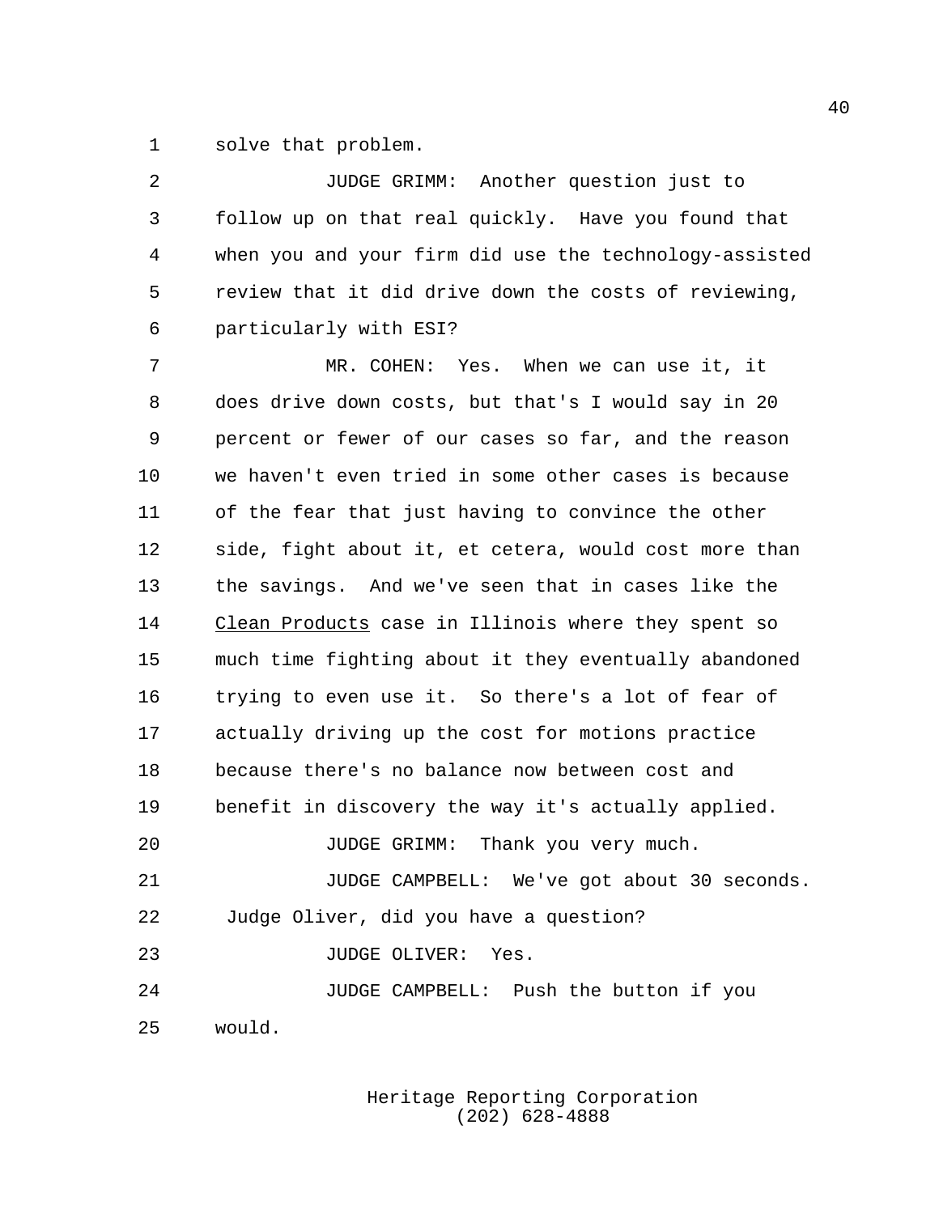solve that problem.

JUDGE GRIMM: Another question just to follow up on that real quickly. Have you found that when you and your firm did use the technology-assisted review that it did drive down the costs of reviewing, particularly with ESI?

MR. COHEN: Yes. When we can use it, it does drive down costs, but that's I would say in 20 percent or fewer of our cases so far, and the reason we haven't even tried in some other cases is because of the fear that just having to convince the other side, fight about it, et cetera, would cost more than the savings. And we've seen that in cases like the Clean Products case in Illinois where they spent so much time fighting about it they eventually abandoned trying to even use it. So there's a lot of fear of actually driving up the cost for motions practice because there's no balance now between cost and benefit in discovery the way it's actually applied.

JUDGE GRIMM: Thank you very much.

JUDGE CAMPBELL: We've got about 30 seconds. Judge Oliver, did you have a question?

JUDGE OLIVER: Yes.

JUDGE CAMPBELL: Push the button if you would.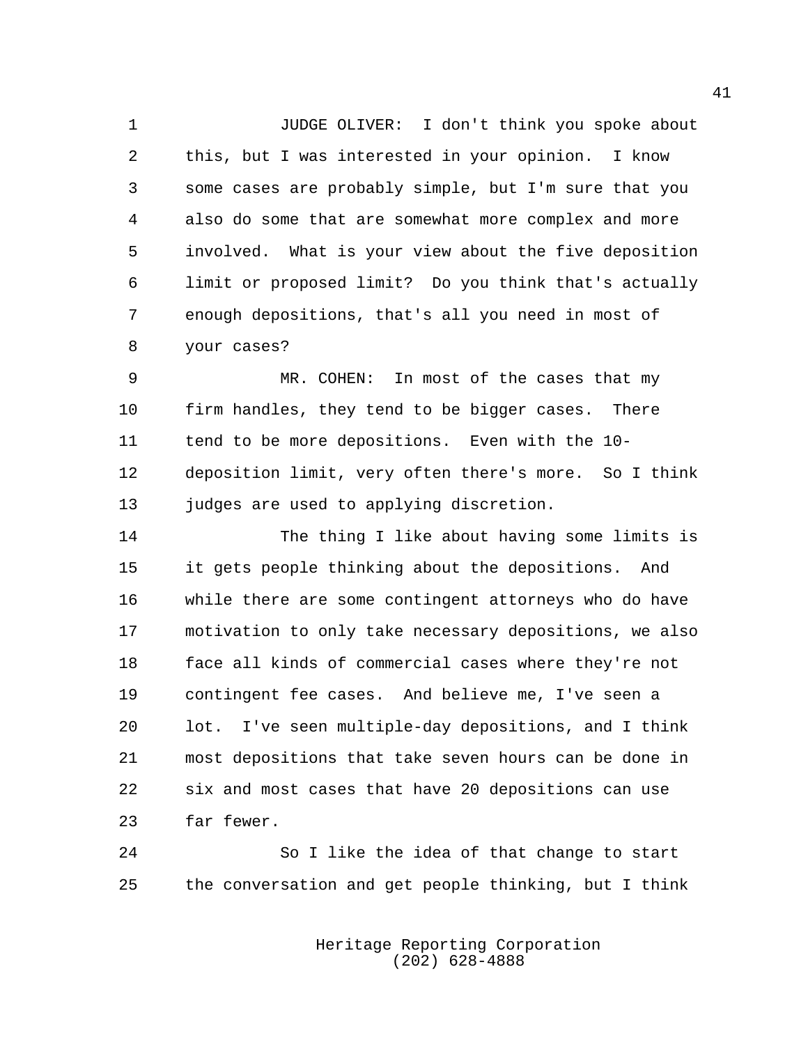JUDGE OLIVER: I don't think you spoke about this, but I was interested in your opinion. I know some cases are probably simple, but I'm sure that you also do some that are somewhat more complex and more involved. What is your view about the five deposition limit or proposed limit? Do you think that's actually enough depositions, that's all you need in most of your cases?

MR. COHEN: In most of the cases that my firm handles, they tend to be bigger cases. There tend to be more depositions. Even with the 10-deposition limit, very often there's more. So I think judges are used to applying discretion.

The thing I like about having some limits is it gets people thinking about the depositions. And while there are some contingent attorneys who do have motivation to only take necessary depositions, we also face all kinds of commercial cases where they're not contingent fee cases. And believe me, I've seen a lot. I've seen multiple-day depositions, and I think most depositions that take seven hours can be done in six and most cases that have 20 depositions can use far fewer.

So I like the idea of that change to start the conversation and get people thinking, but I think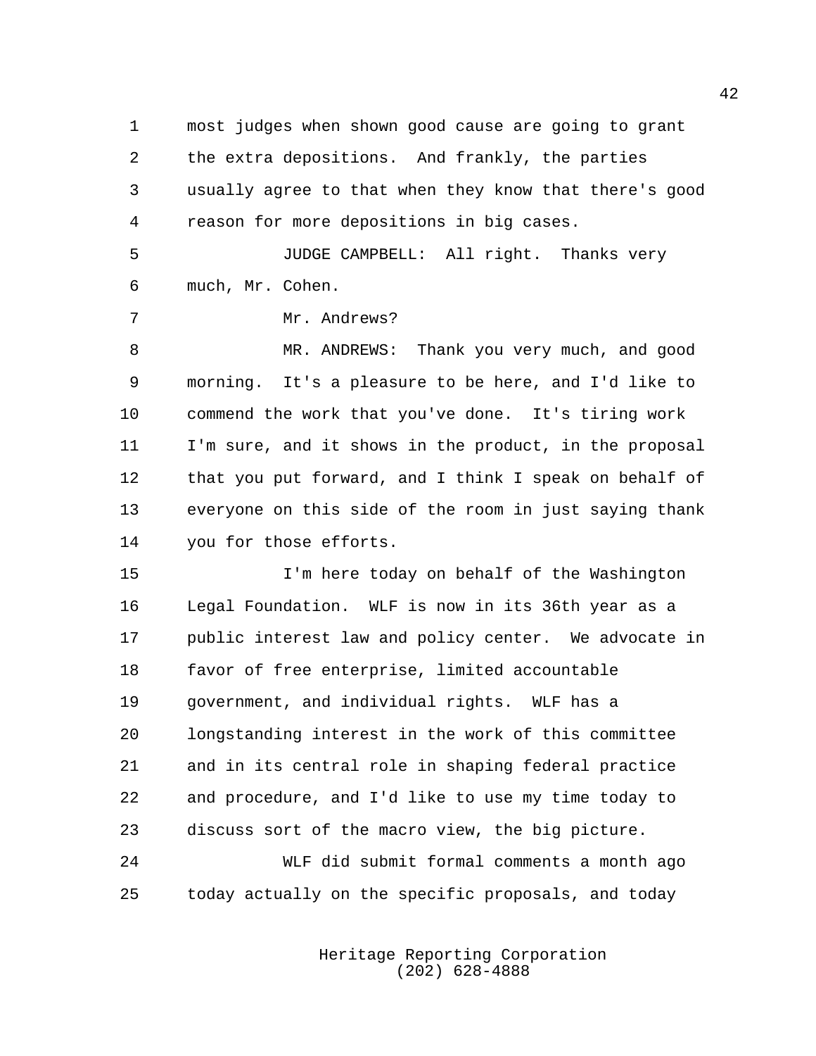most judges when shown good cause are going to grant the extra depositions. And frankly, the parties usually agree to that when they know that there's good reason for more depositions in big cases.

JUDGE CAMPBELL: All right. Thanks very much, Mr. Cohen.

Mr. Andrews?

MR. ANDREWS: Thank you very much, and good morning. It's a pleasure to be here, and I'd like to commend the work that you've done. It's tiring work I'm sure, and it shows in the product, in the proposal that you put forward, and I think I speak on behalf of everyone on this side of the room in just saying thank you for those efforts.

I'm here today on behalf of the Washington Legal Foundation. WLF is now in its 36th year as a public interest law and policy center. We advocate in favor of free enterprise, limited accountable government, and individual rights. WLF has a longstanding interest in the work of this committee and in its central role in shaping federal practice and procedure, and I'd like to use my time today to discuss sort of the macro view, the big picture.

WLF did submit formal comments a month ago today actually on the specific proposals, and today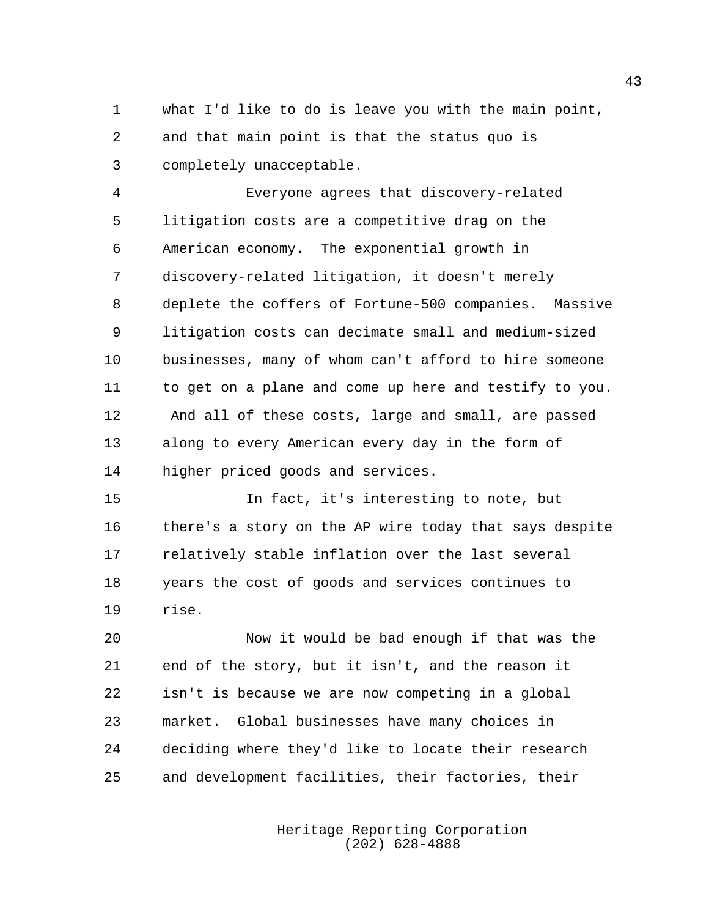what I'd like to do is leave you with the main point, and that main point is that the status quo is completely unacceptable.

Everyone agrees that discovery-related litigation costs are a competitive drag on the American economy. The exponential growth in discovery-related litigation, it doesn't merely deplete the coffers of Fortune-500 companies. Massive litigation costs can decimate small and medium-sized businesses, many of whom can't afford to hire someone to get on a plane and come up here and testify to you. And all of these costs, large and small, are passed along to every American every day in the form of higher priced goods and services.

In fact, it's interesting to note, but there's a story on the AP wire today that says despite relatively stable inflation over the last several years the cost of goods and services continues to rise.

Now it would be bad enough if that was the end of the story, but it isn't, and the reason it isn't is because we are now competing in a global market. Global businesses have many choices in deciding where they'd like to locate their research and development facilities, their factories, their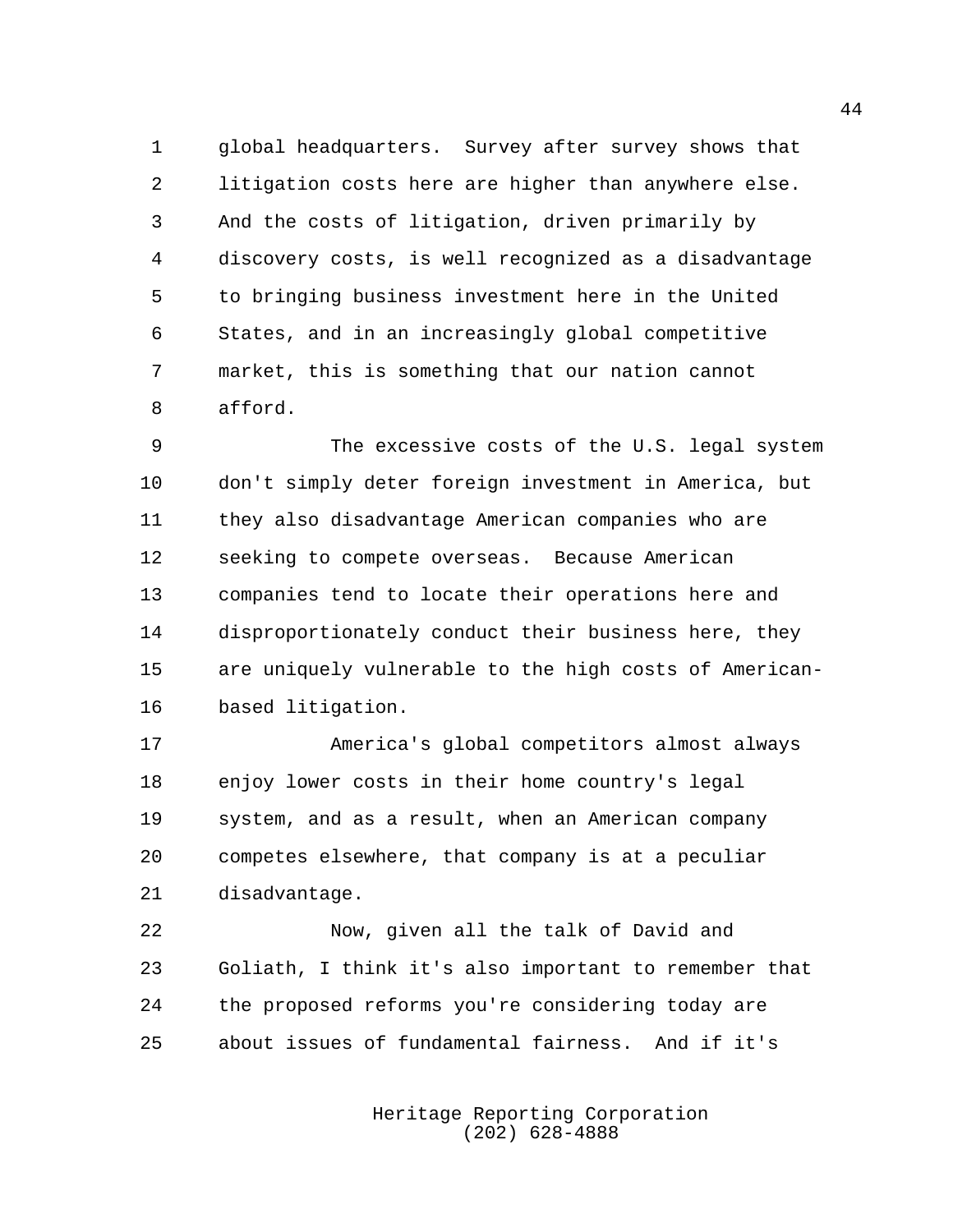global headquarters. Survey after survey shows that litigation costs here are higher than anywhere else. And the costs of litigation, driven primarily by discovery costs, is well recognized as a disadvantage to bringing business investment here in the United States, and in an increasingly global competitive market, this is something that our nation cannot afford.

The excessive costs of the U.S. legal system don't simply deter foreign investment in America, but they also disadvantage American companies who are seeking to compete overseas. Because American companies tend to locate their operations here and disproportionately conduct their business here, they are uniquely vulnerable to the high costs of American-based litigation.

America's global competitors almost always enjoy lower costs in their home country's legal system, and as a result, when an American company competes elsewhere, that company is at a peculiar disadvantage.

Now, given all the talk of David and Goliath, I think it's also important to remember that the proposed reforms you're considering today are about issues of fundamental fairness. And if it's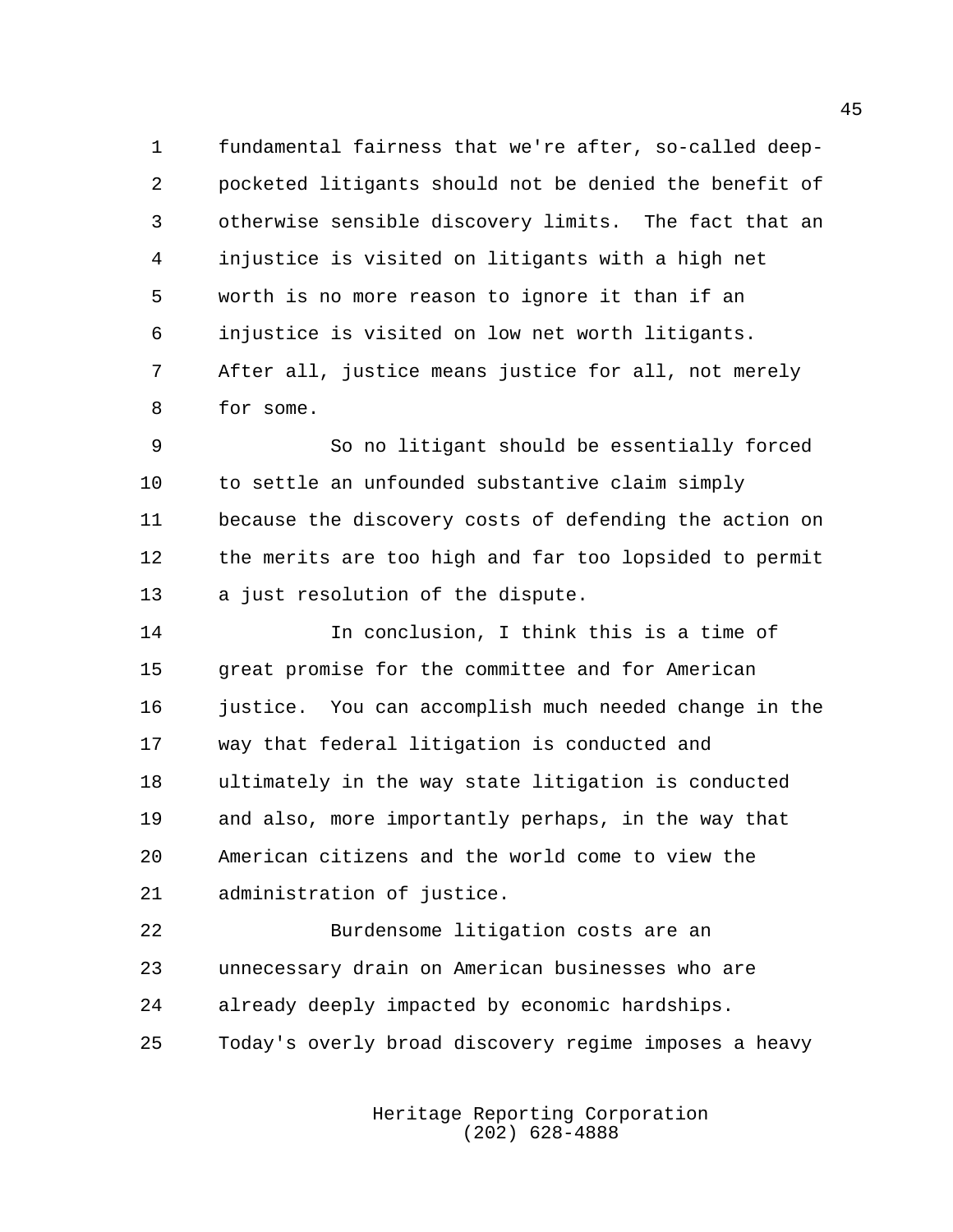fundamental fairness that we're after, so-called deep-pocketed litigants should not be denied the benefit of otherwise sensible discovery limits. The fact that an injustice is visited on litigants with a high net worth is no more reason to ignore it than if an injustice is visited on low net worth litigants. After all, justice means justice for all, not merely for some.

So no litigant should be essentially forced to settle an unfounded substantive claim simply because the discovery costs of defending the action on the merits are too high and far too lopsided to permit a just resolution of the dispute.

In conclusion, I think this is a time of great promise for the committee and for American justice. You can accomplish much needed change in the way that federal litigation is conducted and ultimately in the way state litigation is conducted and also, more importantly perhaps, in the way that American citizens and the world come to view the administration of justice.

Burdensome litigation costs are an unnecessary drain on American businesses who are already deeply impacted by economic hardships. Today's overly broad discovery regime imposes a heavy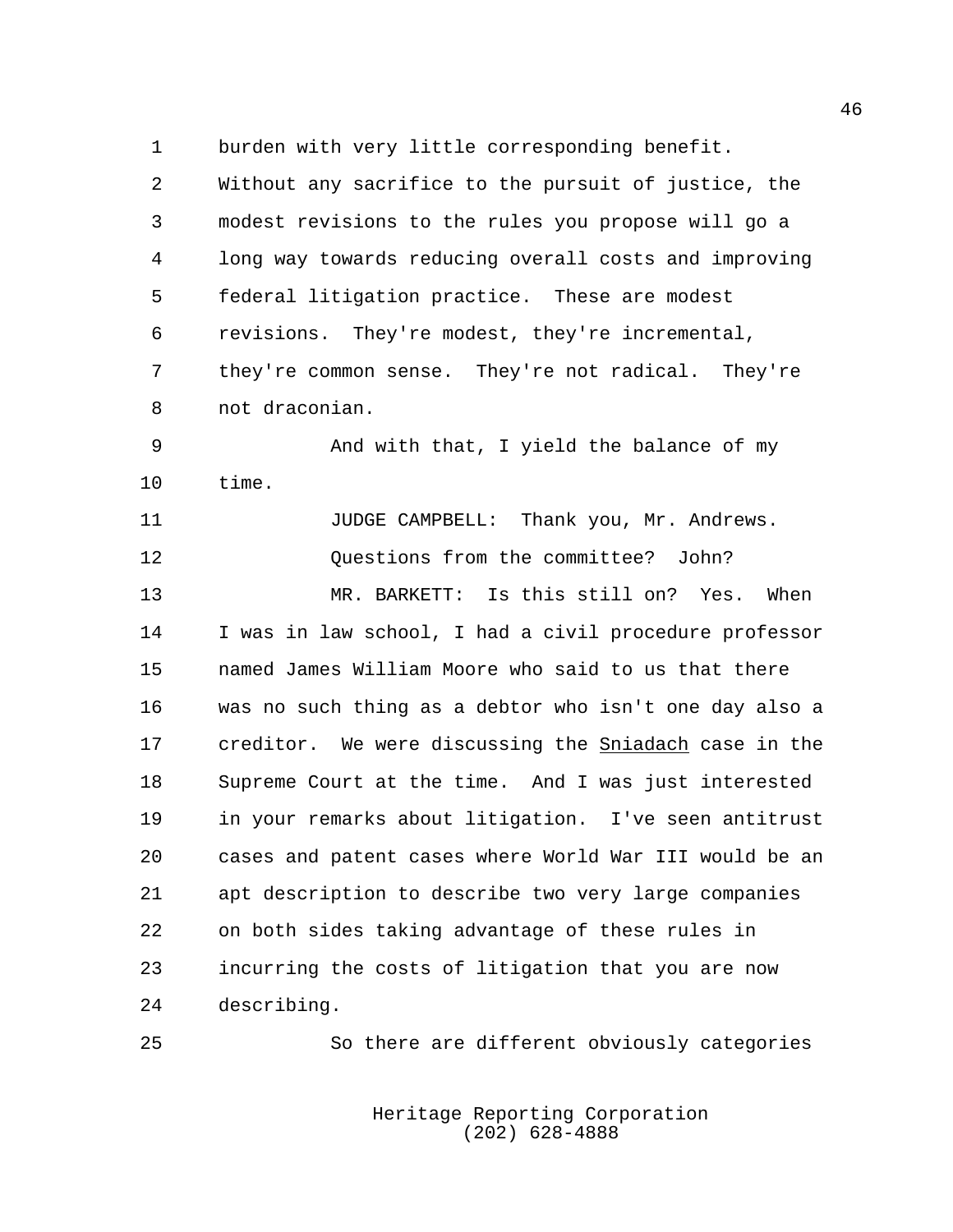burden with very little corresponding benefit. Without any sacrifice to the pursuit of justice, the modest revisions to the rules you propose will go a long way towards reducing overall costs and improving federal litigation practice. These are modest revisions. They're modest, they're incremental, they're common sense. They're not radical. They're not draconian.

And with that, I yield the balance of my time.

JUDGE CAMPBELL: Thank you, Mr. Andrews.

Questions from the committee? John?

MR. BARKETT: Is this still on? Yes. When I was in law school, I had a civil procedure professor named James William Moore who said to us that there was no such thing as a debtor who isn't one day also a creditor. We were discussing the Sniadach case in the Supreme Court at the time. And I was just interested in your remarks about litigation. I've seen antitrust cases and patent cases where World War III would be an apt description to describe two very large companies on both sides taking advantage of these rules in incurring the costs of litigation that you are now describing.

So there are different obviously categories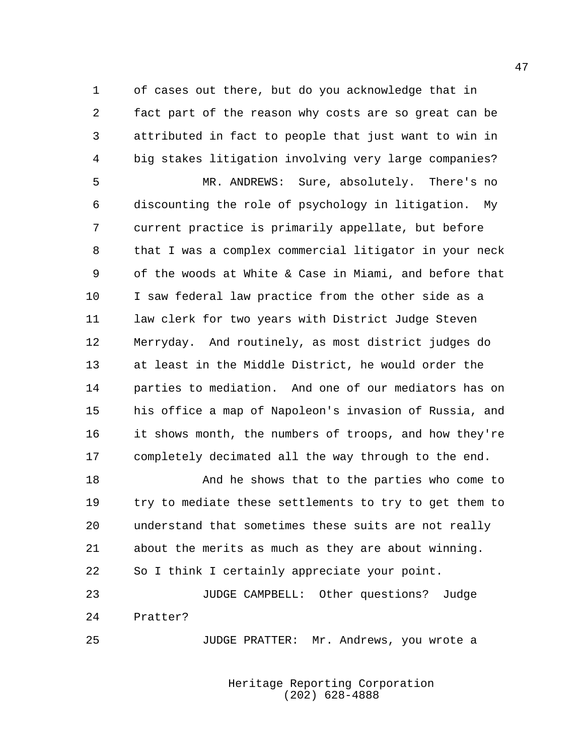of cases out there, but do you acknowledge that in fact part of the reason why costs are so great can be attributed in fact to people that just want to win in big stakes litigation involving very large companies?

MR. ANDREWS: Sure, absolutely. There's no discounting the role of psychology in litigation. My current practice is primarily appellate, but before that I was a complex commercial litigator in your neck of the woods at White & Case in Miami, and before that I saw federal law practice from the other side as a law clerk for two years with District Judge Steven Merryday. And routinely, as most district judges do at least in the Middle District, he would order the parties to mediation. And one of our mediators has on his office a map of Napoleon's invasion of Russia, and it shows month, the numbers of troops, and how they're completely decimated all the way through to the end.

And he shows that to the parties who come to try to mediate these settlements to try to get them to understand that sometimes these suits are not really about the merits as much as they are about winning. So I think I certainly appreciate your point.

JUDGE CAMPBELL: Other questions? Judge Pratter?

JUDGE PRATTER: Mr. Andrews, you wrote a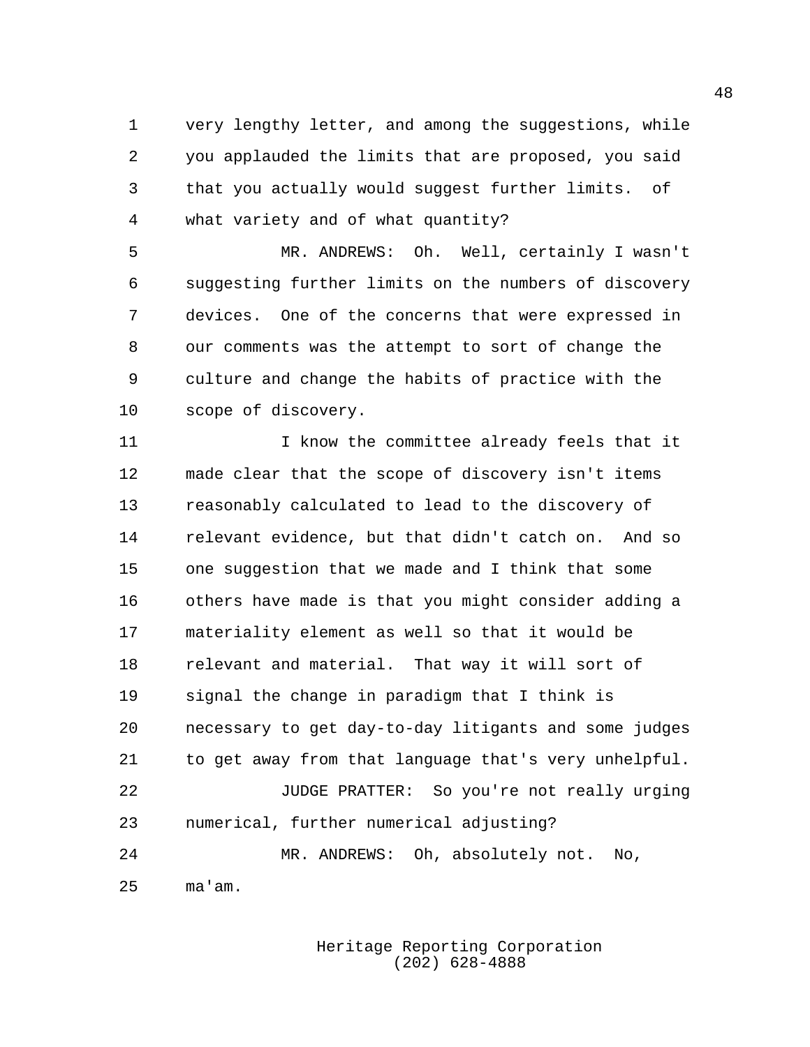very lengthy letter, and among the suggestions, while you applauded the limits that are proposed, you said that you actually would suggest further limits. of what variety and of what quantity?

MR. ANDREWS: Oh. Well, certainly I wasn't suggesting further limits on the numbers of discovery devices. One of the concerns that were expressed in our comments was the attempt to sort of change the culture and change the habits of practice with the scope of discovery.

I know the committee already feels that it made clear that the scope of discovery isn't items reasonably calculated to lead to the discovery of relevant evidence, but that didn't catch on. And so one suggestion that we made and I think that some others have made is that you might consider adding a materiality element as well so that it would be relevant and material. That way it will sort of signal the change in paradigm that I think is necessary to get day-to-day litigants and some judges to get away from that language that's very unhelpful.

JUDGE PRATTER: So you're not really urging numerical, further numerical adjusting?

MR. ANDREWS: Oh, absolutely not. No, ma'am.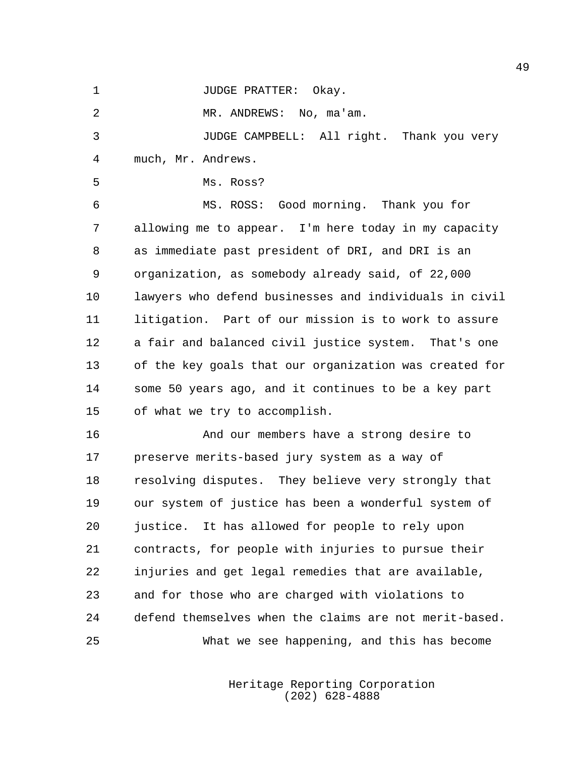JUDGE PRATTER: Okay.

MR. ANDREWS: No, ma'am.

JUDGE CAMPBELL: All right. Thank you very much, Mr. Andrews.

Ms. Ross?

MS. ROSS: Good morning. Thank you for allowing me to appear. I'm here today in my capacity as immediate past president of DRI, and DRI is an organization, as somebody already said, of 22,000 lawyers who defend businesses and individuals in civil litigation. Part of our mission is to work to assure a fair and balanced civil justice system. That's one of the key goals that our organization was created for some 50 years ago, and it continues to be a key part of what we try to accomplish.

And our members have a strong desire to preserve merits-based jury system as a way of resolving disputes. They believe very strongly that our system of justice has been a wonderful system of justice. It has allowed for people to rely upon contracts, for people with injuries to pursue their injuries and get legal remedies that are available, and for those who are charged with violations to defend themselves when the claims are not merit-based.

What we see happening, and this has become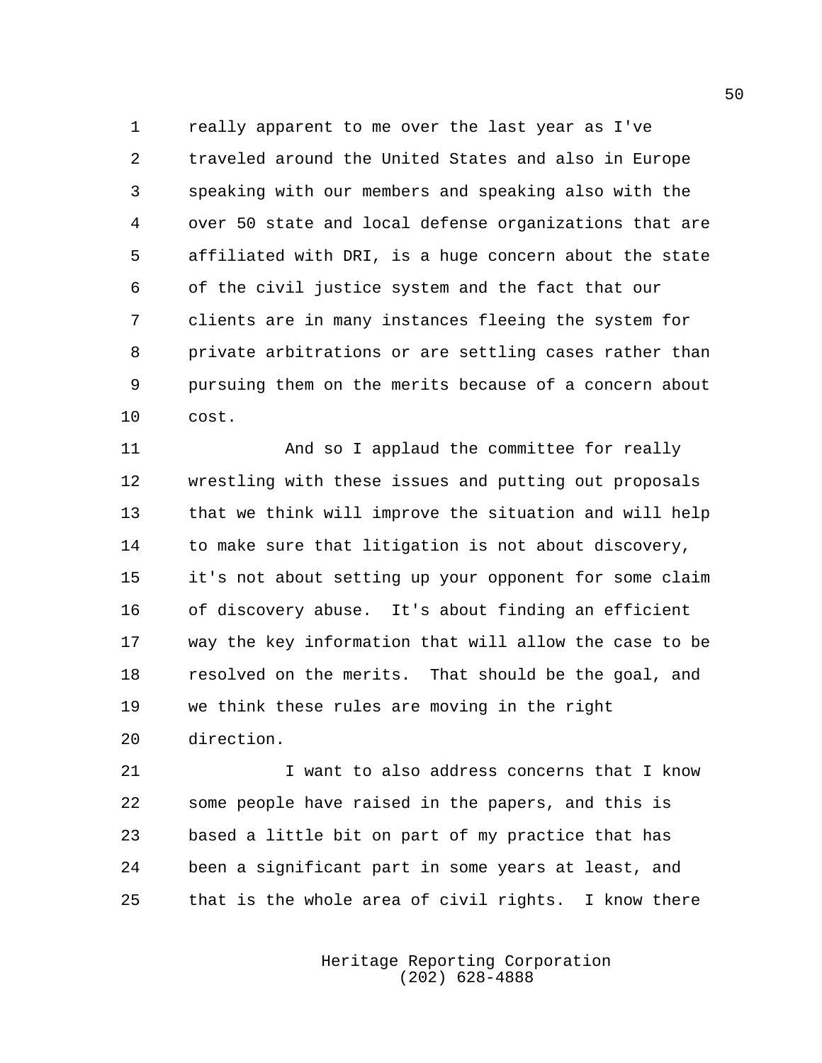really apparent to me over the last year as I've traveled around the United States and also in Europe speaking with our members and speaking also with the over 50 state and local defense organizations that are affiliated with DRI, is a huge concern about the state of the civil justice system and the fact that our clients are in many instances fleeing the system for private arbitrations or are settling cases rather than pursuing them on the merits because of a concern about cost.

And so I applaud the committee for really wrestling with these issues and putting out proposals that we think will improve the situation and will help to make sure that litigation is not about discovery, it's not about setting up your opponent for some claim of discovery abuse. It's about finding an efficient way the key information that will allow the case to be resolved on the merits. That should be the goal, and we think these rules are moving in the right direction.

I want to also address concerns that I know some people have raised in the papers, and this is based a little bit on part of my practice that has been a significant part in some years at least, and that is the whole area of civil rights. I know there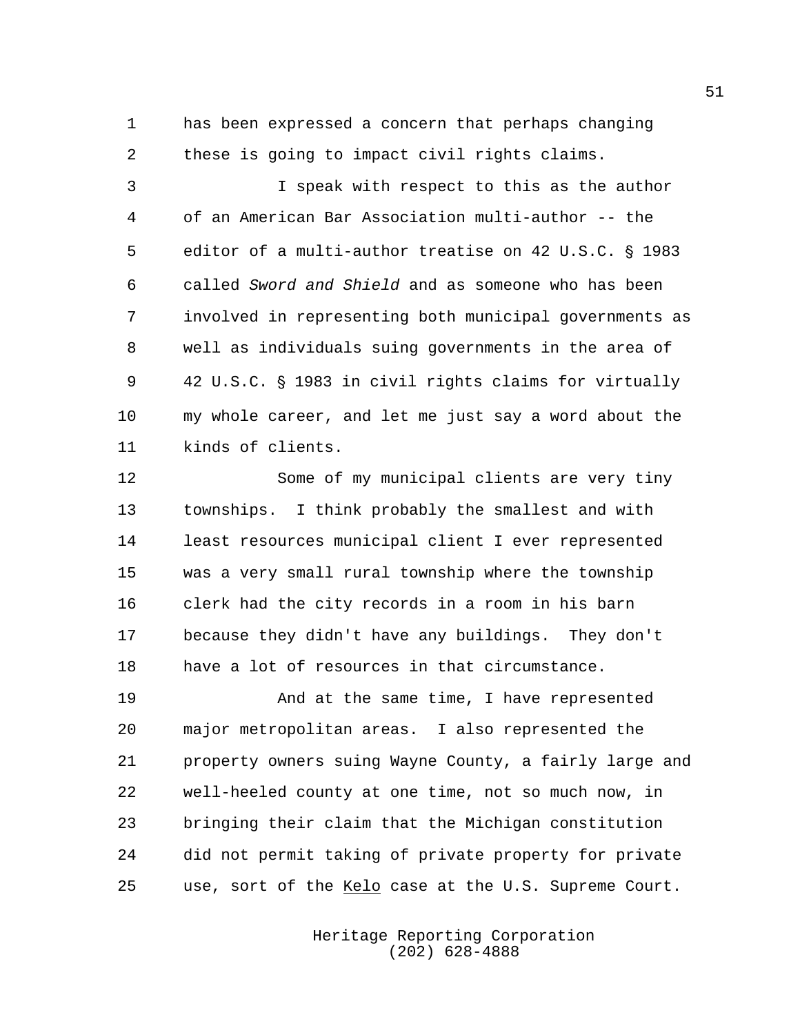has been expressed a concern that perhaps changing these is going to impact civil rights claims.

I speak with respect to this as the author of an American Bar Association multi-author -- the editor of a multi-author treatise on 42 U.S.C. § 1983 called *Sword and Shield* and as someone who has been involved in representing both municipal governments as well as individuals suing governments in the area of 42 U.S.C. § 1983 in civil rights claims for virtually my whole career, and let me just say a word about the kinds of clients.

Some of my municipal clients are very tiny townships. I think probably the smallest and with least resources municipal client I ever represented was a very small rural township where the township clerk had the city records in a room in his barn because they didn't have any buildings. They don't have a lot of resources in that circumstance.

And at the same time, I have represented major metropolitan areas. I also represented the property owners suing Wayne County, a fairly large and well-heeled county at one time, not so much now, in bringing their claim that the Michigan constitution did not permit taking of private property for private use, sort of the Kelo case at the U.S. Supreme Court.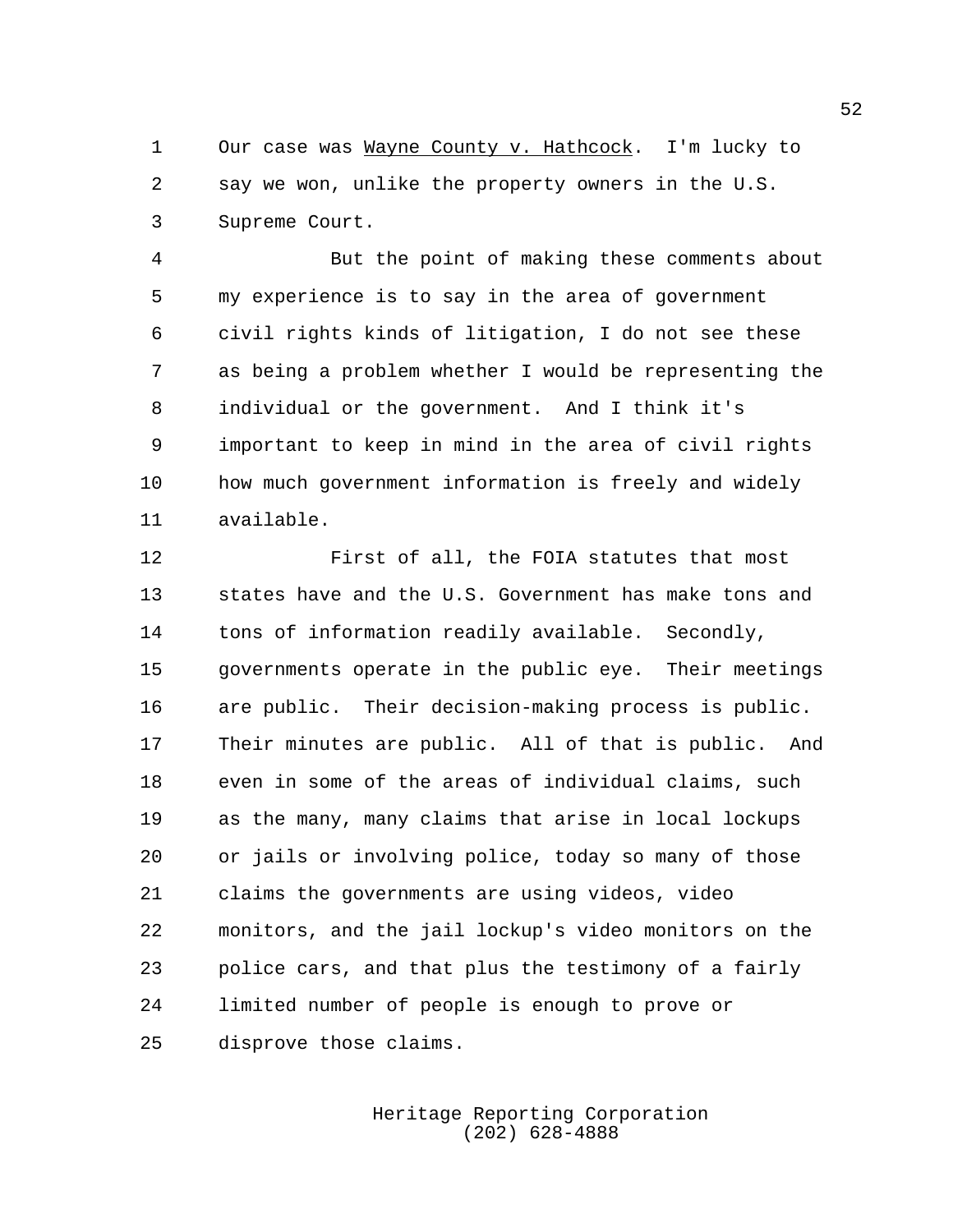Our case was <u>Wayne County v. Hathcock</u>. I'm lucky to say we won, unlike the property owners in the U.S. Supreme Court.

But the point of making these comments about my experience is to say in the area of government civil rights kinds of litigation, I do not see these as being a problem whether I would be representing the individual or the government. And I think it's important to keep in mind in the area of civil rights how much government information is freely and widely available.

First of all, the FOIA statutes that most states have and the U.S. Government has make tons and tons of information readily available. Secondly, governments operate in the public eye. Their meetings are public. Their decision-making process is public. Their minutes are public. All of that is public. And even in some of the areas of individual claims, such as the many, many claims that arise in local lockups or jails or involving police, today so many of those claims the governments are using videos, video monitors, and the jail lockup's video monitors on the police cars, and that plus the testimony of a fairly limited number of people is enough to prove or disprove those claims.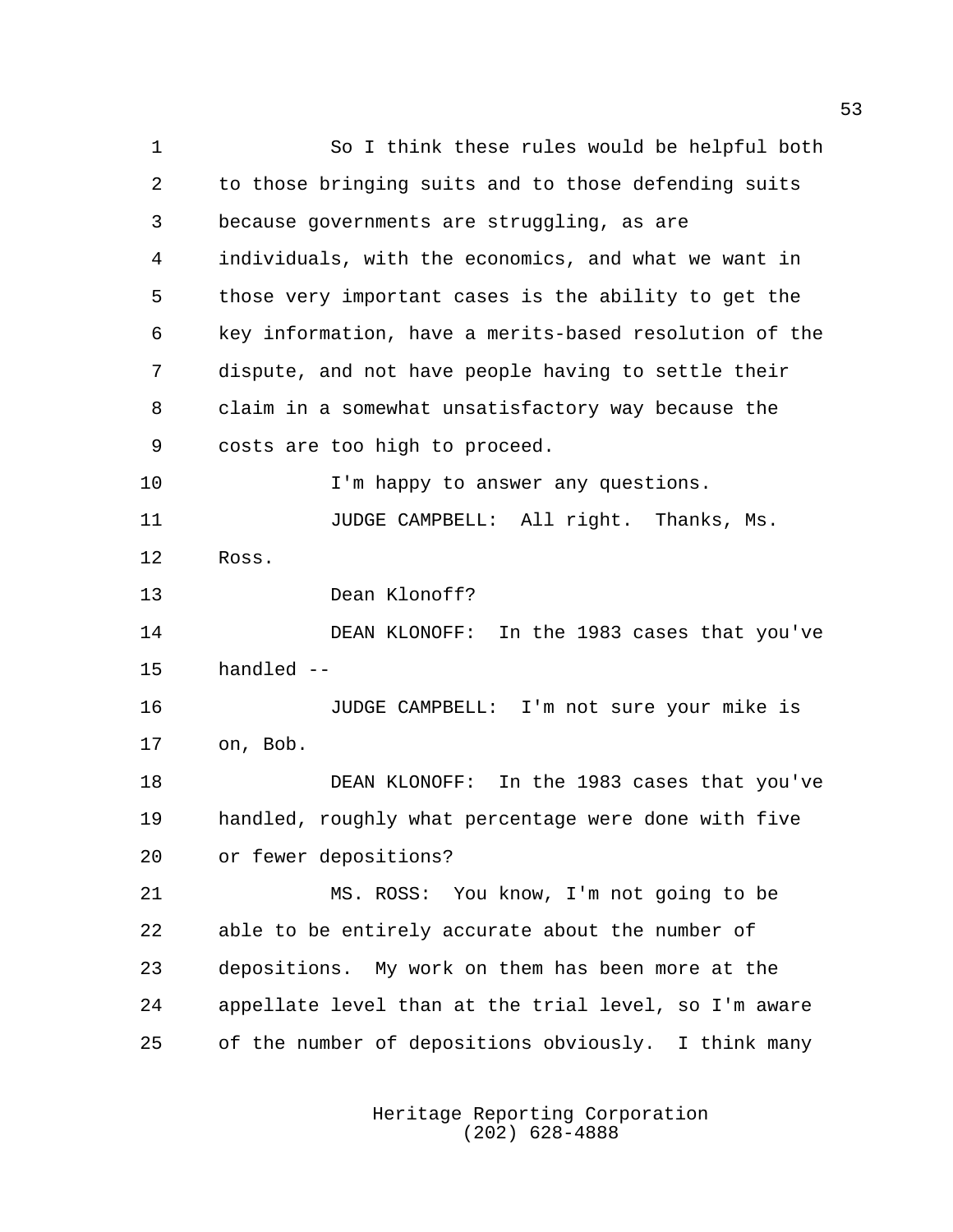So I think these rules would be helpful both to those bringing suits and to those defending suits because governments are struggling, as are individuals, with the economics, and what we want in those very important cases is the ability to get the key information, have a merits-based resolution of the dispute, and not have people having to settle their claim in a somewhat unsatisfactory way because the costs are too high to proceed.

I'm happy to answer any questions.

JUDGE CAMPBELL: All right. Thanks, Ms. Ross.

Dean Klonoff?

DEAN KLONOFF: In the 1983 cases that you've handled --

JUDGE CAMPBELL: I'm not sure your mike is on, Bob.

DEAN KLONOFF: In the 1983 cases that you've handled, roughly what percentage were done with five or fewer depositions?

MS. ROSS: You know, I'm not going to be able to be entirely accurate about the number of depositions. My work on them has been more at the appellate level than at the trial level, so I'm aware of the number of depositions obviously. I think many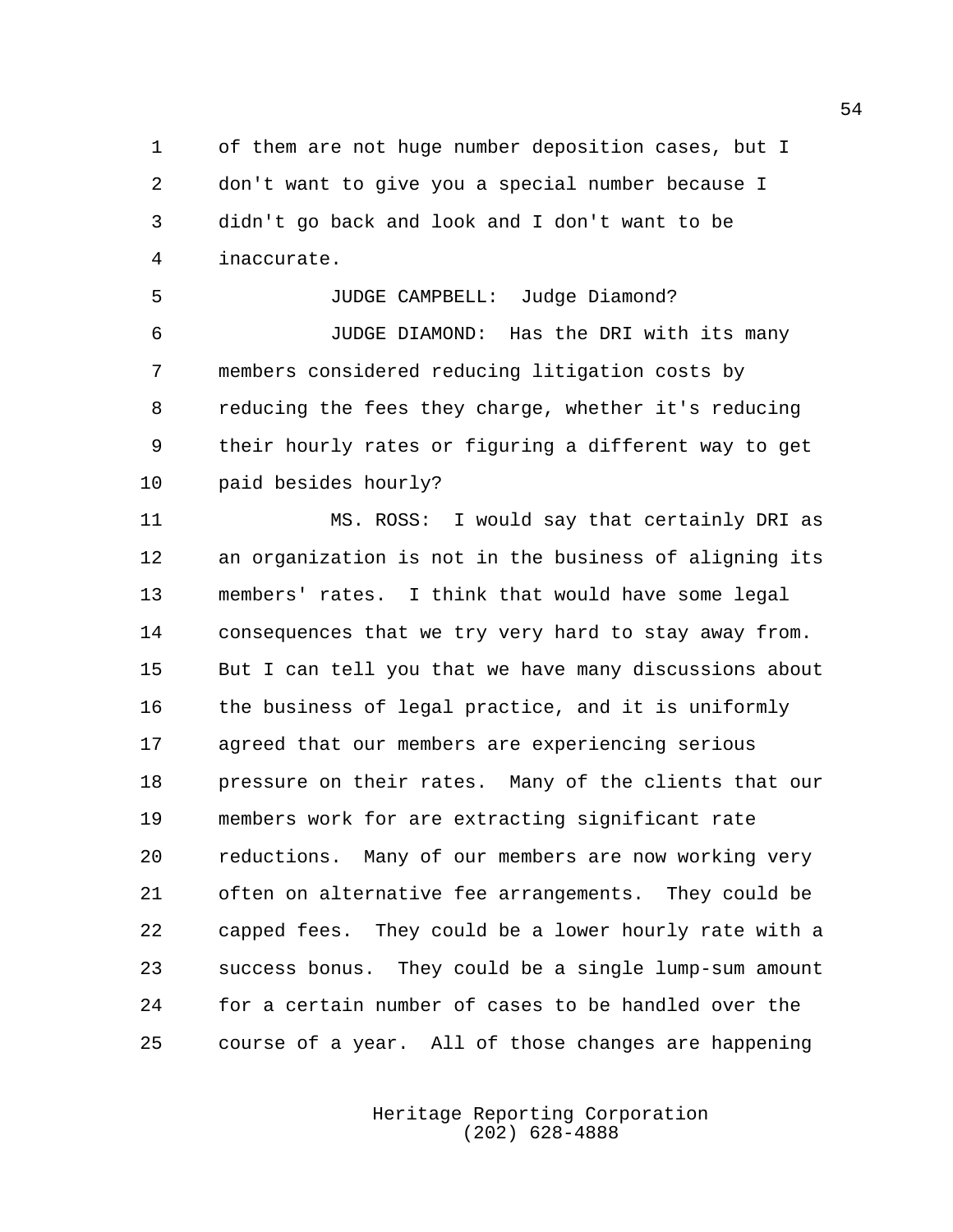of them are not huge number deposition cases, but I don't want to give you a special number because I didn't go back and look and I don't want to be inaccurate.

JUDGE CAMPBELL: Judge Diamond?

JUDGE DIAMOND: Has the DRI with its many members considered reducing litigation costs by reducing the fees they charge, whether it's reducing their hourly rates or figuring a different way to get paid besides hourly?

MS. ROSS: I would say that certainly DRI as an organization is not in the business of aligning its members' rates. I think that would have some legal consequences that we try very hard to stay away from. But I can tell you that we have many discussions about the business of legal practice, and it is uniformly agreed that our members are experiencing serious pressure on their rates. Many of the clients that our members work for are extracting significant rate reductions. Many of our members are now working very often on alternative fee arrangements. They could be capped fees. They could be a lower hourly rate with a success bonus. They could be a single lump-sum amount for a certain number of cases to be handled over the course of a year. All of those changes are happening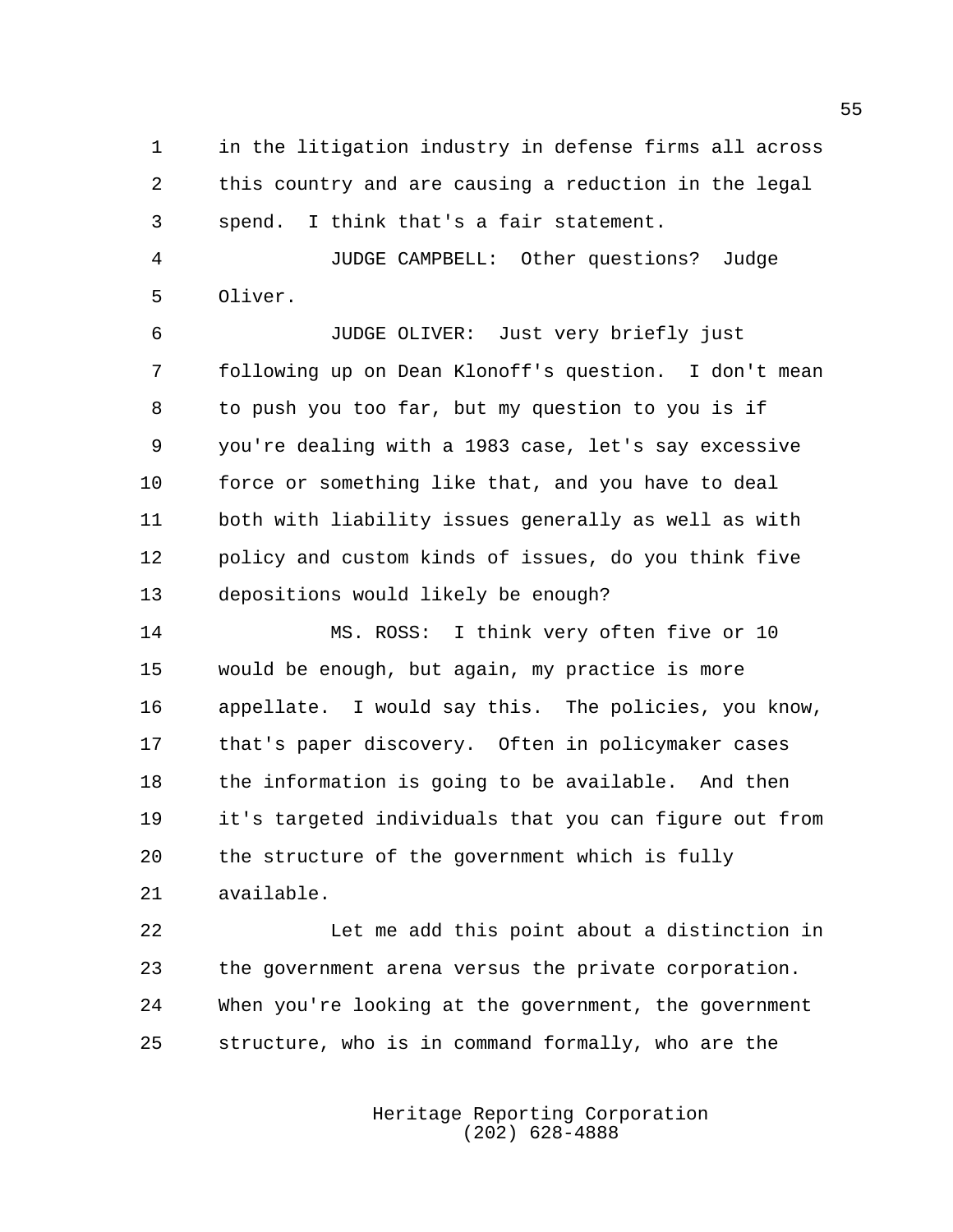in the litigation industry in defense firms all across this country and are causing a reduction in the legal spend. I think that's a fair statement.

JUDGE CAMPBELL: Other questions? Judge Oliver.

JUDGE OLIVER: Just very briefly just following up on Dean Klonoff's question. I don't mean to push you too far, but my question to you is if you're dealing with a 1983 case, let's say excessive force or something like that, and you have to deal both with liability issues generally as well as with policy and custom kinds of issues, do you think five depositions would likely be enough?

MS. ROSS: I think very often five or 10 would be enough, but again, my practice is more appellate. I would say this. The policies, you know, that's paper discovery. Often in policymaker cases the information is going to be available. And then it's targeted individuals that you can figure out from the structure of the government which is fully available.

Let me add this point about a distinction in the government arena versus the private corporation. When you're looking at the government, the government structure, who is in command formally, who are the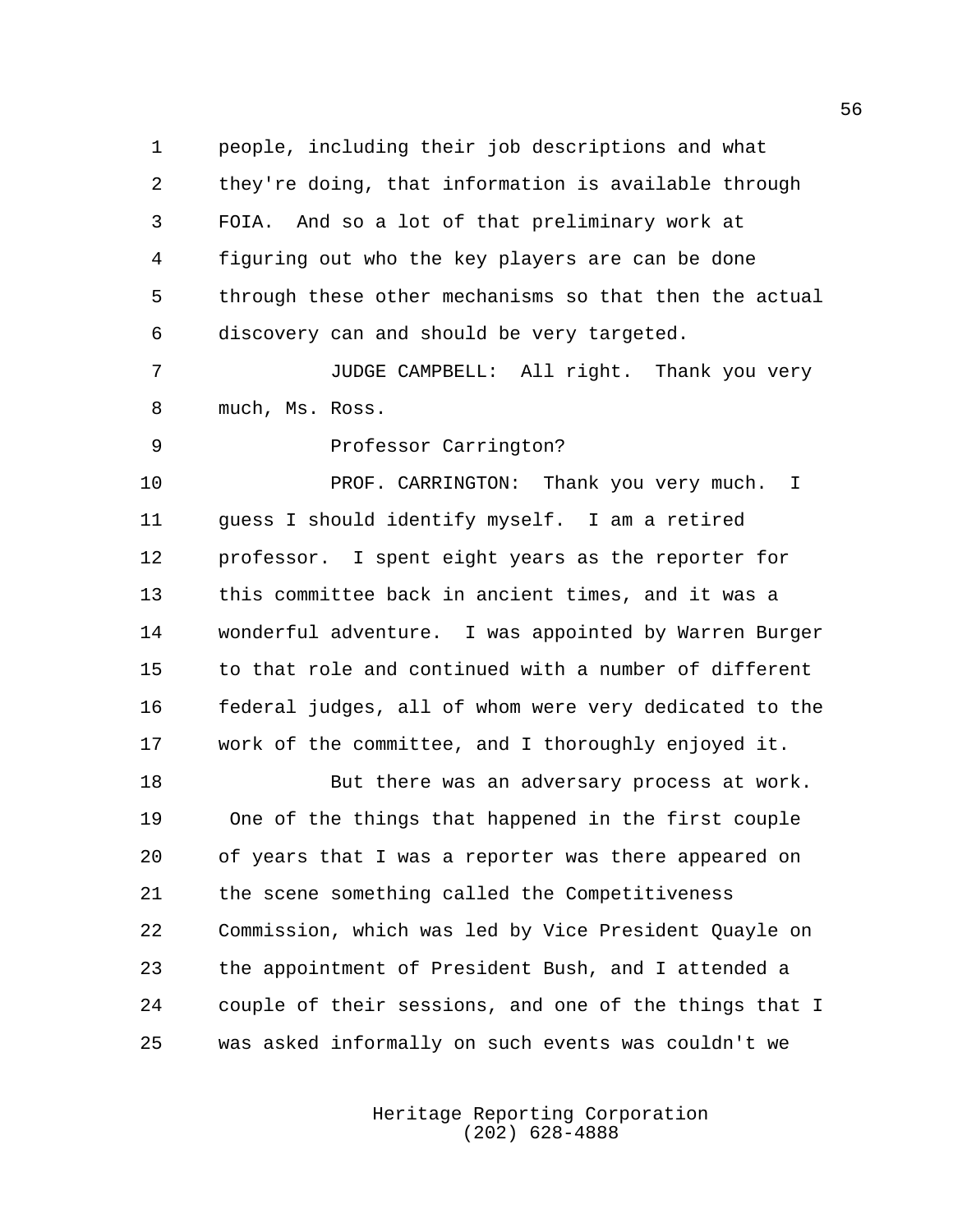people, including their job descriptions and what they're doing, that information is available through FOIA. And so a lot of that preliminary work at figuring out who the key players are can be done through these other mechanisms so that then the actual discovery can and should be very targeted.

JUDGE CAMPBELL: All right. Thank you very much, Ms. Ross.

Professor Carrington?

PROF. CARRINGTON: Thank you very much. I guess I should identify myself. I am a retired professor. I spent eight years as the reporter for this committee back in ancient times, and it was a wonderful adventure. I was appointed by Warren Burger to that role and continued with a number of different federal judges, all of whom were very dedicated to the work of the committee, and I thoroughly enjoyed it.

But there was an adversary process at work. One of the things that happened in the first couple of years that I was a reporter was there appeared on the scene something called the Competitiveness Commission, which was led by Vice President Quayle on the appointment of President Bush, and I attended a couple of their sessions, and one of the things that I was asked informally on such events was couldn't we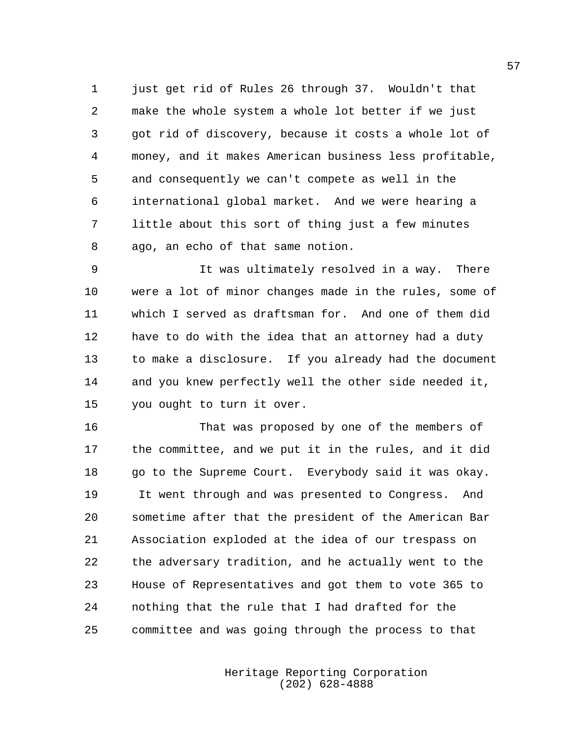just get rid of Rules 26 through 37. Wouldn't that make the whole system a whole lot better if we just got rid of discovery, because it costs a whole lot of money, and it makes American business less profitable, and consequently we can't compete as well in the international global market. And we were hearing a little about this sort of thing just a few minutes ago, an echo of that same notion.

It was ultimately resolved in a way. There were a lot of minor changes made in the rules, some of which I served as draftsman for. And one of them did have to do with the idea that an attorney had a duty to make a disclosure. If you already had the document and you knew perfectly well the other side needed it, you ought to turn it over.

That was proposed by one of the members of the committee, and we put it in the rules, and it did go to the Supreme Court. Everybody said it was okay. It went through and was presented to Congress. And sometime after that the president of the American Bar Association exploded at the idea of our trespass on the adversary tradition, and he actually went to the House of Representatives and got them to vote 365 to nothing that the rule that I had drafted for the committee and was going through the process to that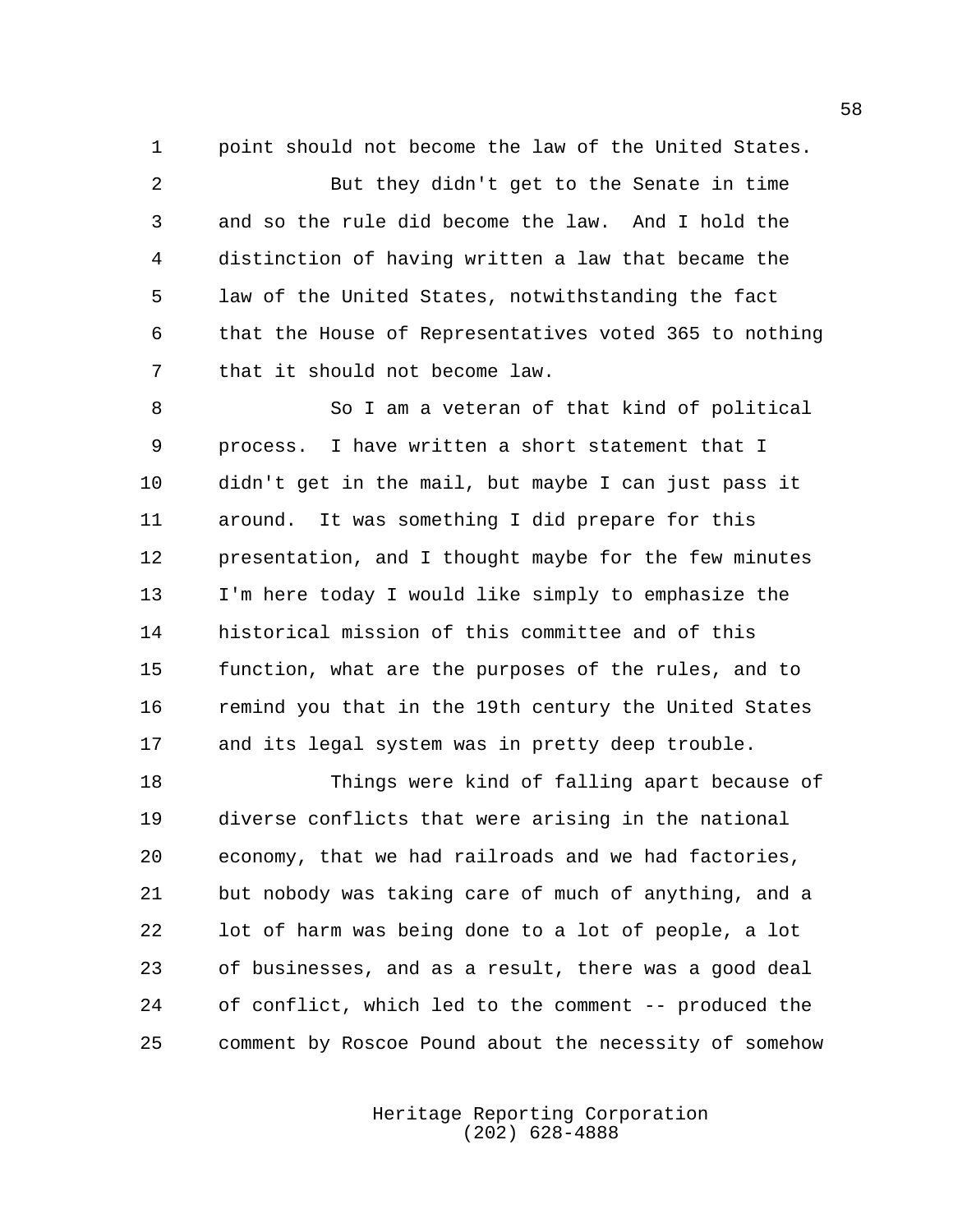point should not become the law of the United States.

But they didn't get to the Senate in time and so the rule did become the law. And I hold the distinction of having written a law that became the law of the United States, notwithstanding the fact that the House of Representatives voted 365 to nothing that it should not become law.

So I am a veteran of that kind of political process. I have written a short statement that I didn't get in the mail, but maybe I can just pass it around. It was something I did prepare for this presentation, and I thought maybe for the few minutes I'm here today I would like simply to emphasize the historical mission of this committee and of this function, what are the purposes of the rules, and to remind you that in the 19th century the United States and its legal system was in pretty deep trouble.

Things were kind of falling apart because of diverse conflicts that were arising in the national economy, that we had railroads and we had factories, but nobody was taking care of much of anything, and a lot of harm was being done to a lot of people, a lot of businesses, and as a result, there was a good deal of conflict, which led to the comment -- produced the comment by Roscoe Pound about the necessity of somehow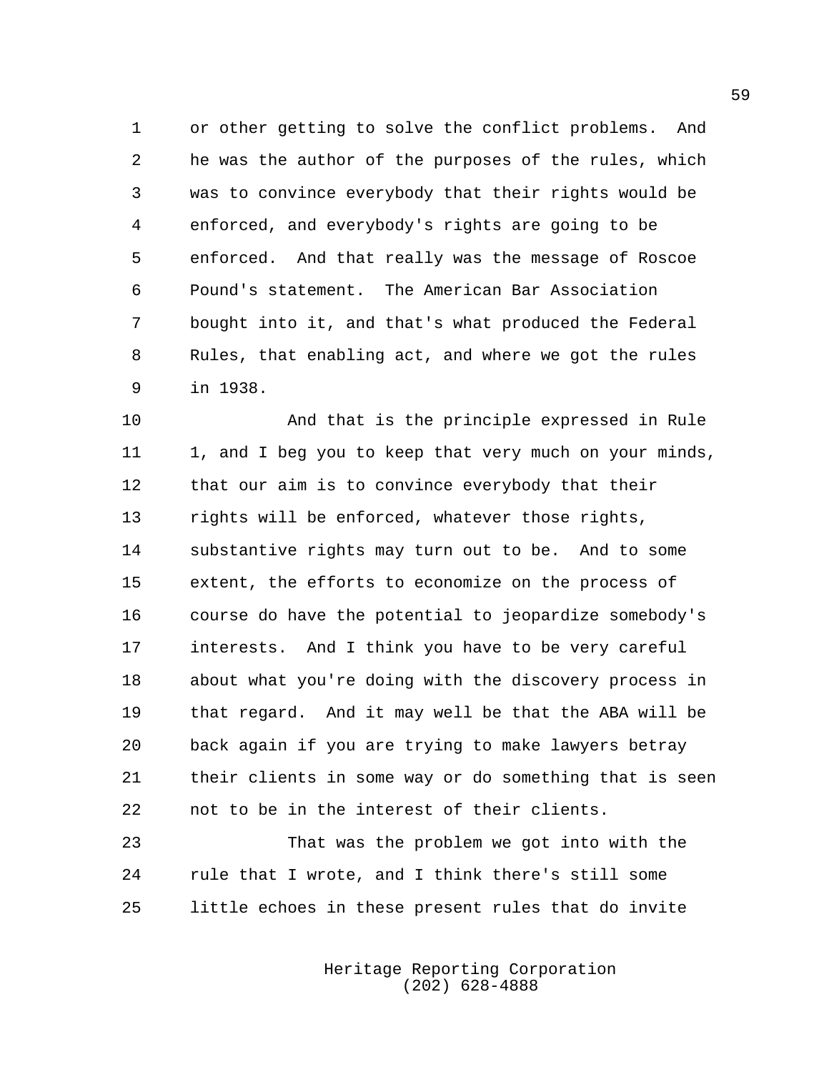or other getting to solve the conflict problems. And he was the author of the purposes of the rules, which was to convince everybody that their rights would be enforced, and everybody's rights are going to be enforced. And that really was the message of Roscoe Pound's statement. The American Bar Association bought into it, and that's what produced the Federal Rules, that enabling act, and where we got the rules in 1938.

And that is the principle expressed in Rule 1, and I beg you to keep that very much on your minds, that our aim is to convince everybody that their rights will be enforced, whatever those rights, substantive rights may turn out to be. And to some extent, the efforts to economize on the process of course do have the potential to jeopardize somebody's interests. And I think you have to be very careful about what you're doing with the discovery process in that regard. And it may well be that the ABA will be back again if you are trying to make lawyers betray their clients in some way or do something that is seen not to be in the interest of their clients.

That was the problem we got into with the rule that I wrote, and I think there's still some little echoes in these present rules that do invite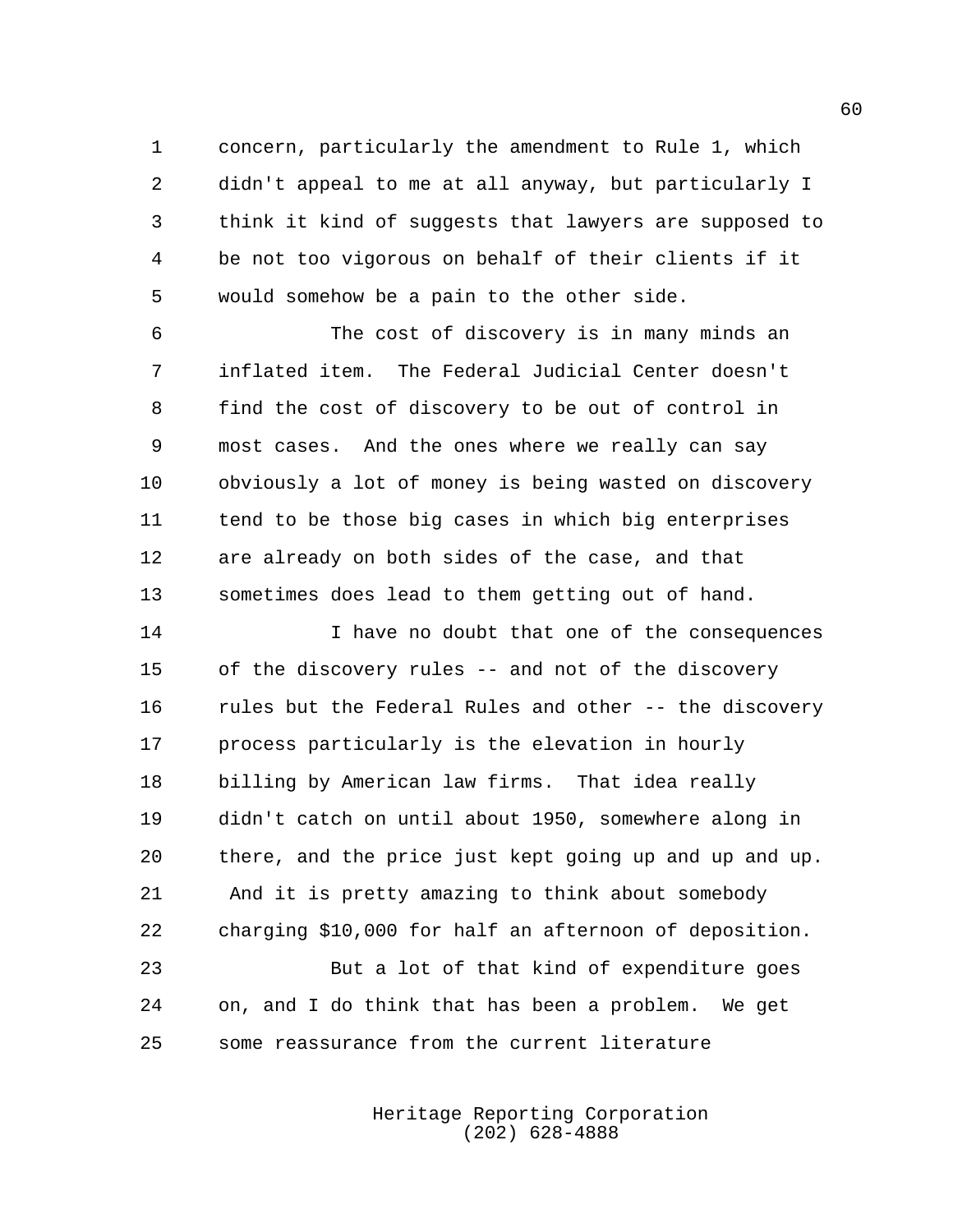concern, particularly the amendment to Rule 1, which didn't appeal to me at all anyway, but particularly I think it kind of suggests that lawyers are supposed to be not too vigorous on behalf of their clients if it would somehow be a pain to the other side.

The cost of discovery is in many minds an inflated item. The Federal Judicial Center doesn't find the cost of discovery to be out of control in most cases. And the ones where we really can say obviously a lot of money is being wasted on discovery tend to be those big cases in which big enterprises are already on both sides of the case, and that sometimes does lead to them getting out of hand.

I have no doubt that one of the consequences of the discovery rules -- and not of the discovery rules but the Federal Rules and other -- the discovery process particularly is the elevation in hourly billing by American law firms. That idea really didn't catch on until about 1950, somewhere along in there, and the price just kept going up and up and up. And it is pretty amazing to think about somebody charging $10,000 for half an afternoon of deposition.

But a lot of that kind of expenditure goes on, and I do think that has been a problem. We get some reassurance from the current literature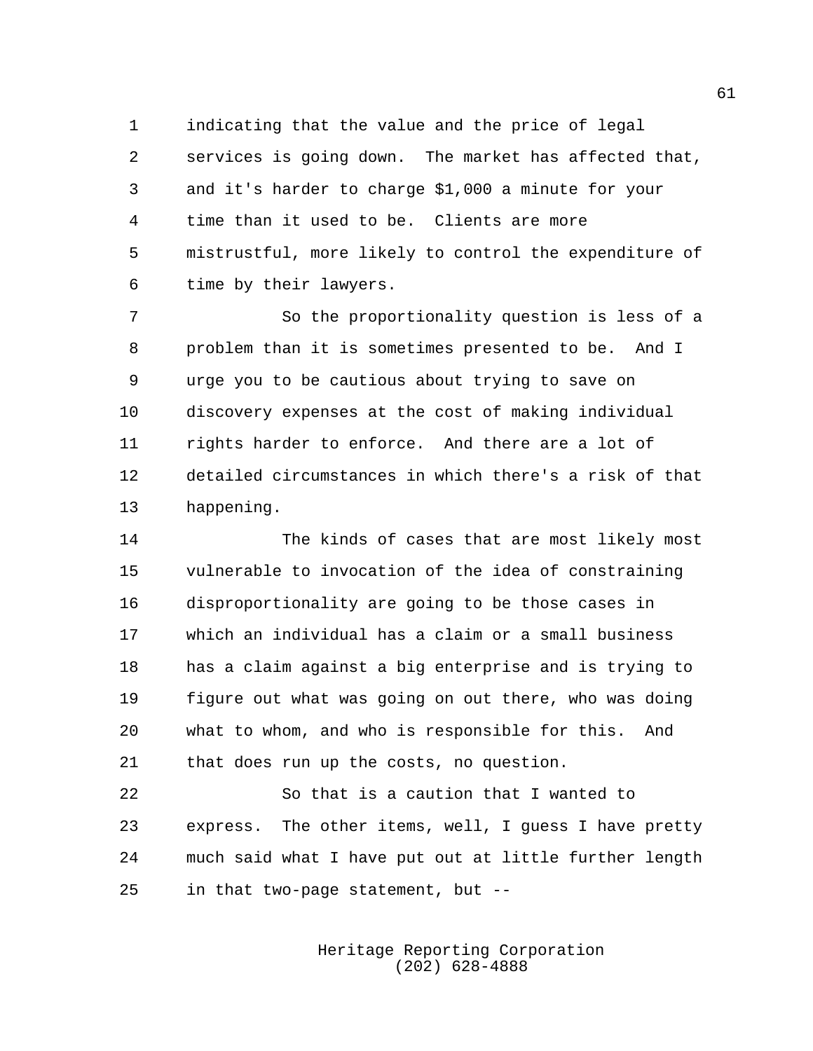indicating that the value and the price of legal services is going down. The market has affected that, and it's harder to charge $1,000 a minute for your time than it used to be. Clients are more mistrustful, more likely to control the expenditure of time by their lawyers.

So the proportionality question is less of a problem than it is sometimes presented to be. And I urge you to be cautious about trying to save on discovery expenses at the cost of making individual rights harder to enforce. And there are a lot of detailed circumstances in which there's a risk of that happening.

The kinds of cases that are most likely most vulnerable to invocation of the idea of constraining disproportionality are going to be those cases in which an individual has a claim or a small business has a claim against a big enterprise and is trying to figure out what was going on out there, who was doing what to whom, and who is responsible for this. And that does run up the costs, no question.

So that is a caution that I wanted to express. The other items, well, I guess I have pretty much said what I have put out at little further length in that two-page statement, but --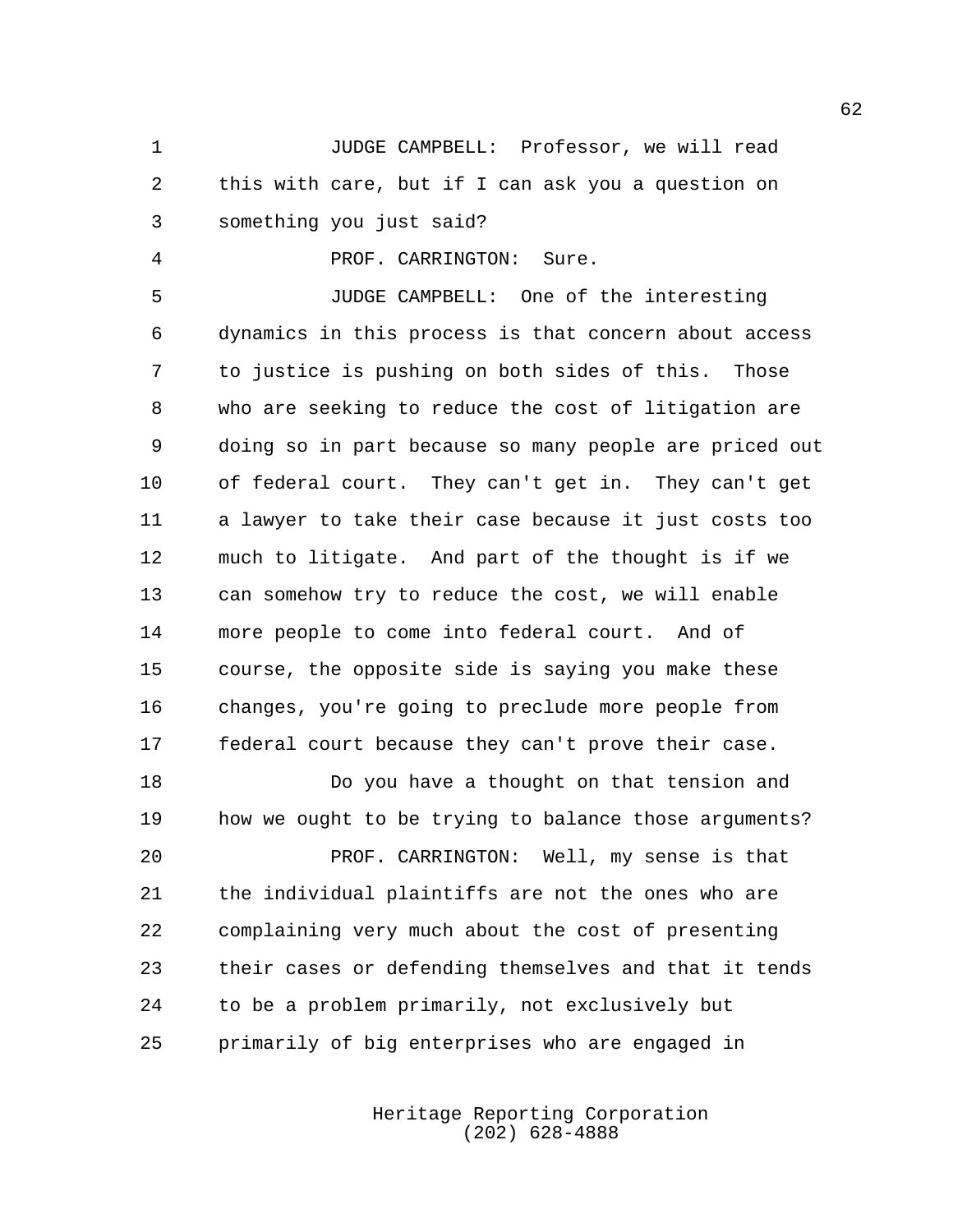JUDGE CAMPBELL: Professor, we will read this with care, but if I can ask you a question on something you just said?

PROF. CARRINGTON: Sure.

JUDGE CAMPBELL: One of the interesting dynamics in this process is that concern about access to justice is pushing on both sides of this. Those who are seeking to reduce the cost of litigation are doing so in part because so many people are priced out of federal court. They can't get in. They can't get a lawyer to take their case because it just costs too much to litigate. And part of the thought is if we can somehow try to reduce the cost, we will enable more people to come into federal court. And of course, the opposite side is saying you make these changes, you're going to preclude more people from federal court because they can't prove their case.

Do you have a thought on that tension and how we ought to be trying to balance those arguments?

PROF. CARRINGTON: Well, my sense is that the individual plaintiffs are not the ones who are complaining very much about the cost of presenting their cases or defending themselves and that it tends to be a problem primarily, not exclusively but primarily of big enterprises who are engaged in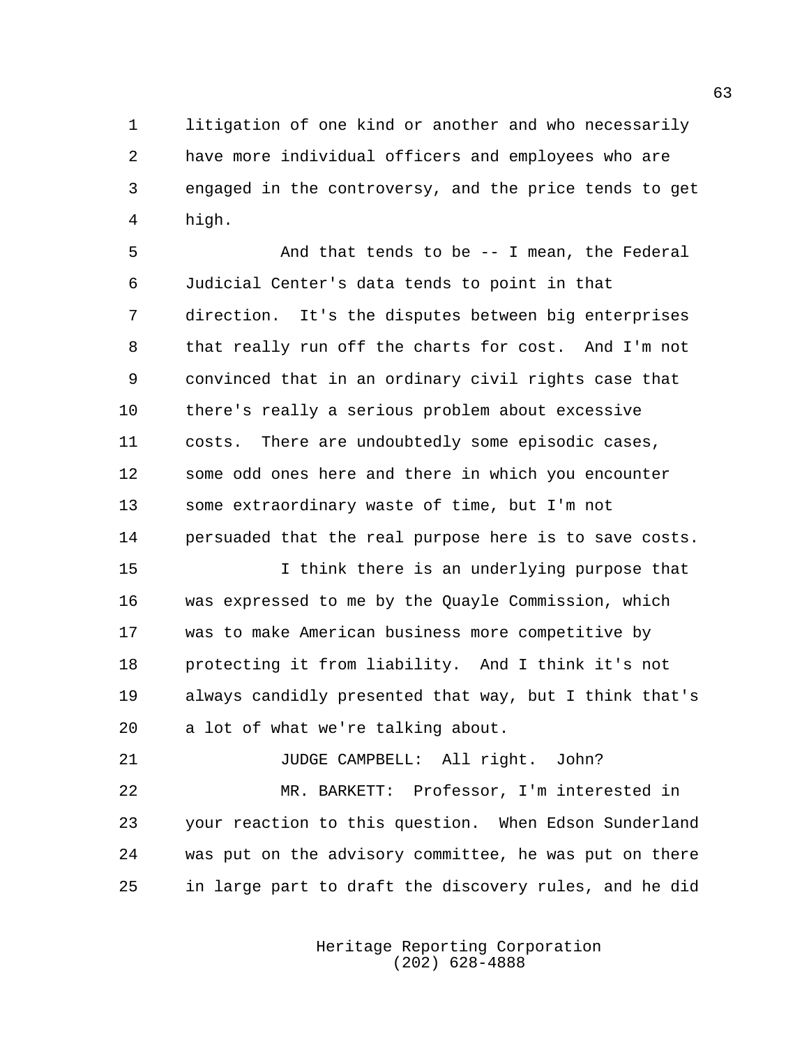litigation of one kind or another and who necessarily have more individual officers and employees who are engaged in the controversy, and the price tends to get high.

And that tends to be -- I mean, the Federal Judicial Center's data tends to point in that direction. It's the disputes between big enterprises that really run off the charts for cost. And I'm not convinced that in an ordinary civil rights case that there's really a serious problem about excessive costs. There are undoubtedly some episodic cases, some odd ones here and there in which you encounter some extraordinary waste of time, but I'm not persuaded that the real purpose here is to save costs.

I think there is an underlying purpose that was expressed to me by the Quayle Commission, which was to make American business more competitive by protecting it from liability. And I think it's not always candidly presented that way, but I think that's a lot of what we're talking about.

JUDGE CAMPBELL: All right. John?

MR. BARKETT: Professor, I'm interested in your reaction to this question. When Edson Sunderland was put on the advisory committee, he was put on there in large part to draft the discovery rules, and he did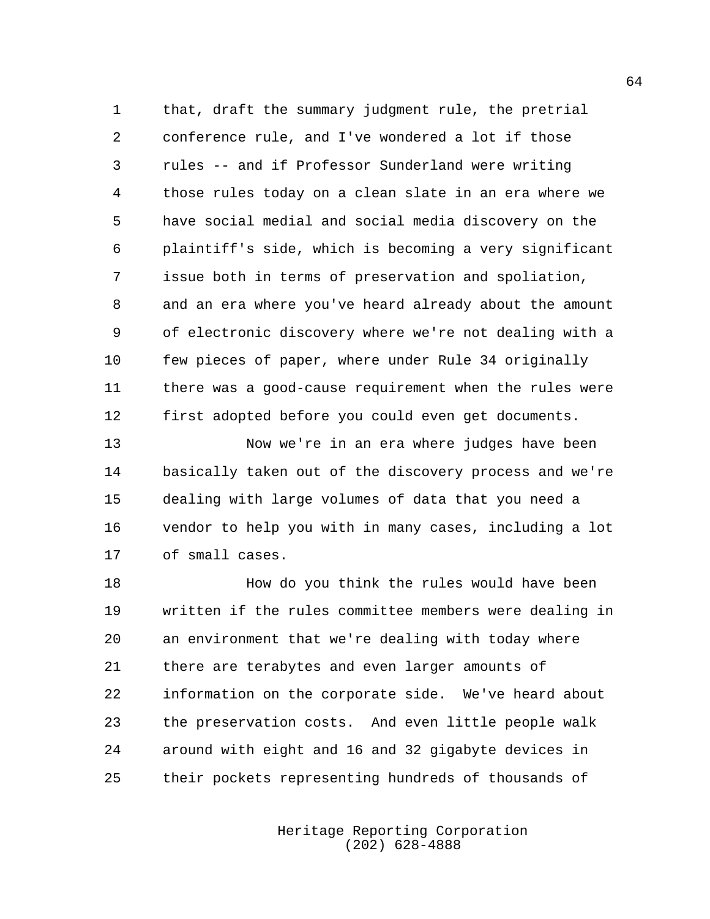that, draft the summary judgment rule, the pretrial conference rule, and I've wondered a lot if those rules -- and if Professor Sunderland were writing those rules today on a clean slate in an era where we have social medial and social media discovery on the plaintiff's side, which is becoming a very significant issue both in terms of preservation and spoliation, and an era where you've heard already about the amount of electronic discovery where we're not dealing with a few pieces of paper, where under Rule 34 originally there was a good-cause requirement when the rules were first adopted before you could even get documents.

Now we're in an era where judges have been basically taken out of the discovery process and we're dealing with large volumes of data that you need a vendor to help you with in many cases, including a lot of small cases.

How do you think the rules would have been written if the rules committee members were dealing in an environment that we're dealing with today where there are terabytes and even larger amounts of information on the corporate side. We've heard about the preservation costs. And even little people walk around with eight and 16 and 32 gigabyte devices in their pockets representing hundreds of thousands of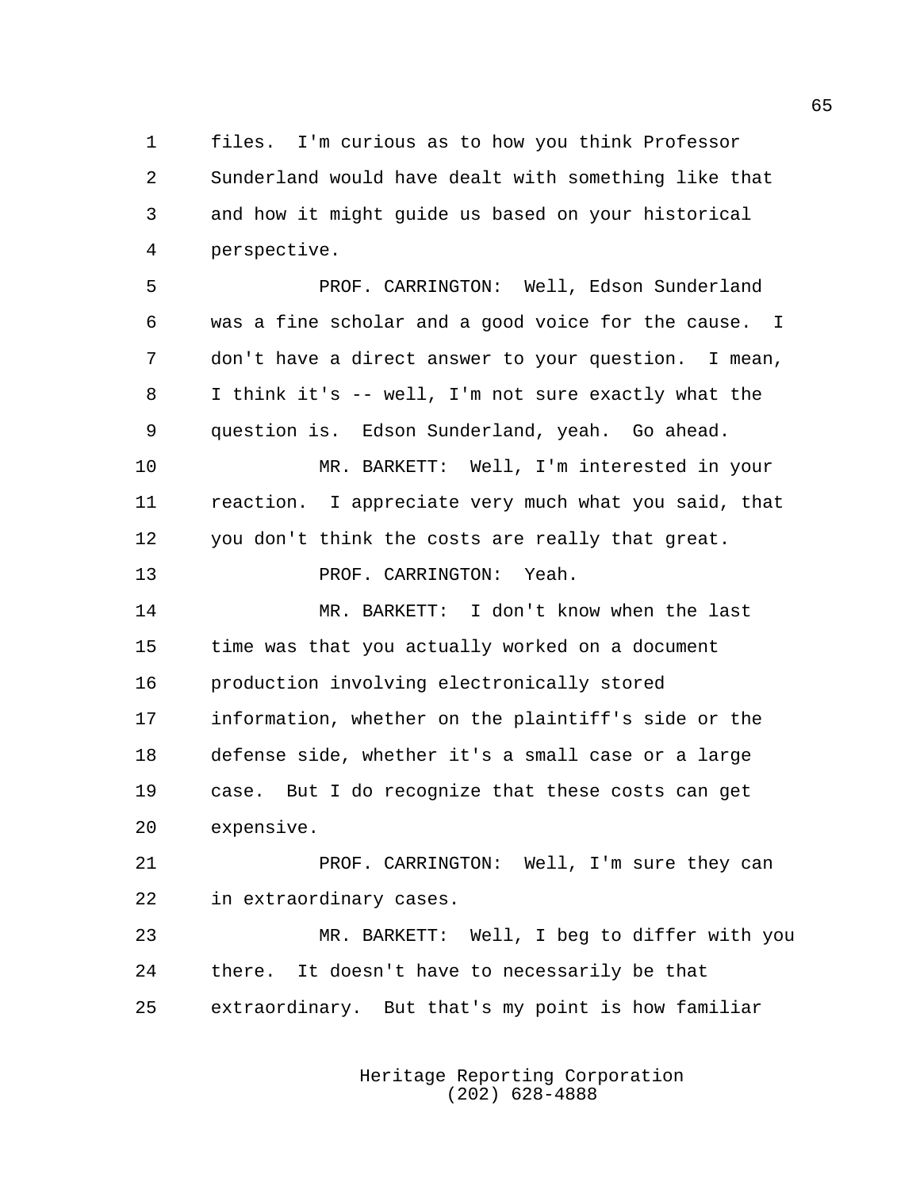files. I'm curious as to how you think Professor Sunderland would have dealt with something like that and how it might guide us based on your historical perspective.

PROF. CARRINGTON: Well, Edson Sunderland was a fine scholar and a good voice for the cause. I don't have a direct answer to your question. I mean, I think it's -- well, I'm not sure exactly what the question is. Edson Sunderland, yeah. Go ahead.

MR. BARKETT: Well, I'm interested in your reaction. I appreciate very much what you said, that you don't think the costs are really that great.

PROF. CARRINGTON: Yeah.

MR. BARKETT: I don't know when the last time was that you actually worked on a document production involving electronically stored information, whether on the plaintiff's side or the defense side, whether it's a small case or a large case. But I do recognize that these costs can get expensive.

PROF. CARRINGTON: Well, I'm sure they can in extraordinary cases.

MR. BARKETT: Well, I beg to differ with you there. It doesn't have to necessarily be that extraordinary. But that's my point is how familiar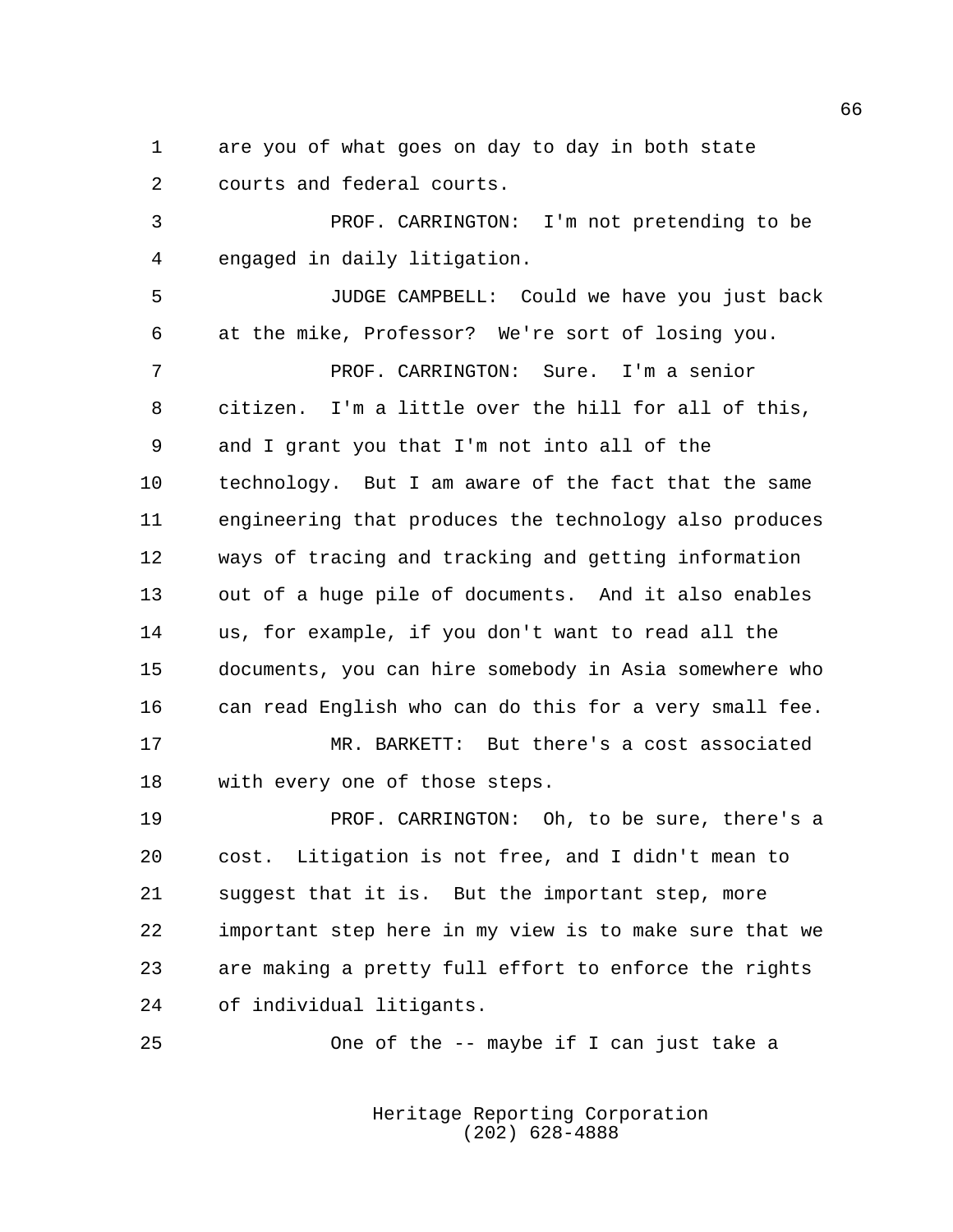are you of what goes on day to day in both state courts and federal courts.

PROF. CARRINGTON: I'm not pretending to be engaged in daily litigation.

JUDGE CAMPBELL: Could we have you just back at the mike, Professor? We're sort of losing you.

PROF. CARRINGTON: Sure. I'm a senior citizen. I'm a little over the hill for all of this, and I grant you that I'm not into all of the technology. But I am aware of the fact that the same engineering that produces the technology also produces ways of tracing and tracking and getting information out of a huge pile of documents. And it also enables us, for example, if you don't want to read all the documents, you can hire somebody in Asia somewhere who can read English who can do this for a very small fee.

MR. BARKETT: But there's a cost associated with every one of those steps.

PROF. CARRINGTON: Oh, to be sure, there's a cost. Litigation is not free, and I didn't mean to suggest that it is. But the important step, more important step here in my view is to make sure that we are making a pretty full effort to enforce the rights of individual litigants.

One of the -- maybe if I can just take a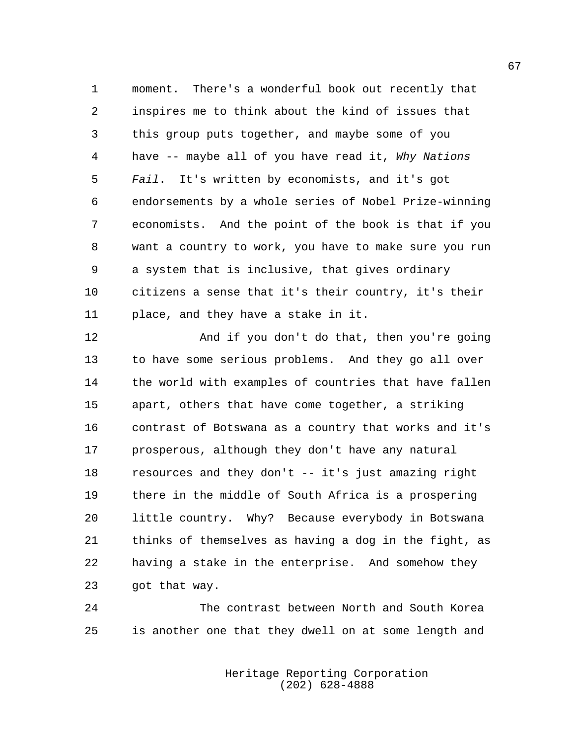moment. There's a wonderful book out recently that inspires me to think about the kind of issues that this group puts together, and maybe some of you have -- maybe all of you have read it, *Why Nations Fail*. It's written by economists, and it's got endorsements by a whole series of Nobel Prize-winning economists. And the point of the book is that if you want a country to work, you have to make sure you run a system that is inclusive, that gives ordinary citizens a sense that it's their country, it's their place, and they have a stake in it.

And if you don't do that, then you're going to have some serious problems. And they go all over the world with examples of countries that have fallen apart, others that have come together, a striking contrast of Botswana as a country that works and it's prosperous, although they don't have any natural resources and they don't -- it's just amazing right there in the middle of South Africa is a prospering little country. Why? Because everybody in Botswana thinks of themselves as having a dog in the fight, as having a stake in the enterprise. And somehow they got that way.

The contrast between North and South Korea is another one that they dwell on at some length and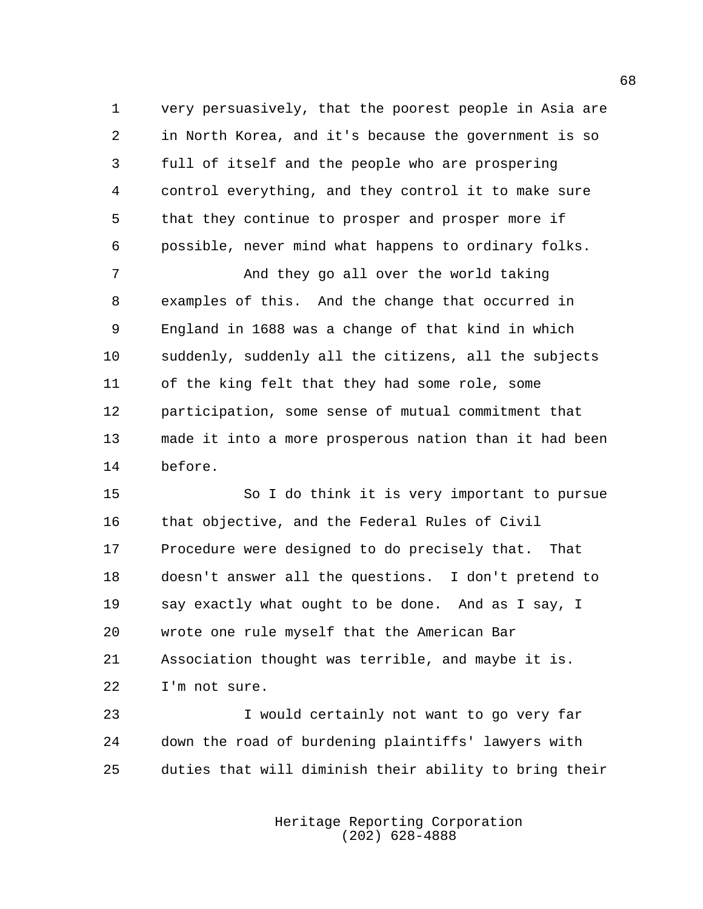very persuasively, that the poorest people in Asia are in North Korea, and it's because the government is so full of itself and the people who are prospering control everything, and they control it to make sure that they continue to prosper and prosper more if possible, never mind what happens to ordinary folks.

And they go all over the world taking examples of this. And the change that occurred in England in 1688 was a change of that kind in which suddenly, suddenly all the citizens, all the subjects of the king felt that they had some role, some participation, some sense of mutual commitment that made it into a more prosperous nation than it had been before.

So I do think it is very important to pursue that objective, and the Federal Rules of Civil Procedure were designed to do precisely that. That doesn't answer all the questions. I don't pretend to say exactly what ought to be done. And as I say, I wrote one rule myself that the American Bar Association thought was terrible, and maybe it is. I'm not sure.

I would certainly not want to go very far down the road of burdening plaintiffs' lawyers with duties that will diminish their ability to bring their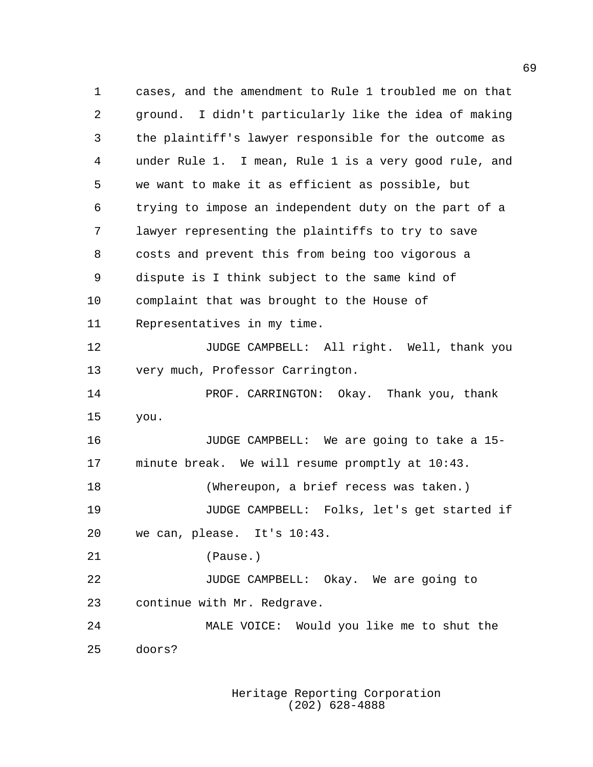cases, and the amendment to Rule 1 troubled me on that ground. I didn't particularly like the idea of making the plaintiff's lawyer responsible for the outcome as under Rule 1. I mean, Rule 1 is a very good rule, and we want to make it as efficient as possible, but trying to impose an independent duty on the part of a lawyer representing the plaintiffs to try to save costs and prevent this from being too vigorous a dispute is I think subject to the same kind of complaint that was brought to the House of Representatives in my time.

JUDGE CAMPBELL: All right. Well, thank you very much, Professor Carrington.

PROF. CARRINGTON: Okay. Thank you, thank you.

JUDGE CAMPBELL: We are going to take a 15-minute break. We will resume promptly at 10:43.

(Whereupon, a brief recess was taken.)

JUDGE CAMPBELL: Folks, let's get started if we can, please. It's 10:43.

(Pause.)

JUDGE CAMPBELL: Okay. We are going to continue with Mr. Redgrave.

MALE VOICE: Would you like me to shut the doors?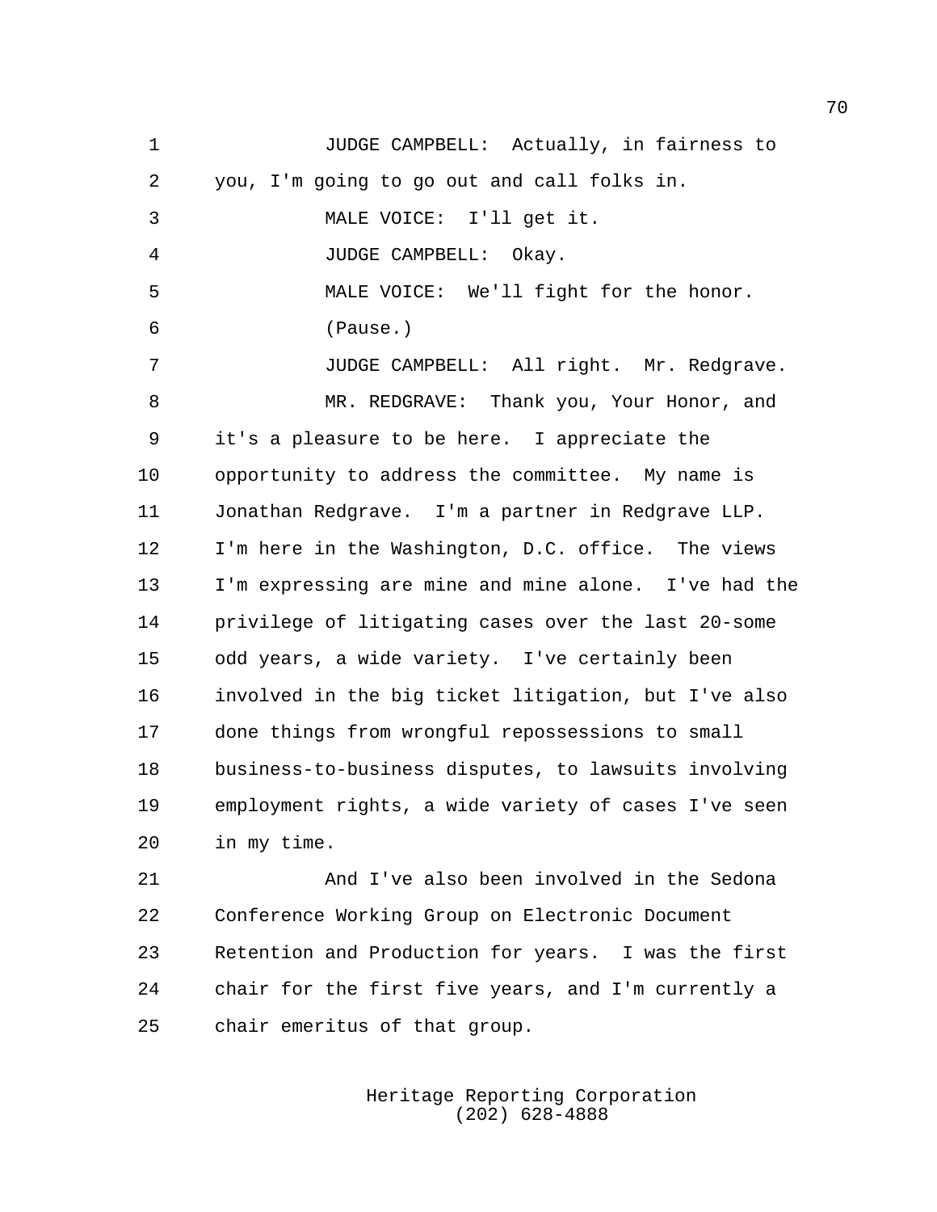JUDGE CAMPBELL: Actually, in fairness to you, I'm going to go out and call folks in.

MALE VOICE: I'll get it.

JUDGE CAMPBELL: Okay.

MALE VOICE: We'll fight for the honor.

(Pause.)

JUDGE CAMPBELL: All right. Mr. Redgrave.

MR. REDGRAVE: Thank you, Your Honor, and it's a pleasure to be here. I appreciate the opportunity to address the committee. My name is Jonathan Redgrave. I'm a partner in Redgrave LLP. I'm here in the Washington, D.C. office. The views I'm expressing are mine and mine alone. I've had the privilege of litigating cases over the last 20-some odd years, a wide variety. I've certainly been involved in the big ticket litigation, but I've also done things from wrongful repossessions to small business-to-business disputes, to lawsuits involving employment rights, a wide variety of cases I've seen in my time.

And I've also been involved in the Sedona Conference Working Group on Electronic Document Retention and Production for years. I was the first chair for the first five years, and I'm currently a chair emeritus of that group.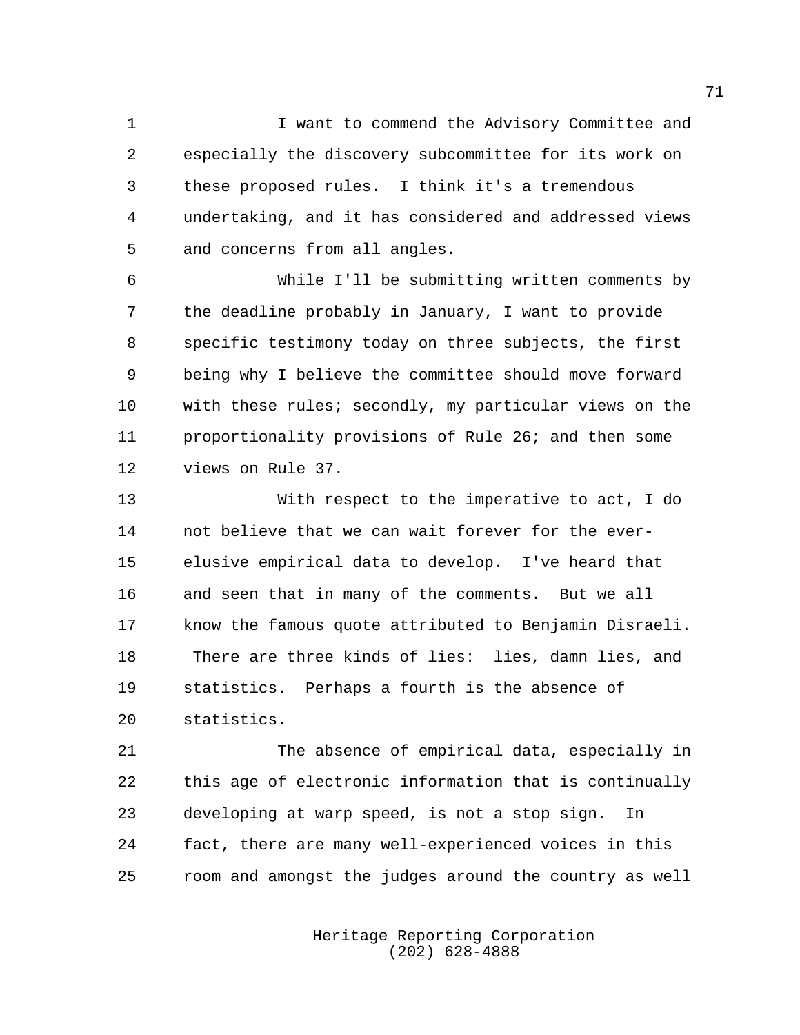I want to commend the Advisory Committee and especially the discovery subcommittee for its work on these proposed rules. I think it's a tremendous undertaking, and it has considered and addressed views and concerns from all angles.

While I'll be submitting written comments by the deadline probably in January, I want to provide specific testimony today on three subjects, the first being why I believe the committee should move forward with these rules; secondly, my particular views on the proportionality provisions of Rule 26; and then some views on Rule 37.

With respect to the imperative to act, I do not believe that we can wait forever for the ever-elusive empirical data to develop. I've heard that and seen that in many of the comments. But we all know the famous quote attributed to Benjamin Disraeli. There are three kinds of lies: lies, damn lies, and statistics. Perhaps a fourth is the absence of statistics.

The absence of empirical data, especially in this age of electronic information that is continually developing at warp speed, is not a stop sign. In fact, there are many well-experienced voices in this room and amongst the judges around the country as well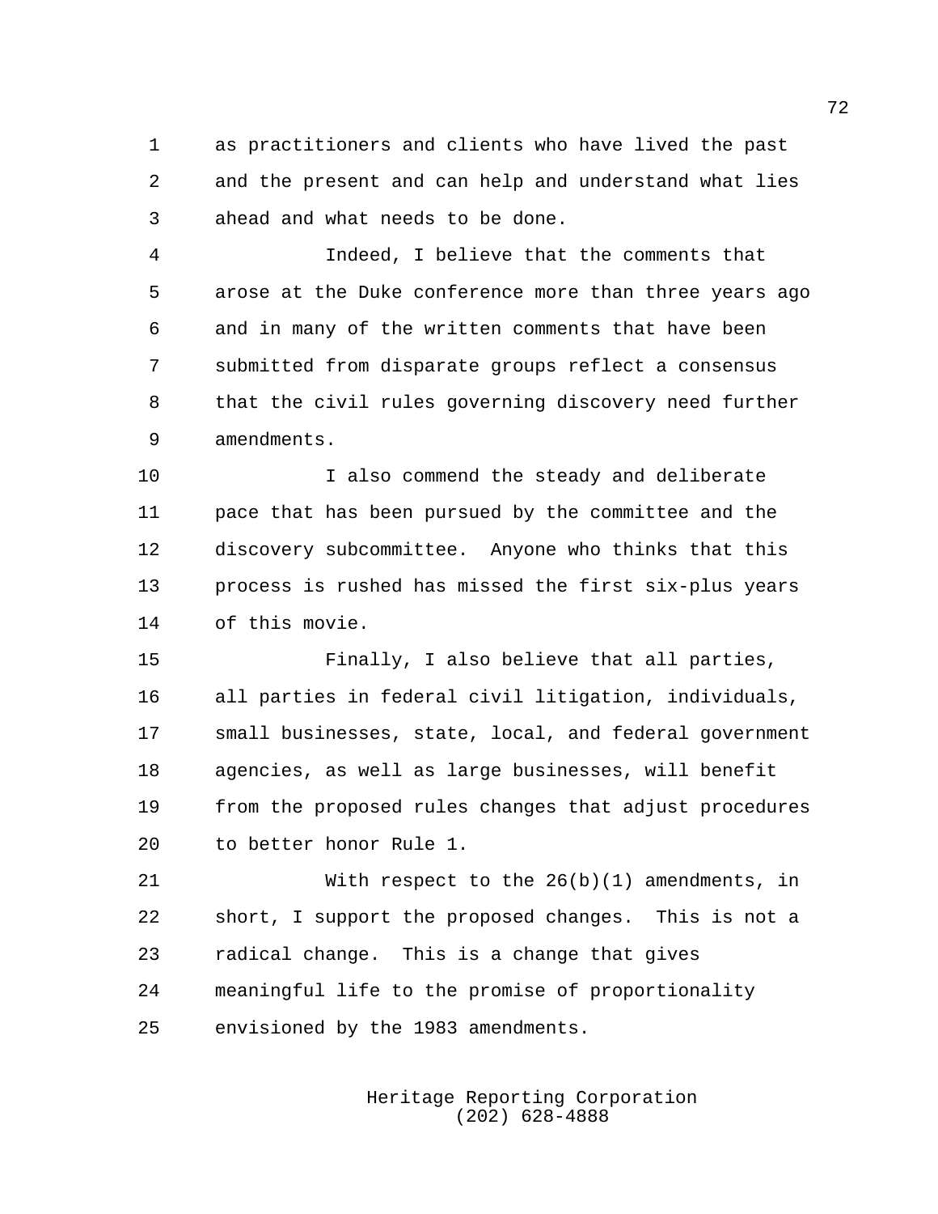as practitioners and clients who have lived the past and the present and can help and understand what lies ahead and what needs to be done.

Indeed, I believe that the comments that arose at the Duke conference more than three years ago and in many of the written comments that have been submitted from disparate groups reflect a consensus that the civil rules governing discovery need further amendments.

I also commend the steady and deliberate pace that has been pursued by the committee and the discovery subcommittee. Anyone who thinks that this process is rushed has missed the first six-plus years of this movie.

Finally, I also believe that all parties, all parties in federal civil litigation, individuals, small businesses, state, local, and federal government agencies, as well as large businesses, will benefit from the proposed rules changes that adjust procedures to better honor Rule 1.

With respect to the 26(b)(1) amendments, in short, I support the proposed changes. This is not a radical change. This is a change that gives meaningful life to the promise of proportionality envisioned by the 1983 amendments.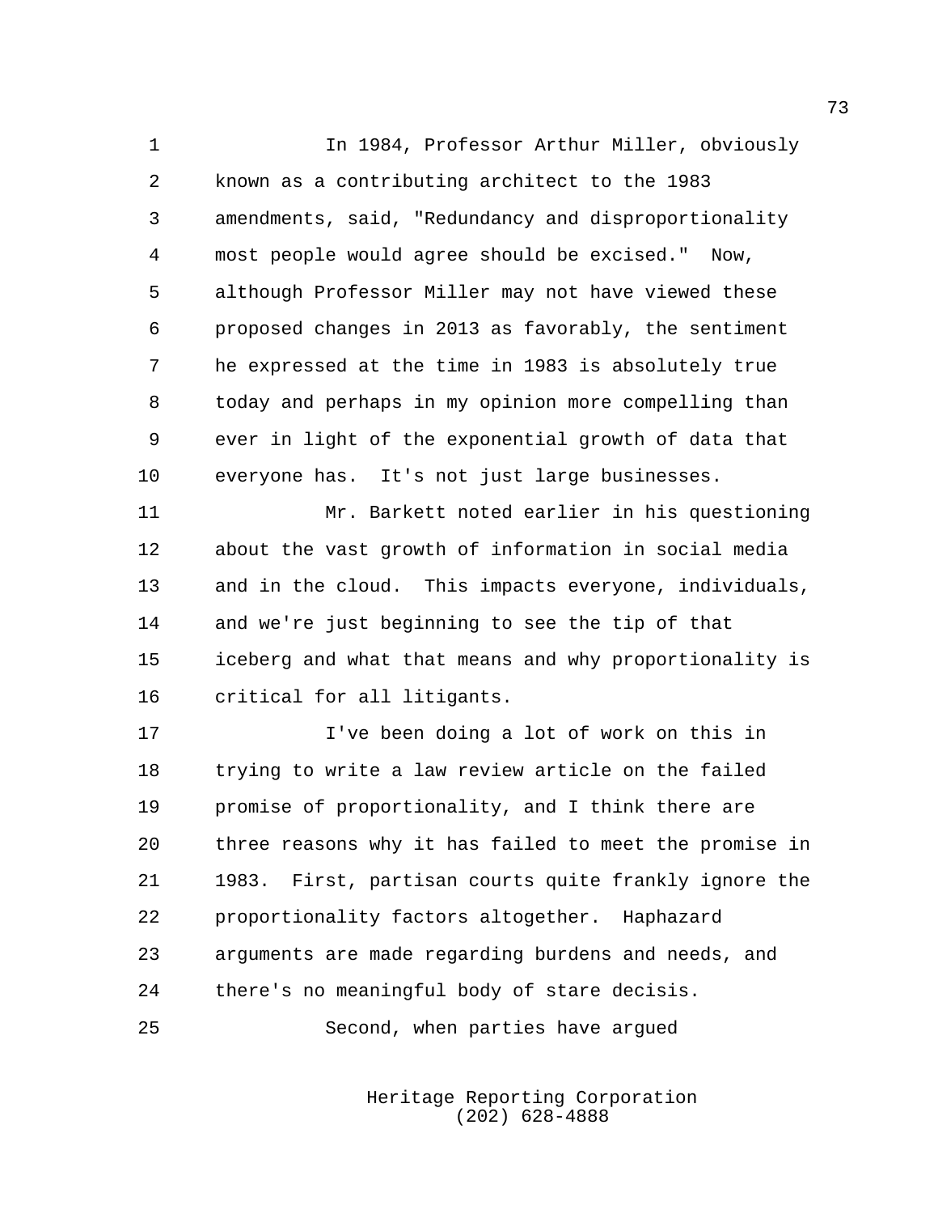In 1984, Professor Arthur Miller, obviously known as a contributing architect to the 1983 amendments, said, "Redundancy and disproportionality most people would agree should be excised." Now, although Professor Miller may not have viewed these proposed changes in 2013 as favorably, the sentiment he expressed at the time in 1983 is absolutely true today and perhaps in my opinion more compelling than ever in light of the exponential growth of data that everyone has. It's not just large businesses.

Mr. Barkett noted earlier in his questioning about the vast growth of information in social media and in the cloud. This impacts everyone, individuals, and we're just beginning to see the tip of that iceberg and what that means and why proportionality is critical for all litigants.

I've been doing a lot of work on this in trying to write a law review article on the failed promise of proportionality, and I think there are three reasons why it has failed to meet the promise in 1983. First, partisan courts quite frankly ignore the proportionality factors altogether. Haphazard arguments are made regarding burdens and needs, and there's no meaningful body of stare decisis.

Second, when parties have argued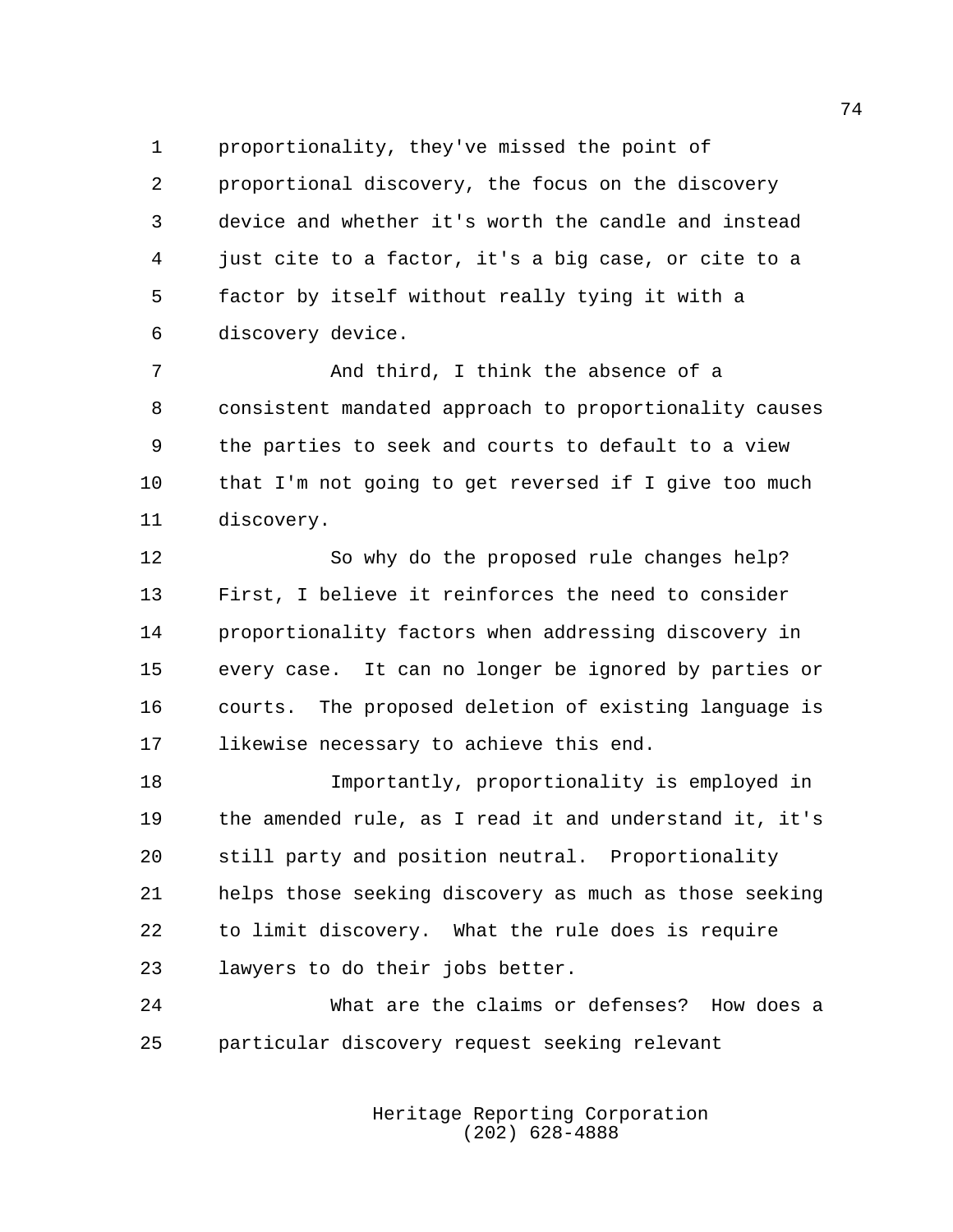proportionality, they've missed the point of proportional discovery, the focus on the discovery device and whether it's worth the candle and instead just cite to a factor, it's a big case, or cite to a factor by itself without really tying it with a discovery device.

And third, I think the absence of a consistent mandated approach to proportionality causes the parties to seek and courts to default to a view that I'm not going to get reversed if I give too much discovery.

So why do the proposed rule changes help? First, I believe it reinforces the need to consider proportionality factors when addressing discovery in every case. It can no longer be ignored by parties or courts. The proposed deletion of existing language is likewise necessary to achieve this end.

Importantly, proportionality is employed in the amended rule, as I read it and understand it, it's still party and position neutral. Proportionality helps those seeking discovery as much as those seeking to limit discovery. What the rule does is require lawyers to do their jobs better.

What are the claims or defenses? How does a particular discovery request seeking relevant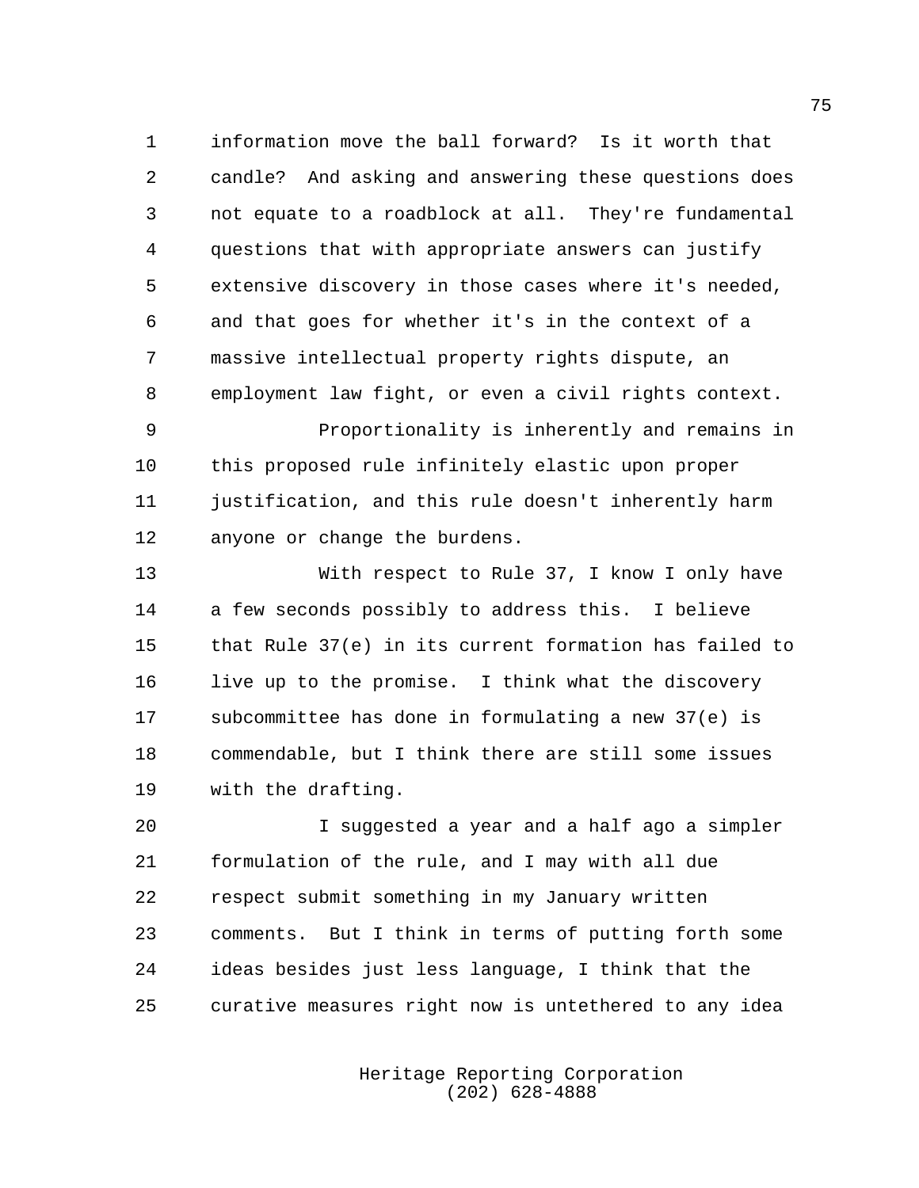information move the ball forward? Is it worth that candle? And asking and answering these questions does not equate to a roadblock at all. They're fundamental questions that with appropriate answers can justify extensive discovery in those cases where it's needed, and that goes for whether it's in the context of a massive intellectual property rights dispute, an employment law fight, or even a civil rights context.

Proportionality is inherently and remains in this proposed rule infinitely elastic upon proper justification, and this rule doesn't inherently harm anyone or change the burdens.

With respect to Rule 37, I know I only have a few seconds possibly to address this. I believe that Rule 37(e) in its current formation has failed to live up to the promise. I think what the discovery subcommittee has done in formulating a new 37(e) is commendable, but I think there are still some issues with the drafting.

I suggested a year and a half ago a simpler formulation of the rule, and I may with all due respect submit something in my January written comments. But I think in terms of putting forth some ideas besides just less language, I think that the curative measures right now is untethered to any idea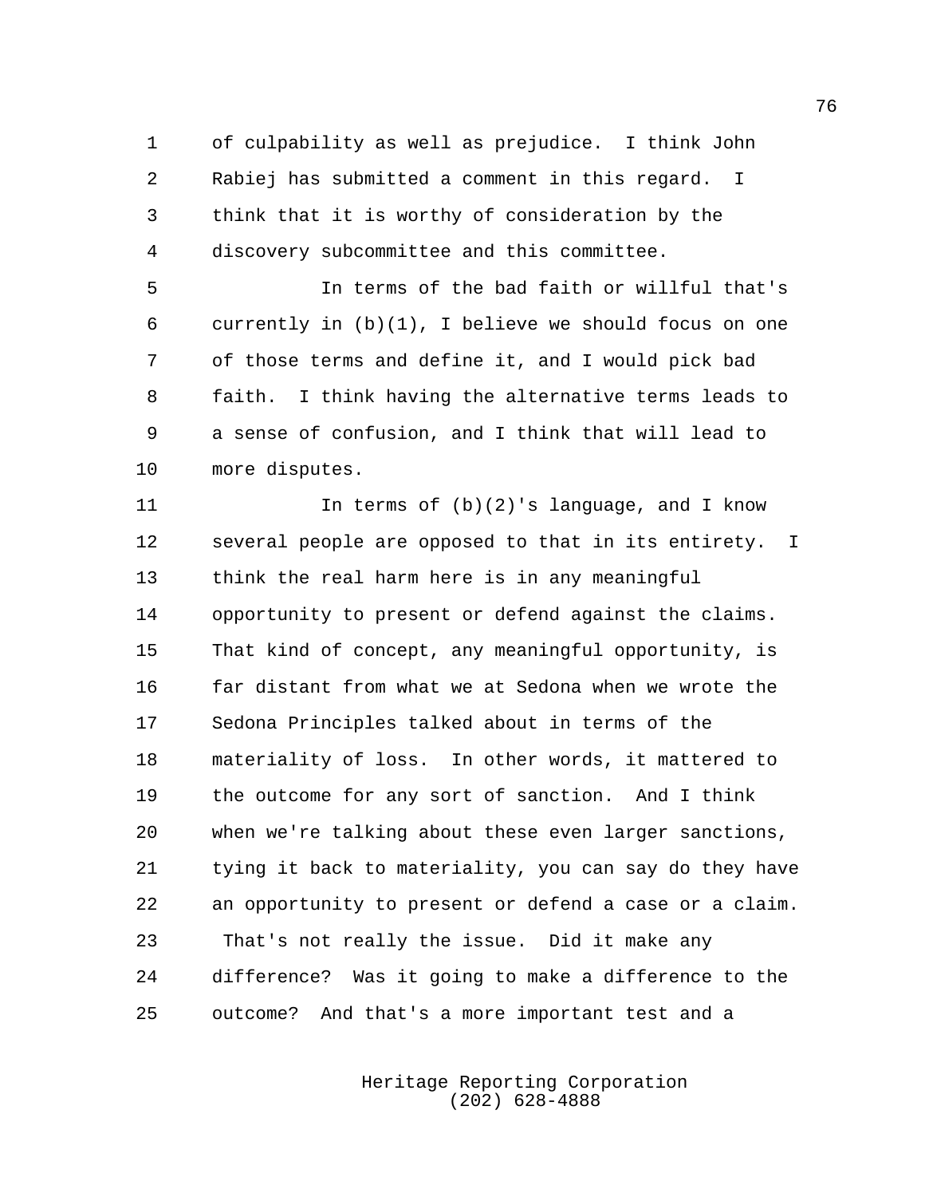of culpability as well as prejudice. I think John Rabiej has submitted a comment in this regard. I think that it is worthy of consideration by the discovery subcommittee and this committee.

In terms of the bad faith or willful that's currently in (b)(1), I believe we should focus on one of those terms and define it, and I would pick bad faith. I think having the alternative terms leads to a sense of confusion, and I think that will lead to more disputes.

In terms of (b)(2)'s language, and I know several people are opposed to that in its entirety. I think the real harm here is in any meaningful opportunity to present or defend against the claims. That kind of concept, any meaningful opportunity, is far distant from what we at Sedona when we wrote the Sedona Principles talked about in terms of the materiality of loss. In other words, it mattered to the outcome for any sort of sanction. And I think when we're talking about these even larger sanctions, tying it back to materiality, you can say do they have an opportunity to present or defend a case or a claim. That's not really the issue. Did it make any difference? Was it going to make a difference to the outcome? And that's a more important test and a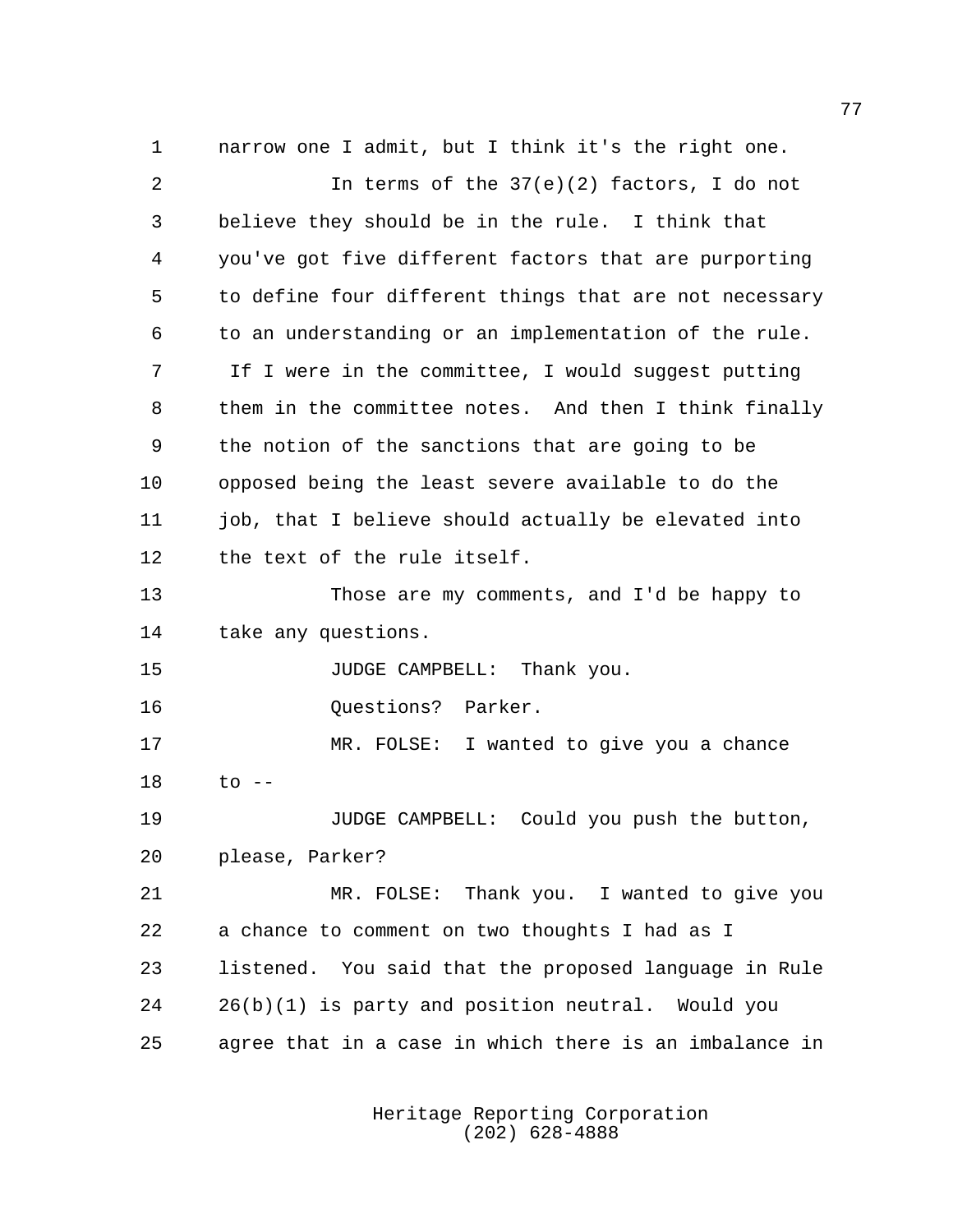narrow one I admit, but I think it's the right one.

In terms of the 37(e)(2) factors, I do not believe they should be in the rule. I think that you've got five different factors that are purporting to define four different things that are not necessary to an understanding or an implementation of the rule. If I were in the committee, I would suggest putting them in the committee notes. And then I think finally the notion of the sanctions that are going to be opposed being the least severe available to do the job, that I believe should actually be elevated into the text of the rule itself.

Those are my comments, and I'd be happy to take any questions.

JUDGE CAMPBELL: Thank you.

Questions? Parker.

MR. FOLSE: I wanted to give you a chance to --

JUDGE CAMPBELL: Could you push the button, please, Parker?

MR. FOLSE: Thank you. I wanted to give you a chance to comment on two thoughts I had as I listened. You said that the proposed language in Rule 26(b)(1) is party and position neutral. Would you agree that in a case in which there is an imbalance in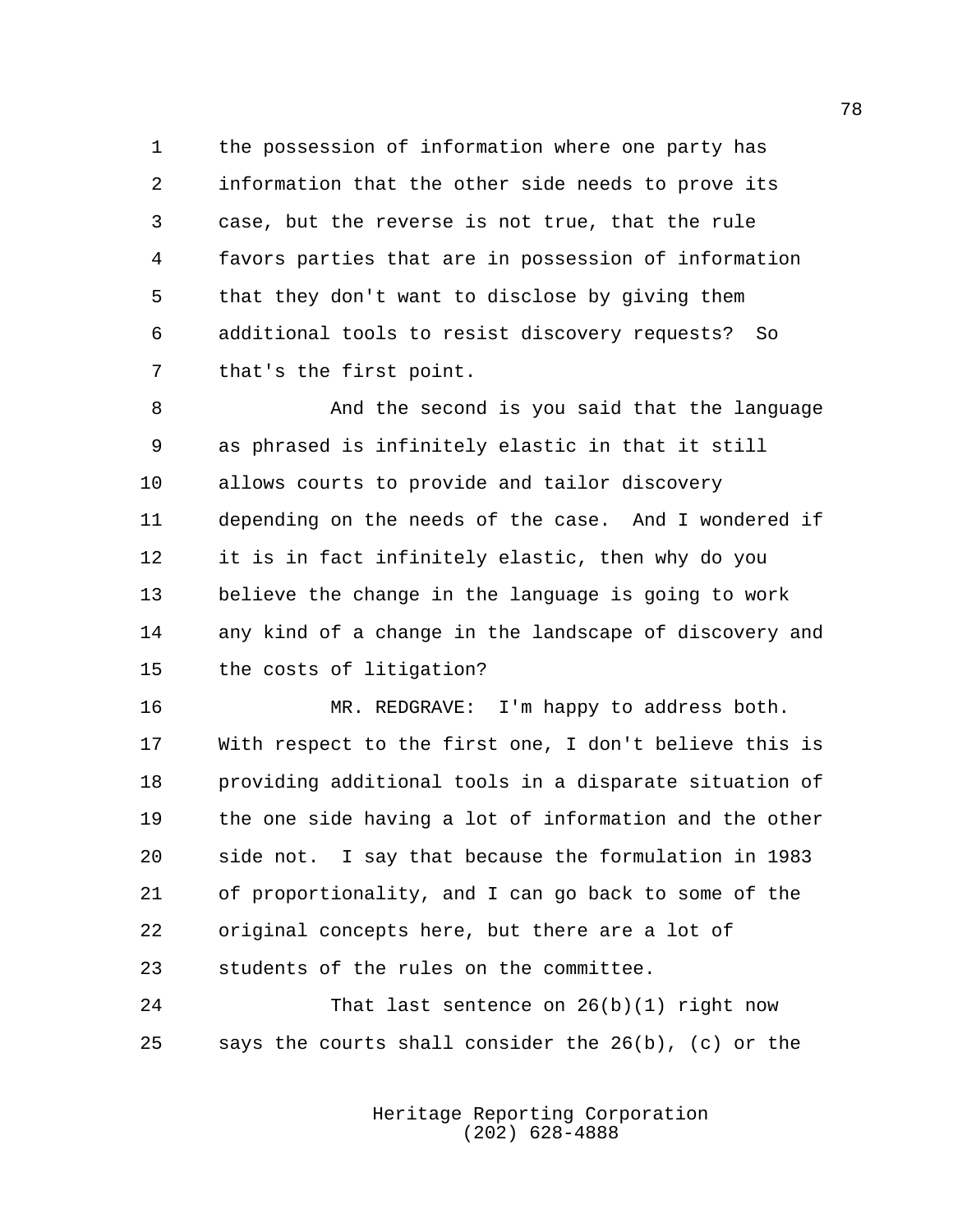the possession of information where one party has information that the other side needs to prove its case, but the reverse is not true, that the rule favors parties that are in possession of information that they don't want to disclose by giving them additional tools to resist discovery requests? So that's the first point.

And the second is you said that the language as phrased is infinitely elastic in that it still allows courts to provide and tailor discovery depending on the needs of the case. And I wondered if it is in fact infinitely elastic, then why do you believe the change in the language is going to work any kind of a change in the landscape of discovery and the costs of litigation?

MR. REDGRAVE: I'm happy to address both. With respect to the first one, I don't believe this is providing additional tools in a disparate situation of the one side having a lot of information and the other side not. I say that because the formulation in 1983 of proportionality, and I can go back to some of the original concepts here, but there are a lot of students of the rules on the committee.

That last sentence on 26(b)(1) right now says the courts shall consider the 26(b), (c) or the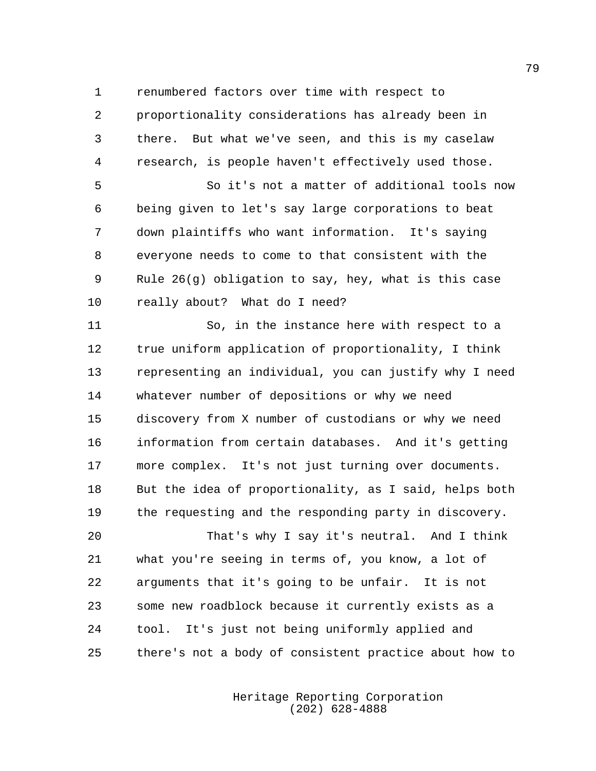renumbered factors over time with respect to proportionality considerations has already been in there. But what we've seen, and this is my caselaw research, is people haven't effectively used those.

So it's not a matter of additional tools now being given to let's say large corporations to beat down plaintiffs who want information. It's saying everyone needs to come to that consistent with the Rule 26(g) obligation to say, hey, what is this case really about? What do I need?

So, in the instance here with respect to a true uniform application of proportionality, I think representing an individual, you can justify why I need whatever number of depositions or why we need discovery from X number of custodians or why we need information from certain databases. And it's getting more complex. It's not just turning over documents. But the idea of proportionality, as I said, helps both the requesting and the responding party in discovery.

That's why I say it's neutral. And I think what you're seeing in terms of, you know, a lot of arguments that it's going to be unfair. It is not some new roadblock because it currently exists as a tool. It's just not being uniformly applied and there's not a body of consistent practice about how to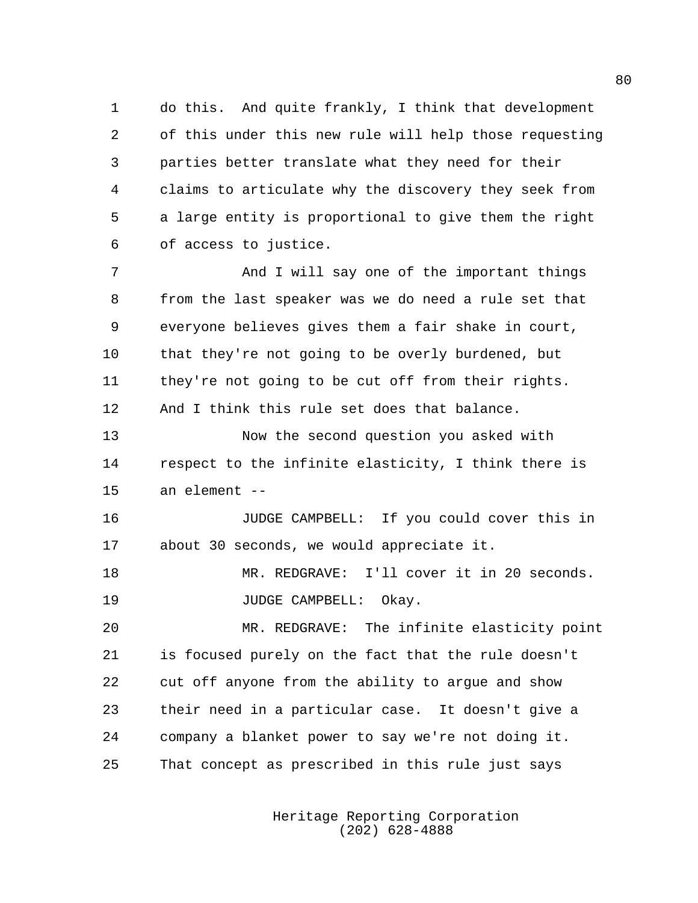do this. And quite frankly, I think that development of this under this new rule will help those requesting parties better translate what they need for their claims to articulate why the discovery they seek from a large entity is proportional to give them the right of access to justice.

And I will say one of the important things from the last speaker was we do need a rule set that everyone believes gives them a fair shake in court, that they're not going to be overly burdened, but they're not going to be cut off from their rights. And I think this rule set does that balance.

Now the second question you asked with respect to the infinite elasticity, I think there is an element --

JUDGE CAMPBELL: If you could cover this in about 30 seconds, we would appreciate it.

MR. REDGRAVE: I'll cover it in 20 seconds.

JUDGE CAMPBELL: Okay.

MR. REDGRAVE: The infinite elasticity point is focused purely on the fact that the rule doesn't cut off anyone from the ability to argue and show their need in a particular case. It doesn't give a company a blanket power to say we're not doing it. That concept as prescribed in this rule just says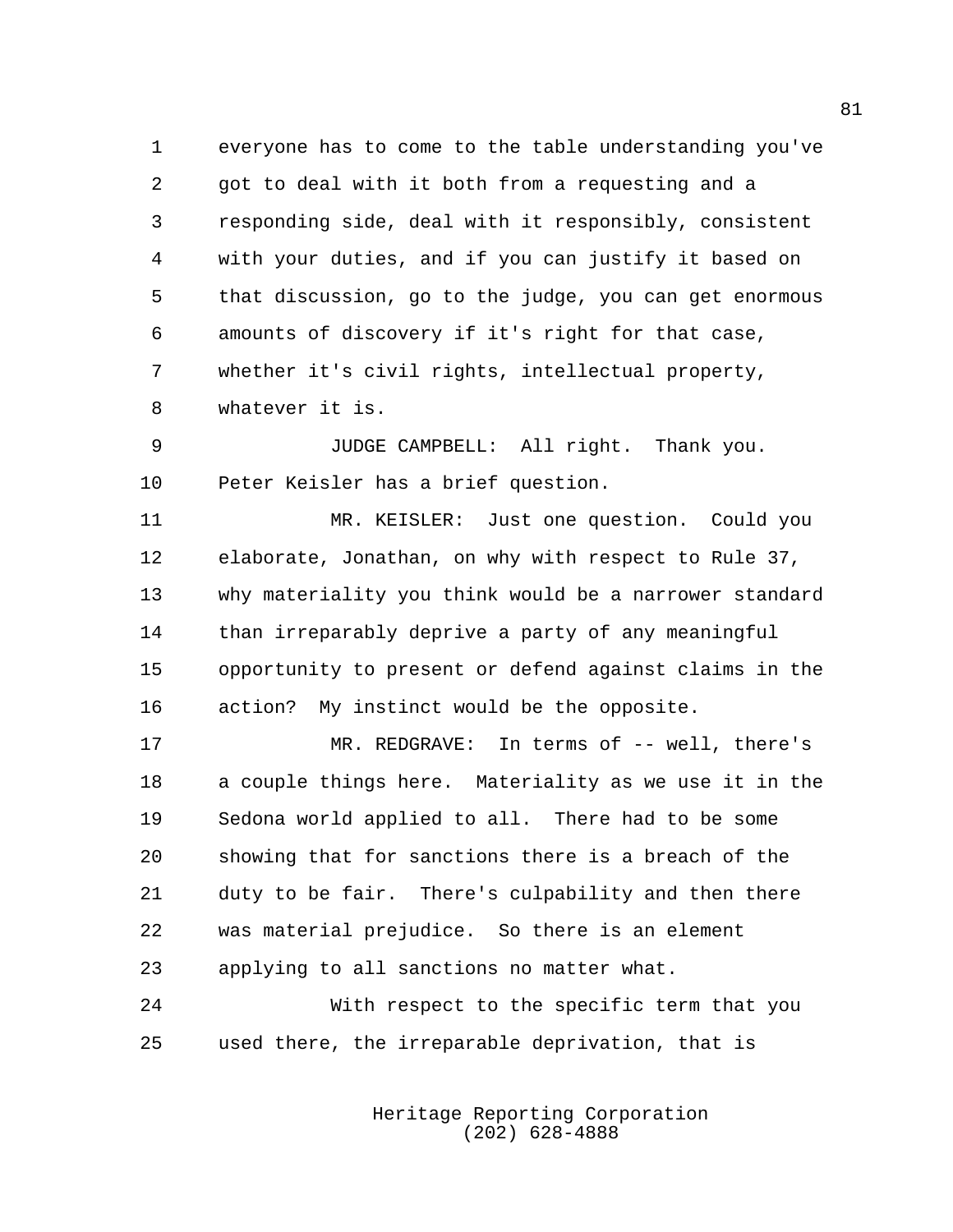everyone has to come to the table understanding you've got to deal with it both from a requesting and a responding side, deal with it responsibly, consistent with your duties, and if you can justify it based on that discussion, go to the judge, you can get enormous amounts of discovery if it's right for that case, whether it's civil rights, intellectual property, whatever it is.

JUDGE CAMPBELL: All right. Thank you. Peter Keisler has a brief question.

MR. KEISLER: Just one question. Could you elaborate, Jonathan, on why with respect to Rule 37, why materiality you think would be a narrower standard than irreparably deprive a party of any meaningful opportunity to present or defend against claims in the action? My instinct would be the opposite.

MR. REDGRAVE: In terms of -- well, there's a couple things here. Materiality as we use it in the Sedona world applied to all. There had to be some showing that for sanctions there is a breach of the duty to be fair. There's culpability and then there was material prejudice. So there is an element applying to all sanctions no matter what.

With respect to the specific term that you used there, the irreparable deprivation, that is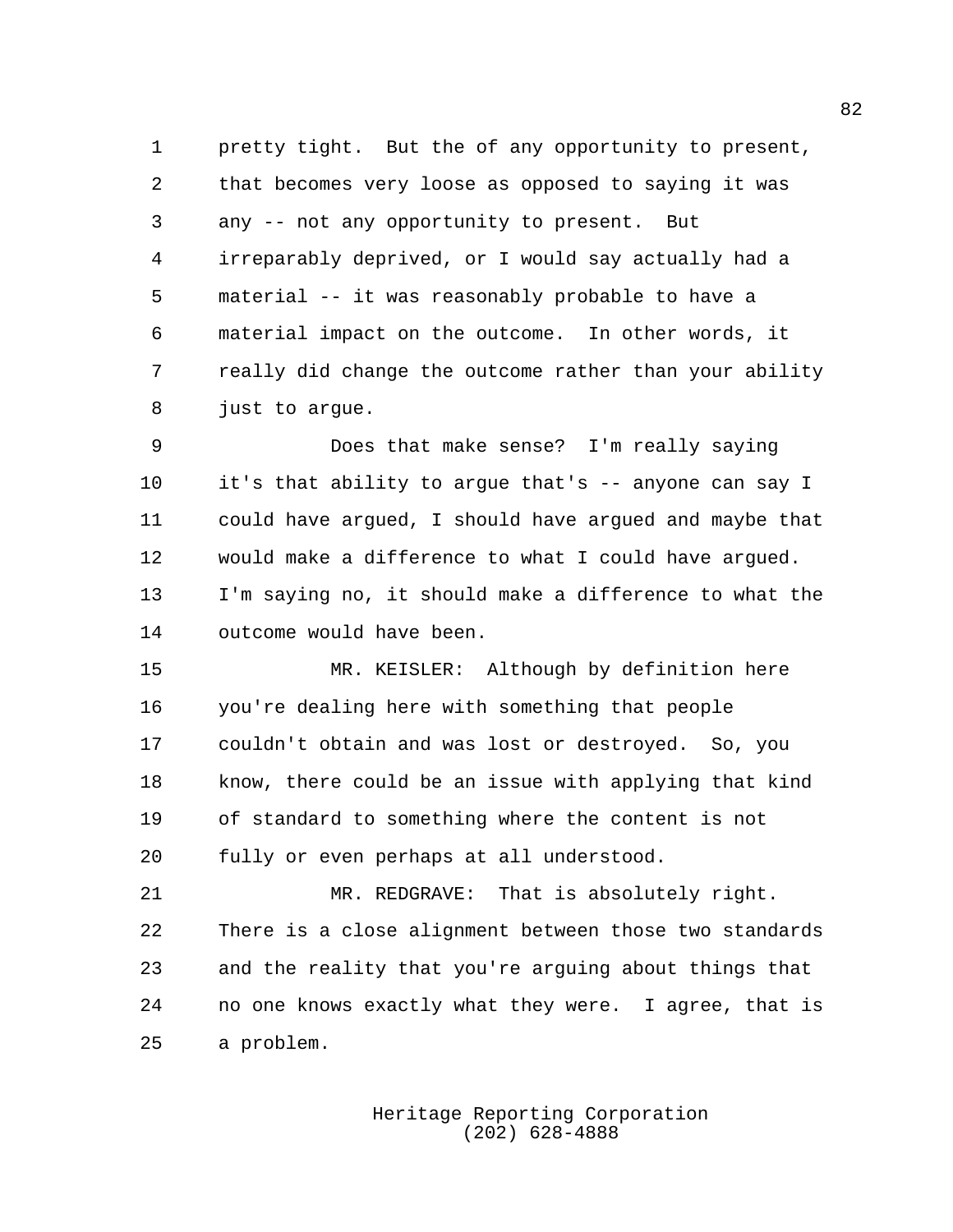pretty tight. But the of any opportunity to present, that becomes very loose as opposed to saying it was any -- not any opportunity to present. But irreparably deprived, or I would say actually had a material -- it was reasonably probable to have a material impact on the outcome. In other words, it really did change the outcome rather than your ability just to argue.

Does that make sense? I'm really saying it's that ability to argue that's -- anyone can say I could have argued, I should have argued and maybe that would make a difference to what I could have argued. I'm saying no, it should make a difference to what the outcome would have been.

MR. KEISLER: Although by definition here you're dealing here with something that people couldn't obtain and was lost or destroyed. So, you know, there could be an issue with applying that kind of standard to something where the content is not fully or even perhaps at all understood.

MR. REDGRAVE: That is absolutely right. There is a close alignment between those two standards and the reality that you're arguing about things that no one knows exactly what they were. I agree, that is a problem.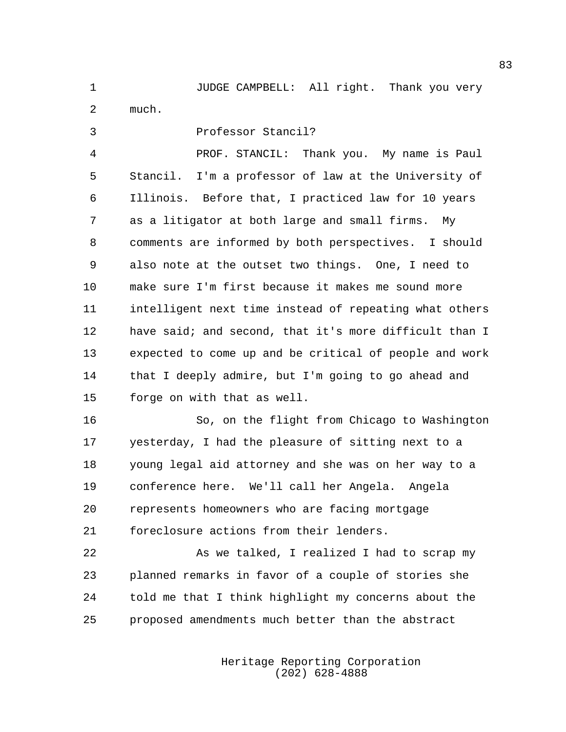JUDGE CAMPBELL: All right. Thank you very much.

Professor Stancil?

PROF. STANCIL: Thank you. My name is Paul Stancil. I'm a professor of law at the University of Illinois. Before that, I practiced law for 10 years as a litigator at both large and small firms. My comments are informed by both perspectives. I should also note at the outset two things. One, I need to make sure I'm first because it makes me sound more intelligent next time instead of repeating what others have said; and second, that it's more difficult than I expected to come up and be critical of people and work that I deeply admire, but I'm going to go ahead and forge on with that as well.

So, on the flight from Chicago to Washington yesterday, I had the pleasure of sitting next to a young legal aid attorney and she was on her way to a conference here. We'll call her Angela. Angela represents homeowners who are facing mortgage foreclosure actions from their lenders.

As we talked, I realized I had to scrap my planned remarks in favor of a couple of stories she told me that I think highlight my concerns about the proposed amendments much better than the abstract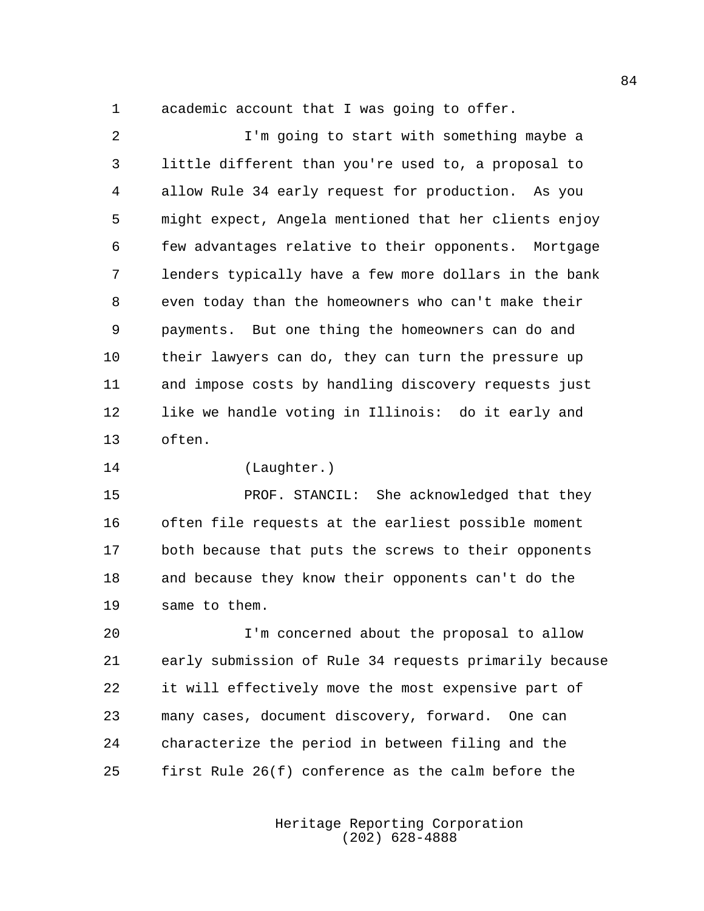academic account that I was going to offer.

I'm going to start with something maybe a little different than you're used to, a proposal to allow Rule 34 early request for production. As you might expect, Angela mentioned that her clients enjoy few advantages relative to their opponents. Mortgage lenders typically have a few more dollars in the bank even today than the homeowners who can't make their payments. But one thing the homeowners can do and their lawyers can do, they can turn the pressure up and impose costs by handling discovery requests just like we handle voting in Illinois: do it early and often.

(Laughter.)

PROF. STANCIL: She acknowledged that they often file requests at the earliest possible moment both because that puts the screws to their opponents and because they know their opponents can't do the same to them.

I'm concerned about the proposal to allow early submission of Rule 34 requests primarily because it will effectively move the most expensive part of many cases, document discovery, forward. One can characterize the period in between filing and the first Rule 26(f) conference as the calm before the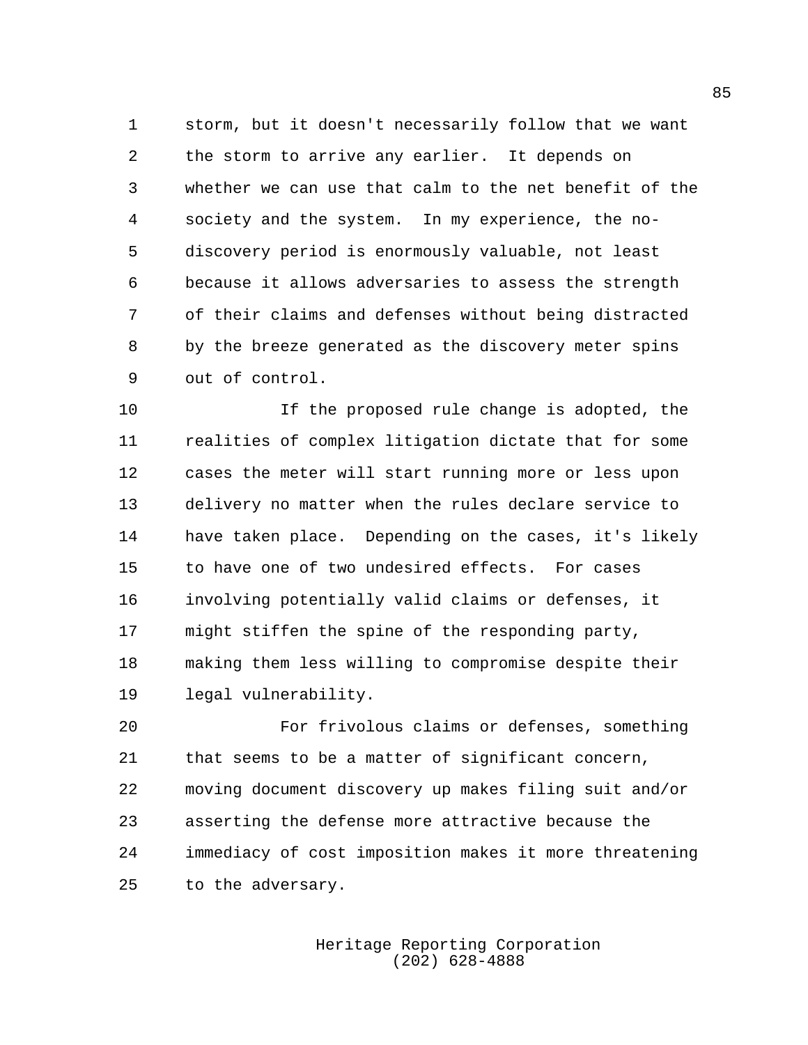storm, but it doesn't necessarily follow that we want the storm to arrive any earlier. It depends on whether we can use that calm to the net benefit of the society and the system. In my experience, the no-discovery period is enormously valuable, not least because it allows adversaries to assess the strength of their claims and defenses without being distracted by the breeze generated as the discovery meter spins out of control.

If the proposed rule change is adopted, the realities of complex litigation dictate that for some cases the meter will start running more or less upon delivery no matter when the rules declare service to have taken place. Depending on the cases, it's likely to have one of two undesired effects. For cases involving potentially valid claims or defenses, it might stiffen the spine of the responding party, making them less willing to compromise despite their legal vulnerability.

For frivolous claims or defenses, something that seems to be a matter of significant concern, moving document discovery up makes filing suit and/or asserting the defense more attractive because the immediacy of cost imposition makes it more threatening to the adversary.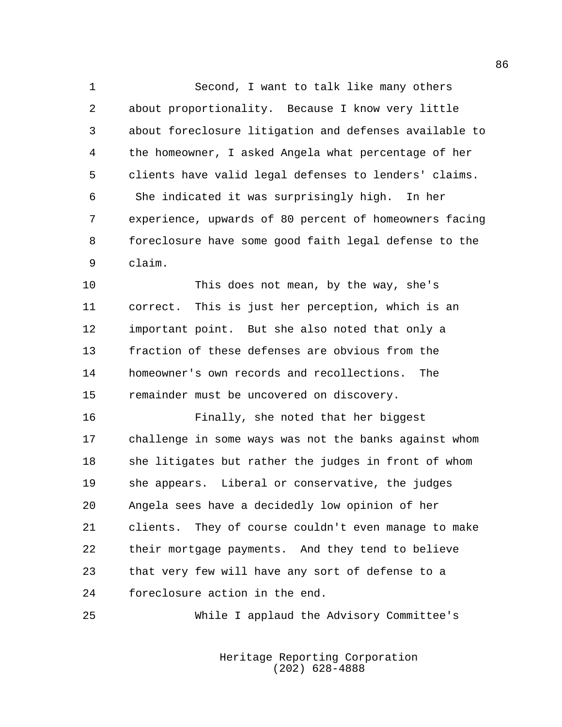Second, I want to talk like many others about proportionality. Because I know very little about foreclosure litigation and defenses available to the homeowner, I asked Angela what percentage of her clients have valid legal defenses to lenders' claims. She indicated it was surprisingly high. In her experience, upwards of 80 percent of homeowners facing foreclosure have some good faith legal defense to the claim.

This does not mean, by the way, she's correct. This is just her perception, which is an important point. But she also noted that only a fraction of these defenses are obvious from the homeowner's own records and recollections. The remainder must be uncovered on discovery.

Finally, she noted that her biggest challenge in some ways was not the banks against whom she litigates but rather the judges in front of whom she appears. Liberal or conservative, the judges Angela sees have a decidedly low opinion of her clients. They of course couldn't even manage to make their mortgage payments. And they tend to believe that very few will have any sort of defense to a foreclosure action in the end.

While I applaud the Advisory Committee's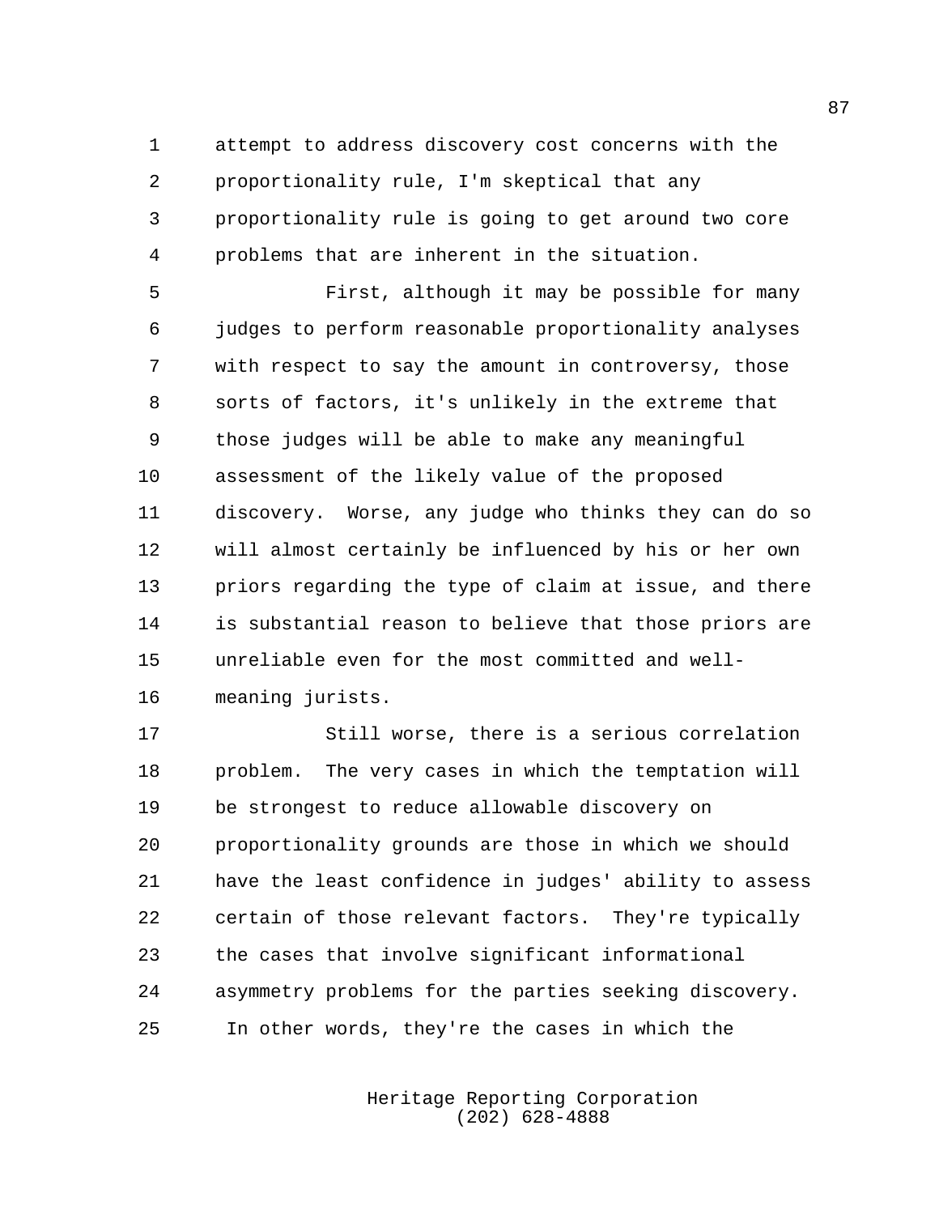attempt to address discovery cost concerns with the proportionality rule, I'm skeptical that any proportionality rule is going to get around two core problems that are inherent in the situation.

First, although it may be possible for many judges to perform reasonable proportionality analyses with respect to say the amount in controversy, those sorts of factors, it's unlikely in the extreme that those judges will be able to make any meaningful assessment of the likely value of the proposed discovery. Worse, any judge who thinks they can do so will almost certainly be influenced by his or her own priors regarding the type of claim at issue, and there is substantial reason to believe that those priors are unreliable even for the most committed and well-meaning jurists.

Still worse, there is a serious correlation problem. The very cases in which the temptation will be strongest to reduce allowable discovery on proportionality grounds are those in which we should have the least confidence in judges' ability to assess certain of those relevant factors. They're typically the cases that involve significant informational asymmetry problems for the parties seeking discovery. In other words, they're the cases in which the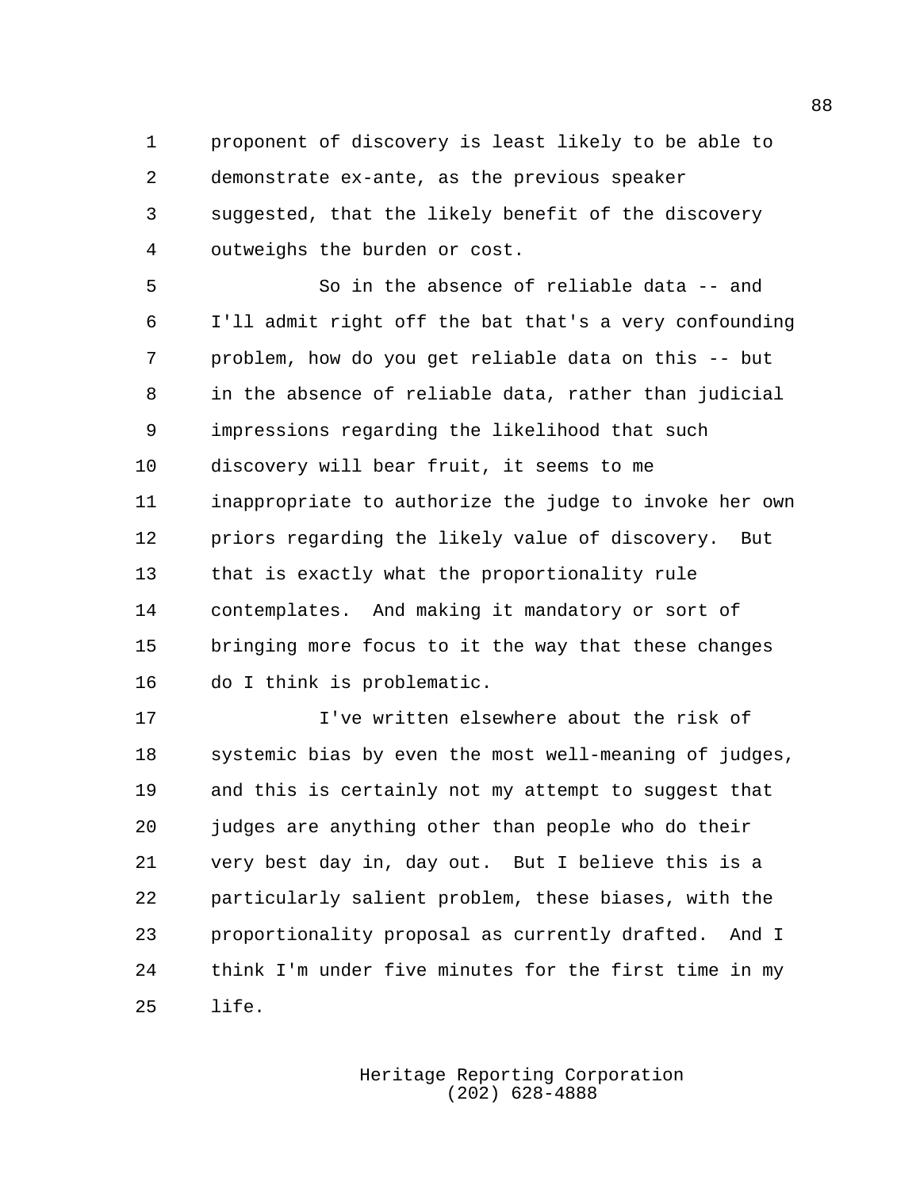proponent of discovery is least likely to be able to demonstrate ex-ante, as the previous speaker suggested, that the likely benefit of the discovery outweighs the burden or cost.

So in the absence of reliable data -- and I'll admit right off the bat that's a very confounding problem, how do you get reliable data on this -- but in the absence of reliable data, rather than judicial impressions regarding the likelihood that such discovery will bear fruit, it seems to me inappropriate to authorize the judge to invoke her own priors regarding the likely value of discovery. But that is exactly what the proportionality rule contemplates. And making it mandatory or sort of bringing more focus to it the way that these changes do I think is problematic.

I've written elsewhere about the risk of systemic bias by even the most well-meaning of judges, and this is certainly not my attempt to suggest that judges are anything other than people who do their very best day in, day out. But I believe this is a particularly salient problem, these biases, with the proportionality proposal as currently drafted. And I think I'm under five minutes for the first time in my life.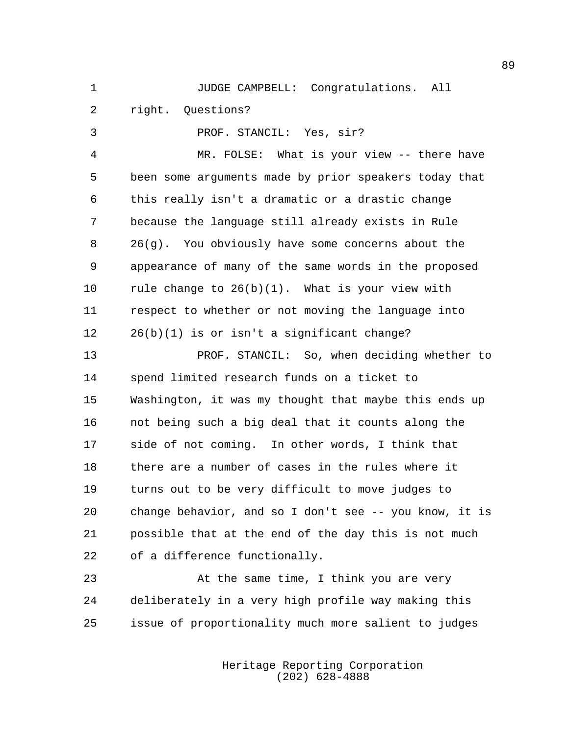JUDGE CAMPBELL: Congratulations. All right. Questions?

PROF. STANCIL: Yes, sir?

MR. FOLSE: What is your view -- there have been some arguments made by prior speakers today that this really isn't a dramatic or a drastic change because the language still already exists in Rule 26(g). You obviously have some concerns about the appearance of many of the same words in the proposed rule change to 26(b)(1). What is your view with respect to whether or not moving the language into 26(b)(1) is or isn't a significant change?

PROF. STANCIL: So, when deciding whether to spend limited research funds on a ticket to Washington, it was my thought that maybe this ends up not being such a big deal that it counts along the side of not coming. In other words, I think that there are a number of cases in the rules where it turns out to be very difficult to move judges to change behavior, and so I don't see -- you know, it is possible that at the end of the day this is not much of a difference functionally.

At the same time, I think you are very deliberately in a very high profile way making this issue of proportionality much more salient to judges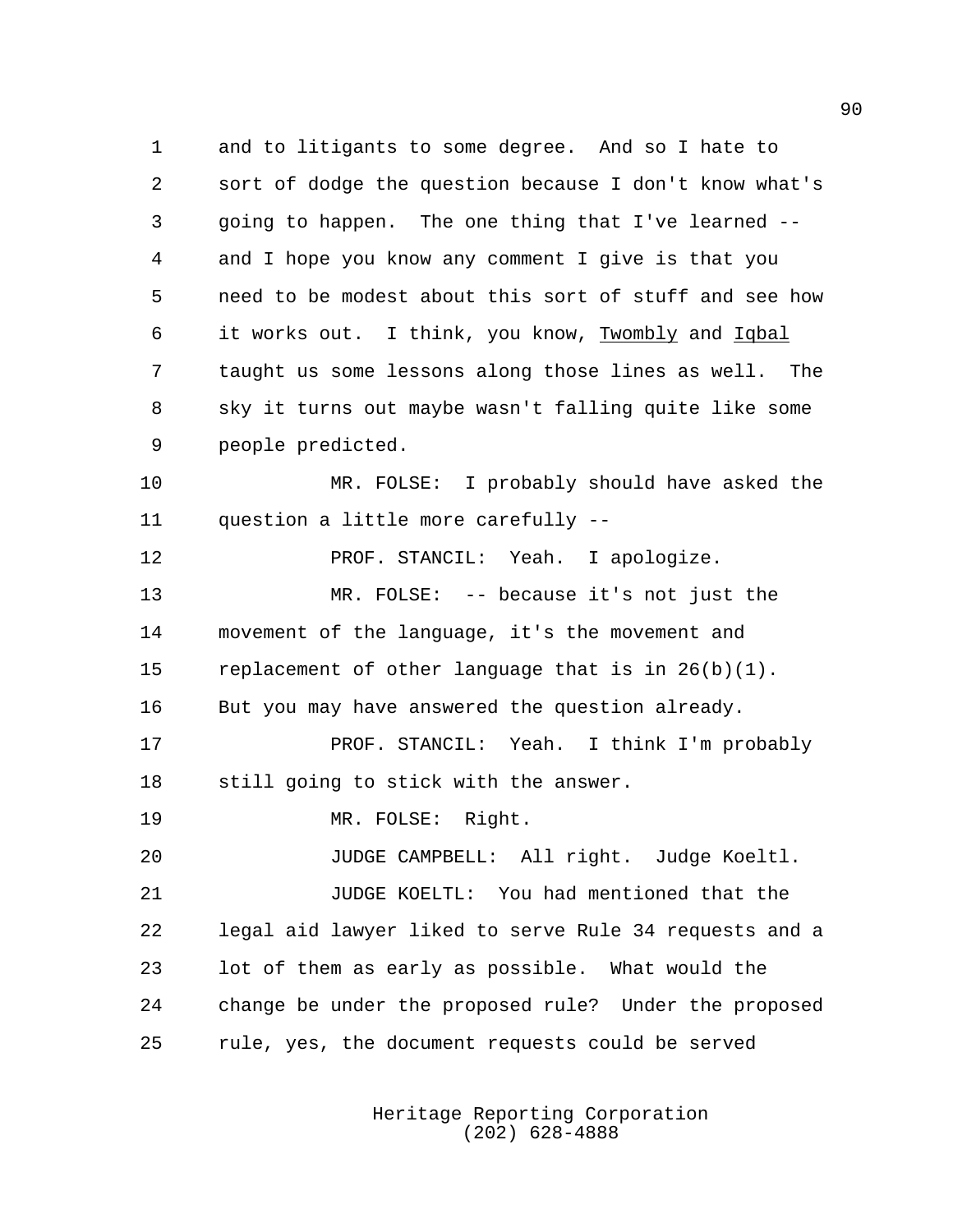and to litigants to some degree. And so I hate to sort of dodge the question because I don't know what's going to happen. The one thing that I've learned -- and I hope you know any comment I give is that you need to be modest about this sort of stuff and see how it works out. I think, you know, Twombly and Iqbal taught us some lessons along those lines as well. The sky it turns out maybe wasn't falling quite like some people predicted.

MR. FOLSE: I probably should have asked the question a little more carefully --

PROF. STANCIL: Yeah. I apologize.

MR. FOLSE: -- because it's not just the movement of the language, it's the movement and replacement of other language that is in 26(b)(1). But you may have answered the question already.

PROF. STANCIL: Yeah. I think I'm probably still going to stick with the answer.

MR. FOLSE: Right.

JUDGE CAMPBELL: All right. Judge Koeltl.

JUDGE KOELTL: You had mentioned that the legal aid lawyer liked to serve Rule 34 requests and a lot of them as early as possible. What would the change be under the proposed rule? Under the proposed rule, yes, the document requests could be served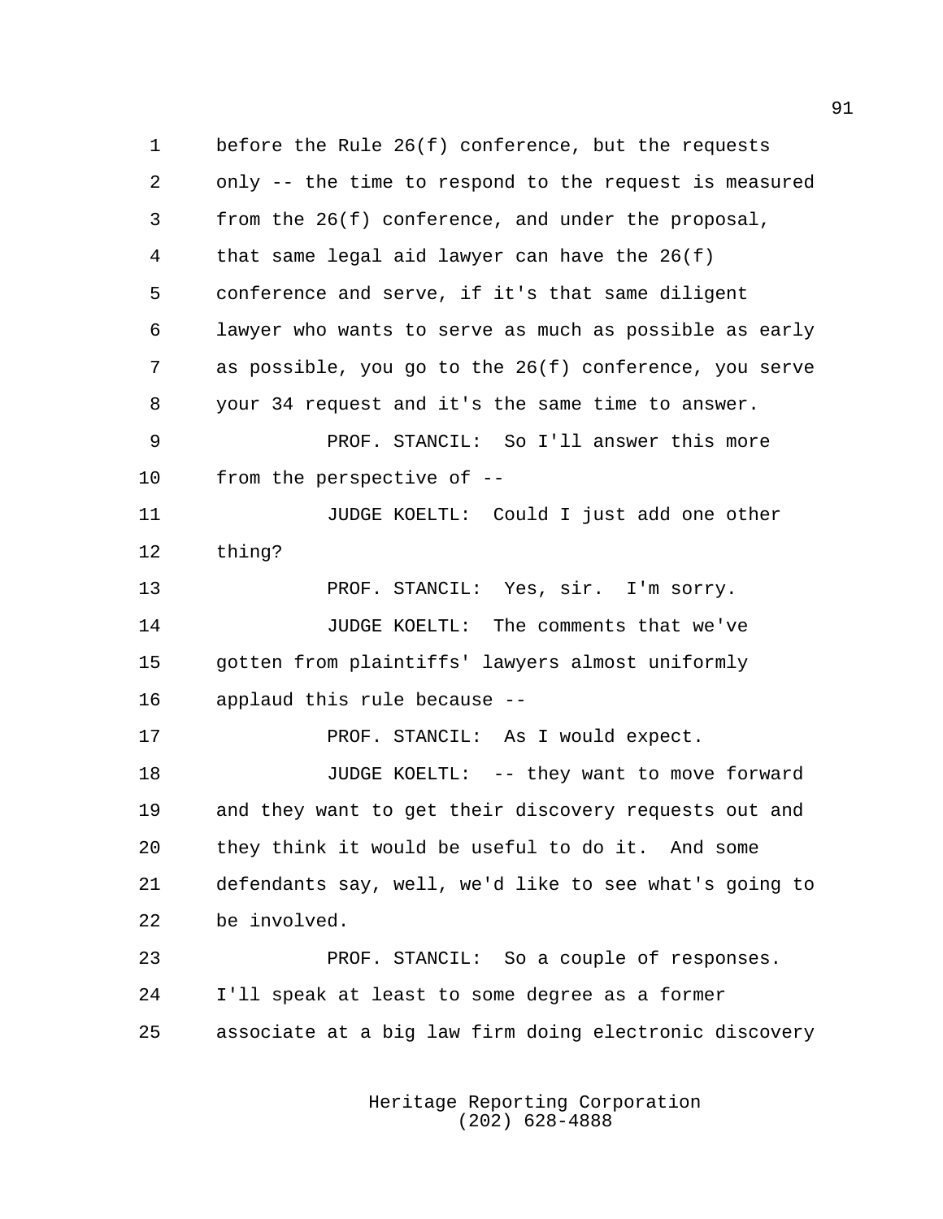before the Rule 26(f) conference, but the requests only -- the time to respond to the request is measured from the 26(f) conference, and under the proposal, that same legal aid lawyer can have the 26(f) conference and serve, if it's that same diligent lawyer who wants to serve as much as possible as early as possible, you go to the 26(f) conference, you serve your 34 request and it's the same time to answer.

PROF. STANCIL: So I'll answer this more from the perspective of --

JUDGE KOELTL: Could I just add one other thing?

PROF. STANCIL: Yes, sir. I'm sorry.

JUDGE KOELTL: The comments that we've gotten from plaintiffs' lawyers almost uniformly applaud this rule because --

PROF. STANCIL: As I would expect.

JUDGE KOELTL: -- they want to move forward and they want to get their discovery requests out and they think it would be useful to do it. And some defendants say, well, we'd like to see what's going to be involved.

PROF. STANCIL: So a couple of responses. I'll speak at least to some degree as a former associate at a big law firm doing electronic discovery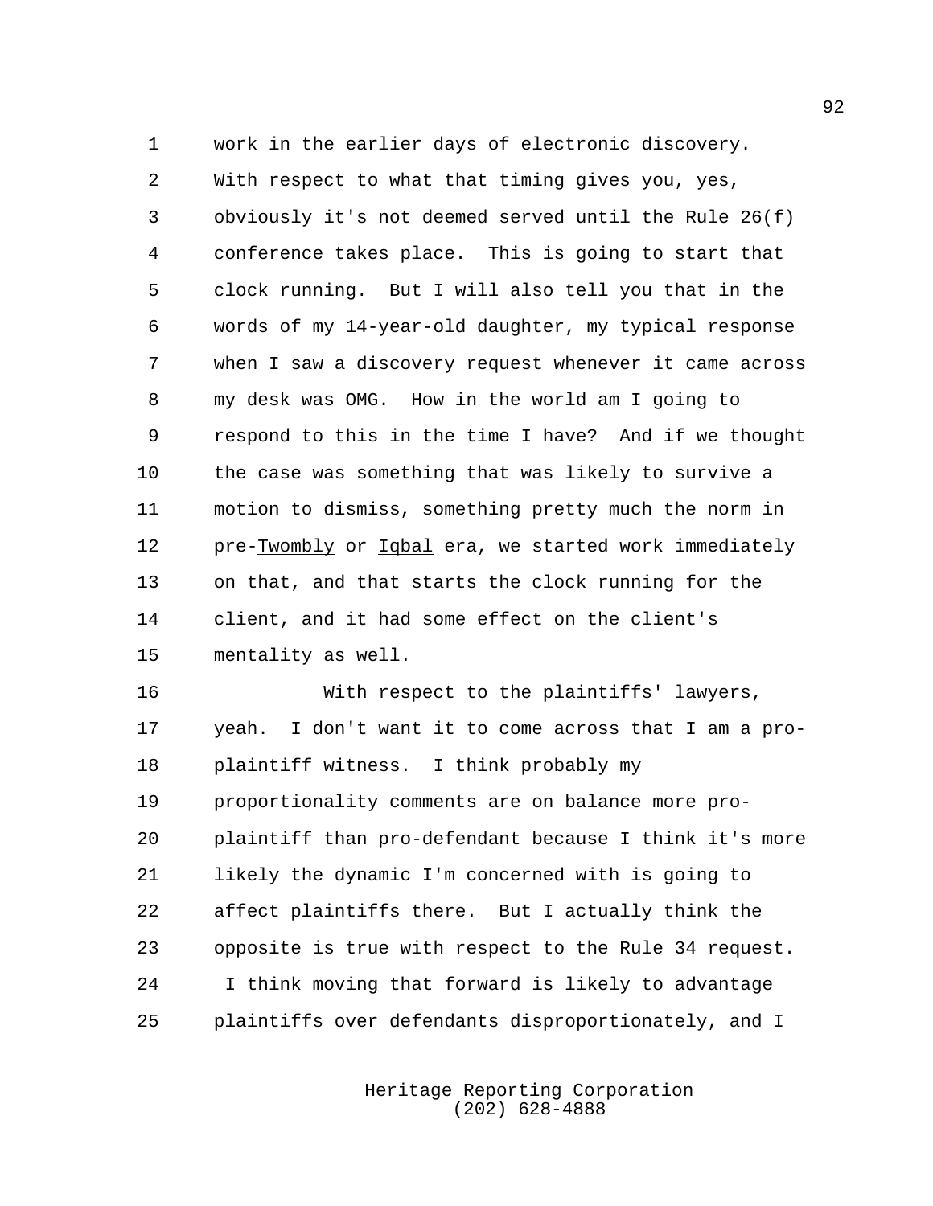work in the earlier days of electronic discovery. With respect to what that timing gives you, yes, obviously it's not deemed served until the Rule 26(f) conference takes place. This is going to start that clock running. But I will also tell you that in the words of my 14-year-old daughter, my typical response when I saw a discovery request whenever it came across my desk was OMG. How in the world am I going to respond to this in the time I have? And if we thought the case was something that was likely to survive a motion to dismiss, something pretty much the norm in pre-Twombly or Iqbal era, we started work immediately on that, and that starts the clock running for the client, and it had some effect on the client's mentality as well.

With respect to the plaintiffs' lawyers, yeah. I don't want it to come across that I am a pro-plaintiff witness. I think probably my proportionality comments are on balance more pro-plaintiff than pro-defendant because I think it's more likely the dynamic I'm concerned with is going to affect plaintiffs there. But I actually think the opposite is true with respect to the Rule 34 request. I think moving that forward is likely to advantage plaintiffs over defendants disproportionately, and I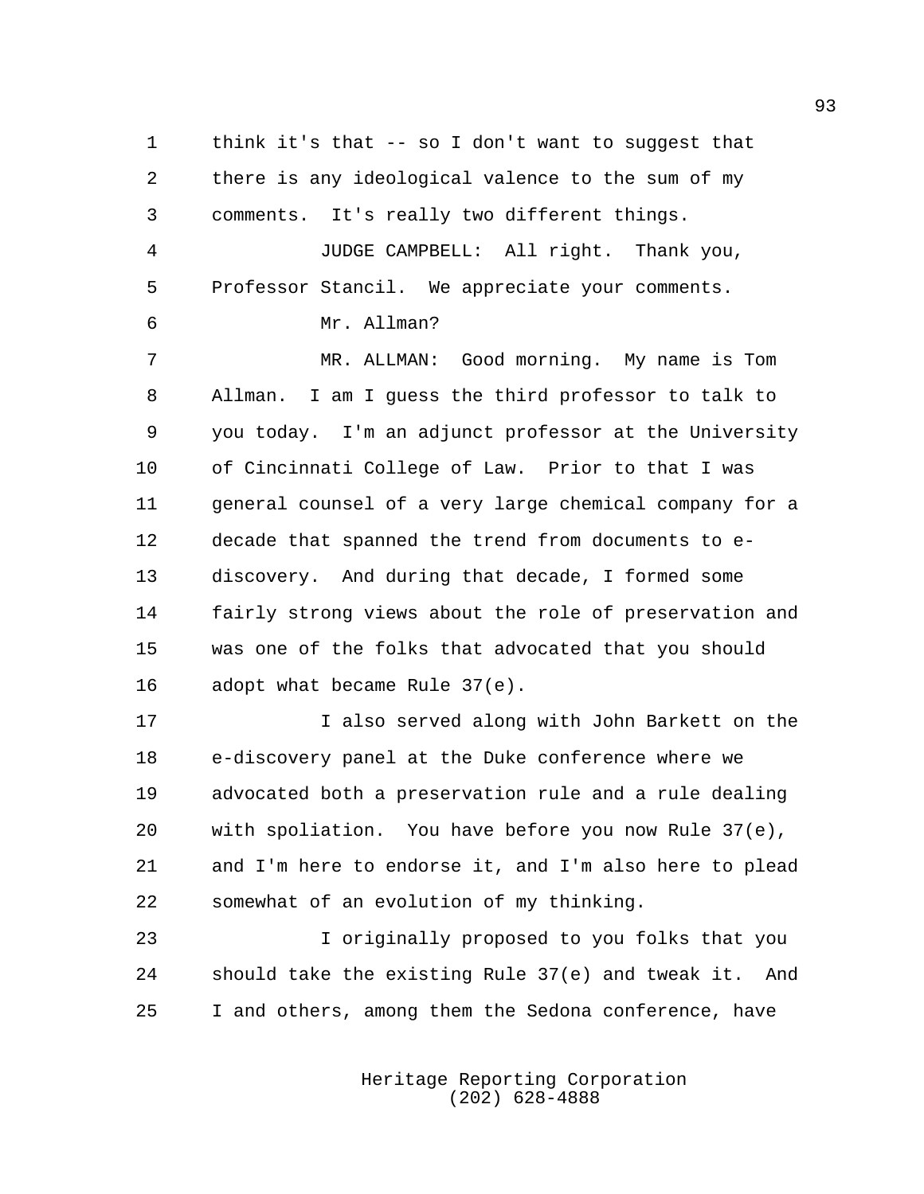think it's that -- so I don't want to suggest that there is any ideological valence to the sum of my comments. It's really two different things.

JUDGE CAMPBELL: All right. Thank you, Professor Stancil. We appreciate your comments.

Mr. Allman?

MR. ALLMAN: Good morning. My name is Tom Allman. I am I guess the third professor to talk to you today. I'm an adjunct professor at the University of Cincinnati College of Law. Prior to that I was general counsel of a very large chemical company for a decade that spanned the trend from documents to e-discovery. And during that decade, I formed some fairly strong views about the role of preservation and was one of the folks that advocated that you should adopt what became Rule 37(e).

I also served along with John Barkett on the e-discovery panel at the Duke conference where we advocated both a preservation rule and a rule dealing with spoliation. You have before you now Rule 37(e), and I'm here to endorse it, and I'm also here to plead somewhat of an evolution of my thinking.

I originally proposed to you folks that you should take the existing Rule 37(e) and tweak it. And I and others, among them the Sedona conference, have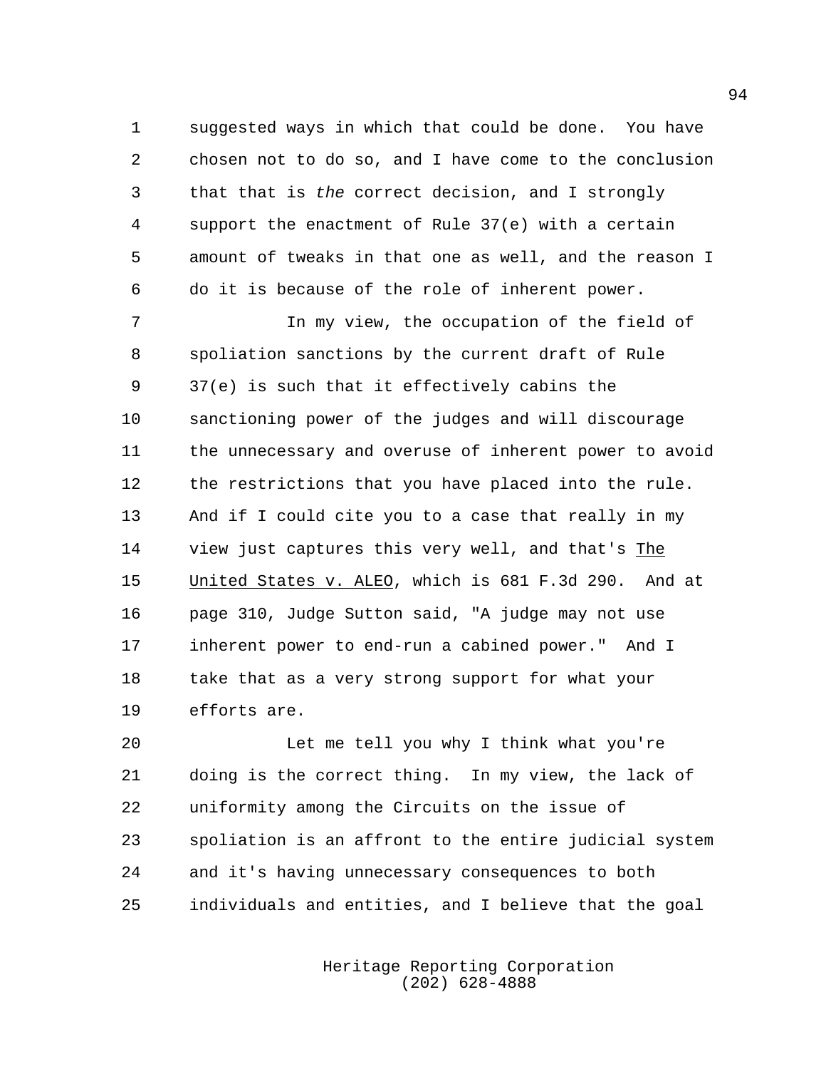suggested ways in which that could be done. You have chosen not to do so, and I have come to the conclusion that that is *the* correct decision, and I strongly support the enactment of Rule 37(e) with a certain amount of tweaks in that one as well, and the reason I do it is because of the role of inherent power.

In my view, the occupation of the field of spoliation sanctions by the current draft of Rule 37(e) is such that it effectively cabins the sanctioning power of the judges and will discourage the unnecessary and overuse of inherent power to avoid the restrictions that you have placed into the rule. And if I could cite you to a case that really in my view just captures this very well, and that's The United States v. ALEO, which is 681 F.3d 290. And at page 310, Judge Sutton said, "A judge may not use inherent power to end-run a cabined power." And I take that as a very strong support for what your efforts are.

Let me tell you why I think what you're doing is the correct thing. In my view, the lack of uniformity among the Circuits on the issue of spoliation is an affront to the entire judicial system and it's having unnecessary consequences to both individuals and entities, and I believe that the goal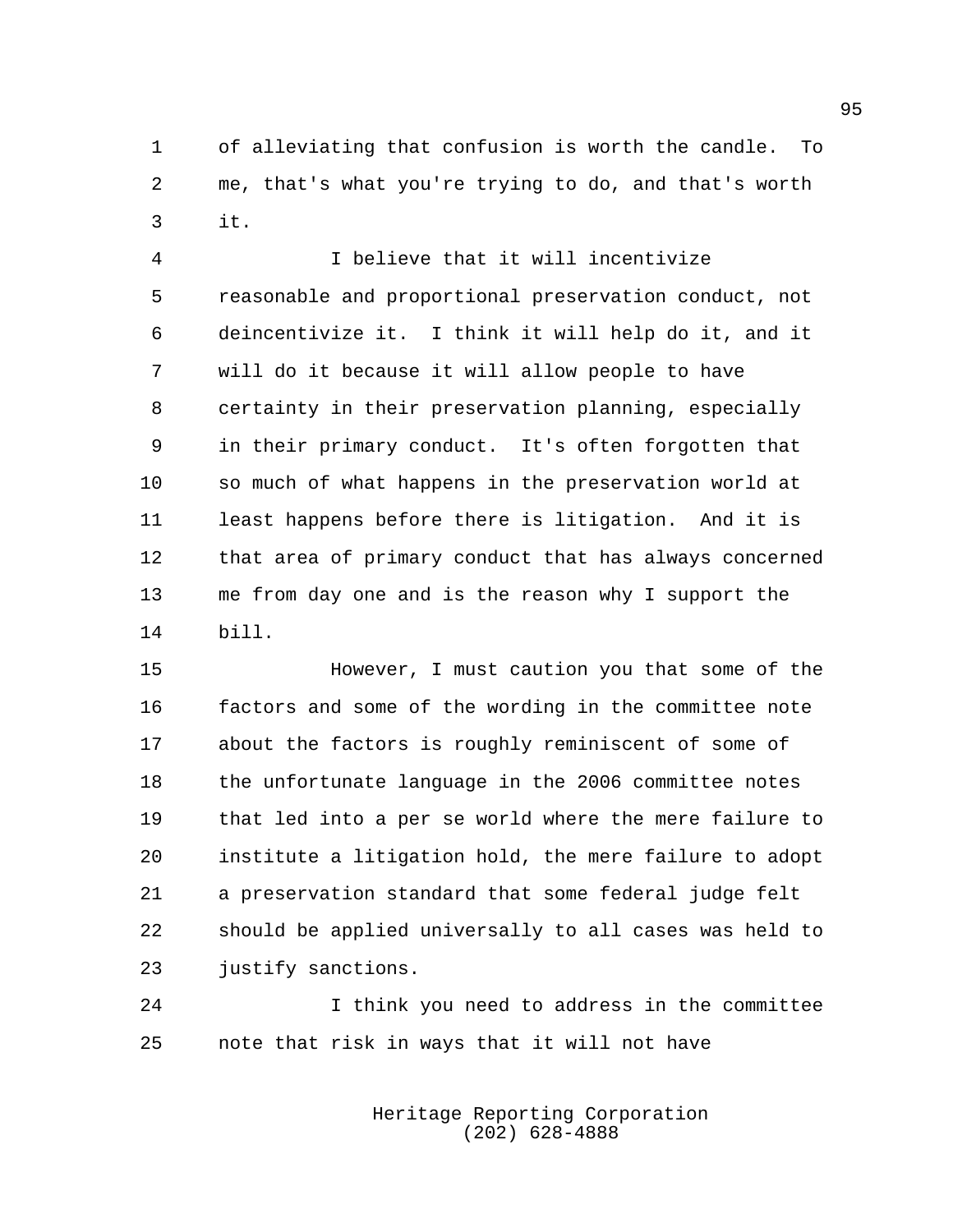of alleviating that confusion is worth the candle. To me, that's what you're trying to do, and that's worth it.

I believe that it will incentivize reasonable and proportional preservation conduct, not deincentivize it. I think it will help do it, and it will do it because it will allow people to have certainty in their preservation planning, especially in their primary conduct. It's often forgotten that so much of what happens in the preservation world at least happens before there is litigation. And it is that area of primary conduct that has always concerned me from day one and is the reason why I support the bill.

However, I must caution you that some of the factors and some of the wording in the committee note about the factors is roughly reminiscent of some of the unfortunate language in the 2006 committee notes that led into a per se world where the mere failure to institute a litigation hold, the mere failure to adopt a preservation standard that some federal judge felt should be applied universally to all cases was held to justify sanctions.

I think you need to address in the committee note that risk in ways that it will not have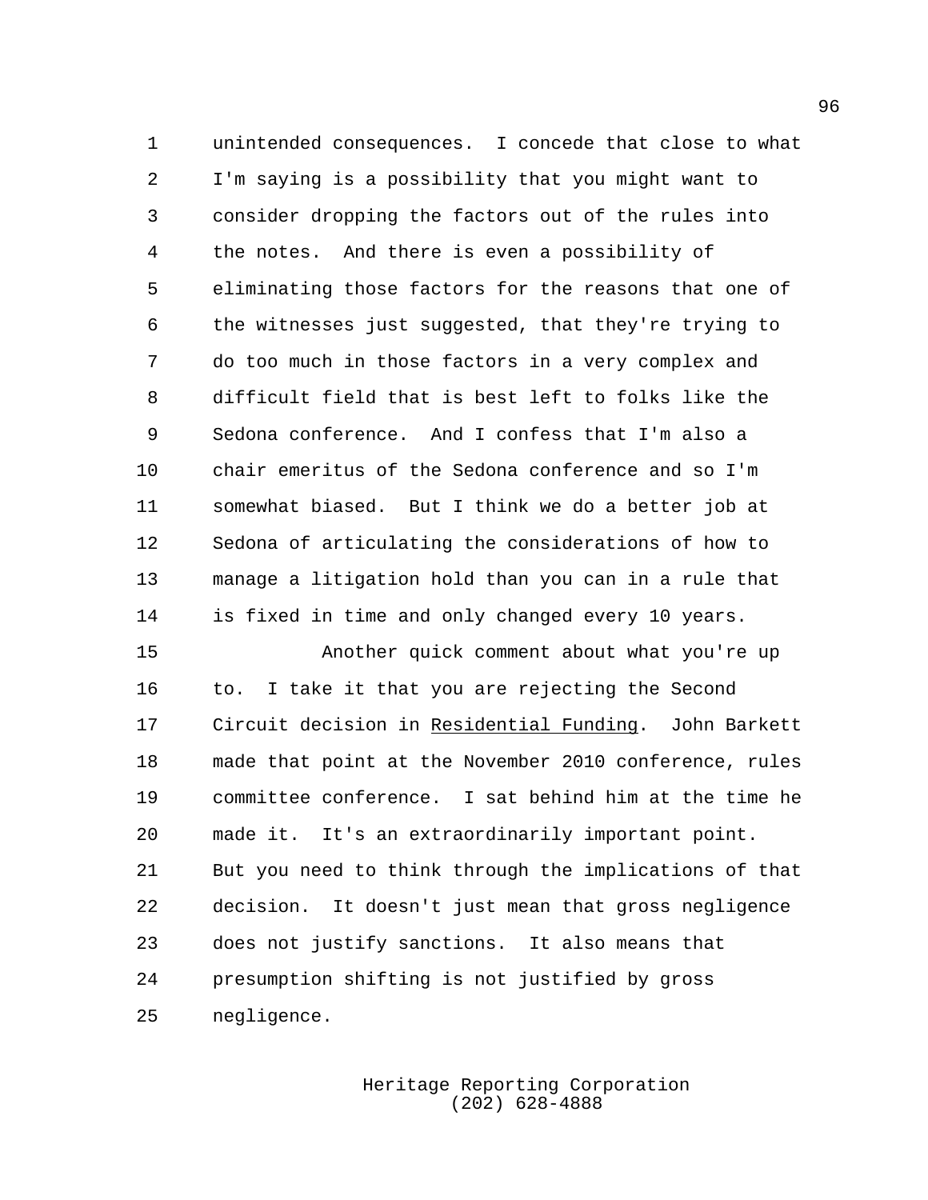unintended consequences. I concede that close to what I'm saying is a possibility that you might want to consider dropping the factors out of the rules into the notes. And there is even a possibility of eliminating those factors for the reasons that one of the witnesses just suggested, that they're trying to do too much in those factors in a very complex and difficult field that is best left to folks like the Sedona conference. And I confess that I'm also a chair emeritus of the Sedona conference and so I'm somewhat biased. But I think we do a better job at Sedona of articulating the considerations of how to manage a litigation hold than you can in a rule that is fixed in time and only changed every 10 years.

Another quick comment about what you're up to. I take it that you are rejecting the Second Circuit decision in Residential Funding. John Barkett made that point at the November 2010 conference, rules committee conference. I sat behind him at the time he made it. It's an extraordinarily important point. But you need to think through the implications of that decision. It doesn't just mean that gross negligence does not justify sanctions. It also means that presumption shifting is not justified by gross negligence.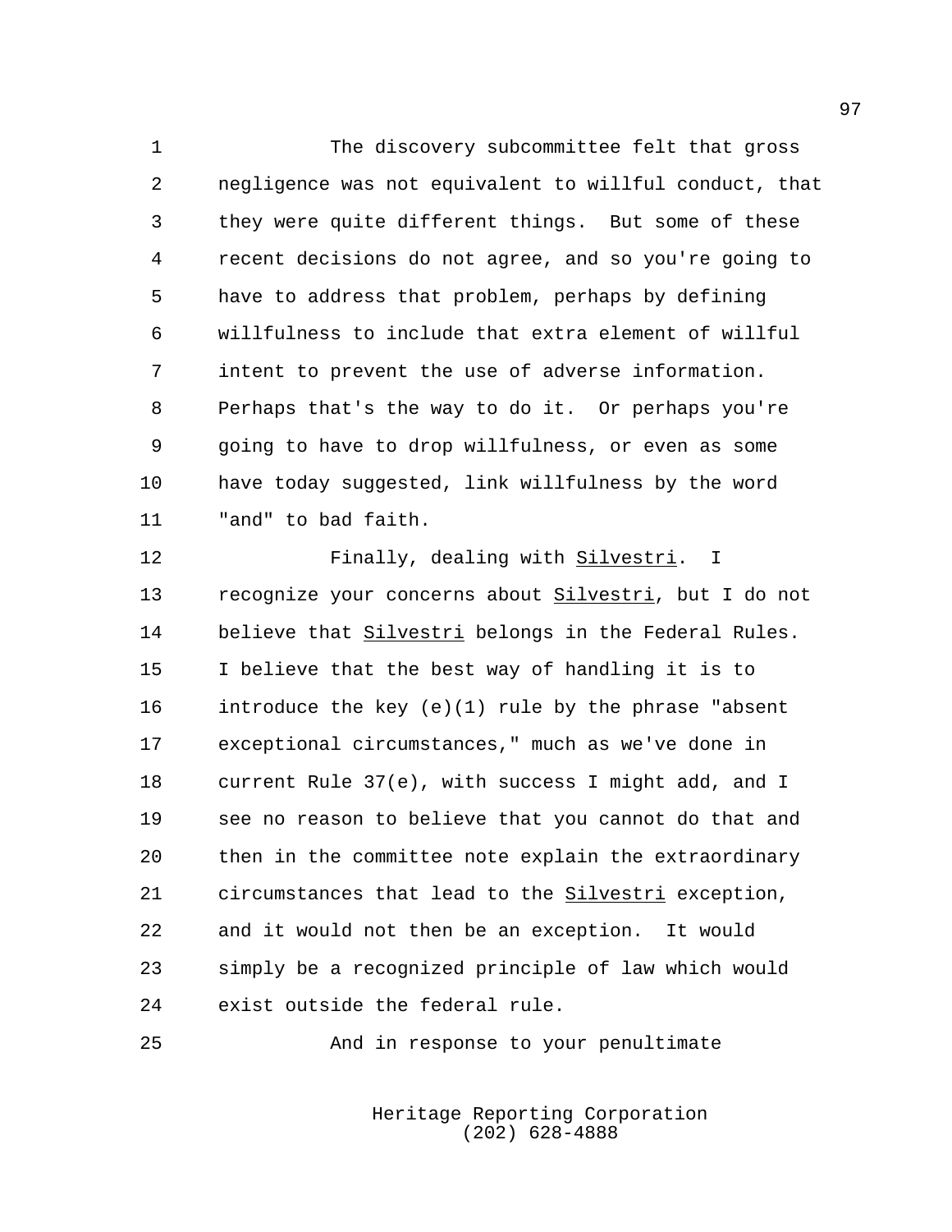The discovery subcommittee felt that gross negligence was not equivalent to willful conduct, that they were quite different things. But some of these recent decisions do not agree, and so you're going to have to address that problem, perhaps by defining willfulness to include that extra element of willful intent to prevent the use of adverse information. Perhaps that's the way to do it. Or perhaps you're going to have to drop willfulness, or even as some have today suggested, link willfulness by the word "and" to bad faith.

Finally, dealing with Silvestri. I recognize your concerns about Silvestri, but I do not believe that Silvestri belongs in the Federal Rules. I believe that the best way of handling it is to introduce the key (e)(1) rule by the phrase "absent exceptional circumstances," much as we've done in current Rule 37(e), with success I might add, and I see no reason to believe that you cannot do that and then in the committee note explain the extraordinary circumstances that lead to the Silvestri exception, and it would not then be an exception. It would simply be a recognized principle of law which would exist outside the federal rule.

And in response to your penultimate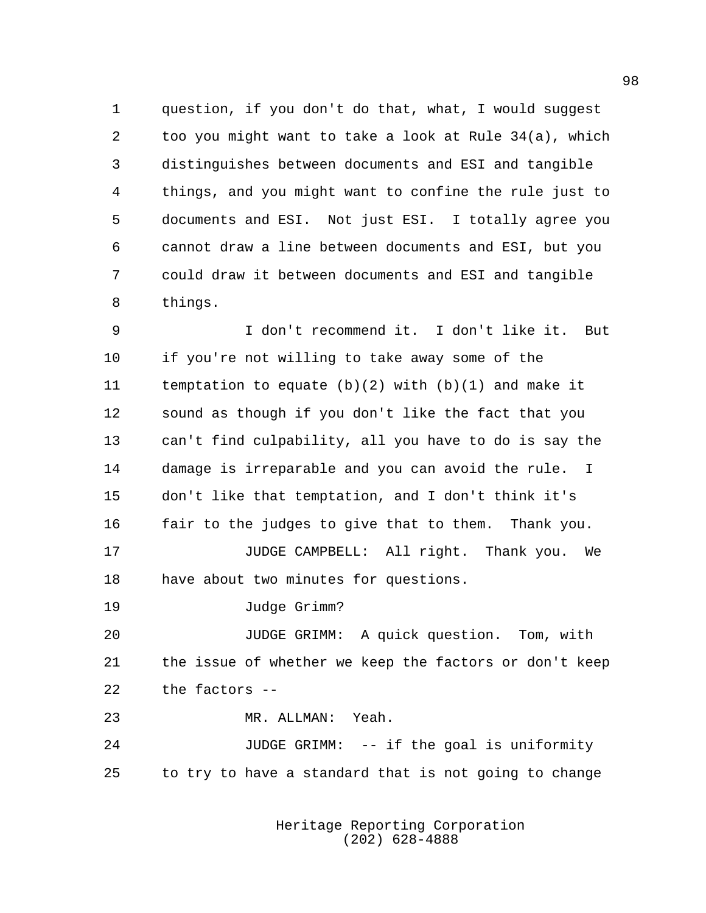question, if you don't do that, what, I would suggest too you might want to take a look at Rule 34(a), which distinguishes between documents and ESI and tangible things, and you might want to confine the rule just to documents and ESI. Not just ESI. I totally agree you cannot draw a line between documents and ESI, but you could draw it between documents and ESI and tangible things.

I don't recommend it. I don't like it. But if you're not willing to take away some of the temptation to equate (b)(2) with (b)(1) and make it sound as though if you don't like the fact that you can't find culpability, all you have to do is say the damage is irreparable and you can avoid the rule. I don't like that temptation, and I don't think it's fair to the judges to give that to them. Thank you.

JUDGE CAMPBELL: All right. Thank you. We have about two minutes for questions.

Judge Grimm?

JUDGE GRIMM: A quick question. Tom, with the issue of whether we keep the factors or don't keep the factors --

MR. ALLMAN: Yeah.

JUDGE GRIMM: -- if the goal is uniformity to try to have a standard that is not going to change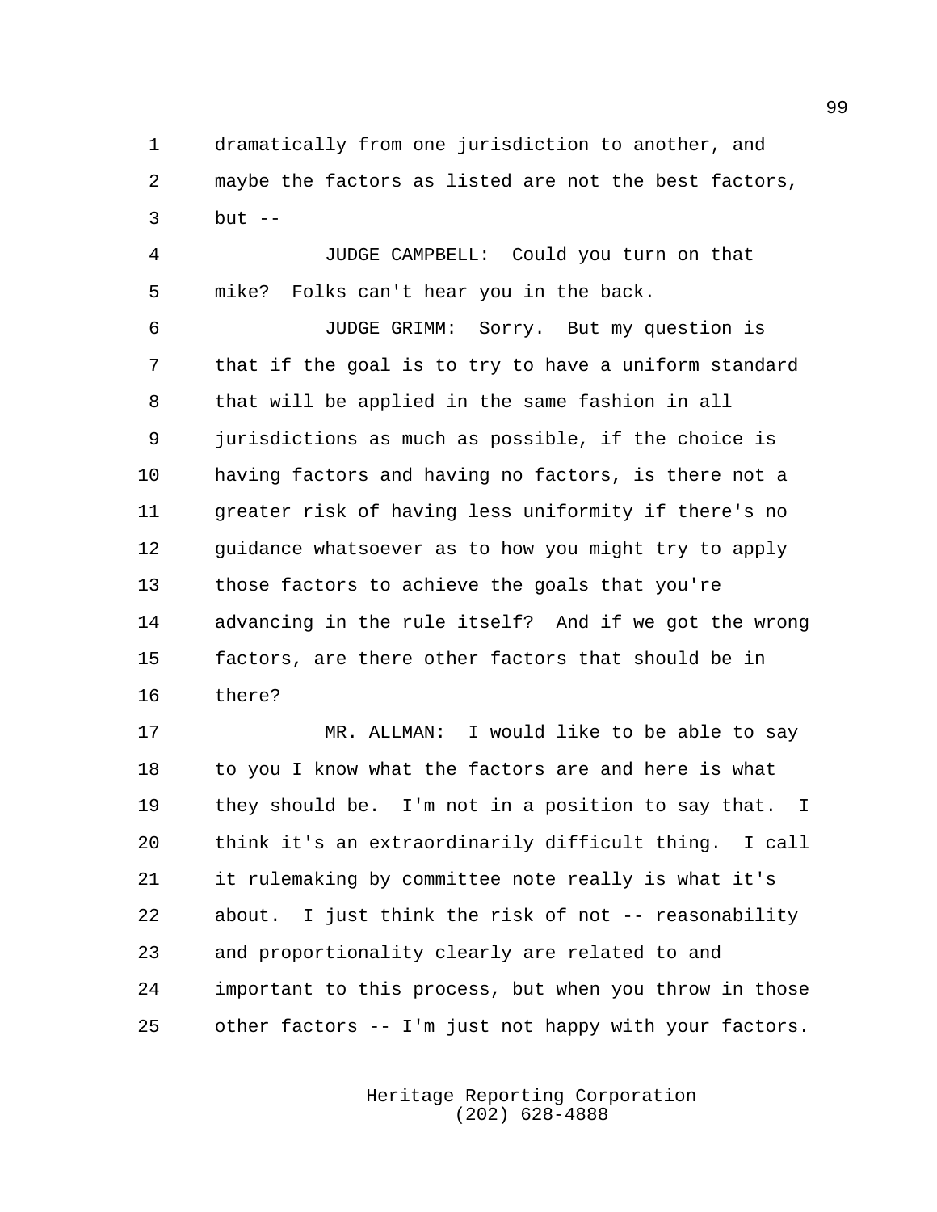dramatically from one jurisdiction to another, and maybe the factors as listed are not the best factors, but --

JUDGE CAMPBELL: Could you turn on that mike? Folks can't hear you in the back.

JUDGE GRIMM: Sorry. But my question is that if the goal is to try to have a uniform standard that will be applied in the same fashion in all jurisdictions as much as possible, if the choice is having factors and having no factors, is there not a greater risk of having less uniformity if there's no guidance whatsoever as to how you might try to apply those factors to achieve the goals that you're advancing in the rule itself? And if we got the wrong factors, are there other factors that should be in there?

MR. ALLMAN: I would like to be able to say to you I know what the factors are and here is what they should be. I'm not in a position to say that. I think it's an extraordinarily difficult thing. I call it rulemaking by committee note really is what it's about. I just think the risk of not -- reasonability and proportionality clearly are related to and important to this process, but when you throw in those other factors -- I'm just not happy with your factors.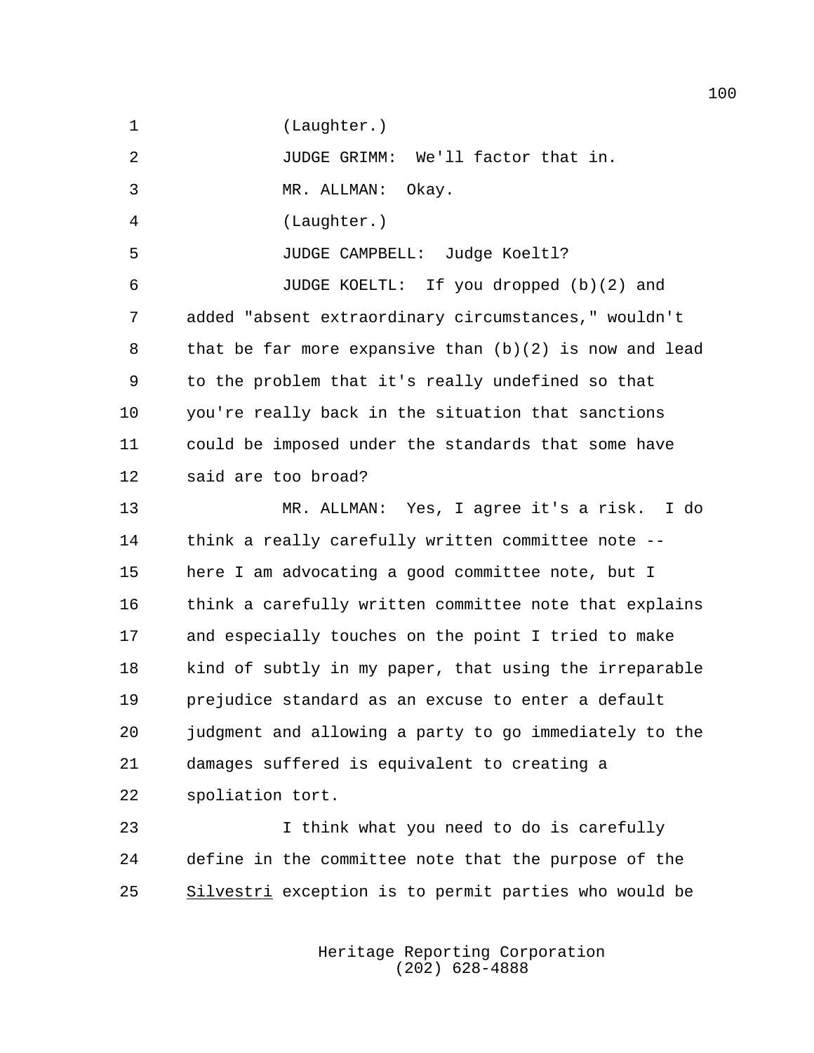(Laughter.)

JUDGE GRIMM: We'll factor that in.

MR. ALLMAN: Okay.

(Laughter.)

JUDGE CAMPBELL: Judge Koeltl?

JUDGE KOELTL: If you dropped (b)(2) and added "absent extraordinary circumstances," wouldn't that be far more expansive than (b)(2) is now and lead to the problem that it's really undefined so that you're really back in the situation that sanctions could be imposed under the standards that some have said are too broad?

MR. ALLMAN: Yes, I agree it's a risk. I do think a really carefully written committee note -- here I am advocating a good committee note, but I think a carefully written committee note that explains and especially touches on the point I tried to make kind of subtly in my paper, that using the irreparable prejudice standard as an excuse to enter a default judgment and allowing a party to go immediately to the damages suffered is equivalent to creating a spoliation tort.

I think what you need to do is carefully define in the committee note that the purpose of the *Silvestri* exception is to permit parties who would be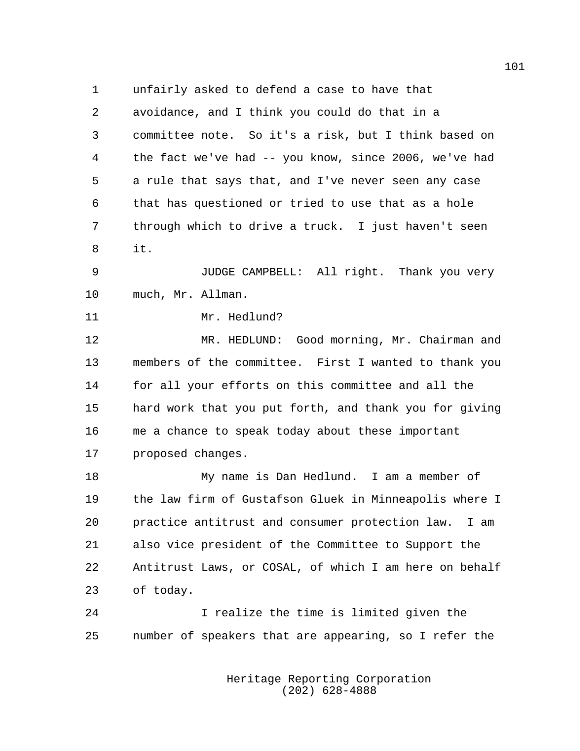unfairly asked to defend a case to have that avoidance, and I think you could do that in a committee note. So it's a risk, but I think based on the fact we've had -- you know, since 2006, we've had a rule that says that, and I've never seen any case that has questioned or tried to use that as a hole through which to drive a truck. I just haven't seen it.

JUDGE CAMPBELL: All right. Thank you very much, Mr. Allman.

Mr. Hedlund?

MR. HEDLUND: Good morning, Mr. Chairman and members of the committee. First I wanted to thank you for all your efforts on this committee and all the hard work that you put forth, and thank you for giving me a chance to speak today about these important proposed changes.

My name is Dan Hedlund. I am a member of the law firm of Gustafson Gluek in Minneapolis where I practice antitrust and consumer protection law. I am also vice president of the Committee to Support the Antitrust Laws, or COSAL, of which I am here on behalf of today.

I realize the time is limited given the number of speakers that are appearing, so I refer the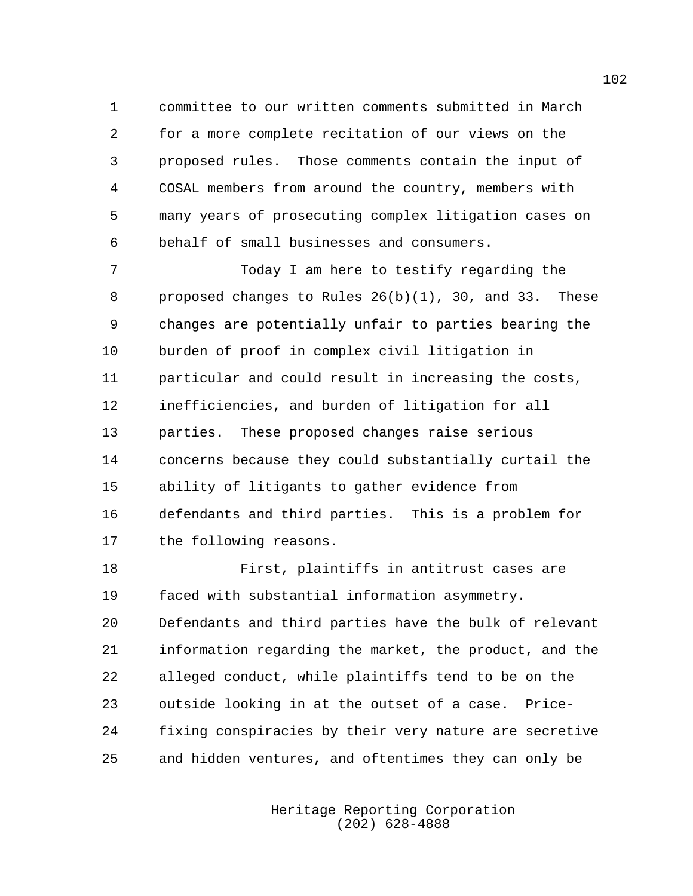committee to our written comments submitted in March for a more complete recitation of our views on the proposed rules. Those comments contain the input of COSAL members from around the country, members with many years of prosecuting complex litigation cases on behalf of small businesses and consumers.

Today I am here to testify regarding the proposed changes to Rules 26(b)(1), 30, and 33. These changes are potentially unfair to parties bearing the burden of proof in complex civil litigation in particular and could result in increasing the costs, inefficiencies, and burden of litigation for all parties. These proposed changes raise serious concerns because they could substantially curtail the ability of litigants to gather evidence from defendants and third parties. This is a problem for the following reasons.

First, plaintiffs in antitrust cases are faced with substantial information asymmetry. Defendants and third parties have the bulk of relevant information regarding the market, the product, and the alleged conduct, while plaintiffs tend to be on the outside looking in at the outset of a case. Price-fixing conspiracies by their very nature are secretive and hidden ventures, and oftentimes they can only be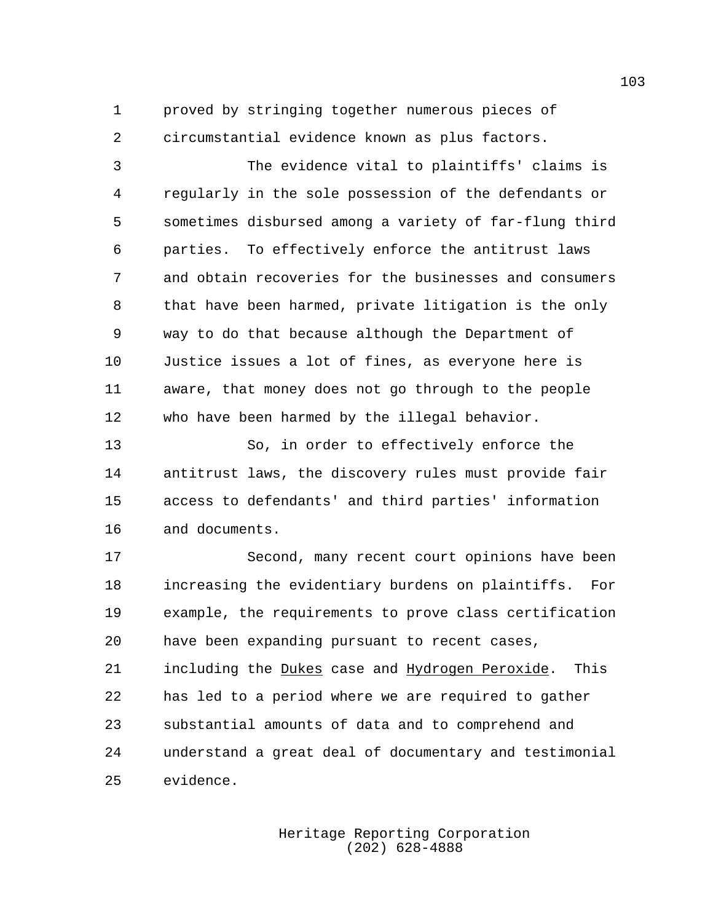proved by stringing together numerous pieces of circumstantial evidence known as plus factors.

The evidence vital to plaintiffs' claims is regularly in the sole possession of the defendants or sometimes disbursed among a variety of far-flung third parties. To effectively enforce the antitrust laws and obtain recoveries for the businesses and consumers that have been harmed, private litigation is the only way to do that because although the Department of Justice issues a lot of fines, as everyone here is aware, that money does not go through to the people who have been harmed by the illegal behavior.

So, in order to effectively enforce the antitrust laws, the discovery rules must provide fair access to defendants' and third parties' information and documents.

Second, many recent court opinions have been increasing the evidentiary burdens on plaintiffs. For example, the requirements to prove class certification have been expanding pursuant to recent cases, including the Dukes case and Hydrogen Peroxide. This has led to a period where we are required to gather substantial amounts of data and to comprehend and understand a great deal of documentary and testimonial evidence.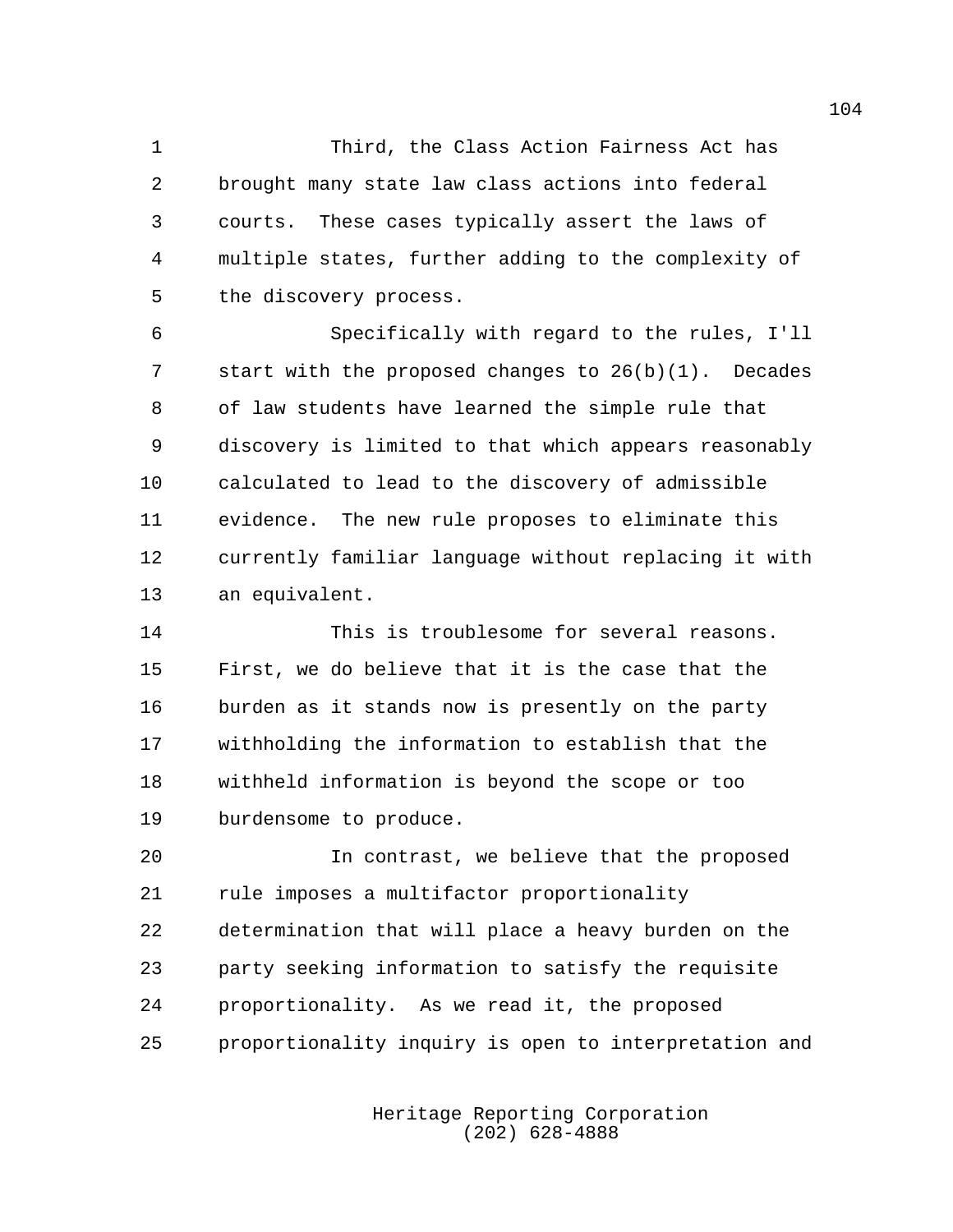Third, the Class Action Fairness Act has brought many state law class actions into federal courts. These cases typically assert the laws of multiple states, further adding to the complexity of the discovery process.

Specifically with regard to the rules, I'll start with the proposed changes to 26(b)(1). Decades of law students have learned the simple rule that discovery is limited to that which appears reasonably calculated to lead to the discovery of admissible evidence. The new rule proposes to eliminate this currently familiar language without replacing it with an equivalent.

This is troublesome for several reasons. First, we do believe that it is the case that the burden as it stands now is presently on the party withholding the information to establish that the withheld information is beyond the scope or too burdensome to produce.

In contrast, we believe that the proposed rule imposes a multifactor proportionality determination that will place a heavy burden on the party seeking information to satisfy the requisite proportionality. As we read it, the proposed proportionality inquiry is open to interpretation and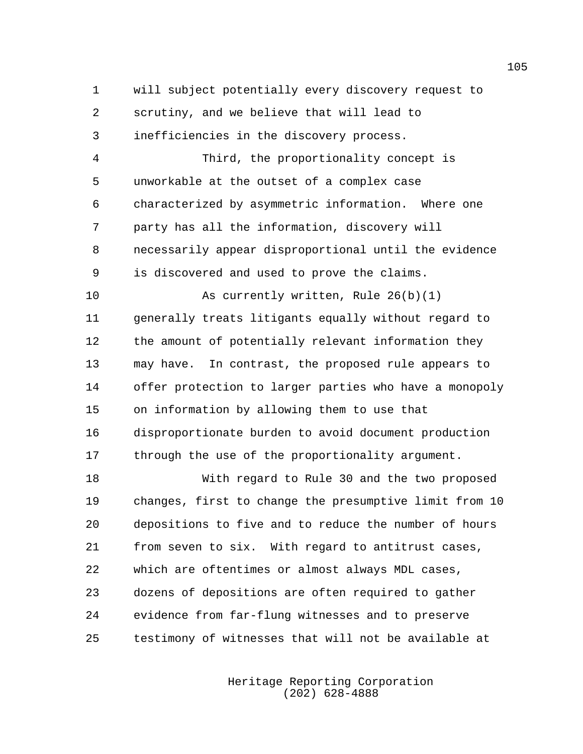will subject potentially every discovery request to scrutiny, and we believe that will lead to inefficiencies in the discovery process.

Third, the proportionality concept is unworkable at the outset of a complex case characterized by asymmetric information. Where one party has all the information, discovery will necessarily appear disproportional until the evidence is discovered and used to prove the claims.

As currently written, Rule 26(b)(1) generally treats litigants equally without regard to the amount of potentially relevant information they may have. In contrast, the proposed rule appears to offer protection to larger parties who have a monopoly on information by allowing them to use that disproportionate burden to avoid document production through the use of the proportionality argument.

With regard to Rule 30 and the two proposed changes, first to change the presumptive limit from 10 depositions to five and to reduce the number of hours from seven to six. With regard to antitrust cases, which are oftentimes or almost always MDL cases, dozens of depositions are often required to gather evidence from far-flung witnesses and to preserve testimony of witnesses that will not be available at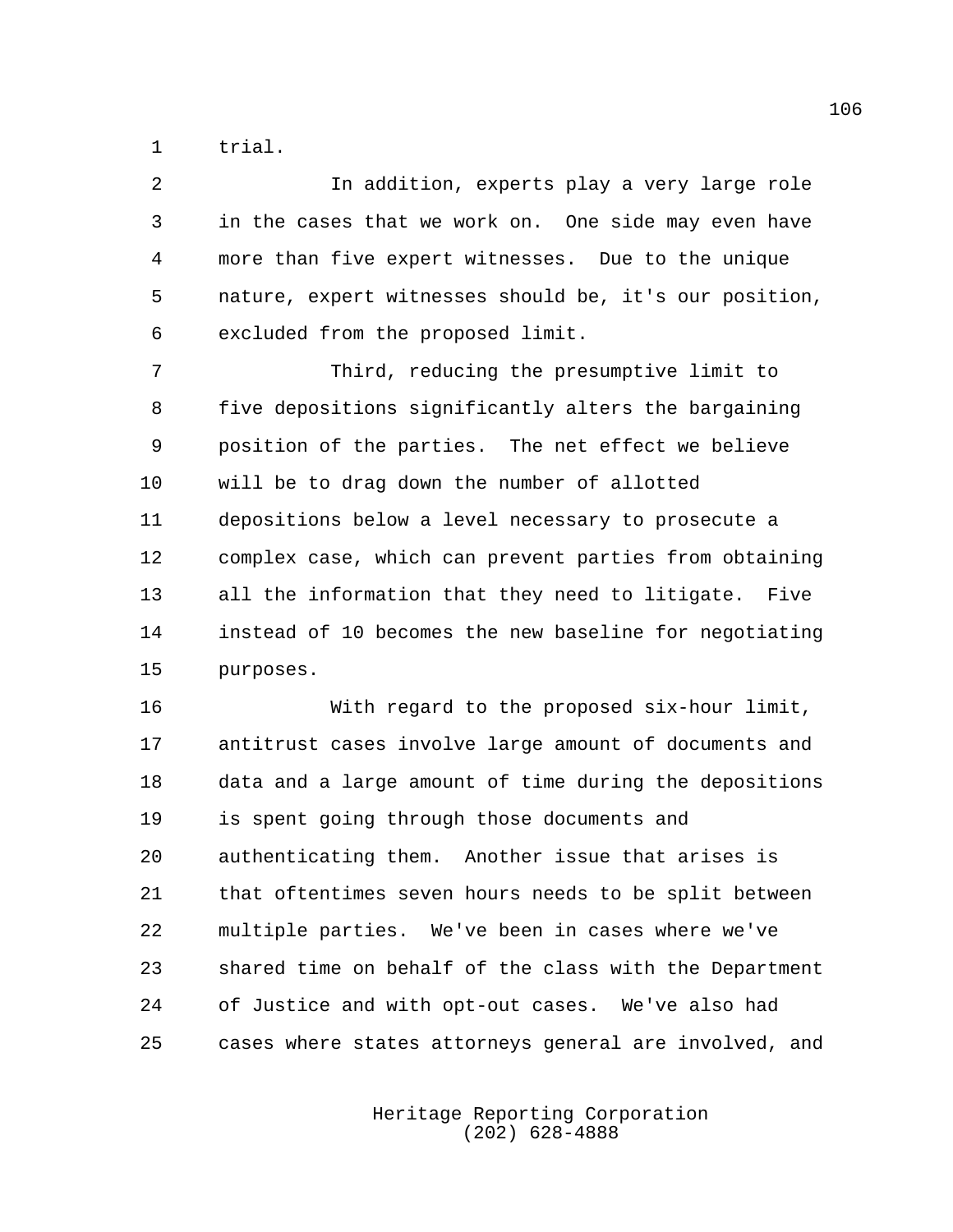trial.

In addition, experts play a very large role in the cases that we work on. One side may even have more than five expert witnesses. Due to the unique nature, expert witnesses should be, it's our position, excluded from the proposed limit.

Third, reducing the presumptive limit to five depositions significantly alters the bargaining position of the parties. The net effect we believe will be to drag down the number of allotted depositions below a level necessary to prosecute a complex case, which can prevent parties from obtaining all the information that they need to litigate. Five instead of 10 becomes the new baseline for negotiating purposes.

With regard to the proposed six-hour limit, antitrust cases involve large amount of documents and data and a large amount of time during the depositions is spent going through those documents and authenticating them. Another issue that arises is that oftentimes seven hours needs to be split between multiple parties. We've been in cases where we've shared time on behalf of the class with the Department of Justice and with opt-out cases. We've also had cases where states attorneys general are involved, and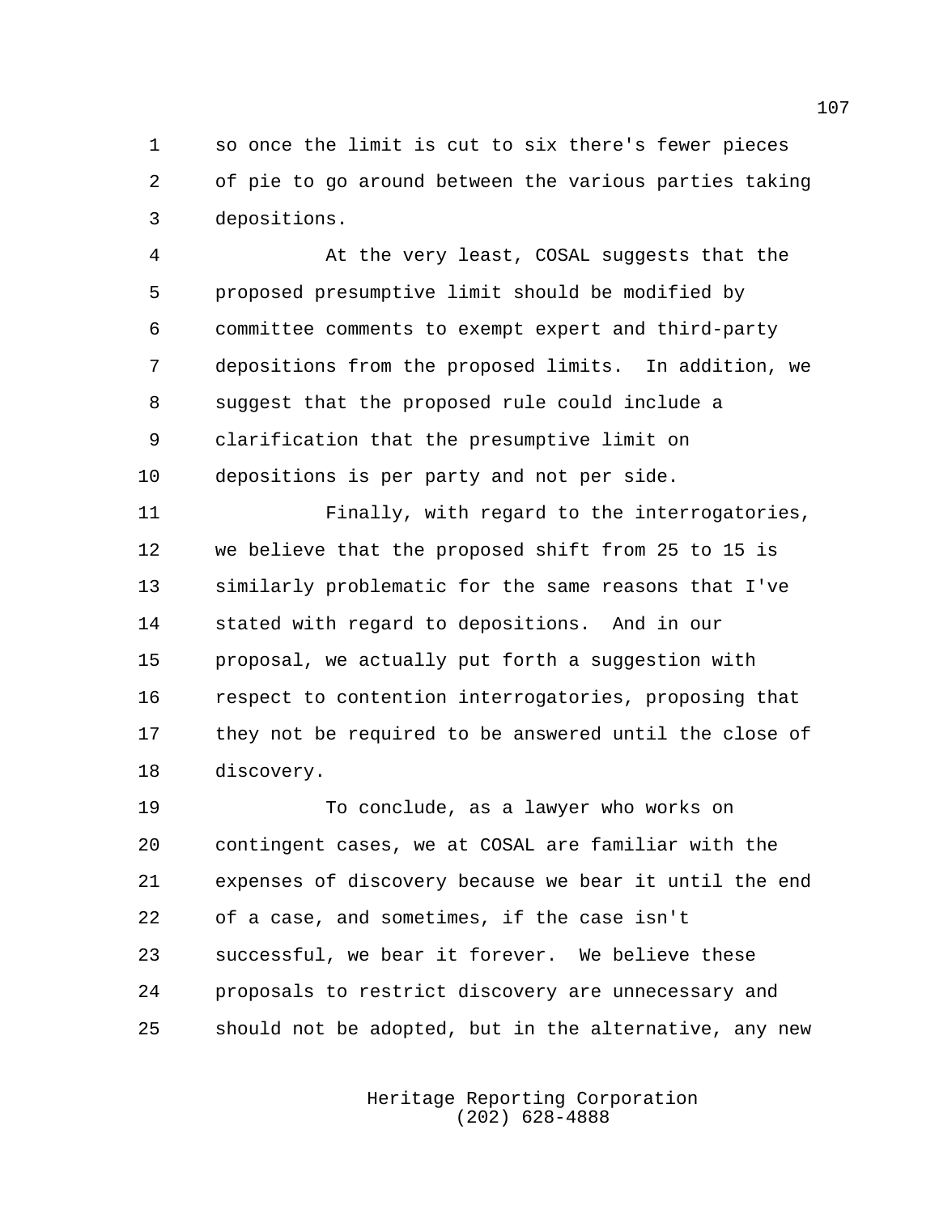so once the limit is cut to six there's fewer pieces of pie to go around between the various parties taking depositions.

At the very least, COSAL suggests that the proposed presumptive limit should be modified by committee comments to exempt expert and third-party depositions from the proposed limits. In addition, we suggest that the proposed rule could include a clarification that the presumptive limit on depositions is per party and not per side.

Finally, with regard to the interrogatories, we believe that the proposed shift from 25 to 15 is similarly problematic for the same reasons that I've stated with regard to depositions. And in our proposal, we actually put forth a suggestion with respect to contention interrogatories, proposing that they not be required to be answered until the close of discovery.

To conclude, as a lawyer who works on contingent cases, we at COSAL are familiar with the expenses of discovery because we bear it until the end of a case, and sometimes, if the case isn't successful, we bear it forever. We believe these proposals to restrict discovery are unnecessary and should not be adopted, but in the alternative, any new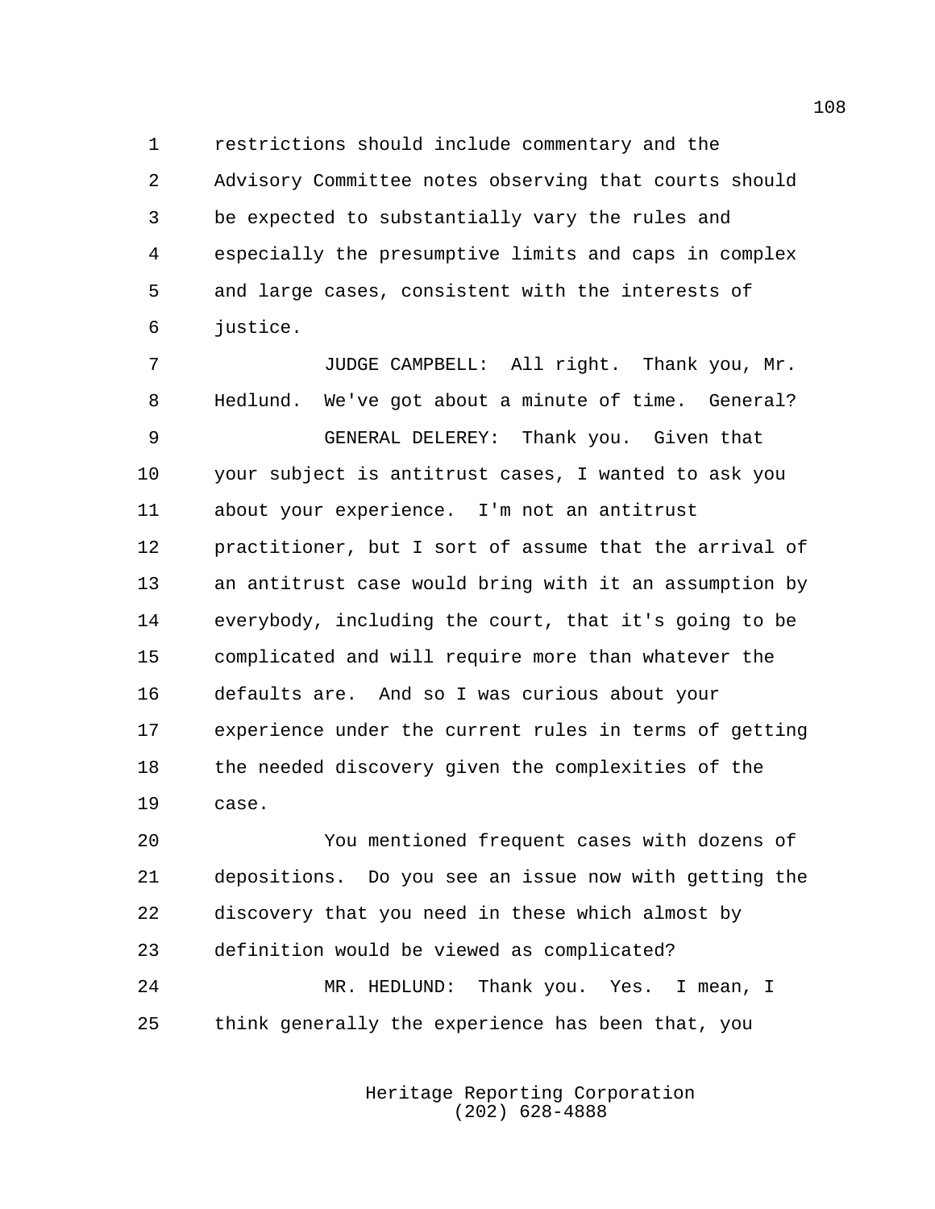restrictions should include commentary and the Advisory Committee notes observing that courts should be expected to substantially vary the rules and especially the presumptive limits and caps in complex and large cases, consistent with the interests of justice.

JUDGE CAMPBELL: All right. Thank you, Mr. Hedlund. We've got about a minute of time. General?

GENERAL DELEREY: Thank you. Given that your subject is antitrust cases, I wanted to ask you about your experience. I'm not an antitrust practitioner, but I sort of assume that the arrival of an antitrust case would bring with it an assumption by everybody, including the court, that it's going to be complicated and will require more than whatever the defaults are. And so I was curious about your experience under the current rules in terms of getting the needed discovery given the complexities of the case.

You mentioned frequent cases with dozens of depositions. Do you see an issue now with getting the discovery that you need in these which almost by definition would be viewed as complicated?

MR. HEDLUND: Thank you. Yes. I mean, I think generally the experience has been that, you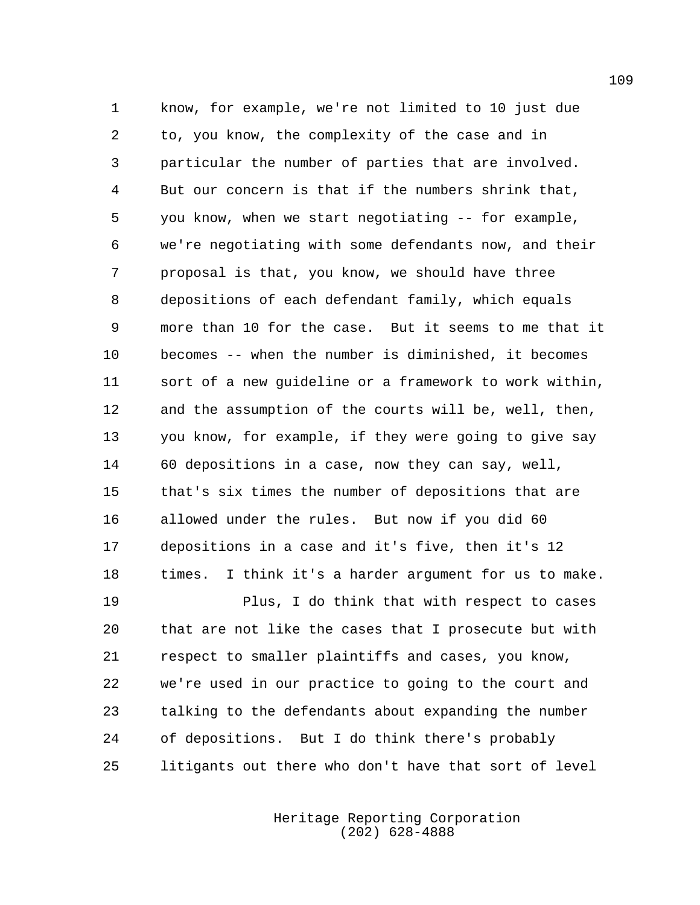know, for example, we're not limited to 10 just due to, you know, the complexity of the case and in particular the number of parties that are involved. But our concern is that if the numbers shrink that, you know, when we start negotiating -- for example, we're negotiating with some defendants now, and their proposal is that, you know, we should have three depositions of each defendant family, which equals more than 10 for the case. But it seems to me that it becomes -- when the number is diminished, it becomes sort of a new guideline or a framework to work within, and the assumption of the courts will be, well, then, you know, for example, if they were going to give say 60 depositions in a case, now they can say, well, that's six times the number of depositions that are allowed under the rules. But now if you did 60 depositions in a case and it's five, then it's 12 times. I think it's a harder argument for us to make.

Plus, I do think that with respect to cases that are not like the cases that I prosecute but with respect to smaller plaintiffs and cases, you know, we're used in our practice to going to the court and talking to the defendants about expanding the number of depositions. But I do think there's probably litigants out there who don't have that sort of level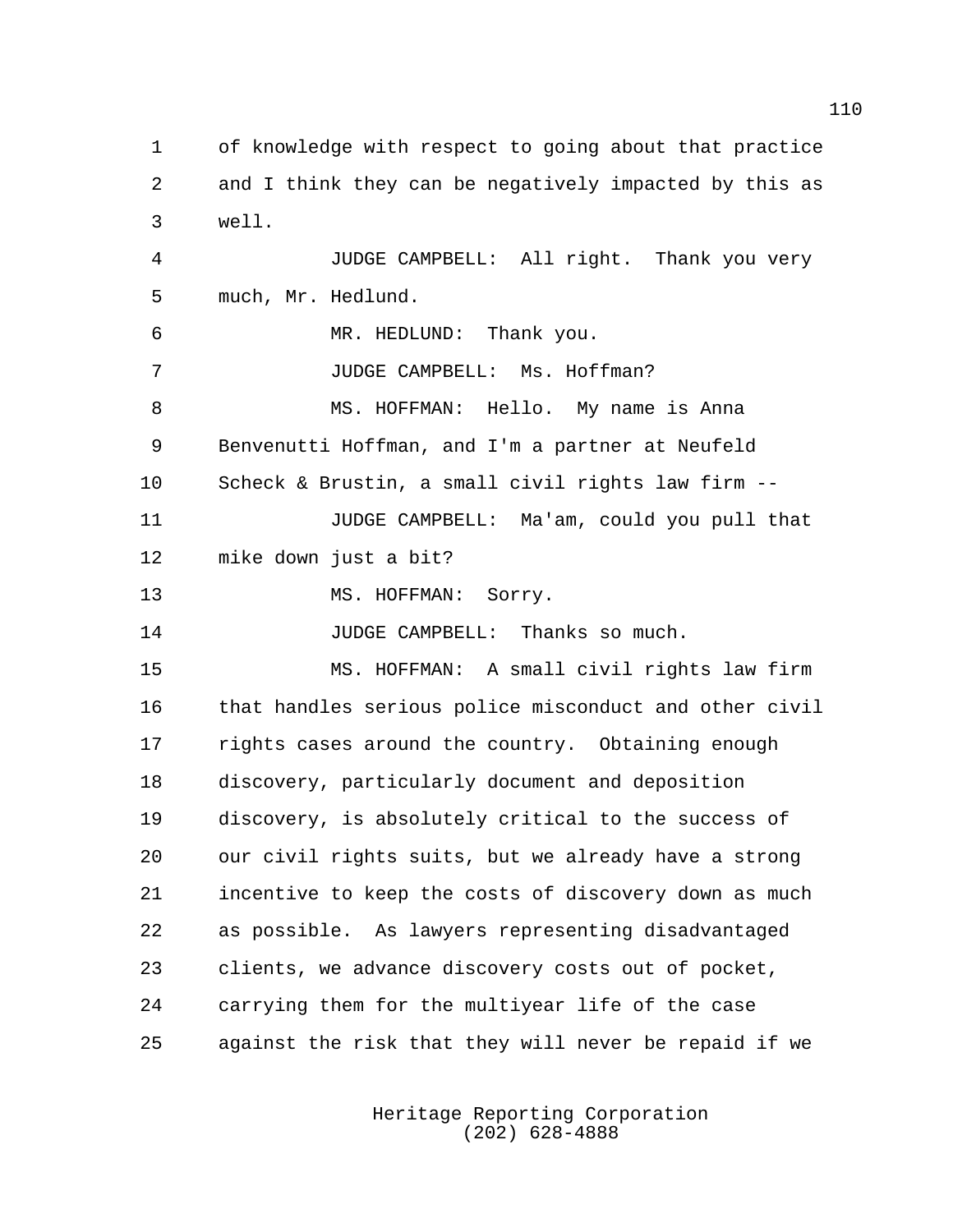of knowledge with respect to going about that practice and I think they can be negatively impacted by this as well.

JUDGE CAMPBELL: All right. Thank you very much, Mr. Hedlund.

MR. HEDLUND: Thank you.

JUDGE CAMPBELL: Ms. Hoffman?

MS. HOFFMAN: Hello. My name is Anna Benvenutti Hoffman, and I'm a partner at Neufeld Scheck & Brustin, a small civil rights law firm --

JUDGE CAMPBELL: Ma'am, could you pull that mike down just a bit?

MS. HOFFMAN: Sorry.

JUDGE CAMPBELL: Thanks so much.

MS. HOFFMAN: A small civil rights law firm that handles serious police misconduct and other civil rights cases around the country. Obtaining enough discovery, particularly document and deposition discovery, is absolutely critical to the success of our civil rights suits, but we already have a strong incentive to keep the costs of discovery down as much as possible. As lawyers representing disadvantaged clients, we advance discovery costs out of pocket, carrying them for the multiyear life of the case against the risk that they will never be repaid if we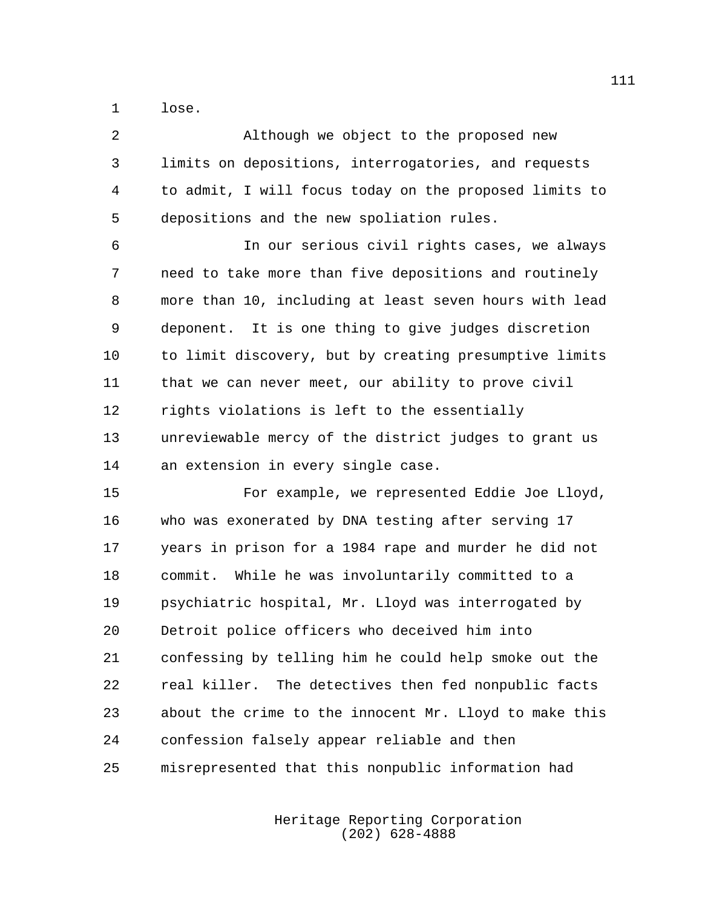lose.

Although we object to the proposed new limits on depositions, interrogatories, and requests to admit, I will focus today on the proposed limits to depositions and the new spoliation rules.

In our serious civil rights cases, we always need to take more than five depositions and routinely more than 10, including at least seven hours with lead deponent. It is one thing to give judges discretion to limit discovery, but by creating presumptive limits that we can never meet, our ability to prove civil rights violations is left to the essentially unreviewable mercy of the district judges to grant us an extension in every single case.

For example, we represented Eddie Joe Lloyd, who was exonerated by DNA testing after serving 17 years in prison for a 1984 rape and murder he did not commit. While he was involuntarily committed to a psychiatric hospital, Mr. Lloyd was interrogated by Detroit police officers who deceived him into confessing by telling him he could help smoke out the real killer. The detectives then fed nonpublic facts about the crime to the innocent Mr. Lloyd to make this confession falsely appear reliable and then misrepresented that this nonpublic information had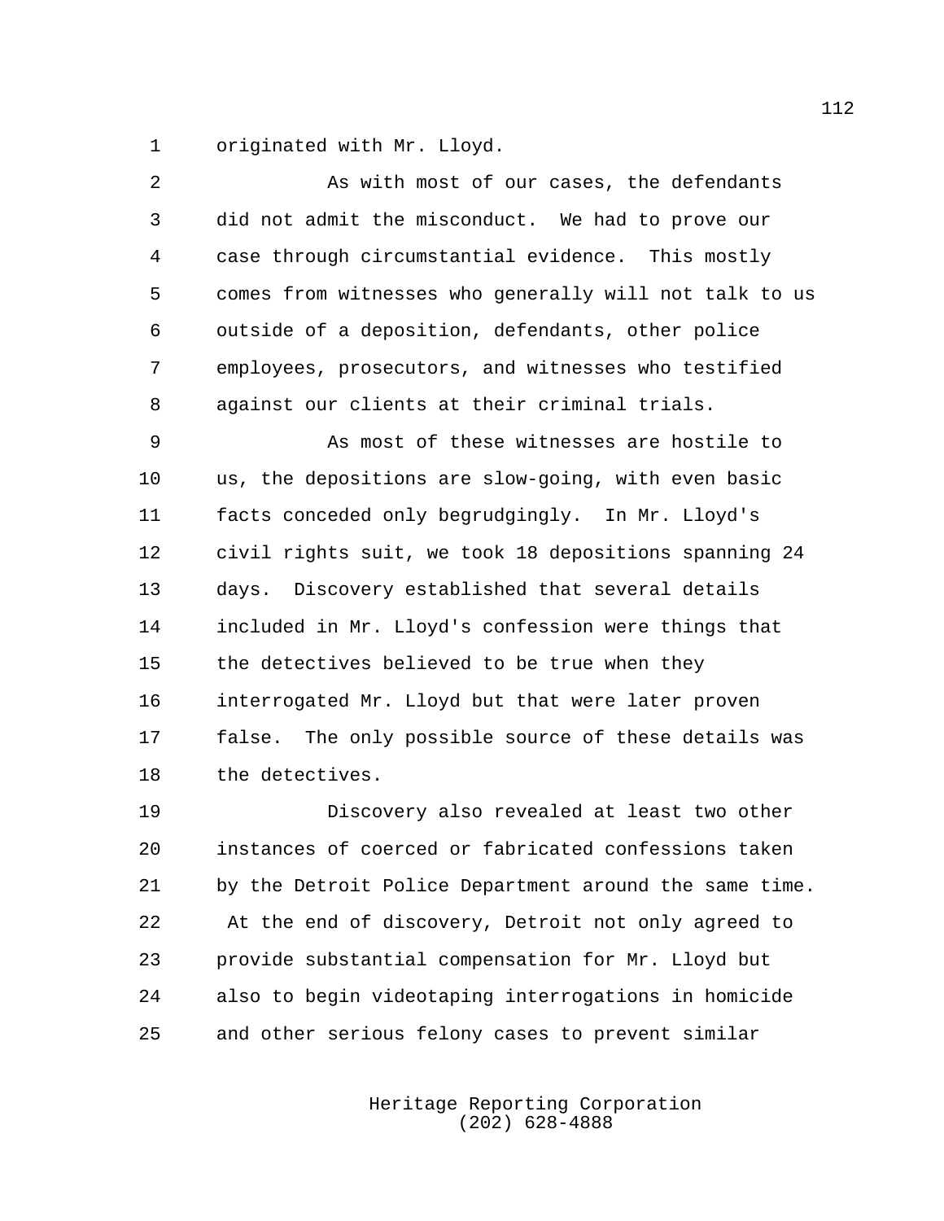originated with Mr. Lloyd.

As with most of our cases, the defendants did not admit the misconduct. We had to prove our case through circumstantial evidence. This mostly comes from witnesses who generally will not talk to us outside of a deposition, defendants, other police employees, prosecutors, and witnesses who testified against our clients at their criminal trials.

As most of these witnesses are hostile to us, the depositions are slow-going, with even basic facts conceded only begrudgingly. In Mr. Lloyd's civil rights suit, we took 18 depositions spanning 24 days. Discovery established that several details included in Mr. Lloyd's confession were things that the detectives believed to be true when they interrogated Mr. Lloyd but that were later proven false. The only possible source of these details was the detectives.

Discovery also revealed at least two other instances of coerced or fabricated confessions taken by the Detroit Police Department around the same time. At the end of discovery, Detroit not only agreed to provide substantial compensation for Mr. Lloyd but also to begin videotaping interrogations in homicide and other serious felony cases to prevent similar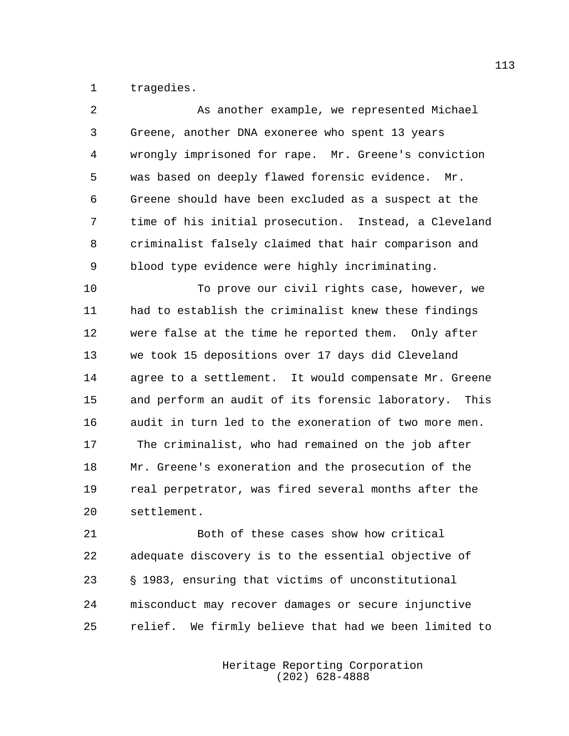tragedies.

As another example, we represented Michael Greene, another DNA exoneree who spent 13 years wrongly imprisoned for rape. Mr. Greene's conviction was based on deeply flawed forensic evidence. Mr. Greene should have been excluded as a suspect at the time of his initial prosecution. Instead, a Cleveland criminalist falsely claimed that hair comparison and blood type evidence were highly incriminating.

To prove our civil rights case, however, we had to establish the criminalist knew these findings were false at the time he reported them. Only after we took 15 depositions over 17 days did Cleveland agree to a settlement. It would compensate Mr. Greene and perform an audit of its forensic laboratory. This audit in turn led to the exoneration of two more men. The criminalist, who had remained on the job after Mr. Greene's exoneration and the prosecution of the real perpetrator, was fired several months after the settlement.

Both of these cases show how critical adequate discovery is to the essential objective of § 1983, ensuring that victims of unconstitutional misconduct may recover damages or secure injunctive relief. We firmly believe that had we been limited to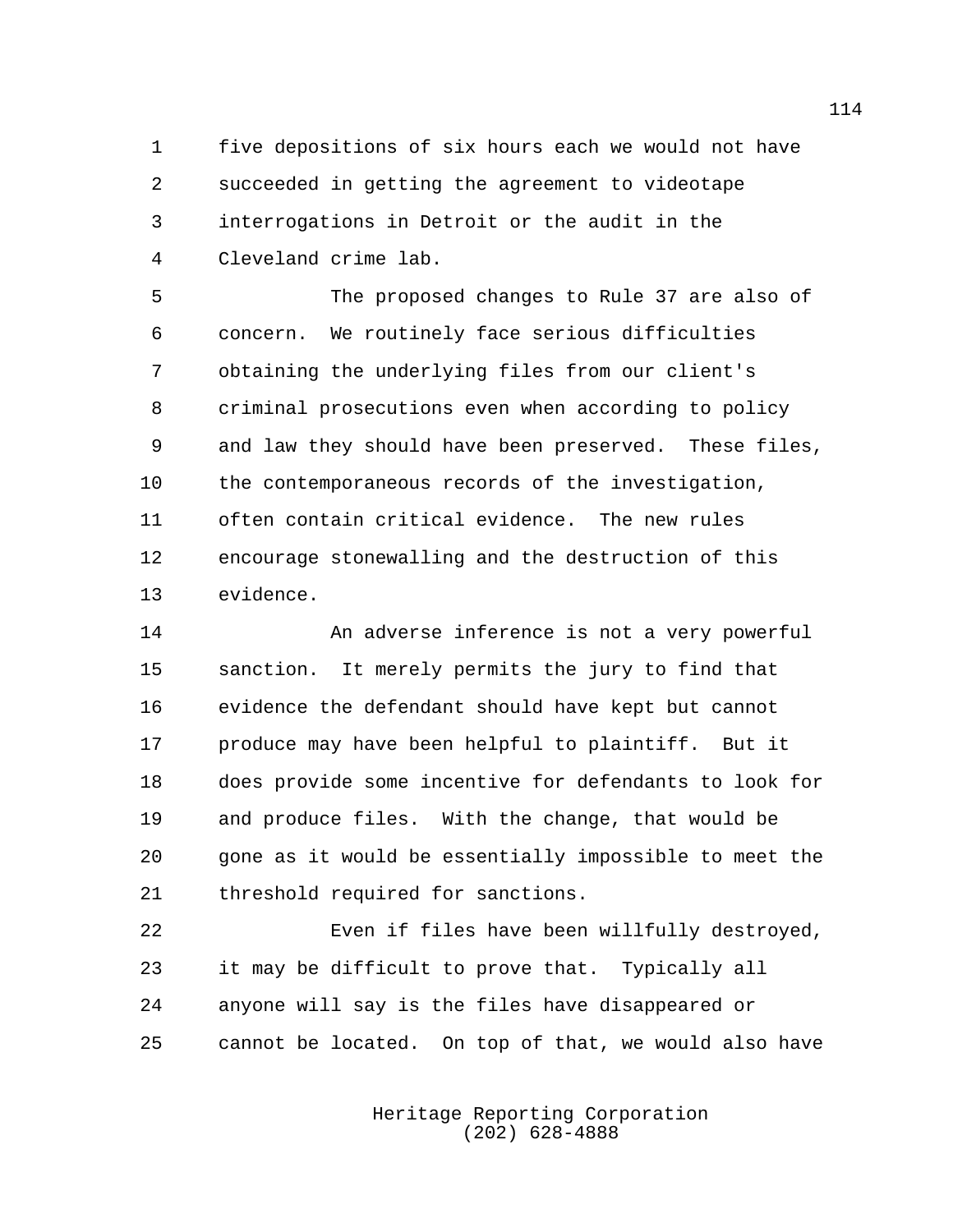five depositions of six hours each we would not have succeeded in getting the agreement to videotape interrogations in Detroit or the audit in the Cleveland crime lab.

The proposed changes to Rule 37 are also of concern. We routinely face serious difficulties obtaining the underlying files from our client's criminal prosecutions even when according to policy and law they should have been preserved. These files, the contemporaneous records of the investigation, often contain critical evidence. The new rules encourage stonewalling and the destruction of this evidence.

An adverse inference is not a very powerful sanction. It merely permits the jury to find that evidence the defendant should have kept but cannot produce may have been helpful to plaintiff. But it does provide some incentive for defendants to look for and produce files. With the change, that would be gone as it would be essentially impossible to meet the threshold required for sanctions.

Even if files have been willfully destroyed, it may be difficult to prove that. Typically all anyone will say is the files have disappeared or cannot be located. On top of that, we would also have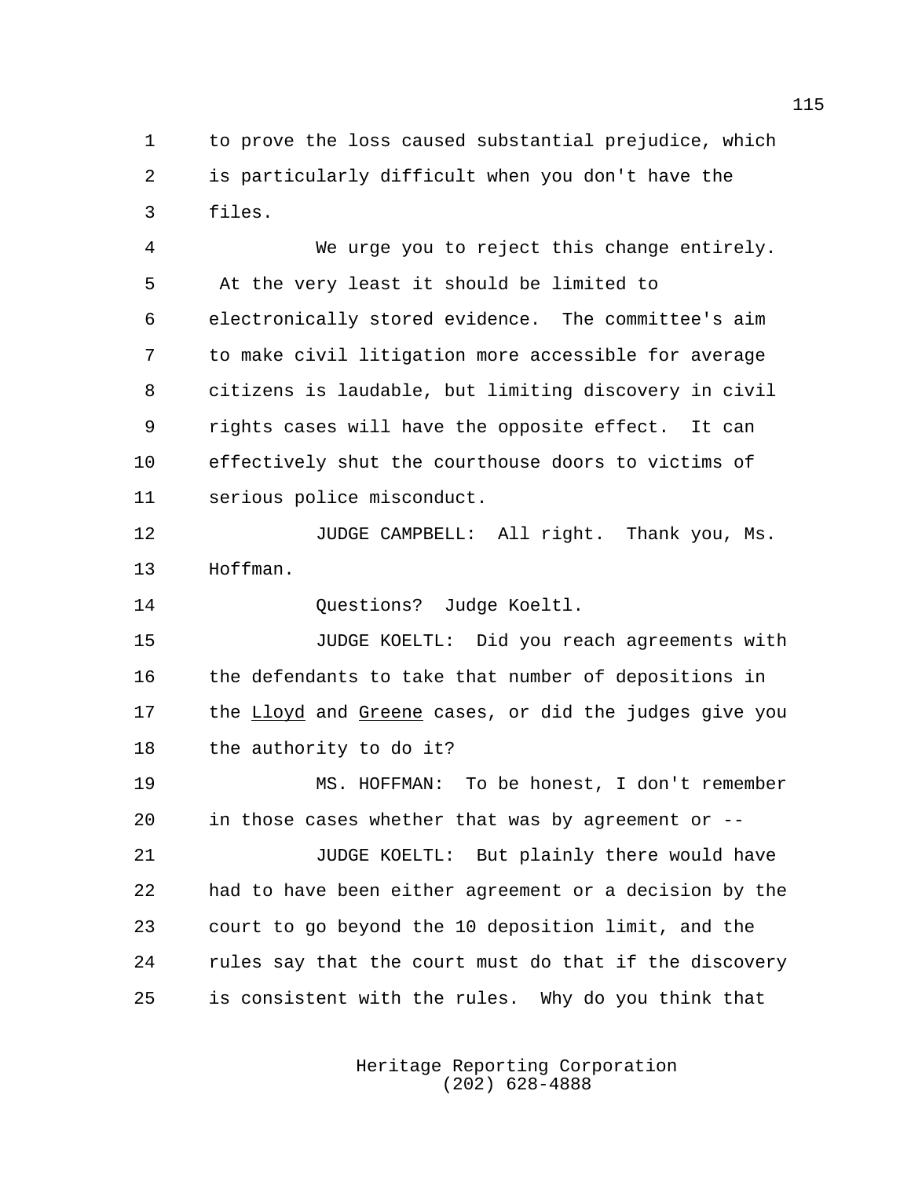to prove the loss caused substantial prejudice, which is particularly difficult when you don't have the files.

We urge you to reject this change entirely. At the very least it should be limited to electronically stored evidence. The committee's aim to make civil litigation more accessible for average citizens is laudable, but limiting discovery in civil rights cases will have the opposite effect. It can effectively shut the courthouse doors to victims of serious police misconduct.

JUDGE CAMPBELL: All right. Thank you, Ms. Hoffman.

Questions? Judge Koeltl.

JUDGE KOELTL: Did you reach agreements with the defendants to take that number of depositions in the Lloyd and Greene cases, or did the judges give you the authority to do it?

MS. HOFFMAN: To be honest, I don't remember in those cases whether that was by agreement or --

JUDGE KOELTL: But plainly there would have had to have been either agreement or a decision by the court to go beyond the 10 deposition limit, and the rules say that the court must do that if the discovery is consistent with the rules. Why do you think that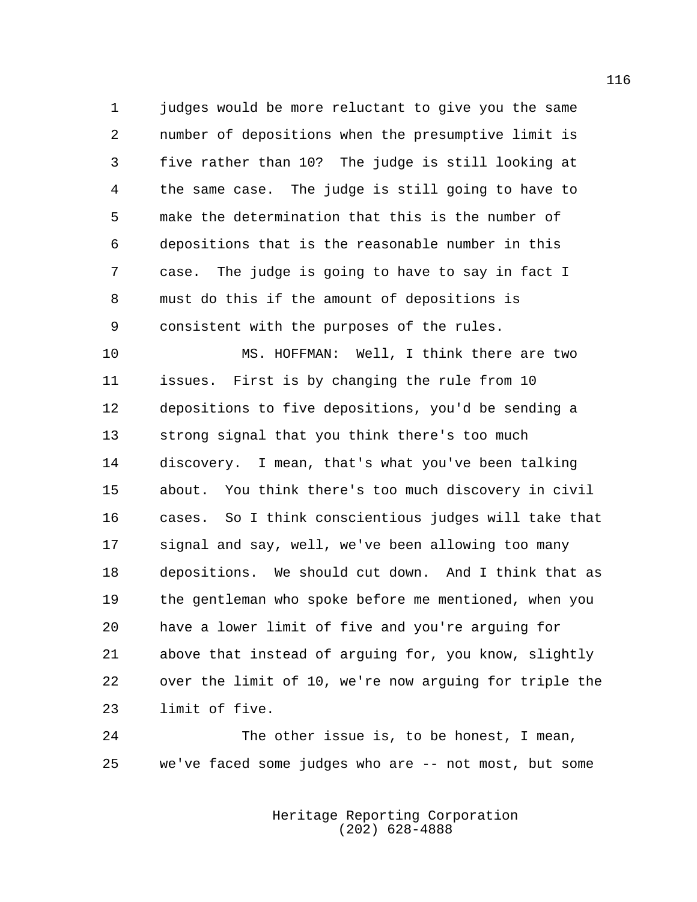judges would be more reluctant to give you the same number of depositions when the presumptive limit is five rather than 10? The judge is still looking at the same case. The judge is still going to have to make the determination that this is the number of depositions that is the reasonable number in this case. The judge is going to have to say in fact I must do this if the amount of depositions is consistent with the purposes of the rules.

MS. HOFFMAN: Well, I think there are two issues. First is by changing the rule from 10 depositions to five depositions, you'd be sending a strong signal that you think there's too much discovery. I mean, that's what you've been talking about. You think there's too much discovery in civil cases. So I think conscientious judges will take that signal and say, well, we've been allowing too many depositions. We should cut down. And I think that as the gentleman who spoke before me mentioned, when you have a lower limit of five and you're arguing for above that instead of arguing for, you know, slightly over the limit of 10, we're now arguing for triple the limit of five.

The other issue is, to be honest, I mean, we've faced some judges who are -- not most, but some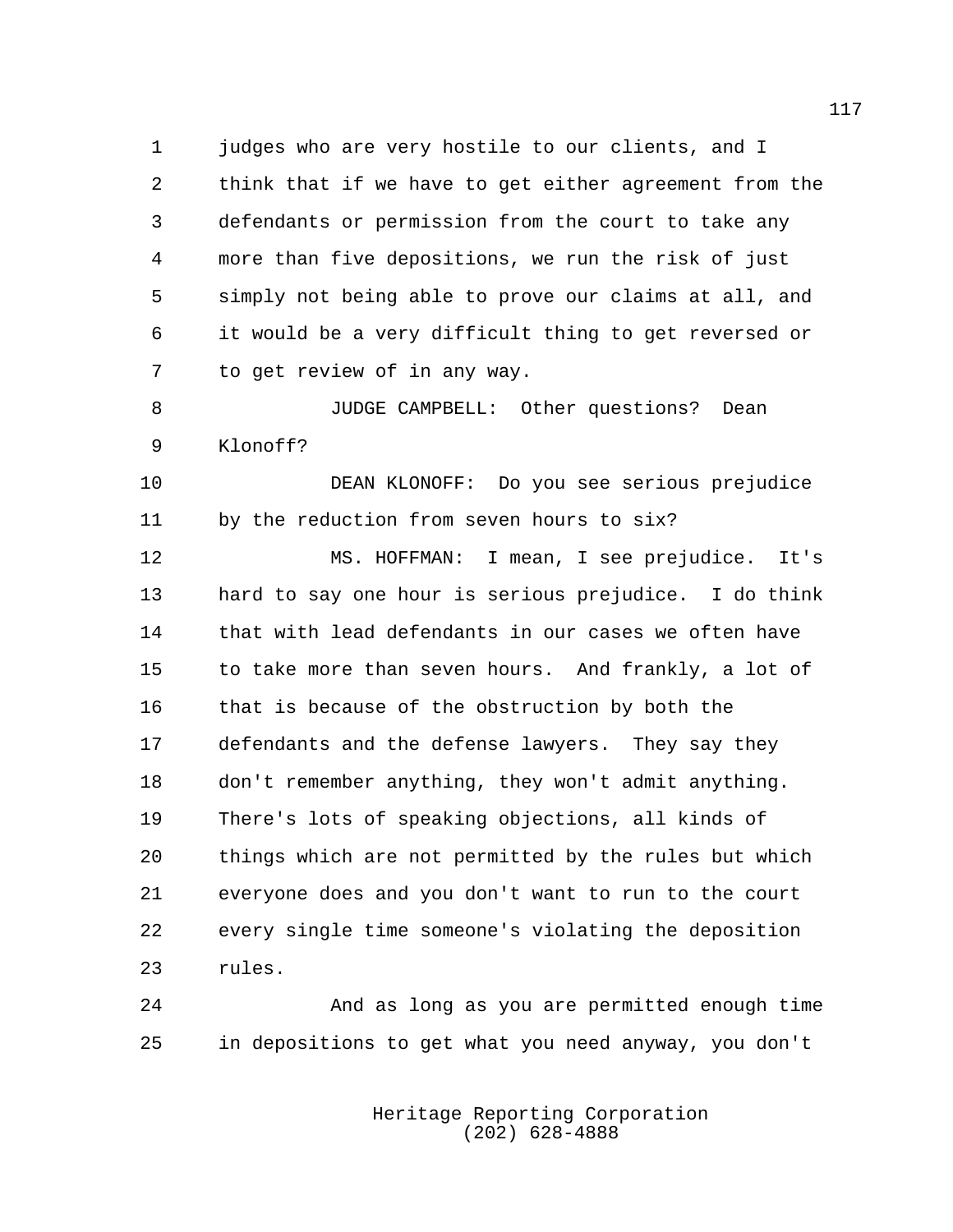judges who are very hostile to our clients, and I think that if we have to get either agreement from the defendants or permission from the court to take any more than five depositions, we run the risk of just simply not being able to prove our claims at all, and it would be a very difficult thing to get reversed or to get review of in any way.

JUDGE CAMPBELL: Other questions? Dean Klonoff?

DEAN KLONOFF: Do you see serious prejudice by the reduction from seven hours to six?

MS. HOFFMAN: I mean, I see prejudice. It's hard to say one hour is serious prejudice. I do think that with lead defendants in our cases we often have to take more than seven hours. And frankly, a lot of that is because of the obstruction by both the defendants and the defense lawyers. They say they don't remember anything, they won't admit anything. There's lots of speaking objections, all kinds of things which are not permitted by the rules but which everyone does and you don't want to run to the court every single time someone's violating the deposition rules.

And as long as you are permitted enough time in depositions to get what you need anyway, you don't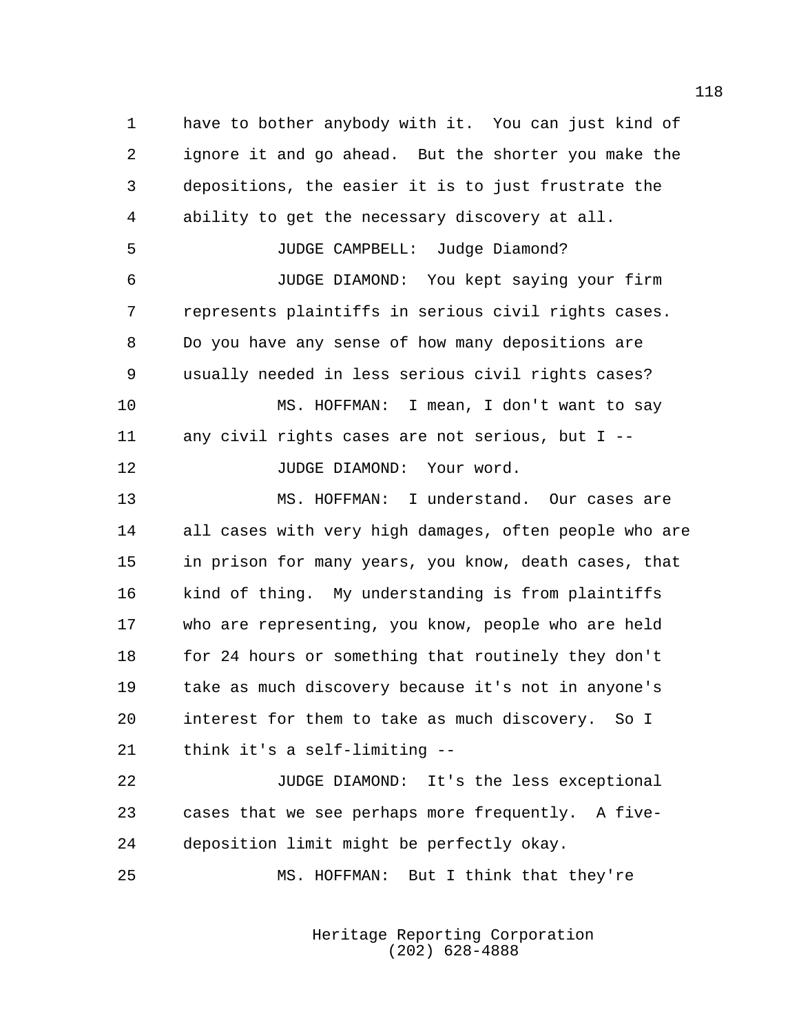have to bother anybody with it. You can just kind of ignore it and go ahead. But the shorter you make the depositions, the easier it is to just frustrate the ability to get the necessary discovery at all.

JUDGE CAMPBELL: Judge Diamond?

JUDGE DIAMOND: You kept saying your firm represents plaintiffs in serious civil rights cases. Do you have any sense of how many depositions are usually needed in less serious civil rights cases?

MS. HOFFMAN: I mean, I don't want to say any civil rights cases are not serious, but I --

JUDGE DIAMOND: Your word.

MS. HOFFMAN: I understand. Our cases are all cases with very high damages, often people who are in prison for many years, you know, death cases, that kind of thing. My understanding is from plaintiffs who are representing, you know, people who are held for 24 hours or something that routinely they don't take as much discovery because it's not in anyone's interest for them to take as much discovery. So I think it's a self-limiting --

JUDGE DIAMOND: It's the less exceptional cases that we see perhaps more frequently. A five-deposition limit might be perfectly okay.

MS. HOFFMAN: But I think that they're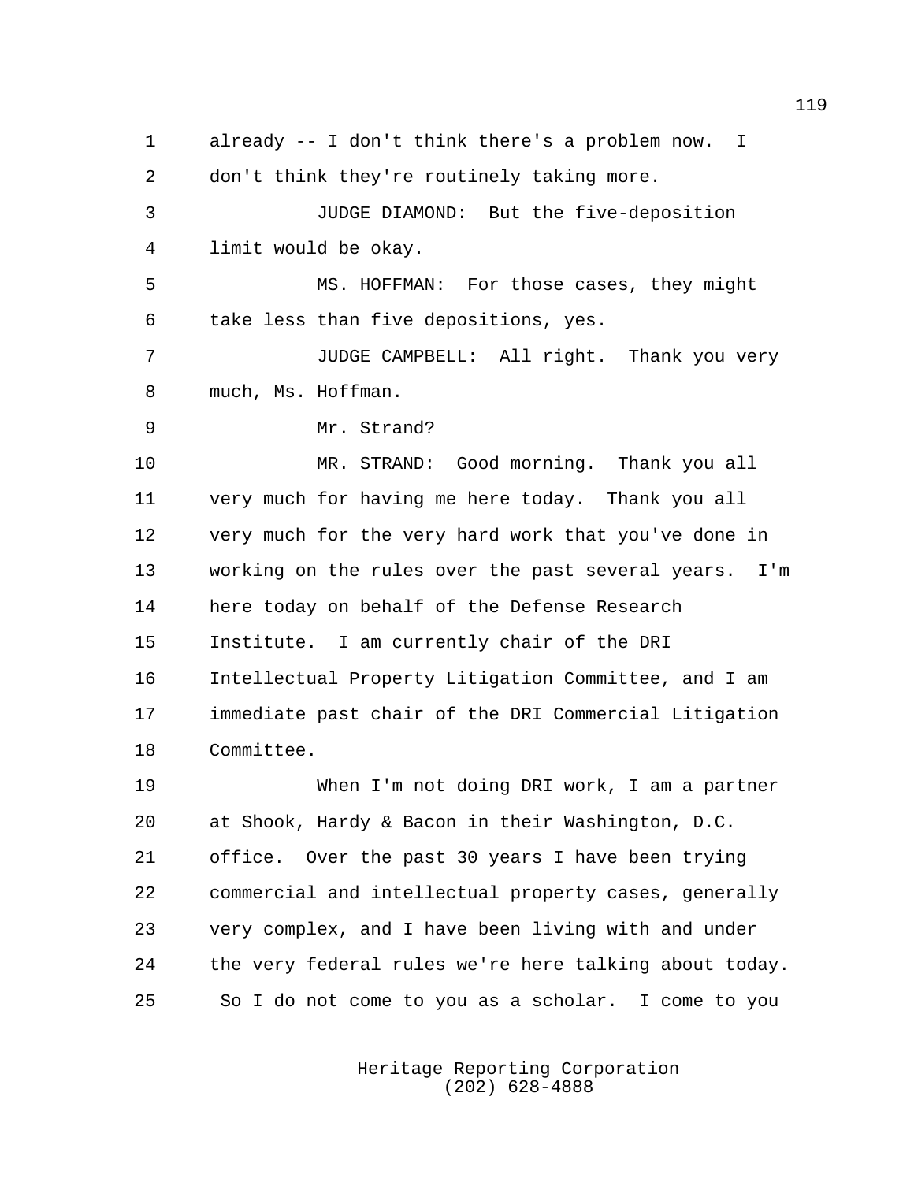already -- I don't think there's a problem now. I don't think they're routinely taking more.

JUDGE DIAMOND: But the five-deposition limit would be okay.

MS. HOFFMAN: For those cases, they might take less than five depositions, yes.

JUDGE CAMPBELL: All right. Thank you very much, Ms. Hoffman.

Mr. Strand?

MR. STRAND: Good morning. Thank you all very much for having me here today. Thank you all very much for the very hard work that you've done in working on the rules over the past several years. I'm here today on behalf of the Defense Research Institute. I am currently chair of the DRI Intellectual Property Litigation Committee, and I am immediate past chair of the DRI Commercial Litigation Committee.

When I'm not doing DRI work, I am a partner at Shook, Hardy & Bacon in their Washington, D.C. office. Over the past 30 years I have been trying commercial and intellectual property cases, generally very complex, and I have been living with and under the very federal rules we're here talking about today. So I do not come to you as a scholar. I come to you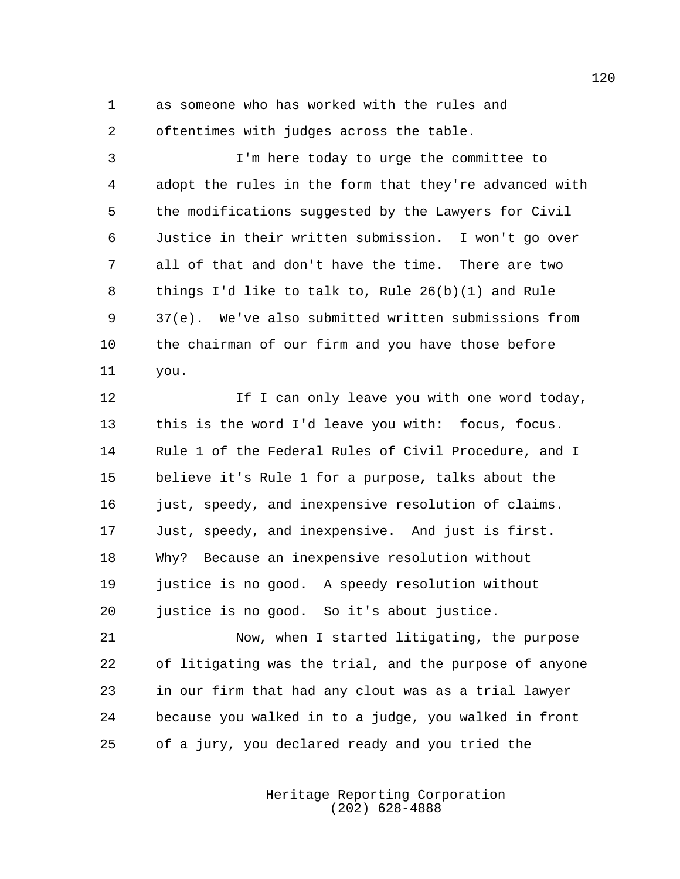as someone who has worked with the rules and oftentimes with judges across the table.

I'm here today to urge the committee to adopt the rules in the form that they're advanced with the modifications suggested by the Lawyers for Civil Justice in their written submission. I won't go over all of that and don't have the time. There are two things I'd like to talk to, Rule 26(b)(1) and Rule 37(e). We've also submitted written submissions from the chairman of our firm and you have those before you.

If I can only leave you with one word today, this is the word I'd leave you with: focus, focus. Rule 1 of the Federal Rules of Civil Procedure, and I believe it's Rule 1 for a purpose, talks about the just, speedy, and inexpensive resolution of claims. Just, speedy, and inexpensive. And just is first. Why? Because an inexpensive resolution without justice is no good. A speedy resolution without justice is no good. So it's about justice.

Now, when I started litigating, the purpose of litigating was the trial, and the purpose of anyone in our firm that had any clout was as a trial lawyer because you walked in to a judge, you walked in front of a jury, you declared ready and you tried the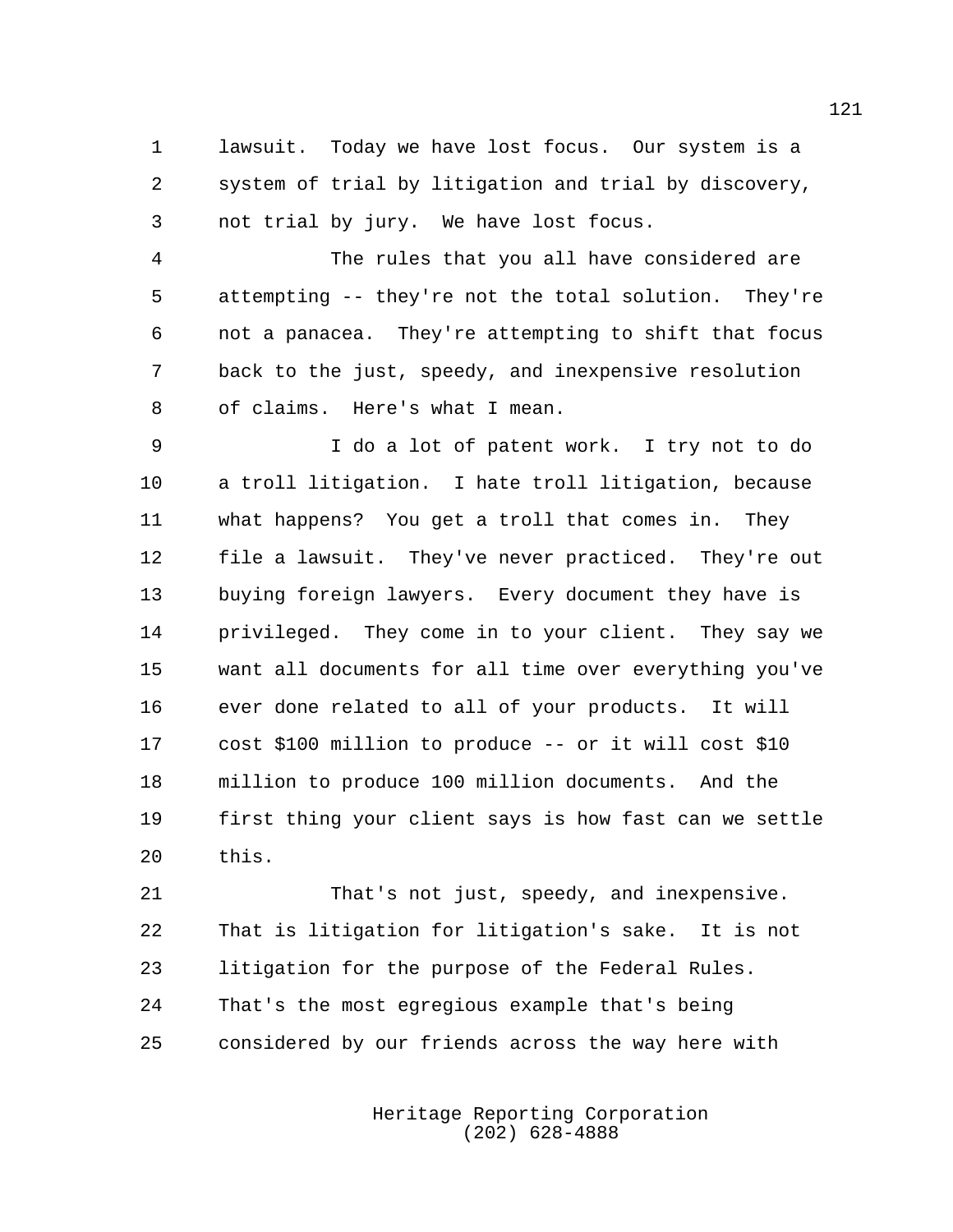lawsuit. Today we have lost focus. Our system is a system of trial by litigation and trial by discovery, not trial by jury. We have lost focus.

The rules that you all have considered are attempting -- they're not the total solution. They're not a panacea. They're attempting to shift that focus back to the just, speedy, and inexpensive resolution of claims. Here's what I mean.

I do a lot of patent work. I try not to do a troll litigation. I hate troll litigation, because what happens? You get a troll that comes in. They file a lawsuit. They've never practiced. They're out buying foreign lawyers. Every document they have is privileged. They come in to your client. They say we want all documents for all time over everything you've ever done related to all of your products. It will cost $100 million to produce -- or it will cost $10 million to produce 100 million documents. And the first thing your client says is how fast can we settle this.

That's not just, speedy, and inexpensive. That is litigation for litigation's sake. It is not litigation for the purpose of the Federal Rules. That's the most egregious example that's being considered by our friends across the way here with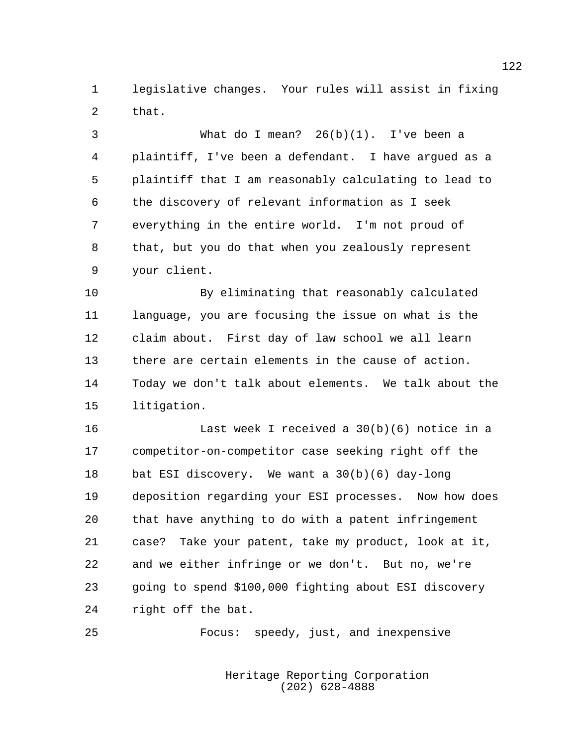legislative changes. Your rules will assist in fixing that.

What do I mean? 26(b)(1). I've been a plaintiff, I've been a defendant. I have argued as a plaintiff that I am reasonably calculating to lead to the discovery of relevant information as I seek everything in the entire world. I'm not proud of that, but you do that when you zealously represent your client.

By eliminating that reasonably calculated language, you are focusing the issue on what is the claim about. First day of law school we all learn there are certain elements in the cause of action. Today we don't talk about elements. We talk about the litigation.

Last week I received a 30(b)(6) notice in a competitor-on-competitor case seeking right off the bat ESI discovery. We want a 30(b)(6) day-long deposition regarding your ESI processes. Now how does that have anything to do with a patent infringement case? Take your patent, take my product, look at it, and we either infringe or we don't. But no, we're going to spend $100,000 fighting about ESI discovery right off the bat.

Focus: speedy, just, and inexpensive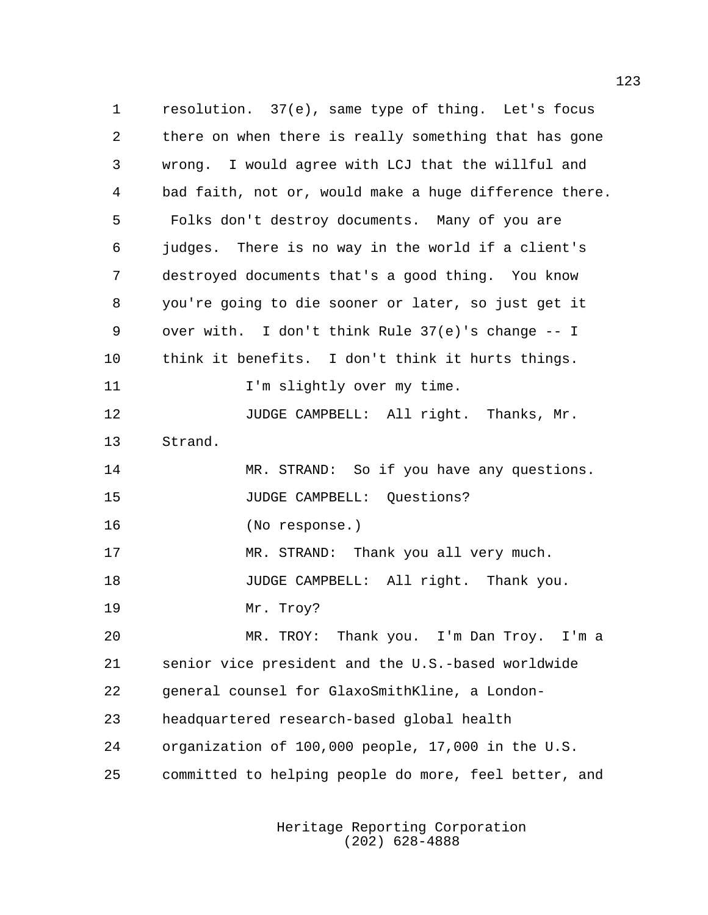resolution. 37(e), same type of thing. Let's focus there on when there is really something that has gone wrong. I would agree with LCJ that the willful and bad faith, not or, would make a huge difference there. Folks don't destroy documents. Many of you are judges. There is no way in the world if a client's destroyed documents that's a good thing. You know you're going to die sooner or later, so just get it over with. I don't think Rule 37(e)'s change -- I think it benefits. I don't think it hurts things.

I'm slightly over my time.

JUDGE CAMPBELL: All right. Thanks, Mr. Strand.

MR. STRAND: So if you have any questions.

JUDGE CAMPBELL: Questions?

(No response.)

MR. STRAND: Thank you all very much.

JUDGE CAMPBELL: All right. Thank you.

Mr. Troy?

MR. TROY: Thank you. I'm Dan Troy. I'm a senior vice president and the U.S.-based worldwide general counsel for GlaxoSmithKline, a London-headquartered research-based global health organization of 100,000 people, 17,000 in the U.S. committed to helping people do more, feel better, and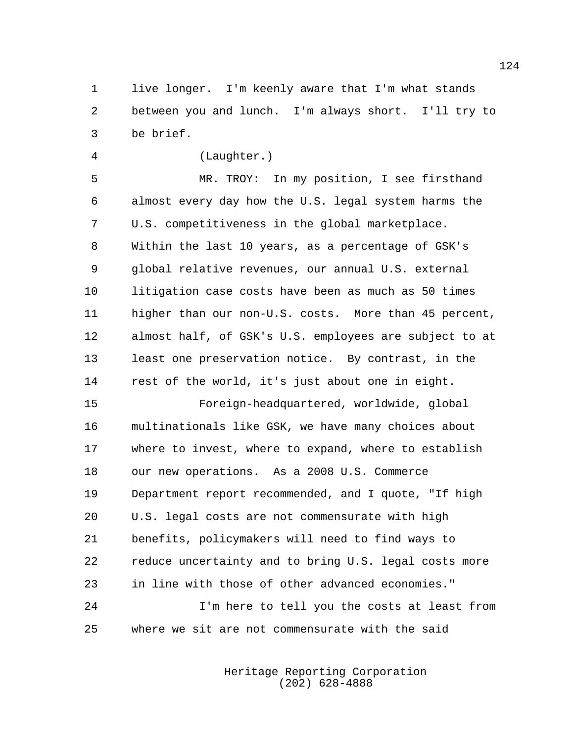live longer. I'm keenly aware that I'm what stands between you and lunch. I'm always short. I'll try to be brief.

(Laughter.)

MR. TROY: In my position, I see firsthand almost every day how the U.S. legal system harms the U.S. competitiveness in the global marketplace. Within the last 10 years, as a percentage of GSK's global relative revenues, our annual U.S. external litigation case costs have been as much as 50 times higher than our non-U.S. costs. More than 45 percent, almost half, of GSK's U.S. employees are subject to at least one preservation notice. By contrast, in the rest of the world, it's just about one in eight.

Foreign-headquartered, worldwide, global multinationals like GSK, we have many choices about where to invest, where to expand, where to establish our new operations. As a 2008 U.S. Commerce Department report recommended, and I quote, "If high U.S. legal costs are not commensurate with high benefits, policymakers will need to find ways to reduce uncertainty and to bring U.S. legal costs more in line with those of other advanced economies."

I'm here to tell you the costs at least from where we sit are not commensurate with the said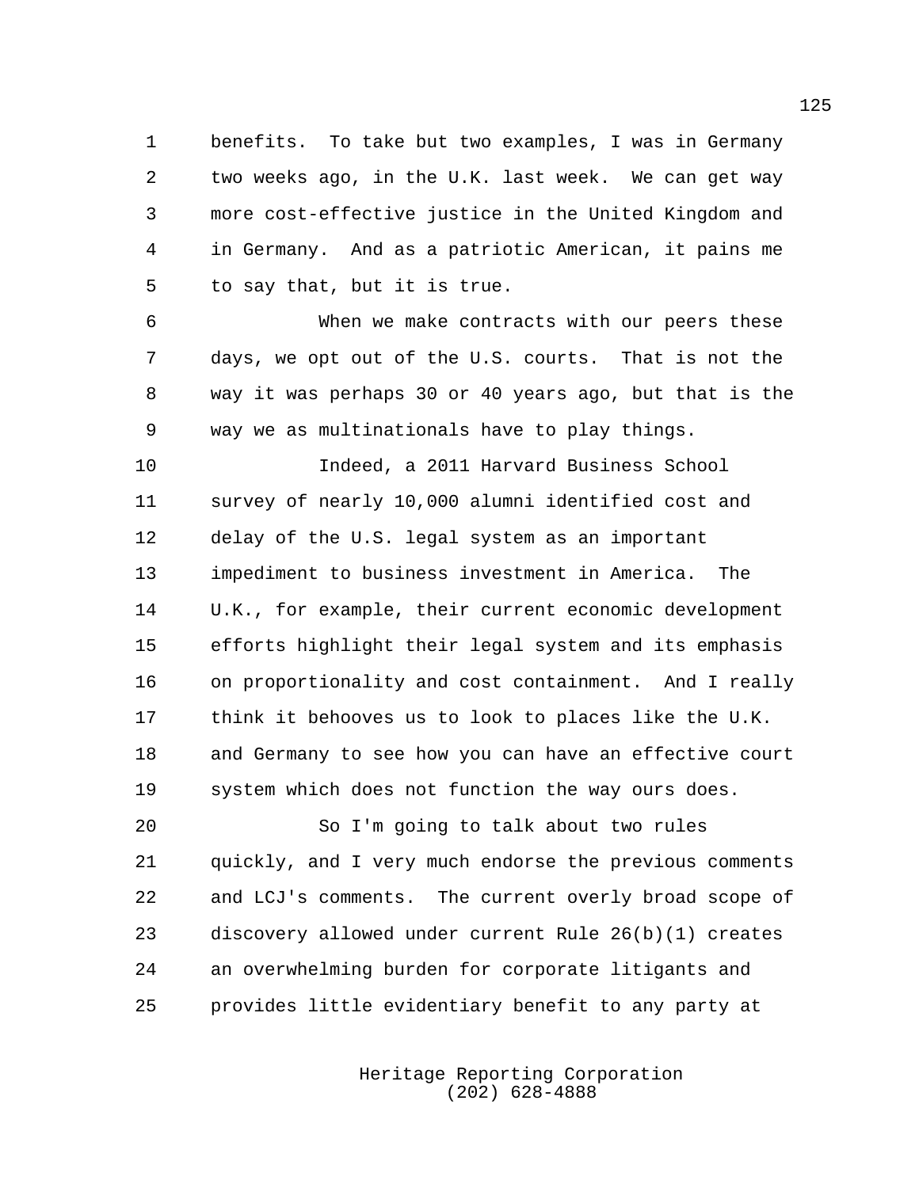benefits. To take but two examples, I was in Germany two weeks ago, in the U.K. last week. We can get way more cost-effective justice in the United Kingdom and in Germany. And as a patriotic American, it pains me to say that, but it is true.

When we make contracts with our peers these days, we opt out of the U.S. courts. That is not the way it was perhaps 30 or 40 years ago, but that is the way we as multinationals have to play things.

Indeed, a 2011 Harvard Business School survey of nearly 10,000 alumni identified cost and delay of the U.S. legal system as an important impediment to business investment in America. The U.K., for example, their current economic development efforts highlight their legal system and its emphasis on proportionality and cost containment. And I really think it behooves us to look to places like the U.K. and Germany to see how you can have an effective court system which does not function the way ours does.

So I'm going to talk about two rules quickly, and I very much endorse the previous comments and LCJ's comments. The current overly broad scope of discovery allowed under current Rule 26(b)(1) creates an overwhelming burden for corporate litigants and provides little evidentiary benefit to any party at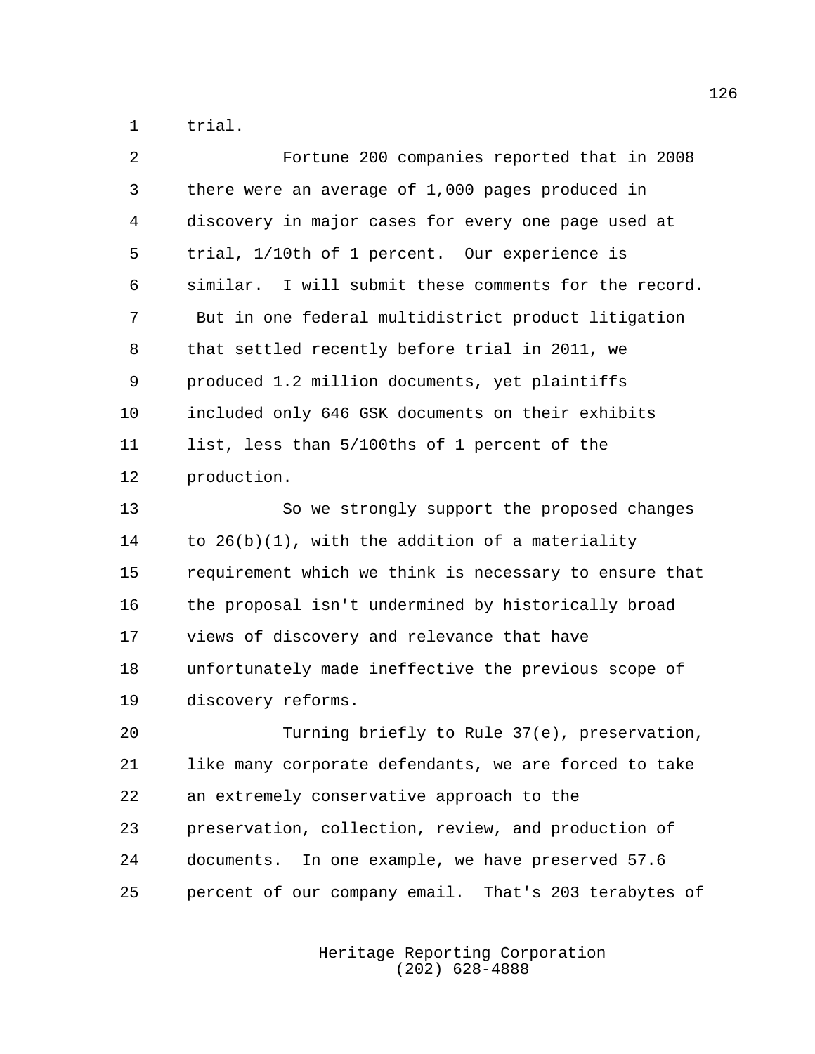trial.

Fortune 200 companies reported that in 2008 there were an average of 1,000 pages produced in discovery in major cases for every one page used at trial, 1/10th of 1 percent. Our experience is similar. I will submit these comments for the record. But in one federal multidistrict product litigation that settled recently before trial in 2011, we produced 1.2 million documents, yet plaintiffs included only 646 GSK documents on their exhibits list, less than 5/100ths of 1 percent of the production.

So we strongly support the proposed changes to 26(b)(1), with the addition of a materiality requirement which we think is necessary to ensure that the proposal isn't undermined by historically broad views of discovery and relevance that have unfortunately made ineffective the previous scope of discovery reforms.

Turning briefly to Rule 37(e), preservation, like many corporate defendants, we are forced to take an extremely conservative approach to the preservation, collection, review, and production of documents. In one example, we have preserved 57.6 percent of our company email. That's 203 terabytes of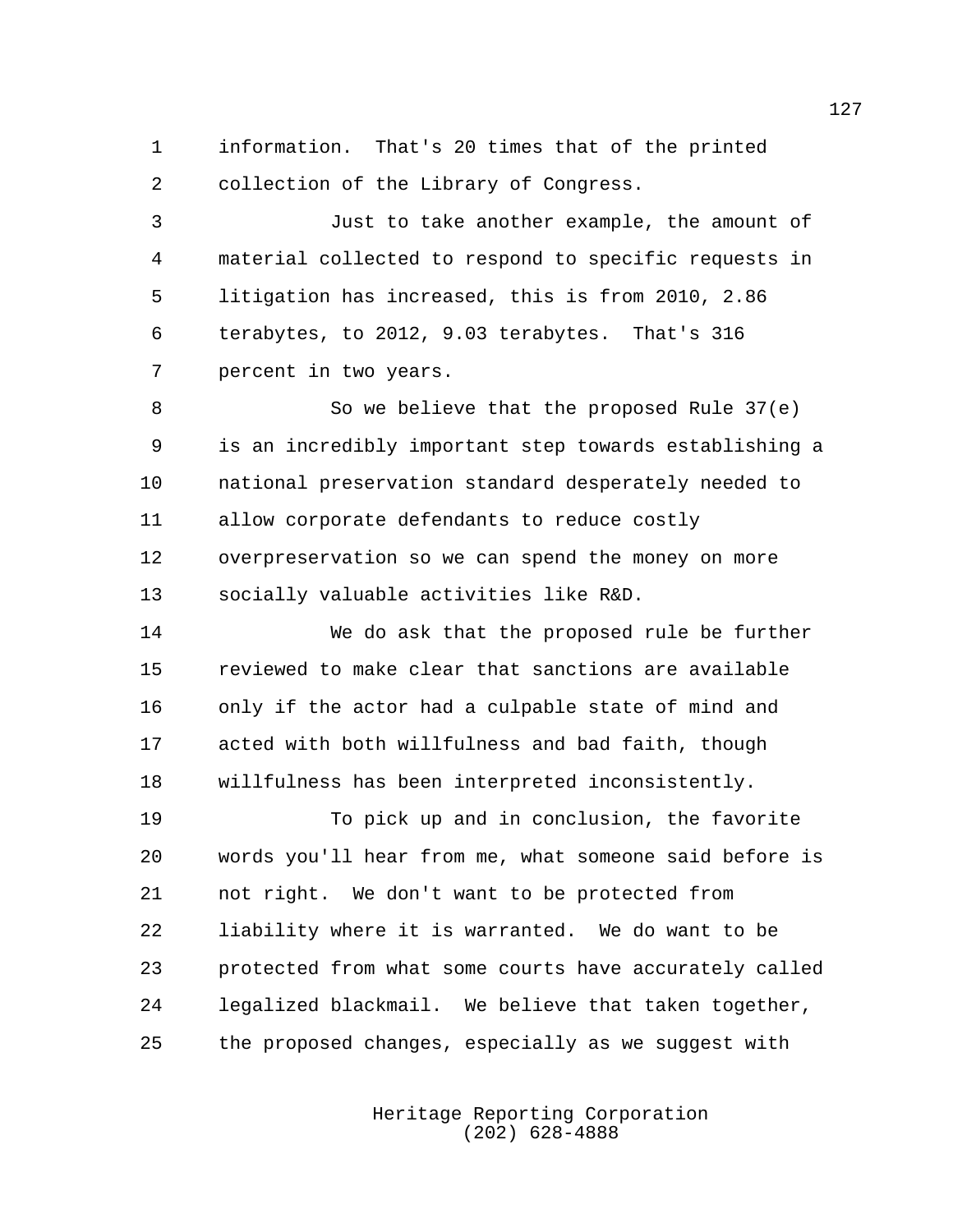information. That's 20 times that of the printed collection of the Library of Congress.

Just to take another example, the amount of material collected to respond to specific requests in litigation has increased, this is from 2010, 2.86 terabytes, to 2012, 9.03 terabytes. That's 316 percent in two years.

So we believe that the proposed Rule 37(e) is an incredibly important step towards establishing a national preservation standard desperately needed to allow corporate defendants to reduce costly overpreservation so we can spend the money on more socially valuable activities like R&D.

We do ask that the proposed rule be further reviewed to make clear that sanctions are available only if the actor had a culpable state of mind and acted with both willfulness and bad faith, though willfulness has been interpreted inconsistently.

To pick up and in conclusion, the favorite words you'll hear from me, what someone said before is not right. We don't want to be protected from liability where it is warranted. We do want to be protected from what some courts have accurately called legalized blackmail. We believe that taken together, the proposed changes, especially as we suggest with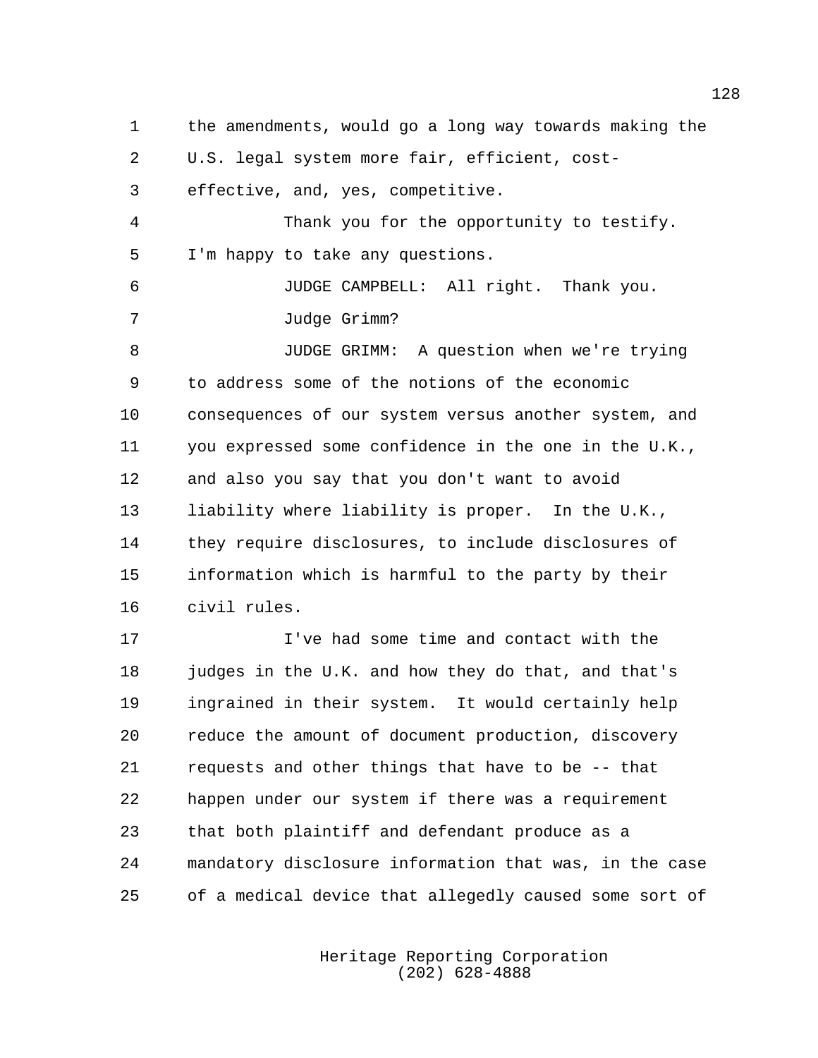the amendments, would go a long way towards making the U.S. legal system more fair, efficient, cost-effective, and, yes, competitive.

Thank you for the opportunity to testify. I'm happy to take any questions.

JUDGE CAMPBELL: All right. Thank you.

Judge Grimm?

JUDGE GRIMM: A question when we're trying to address some of the notions of the economic consequences of our system versus another system, and you expressed some confidence in the one in the U.K., and also you say that you don't want to avoid liability where liability is proper. In the U.K., they require disclosures, to include disclosures of information which is harmful to the party by their civil rules.

I've had some time and contact with the judges in the U.K. and how they do that, and that's ingrained in their system. It would certainly help reduce the amount of document production, discovery requests and other things that have to be -- that happen under our system if there was a requirement that both plaintiff and defendant produce as a mandatory disclosure information that was, in the case of a medical device that allegedly caused some sort of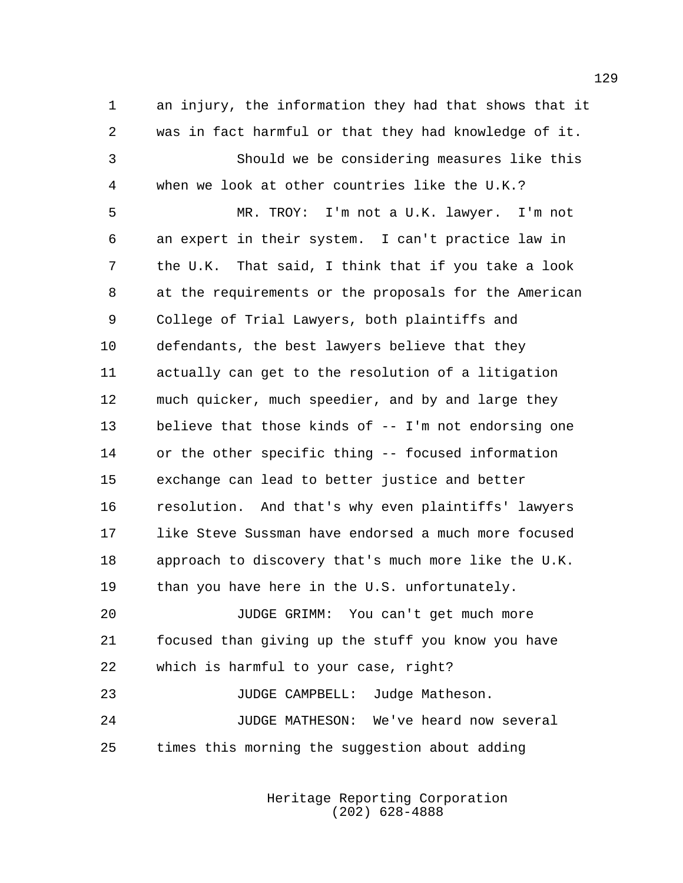an injury, the information they had that shows that it was in fact harmful or that they had knowledge of it.

Should we be considering measures like this when we look at other countries like the U.K.?

MR. TROY: I'm not a U.K. lawyer. I'm not an expert in their system. I can't practice law in the U.K. That said, I think that if you take a look at the requirements or the proposals for the American College of Trial Lawyers, both plaintiffs and defendants, the best lawyers believe that they actually can get to the resolution of a litigation much quicker, much speedier, and by and large they believe that those kinds of -- I'm not endorsing one or the other specific thing -- focused information exchange can lead to better justice and better resolution. And that's why even plaintiffs' lawyers like Steve Sussman have endorsed a much more focused approach to discovery that's much more like the U.K. than you have here in the U.S. unfortunately.

JUDGE GRIMM: You can't get much more focused than giving up the stuff you know you have which is harmful to your case, right?

JUDGE CAMPBELL: Judge Matheson.

JUDGE MATHESON: We've heard now several times this morning the suggestion about adding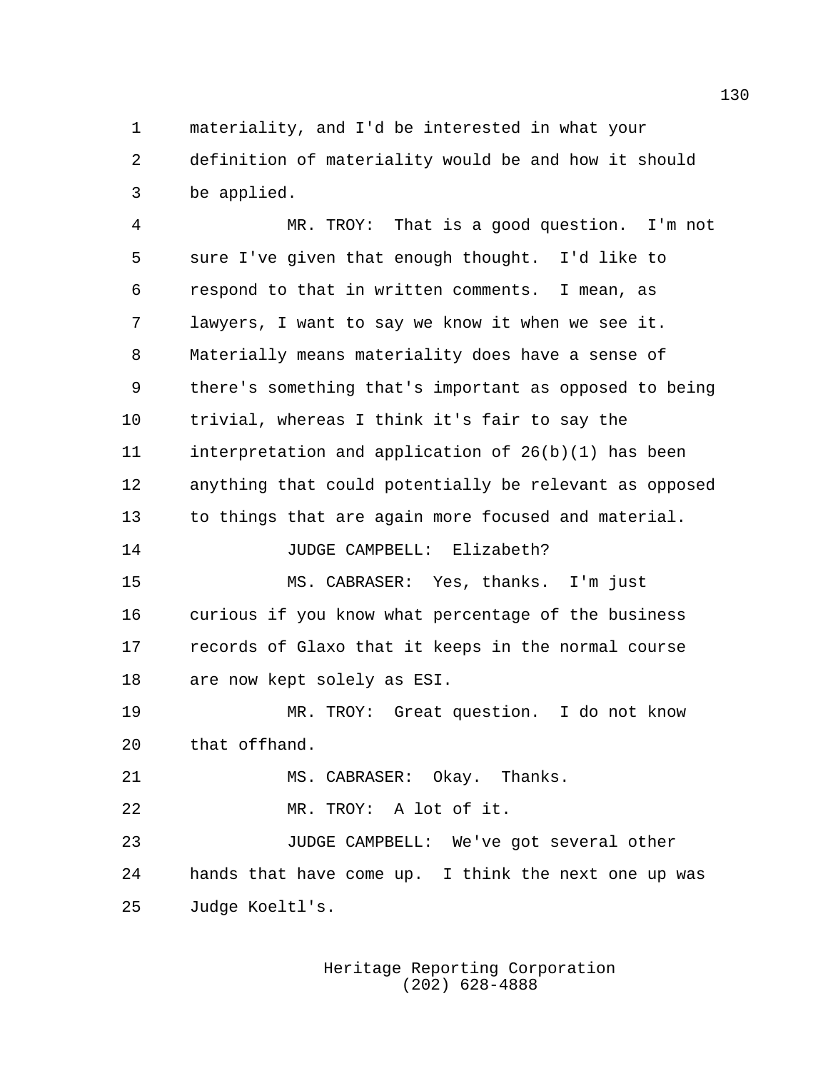materiality, and I'd be interested in what your definition of materiality would be and how it should be applied.

MR. TROY: That is a good question. I'm not sure I've given that enough thought. I'd like to respond to that in written comments. I mean, as lawyers, I want to say we know it when we see it. Materially means materiality does have a sense of there's something that's important as opposed to being trivial, whereas I think it's fair to say the interpretation and application of 26(b)(1) has been anything that could potentially be relevant as opposed to things that are again more focused and material.

JUDGE CAMPBELL: Elizabeth?

MS. CABRASER: Yes, thanks. I'm just curious if you know what percentage of the business records of Glaxo that it keeps in the normal course are now kept solely as ESI.

MR. TROY: Great question. I do not know that offhand.

MS. CABRASER: Okay. Thanks.

MR. TROY: A lot of it.

JUDGE CAMPBELL: We've got several other hands that have come up. I think the next one up was Judge Koeltl's.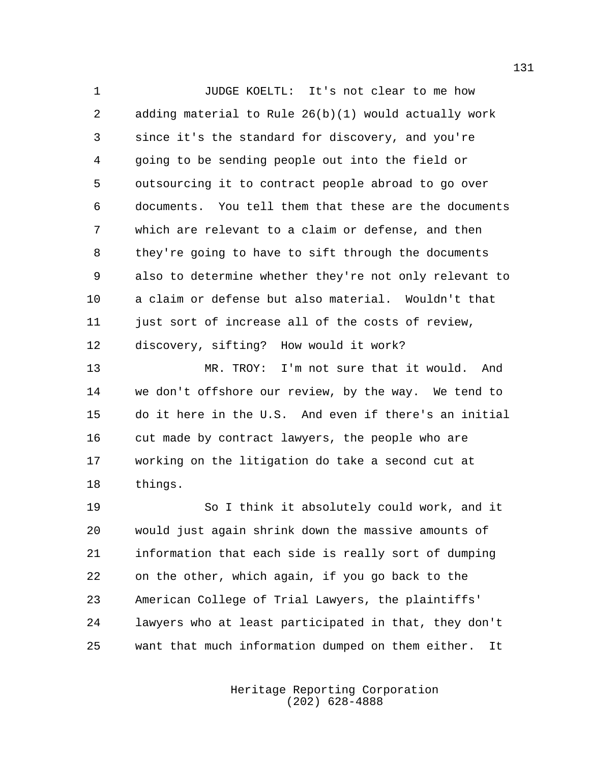JUDGE KOELTL: It's not clear to me how adding material to Rule 26(b)(1) would actually work since it's the standard for discovery, and you're going to be sending people out into the field or outsourcing it to contract people abroad to go over documents. You tell them that these are the documents which are relevant to a claim or defense, and then they're going to have to sift through the documents also to determine whether they're not only relevant to a claim or defense but also material. Wouldn't that just sort of increase all of the costs of review, discovery, sifting? How would it work?

MR. TROY: I'm not sure that it would. And we don't offshore our review, by the way. We tend to do it here in the U.S. And even if there's an initial cut made by contract lawyers, the people who are working on the litigation do take a second cut at things.

So I think it absolutely could work, and it would just again shrink down the massive amounts of information that each side is really sort of dumping on the other, which again, if you go back to the American College of Trial Lawyers, the plaintiffs' lawyers who at least participated in that, they don't want that much information dumped on them either. It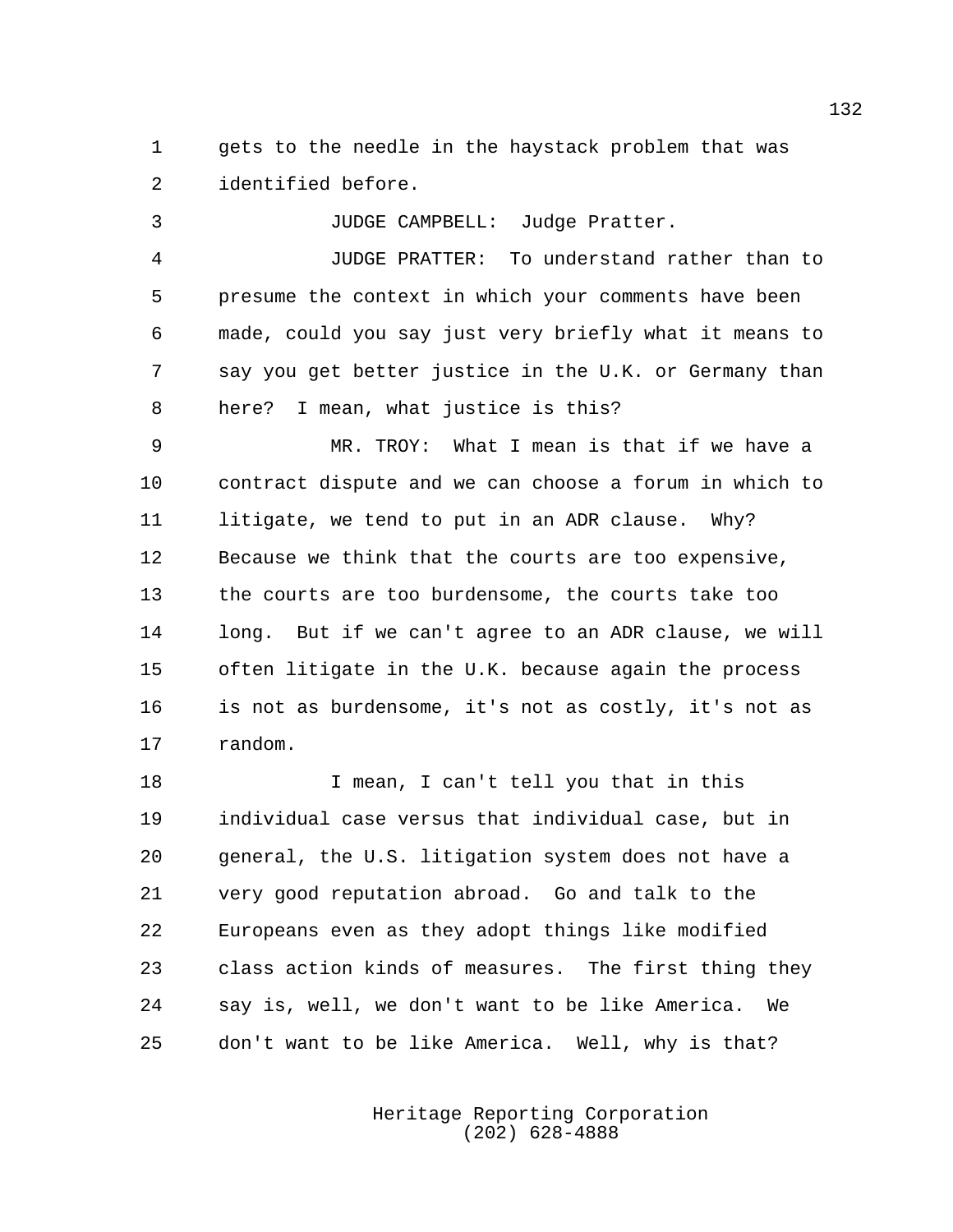gets to the needle in the haystack problem that was identified before.

JUDGE CAMPBELL: Judge Pratter.

JUDGE PRATTER: To understand rather than to presume the context in which your comments have been made, could you say just very briefly what it means to say you get better justice in the U.K. or Germany than here? I mean, what justice is this?

MR. TROY: What I mean is that if we have a contract dispute and we can choose a forum in which to litigate, we tend to put in an ADR clause. Why? Because we think that the courts are too expensive, the courts are too burdensome, the courts take too long. But if we can't agree to an ADR clause, we will often litigate in the U.K. because again the process is not as burdensome, it's not as costly, it's not as random.

I mean, I can't tell you that in this individual case versus that individual case, but in general, the U.S. litigation system does not have a very good reputation abroad. Go and talk to the Europeans even as they adopt things like modified class action kinds of measures. The first thing they say is, well, we don't want to be like America. We don't want to be like America. Well, why is that?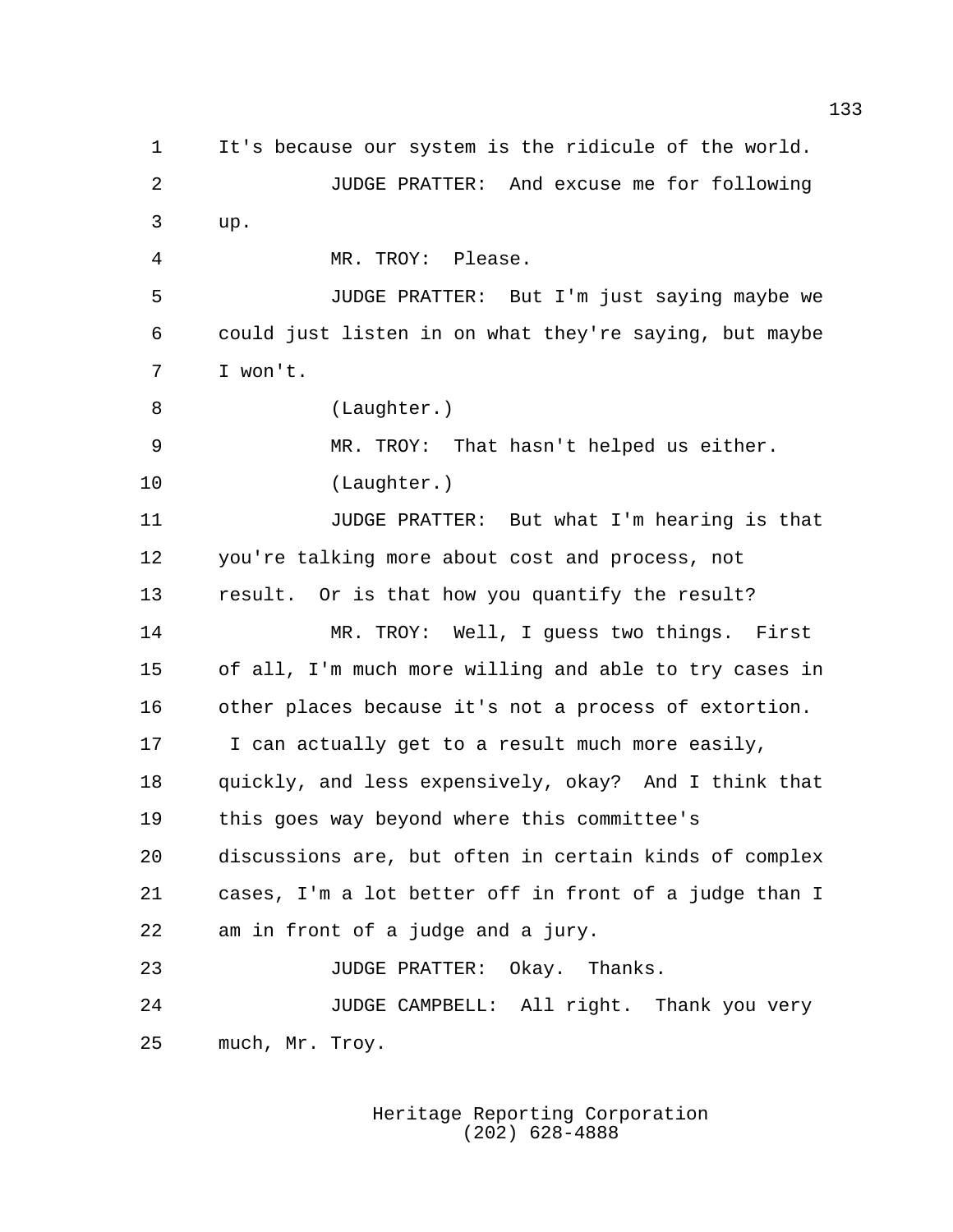It's because our system is the ridicule of the world.

JUDGE PRATTER: And excuse me for following up.

MR. TROY: Please.

JUDGE PRATTER: But I'm just saying maybe we could just listen in on what they're saying, but maybe I won't.

(Laughter.)

MR. TROY: That hasn't helped us either.

(Laughter.)

JUDGE PRATTER: But what I'm hearing is that you're talking more about cost and process, not result. Or is that how you quantify the result?

MR. TROY: Well, I guess two things. First of all, I'm much more willing and able to try cases in other places because it's not a process of extortion. I can actually get to a result much more easily, quickly, and less expensively, okay? And I think that this goes way beyond where this committee's discussions are, but often in certain kinds of complex cases, I'm a lot better off in front of a judge than I am in front of a judge and a jury.

JUDGE PRATTER: Okay. Thanks.

JUDGE CAMPBELL: All right. Thank you very much, Mr. Troy.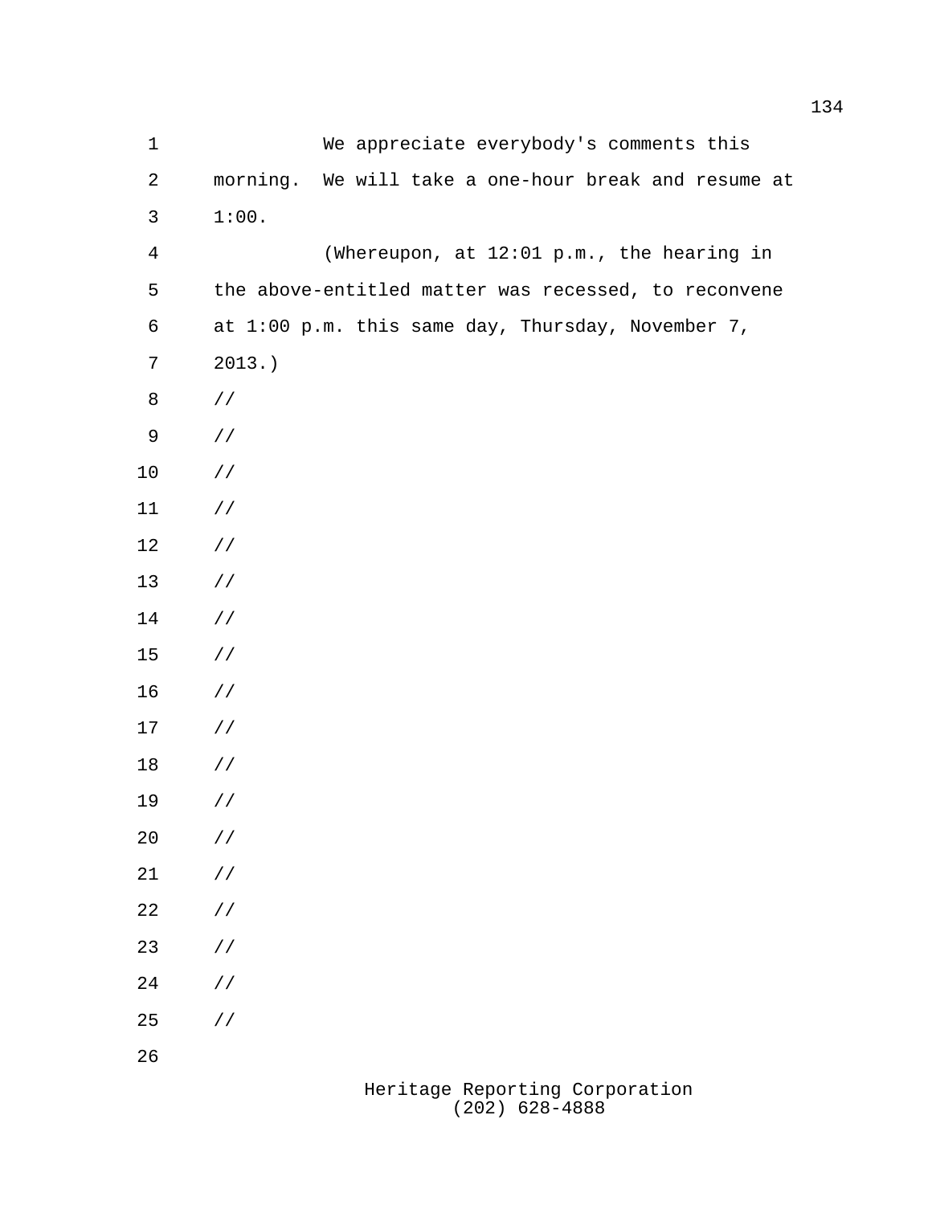We appreciate everybody's comments this morning. We will take a one-hour break and resume at 1:00.

(Whereupon, at 12:01 p.m., the hearing in the above-entitled matter was recessed, to reconvene at 1:00 p.m. this same day, Thursday, November 7, 2013.)

//

//

//

//

//

//

//

//

//

//

//

//

//

//

//

//

//

//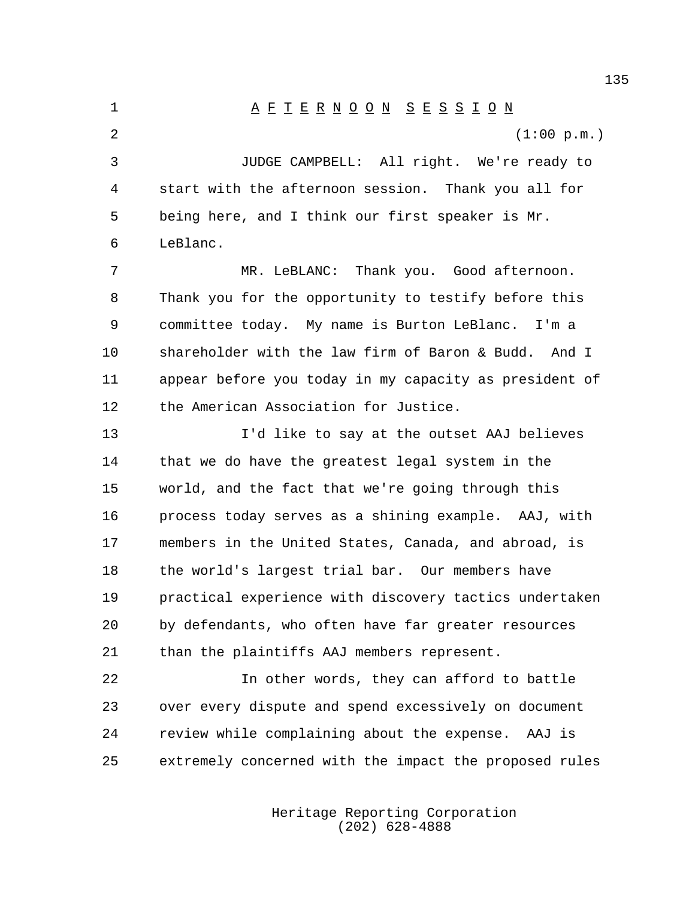# AFTERNOON SESSION

(1:00 p.m.)

JUDGE CAMPBELL: All right. We're ready to start with the afternoon session. Thank you all for being here, and I think our first speaker is Mr. LeBlanc.

MR. LeBLANC: Thank you. Good afternoon. Thank you for the opportunity to testify before this committee today. My name is Burton LeBlanc. I'm a shareholder with the law firm of Baron & Budd. And I appear before you today in my capacity as president of the American Association for Justice.

I'd like to say at the outset AAJ believes that we do have the greatest legal system in the world, and the fact that we're going through this process today serves as a shining example. AAJ, with members in the United States, Canada, and abroad, is the world's largest trial bar. Our members have practical experience with discovery tactics undertaken by defendants, who often have far greater resources than the plaintiffs AAJ members represent.

In other words, they can afford to battle over every dispute and spend excessively on document review while complaining about the expense. AAJ is extremely concerned with the impact the proposed rules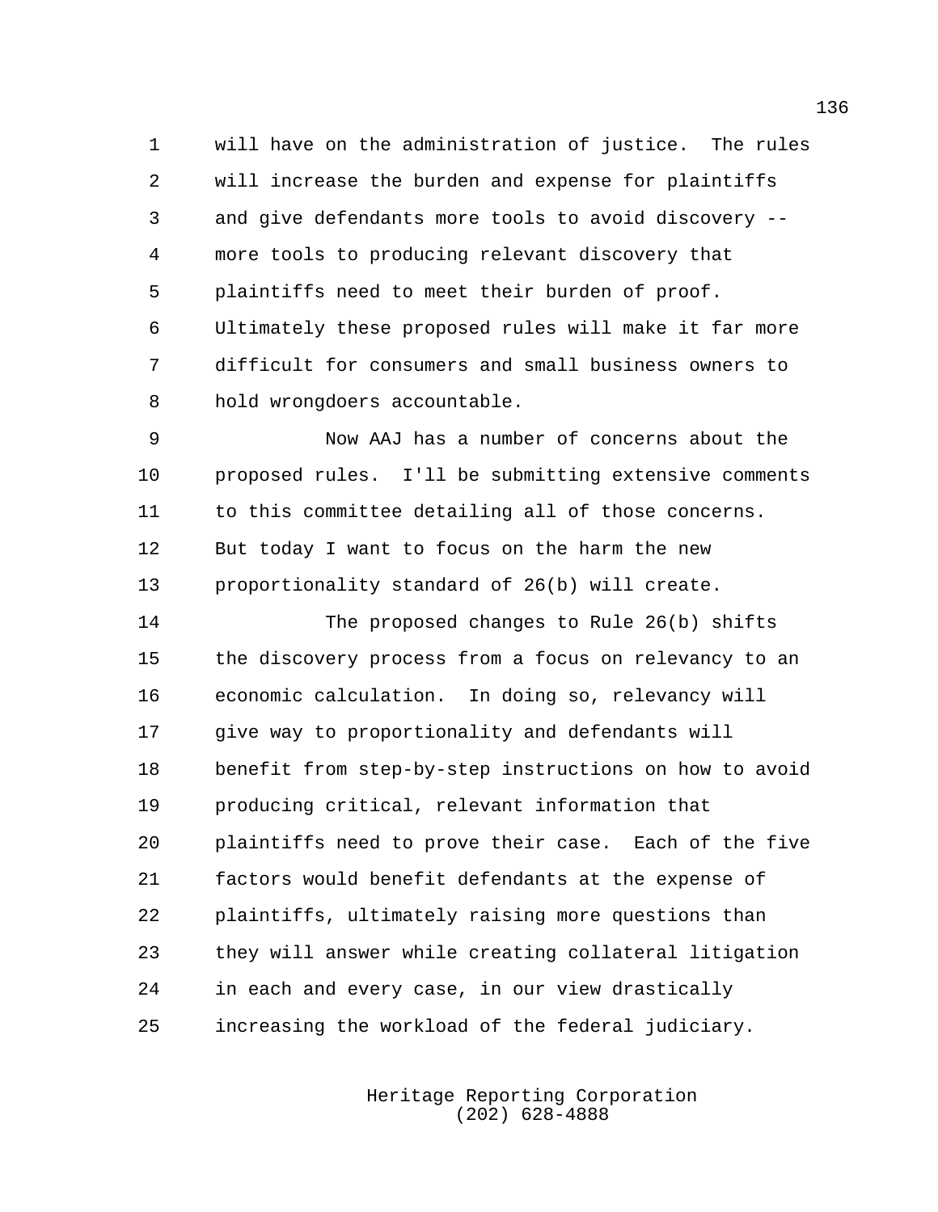will have on the administration of justice. The rules will increase the burden and expense for plaintiffs and give defendants more tools to avoid discovery -- more tools to producing relevant discovery that plaintiffs need to meet their burden of proof. Ultimately these proposed rules will make it far more difficult for consumers and small business owners to hold wrongdoers accountable.

Now AAJ has a number of concerns about the proposed rules. I'll be submitting extensive comments to this committee detailing all of those concerns. But today I want to focus on the harm the new proportionality standard of 26(b) will create.

The proposed changes to Rule 26(b) shifts the discovery process from a focus on relevancy to an economic calculation. In doing so, relevancy will give way to proportionality and defendants will benefit from step-by-step instructions on how to avoid producing critical, relevant information that plaintiffs need to prove their case. Each of the five factors would benefit defendants at the expense of plaintiffs, ultimately raising more questions than they will answer while creating collateral litigation in each and every case, in our view drastically increasing the workload of the federal judiciary.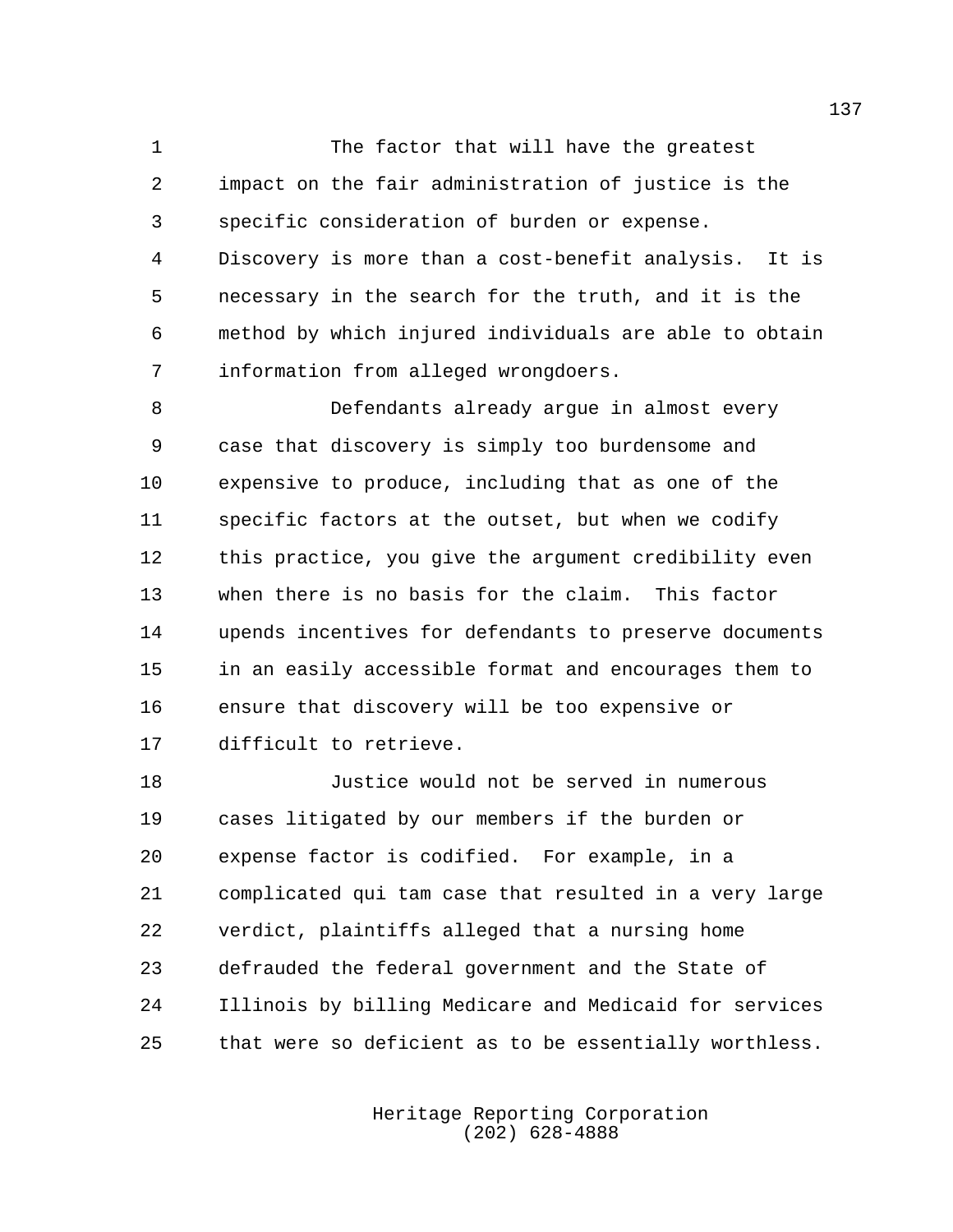The factor that will have the greatest impact on the fair administration of justice is the specific consideration of burden or expense. Discovery is more than a cost-benefit analysis. It is necessary in the search for the truth, and it is the method by which injured individuals are able to obtain information from alleged wrongdoers.

Defendants already argue in almost every case that discovery is simply too burdensome and expensive to produce, including that as one of the specific factors at the outset, but when we codify this practice, you give the argument credibility even when there is no basis for the claim. This factor upends incentives for defendants to preserve documents in an easily accessible format and encourages them to ensure that discovery will be too expensive or difficult to retrieve.

Justice would not be served in numerous cases litigated by our members if the burden or expense factor is codified. For example, in a complicated qui tam case that resulted in a very large verdict, plaintiffs alleged that a nursing home defrauded the federal government and the State of Illinois by billing Medicare and Medicaid for services that were so deficient as to be essentially worthless.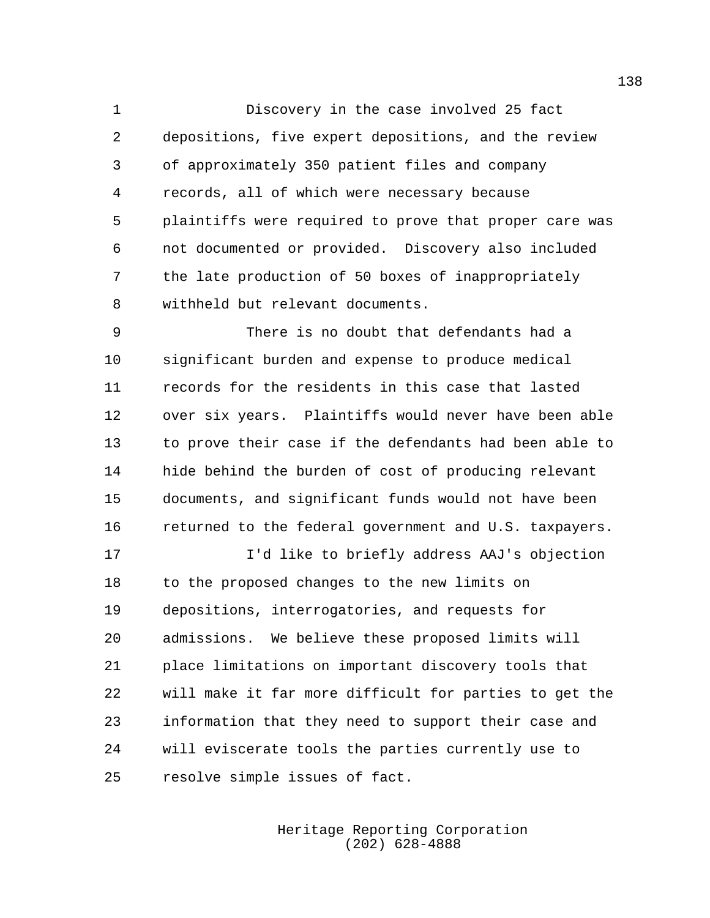Discovery in the case involved 25 fact depositions, five expert depositions, and the review of approximately 350 patient files and company records, all of which were necessary because plaintiffs were required to prove that proper care was not documented or provided. Discovery also included the late production of 50 boxes of inappropriately withheld but relevant documents.

There is no doubt that defendants had a significant burden and expense to produce medical records for the residents in this case that lasted over six years. Plaintiffs would never have been able to prove their case if the defendants had been able to hide behind the burden of cost of producing relevant documents, and significant funds would not have been returned to the federal government and U.S. taxpayers.

I'd like to briefly address AAJ's objection to the proposed changes to the new limits on depositions, interrogatories, and requests for admissions. We believe these proposed limits will place limitations on important discovery tools that will make it far more difficult for parties to get the information that they need to support their case and will eviscerate tools the parties currently use to resolve simple issues of fact.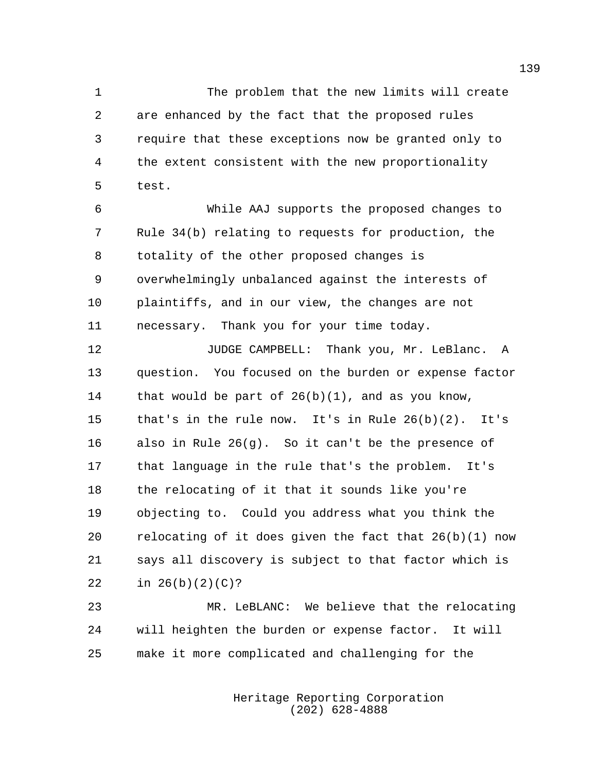The problem that the new limits will create are enhanced by the fact that the proposed rules require that these exceptions now be granted only to the extent consistent with the new proportionality test.

While AAJ supports the proposed changes to Rule 34(b) relating to requests for production, the totality of the other proposed changes is overwhelmingly unbalanced against the interests of plaintiffs, and in our view, the changes are not necessary. Thank you for your time today.

JUDGE CAMPBELL: Thank you, Mr. LeBlanc. A question. You focused on the burden or expense factor that would be part of 26(b)(1), and as you know, that's in the rule now. It's in Rule 26(b)(2). It's also in Rule 26(g). So it can't be the presence of that language in the rule that's the problem. It's the relocating of it that it sounds like you're objecting to. Could you address what you think the relocating of it does given the fact that 26(b)(1) now says all discovery is subject to that factor which is in 26(b)(2)(C)?

MR. LeBLANC: We believe that the relocating will heighten the burden or expense factor. It will make it more complicated and challenging for the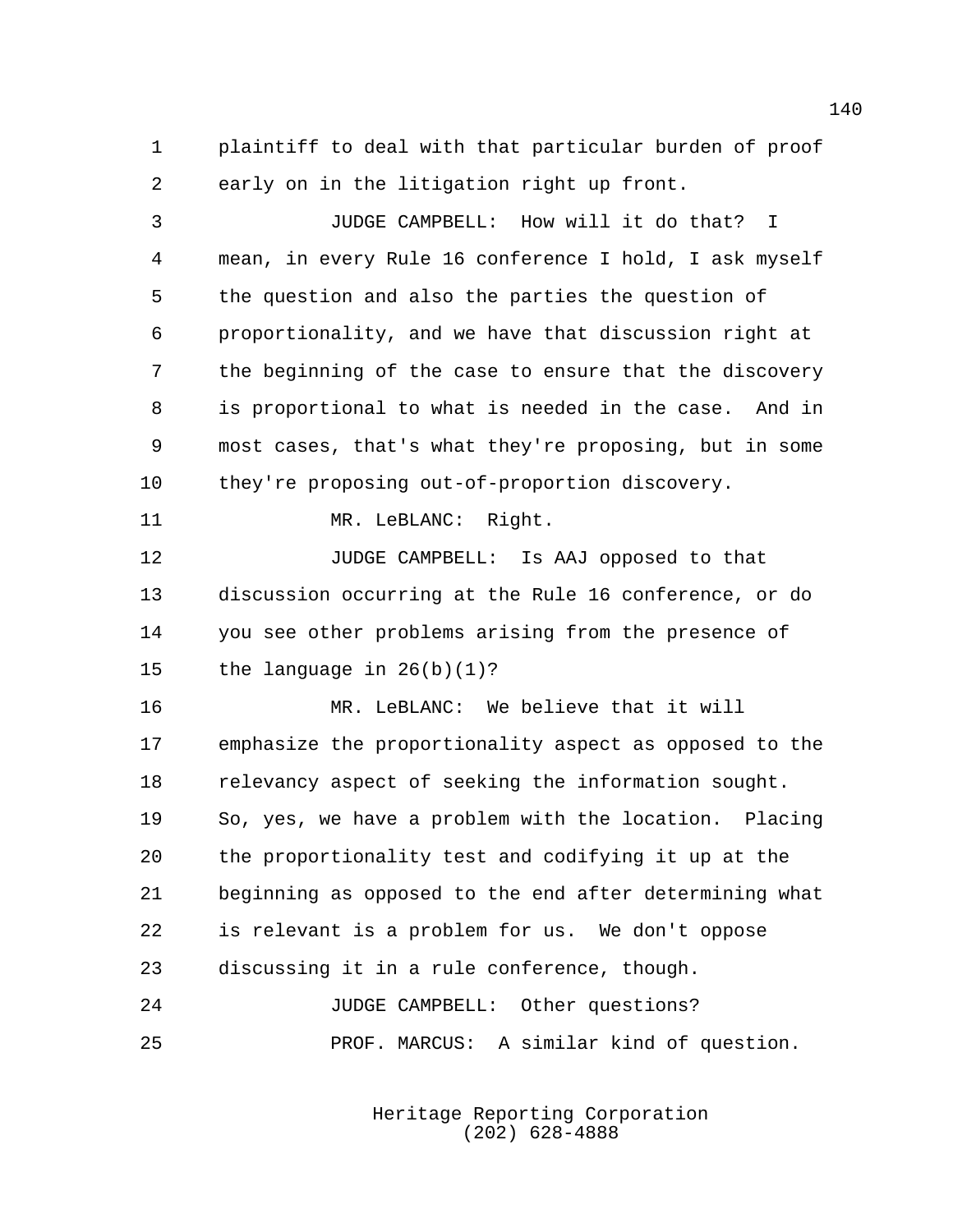plaintiff to deal with that particular burden of proof early on in the litigation right up front.

JUDGE CAMPBELL: How will it do that? I mean, in every Rule 16 conference I hold, I ask myself the question and also the parties the question of proportionality, and we have that discussion right at the beginning of the case to ensure that the discovery is proportional to what is needed in the case. And in most cases, that's what they're proposing, but in some they're proposing out-of-proportion discovery.

MR. LeBLANC: Right.

JUDGE CAMPBELL: Is AAJ opposed to that discussion occurring at the Rule 16 conference, or do you see other problems arising from the presence of the language in 26(b)(1)?

MR. LeBLANC: We believe that it will emphasize the proportionality aspect as opposed to the relevancy aspect of seeking the information sought. So, yes, we have a problem with the location. Placing the proportionality test and codifying it up at the beginning as opposed to the end after determining what is relevant is a problem for us. We don't oppose discussing it in a rule conference, though.

JUDGE CAMPBELL: Other questions?

PROF. MARCUS: A similar kind of question.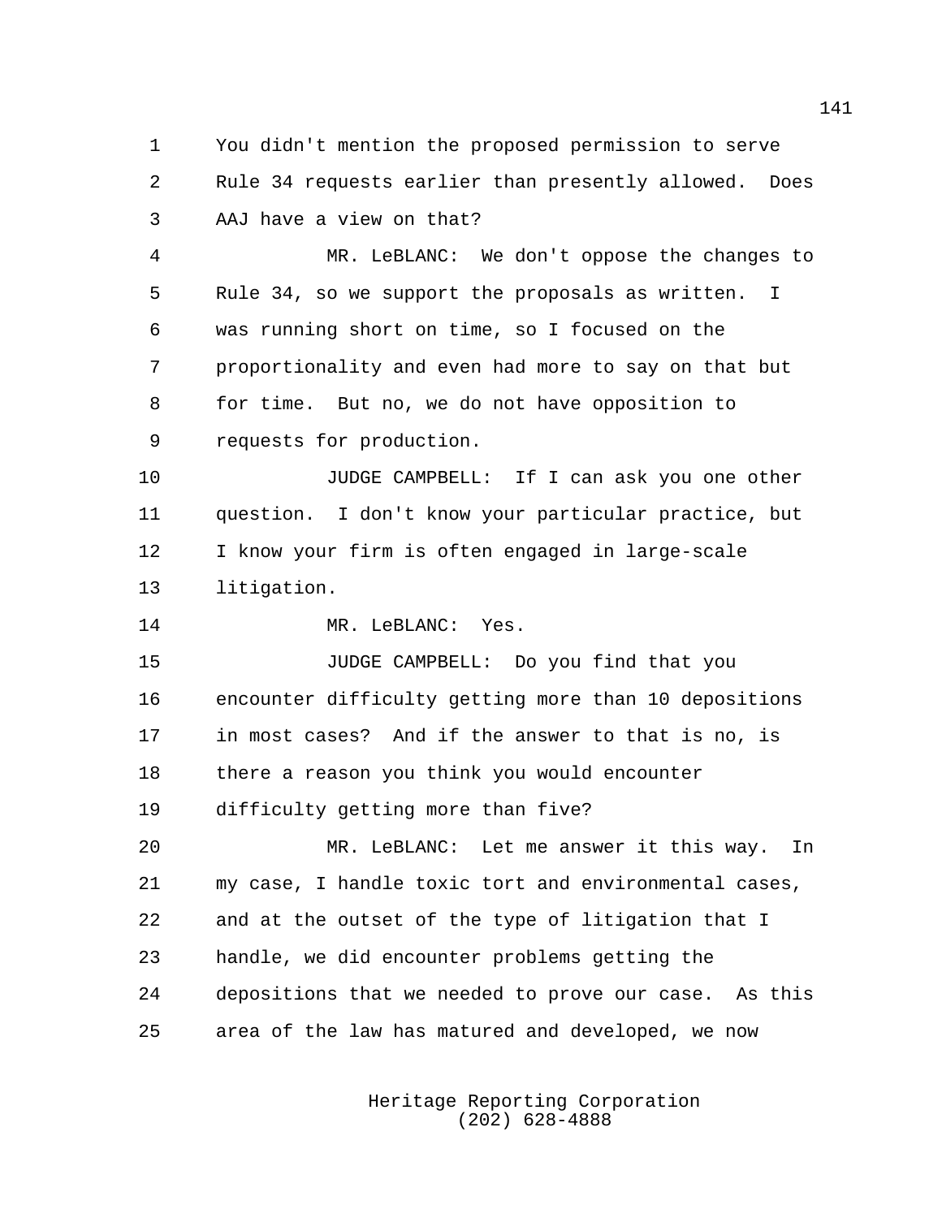You didn't mention the proposed permission to serve Rule 34 requests earlier than presently allowed. Does AAJ have a view on that?

MR. LeBLANC: We don't oppose the changes to Rule 34, so we support the proposals as written. I was running short on time, so I focused on the proportionality and even had more to say on that but for time. But no, we do not have opposition to requests for production.

JUDGE CAMPBELL: If I can ask you one other question. I don't know your particular practice, but I know your firm is often engaged in large-scale litigation.

MR. LeBLANC: Yes.

JUDGE CAMPBELL: Do you find that you encounter difficulty getting more than 10 depositions in most cases? And if the answer to that is no, is there a reason you think you would encounter difficulty getting more than five?

MR. LeBLANC: Let me answer it this way. In my case, I handle toxic tort and environmental cases, and at the outset of the type of litigation that I handle, we did encounter problems getting the depositions that we needed to prove our case. As this area of the law has matured and developed, we now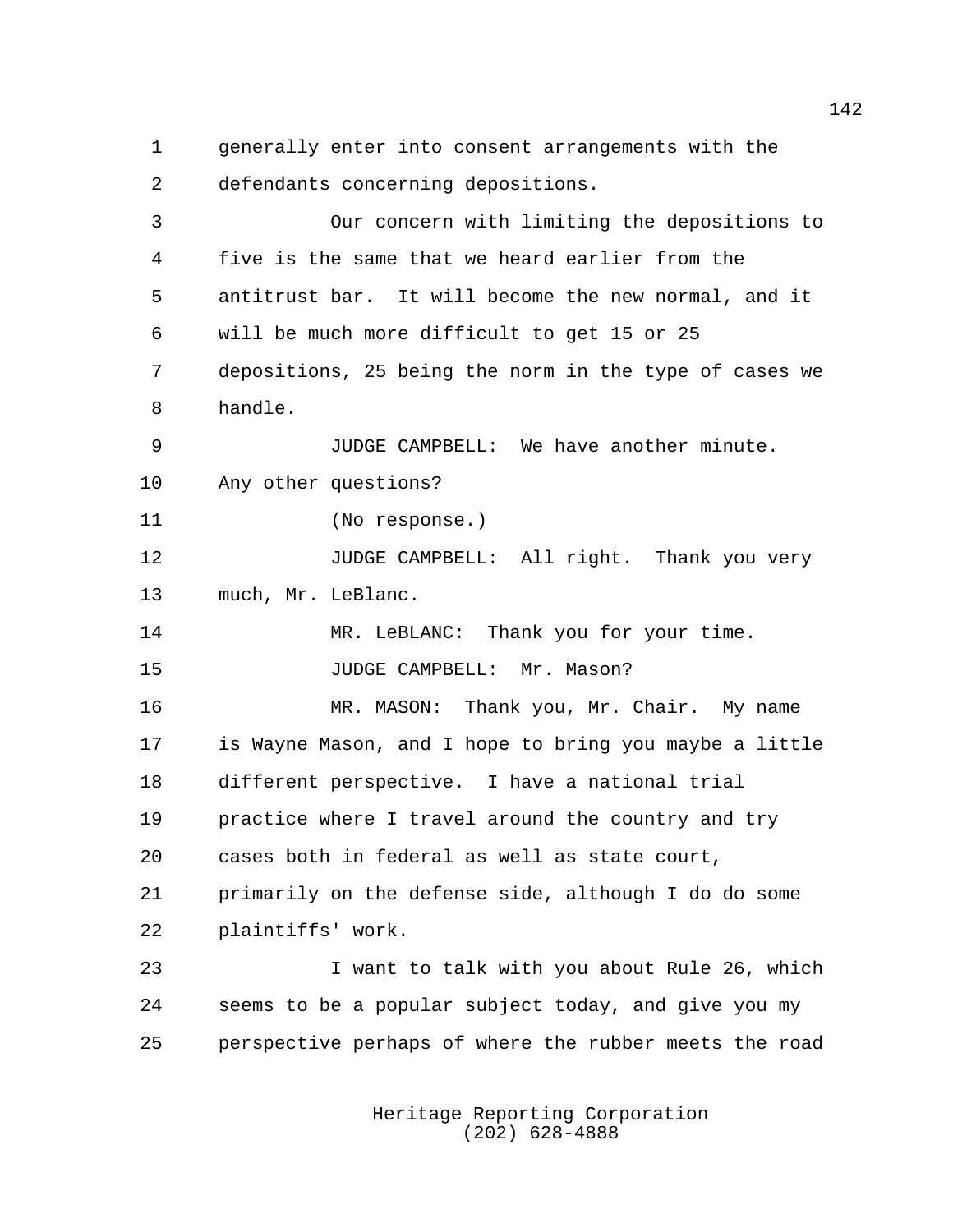generally enter into consent arrangements with the defendants concerning depositions.

Our concern with limiting the depositions to five is the same that we heard earlier from the antitrust bar. It will become the new normal, and it will be much more difficult to get 15 or 25 depositions, 25 being the norm in the type of cases we handle.

JUDGE CAMPBELL: We have another minute. Any other questions?

(No response.)

JUDGE CAMPBELL: All right. Thank you very much, Mr. LeBlanc.

MR. LeBLANC: Thank you for your time.

JUDGE CAMPBELL: Mr. Mason?

MR. MASON: Thank you, Mr. Chair. My name is Wayne Mason, and I hope to bring you maybe a little different perspective. I have a national trial practice where I travel around the country and try cases both in federal as well as state court, primarily on the defense side, although I do do some plaintiffs' work.

I want to talk with you about Rule 26, which seems to be a popular subject today, and give you my perspective perhaps of where the rubber meets the road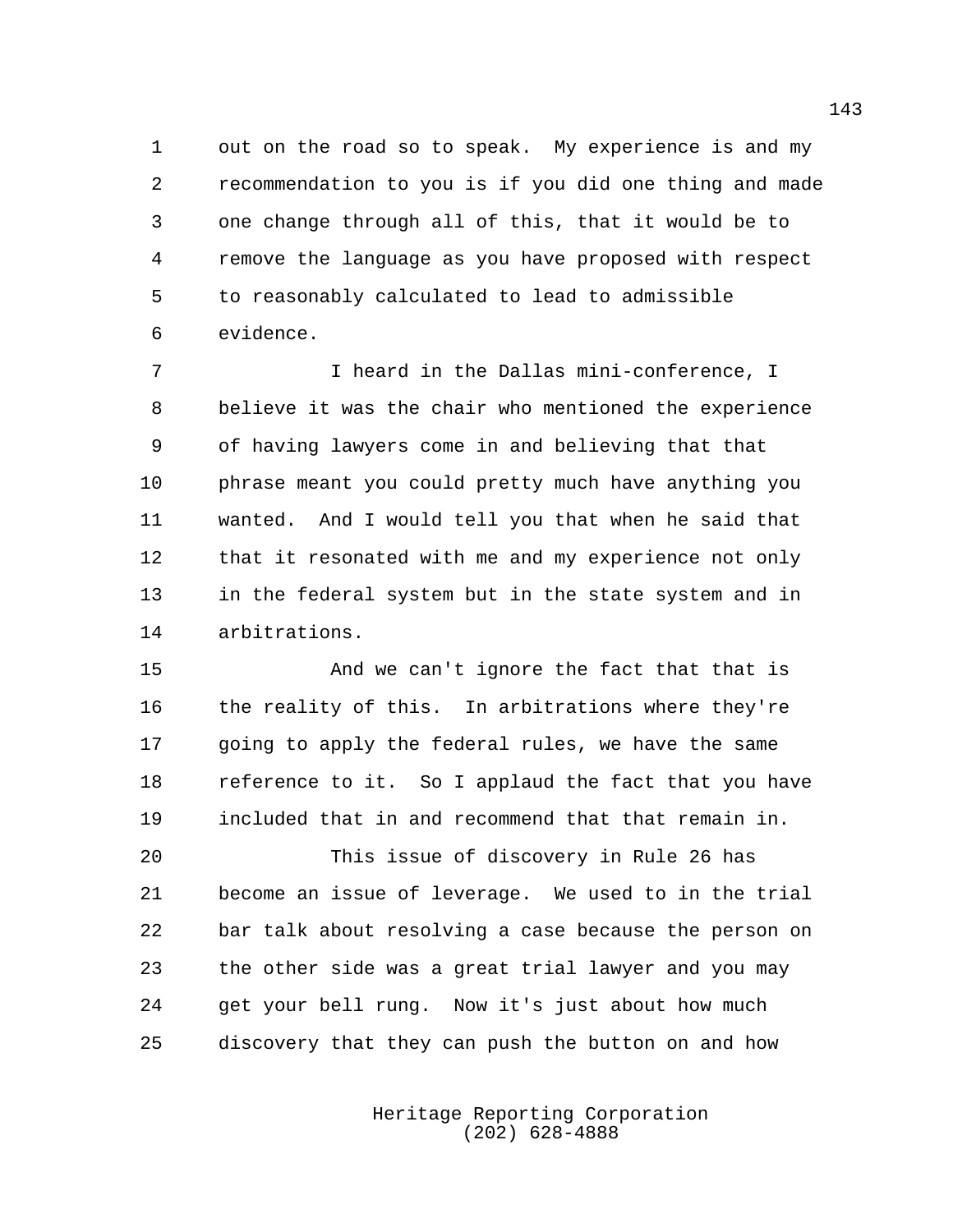out on the road so to speak. My experience is and my recommendation to you is if you did one thing and made one change through all of this, that it would be to remove the language as you have proposed with respect to reasonably calculated to lead to admissible evidence.

I heard in the Dallas mini-conference, I believe it was the chair who mentioned the experience of having lawyers come in and believing that that phrase meant you could pretty much have anything you wanted. And I would tell you that when he said that that it resonated with me and my experience not only in the federal system but in the state system and in arbitrations.

And we can't ignore the fact that that is the reality of this. In arbitrations where they're going to apply the federal rules, we have the same reference to it. So I applaud the fact that you have included that in and recommend that that remain in.

This issue of discovery in Rule 26 has become an issue of leverage. We used to in the trial bar talk about resolving a case because the person on the other side was a great trial lawyer and you may get your bell rung. Now it's just about how much discovery that they can push the button on and how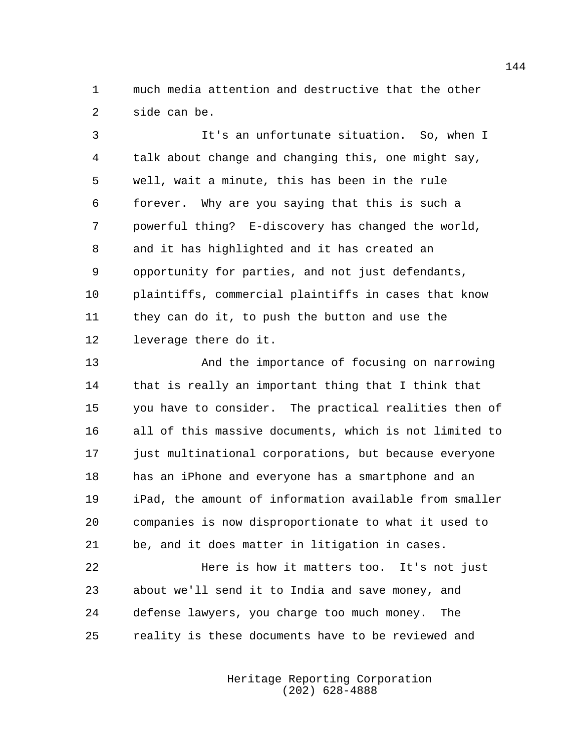much media attention and destructive that the other side can be.

It's an unfortunate situation. So, when I talk about change and changing this, one might say, well, wait a minute, this has been in the rule forever. Why are you saying that this is such a powerful thing? E-discovery has changed the world, and it has highlighted and it has created an opportunity for parties, and not just defendants, plaintiffs, commercial plaintiffs in cases that know they can do it, to push the button and use the leverage there do it.

And the importance of focusing on narrowing that is really an important thing that I think that you have to consider. The practical realities then of all of this massive documents, which is not limited to just multinational corporations, but because everyone has an iPhone and everyone has a smartphone and an iPad, the amount of information available from smaller companies is now disproportionate to what it used to be, and it does matter in litigation in cases.

Here is how it matters too. It's not just about we'll send it to India and save money, and defense lawyers, you charge too much money. The reality is these documents have to be reviewed and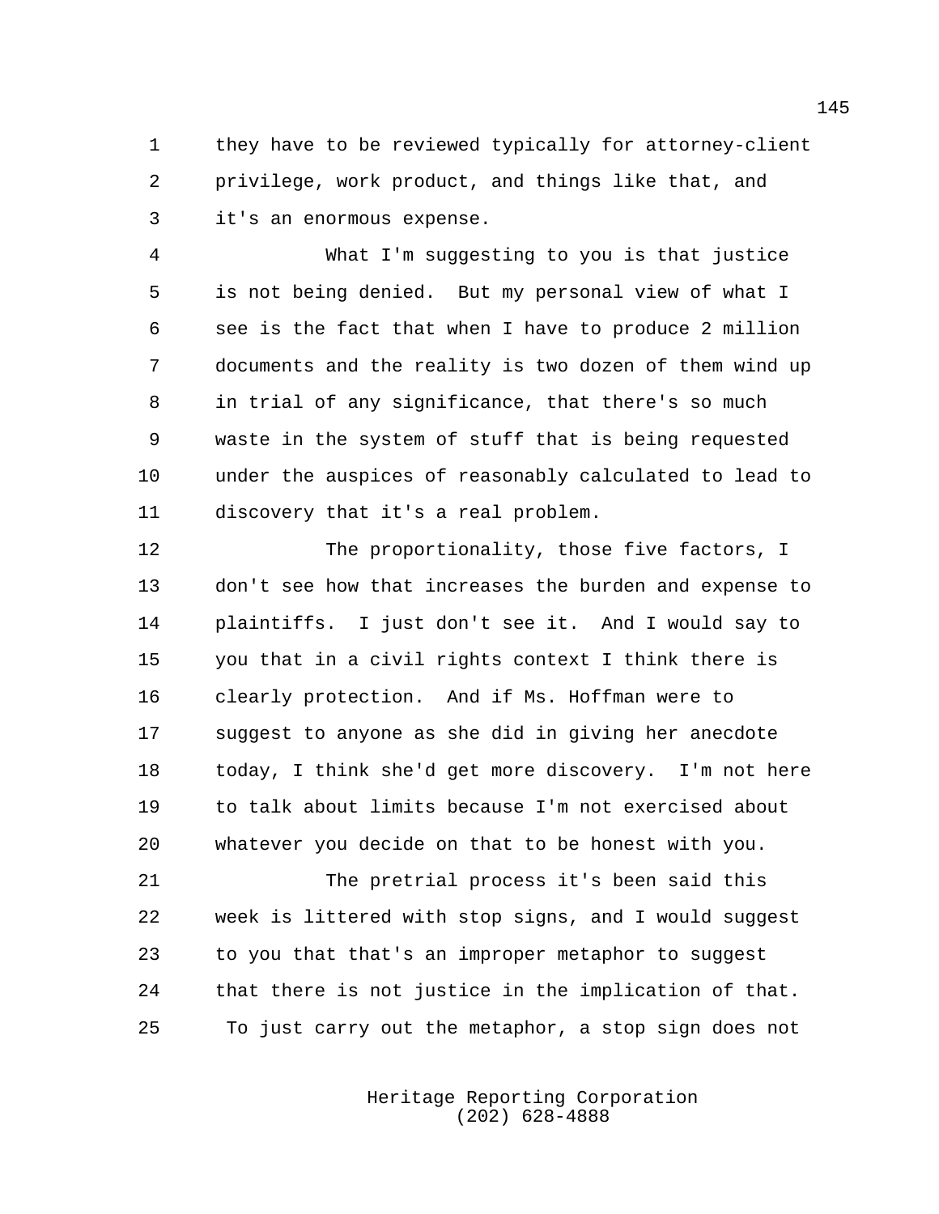they have to be reviewed typically for attorney-client privilege, work product, and things like that, and it's an enormous expense.

What I'm suggesting to you is that justice is not being denied. But my personal view of what I see is the fact that when I have to produce 2 million documents and the reality is two dozen of them wind up in trial of any significance, that there's so much waste in the system of stuff that is being requested under the auspices of reasonably calculated to lead to discovery that it's a real problem.

The proportionality, those five factors, I don't see how that increases the burden and expense to plaintiffs. I just don't see it. And I would say to you that in a civil rights context I think there is clearly protection. And if Ms. Hoffman were to suggest to anyone as she did in giving her anecdote today, I think she'd get more discovery. I'm not here to talk about limits because I'm not exercised about whatever you decide on that to be honest with you.

The pretrial process it's been said this week is littered with stop signs, and I would suggest to you that that's an improper metaphor to suggest that there is not justice in the implication of that. To just carry out the metaphor, a stop sign does not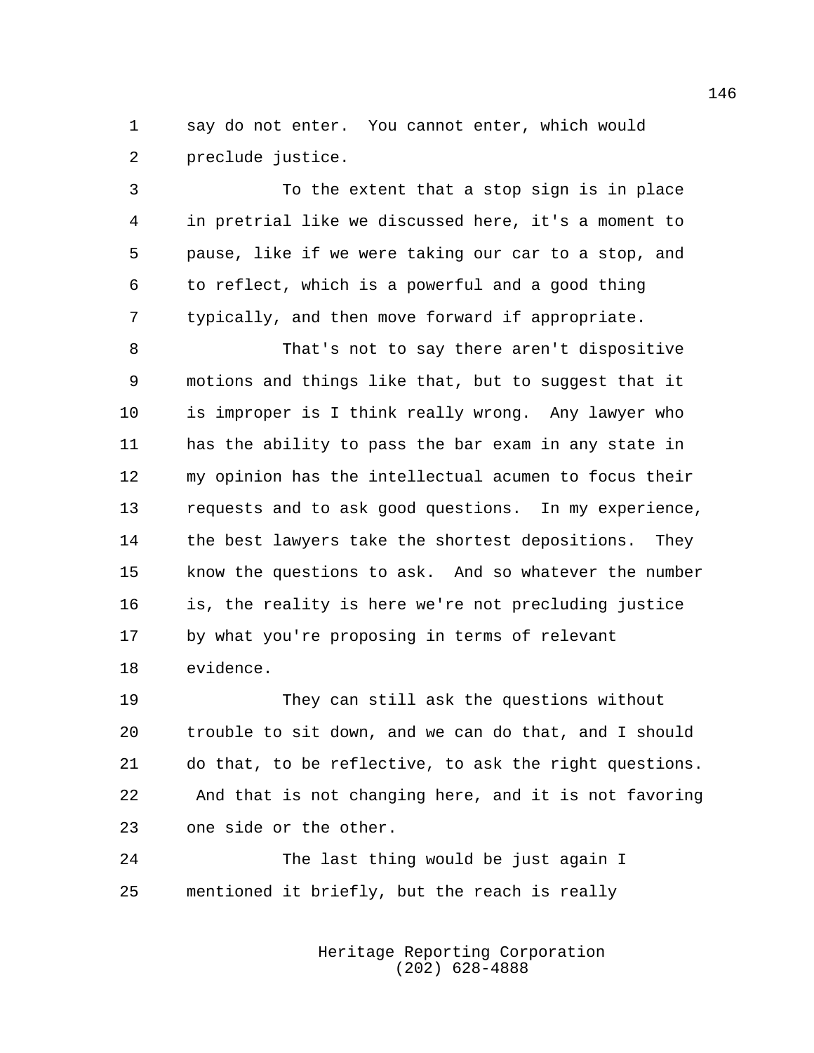say do not enter. You cannot enter, which would preclude justice.

To the extent that a stop sign is in place in pretrial like we discussed here, it's a moment to pause, like if we were taking our car to a stop, and to reflect, which is a powerful and a good thing typically, and then move forward if appropriate.

That's not to say there aren't dispositive motions and things like that, but to suggest that it is improper is I think really wrong. Any lawyer who has the ability to pass the bar exam in any state in my opinion has the intellectual acumen to focus their requests and to ask good questions. In my experience, the best lawyers take the shortest depositions. They know the questions to ask. And so whatever the number is, the reality is here we're not precluding justice by what you're proposing in terms of relevant evidence.

They can still ask the questions without trouble to sit down, and we can do that, and I should do that, to be reflective, to ask the right questions. And that is not changing here, and it is not favoring one side or the other.

The last thing would be just again I mentioned it briefly, but the reach is really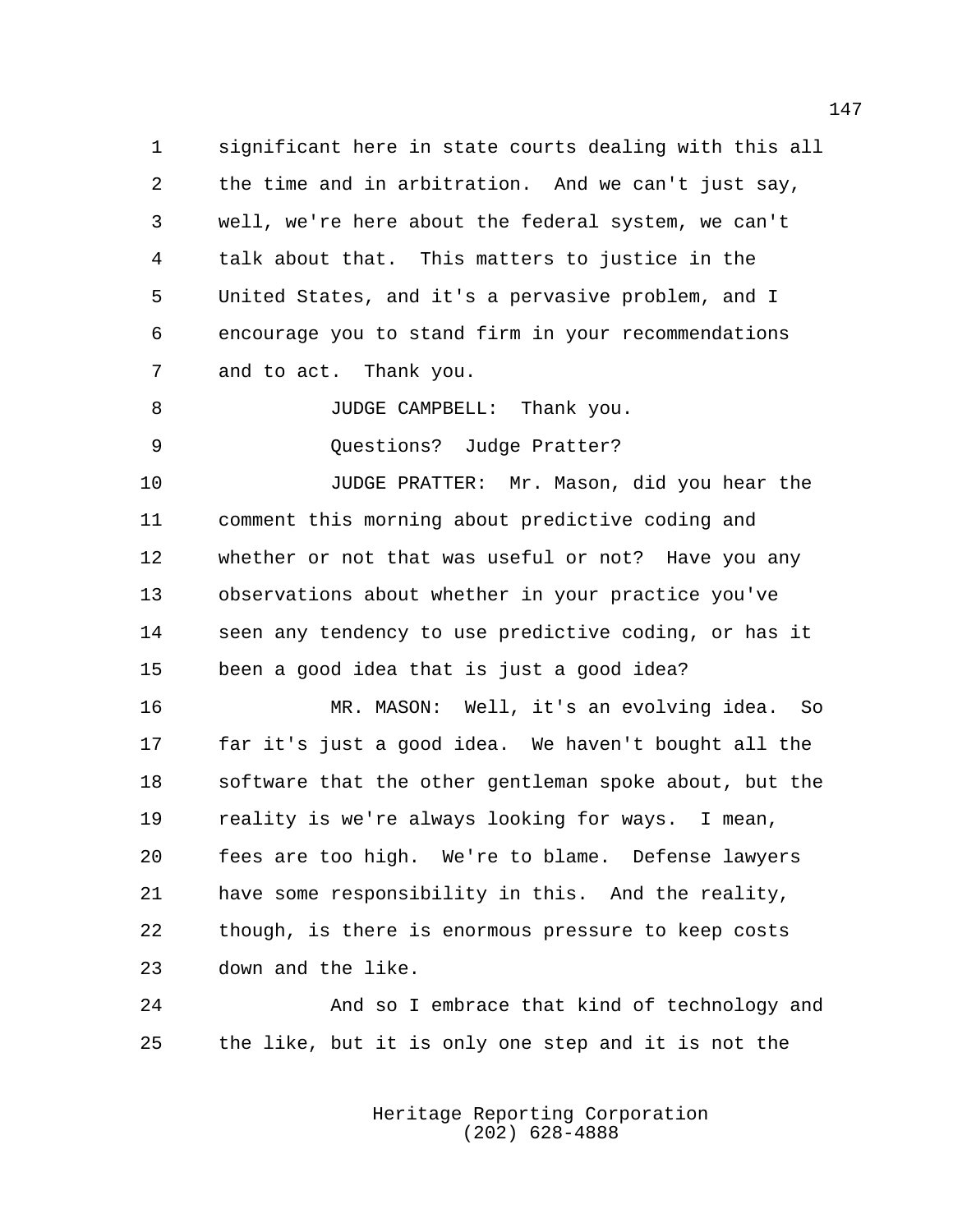significant here in state courts dealing with this all the time and in arbitration. And we can't just say, well, we're here about the federal system, we can't talk about that. This matters to justice in the United States, and it's a pervasive problem, and I encourage you to stand firm in your recommendations and to act. Thank you.

JUDGE CAMPBELL: Thank you.

Questions? Judge Pratter?

JUDGE PRATTER: Mr. Mason, did you hear the comment this morning about predictive coding and whether or not that was useful or not? Have you any observations about whether in your practice you've seen any tendency to use predictive coding, or has it been a good idea that is just a good idea?

MR. MASON: Well, it's an evolving idea. So far it's just a good idea. We haven't bought all the software that the other gentleman spoke about, but the reality is we're always looking for ways. I mean, fees are too high. We're to blame. Defense lawyers have some responsibility in this. And the reality, though, is there is enormous pressure to keep costs down and the like.

And so I embrace that kind of technology and the like, but it is only one step and it is not the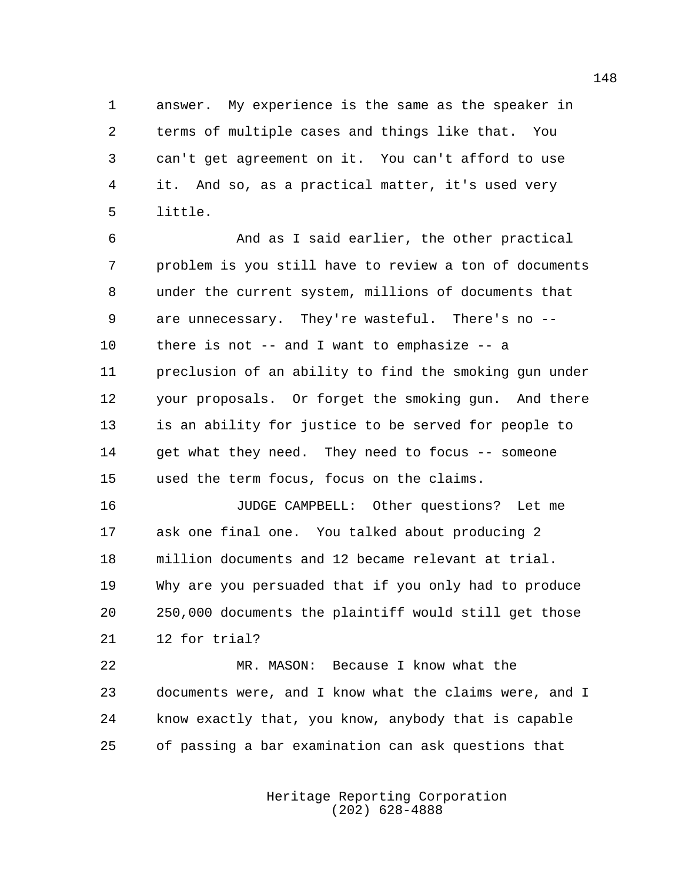answer. My experience is the same as the speaker in terms of multiple cases and things like that. You can't get agreement on it. You can't afford to use it. And so, as a practical matter, it's used very little.

And as I said earlier, the other practical problem is you still have to review a ton of documents under the current system, millions of documents that are unnecessary. They're wasteful. There's no -- there is not -- and I want to emphasize -- a preclusion of an ability to find the smoking gun under your proposals. Or forget the smoking gun. And there is an ability for justice to be served for people to get what they need. They need to focus -- someone used the term focus, focus on the claims.

JUDGE CAMPBELL: Other questions? Let me ask one final one. You talked about producing 2 million documents and 12 became relevant at trial. Why are you persuaded that if you only had to produce 250,000 documents the plaintiff would still get those 12 for trial?

MR. MASON: Because I know what the documents were, and I know what the claims were, and I know exactly that, you know, anybody that is capable of passing a bar examination can ask questions that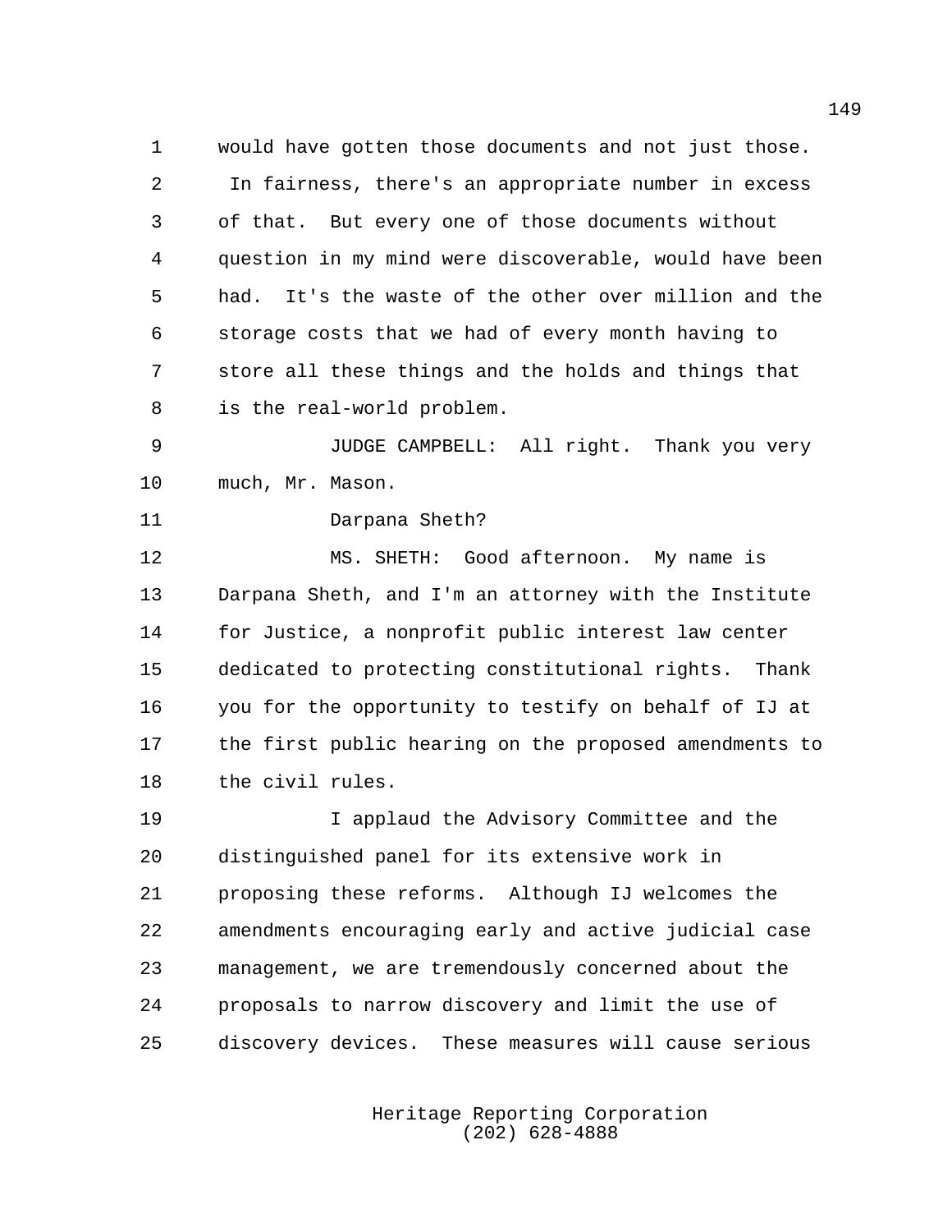would have gotten those documents and not just those. In fairness, there's an appropriate number in excess of that. But every one of those documents without question in my mind were discoverable, would have been had. It's the waste of the other over million and the storage costs that we had of every month having to store all these things and the holds and things that is the real-world problem.

JUDGE CAMPBELL: All right. Thank you very much, Mr. Mason.

Darpana Sheth?

MS. SHETH: Good afternoon. My name is Darpana Sheth, and I'm an attorney with the Institute for Justice, a nonprofit public interest law center dedicated to protecting constitutional rights. Thank you for the opportunity to testify on behalf of IJ at the first public hearing on the proposed amendments to the civil rules.

I applaud the Advisory Committee and the distinguished panel for its extensive work in proposing these reforms. Although IJ welcomes the amendments encouraging early and active judicial case management, we are tremendously concerned about the proposals to narrow discovery and limit the use of discovery devices. These measures will cause serious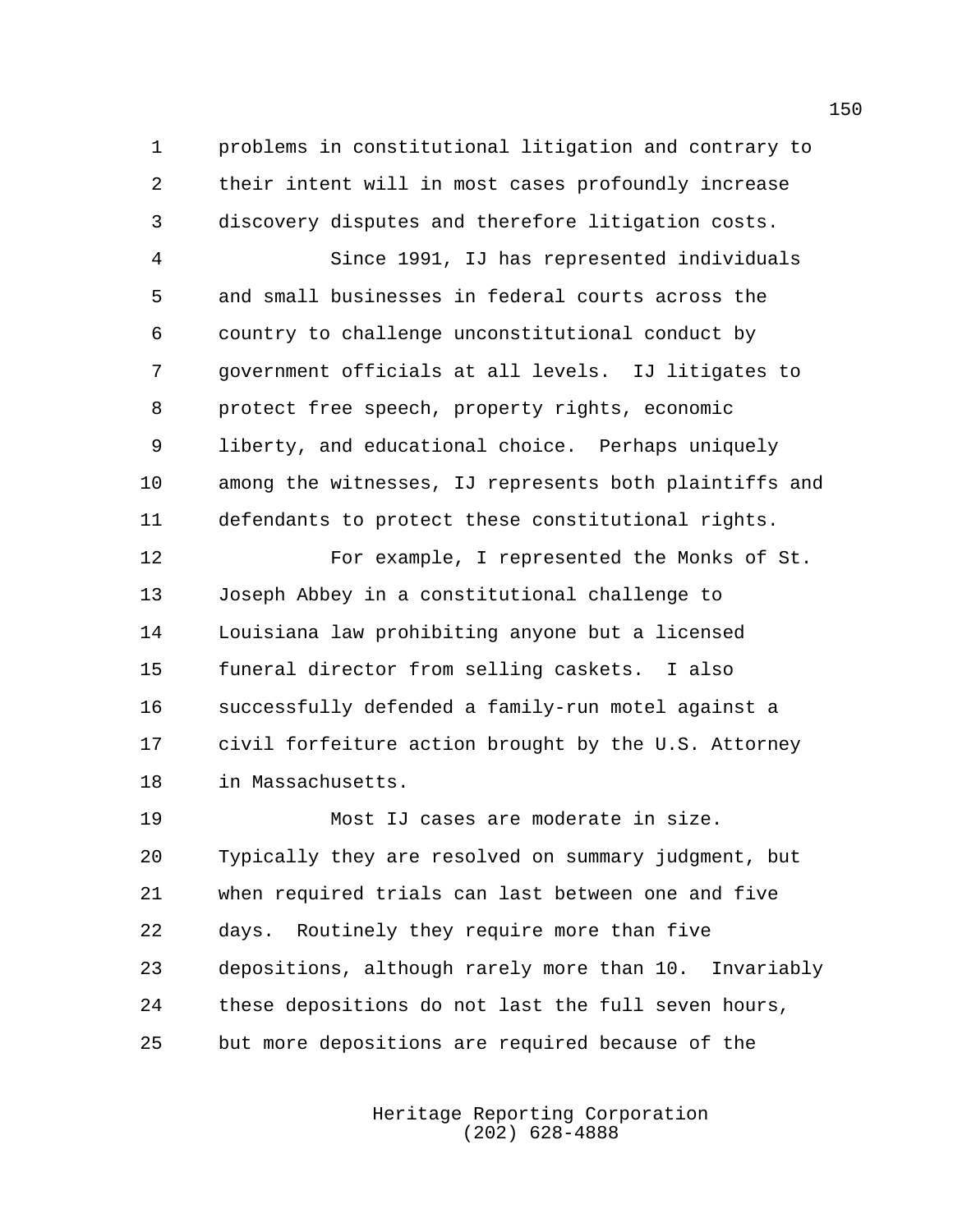problems in constitutional litigation and contrary to their intent will in most cases profoundly increase discovery disputes and therefore litigation costs.

Since 1991, IJ has represented individuals and small businesses in federal courts across the country to challenge unconstitutional conduct by government officials at all levels. IJ litigates to protect free speech, property rights, economic liberty, and educational choice. Perhaps uniquely among the witnesses, IJ represents both plaintiffs and defendants to protect these constitutional rights.

For example, I represented the Monks of St. Joseph Abbey in a constitutional challenge to Louisiana law prohibiting anyone but a licensed funeral director from selling caskets. I also successfully defended a family-run motel against a civil forfeiture action brought by the U.S. Attorney in Massachusetts.

Most IJ cases are moderate in size. Typically they are resolved on summary judgment, but when required trials can last between one and five days. Routinely they require more than five depositions, although rarely more than 10. Invariably these depositions do not last the full seven hours, but more depositions are required because of the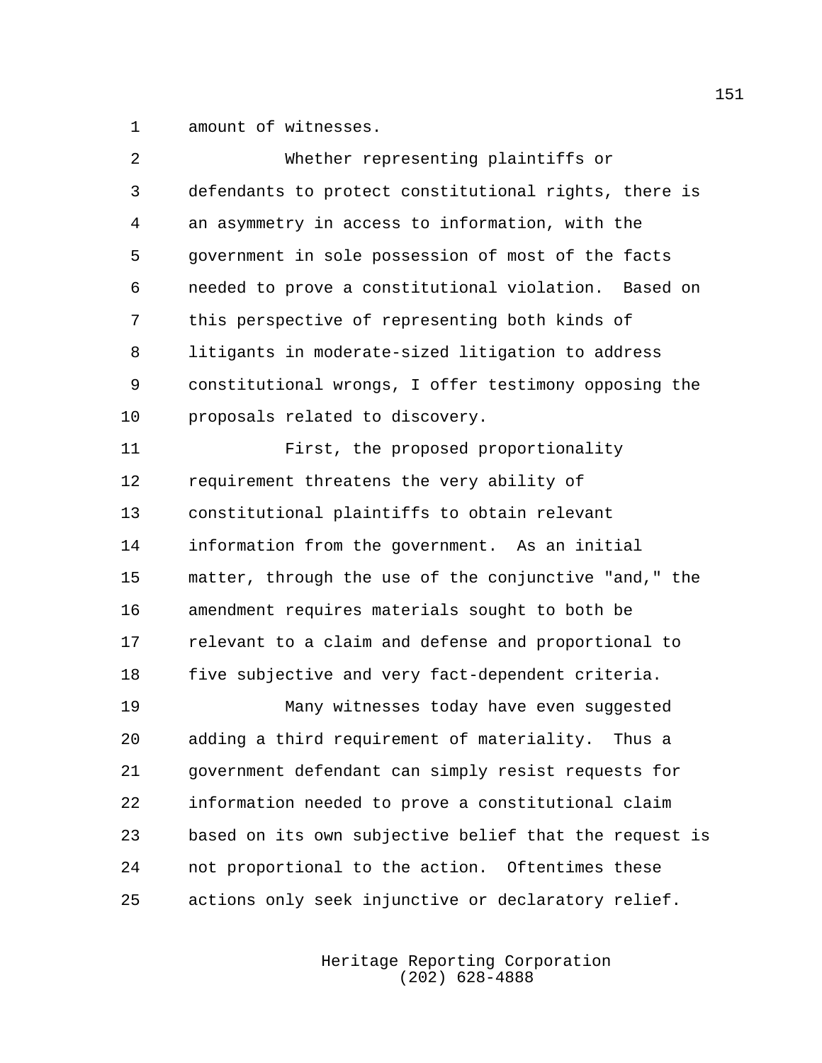amount of witnesses.

Whether representing plaintiffs or defendants to protect constitutional rights, there is an asymmetry in access to information, with the government in sole possession of most of the facts needed to prove a constitutional violation. Based on this perspective of representing both kinds of litigants in moderate-sized litigation to address constitutional wrongs, I offer testimony opposing the proposals related to discovery.

First, the proposed proportionality requirement threatens the very ability of constitutional plaintiffs to obtain relevant information from the government. As an initial matter, through the use of the conjunctive "and," the amendment requires materials sought to both be relevant to a claim and defense and proportional to five subjective and very fact-dependent criteria.

Many witnesses today have even suggested adding a third requirement of materiality. Thus a government defendant can simply resist requests for information needed to prove a constitutional claim based on its own subjective belief that the request is not proportional to the action. Oftentimes these actions only seek injunctive or declaratory relief.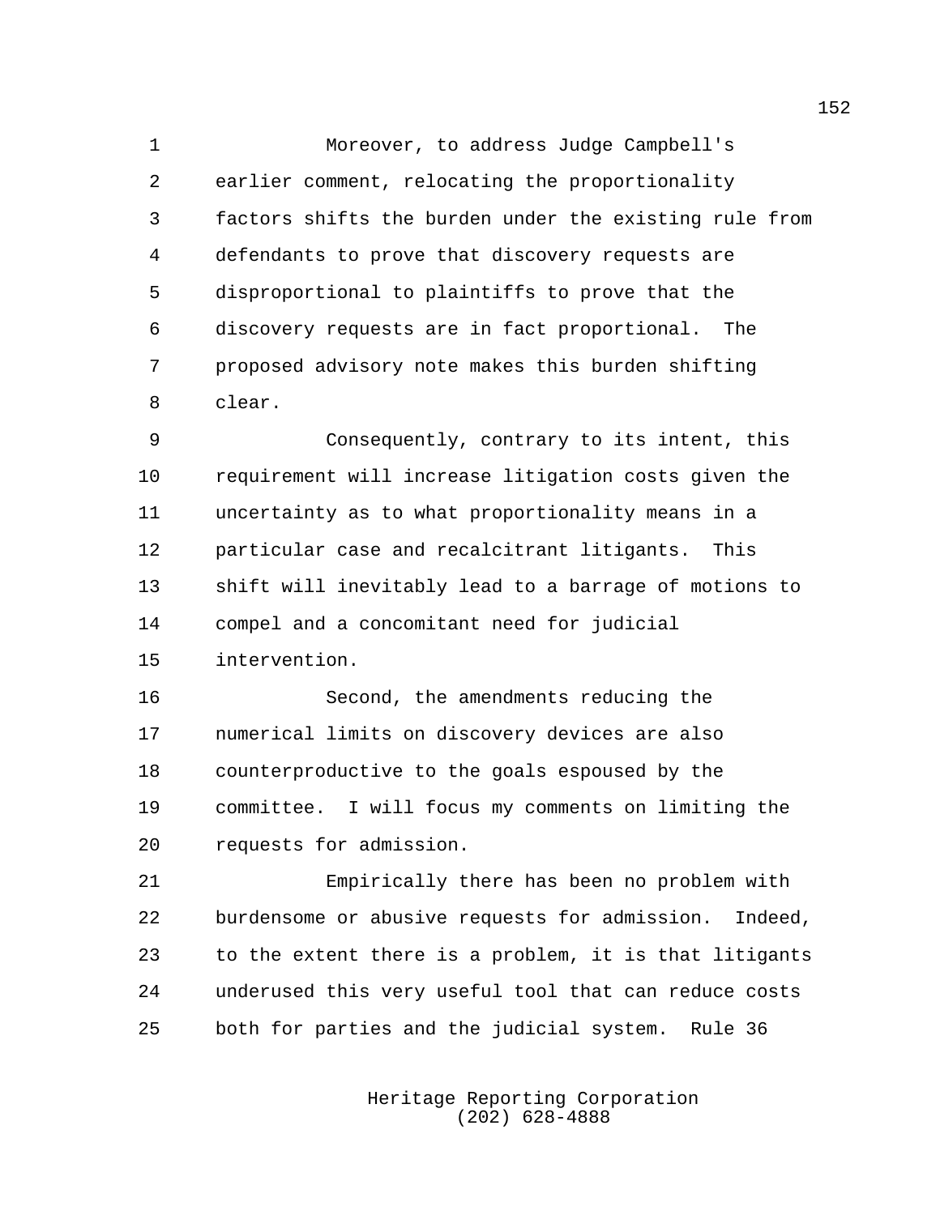Moreover, to address Judge Campbell's earlier comment, relocating the proportionality factors shifts the burden under the existing rule from defendants to prove that discovery requests are disproportional to plaintiffs to prove that the discovery requests are in fact proportional. The proposed advisory note makes this burden shifting clear.

Consequently, contrary to its intent, this requirement will increase litigation costs given the uncertainty as to what proportionality means in a particular case and recalcitrant litigants. This shift will inevitably lead to a barrage of motions to compel and a concomitant need for judicial intervention.

Second, the amendments reducing the numerical limits on discovery devices are also counterproductive to the goals espoused by the committee. I will focus my comments on limiting the requests for admission.

Empirically there has been no problem with burdensome or abusive requests for admission. Indeed, to the extent there is a problem, it is that litigants underused this very useful tool that can reduce costs both for parties and the judicial system. Rule 36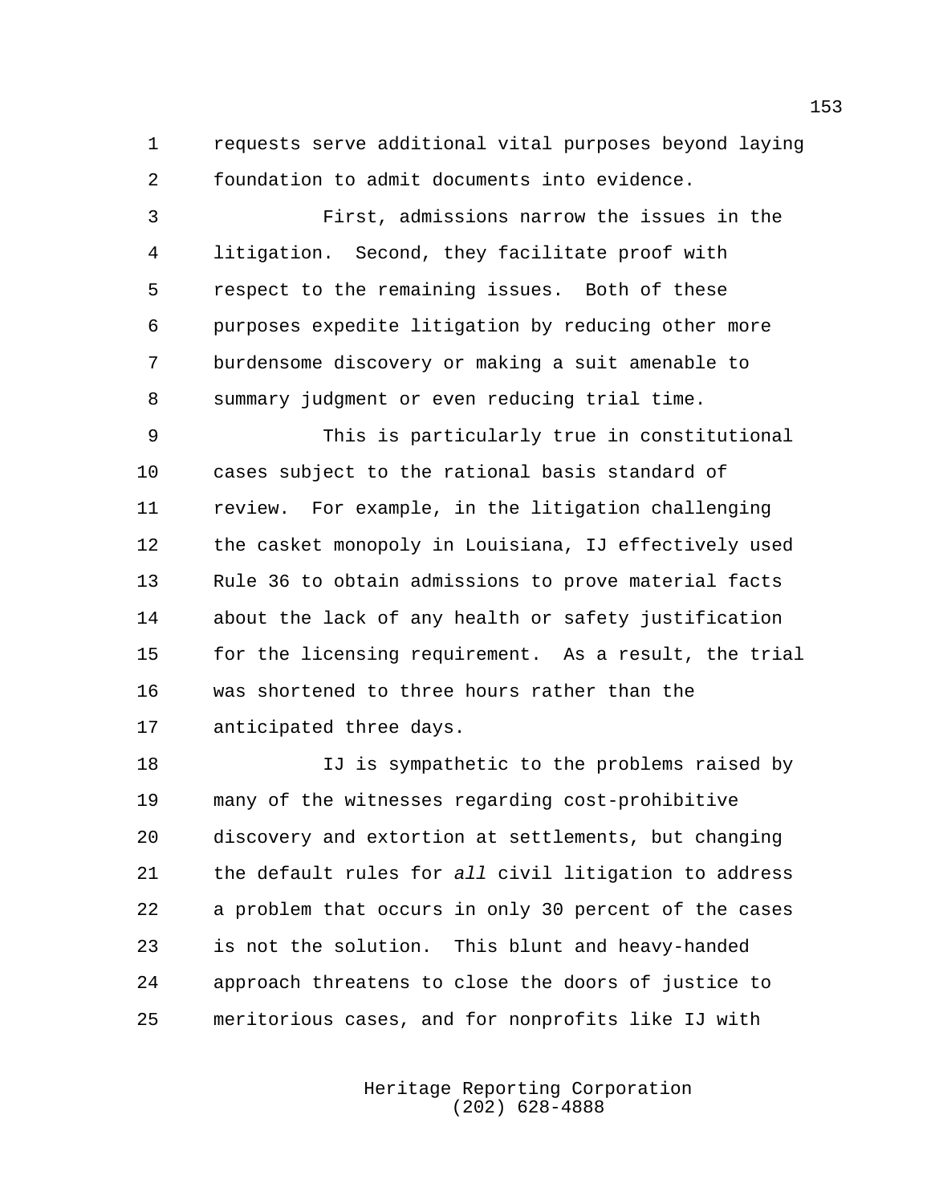requests serve additional vital purposes beyond laying foundation to admit documents into evidence.

First, admissions narrow the issues in the litigation. Second, they facilitate proof with respect to the remaining issues. Both of these purposes expedite litigation by reducing other more burdensome discovery or making a suit amenable to summary judgment or even reducing trial time.

This is particularly true in constitutional cases subject to the rational basis standard of review. For example, in the litigation challenging the casket monopoly in Louisiana, IJ effectively used Rule 36 to obtain admissions to prove material facts about the lack of any health or safety justification for the licensing requirement. As a result, the trial was shortened to three hours rather than the anticipated three days.

IJ is sympathetic to the problems raised by many of the witnesses regarding cost-prohibitive discovery and extortion at settlements, but changing the default rules for *all* civil litigation to address a problem that occurs in only 30 percent of the cases is not the solution. This blunt and heavy-handed approach threatens to close the doors of justice to meritorious cases, and for nonprofits like IJ with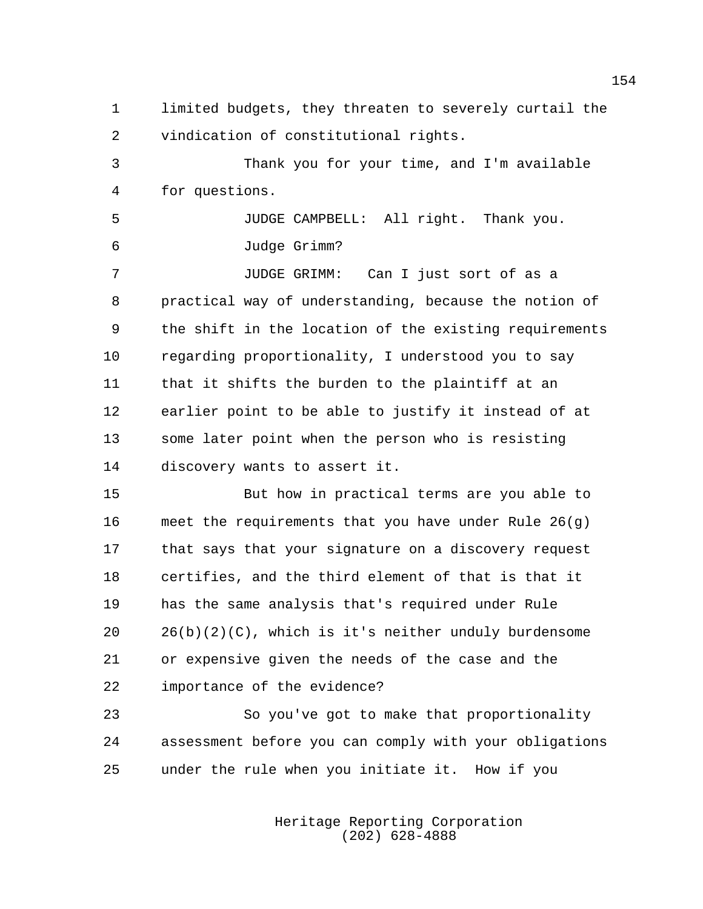limited budgets, they threaten to severely curtail the vindication of constitutional rights.

Thank you for your time, and I'm available for questions.

JUDGE CAMPBELL: All right. Thank you.

Judge Grimm?

JUDGE GRIMM: Can I just sort of as a practical way of understanding, because the notion of the shift in the location of the existing requirements regarding proportionality, I understood you to say that it shifts the burden to the plaintiff at an earlier point to be able to justify it instead of at some later point when the person who is resisting discovery wants to assert it.

But how in practical terms are you able to meet the requirements that you have under Rule 26(g) that says that your signature on a discovery request certifies, and the third element of that is that it has the same analysis that's required under Rule 26(b)(2)(C), which is it's neither unduly burdensome or expensive given the needs of the case and the importance of the evidence?

So you've got to make that proportionality assessment before you can comply with your obligations under the rule when you initiate it. How if you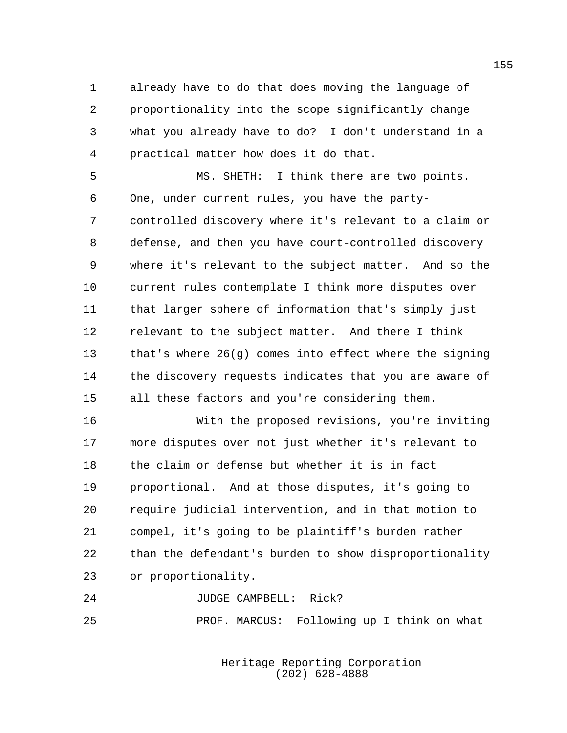already have to do that does moving the language of proportionality into the scope significantly change what you already have to do? I don't understand in a practical matter how does it do that.

MS. SHETH: I think there are two points. One, under current rules, you have the party-controlled discovery where it's relevant to a claim or defense, and then you have court-controlled discovery where it's relevant to the subject matter. And so the current rules contemplate I think more disputes over that larger sphere of information that's simply just relevant to the subject matter. And there I think that's where 26(g) comes into effect where the signing the discovery requests indicates that you are aware of all these factors and you're considering them.

With the proposed revisions, you're inviting more disputes over not just whether it's relevant to the claim or defense but whether it is in fact proportional. And at those disputes, it's going to require judicial intervention, and in that motion to compel, it's going to be plaintiff's burden rather than the defendant's burden to show disproportionality or proportionality.

JUDGE CAMPBELL: Rick?

PROF. MARCUS: Following up I think on what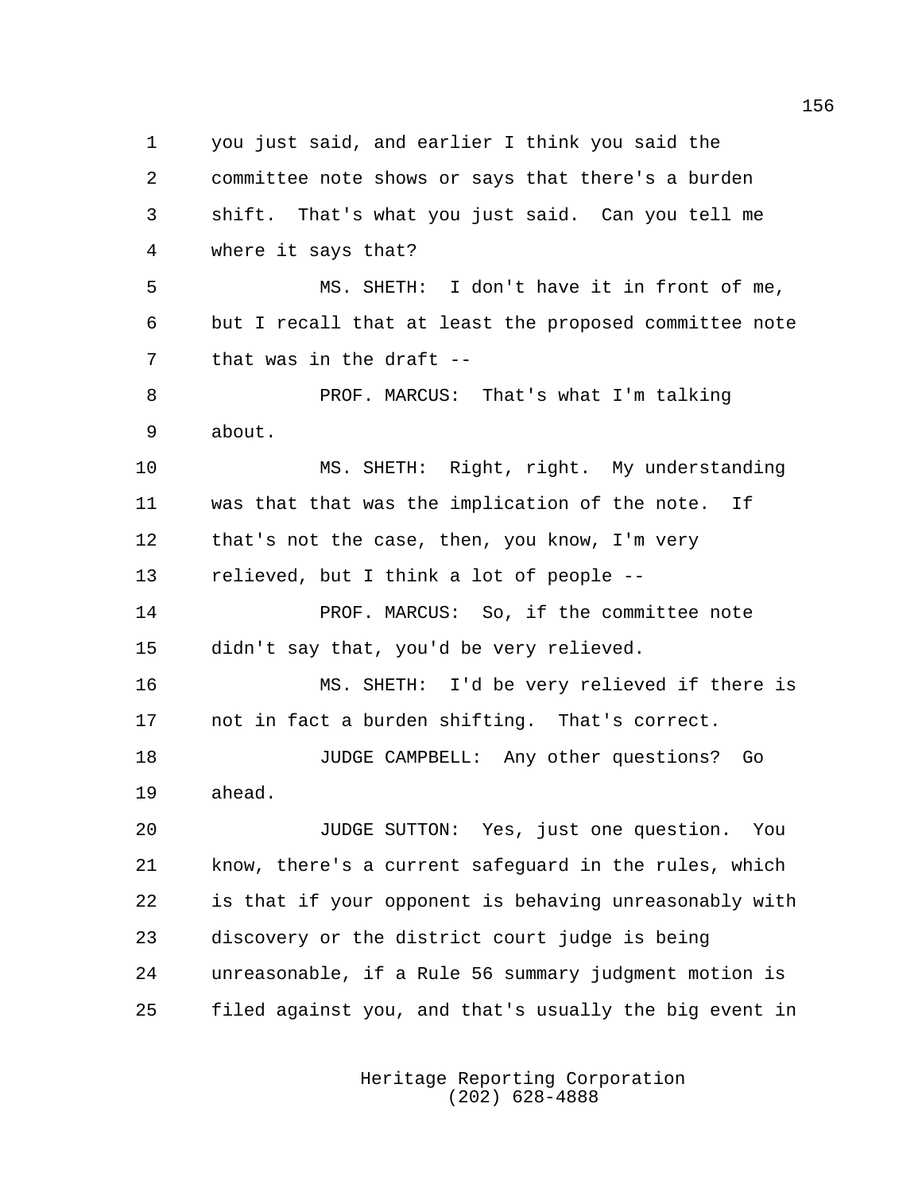you just said, and earlier I think you said the committee note shows or says that there's a burden shift. That's what you just said. Can you tell me where it says that?

MS. SHETH: I don't have it in front of me, but I recall that at least the proposed committee note that was in the draft --

PROF. MARCUS: That's what I'm talking about.

MS. SHETH: Right, right. My understanding was that that was the implication of the note. If that's not the case, then, you know, I'm very relieved, but I think a lot of people --

PROF. MARCUS: So, if the committee note didn't say that, you'd be very relieved.

MS. SHETH: I'd be very relieved if there is not in fact a burden shifting. That's correct.

JUDGE CAMPBELL: Any other questions? Go ahead.

JUDGE SUTTON: Yes, just one question. You know, there's a current safeguard in the rules, which is that if your opponent is behaving unreasonably with discovery or the district court judge is being unreasonable, if a Rule 56 summary judgment motion is filed against you, and that's usually the big event in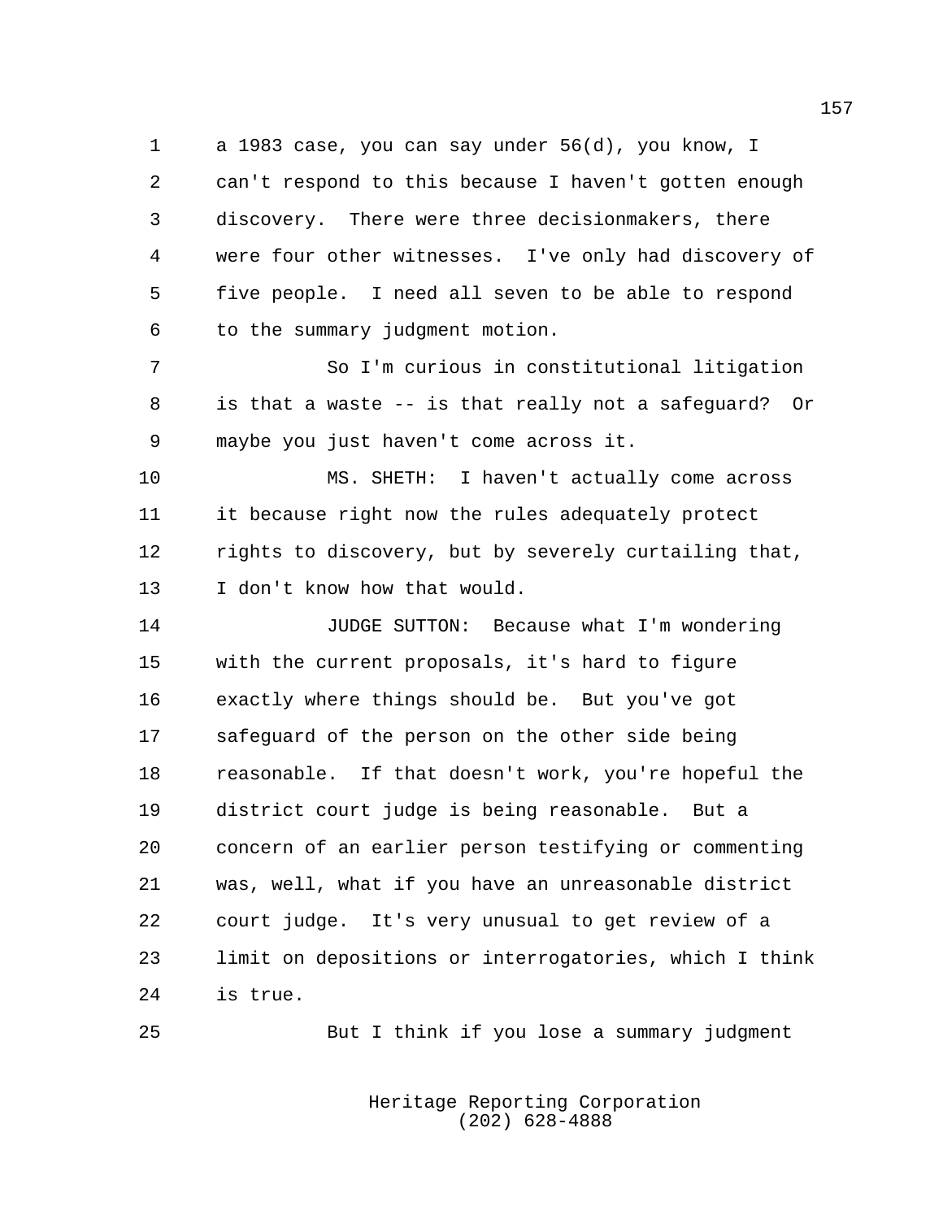a 1983 case, you can say under 56(d), you know, I can't respond to this because I haven't gotten enough discovery. There were three decisionmakers, there were four other witnesses. I've only had discovery of five people. I need all seven to be able to respond to the summary judgment motion.

So I'm curious in constitutional litigation is that a waste -- is that really not a safeguard? Or maybe you just haven't come across it.

MS. SHETH: I haven't actually come across it because right now the rules adequately protect rights to discovery, but by severely curtailing that, I don't know how that would.

JUDGE SUTTON: Because what I'm wondering with the current proposals, it's hard to figure exactly where things should be. But you've got safeguard of the person on the other side being reasonable. If that doesn't work, you're hopeful the district court judge is being reasonable. But a concern of an earlier person testifying or commenting was, well, what if you have an unreasonable district court judge. It's very unusual to get review of a limit on depositions or interrogatories, which I think is true.

But I think if you lose a summary judgment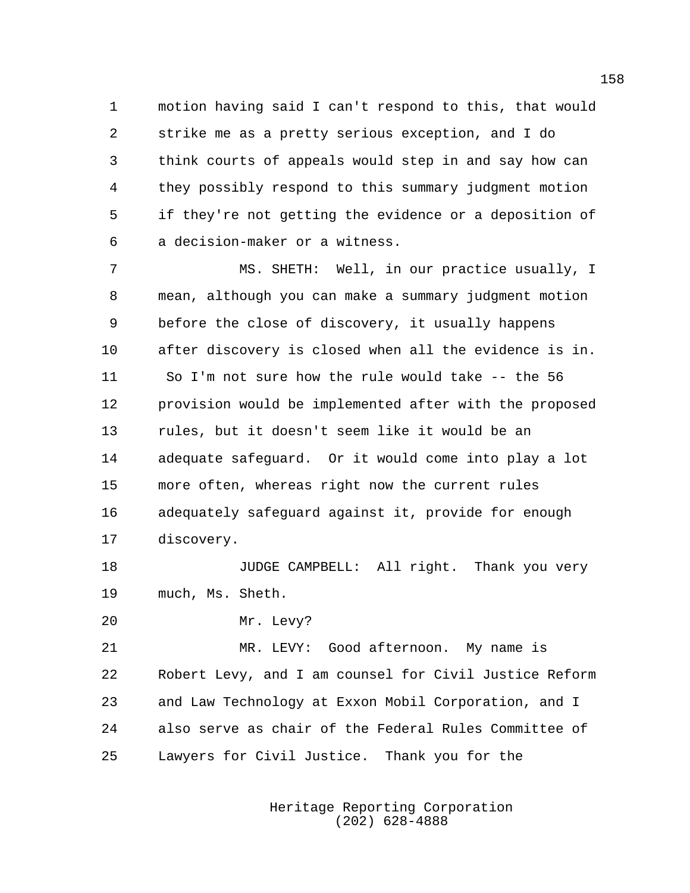motion having said I can't respond to this, that would strike me as a pretty serious exception, and I do think courts of appeals would step in and say how can they possibly respond to this summary judgment motion if they're not getting the evidence or a deposition of a decision-maker or a witness.

MS. SHETH: Well, in our practice usually, I mean, although you can make a summary judgment motion before the close of discovery, it usually happens after discovery is closed when all the evidence is in. So I'm not sure how the rule would take -- the 56 provision would be implemented after with the proposed rules, but it doesn't seem like it would be an adequate safeguard. Or it would come into play a lot more often, whereas right now the current rules adequately safeguard against it, provide for enough discovery.

JUDGE CAMPBELL: All right. Thank you very much, Ms. Sheth.

Mr. Levy?

MR. LEVY: Good afternoon. My name is Robert Levy, and I am counsel for Civil Justice Reform and Law Technology at Exxon Mobil Corporation, and I also serve as chair of the Federal Rules Committee of Lawyers for Civil Justice. Thank you for the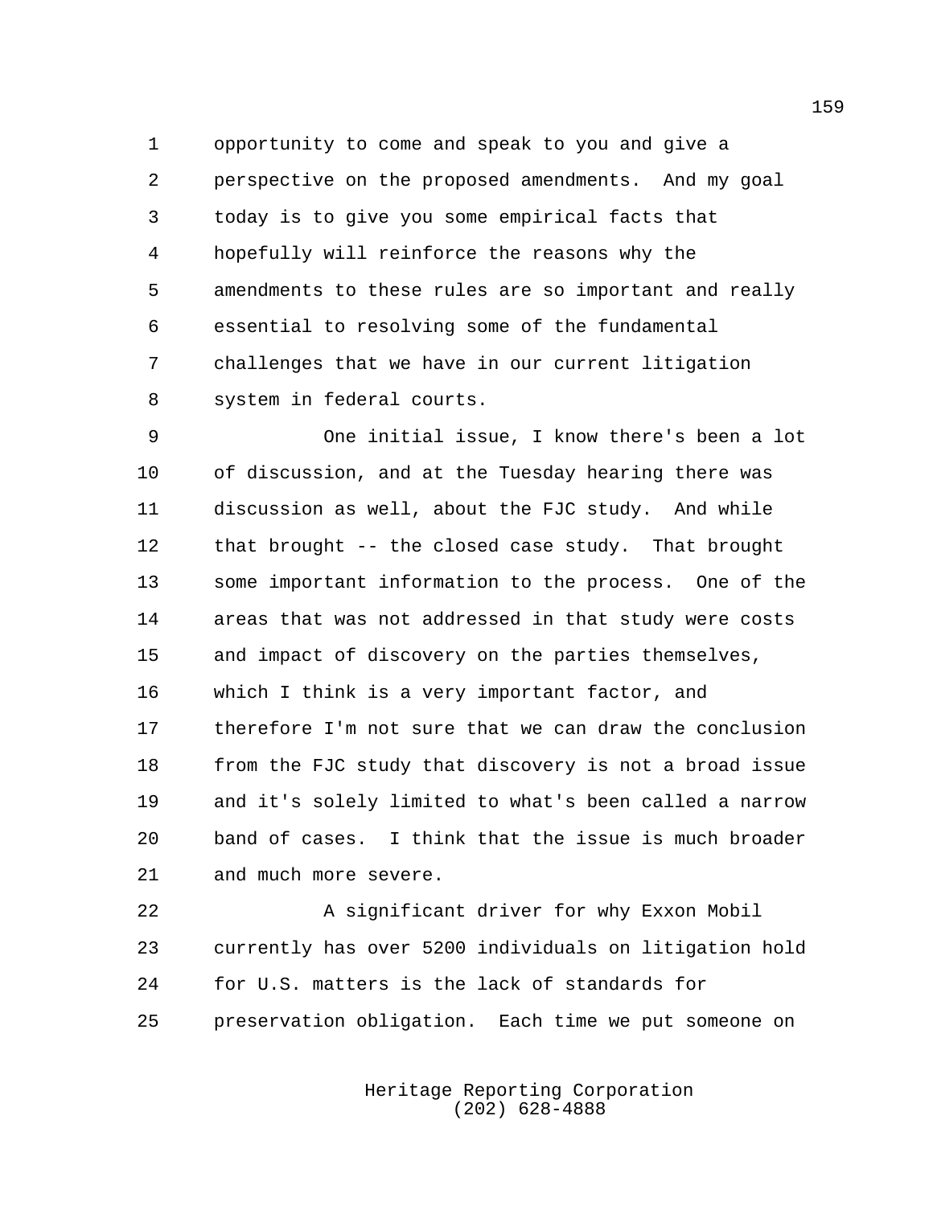opportunity to come and speak to you and give a perspective on the proposed amendments. And my goal today is to give you some empirical facts that hopefully will reinforce the reasons why the amendments to these rules are so important and really essential to resolving some of the fundamental challenges that we have in our current litigation system in federal courts.

One initial issue, I know there's been a lot of discussion, and at the Tuesday hearing there was discussion as well, about the FJC study. And while that brought -- the closed case study. That brought some important information to the process. One of the areas that was not addressed in that study were costs and impact of discovery on the parties themselves, which I think is a very important factor, and therefore I'm not sure that we can draw the conclusion from the FJC study that discovery is not a broad issue and it's solely limited to what's been called a narrow band of cases. I think that the issue is much broader and much more severe.

A significant driver for why Exxon Mobil currently has over 5200 individuals on litigation hold for U.S. matters is the lack of standards for preservation obligation. Each time we put someone on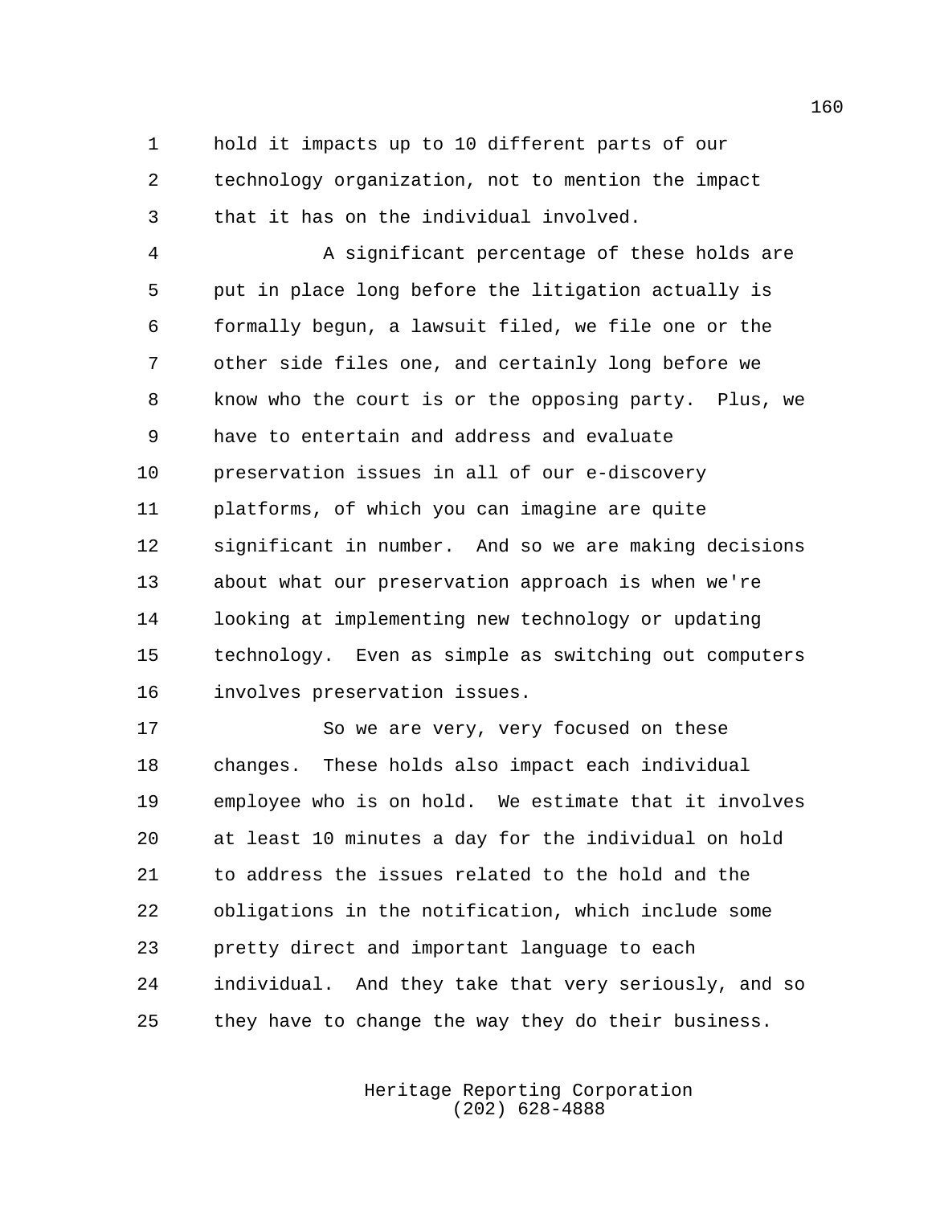hold it impacts up to 10 different parts of our technology organization, not to mention the impact that it has on the individual involved.

A significant percentage of these holds are put in place long before the litigation actually is formally begun, a lawsuit filed, we file one or the other side files one, and certainly long before we know who the court is or the opposing party. Plus, we have to entertain and address and evaluate preservation issues in all of our e-discovery platforms, of which you can imagine are quite significant in number. And so we are making decisions about what our preservation approach is when we're looking at implementing new technology or updating technology. Even as simple as switching out computers involves preservation issues.

So we are very, very focused on these changes. These holds also impact each individual employee who is on hold. We estimate that it involves at least 10 minutes a day for the individual on hold to address the issues related to the hold and the obligations in the notification, which include some pretty direct and important language to each individual. And they take that very seriously, and so they have to change the way they do their business.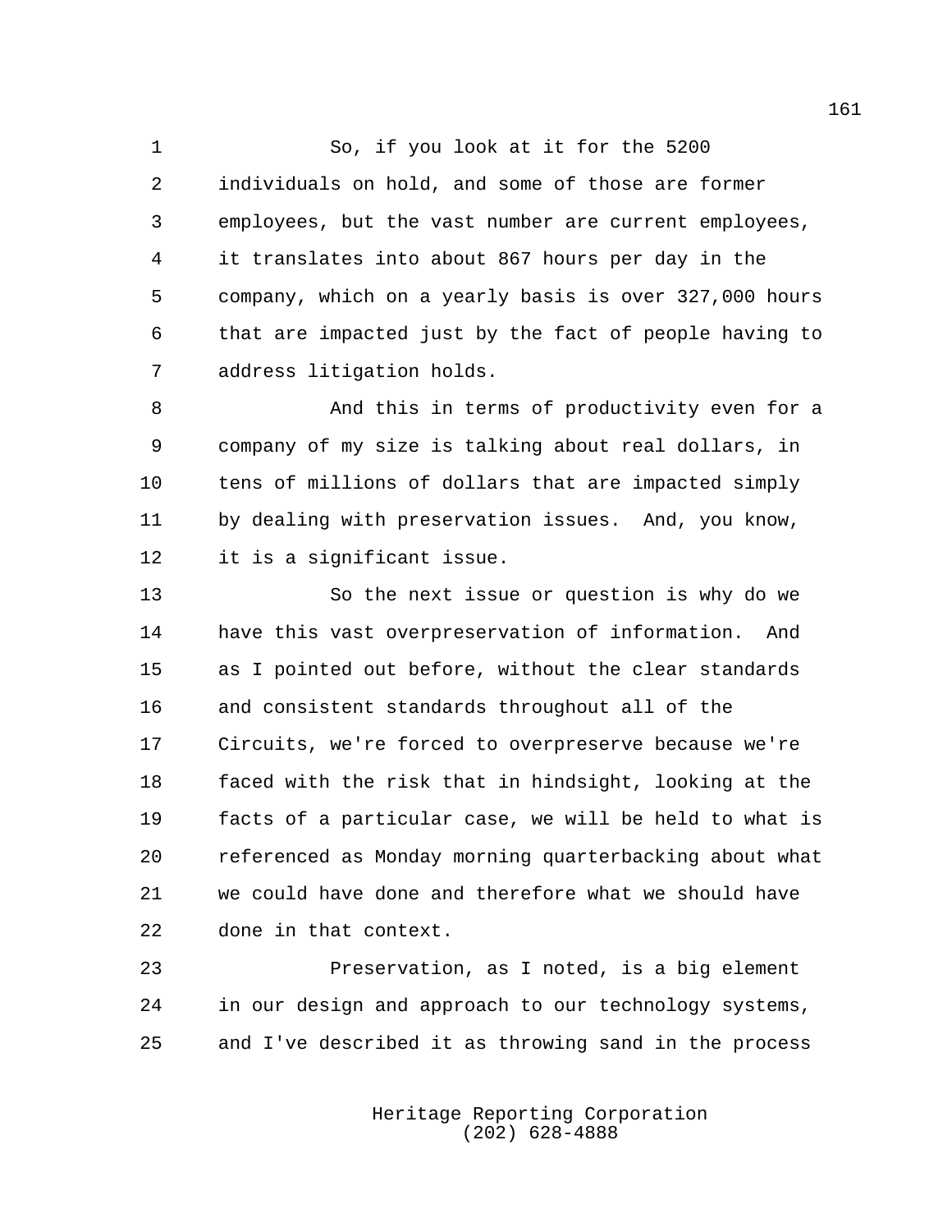So, if you look at it for the 5200 individuals on hold, and some of those are former employees, but the vast number are current employees, it translates into about 867 hours per day in the company, which on a yearly basis is over 327,000 hours that are impacted just by the fact of people having to address litigation holds.

And this in terms of productivity even for a company of my size is talking about real dollars, in tens of millions of dollars that are impacted simply by dealing with preservation issues. And, you know, it is a significant issue.

So the next issue or question is why do we have this vast overpreservation of information. And as I pointed out before, without the clear standards and consistent standards throughout all of the Circuits, we're forced to overpreserve because we're faced with the risk that in hindsight, looking at the facts of a particular case, we will be held to what is referenced as Monday morning quarterbacking about what we could have done and therefore what we should have done in that context.

Preservation, as I noted, is a big element in our design and approach to our technology systems, and I've described it as throwing sand in the process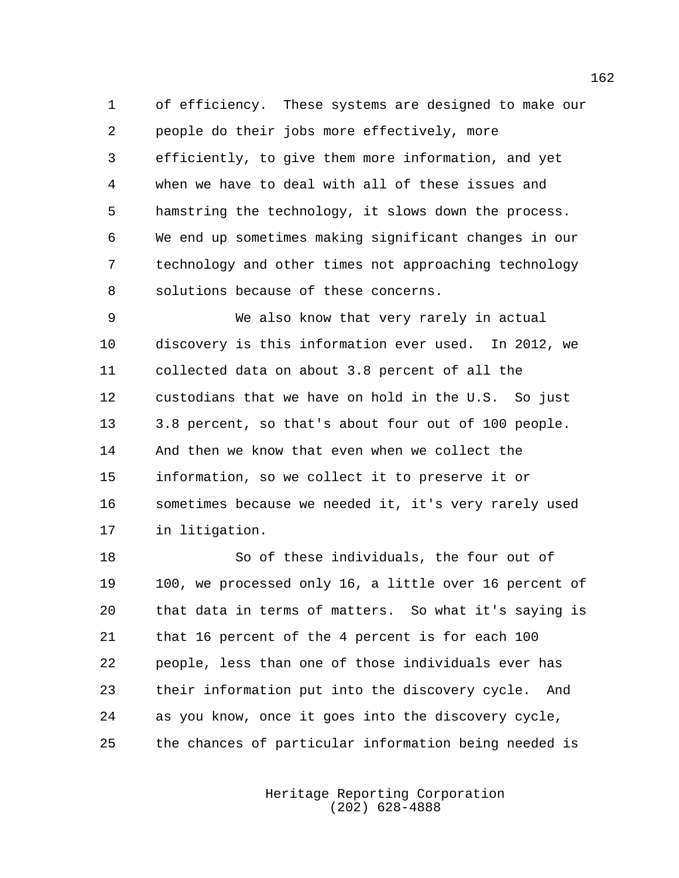of efficiency. These systems are designed to make our people do their jobs more effectively, more efficiently, to give them more information, and yet when we have to deal with all of these issues and hamstring the technology, it slows down the process. We end up sometimes making significant changes in our technology and other times not approaching technology solutions because of these concerns.

We also know that very rarely in actual discovery is this information ever used. In 2012, we collected data on about 3.8 percent of all the custodians that we have on hold in the U.S. So just 3.8 percent, so that's about four out of 100 people. And then we know that even when we collect the information, so we collect it to preserve it or sometimes because we needed it, it's very rarely used in litigation.

So of these individuals, the four out of 100, we processed only 16, a little over 16 percent of that data in terms of matters. So what it's saying is that 16 percent of the 4 percent is for each 100 people, less than one of those individuals ever has their information put into the discovery cycle. And as you know, once it goes into the discovery cycle, the chances of particular information being needed is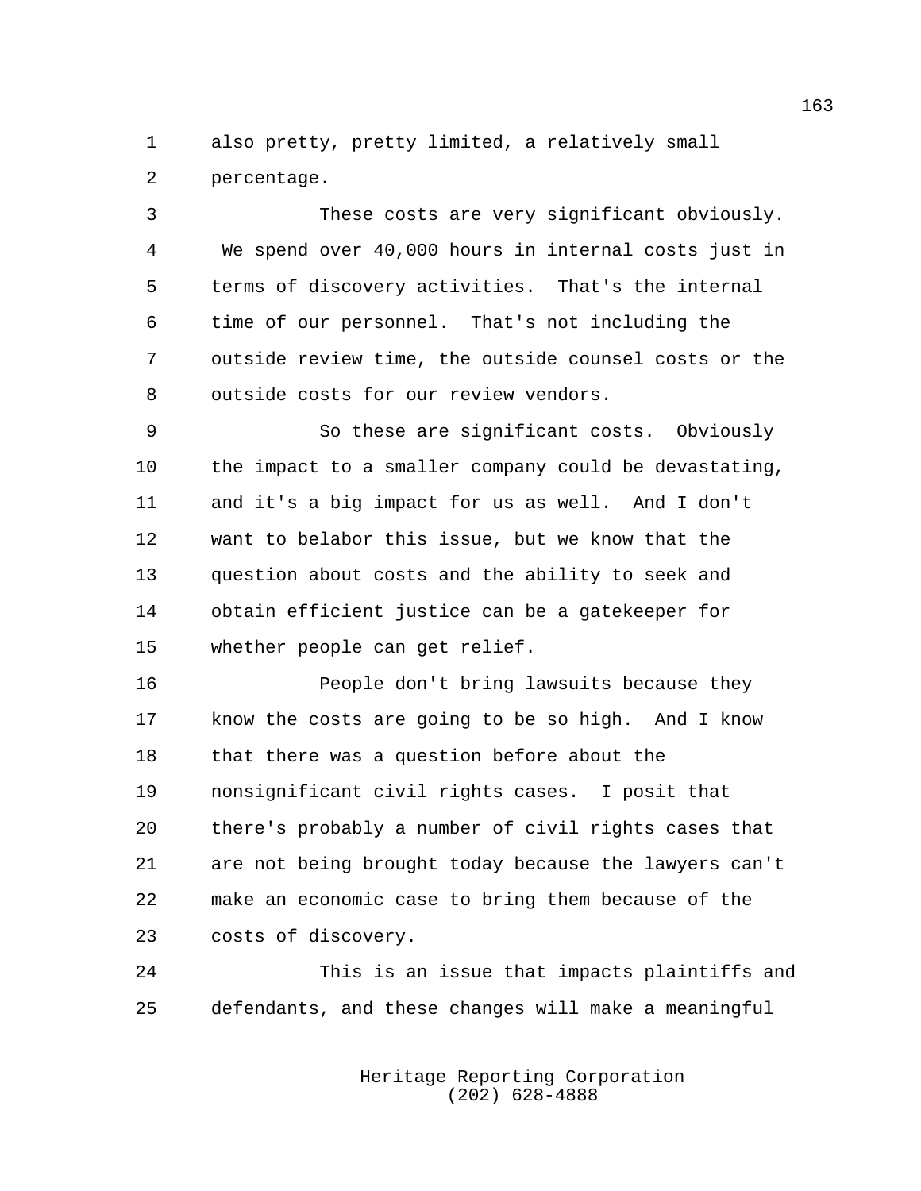also pretty, pretty limited, a relatively small percentage.

These costs are very significant obviously. We spend over 40,000 hours in internal costs just in terms of discovery activities. That's the internal time of our personnel. That's not including the outside review time, the outside counsel costs or the outside costs for our review vendors.

So these are significant costs. Obviously the impact to a smaller company could be devastating, and it's a big impact for us as well. And I don't want to belabor this issue, but we know that the question about costs and the ability to seek and obtain efficient justice can be a gatekeeper for whether people can get relief.

People don't bring lawsuits because they know the costs are going to be so high. And I know that there was a question before about the nonsignificant civil rights cases. I posit that there's probably a number of civil rights cases that are not being brought today because the lawyers can't make an economic case to bring them because of the costs of discovery.

This is an issue that impacts plaintiffs and defendants, and these changes will make a meaningful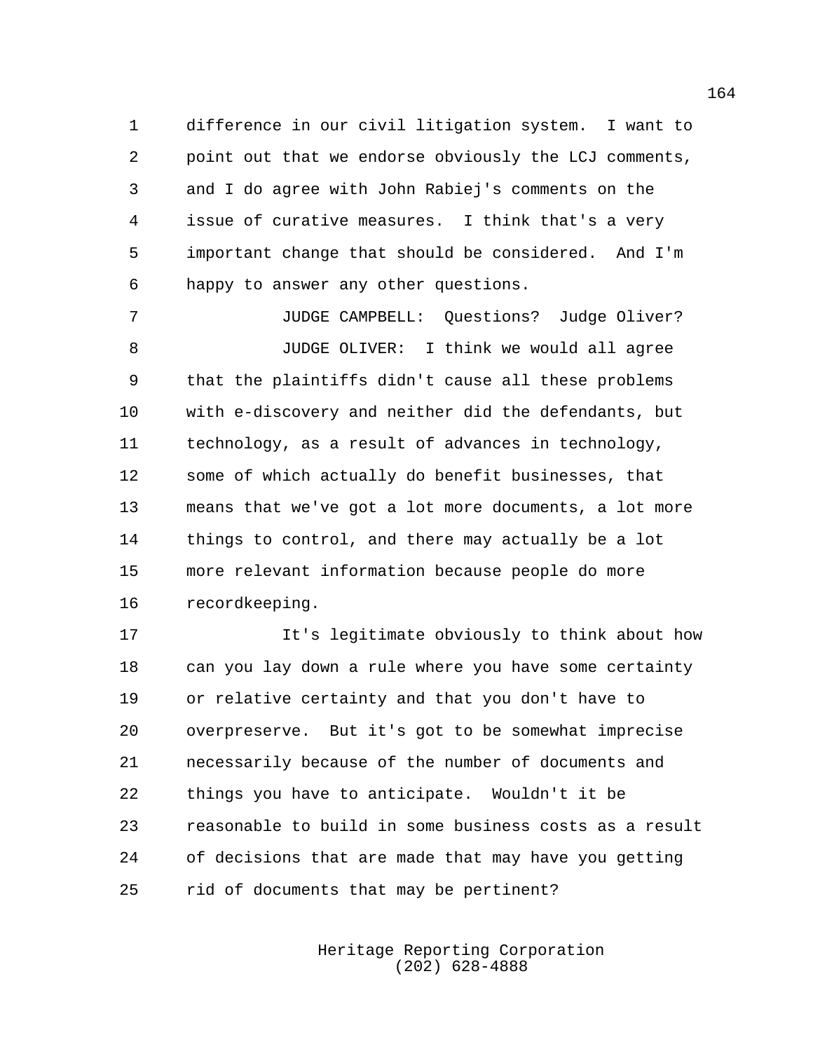difference in our civil litigation system. I want to point out that we endorse obviously the LCJ comments, and I do agree with John Rabiej's comments on the issue of curative measures. I think that's a very important change that should be considered. And I'm happy to answer any other questions.

JUDGE CAMPBELL: Questions? Judge Oliver?

JUDGE OLIVER: I think we would all agree that the plaintiffs didn't cause all these problems with e-discovery and neither did the defendants, but technology, as a result of advances in technology, some of which actually do benefit businesses, that means that we've got a lot more documents, a lot more things to control, and there may actually be a lot more relevant information because people do more recordkeeping.

It's legitimate obviously to think about how can you lay down a rule where you have some certainty or relative certainty and that you don't have to overpreserve. But it's got to be somewhat imprecise necessarily because of the number of documents and things you have to anticipate. Wouldn't it be reasonable to build in some business costs as a result of decisions that are made that may have you getting rid of documents that may be pertinent?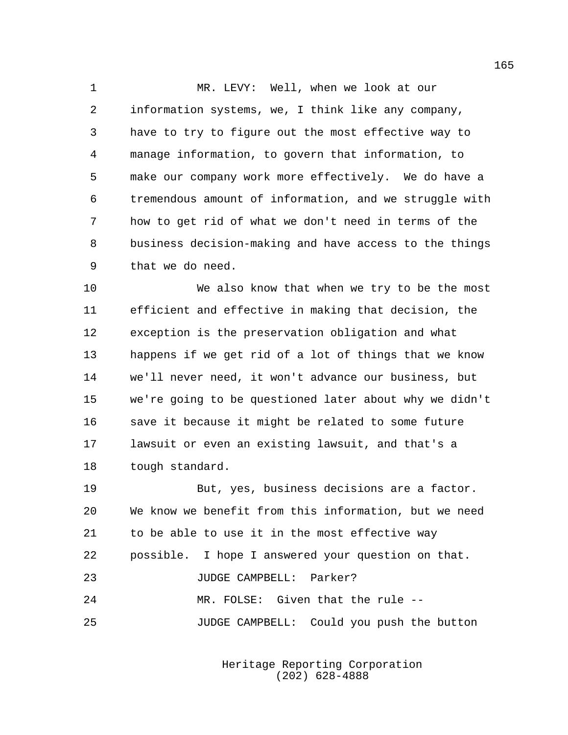MR. LEVY: Well, when we look at our information systems, we, I think like any company, have to try to figure out the most effective way to manage information, to govern that information, to make our company work more effectively. We do have a tremendous amount of information, and we struggle with how to get rid of what we don't need in terms of the business decision-making and have access to the things that we do need.

We also know that when we try to be the most efficient and effective in making that decision, the exception is the preservation obligation and what happens if we get rid of a lot of things that we know we'll never need, it won't advance our business, but we're going to be questioned later about why we didn't save it because it might be related to some future lawsuit or even an existing lawsuit, and that's a tough standard.

But, yes, business decisions are a factor. We know we benefit from this information, but we need to be able to use it in the most effective way possible. I hope I answered your question on that.

JUDGE CAMPBELL: Parker?

MR. FOLSE: Given that the rule --

JUDGE CAMPBELL: Could you push the button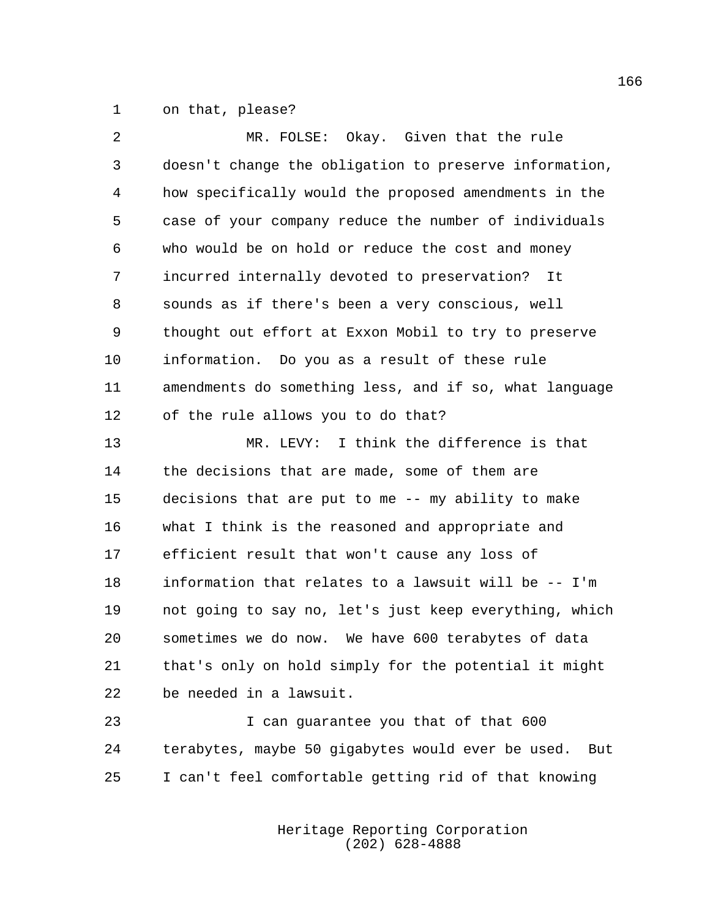on that, please?

MR. FOLSE: Okay. Given that the rule doesn't change the obligation to preserve information, how specifically would the proposed amendments in the case of your company reduce the number of individuals who would be on hold or reduce the cost and money incurred internally devoted to preservation? It sounds as if there's been a very conscious, well thought out effort at Exxon Mobil to try to preserve information. Do you as a result of these rule amendments do something less, and if so, what language of the rule allows you to do that?

MR. LEVY: I think the difference is that the decisions that are made, some of them are decisions that are put to me -- my ability to make what I think is the reasoned and appropriate and efficient result that won't cause any loss of information that relates to a lawsuit will be -- I'm not going to say no, let's just keep everything, which sometimes we do now. We have 600 terabytes of data that's only on hold simply for the potential it might be needed in a lawsuit.

I can guarantee you that of that 600 terabytes, maybe 50 gigabytes would ever be used. But I can't feel comfortable getting rid of that knowing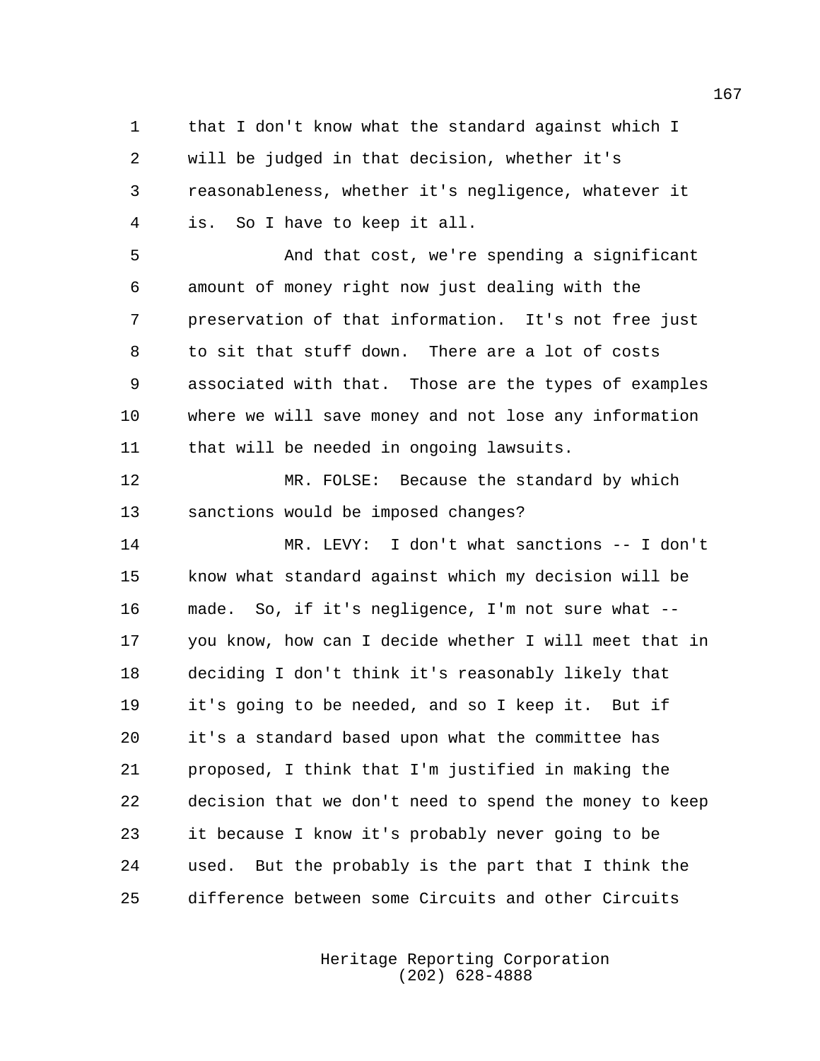that I don't know what the standard against which I will be judged in that decision, whether it's reasonableness, whether it's negligence, whatever it is. So I have to keep it all.

And that cost, we're spending a significant amount of money right now just dealing with the preservation of that information. It's not free just to sit that stuff down. There are a lot of costs associated with that. Those are the types of examples where we will save money and not lose any information that will be needed in ongoing lawsuits.

MR. FOLSE: Because the standard by which sanctions would be imposed changes?

MR. LEVY: I don't what sanctions -- I don't know what standard against which my decision will be made. So, if it's negligence, I'm not sure what -- you know, how can I decide whether I will meet that in deciding I don't think it's reasonably likely that it's going to be needed, and so I keep it. But if it's a standard based upon what the committee has proposed, I think that I'm justified in making the decision that we don't need to spend the money to keep it because I know it's probably never going to be used. But the probably is the part that I think the difference between some Circuits and other Circuits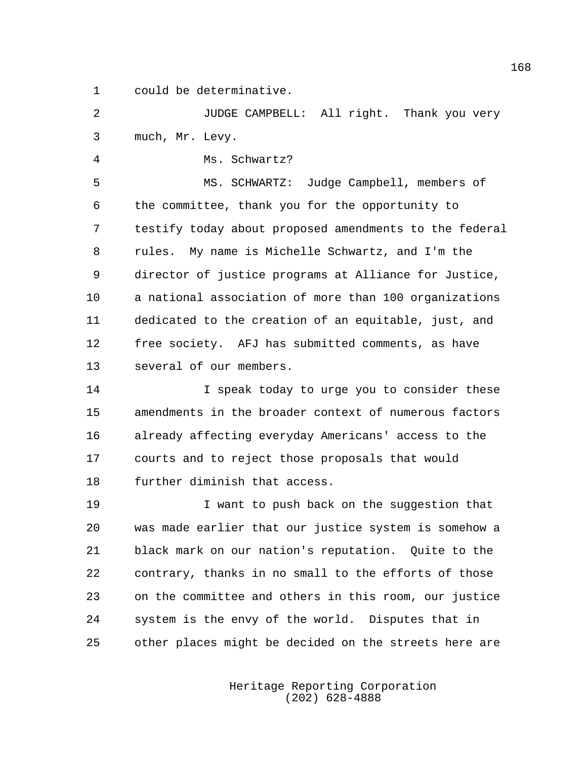could be determinative.

JUDGE CAMPBELL: All right. Thank you very much, Mr. Levy.

Ms. Schwartz?

MS. SCHWARTZ: Judge Campbell, members of the committee, thank you for the opportunity to testify today about proposed amendments to the federal rules. My name is Michelle Schwartz, and I'm the director of justice programs at Alliance for Justice, a national association of more than 100 organizations dedicated to the creation of an equitable, just, and free society. AFJ has submitted comments, as have several of our members.

I speak today to urge you to consider these amendments in the broader context of numerous factors already affecting everyday Americans' access to the courts and to reject those proposals that would further diminish that access.

I want to push back on the suggestion that was made earlier that our justice system is somehow a black mark on our nation's reputation. Quite to the contrary, thanks in no small to the efforts of those on the committee and others in this room, our justice system is the envy of the world. Disputes that in other places might be decided on the streets here are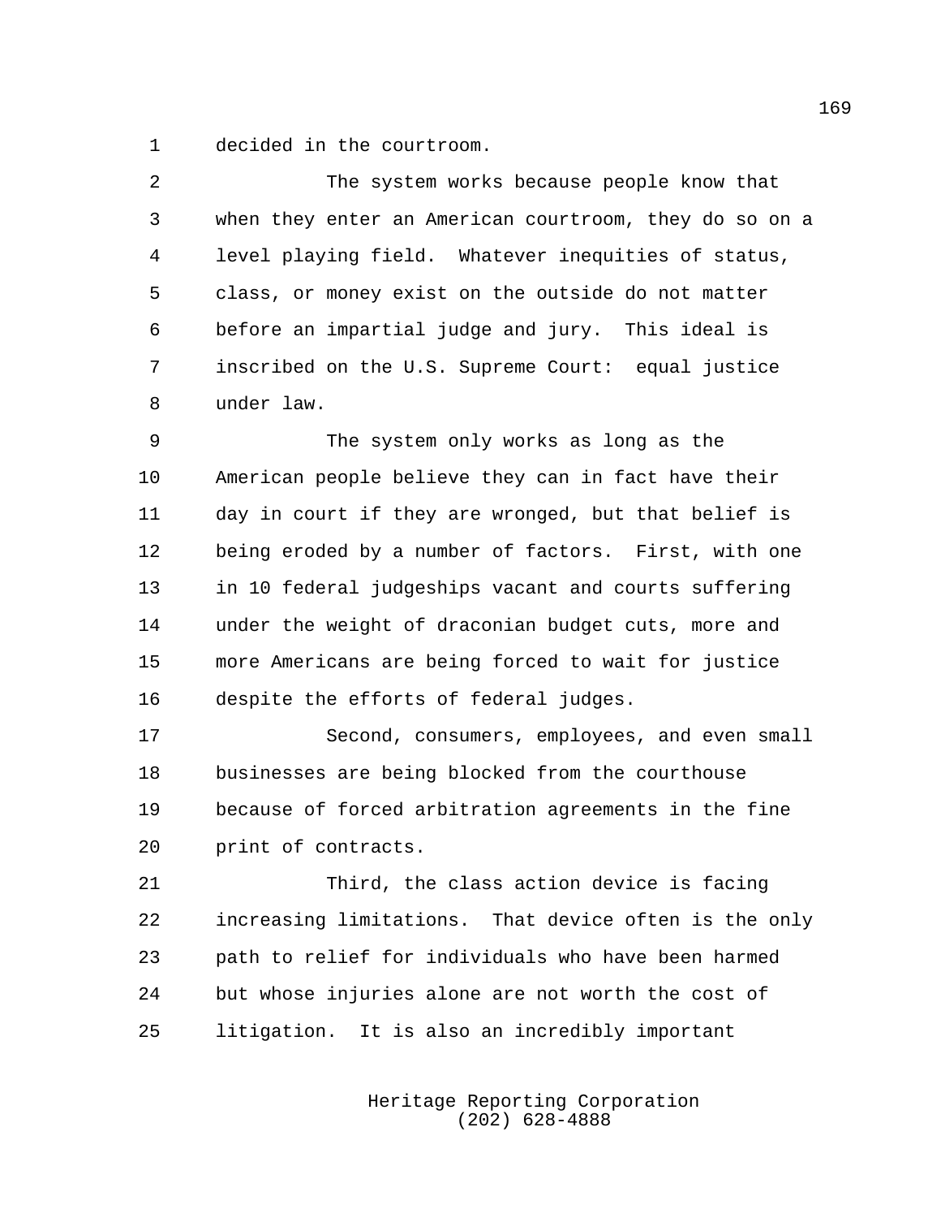decided in the courtroom.

The system works because people know that when they enter an American courtroom, they do so on a level playing field. Whatever inequities of status, class, or money exist on the outside do not matter before an impartial judge and jury. This ideal is inscribed on the U.S. Supreme Court: equal justice under law.

The system only works as long as the American people believe they can in fact have their day in court if they are wronged, but that belief is being eroded by a number of factors. First, with one in 10 federal judgeships vacant and courts suffering under the weight of draconian budget cuts, more and more Americans are being forced to wait for justice despite the efforts of federal judges.

Second, consumers, employees, and even small businesses are being blocked from the courthouse because of forced arbitration agreements in the fine print of contracts.

Third, the class action device is facing increasing limitations. That device often is the only path to relief for individuals who have been harmed but whose injuries alone are not worth the cost of litigation. It is also an incredibly important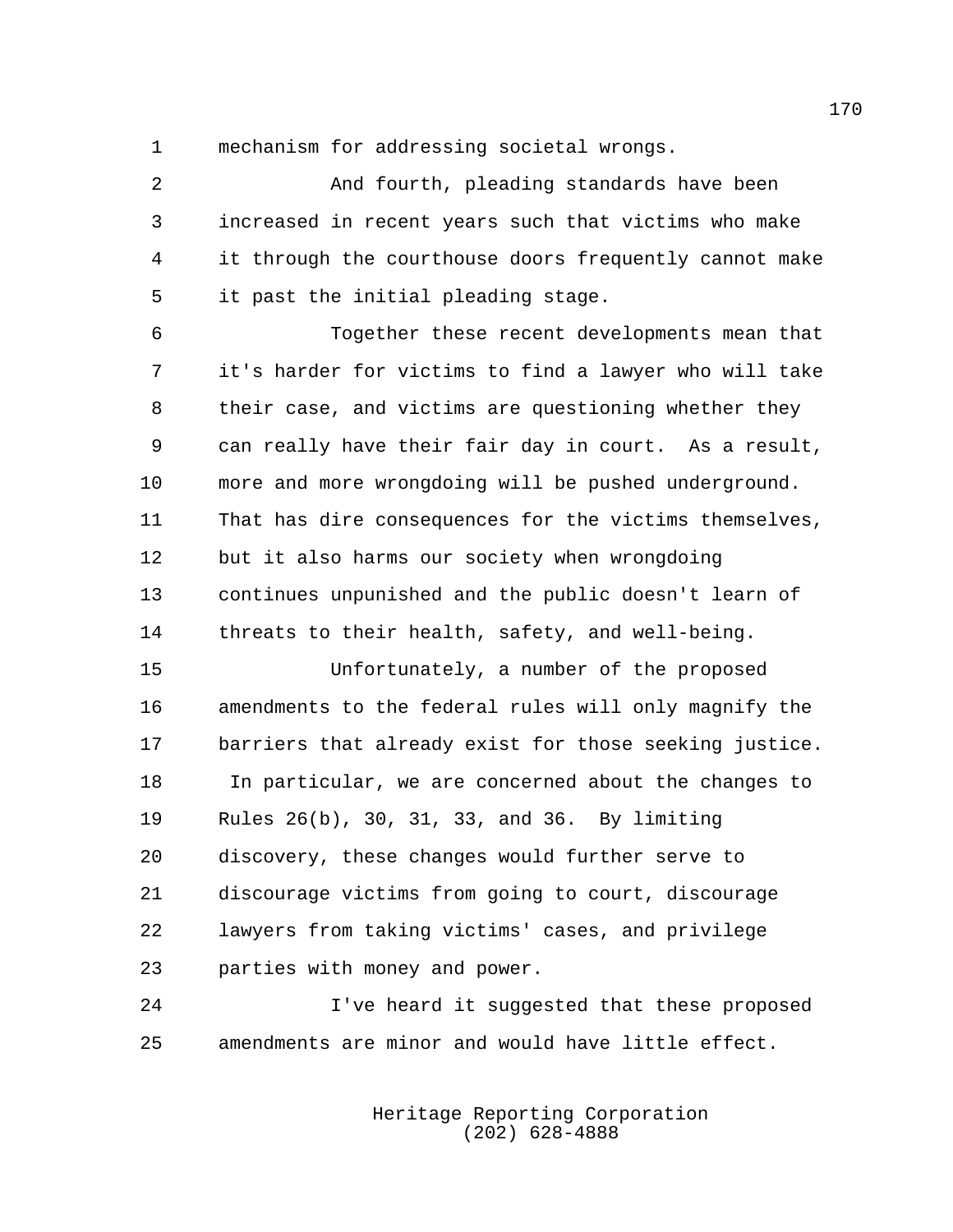mechanism for addressing societal wrongs.

And fourth, pleading standards have been increased in recent years such that victims who make it through the courthouse doors frequently cannot make it past the initial pleading stage.

Together these recent developments mean that it's harder for victims to find a lawyer who will take their case, and victims are questioning whether they can really have their fair day in court. As a result, more and more wrongdoing will be pushed underground. That has dire consequences for the victims themselves, but it also harms our society when wrongdoing continues unpunished and the public doesn't learn of threats to their health, safety, and well-being.

Unfortunately, a number of the proposed amendments to the federal rules will only magnify the barriers that already exist for those seeking justice. In particular, we are concerned about the changes to Rules 26(b), 30, 31, 33, and 36. By limiting discovery, these changes would further serve to discourage victims from going to court, discourage lawyers from taking victims' cases, and privilege parties with money and power.

I've heard it suggested that these proposed amendments are minor and would have little effect.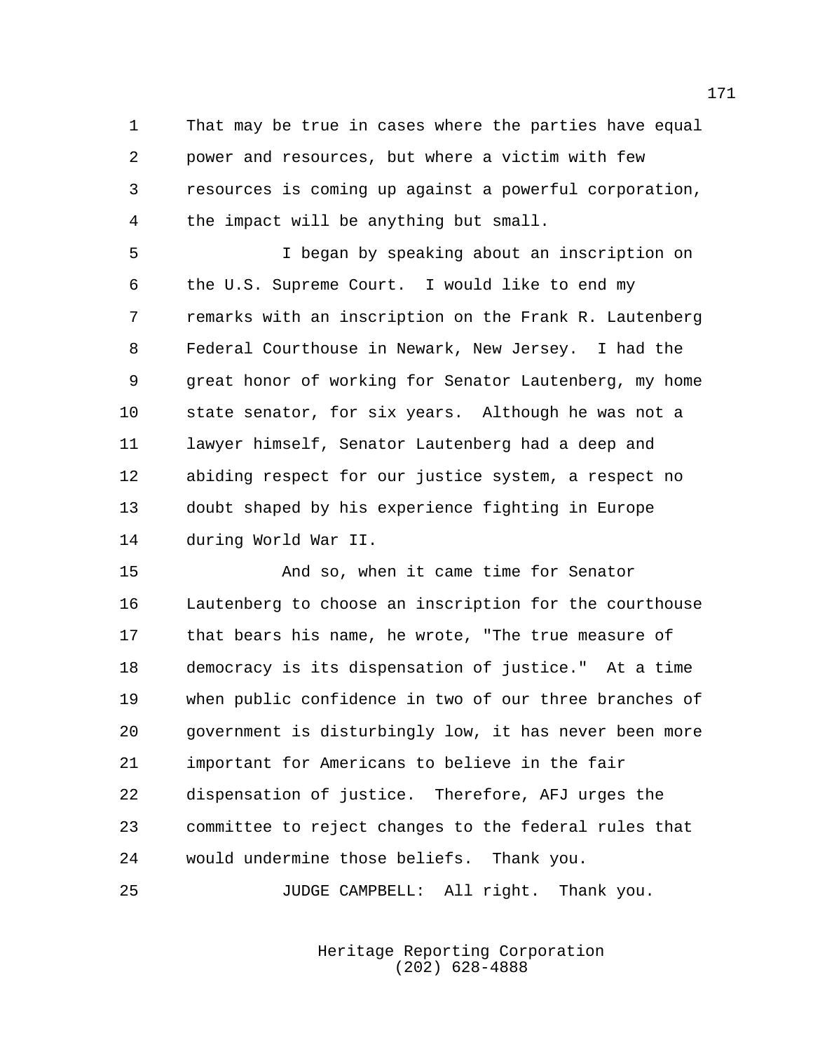That may be true in cases where the parties have equal power and resources, but where a victim with few resources is coming up against a powerful corporation, the impact will be anything but small.

I began by speaking about an inscription on the U.S. Supreme Court. I would like to end my remarks with an inscription on the Frank R. Lautenberg Federal Courthouse in Newark, New Jersey. I had the great honor of working for Senator Lautenberg, my home state senator, for six years. Although he was not a lawyer himself, Senator Lautenberg had a deep and abiding respect for our justice system, a respect no doubt shaped by his experience fighting in Europe during World War II.

And so, when it came time for Senator Lautenberg to choose an inscription for the courthouse that bears his name, he wrote, "The true measure of democracy is its dispensation of justice." At a time when public confidence in two of our three branches of government is disturbingly low, it has never been more important for Americans to believe in the fair dispensation of justice. Therefore, AFJ urges the committee to reject changes to the federal rules that would undermine those beliefs. Thank you.

JUDGE CAMPBELL: All right. Thank you.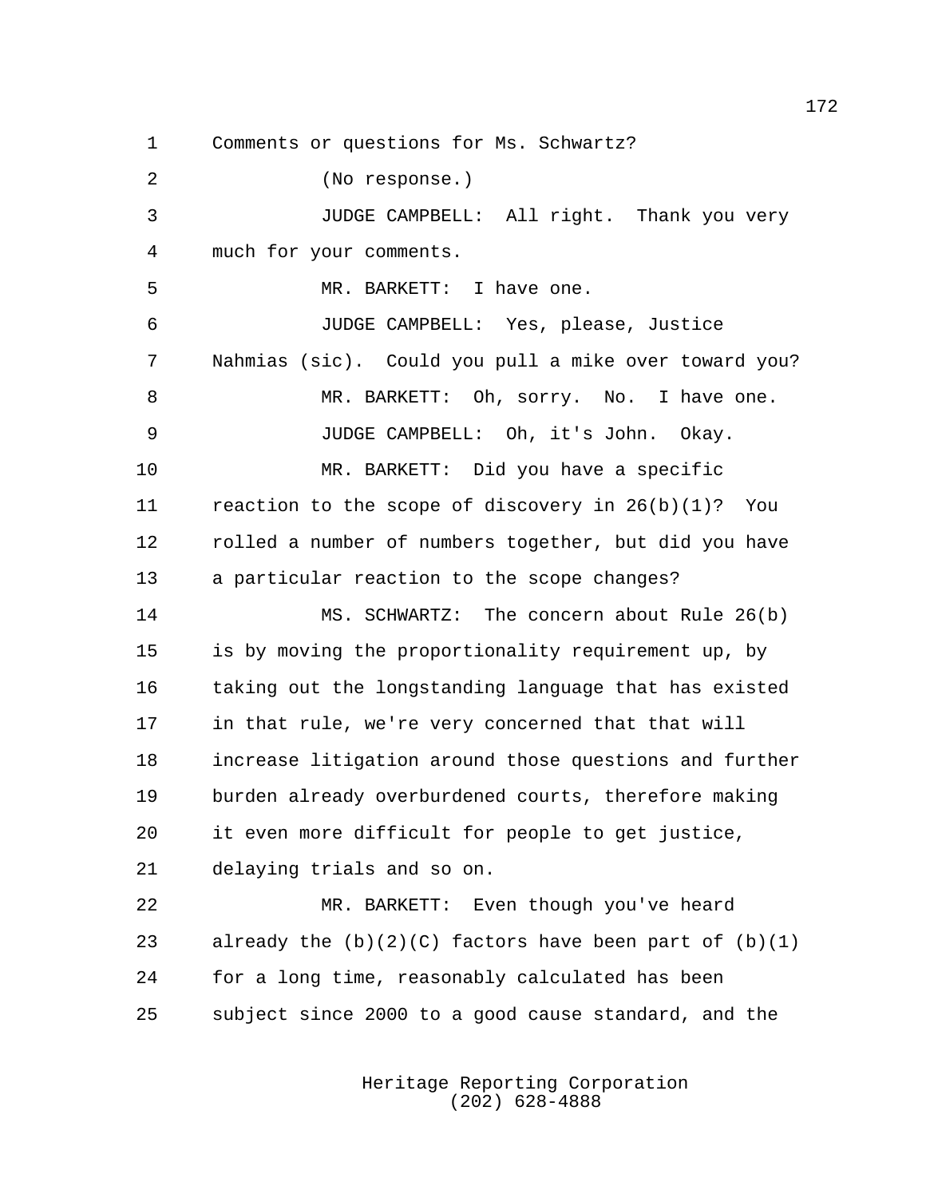Comments or questions for Ms. Schwartz?

(No response.)

JUDGE CAMPBELL: All right. Thank you very much for your comments.

MR. BARKETT: I have one.

JUDGE CAMPBELL: Yes, please, Justice Nahmias (sic). Could you pull a mike over toward you?

MR. BARKETT: Oh, sorry. No. I have one.

JUDGE CAMPBELL: Oh, it's John. Okay.

MR. BARKETT: Did you have a specific reaction to the scope of discovery in 26(b)(1)? You rolled a number of numbers together, but did you have a particular reaction to the scope changes?

MS. SCHWARTZ: The concern about Rule 26(b) is by moving the proportionality requirement up, by taking out the longstanding language that has existed in that rule, we're very concerned that that will increase litigation around those questions and further burden already overburdened courts, therefore making it even more difficult for people to get justice, delaying trials and so on.

MR. BARKETT: Even though you've heard already the (b)(2)(C) factors have been part of (b)(1) for a long time, reasonably calculated has been subject since 2000 to a good cause standard, and the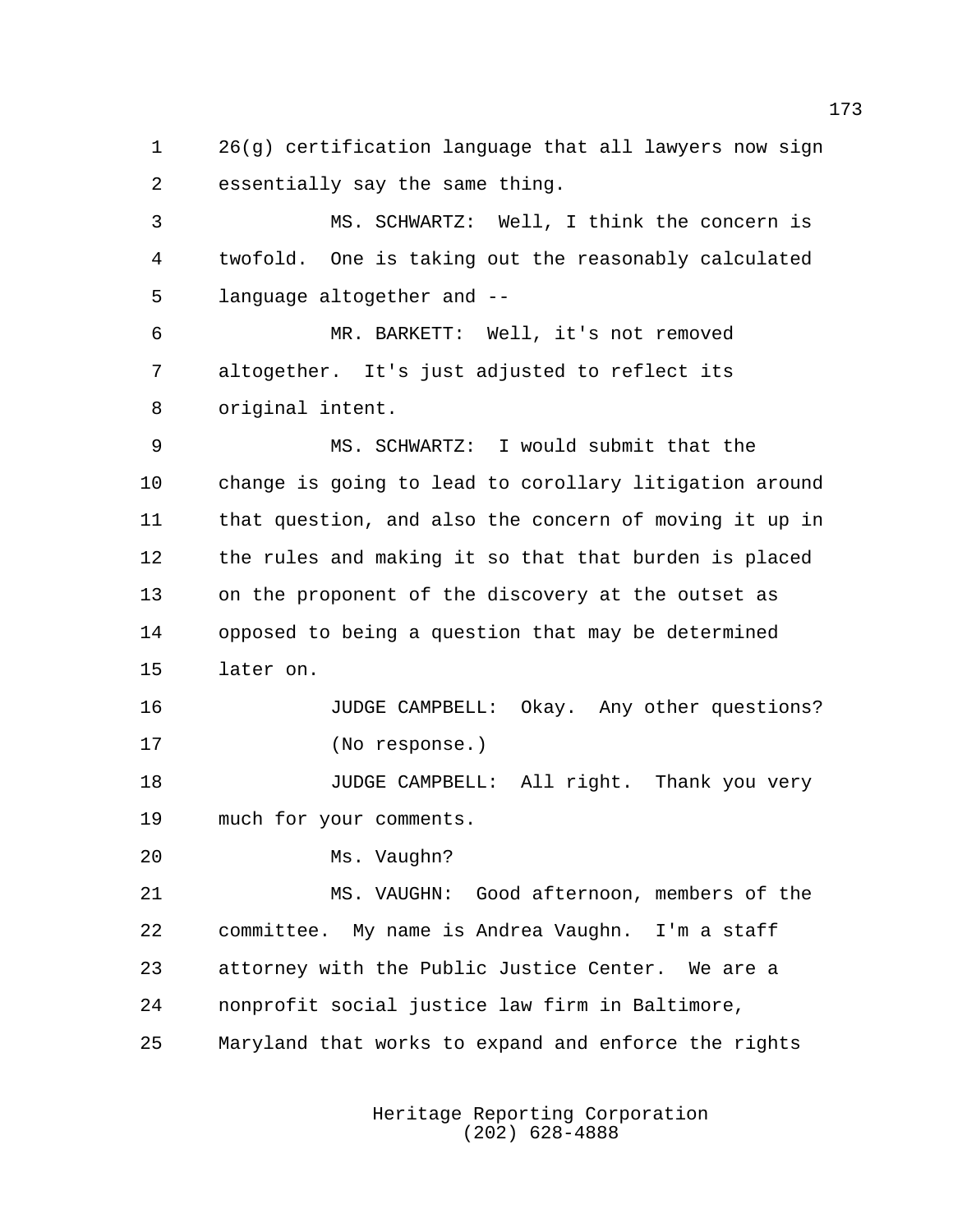26(g) certification language that all lawyers now sign essentially say the same thing.

MS. SCHWARTZ: Well, I think the concern is twofold. One is taking out the reasonably calculated language altogether and --

MR. BARKETT: Well, it's not removed altogether. It's just adjusted to reflect its original intent.

MS. SCHWARTZ: I would submit that the change is going to lead to corollary litigation around that question, and also the concern of moving it up in the rules and making it so that that burden is placed on the proponent of the discovery at the outset as opposed to being a question that may be determined later on.

JUDGE CAMPBELL: Okay. Any other questions?

(No response.)

JUDGE CAMPBELL: All right. Thank you very much for your comments.

Ms. Vaughn?

MS. VAUGHN: Good afternoon, members of the committee. My name is Andrea Vaughn. I'm a staff attorney with the Public Justice Center. We are a nonprofit social justice law firm in Baltimore, Maryland that works to expand and enforce the rights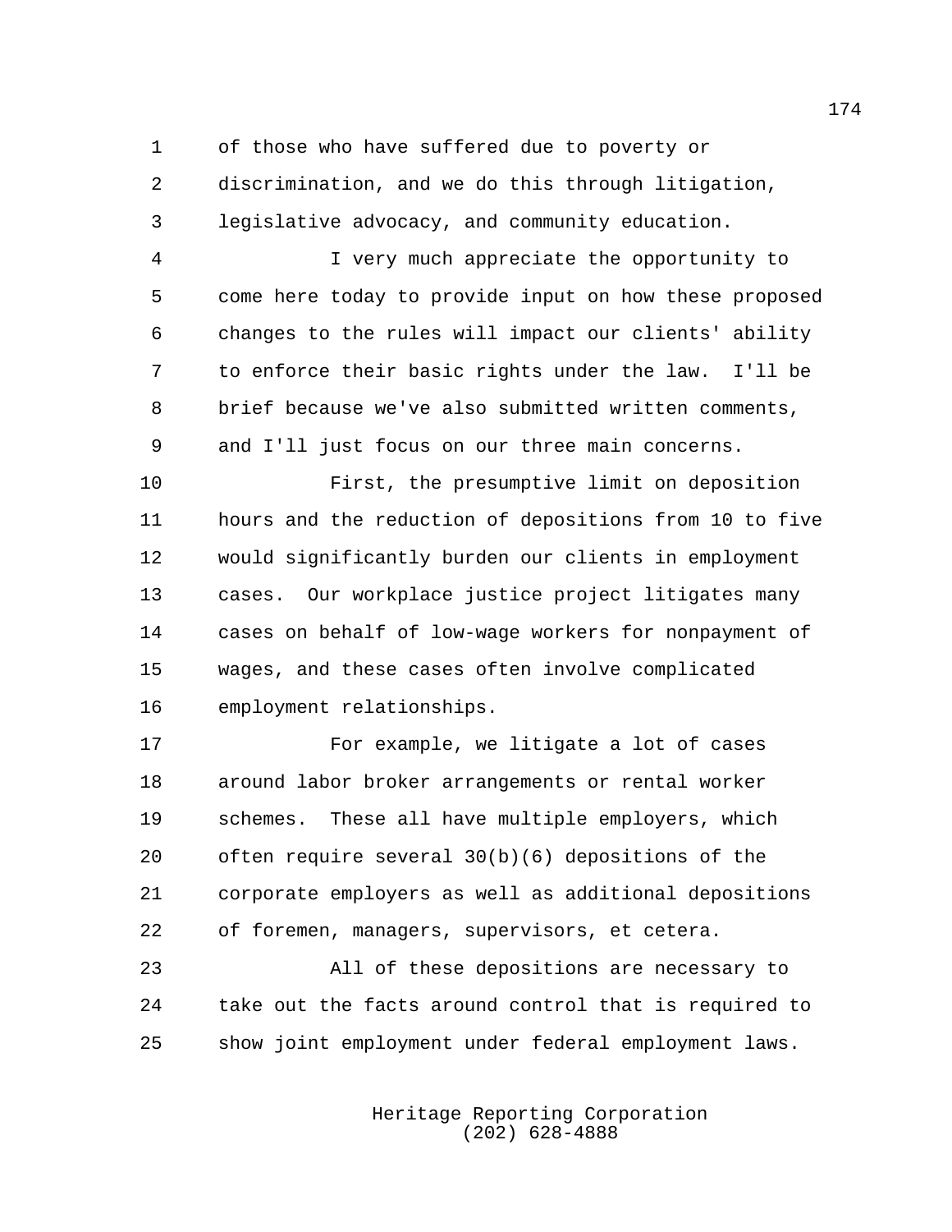of those who have suffered due to poverty or discrimination, and we do this through litigation, legislative advocacy, and community education.

I very much appreciate the opportunity to come here today to provide input on how these proposed changes to the rules will impact our clients' ability to enforce their basic rights under the law. I'll be brief because we've also submitted written comments, and I'll just focus on our three main concerns.

First, the presumptive limit on deposition hours and the reduction of depositions from 10 to five would significantly burden our clients in employment cases. Our workplace justice project litigates many cases on behalf of low-wage workers for nonpayment of wages, and these cases often involve complicated employment relationships.

For example, we litigate a lot of cases around labor broker arrangements or rental worker schemes. These all have multiple employers, which often require several 30(b)(6) depositions of the corporate employers as well as additional depositions of foremen, managers, supervisors, et cetera.

All of these depositions are necessary to take out the facts around control that is required to show joint employment under federal employment laws.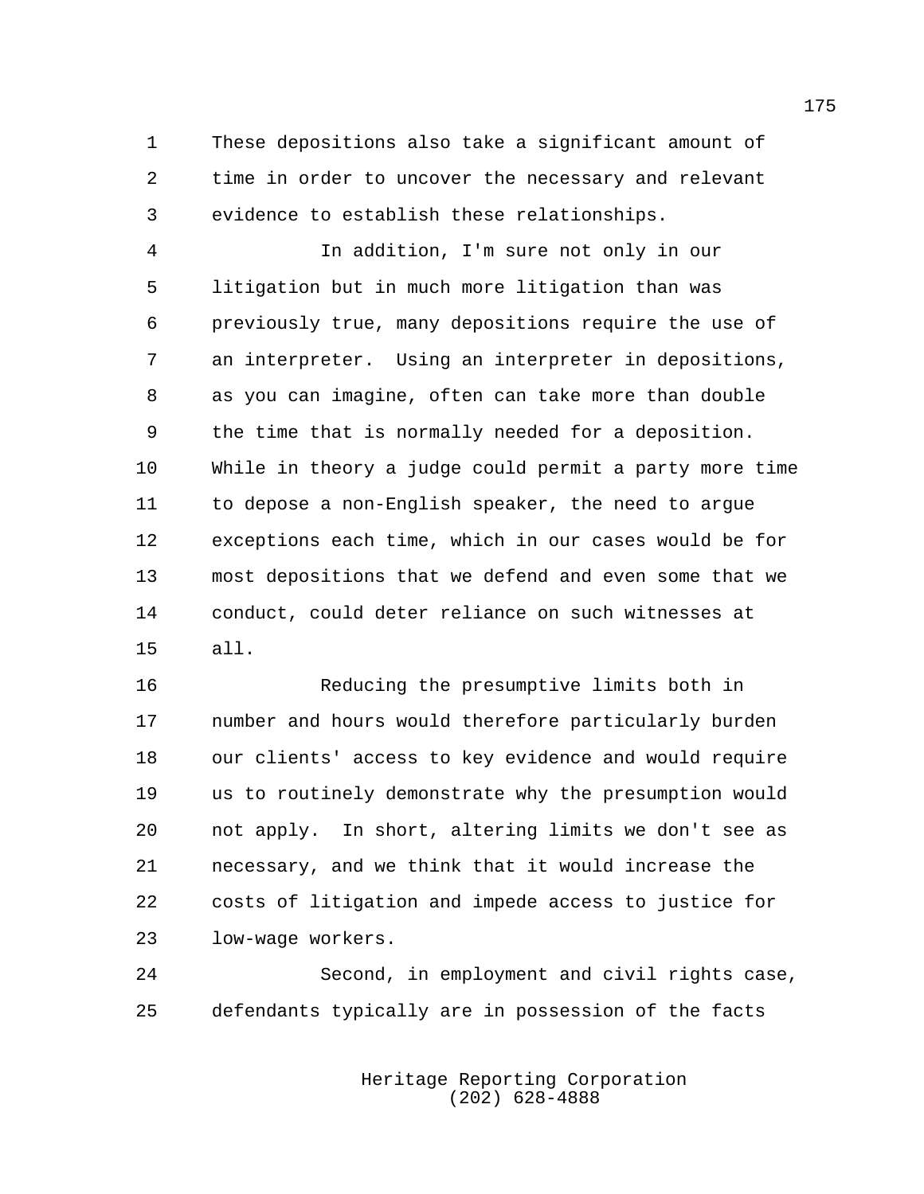These depositions also take a significant amount of time in order to uncover the necessary and relevant evidence to establish these relationships.

In addition, I'm sure not only in our litigation but in much more litigation than was previously true, many depositions require the use of an interpreter. Using an interpreter in depositions, as you can imagine, often can take more than double the time that is normally needed for a deposition. While in theory a judge could permit a party more time to depose a non-English speaker, the need to argue exceptions each time, which in our cases would be for most depositions that we defend and even some that we conduct, could deter reliance on such witnesses at all.

Reducing the presumptive limits both in number and hours would therefore particularly burden our clients' access to key evidence and would require us to routinely demonstrate why the presumption would not apply. In short, altering limits we don't see as necessary, and we think that it would increase the costs of litigation and impede access to justice for low-wage workers.

Second, in employment and civil rights case, defendants typically are in possession of the facts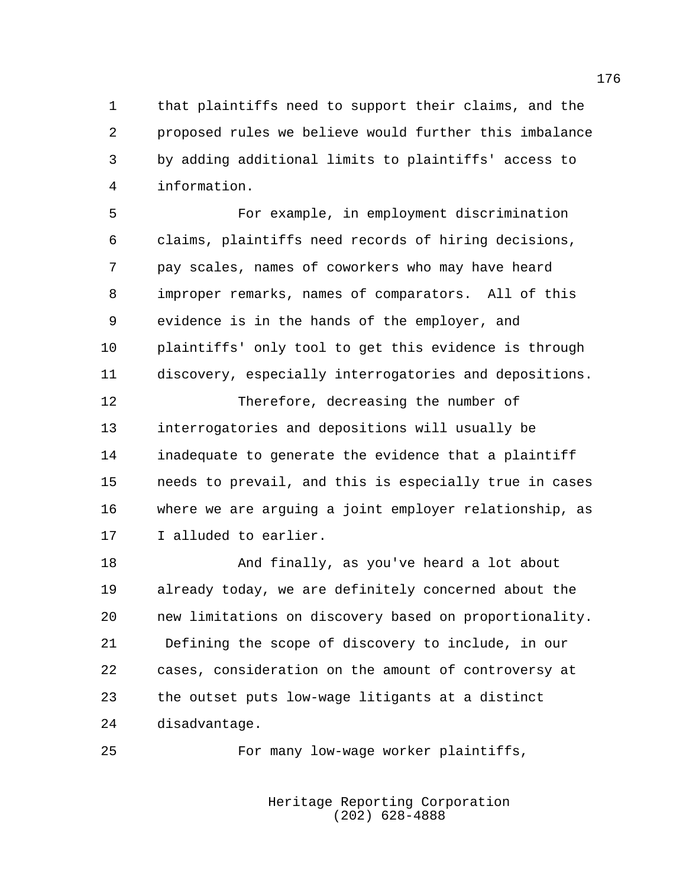that plaintiffs need to support their claims, and the proposed rules we believe would further this imbalance by adding additional limits to plaintiffs' access to information.

For example, in employment discrimination claims, plaintiffs need records of hiring decisions, pay scales, names of coworkers who may have heard improper remarks, names of comparators. All of this evidence is in the hands of the employer, and plaintiffs' only tool to get this evidence is through discovery, especially interrogatories and depositions.

Therefore, decreasing the number of interrogatories and depositions will usually be inadequate to generate the evidence that a plaintiff needs to prevail, and this is especially true in cases where we are arguing a joint employer relationship, as I alluded to earlier.

And finally, as you've heard a lot about already today, we are definitely concerned about the new limitations on discovery based on proportionality. Defining the scope of discovery to include, in our cases, consideration on the amount of controversy at the outset puts low-wage litigants at a distinct disadvantage.

For many low-wage worker plaintiffs,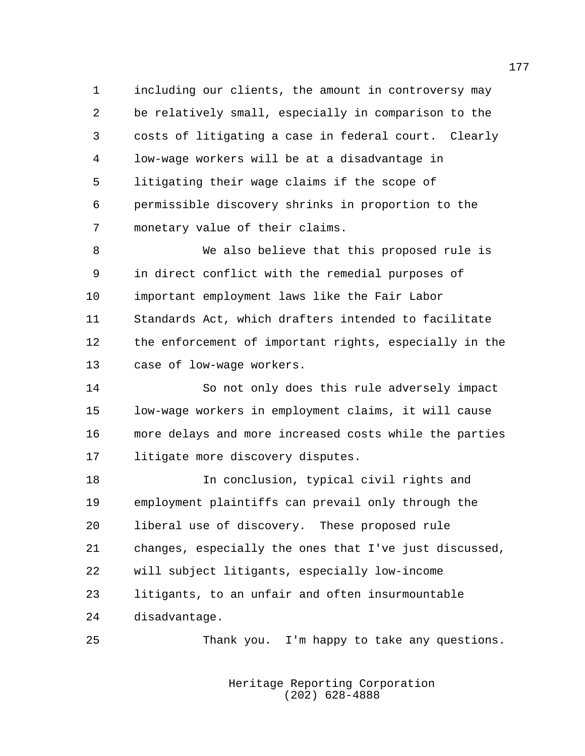including our clients, the amount in controversy may be relatively small, especially in comparison to the costs of litigating a case in federal court. Clearly low-wage workers will be at a disadvantage in litigating their wage claims if the scope of permissible discovery shrinks in proportion to the monetary value of their claims.

We also believe that this proposed rule is in direct conflict with the remedial purposes of important employment laws like the Fair Labor Standards Act, which drafters intended to facilitate the enforcement of important rights, especially in the case of low-wage workers.

So not only does this rule adversely impact low-wage workers in employment claims, it will cause more delays and more increased costs while the parties litigate more discovery disputes.

In conclusion, typical civil rights and employment plaintiffs can prevail only through the liberal use of discovery. These proposed rule changes, especially the ones that I've just discussed, will subject litigants, especially low-income litigants, to an unfair and often insurmountable disadvantage.

Thank you. I'm happy to take any questions.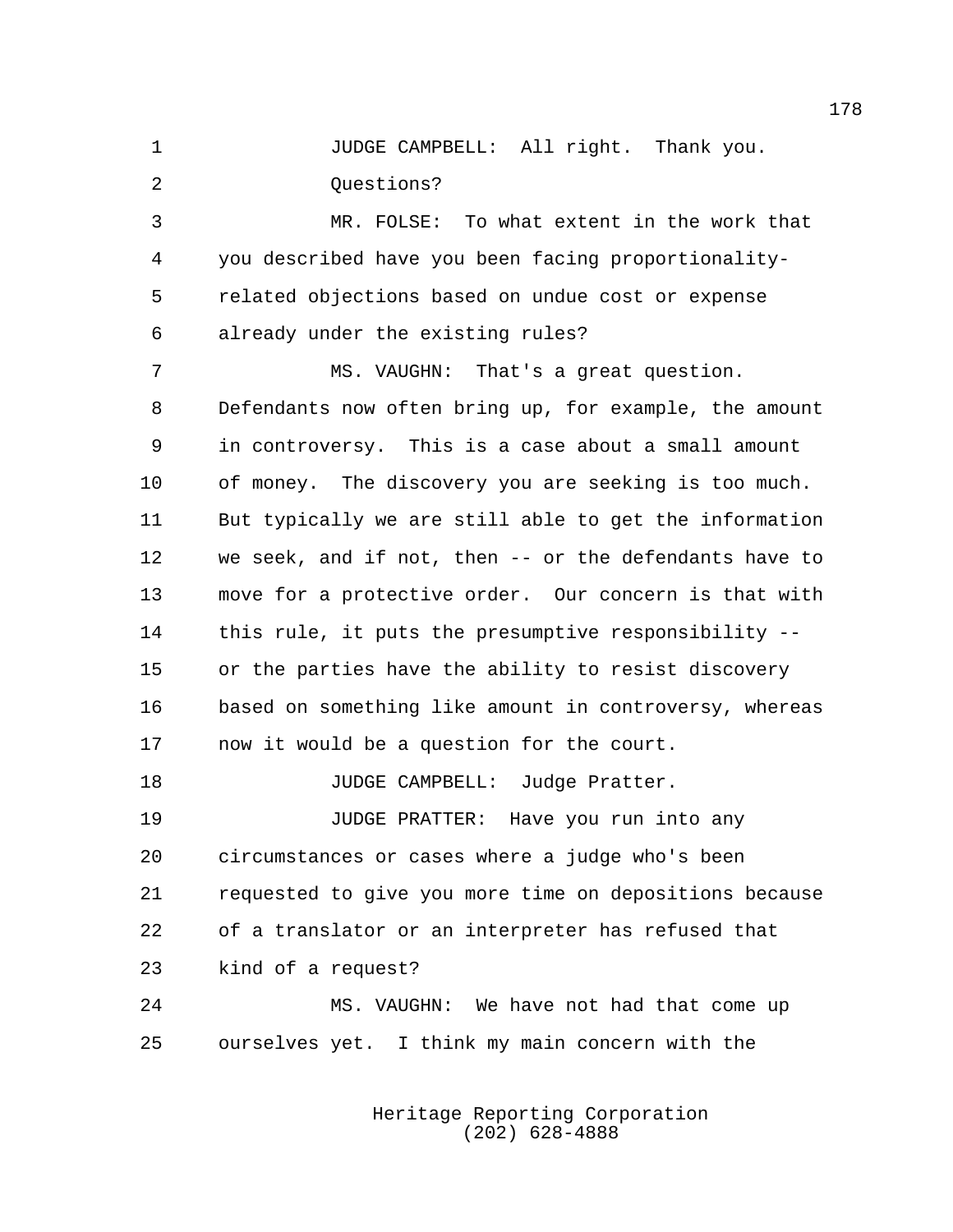JUDGE CAMPBELL: All right. Thank you.

Questions?

MR. FOLSE: To what extent in the work that you described have you been facing proportionality-related objections based on undue cost or expense already under the existing rules?

MS. VAUGHN: That's a great question. Defendants now often bring up, for example, the amount in controversy. This is a case about a small amount of money. The discovery you are seeking is too much. But typically we are still able to get the information we seek, and if not, then -- or the defendants have to move for a protective order. Our concern is that with this rule, it puts the presumptive responsibility -- or the parties have the ability to resist discovery based on something like amount in controversy, whereas now it would be a question for the court.

JUDGE CAMPBELL: Judge Pratter.

JUDGE PRATTER: Have you run into any circumstances or cases where a judge who's been requested to give you more time on depositions because of a translator or an interpreter has refused that kind of a request?

MS. VAUGHN: We have not had that come up ourselves yet. I think my main concern with the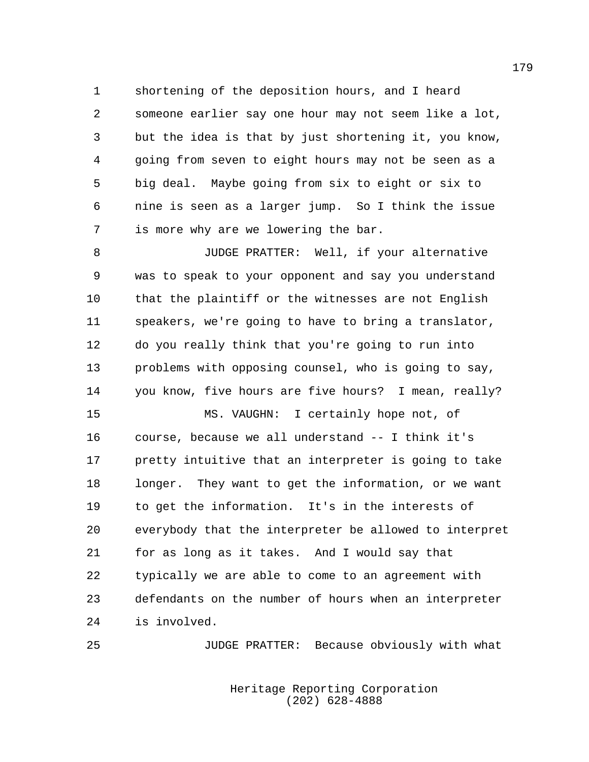shortening of the deposition hours, and I heard someone earlier say one hour may not seem like a lot, but the idea is that by just shortening it, you know, going from seven to eight hours may not be seen as a big deal. Maybe going from six to eight or six to nine is seen as a larger jump. So I think the issue is more why are we lowering the bar.

JUDGE PRATTER: Well, if your alternative was to speak to your opponent and say you understand that the plaintiff or the witnesses are not English speakers, we're going to have to bring a translator, do you really think that you're going to run into problems with opposing counsel, who is going to say, you know, five hours are five hours? I mean, really?

MS. VAUGHN: I certainly hope not, of course, because we all understand -- I think it's pretty intuitive that an interpreter is going to take longer. They want to get the information, or we want to get the information. It's in the interests of everybody that the interpreter be allowed to interpret for as long as it takes. And I would say that typically we are able to come to an agreement with defendants on the number of hours when an interpreter is involved.

JUDGE PRATTER: Because obviously with what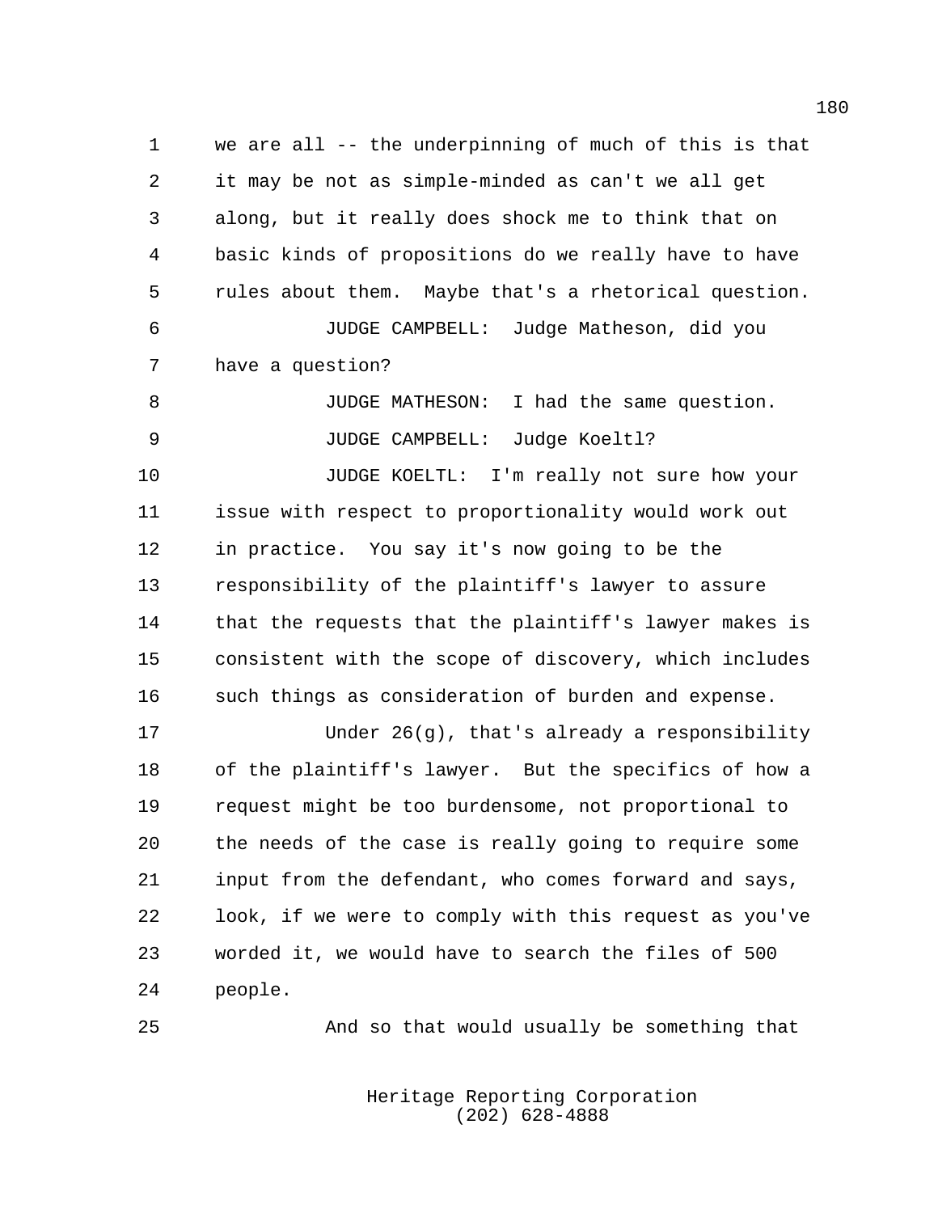we are all -- the underpinning of much of this is that it may be not as simple-minded as can't we all get along, but it really does shock me to think that on basic kinds of propositions do we really have to have rules about them. Maybe that's a rhetorical question.

JUDGE CAMPBELL: Judge Matheson, did you have a question?

JUDGE MATHESON: I had the same question.

JUDGE CAMPBELL: Judge Koeltl?

JUDGE KOELTL: I'm really not sure how your issue with respect to proportionality would work out in practice. You say it's now going to be the responsibility of the plaintiff's lawyer to assure that the requests that the plaintiff's lawyer makes is consistent with the scope of discovery, which includes such things as consideration of burden and expense.

Under 26(g), that's already a responsibility of the plaintiff's lawyer. But the specifics of how a request might be too burdensome, not proportional to the needs of the case is really going to require some input from the defendant, who comes forward and says, look, if we were to comply with this request as you've worded it, we would have to search the files of 500 people.

And so that would usually be something that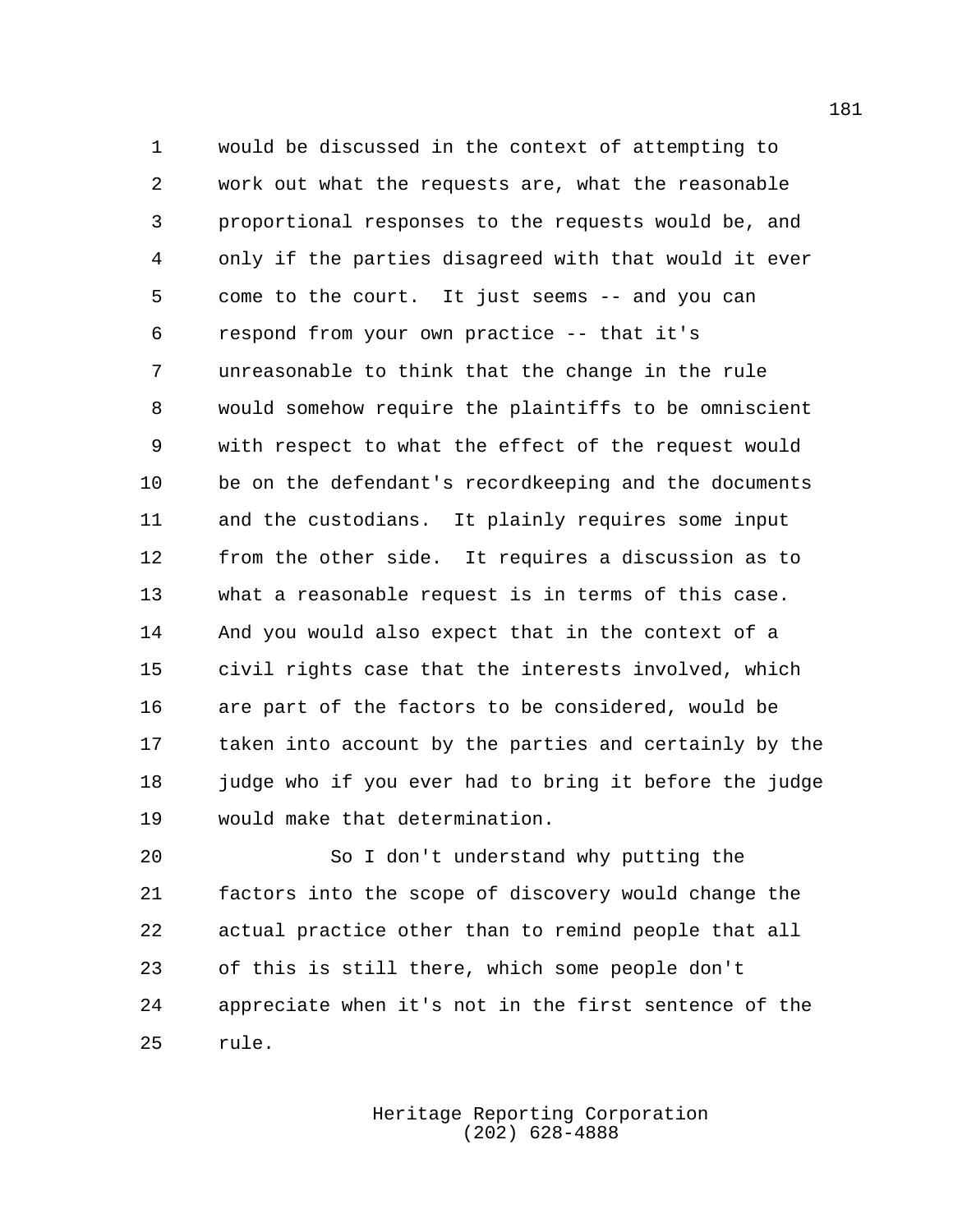would be discussed in the context of attempting to work out what the requests are, what the reasonable proportional responses to the requests would be, and only if the parties disagreed with that would it ever come to the court. It just seems -- and you can respond from your own practice -- that it's unreasonable to think that the change in the rule would somehow require the plaintiffs to be omniscient with respect to what the effect of the request would be on the defendant's recordkeeping and the documents and the custodians. It plainly requires some input from the other side. It requires a discussion as to what a reasonable request is in terms of this case. And you would also expect that in the context of a civil rights case that the interests involved, which are part of the factors to be considered, would be taken into account by the parties and certainly by the judge who if you ever had to bring it before the judge would make that determination.

So I don't understand why putting the factors into the scope of discovery would change the actual practice other than to remind people that all of this is still there, which some people don't appreciate when it's not in the first sentence of the rule.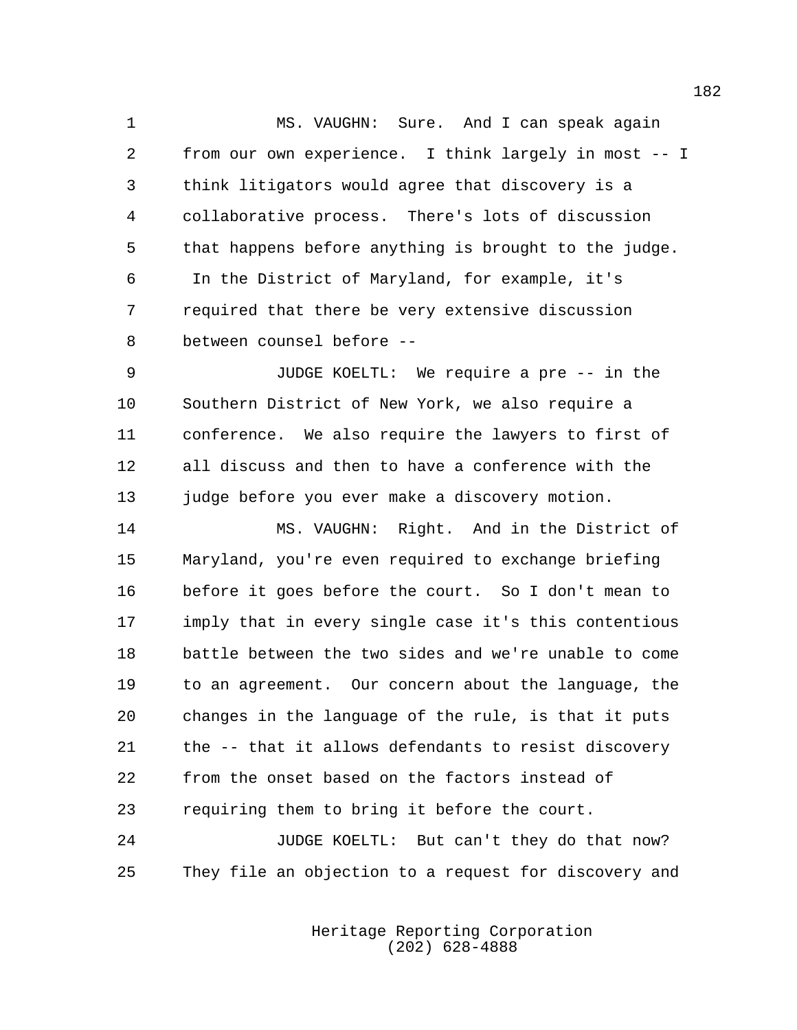MS. VAUGHN: Sure. And I can speak again from our own experience. I think largely in most -- I think litigators would agree that discovery is a collaborative process. There's lots of discussion that happens before anything is brought to the judge. In the District of Maryland, for example, it's required that there be very extensive discussion between counsel before --

JUDGE KOELTL: We require a pre -- in the Southern District of New York, we also require a conference. We also require the lawyers to first of all discuss and then to have a conference with the judge before you ever make a discovery motion.

MS. VAUGHN: Right. And in the District of Maryland, you're even required to exchange briefing before it goes before the court. So I don't mean to imply that in every single case it's this contentious battle between the two sides and we're unable to come to an agreement. Our concern about the language, the changes in the language of the rule, is that it puts the -- that it allows defendants to resist discovery from the onset based on the factors instead of requiring them to bring it before the court.

JUDGE KOELTL: But can't they do that now? They file an objection to a request for discovery and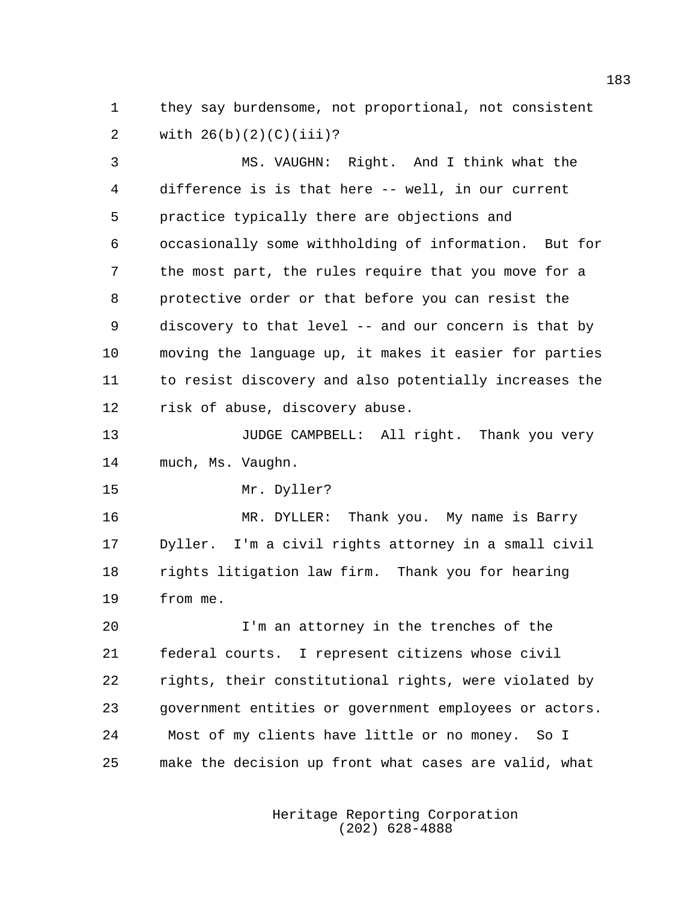they say burdensome, not proportional, not consistent with 26(b)(2)(C)(iii)?

MS. VAUGHN: Right. And I think what the difference is is that here -- well, in our current practice typically there are objections and occasionally some withholding of information. But for the most part, the rules require that you move for a protective order or that before you can resist the discovery to that level -- and our concern is that by moving the language up, it makes it easier for parties to resist discovery and also potentially increases the risk of abuse, discovery abuse.

JUDGE CAMPBELL: All right. Thank you very much, Ms. Vaughn.

Mr. Dyller?

MR. DYLLER: Thank you. My name is Barry Dyller. I'm a civil rights attorney in a small civil rights litigation law firm. Thank you for hearing from me.

I'm an attorney in the trenches of the federal courts. I represent citizens whose civil rights, their constitutional rights, were violated by government entities or government employees or actors. Most of my clients have little or no money. So I make the decision up front what cases are valid, what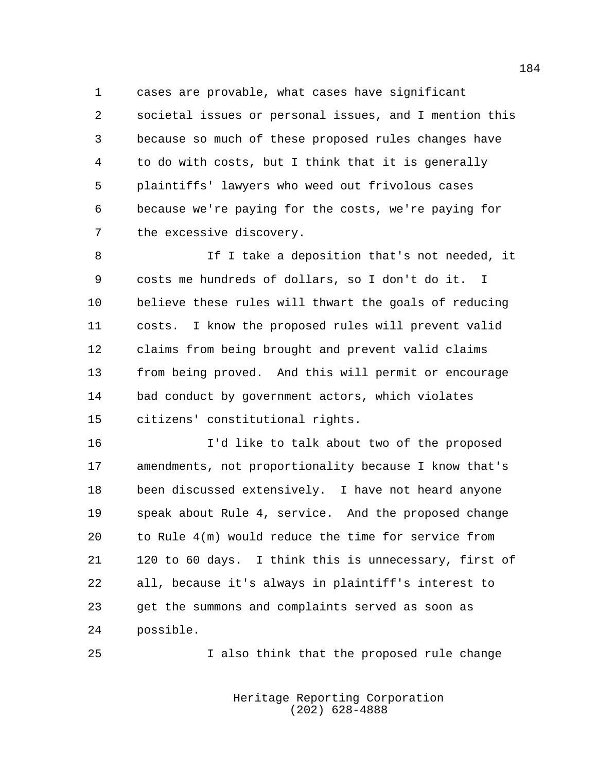cases are provable, what cases have significant societal issues or personal issues, and I mention this because so much of these proposed rules changes have to do with costs, but I think that it is generally plaintiffs' lawyers who weed out frivolous cases because we're paying for the costs, we're paying for the excessive discovery.

If I take a deposition that's not needed, it costs me hundreds of dollars, so I don't do it. I believe these rules will thwart the goals of reducing costs. I know the proposed rules will prevent valid claims from being brought and prevent valid claims from being proved. And this will permit or encourage bad conduct by government actors, which violates citizens' constitutional rights.

I'd like to talk about two of the proposed amendments, not proportionality because I know that's been discussed extensively. I have not heard anyone speak about Rule 4, service. And the proposed change to Rule 4(m) would reduce the time for service from 120 to 60 days. I think this is unnecessary, first of all, because it's always in plaintiff's interest to get the summons and complaints served as soon as possible.

I also think that the proposed rule change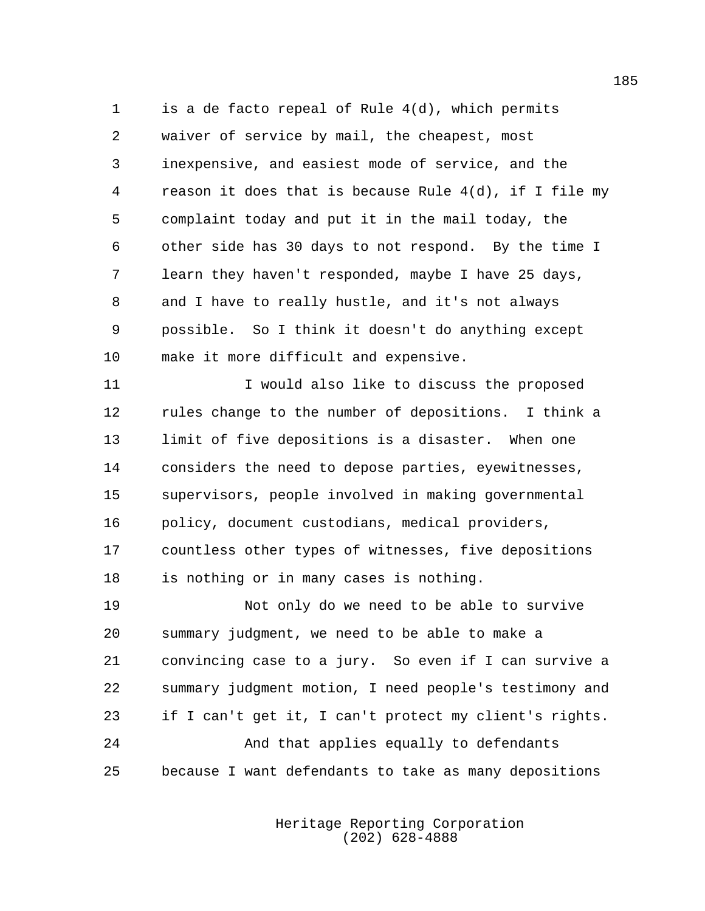is a de facto repeal of Rule 4(d), which permits waiver of service by mail, the cheapest, most inexpensive, and easiest mode of service, and the reason it does that is because Rule 4(d), if I file my complaint today and put it in the mail today, the other side has 30 days to not respond. By the time I learn they haven't responded, maybe I have 25 days, and I have to really hustle, and it's not always possible. So I think it doesn't do anything except make it more difficult and expensive.

I would also like to discuss the proposed rules change to the number of depositions. I think a limit of five depositions is a disaster. When one considers the need to depose parties, eyewitnesses, supervisors, people involved in making governmental policy, document custodians, medical providers, countless other types of witnesses, five depositions is nothing or in many cases is nothing.

Not only do we need to be able to survive summary judgment, we need to be able to make a convincing case to a jury. So even if I can survive a summary judgment motion, I need people's testimony and if I can't get it, I can't protect my client's rights.

And that applies equally to defendants because I want defendants to take as many depositions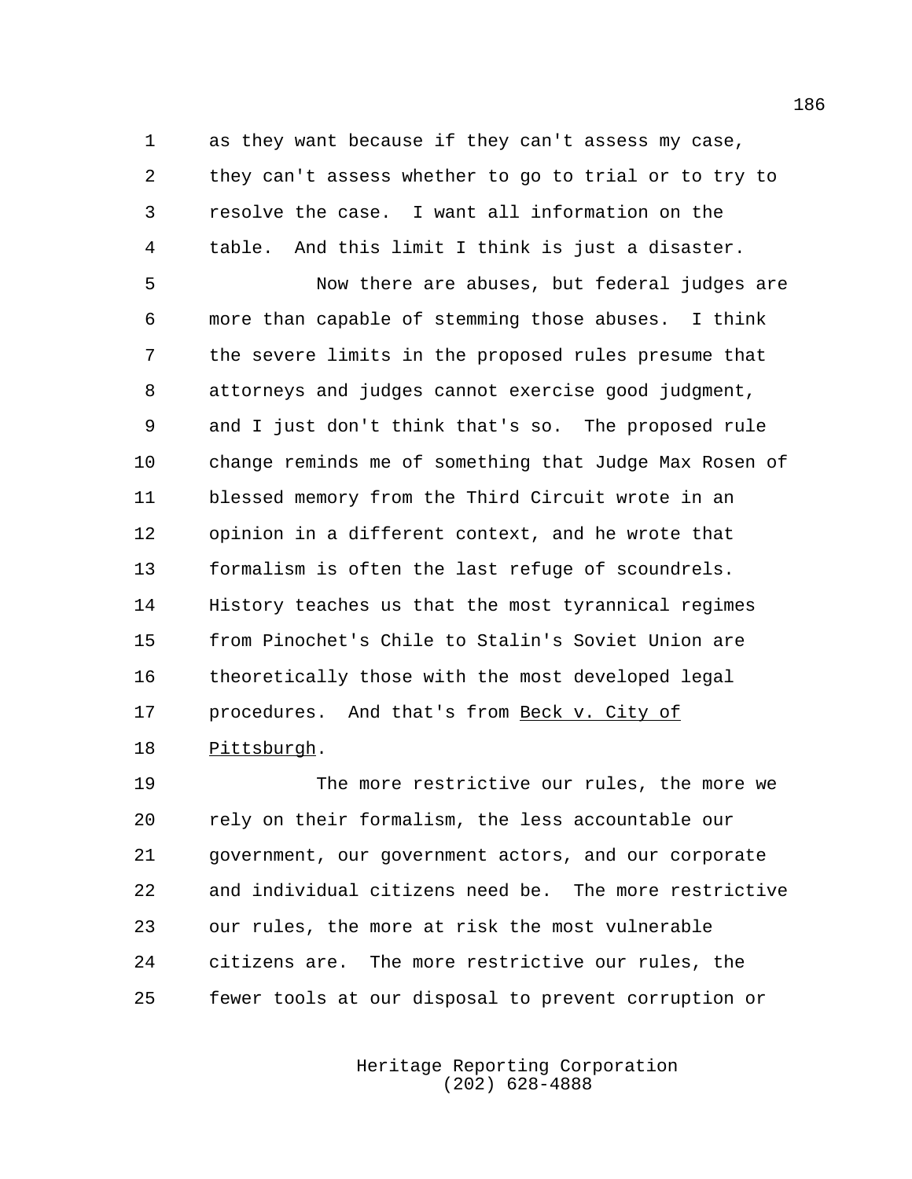as they want because if they can't assess my case, they can't assess whether to go to trial or to try to resolve the case. I want all information on the table. And this limit I think is just a disaster.

Now there are abuses, but federal judges are more than capable of stemming those abuses. I think the severe limits in the proposed rules presume that attorneys and judges cannot exercise good judgment, and I just don't think that's so. The proposed rule change reminds me of something that Judge Max Rosen of blessed memory from the Third Circuit wrote in an opinion in a different context, and he wrote that formalism is often the last refuge of scoundrels. History teaches us that the most tyrannical regimes from Pinochet's Chile to Stalin's Soviet Union are theoretically those with the most developed legal procedures. And that's from Beck v. City of Pittsburgh.

The more restrictive our rules, the more we rely on their formalism, the less accountable our government, our government actors, and our corporate and individual citizens need be. The more restrictive our rules, the more at risk the most vulnerable citizens are. The more restrictive our rules, the fewer tools at our disposal to prevent corruption or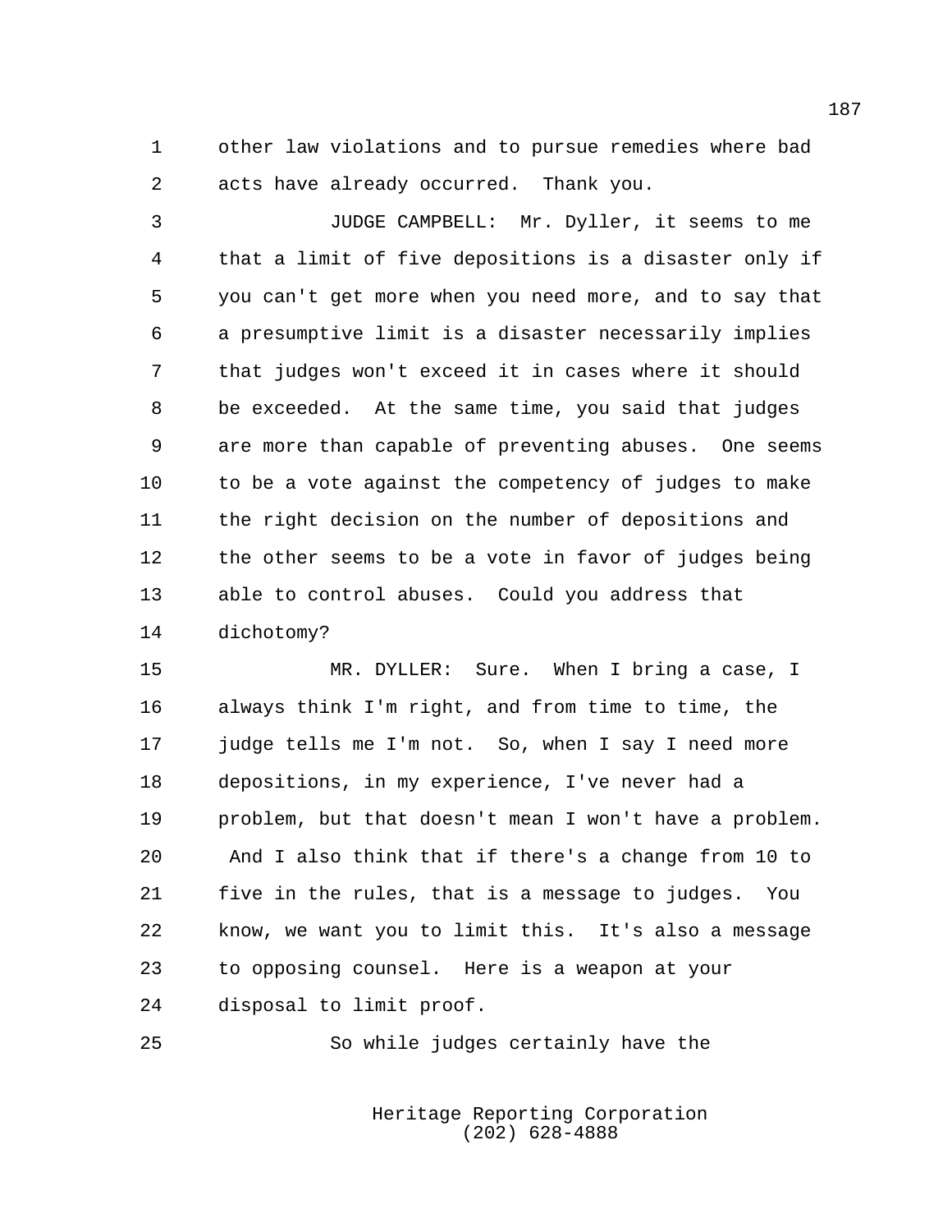other law violations and to pursue remedies where bad acts have already occurred. Thank you.

JUDGE CAMPBELL: Mr. Dyller, it seems to me that a limit of five depositions is a disaster only if you can't get more when you need more, and to say that a presumptive limit is a disaster necessarily implies that judges won't exceed it in cases where it should be exceeded. At the same time, you said that judges are more than capable of preventing abuses. One seems to be a vote against the competency of judges to make the right decision on the number of depositions and the other seems to be a vote in favor of judges being able to control abuses. Could you address that dichotomy?

MR. DYLLER: Sure. When I bring a case, I always think I'm right, and from time to time, the judge tells me I'm not. So, when I say I need more depositions, in my experience, I've never had a problem, but that doesn't mean I won't have a problem. And I also think that if there's a change from 10 to five in the rules, that is a message to judges. You know, we want you to limit this. It's also a message to opposing counsel. Here is a weapon at your disposal to limit proof.

So while judges certainly have the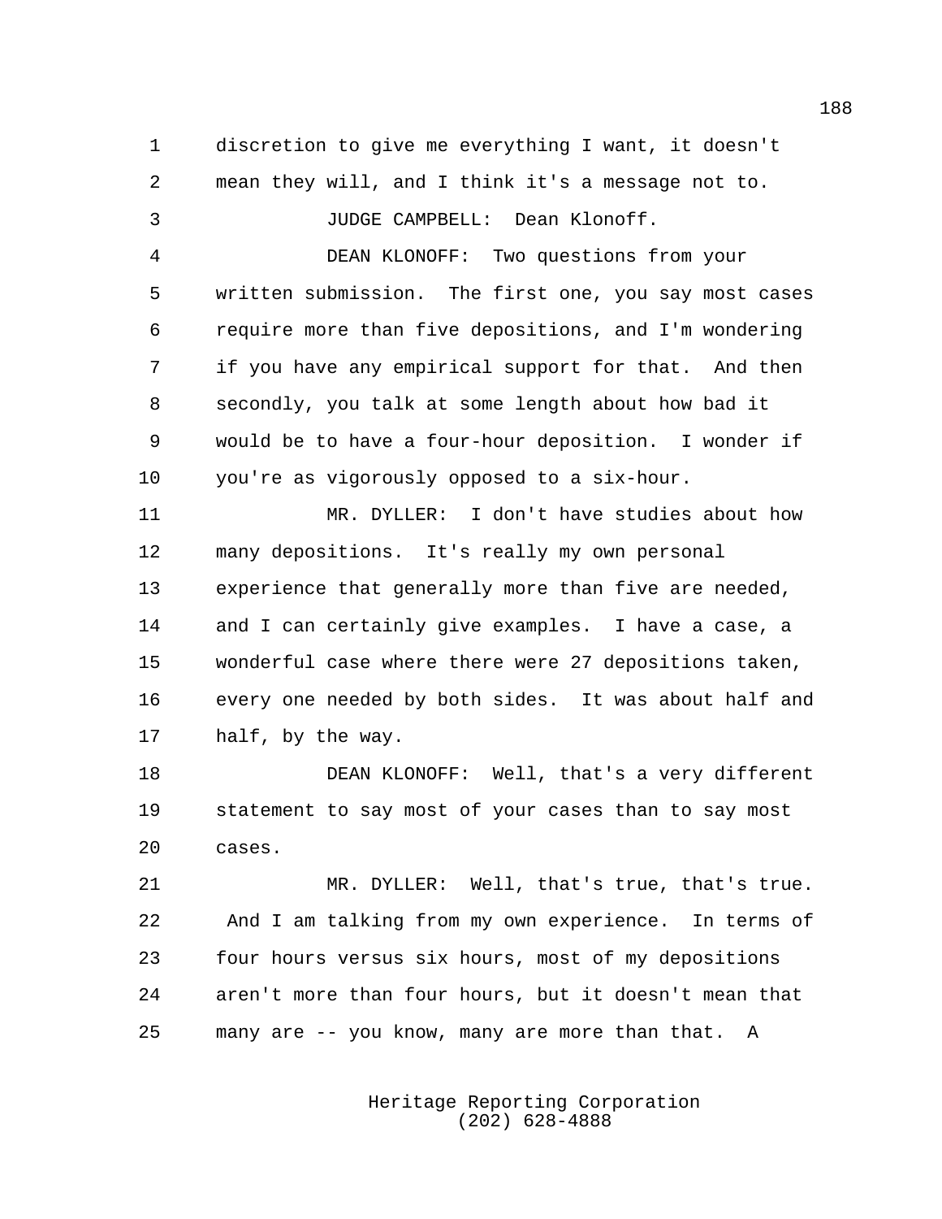discretion to give me everything I want, it doesn't mean they will, and I think it's a message not to.

JUDGE CAMPBELL: Dean Klonoff.

DEAN KLONOFF: Two questions from your written submission. The first one, you say most cases require more than five depositions, and I'm wondering if you have any empirical support for that. And then secondly, you talk at some length about how bad it would be to have a four-hour deposition. I wonder if you're as vigorously opposed to a six-hour.

MR. DYLLER: I don't have studies about how many depositions. It's really my own personal experience that generally more than five are needed, and I can certainly give examples. I have a case, a wonderful case where there were 27 depositions taken, every one needed by both sides. It was about half and half, by the way.

DEAN KLONOFF: Well, that's a very different statement to say most of your cases than to say most cases.

MR. DYLLER: Well, that's true, that's true. And I am talking from my own experience. In terms of four hours versus six hours, most of my depositions aren't more than four hours, but it doesn't mean that many are -- you know, many are more than that. A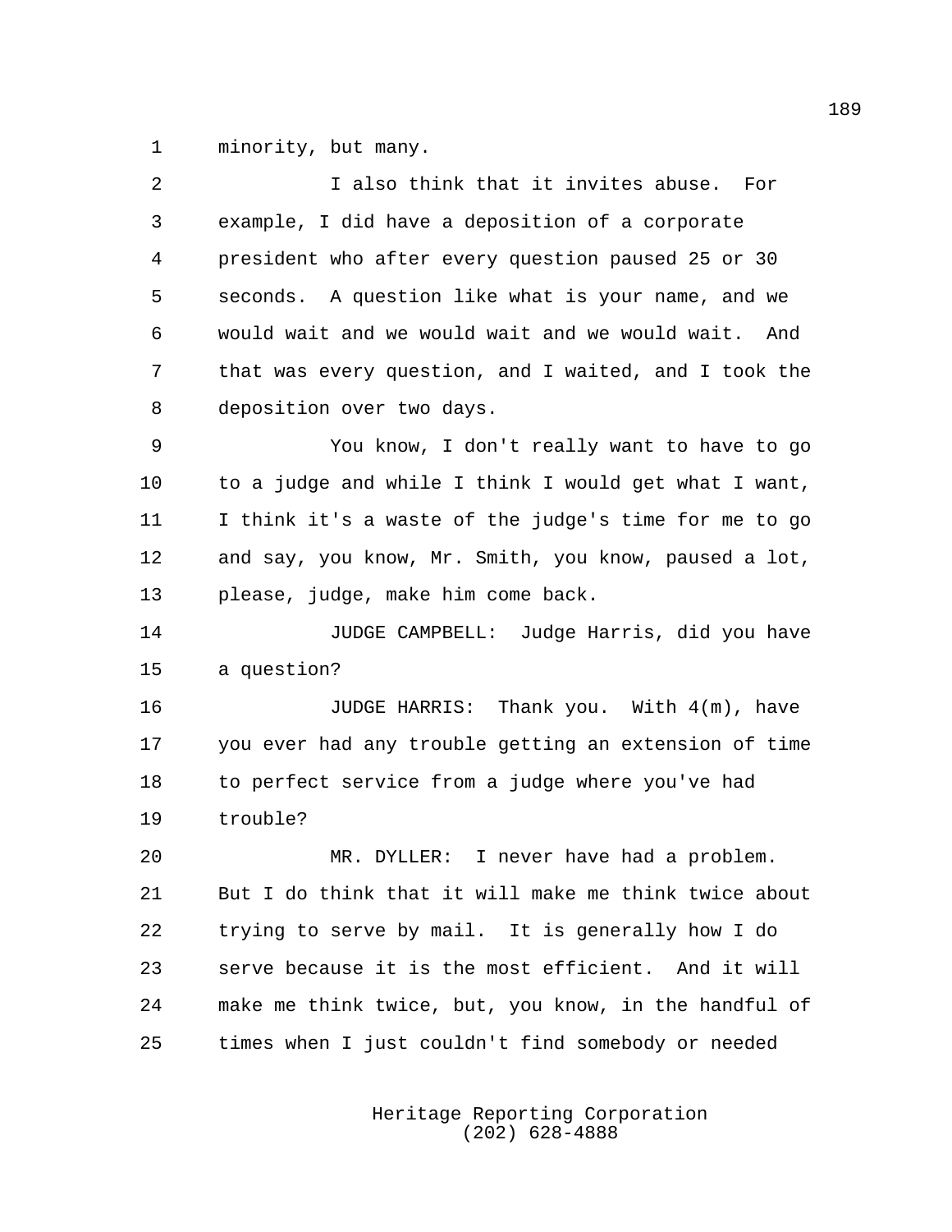minority, but many.

I also think that it invites abuse. For example, I did have a deposition of a corporate president who after every question paused 25 or 30 seconds. A question like what is your name, and we would wait and we would wait and we would wait. And that was every question, and I waited, and I took the deposition over two days.

You know, I don't really want to have to go to a judge and while I think I would get what I want, I think it's a waste of the judge's time for me to go and say, you know, Mr. Smith, you know, paused a lot, please, judge, make him come back.

JUDGE CAMPBELL: Judge Harris, did you have a question?

JUDGE HARRIS: Thank you. With 4(m), have you ever had any trouble getting an extension of time to perfect service from a judge where you've had trouble?

MR. DYLLER: I never have had a problem. But I do think that it will make me think twice about trying to serve by mail. It is generally how I do serve because it is the most efficient. And it will make me think twice, but, you know, in the handful of times when I just couldn't find somebody or needed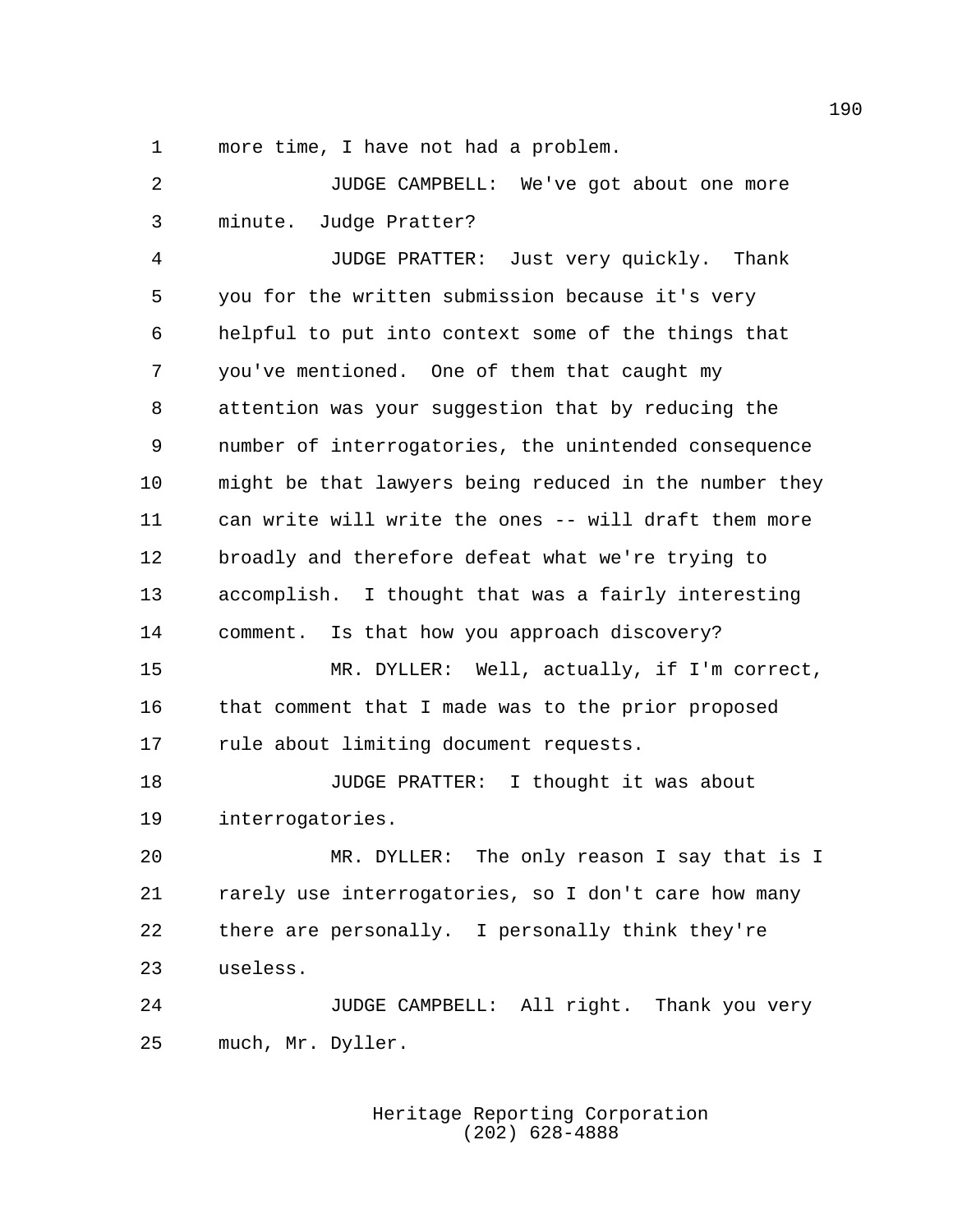more time, I have not had a problem.

JUDGE CAMPBELL: We've got about one more minute. Judge Pratter?

JUDGE PRATTER: Just very quickly. Thank you for the written submission because it's very helpful to put into context some of the things that you've mentioned. One of them that caught my attention was your suggestion that by reducing the number of interrogatories, the unintended consequence might be that lawyers being reduced in the number they can write will write the ones -- will draft them more broadly and therefore defeat what we're trying to accomplish. I thought that was a fairly interesting comment. Is that how you approach discovery?

MR. DYLLER: Well, actually, if I'm correct, that comment that I made was to the prior proposed rule about limiting document requests.

JUDGE PRATTER: I thought it was about interrogatories.

MR. DYLLER: The only reason I say that is I rarely use interrogatories, so I don't care how many there are personally. I personally think they're useless.

JUDGE CAMPBELL: All right. Thank you very much, Mr. Dyller.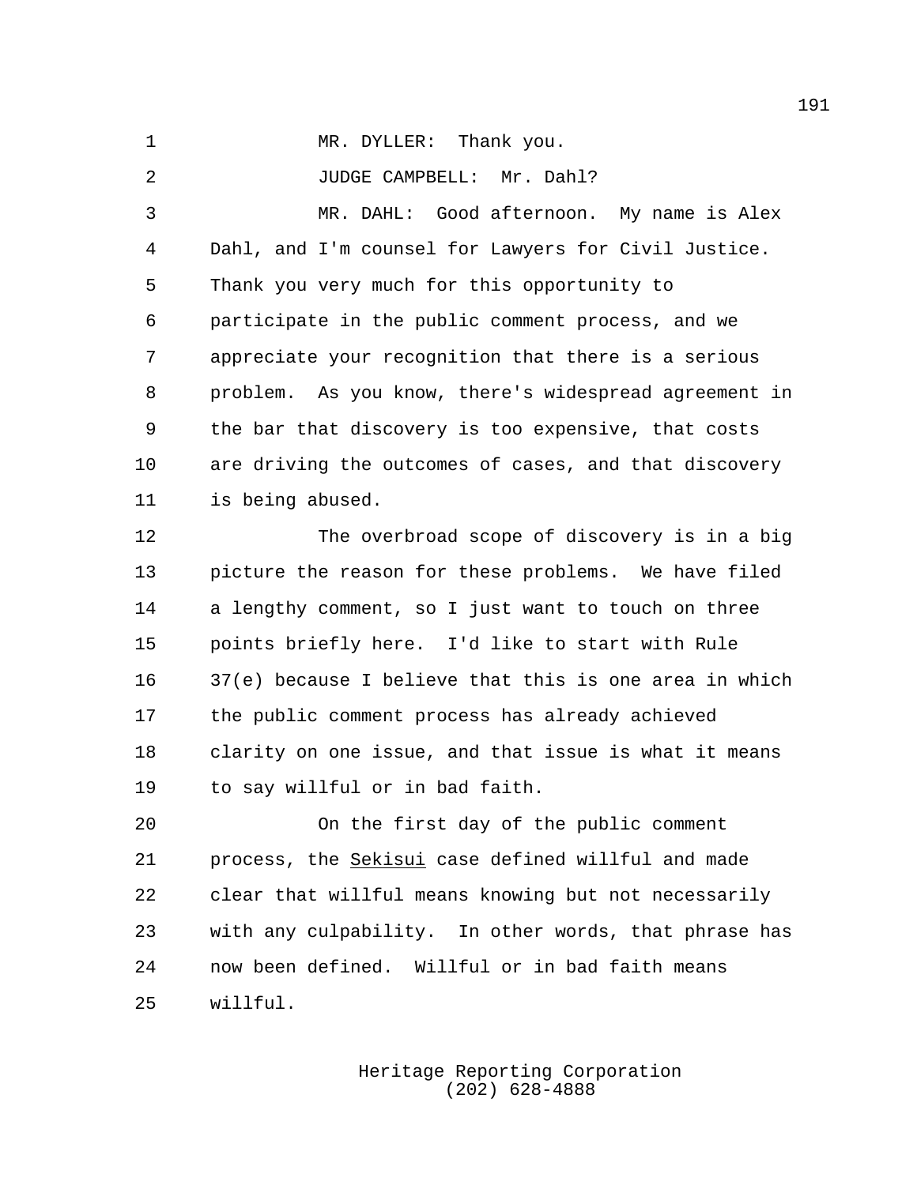MR. DYLLER: Thank you.

JUDGE CAMPBELL: Mr. Dahl?

MR. DAHL: Good afternoon. My name is Alex Dahl, and I'm counsel for Lawyers for Civil Justice. Thank you very much for this opportunity to participate in the public comment process, and we appreciate your recognition that there is a serious problem. As you know, there's widespread agreement in the bar that discovery is too expensive, that costs are driving the outcomes of cases, and that discovery is being abused.

The overbroad scope of discovery is in a big picture the reason for these problems. We have filed a lengthy comment, so I just want to touch on three points briefly here. I'd like to start with Rule 37(e) because I believe that this is one area in which the public comment process has already achieved clarity on one issue, and that issue is what it means to say willful or in bad faith.

On the first day of the public comment process, the Sekisui case defined willful and made clear that willful means knowing but not necessarily with any culpability. In other words, that phrase has now been defined. Willful or in bad faith means willful.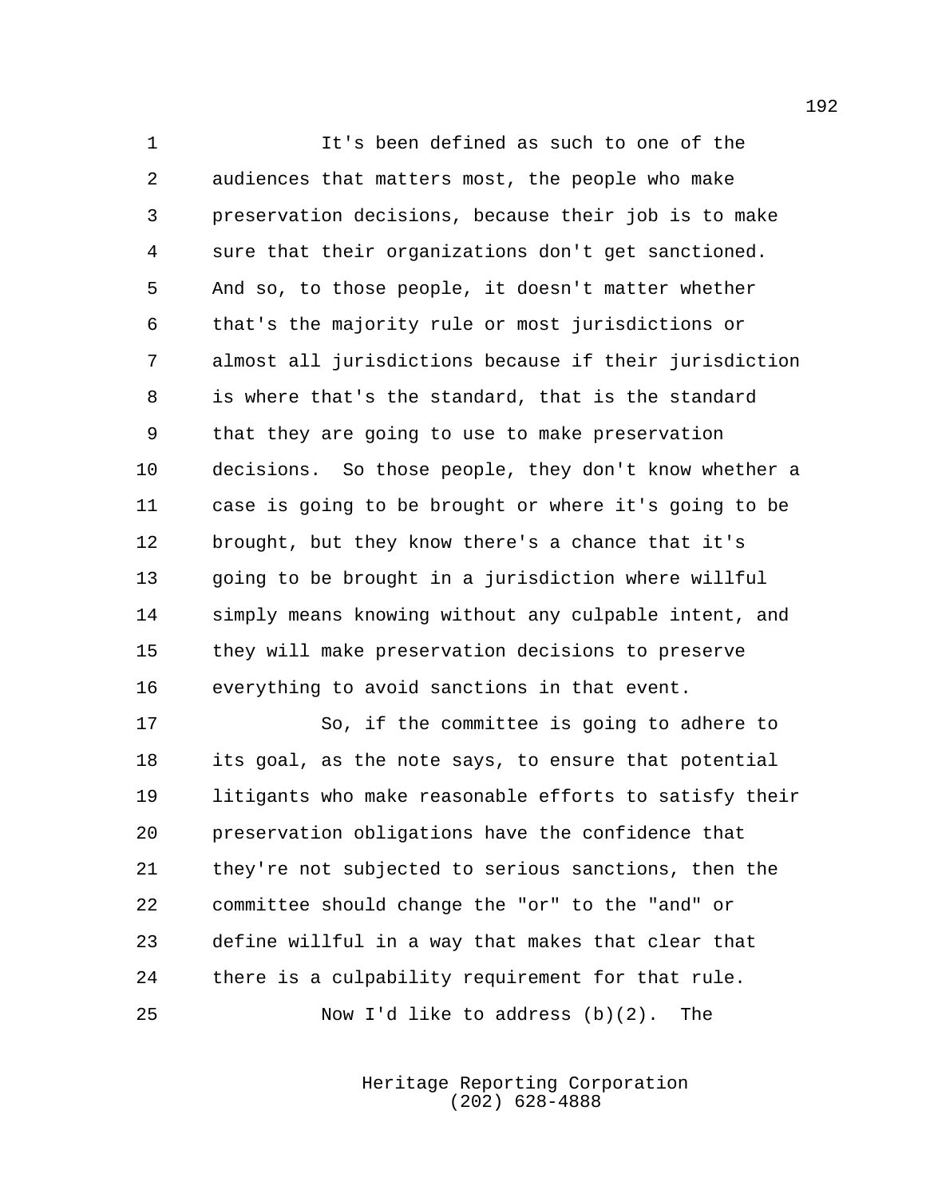It's been defined as such to one of the audiences that matters most, the people who make preservation decisions, because their job is to make sure that their organizations don't get sanctioned. And so, to those people, it doesn't matter whether that's the majority rule or most jurisdictions or almost all jurisdictions because if their jurisdiction is where that's the standard, that is the standard that they are going to use to make preservation decisions. So those people, they don't know whether a case is going to be brought or where it's going to be brought, but they know there's a chance that it's going to be brought in a jurisdiction where willful simply means knowing without any culpable intent, and they will make preservation decisions to preserve everything to avoid sanctions in that event.

So, if the committee is going to adhere to its goal, as the note says, to ensure that potential litigants who make reasonable efforts to satisfy their preservation obligations have the confidence that they're not subjected to serious sanctions, then the committee should change the "or" to the "and" or define willful in a way that makes that clear that there is a culpability requirement for that rule.

Now I'd like to address (b)(2). The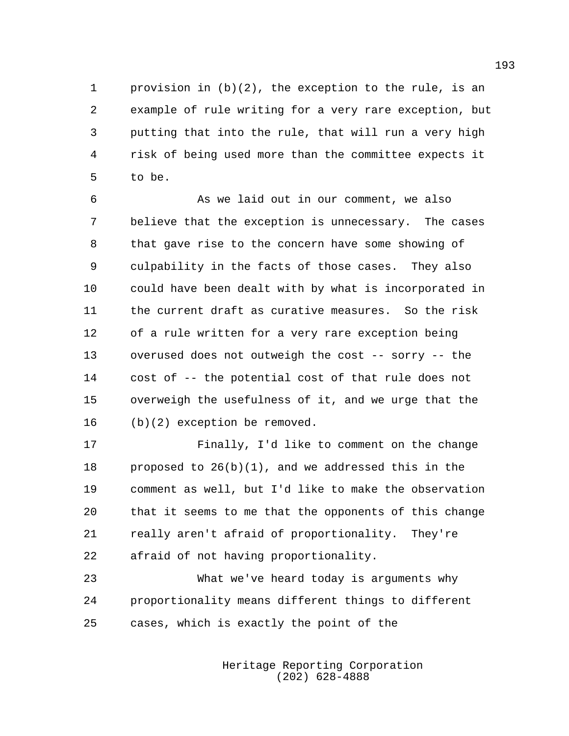provision in (b)(2), the exception to the rule, is an example of rule writing for a very rare exception, but putting that into the rule, that will run a very high risk of being used more than the committee expects it to be.

As we laid out in our comment, we also believe that the exception is unnecessary. The cases that gave rise to the concern have some showing of culpability in the facts of those cases. They also could have been dealt with by what is incorporated in the current draft as curative measures. So the risk of a rule written for a very rare exception being overused does not outweigh the cost -- sorry -- the cost of -- the potential cost of that rule does not overweigh the usefulness of it, and we urge that the (b)(2) exception be removed.

Finally, I'd like to comment on the change proposed to 26(b)(1), and we addressed this in the comment as well, but I'd like to make the observation that it seems to me that the opponents of this change really aren't afraid of proportionality. They're afraid of not having proportionality.

What we've heard today is arguments why proportionality means different things to different cases, which is exactly the point of the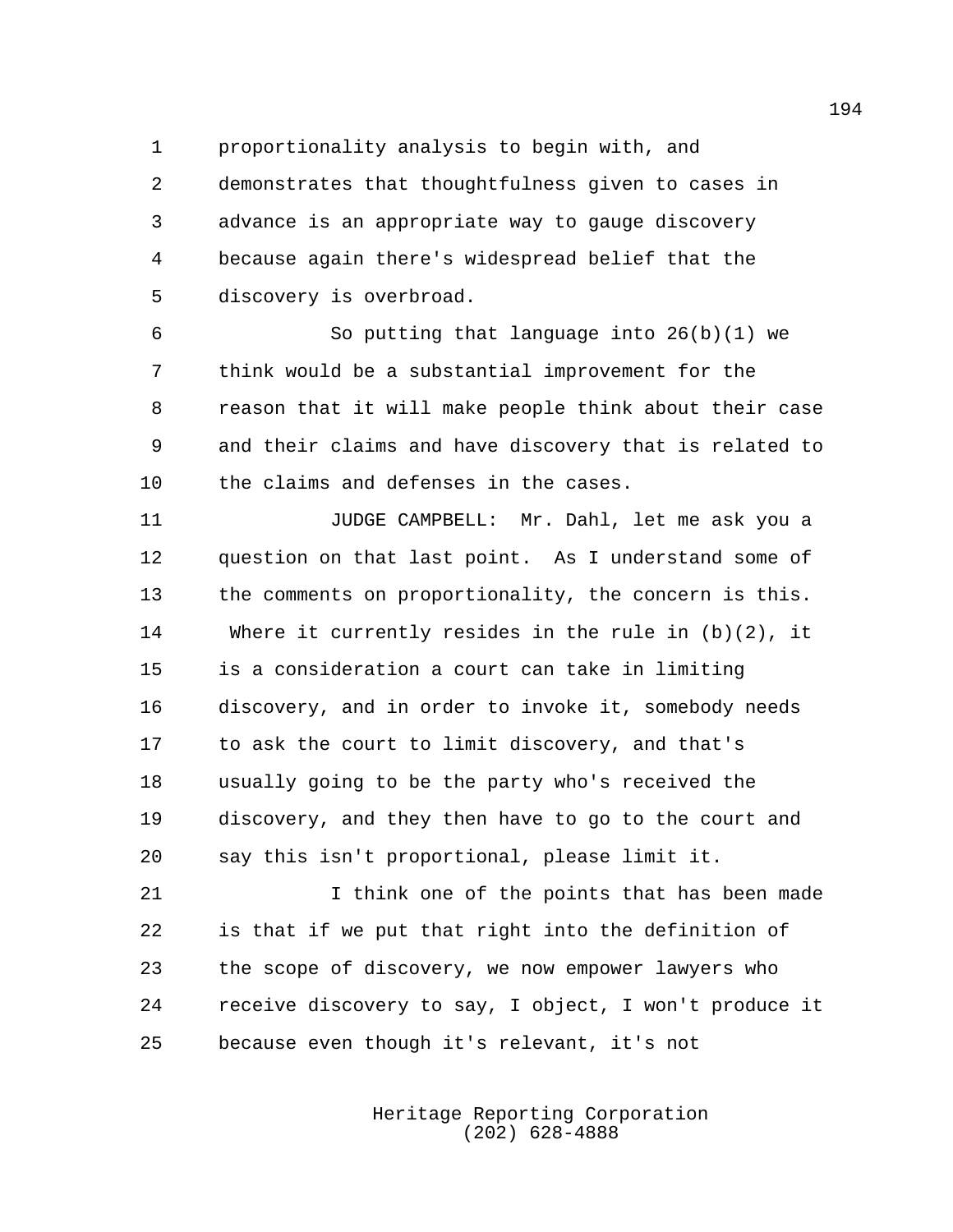proportionality analysis to begin with, and demonstrates that thoughtfulness given to cases in advance is an appropriate way to gauge discovery because again there's widespread belief that the discovery is overbroad.

So putting that language into 26(b)(1) we think would be a substantial improvement for the reason that it will make people think about their case and their claims and have discovery that is related to the claims and defenses in the cases.

JUDGE CAMPBELL: Mr. Dahl, let me ask you a question on that last point. As I understand some of the comments on proportionality, the concern is this. Where it currently resides in the rule in (b)(2), it is a consideration a court can take in limiting discovery, and in order to invoke it, somebody needs to ask the court to limit discovery, and that's usually going to be the party who's received the discovery, and they then have to go to the court and say this isn't proportional, please limit it.

I think one of the points that has been made is that if we put that right into the definition of the scope of discovery, we now empower lawyers who receive discovery to say, I object, I won't produce it because even though it's relevant, it's not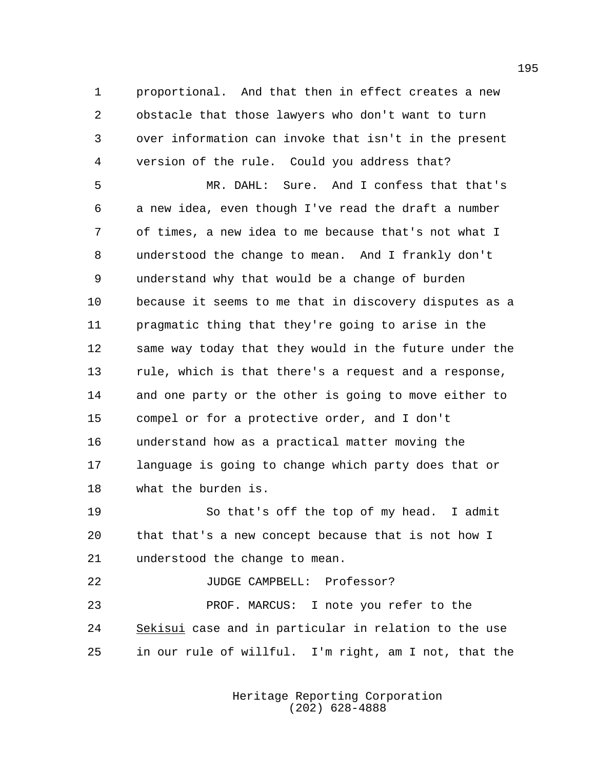proportional. And that then in effect creates a new obstacle that those lawyers who don't want to turn over information can invoke that isn't in the present version of the rule. Could you address that?

MR. DAHL: Sure. And I confess that that's a new idea, even though I've read the draft a number of times, a new idea to me because that's not what I understood the change to mean. And I frankly don't understand why that would be a change of burden because it seems to me that in discovery disputes as a pragmatic thing that they're going to arise in the same way today that they would in the future under the rule, which is that there's a request and a response, and one party or the other is going to move either to compel or for a protective order, and I don't understand how as a practical matter moving the language is going to change which party does that or what the burden is.

So that's off the top of my head. I admit that that's a new concept because that is not how I understood the change to mean.

JUDGE CAMPBELL: Professor?

PROF. MARCUS: I note you refer to the _Sekisui_ case and in particular in relation to the use in our rule of willful. I'm right, am I not, that the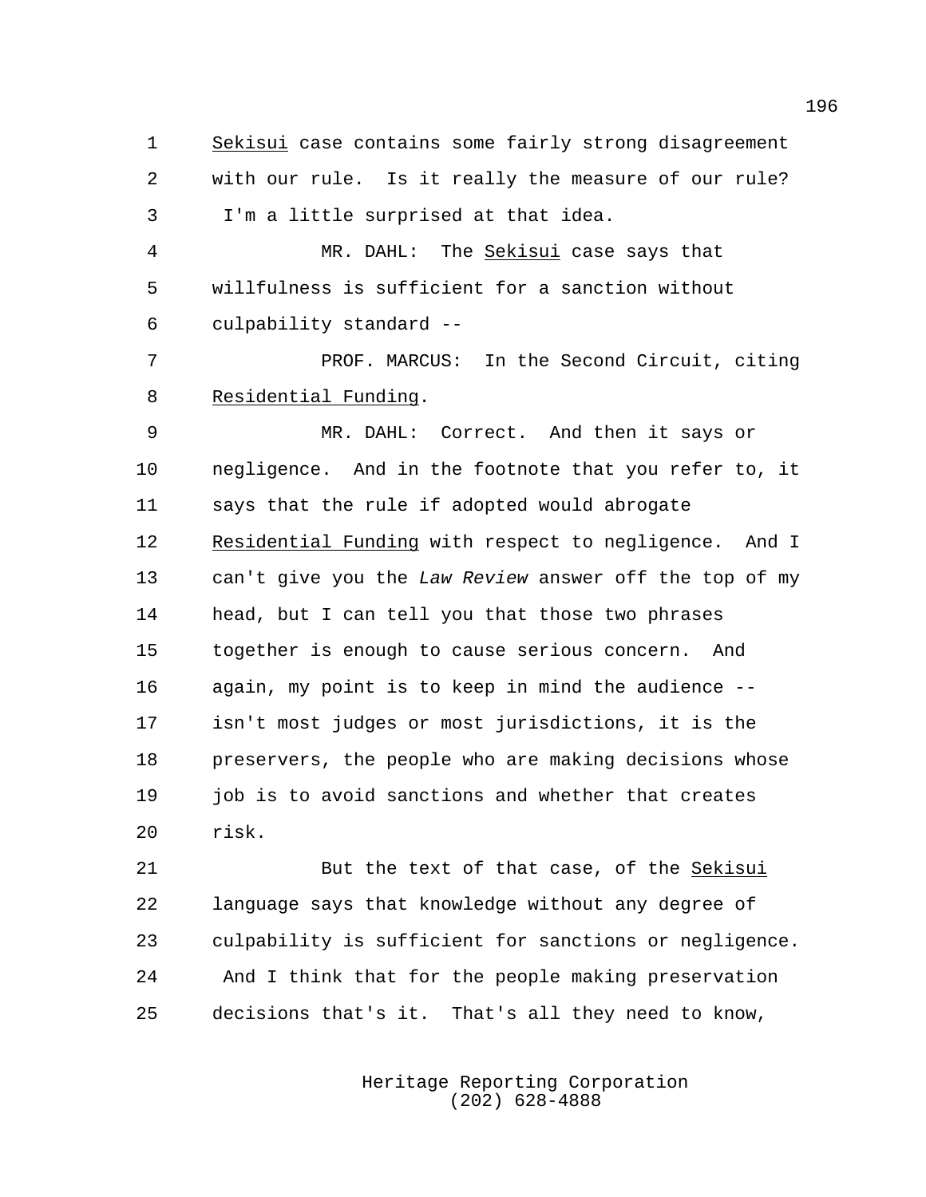*Sekisui* case contains some fairly strong disagreement with our rule. Is it really the measure of our rule? I'm a little surprised at that idea.

MR. DAHL: The *Sekisui* case says that willfulness is sufficient for a sanction without culpability standard --

PROF. MARCUS: In the Second Circuit, citing *Residential Funding*.

MR. DAHL: Correct. And then it says or negligence. And in the footnote that you refer to, it says that the rule if adopted would abrogate *Residential Funding* with respect to negligence. And I can't give you the *Law Review* answer off the top of my head, but I can tell you that those two phrases together is enough to cause serious concern. And again, my point is to keep in mind the audience -- isn't most judges or most jurisdictions, it is the preservers, the people who are making decisions whose job is to avoid sanctions and whether that creates risk.

But the text of that case, of the *Sekisui* language says that knowledge without any degree of culpability is sufficient for sanctions or negligence. And I think that for the people making preservation decisions that's it. That's all they need to know,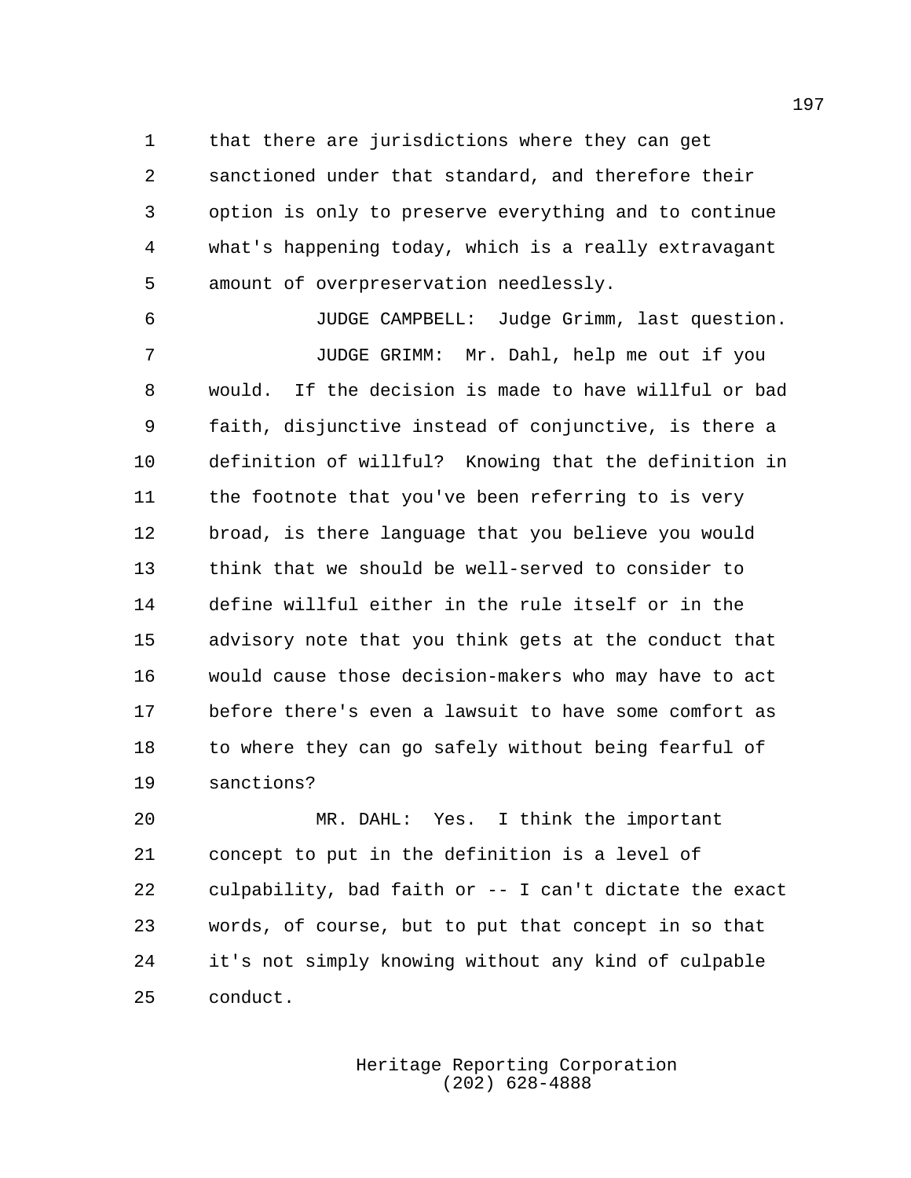that there are jurisdictions where they can get sanctioned under that standard, and therefore their option is only to preserve everything and to continue what's happening today, which is a really extravagant amount of overpreservation needlessly.

JUDGE CAMPBELL: Judge Grimm, last question.

JUDGE GRIMM: Mr. Dahl, help me out if you would. If the decision is made to have willful or bad faith, disjunctive instead of conjunctive, is there a definition of willful? Knowing that the definition in the footnote that you've been referring to is very broad, is there language that you believe you would think that we should be well-served to consider to define willful either in the rule itself or in the advisory note that you think gets at the conduct that would cause those decision-makers who may have to act before there's even a lawsuit to have some comfort as to where they can go safely without being fearful of sanctions?

MR. DAHL: Yes. I think the important concept to put in the definition is a level of culpability, bad faith or -- I can't dictate the exact words, of course, but to put that concept in so that it's not simply knowing without any kind of culpable conduct.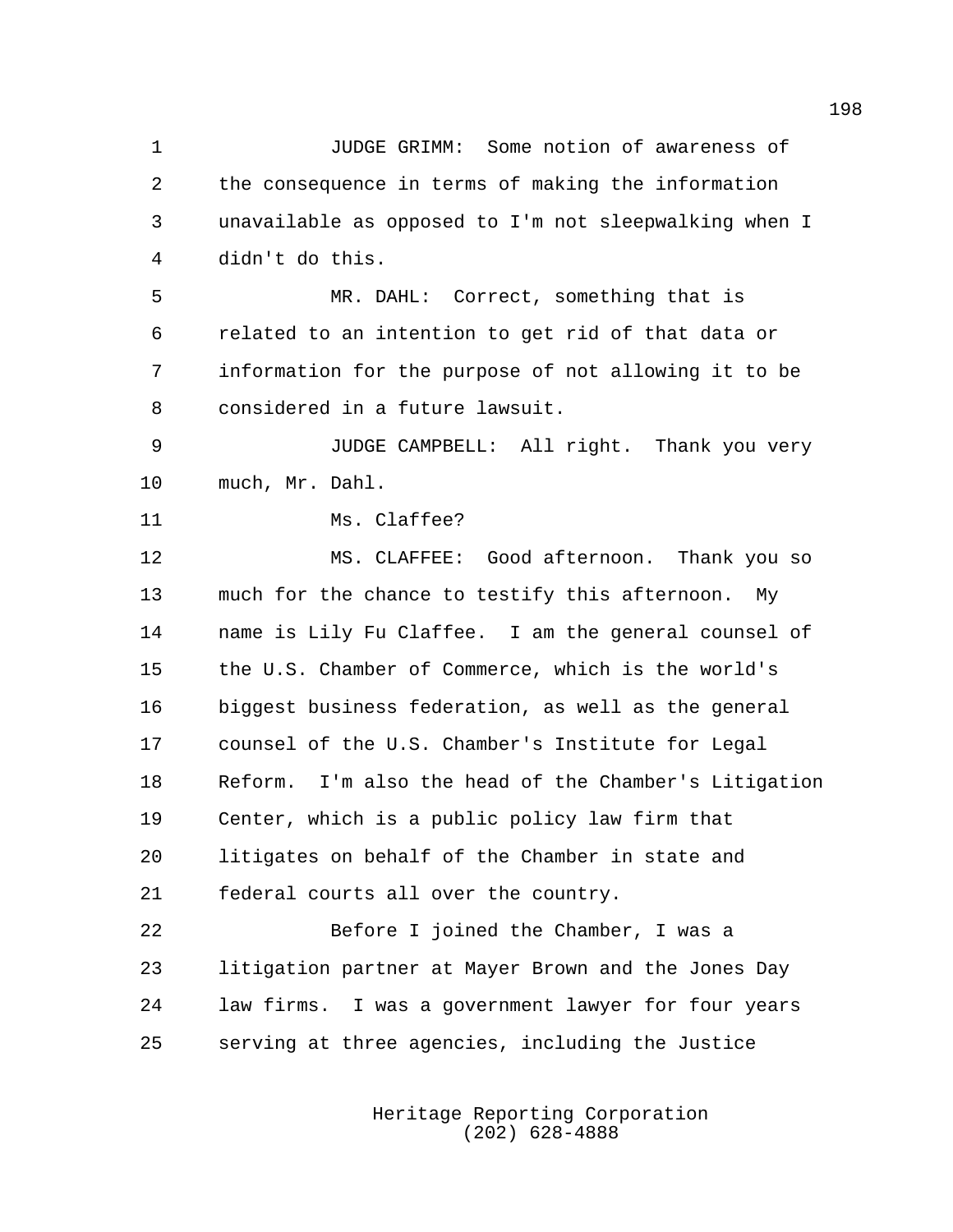JUDGE GRIMM: Some notion of awareness of the consequence in terms of making the information unavailable as opposed to I'm not sleepwalking when I didn't do this.

MR. DAHL: Correct, something that is related to an intention to get rid of that data or information for the purpose of not allowing it to be considered in a future lawsuit.

JUDGE CAMPBELL: All right. Thank you very much, Mr. Dahl.

Ms. Claffee?

MS. CLAFFEE: Good afternoon. Thank you so much for the chance to testify this afternoon. My name is Lily Fu Claffee. I am the general counsel of the U.S. Chamber of Commerce, which is the world's biggest business federation, as well as the general counsel of the U.S. Chamber's Institute for Legal Reform. I'm also the head of the Chamber's Litigation Center, which is a public policy law firm that litigates on behalf of the Chamber in state and federal courts all over the country.

Before I joined the Chamber, I was a litigation partner at Mayer Brown and the Jones Day law firms. I was a government lawyer for four years serving at three agencies, including the Justice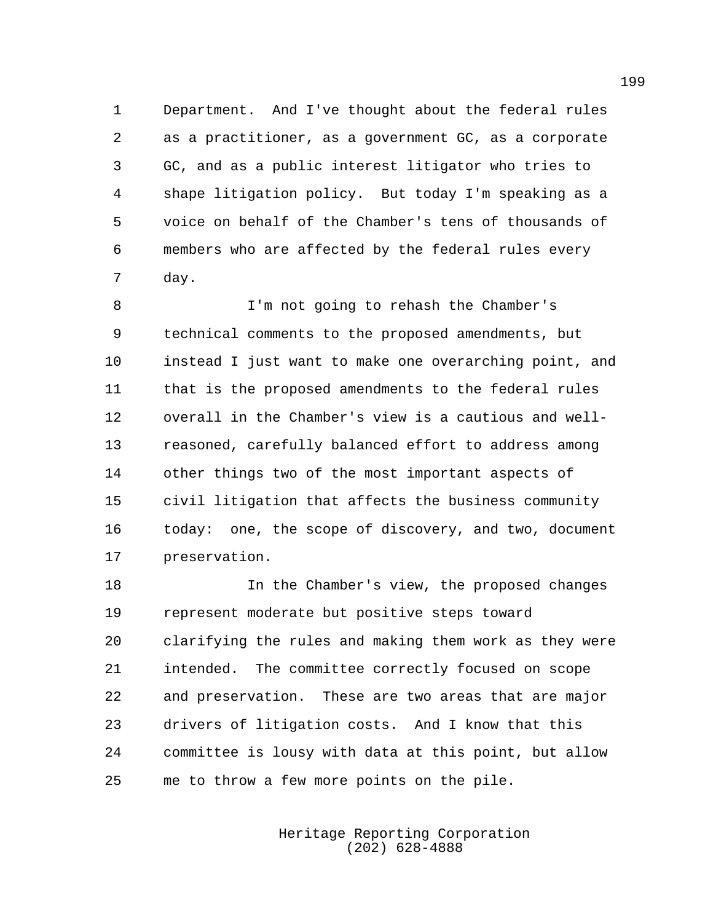Department. And I've thought about the federal rules as a practitioner, as a government GC, as a corporate GC, and as a public interest litigator who tries to shape litigation policy. But today I'm speaking as a voice on behalf of the Chamber's tens of thousands of members who are affected by the federal rules every day.

I'm not going to rehash the Chamber's technical comments to the proposed amendments, but instead I just want to make one overarching point, and that is the proposed amendments to the federal rules overall in the Chamber's view is a cautious and well-reasoned, carefully balanced effort to address among other things two of the most important aspects of civil litigation that affects the business community today: one, the scope of discovery, and two, document preservation.

In the Chamber's view, the proposed changes represent moderate but positive steps toward clarifying the rules and making them work as they were intended. The committee correctly focused on scope and preservation. These are two areas that are major drivers of litigation costs. And I know that this committee is lousy with data at this point, but allow me to throw a few more points on the pile.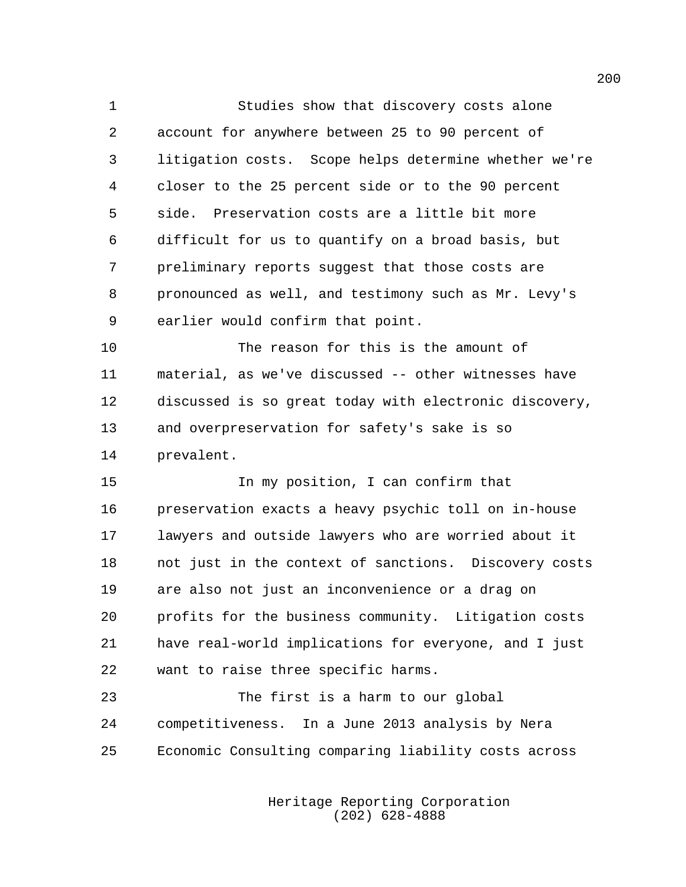Studies show that discovery costs alone account for anywhere between 25 to 90 percent of litigation costs. Scope helps determine whether we're closer to the 25 percent side or to the 90 percent side. Preservation costs are a little bit more difficult for us to quantify on a broad basis, but preliminary reports suggest that those costs are pronounced as well, and testimony such as Mr. Levy's earlier would confirm that point.

The reason for this is the amount of material, as we've discussed -- other witnesses have discussed is so great today with electronic discovery, and overpreservation for safety's sake is so prevalent.

In my position, I can confirm that preservation exacts a heavy psychic toll on in-house lawyers and outside lawyers who are worried about it not just in the context of sanctions. Discovery costs are also not just an inconvenience or a drag on profits for the business community. Litigation costs have real-world implications for everyone, and I just want to raise three specific harms.

The first is a harm to our global competitiveness. In a June 2013 analysis by Nera Economic Consulting comparing liability costs across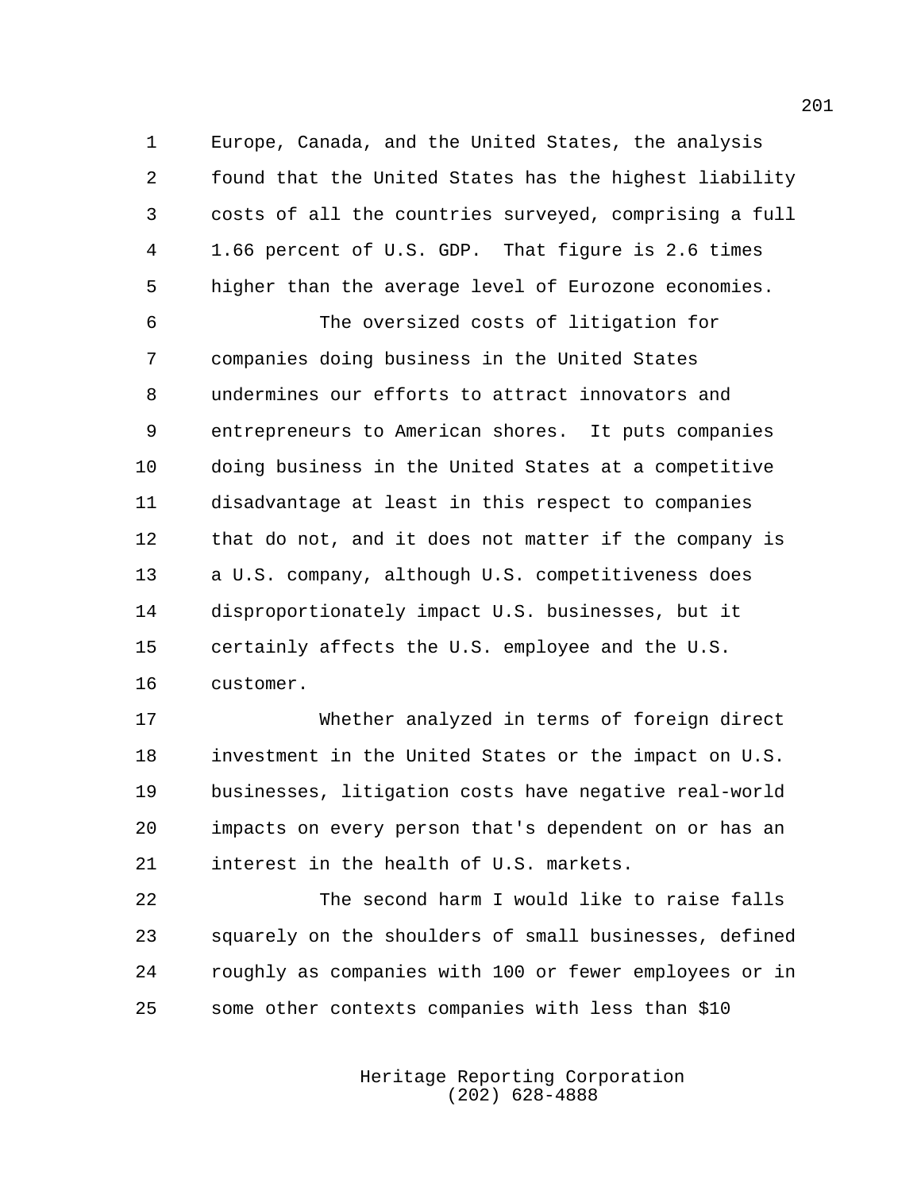Europe, Canada, and the United States, the analysis found that the United States has the highest liability costs of all the countries surveyed, comprising a full 1.66 percent of U.S. GDP. That figure is 2.6 times higher than the average level of Eurozone economies.

The oversized costs of litigation for companies doing business in the United States undermines our efforts to attract innovators and entrepreneurs to American shores. It puts companies doing business in the United States at a competitive disadvantage at least in this respect to companies that do not, and it does not matter if the company is a U.S. company, although U.S. competitiveness does disproportionately impact U.S. businesses, but it certainly affects the U.S. employee and the U.S. customer.

Whether analyzed in terms of foreign direct investment in the United States or the impact on U.S. businesses, litigation costs have negative real-world impacts on every person that's dependent on or has an interest in the health of U.S. markets.

The second harm I would like to raise falls squarely on the shoulders of small businesses, defined roughly as companies with 100 or fewer employees or in some other contexts companies with less than $10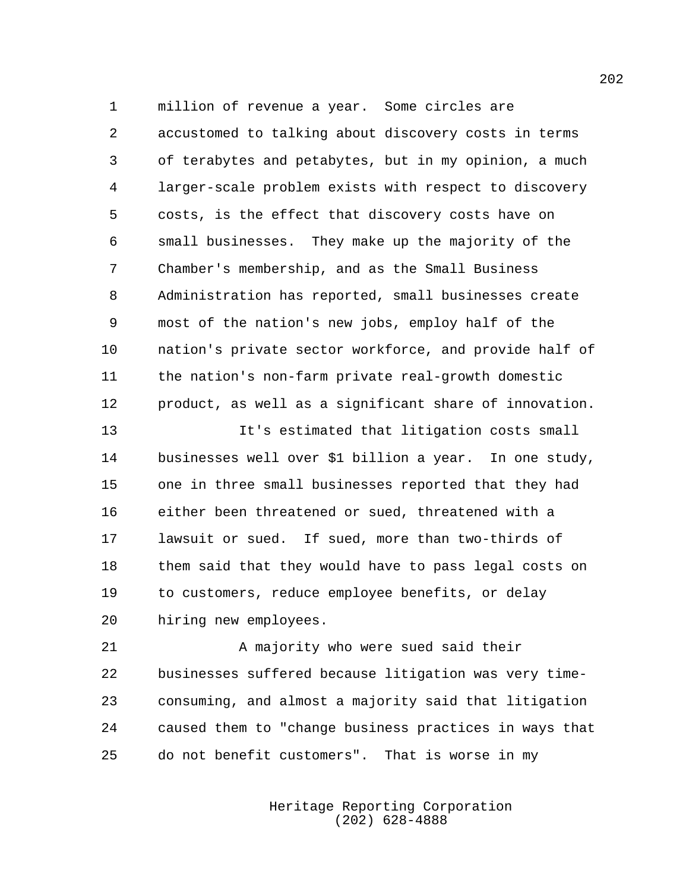million of revenue a year. Some circles are accustomed to talking about discovery costs in terms of terabytes and petabytes, but in my opinion, a much larger-scale problem exists with respect to discovery costs, is the effect that discovery costs have on small businesses. They make up the majority of the Chamber's membership, and as the Small Business Administration has reported, small businesses create most of the nation's new jobs, employ half of the nation's private sector workforce, and provide half of the nation's non-farm private real-growth domestic product, as well as a significant share of innovation.

It's estimated that litigation costs small businesses well over $1 billion a year. In one study, one in three small businesses reported that they had either been threatened or sued, threatened with a lawsuit or sued. If sued, more than two-thirds of them said that they would have to pass legal costs on to customers, reduce employee benefits, or delay hiring new employees.

A majority who were sued said their businesses suffered because litigation was very time-consuming, and almost a majority said that litigation caused them to "change business practices in ways that do not benefit customers". That is worse in my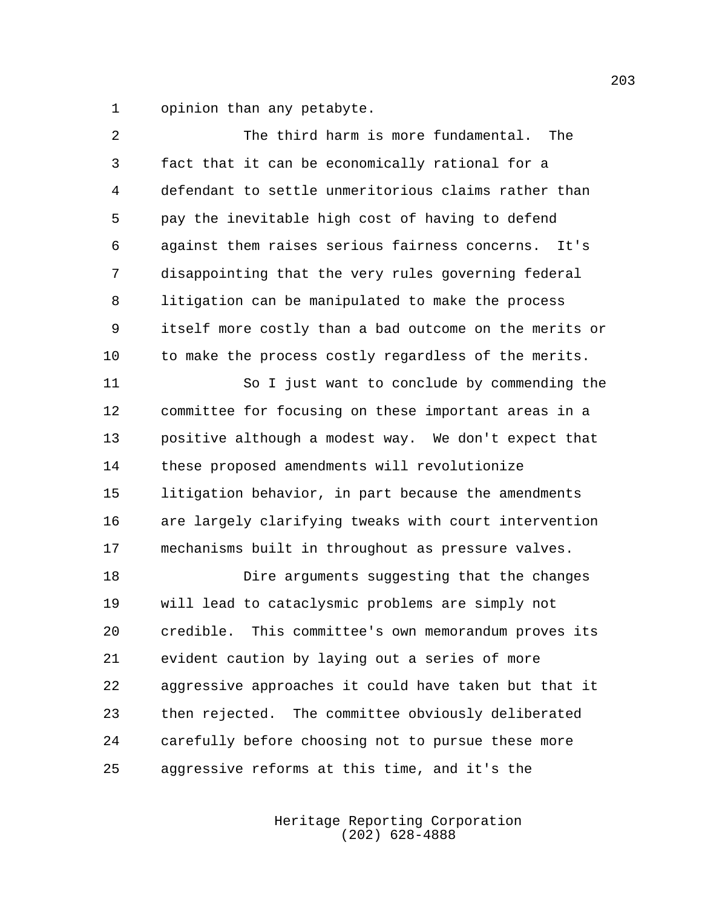opinion than any petabyte.

The third harm is more fundamental. The fact that it can be economically rational for a defendant to settle unmeritorious claims rather than pay the inevitable high cost of having to defend against them raises serious fairness concerns. It's disappointing that the very rules governing federal litigation can be manipulated to make the process itself more costly than a bad outcome on the merits or to make the process costly regardless of the merits.

So I just want to conclude by commending the committee for focusing on these important areas in a positive although a modest way. We don't expect that these proposed amendments will revolutionize litigation behavior, in part because the amendments are largely clarifying tweaks with court intervention mechanisms built in throughout as pressure valves.

Dire arguments suggesting that the changes will lead to cataclysmic problems are simply not credible. This committee's own memorandum proves its evident caution by laying out a series of more aggressive approaches it could have taken but that it then rejected. The committee obviously deliberated carefully before choosing not to pursue these more aggressive reforms at this time, and it's the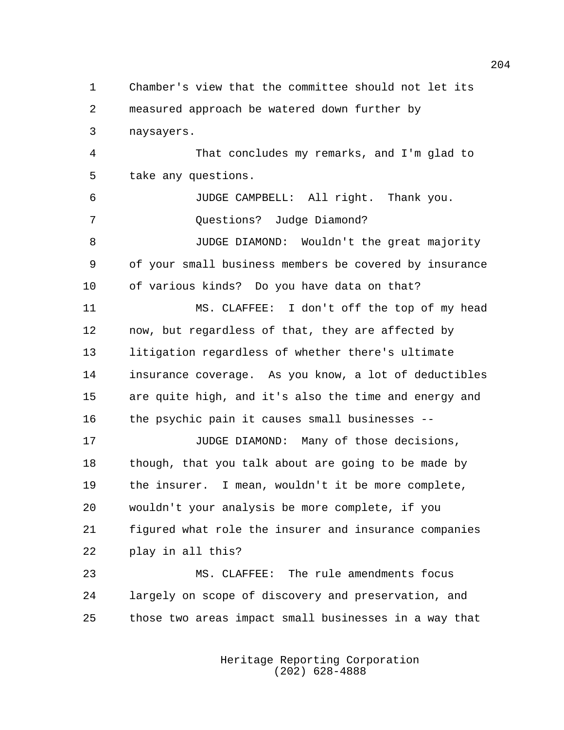Chamber's view that the committee should not let its measured approach be watered down further by naysayers.

That concludes my remarks, and I'm glad to take any questions.

JUDGE CAMPBELL: All right. Thank you.

Questions? Judge Diamond?

JUDGE DIAMOND: Wouldn't the great majority of your small business members be covered by insurance of various kinds? Do you have data on that?

MS. CLAFFEE: I don't off the top of my head now, but regardless of that, they are affected by litigation regardless of whether there's ultimate insurance coverage. As you know, a lot of deductibles are quite high, and it's also the time and energy and the psychic pain it causes small businesses --

JUDGE DIAMOND: Many of those decisions, though, that you talk about are going to be made by the insurer. I mean, wouldn't it be more complete, wouldn't your analysis be more complete, if you figured what role the insurer and insurance companies play in all this?

MS. CLAFFEE: The rule amendments focus largely on scope of discovery and preservation, and those two areas impact small businesses in a way that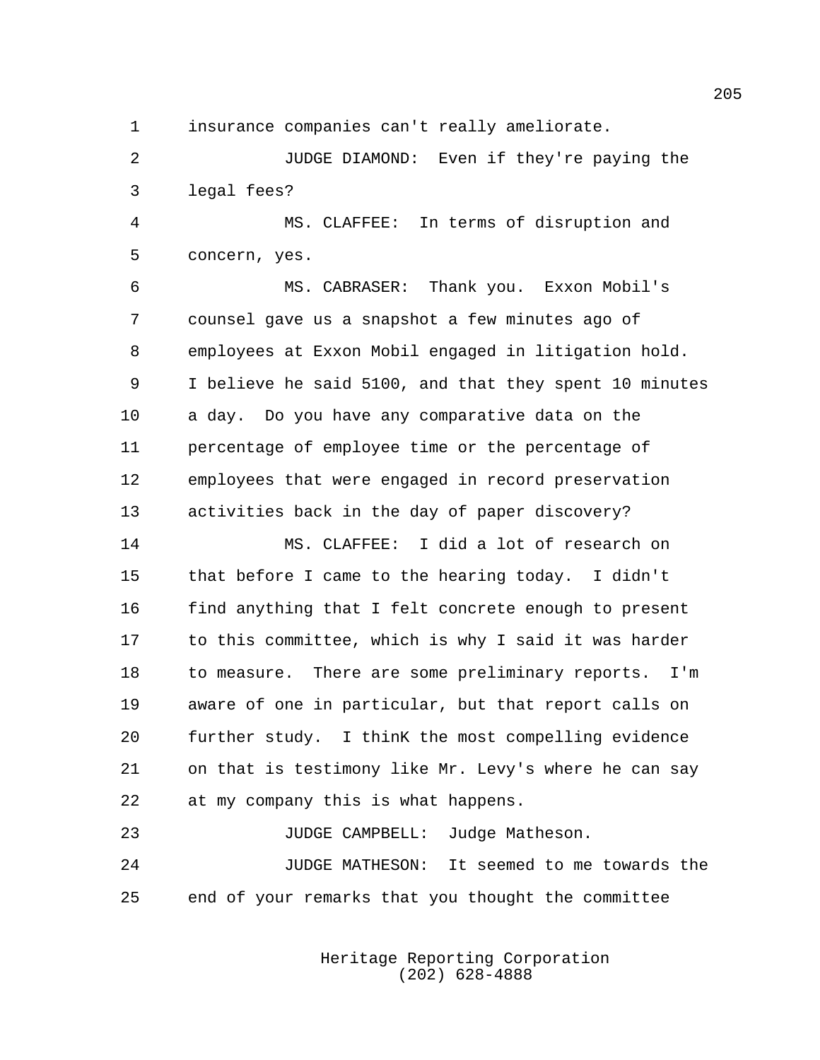insurance companies can't really ameliorate.

JUDGE DIAMOND: Even if they're paying the legal fees?

MS. CLAFFEE: In terms of disruption and concern, yes.

MS. CABRASER: Thank you. Exxon Mobil's counsel gave us a snapshot a few minutes ago of employees at Exxon Mobil engaged in litigation hold. I believe he said 5100, and that they spent 10 minutes a day. Do you have any comparative data on the percentage of employee time or the percentage of employees that were engaged in record preservation activities back in the day of paper discovery?

MS. CLAFFEE: I did a lot of research on that before I came to the hearing today. I didn't find anything that I felt concrete enough to present to this committee, which is why I said it was harder to measure. There are some preliminary reports. I'm aware of one in particular, but that report calls on further study. I thinK the most compelling evidence on that is testimony like Mr. Levy's where he can say at my company this is what happens.

JUDGE CAMPBELL: Judge Matheson.

JUDGE MATHESON: It seemed to me towards the end of your remarks that you thought the committee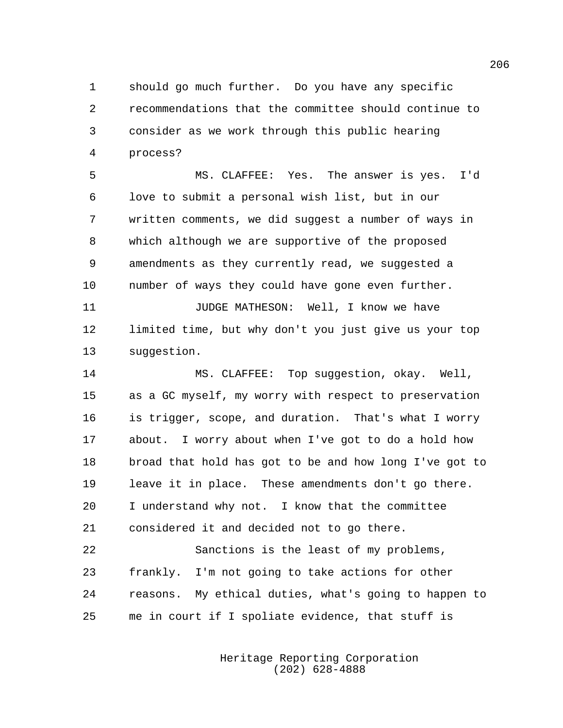should go much further. Do you have any specific recommendations that the committee should continue to consider as we work through this public hearing process?

MS. CLAFFEE: Yes. The answer is yes. I'd love to submit a personal wish list, but in our written comments, we did suggest a number of ways in which although we are supportive of the proposed amendments as they currently read, we suggested a number of ways they could have gone even further.

JUDGE MATHESON: Well, I know we have limited time, but why don't you just give us your top suggestion.

MS. CLAFFEE: Top suggestion, okay. Well, as a GC myself, my worry with respect to preservation is trigger, scope, and duration. That's what I worry about. I worry about when I've got to do a hold how broad that hold has got to be and how long I've got to leave it in place. These amendments don't go there. I understand why not. I know that the committee considered it and decided not to go there.

Sanctions is the least of my problems, frankly. I'm not going to take actions for other reasons. My ethical duties, what's going to happen to me in court if I spoliate evidence, that stuff is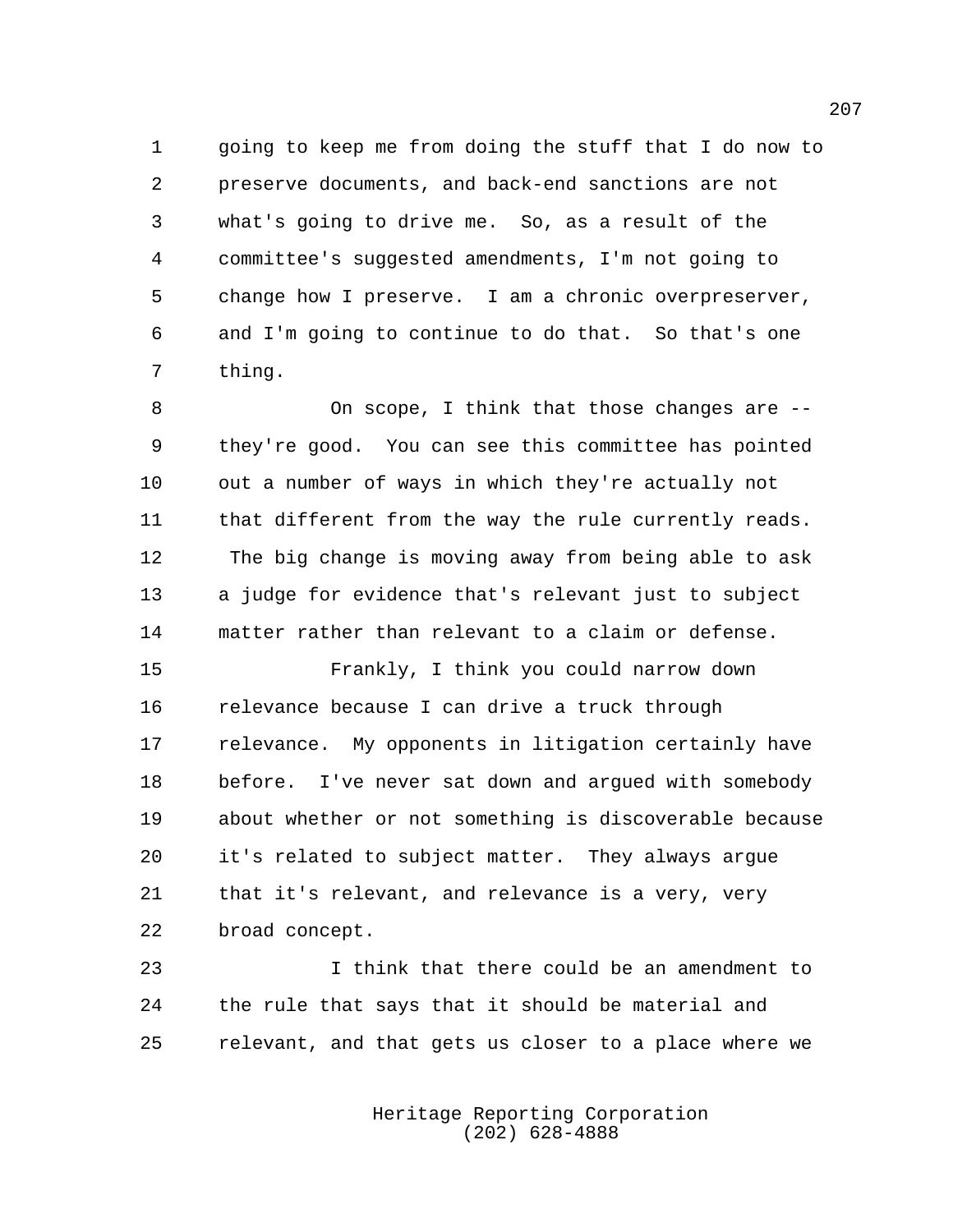going to keep me from doing the stuff that I do now to preserve documents, and back-end sanctions are not what's going to drive me. So, as a result of the committee's suggested amendments, I'm not going to change how I preserve. I am a chronic overpreserver, and I'm going to continue to do that. So that's one thing.

On scope, I think that those changes are -- they're good. You can see this committee has pointed out a number of ways in which they're actually not that different from the way the rule currently reads. The big change is moving away from being able to ask a judge for evidence that's relevant just to subject matter rather than relevant to a claim or defense.

Frankly, I think you could narrow down relevance because I can drive a truck through relevance. My opponents in litigation certainly have before. I've never sat down and argued with somebody about whether or not something is discoverable because it's related to subject matter. They always argue that it's relevant, and relevance is a very, very broad concept.

I think that there could be an amendment to the rule that says that it should be material and relevant, and that gets us closer to a place where we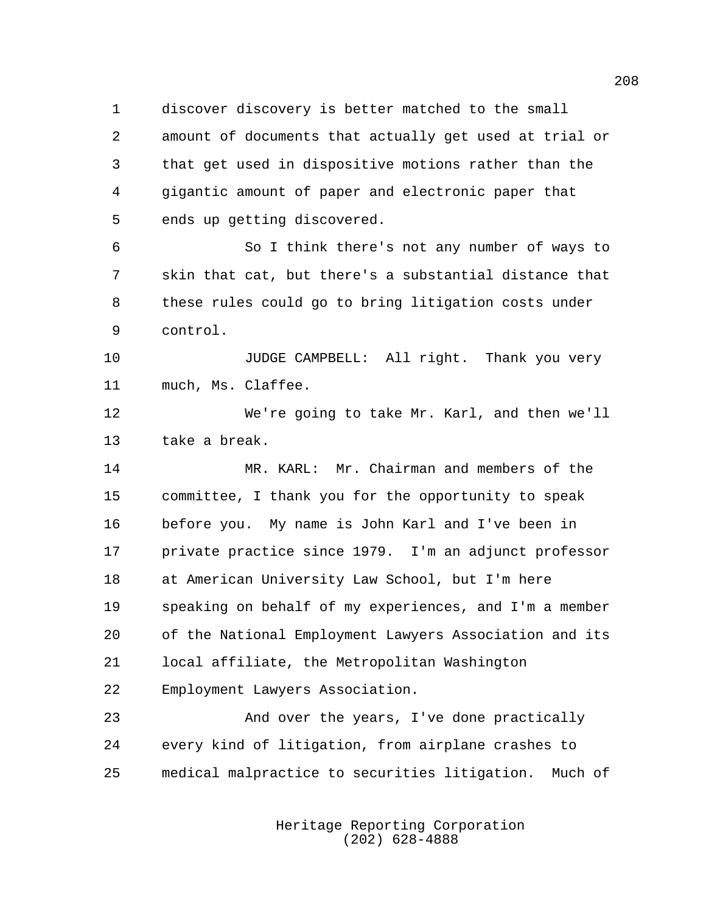discover discovery is better matched to the small amount of documents that actually get used at trial or that get used in dispositive motions rather than the gigantic amount of paper and electronic paper that ends up getting discovered.

So I think there's not any number of ways to skin that cat, but there's a substantial distance that these rules could go to bring litigation costs under control.

JUDGE CAMPBELL: All right. Thank you very much, Ms. Claffee.

We're going to take Mr. Karl, and then we'll take a break.

MR. KARL: Mr. Chairman and members of the committee, I thank you for the opportunity to speak before you. My name is John Karl and I've been in private practice since 1979. I'm an adjunct professor at American University Law School, but I'm here speaking on behalf of my experiences, and I'm a member of the National Employment Lawyers Association and its local affiliate, the Metropolitan Washington Employment Lawyers Association.

And over the years, I've done practically every kind of litigation, from airplane crashes to medical malpractice to securities litigation. Much of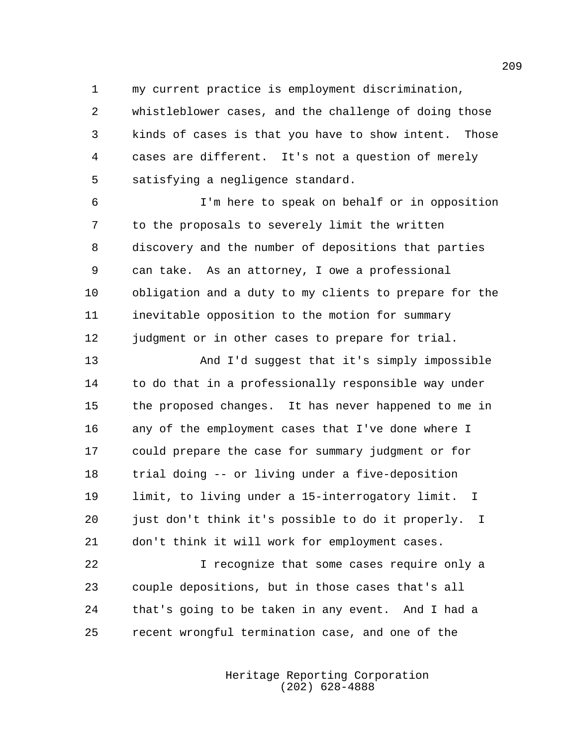my current practice is employment discrimination, whistleblower cases, and the challenge of doing those kinds of cases is that you have to show intent. Those cases are different. It's not a question of merely satisfying a negligence standard.

I'm here to speak on behalf or in opposition to the proposals to severely limit the written discovery and the number of depositions that parties can take. As an attorney, I owe a professional obligation and a duty to my clients to prepare for the inevitable opposition to the motion for summary judgment or in other cases to prepare for trial.

And I'd suggest that it's simply impossible to do that in a professionally responsible way under the proposed changes. It has never happened to me in any of the employment cases that I've done where I could prepare the case for summary judgment or for trial doing -- or living under a five-deposition limit, to living under a 15-interrogatory limit. I just don't think it's possible to do it properly. I don't think it will work for employment cases.

I recognize that some cases require only a couple depositions, but in those cases that's all that's going to be taken in any event. And I had a recent wrongful termination case, and one of the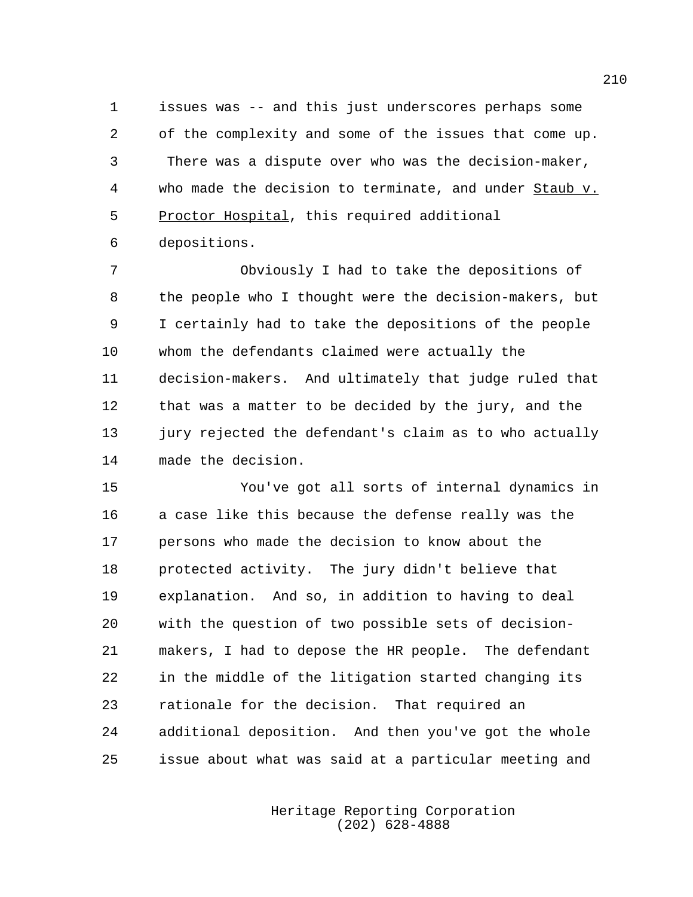issues was -- and this just underscores perhaps some of the complexity and some of the issues that come up. There was a dispute over who was the decision-maker, who made the decision to terminate, and under Staub v. Proctor Hospital, this required additional depositions.

Obviously I had to take the depositions of the people who I thought were the decision-makers, but I certainly had to take the depositions of the people whom the defendants claimed were actually the decision-makers. And ultimately that judge ruled that that was a matter to be decided by the jury, and the jury rejected the defendant's claim as to who actually made the decision.

You've got all sorts of internal dynamics in a case like this because the defense really was the persons who made the decision to know about the protected activity. The jury didn't believe that explanation. And so, in addition to having to deal with the question of two possible sets of decision-makers, I had to depose the HR people. The defendant in the middle of the litigation started changing its rationale for the decision. That required an additional deposition. And then you've got the whole issue about what was said at a particular meeting and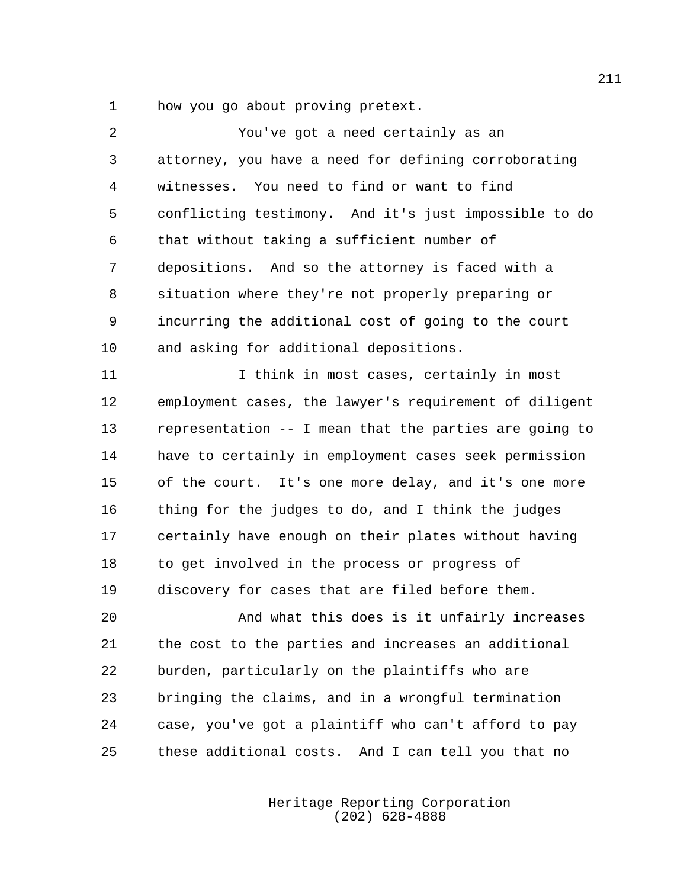how you go about proving pretext.

You've got a need certainly as an attorney, you have a need for defining corroborating witnesses. You need to find or want to find conflicting testimony. And it's just impossible to do that without taking a sufficient number of depositions. And so the attorney is faced with a situation where they're not properly preparing or incurring the additional cost of going to the court and asking for additional depositions.

I think in most cases, certainly in most employment cases, the lawyer's requirement of diligent representation -- I mean that the parties are going to have to certainly in employment cases seek permission of the court. It's one more delay, and it's one more thing for the judges to do, and I think the judges certainly have enough on their plates without having to get involved in the process or progress of discovery for cases that are filed before them.

And what this does is it unfairly increases the cost to the parties and increases an additional burden, particularly on the plaintiffs who are bringing the claims, and in a wrongful termination case, you've got a plaintiff who can't afford to pay these additional costs. And I can tell you that no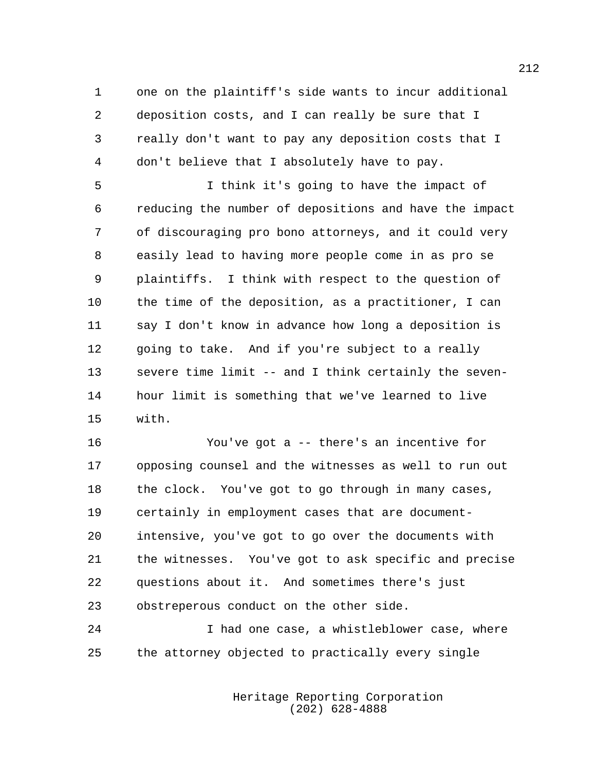one on the plaintiff's side wants to incur additional deposition costs, and I can really be sure that I really don't want to pay any deposition costs that I don't believe that I absolutely have to pay.

I think it's going to have the impact of reducing the number of depositions and have the impact of discouraging pro bono attorneys, and it could very easily lead to having more people come in as pro se plaintiffs. I think with respect to the question of the time of the deposition, as a practitioner, I can say I don't know in advance how long a deposition is going to take. And if you're subject to a really severe time limit -- and I think certainly the seven-hour limit is something that we've learned to live with.

You've got a -- there's an incentive for opposing counsel and the witnesses as well to run out the clock. You've got to go through in many cases, certainly in employment cases that are document-intensive, you've got to go over the documents with the witnesses. You've got to ask specific and precise questions about it. And sometimes there's just obstreperous conduct on the other side.

I had one case, a whistleblower case, where the attorney objected to practically every single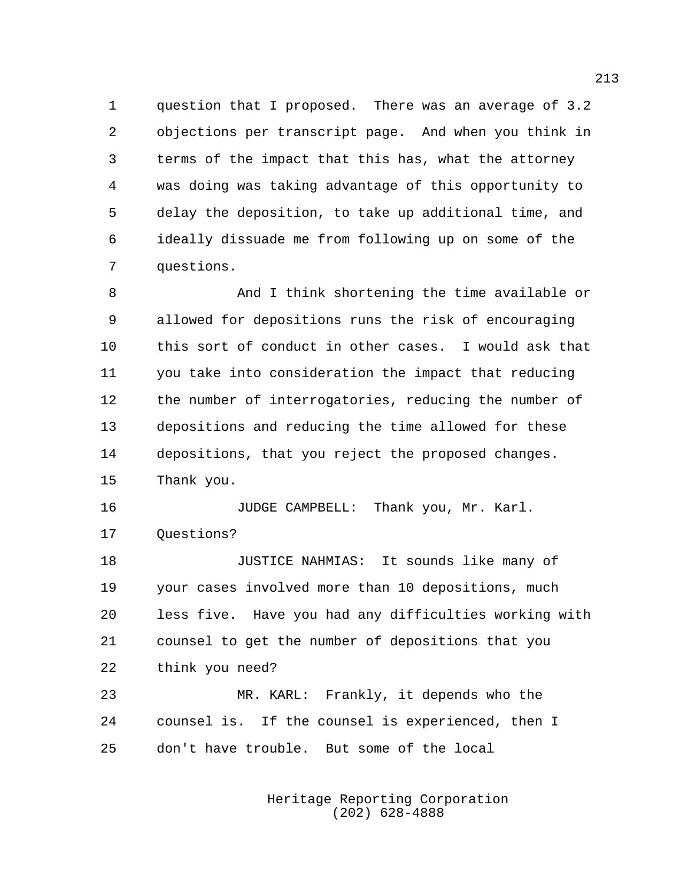question that I proposed. There was an average of 3.2 objections per transcript page. And when you think in terms of the impact that this has, what the attorney was doing was taking advantage of this opportunity to delay the deposition, to take up additional time, and ideally dissuade me from following up on some of the questions.

And I think shortening the time available or allowed for depositions runs the risk of encouraging this sort of conduct in other cases. I would ask that you take into consideration the impact that reducing the number of interrogatories, reducing the number of depositions and reducing the time allowed for these depositions, that you reject the proposed changes. Thank you.

JUDGE CAMPBELL: Thank you, Mr. Karl. Questions?

JUSTICE NAHMIAS: It sounds like many of your cases involved more than 10 depositions, much less five. Have you had any difficulties working with counsel to get the number of depositions that you think you need?

MR. KARL: Frankly, it depends who the counsel is. If the counsel is experienced, then I don't have trouble. But some of the local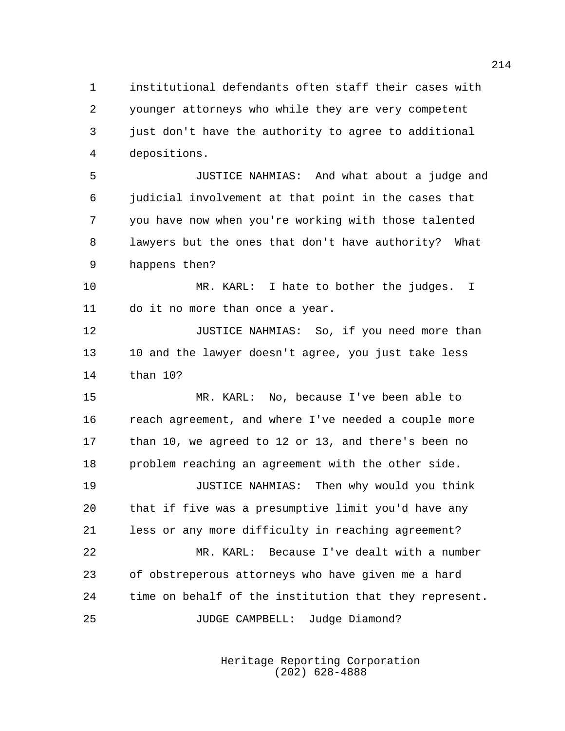institutional defendants often staff their cases with younger attorneys who while they are very competent just don't have the authority to agree to additional depositions.

JUSTICE NAHMIAS: And what about a judge and judicial involvement at that point in the cases that you have now when you're working with those talented lawyers but the ones that don't have authority? What happens then?

MR. KARL: I hate to bother the judges. I do it no more than once a year.

JUSTICE NAHMIAS: So, if you need more than 10 and the lawyer doesn't agree, you just take less than 10?

MR. KARL: No, because I've been able to reach agreement, and where I've needed a couple more than 10, we agreed to 12 or 13, and there's been no problem reaching an agreement with the other side.

JUSTICE NAHMIAS: Then why would you think that if five was a presumptive limit you'd have any less or any more difficulty in reaching agreement?

MR. KARL: Because I've dealt with a number of obstreperous attorneys who have given me a hard time on behalf of the institution that they represent.

JUDGE CAMPBELL: Judge Diamond?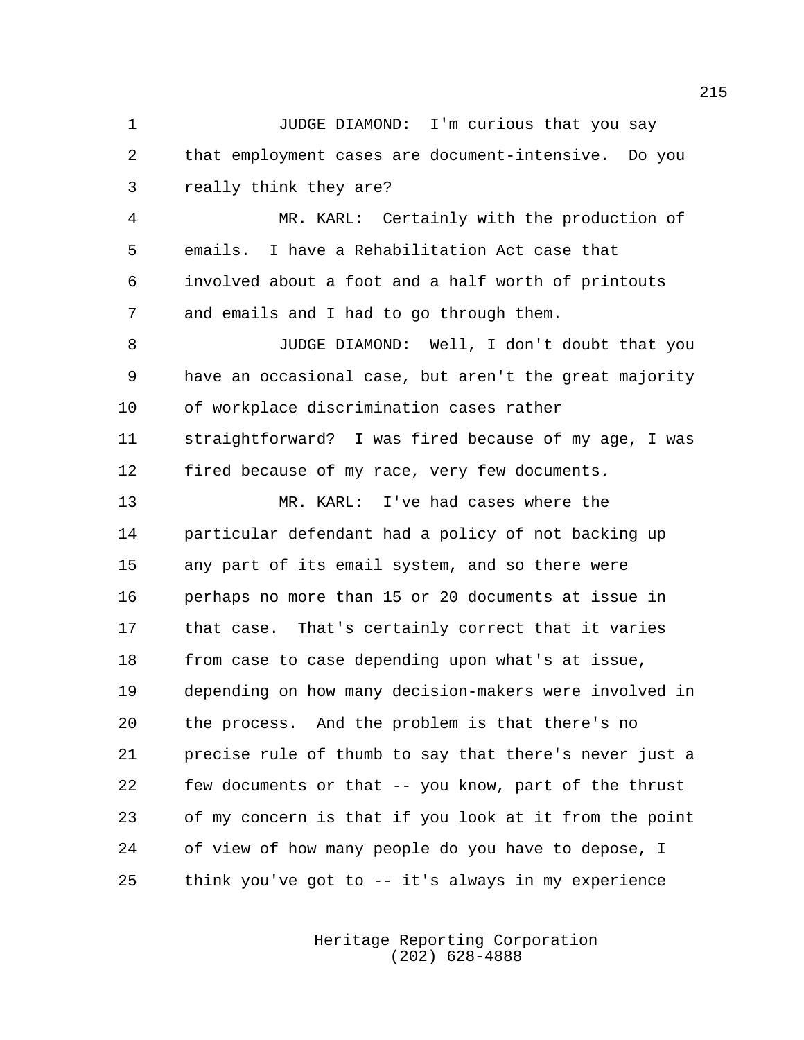JUDGE DIAMOND: I'm curious that you say that employment cases are document-intensive. Do you really think they are?

MR. KARL: Certainly with the production of emails. I have a Rehabilitation Act case that involved about a foot and a half worth of printouts and emails and I had to go through them.

JUDGE DIAMOND: Well, I don't doubt that you have an occasional case, but aren't the great majority of workplace discrimination cases rather straightforward? I was fired because of my age, I was fired because of my race, very few documents.

MR. KARL: I've had cases where the particular defendant had a policy of not backing up any part of its email system, and so there were perhaps no more than 15 or 20 documents at issue in that case. That's certainly correct that it varies from case to case depending upon what's at issue, depending on how many decision-makers were involved in the process. And the problem is that there's no precise rule of thumb to say that there's never just a few documents or that -- you know, part of the thrust of my concern is that if you look at it from the point of view of how many people do you have to depose, I think you've got to -- it's always in my experience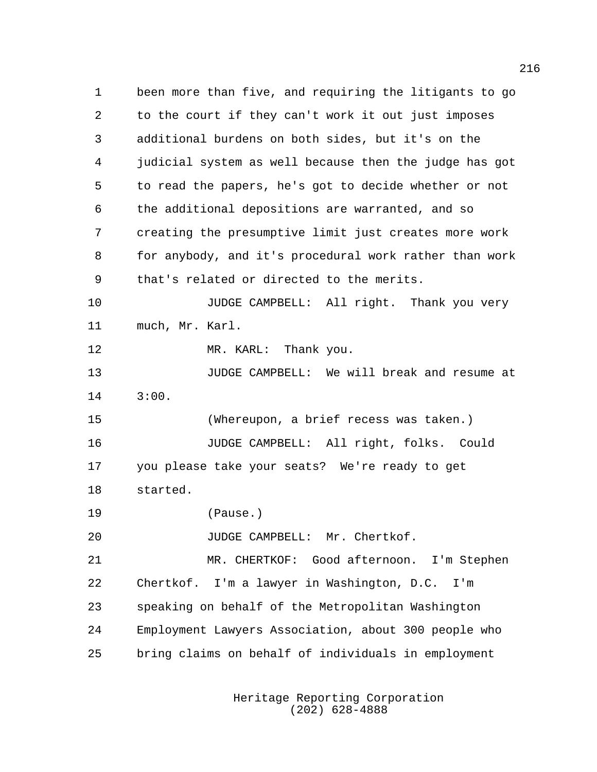been more than five, and requiring the litigants to go to the court if they can't work it out just imposes additional burdens on both sides, but it's on the judicial system as well because then the judge has got to read the papers, he's got to decide whether or not the additional depositions are warranted, and so creating the presumptive limit just creates more work for anybody, and it's procedural work rather than work that's related or directed to the merits.

JUDGE CAMPBELL: All right. Thank you very much, Mr. Karl.

MR. KARL: Thank you.

JUDGE CAMPBELL: We will break and resume at 3:00.

(Whereupon, a brief recess was taken.)

JUDGE CAMPBELL: All right, folks. Could you please take your seats? We're ready to get started.

(Pause.)

JUDGE CAMPBELL: Mr. Chertkof.

MR. CHERTKOF: Good afternoon. I'm Stephen Chertkof. I'm a lawyer in Washington, D.C. I'm speaking on behalf of the Metropolitan Washington Employment Lawyers Association, about 300 people who bring claims on behalf of individuals in employment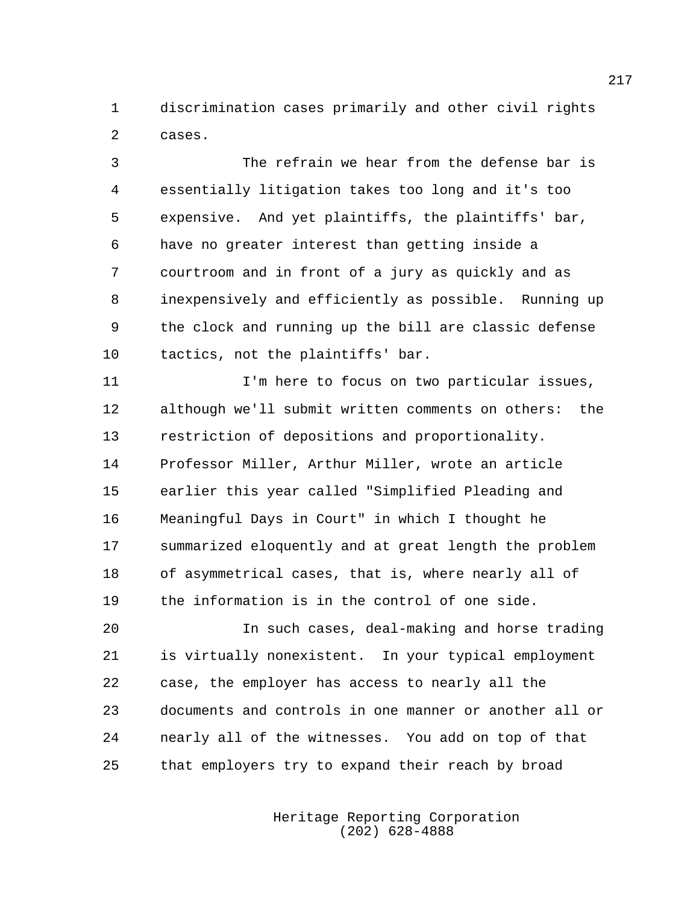discrimination cases primarily and other civil rights cases.

The refrain we hear from the defense bar is essentially litigation takes too long and it's too expensive. And yet plaintiffs, the plaintiffs' bar, have no greater interest than getting inside a courtroom and in front of a jury as quickly and as inexpensively and efficiently as possible. Running up the clock and running up the bill are classic defense tactics, not the plaintiffs' bar.

I'm here to focus on two particular issues, although we'll submit written comments on others: the restriction of depositions and proportionality. Professor Miller, Arthur Miller, wrote an article earlier this year called "Simplified Pleading and Meaningful Days in Court" in which I thought he summarized eloquently and at great length the problem of asymmetrical cases, that is, where nearly all of the information is in the control of one side.

In such cases, deal-making and horse trading is virtually nonexistent. In your typical employment case, the employer has access to nearly all the documents and controls in one manner or another all or nearly all of the witnesses. You add on top of that that employers try to expand their reach by broad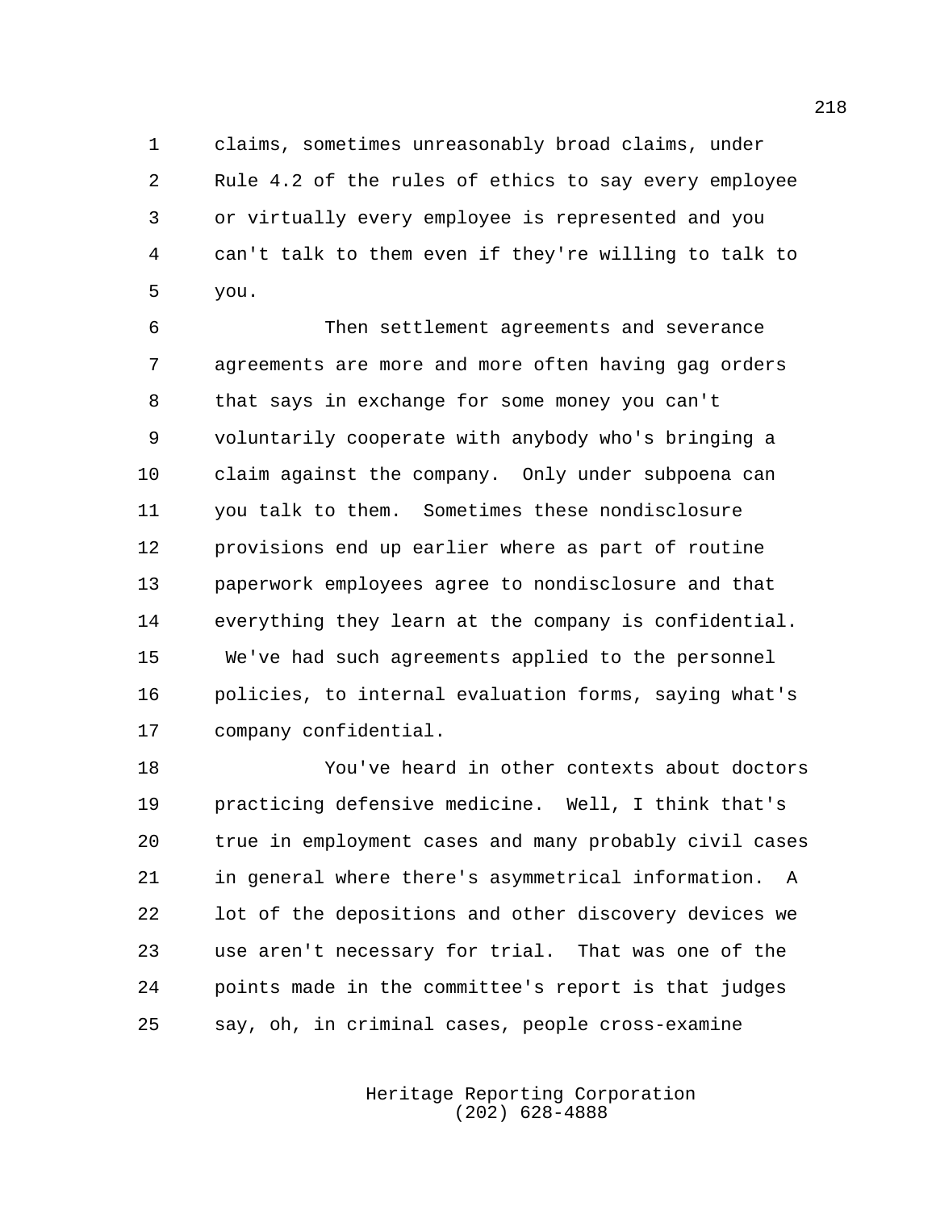claims, sometimes unreasonably broad claims, under Rule 4.2 of the rules of ethics to say every employee or virtually every employee is represented and you can't talk to them even if they're willing to talk to you.

Then settlement agreements and severance agreements are more and more often having gag orders that says in exchange for some money you can't voluntarily cooperate with anybody who's bringing a claim against the company. Only under subpoena can you talk to them. Sometimes these nondisclosure provisions end up earlier where as part of routine paperwork employees agree to nondisclosure and that everything they learn at the company is confidential. We've had such agreements applied to the personnel policies, to internal evaluation forms, saying what's company confidential.

You've heard in other contexts about doctors practicing defensive medicine. Well, I think that's true in employment cases and many probably civil cases in general where there's asymmetrical information. A lot of the depositions and other discovery devices we use aren't necessary for trial. That was one of the points made in the committee's report is that judges say, oh, in criminal cases, people cross-examine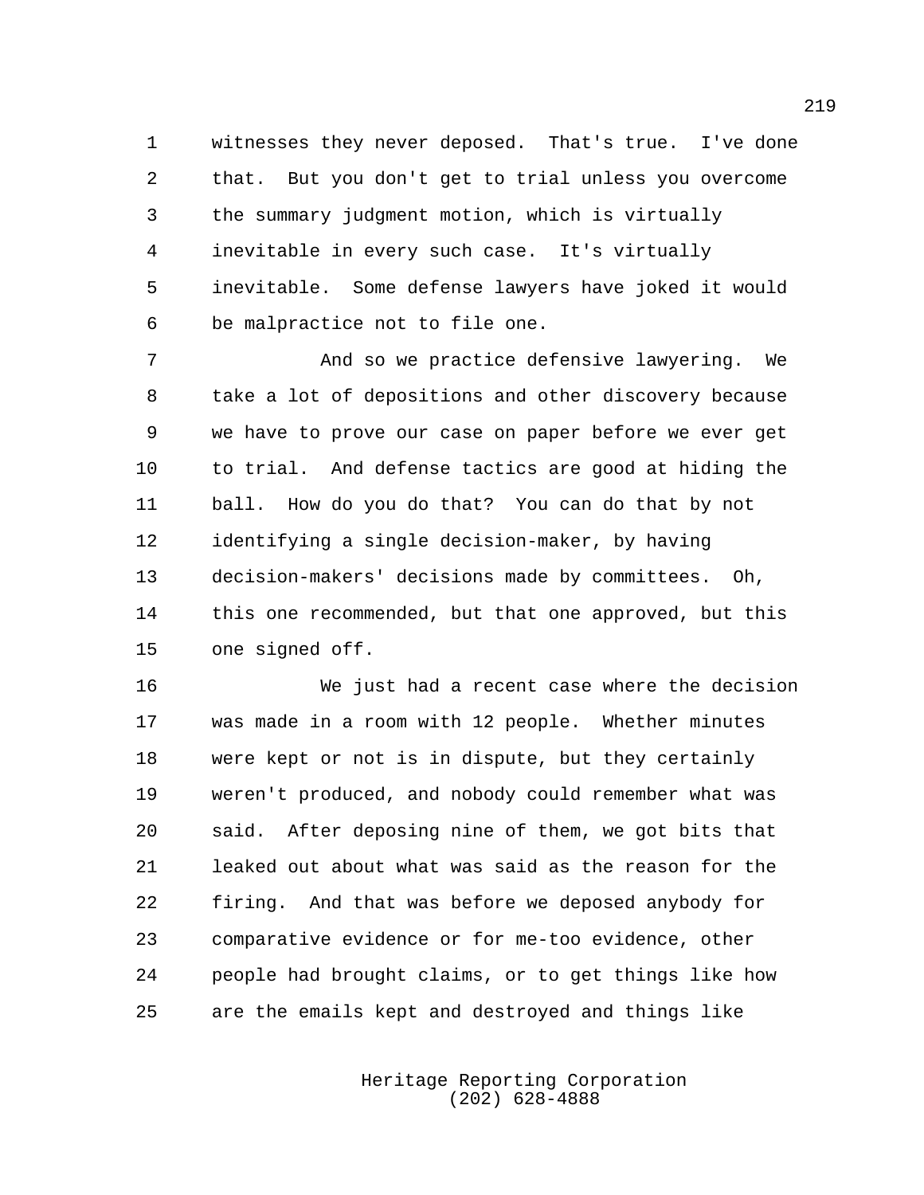witnesses they never deposed. That's true. I've done that. But you don't get to trial unless you overcome the summary judgment motion, which is virtually inevitable in every such case. It's virtually inevitable. Some defense lawyers have joked it would be malpractice not to file one.

And so we practice defensive lawyering. We take a lot of depositions and other discovery because we have to prove our case on paper before we ever get to trial. And defense tactics are good at hiding the ball. How do you do that? You can do that by not identifying a single decision-maker, by having decision-makers' decisions made by committees. Oh, this one recommended, but that one approved, but this one signed off.

We just had a recent case where the decision was made in a room with 12 people. Whether minutes were kept or not is in dispute, but they certainly weren't produced, and nobody could remember what was said. After deposing nine of them, we got bits that leaked out about what was said as the reason for the firing. And that was before we deposed anybody for comparative evidence or for me-too evidence, other people had brought claims, or to get things like how are the emails kept and destroyed and things like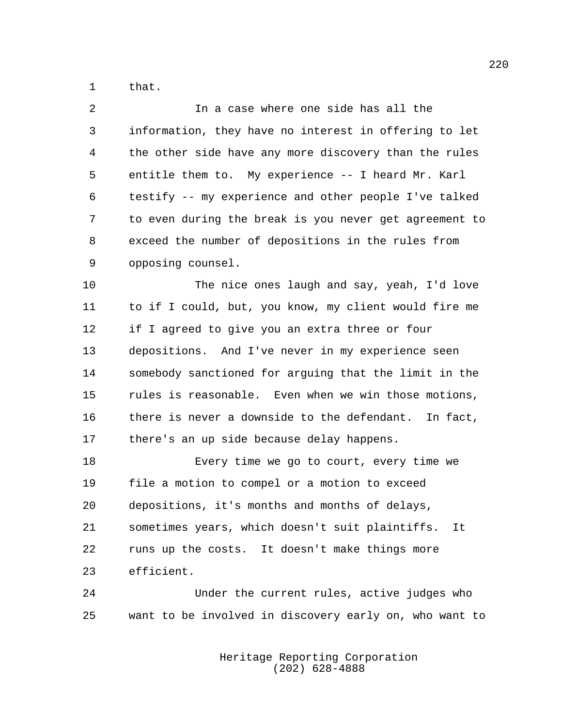that.

In a case where one side has all the information, they have no interest in offering to let the other side have any more discovery than the rules entitle them to. My experience -- I heard Mr. Karl testify -- my experience and other people I've talked to even during the break is you never get agreement to exceed the number of depositions in the rules from opposing counsel.

The nice ones laugh and say, yeah, I'd love to if I could, but, you know, my client would fire me if I agreed to give you an extra three or four depositions. And I've never in my experience seen somebody sanctioned for arguing that the limit in the rules is reasonable. Even when we win those motions, there is never a downside to the defendant. In fact, there's an up side because delay happens.

Every time we go to court, every time we file a motion to compel or a motion to exceed depositions, it's months and months of delays, sometimes years, which doesn't suit plaintiffs. It runs up the costs. It doesn't make things more efficient.

Under the current rules, active judges who want to be involved in discovery early on, who want to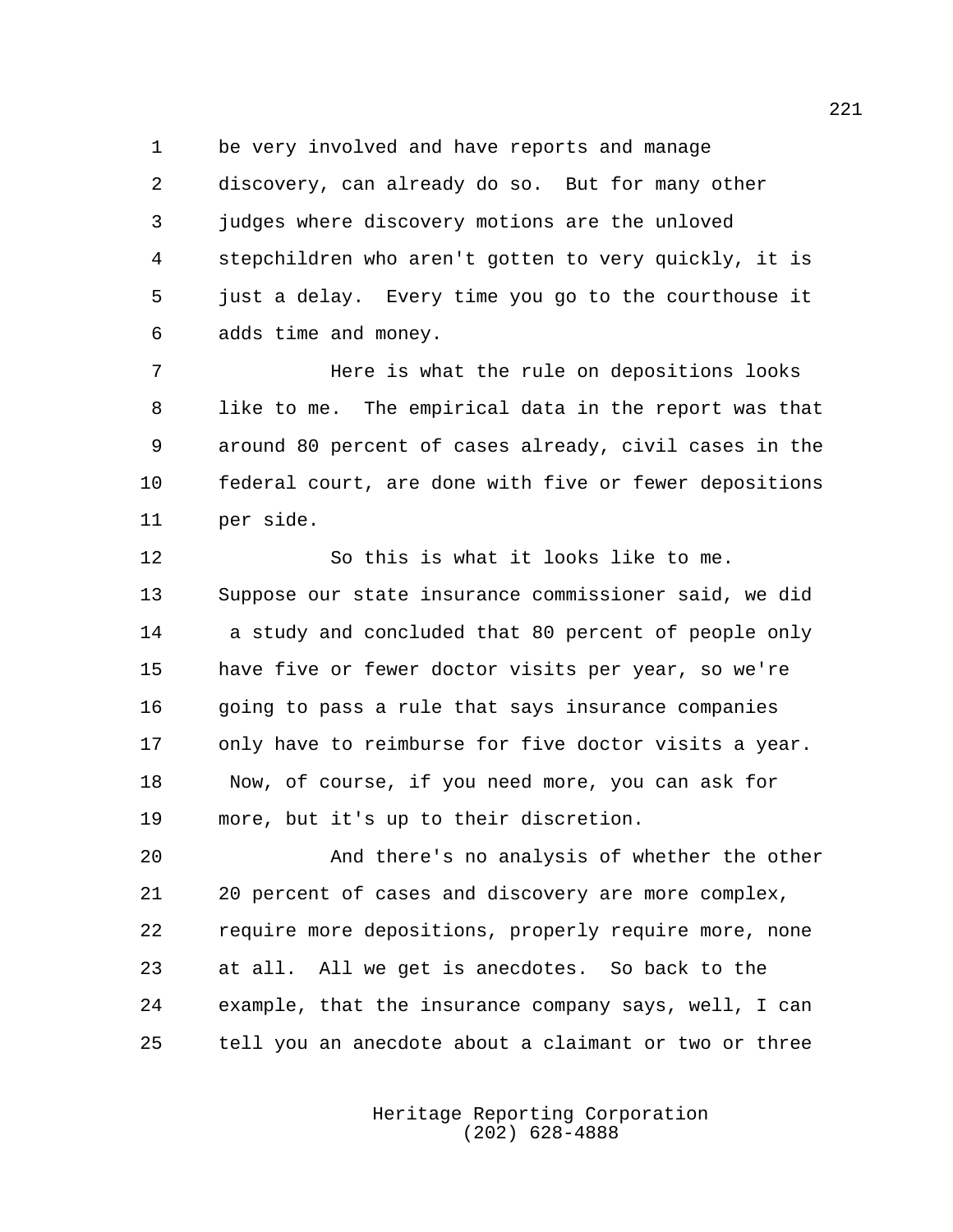be very involved and have reports and manage discovery, can already do so. But for many other judges where discovery motions are the unloved stepchildren who aren't gotten to very quickly, it is just a delay. Every time you go to the courthouse it adds time and money.

Here is what the rule on depositions looks like to me. The empirical data in the report was that around 80 percent of cases already, civil cases in the federal court, are done with five or fewer depositions per side.

So this is what it looks like to me. Suppose our state insurance commissioner said, we did a study and concluded that 80 percent of people only have five or fewer doctor visits per year, so we're going to pass a rule that says insurance companies only have to reimburse for five doctor visits a year. Now, of course, if you need more, you can ask for more, but it's up to their discretion.

And there's no analysis of whether the other 20 percent of cases and discovery are more complex, require more depositions, properly require more, none at all. All we get is anecdotes. So back to the example, that the insurance company says, well, I can tell you an anecdote about a claimant or two or three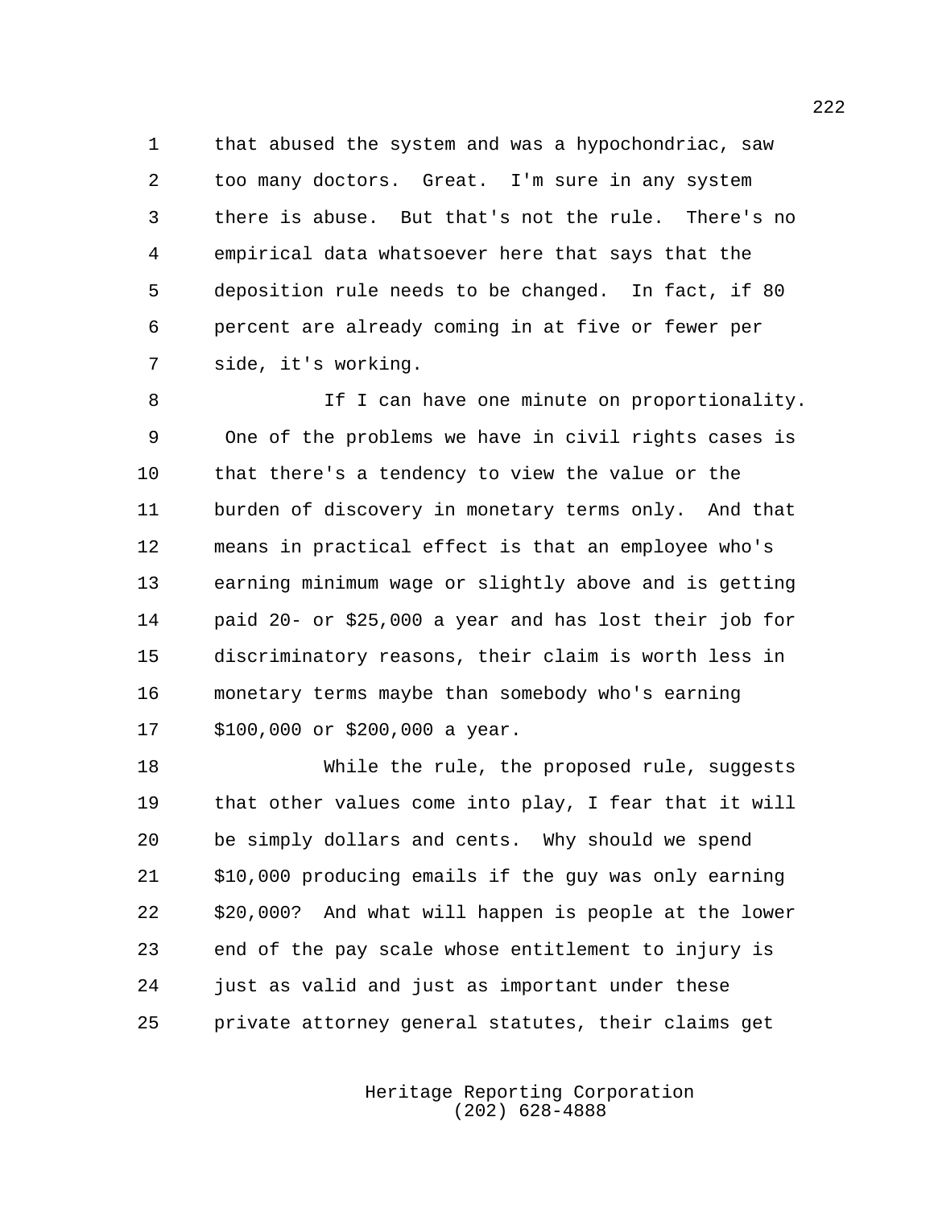that abused the system and was a hypochondriac, saw too many doctors. Great. I'm sure in any system there is abuse. But that's not the rule. There's no empirical data whatsoever here that says that the deposition rule needs to be changed. In fact, if 80 percent are already coming in at five or fewer per side, it's working.

If I can have one minute on proportionality. One of the problems we have in civil rights cases is that there's a tendency to view the value or the burden of discovery in monetary terms only. And that means in practical effect is that an employee who's earning minimum wage or slightly above and is getting paid 20- or $25,000 a year and has lost their job for discriminatory reasons, their claim is worth less in monetary terms maybe than somebody who's earning $100,000 or $200,000 a year.

While the rule, the proposed rule, suggests that other values come into play, I fear that it will be simply dollars and cents. Why should we spend $10,000 producing emails if the guy was only earning $20,000? And what will happen is people at the lower end of the pay scale whose entitlement to injury is just as valid and just as important under these private attorney general statutes, their claims get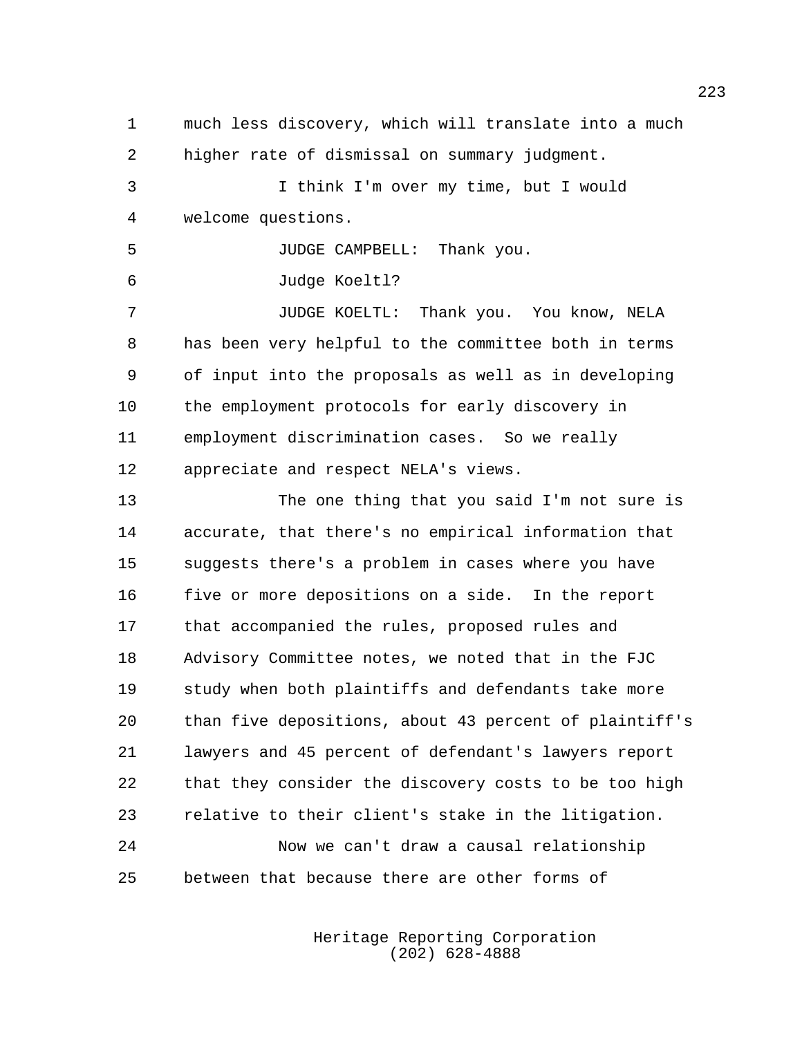much less discovery, which will translate into a much higher rate of dismissal on summary judgment.

I think I'm over my time, but I would welcome questions.

JUDGE CAMPBELL: Thank you.

Judge Koeltl?

JUDGE KOELTL: Thank you. You know, NELA has been very helpful to the committee both in terms of input into the proposals as well as in developing the employment protocols for early discovery in employment discrimination cases. So we really appreciate and respect NELA's views.

The one thing that you said I'm not sure is accurate, that there's no empirical information that suggests there's a problem in cases where you have five or more depositions on a side. In the report that accompanied the rules, proposed rules and Advisory Committee notes, we noted that in the FJC study when both plaintiffs and defendants take more than five depositions, about 43 percent of plaintiff's lawyers and 45 percent of defendant's lawyers report that they consider the discovery costs to be too high relative to their client's stake in the litigation.

Now we can't draw a causal relationship between that because there are other forms of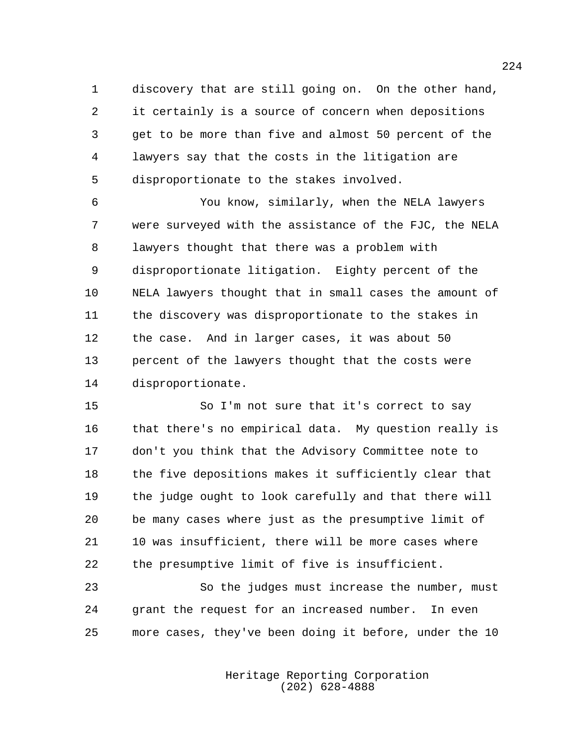discovery that are still going on. On the other hand, it certainly is a source of concern when depositions get to be more than five and almost 50 percent of the lawyers say that the costs in the litigation are disproportionate to the stakes involved.

You know, similarly, when the NELA lawyers were surveyed with the assistance of the FJC, the NELA lawyers thought that there was a problem with disproportionate litigation. Eighty percent of the NELA lawyers thought that in small cases the amount of the discovery was disproportionate to the stakes in the case. And in larger cases, it was about 50 percent of the lawyers thought that the costs were disproportionate.

So I'm not sure that it's correct to say that there's no empirical data. My question really is don't you think that the Advisory Committee note to the five depositions makes it sufficiently clear that the judge ought to look carefully and that there will be many cases where just as the presumptive limit of 10 was insufficient, there will be more cases where the presumptive limit of five is insufficient.

So the judges must increase the number, must grant the request for an increased number. In even more cases, they've been doing it before, under the 10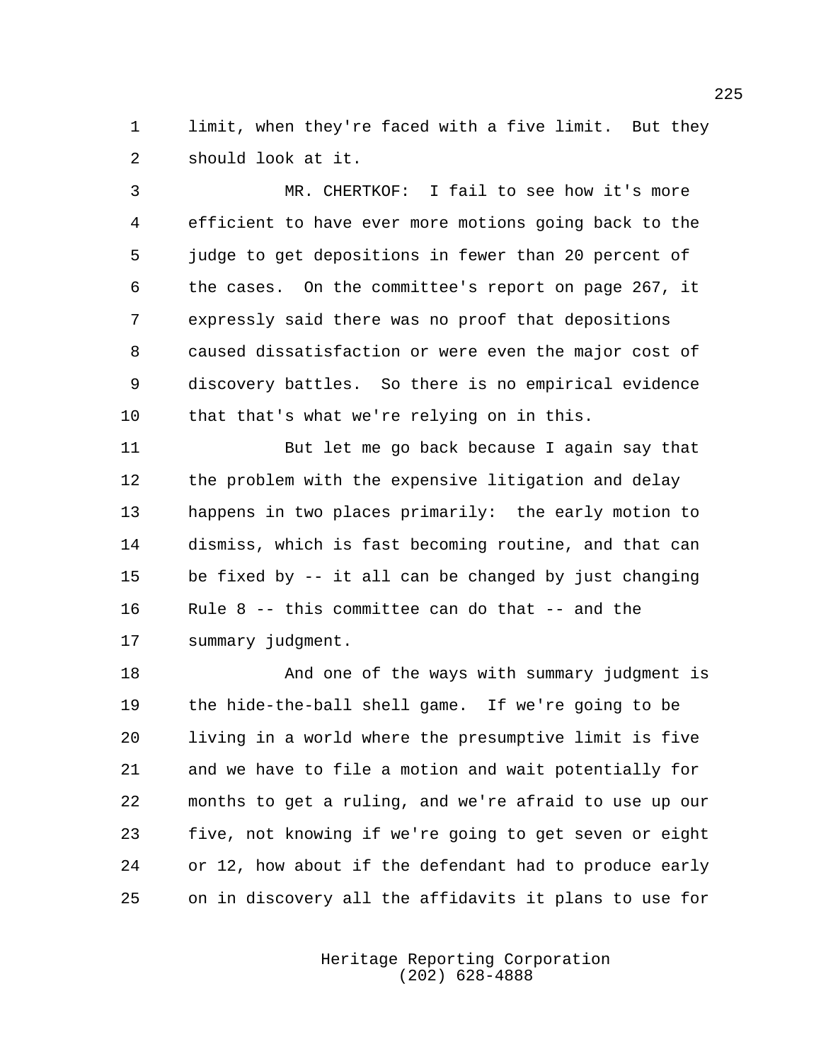limit, when they're faced with a five limit. But they should look at it.

MR. CHERTKOF: I fail to see how it's more efficient to have ever more motions going back to the judge to get depositions in fewer than 20 percent of the cases. On the committee's report on page 267, it expressly said there was no proof that depositions caused dissatisfaction or were even the major cost of discovery battles. So there is no empirical evidence that that's what we're relying on in this.

But let me go back because I again say that the problem with the expensive litigation and delay happens in two places primarily: the early motion to dismiss, which is fast becoming routine, and that can be fixed by -- it all can be changed by just changing Rule 8 -- this committee can do that -- and the summary judgment.

And one of the ways with summary judgment is the hide-the-ball shell game. If we're going to be living in a world where the presumptive limit is five and we have to file a motion and wait potentially for months to get a ruling, and we're afraid to use up our five, not knowing if we're going to get seven or eight or 12, how about if the defendant had to produce early on in discovery all the affidavits it plans to use for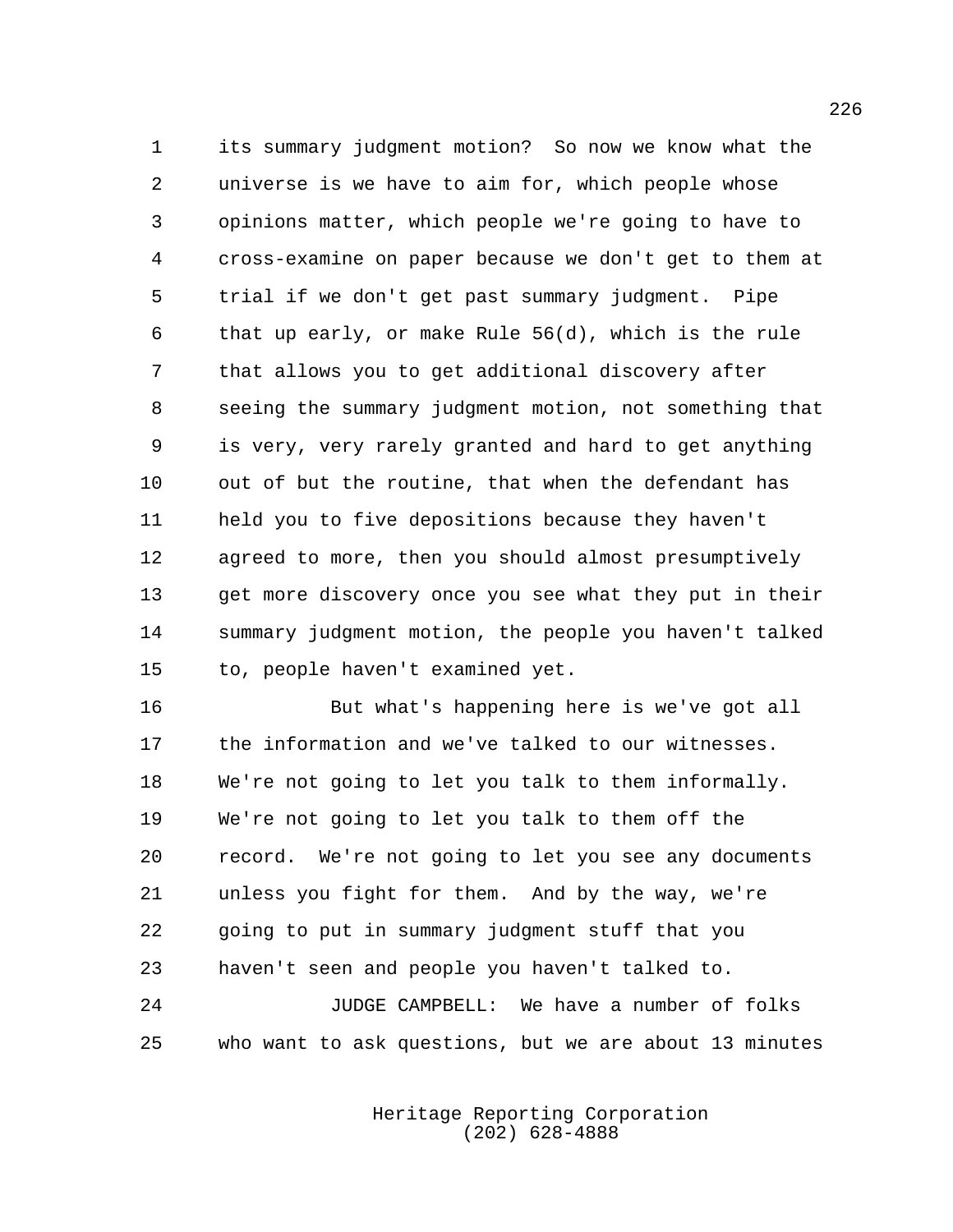its summary judgment motion? So now we know what the universe is we have to aim for, which people whose opinions matter, which people we're going to have to cross-examine on paper because we don't get to them at trial if we don't get past summary judgment. Pipe that up early, or make Rule 56(d), which is the rule that allows you to get additional discovery after seeing the summary judgment motion, not something that is very, very rarely granted and hard to get anything out of but the routine, that when the defendant has held you to five depositions because they haven't agreed to more, then you should almost presumptively get more discovery once you see what they put in their summary judgment motion, the people you haven't talked to, people haven't examined yet.

But what's happening here is we've got all the information and we've talked to our witnesses. We're not going to let you talk to them informally. We're not going to let you talk to them off the record. We're not going to let you see any documents unless you fight for them. And by the way, we're going to put in summary judgment stuff that you haven't seen and people you haven't talked to.

JUDGE CAMPBELL: We have a number of folks who want to ask questions, but we are about 13 minutes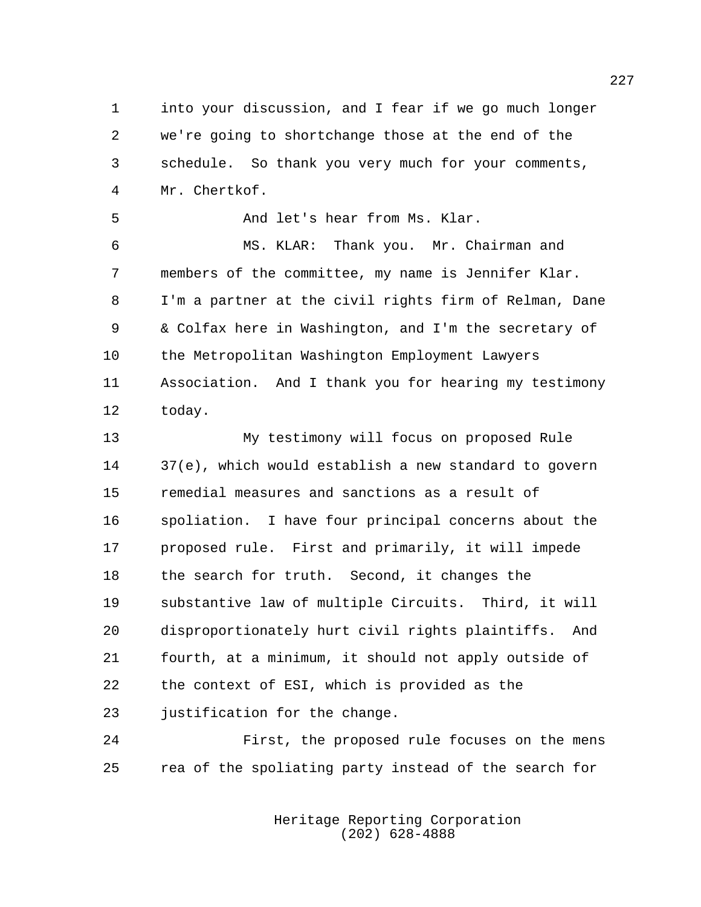into your discussion, and I fear if we go much longer we're going to shortchange those at the end of the schedule. So thank you very much for your comments, Mr. Chertkof.

And let's hear from Ms. Klar.

MS. KLAR: Thank you. Mr. Chairman and members of the committee, my name is Jennifer Klar. I'm a partner at the civil rights firm of Relman, Dane & Colfax here in Washington, and I'm the secretary of the Metropolitan Washington Employment Lawyers Association. And I thank you for hearing my testimony today.

My testimony will focus on proposed Rule 37(e), which would establish a new standard to govern remedial measures and sanctions as a result of spoliation. I have four principal concerns about the proposed rule. First and primarily, it will impede the search for truth. Second, it changes the substantive law of multiple Circuits. Third, it will disproportionately hurt civil rights plaintiffs. And fourth, at a minimum, it should not apply outside of the context of ESI, which is provided as the justification for the change.

First, the proposed rule focuses on the mens rea of the spoliating party instead of the search for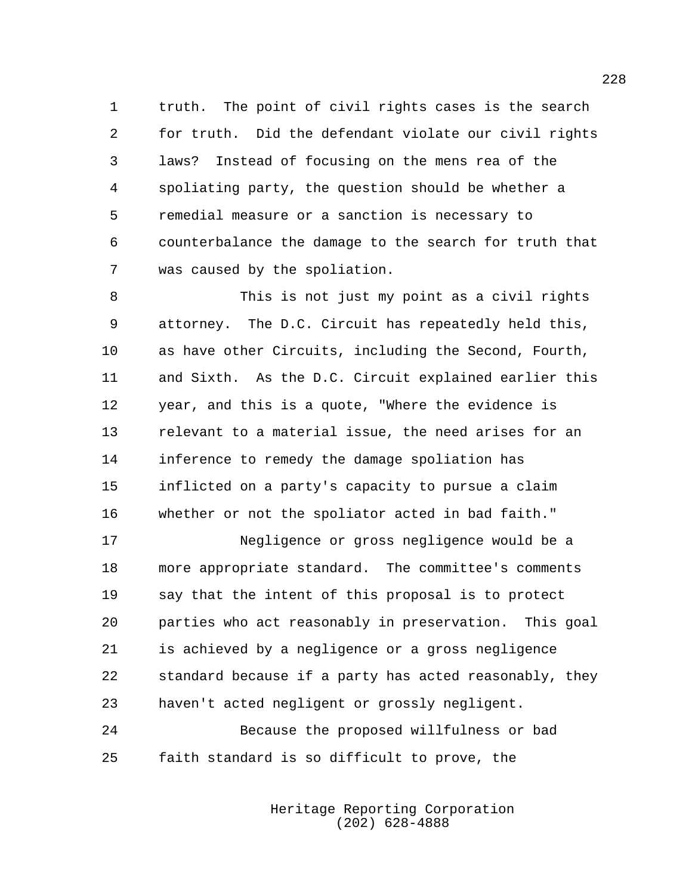truth. The point of civil rights cases is the search for truth. Did the defendant violate our civil rights laws? Instead of focusing on the mens rea of the spoliating party, the question should be whether a remedial measure or a sanction is necessary to counterbalance the damage to the search for truth that was caused by the spoliation.

This is not just my point as a civil rights attorney. The D.C. Circuit has repeatedly held this, as have other Circuits, including the Second, Fourth, and Sixth. As the D.C. Circuit explained earlier this year, and this is a quote, "Where the evidence is relevant to a material issue, the need arises for an inference to remedy the damage spoliation has inflicted on a party's capacity to pursue a claim whether or not the spoliator acted in bad faith."

Negligence or gross negligence would be a more appropriate standard. The committee's comments say that the intent of this proposal is to protect parties who act reasonably in preservation. This goal is achieved by a negligence or a gross negligence standard because if a party has acted reasonably, they haven't acted negligent or grossly negligent.

Because the proposed willfulness or bad faith standard is so difficult to prove, the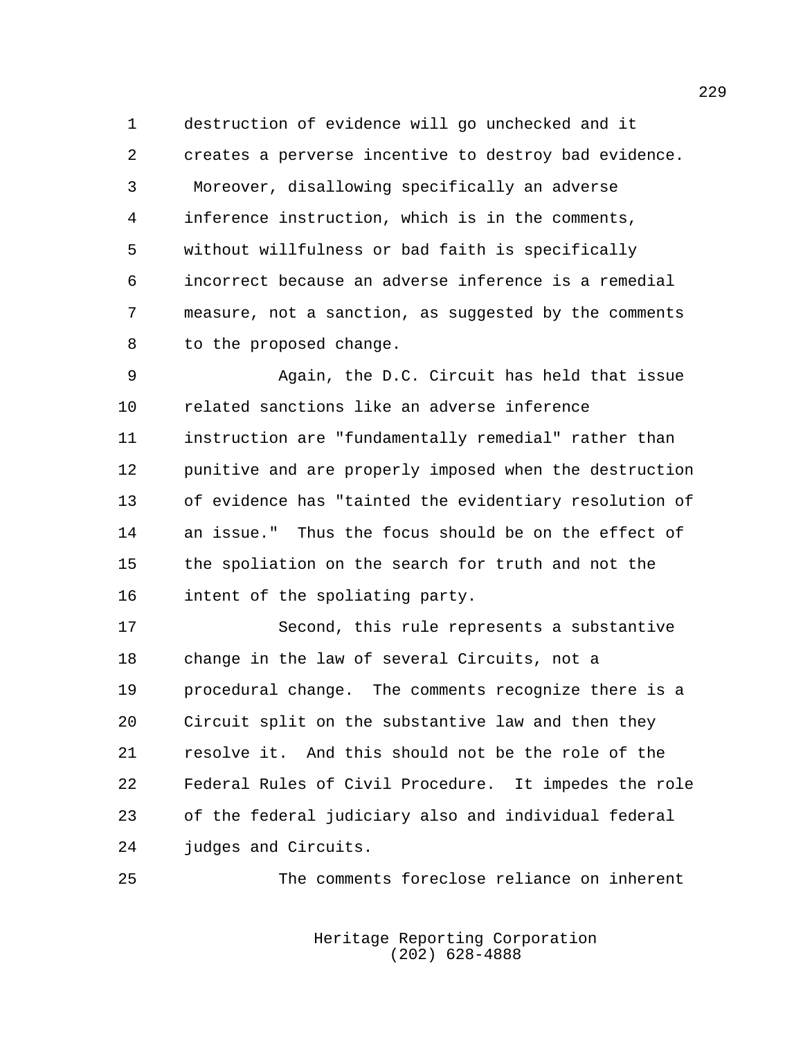destruction of evidence will go unchecked and it creates a perverse incentive to destroy bad evidence. Moreover, disallowing specifically an adverse inference instruction, which is in the comments, without willfulness or bad faith is specifically incorrect because an adverse inference is a remedial measure, not a sanction, as suggested by the comments to the proposed change.

Again, the D.C. Circuit has held that issue related sanctions like an adverse inference instruction are "fundamentally remedial" rather than punitive and are properly imposed when the destruction of evidence has "tainted the evidentiary resolution of an issue." Thus the focus should be on the effect of the spoliation on the search for truth and not the intent of the spoliating party.

Second, this rule represents a substantive change in the law of several Circuits, not a procedural change. The comments recognize there is a Circuit split on the substantive law and then they resolve it. And this should not be the role of the Federal Rules of Civil Procedure. It impedes the role of the federal judiciary also and individual federal judges and Circuits.

The comments foreclose reliance on inherent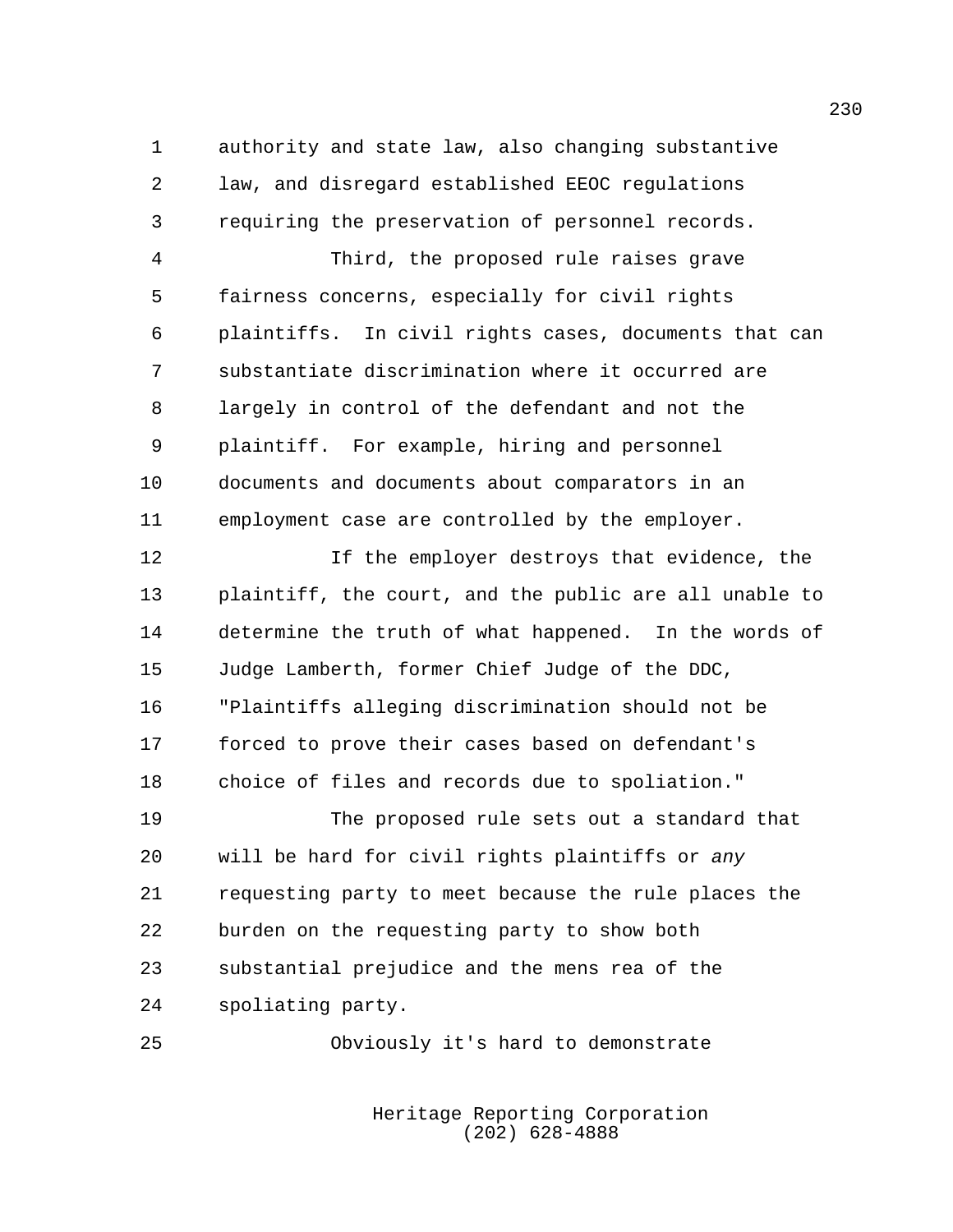authority and state law, also changing substantive law, and disregard established EEOC regulations requiring the preservation of personnel records.

Third, the proposed rule raises grave fairness concerns, especially for civil rights plaintiffs. In civil rights cases, documents that can substantiate discrimination where it occurred are largely in control of the defendant and not the plaintiff. For example, hiring and personnel documents and documents about comparators in an employment case are controlled by the employer.

If the employer destroys that evidence, the plaintiff, the court, and the public are all unable to determine the truth of what happened. In the words of Judge Lamberth, former Chief Judge of the DDC, "Plaintiffs alleging discrimination should not be forced to prove their cases based on defendant's choice of files and records due to spoliation."

The proposed rule sets out a standard that will be hard for civil rights plaintiffs or *any* requesting party to meet because the rule places the burden on the requesting party to show both substantial prejudice and the mens rea of the spoliating party.

Obviously it's hard to demonstrate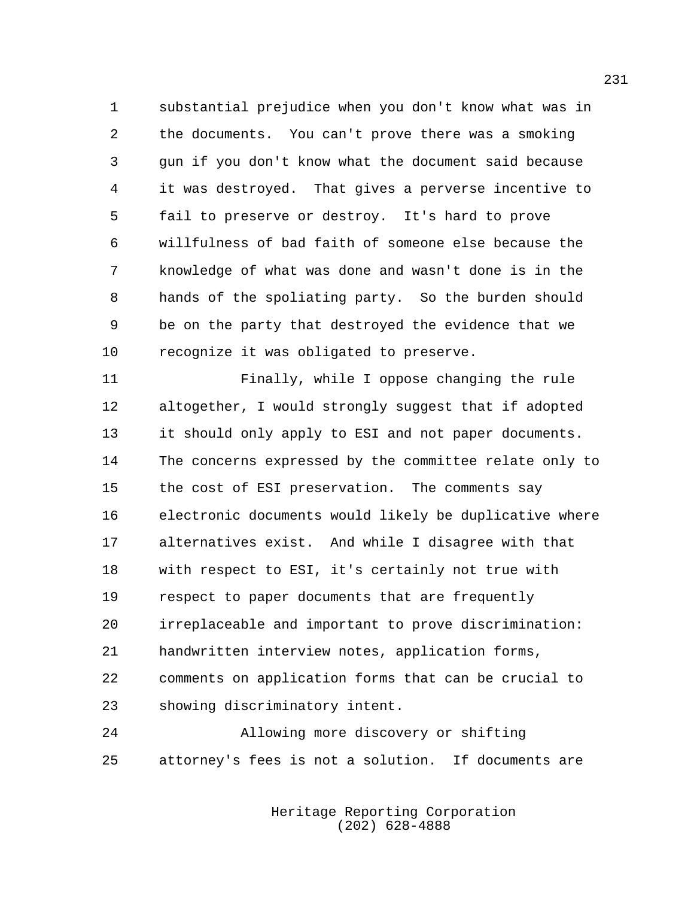substantial prejudice when you don't know what was in the documents. You can't prove there was a smoking gun if you don't know what the document said because it was destroyed. That gives a perverse incentive to fail to preserve or destroy. It's hard to prove willfulness of bad faith of someone else because the knowledge of what was done and wasn't done is in the hands of the spoliating party. So the burden should be on the party that destroyed the evidence that we recognize it was obligated to preserve.

Finally, while I oppose changing the rule altogether, I would strongly suggest that if adopted it should only apply to ESI and not paper documents. The concerns expressed by the committee relate only to the cost of ESI preservation. The comments say electronic documents would likely be duplicative where alternatives exist. And while I disagree with that with respect to ESI, it's certainly not true with respect to paper documents that are frequently irreplaceable and important to prove discrimination: handwritten interview notes, application forms, comments on application forms that can be crucial to showing discriminatory intent.

Allowing more discovery or shifting attorney's fees is not a solution. If documents are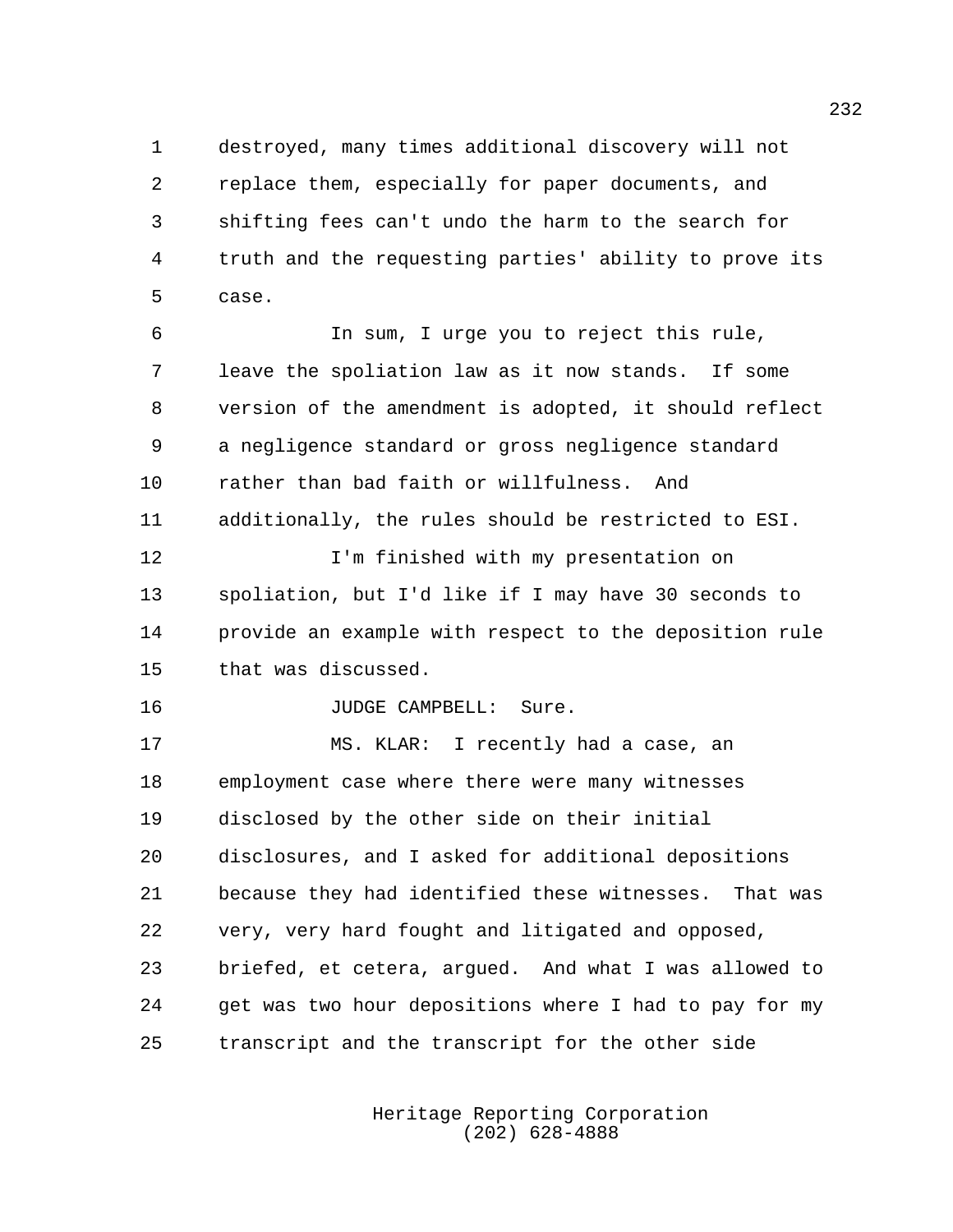destroyed, many times additional discovery will not replace them, especially for paper documents, and shifting fees can't undo the harm to the search for truth and the requesting parties' ability to prove its case.

In sum, I urge you to reject this rule, leave the spoliation law as it now stands. If some version of the amendment is adopted, it should reflect a negligence standard or gross negligence standard rather than bad faith or willfulness. And additionally, the rules should be restricted to ESI.

I'm finished with my presentation on spoliation, but I'd like if I may have 30 seconds to provide an example with respect to the deposition rule that was discussed.

JUDGE CAMPBELL: Sure.

MS. KLAR: I recently had a case, an employment case where there were many witnesses disclosed by the other side on their initial disclosures, and I asked for additional depositions because they had identified these witnesses. That was very, very hard fought and litigated and opposed, briefed, et cetera, argued. And what I was allowed to get was two hour depositions where I had to pay for my transcript and the transcript for the other side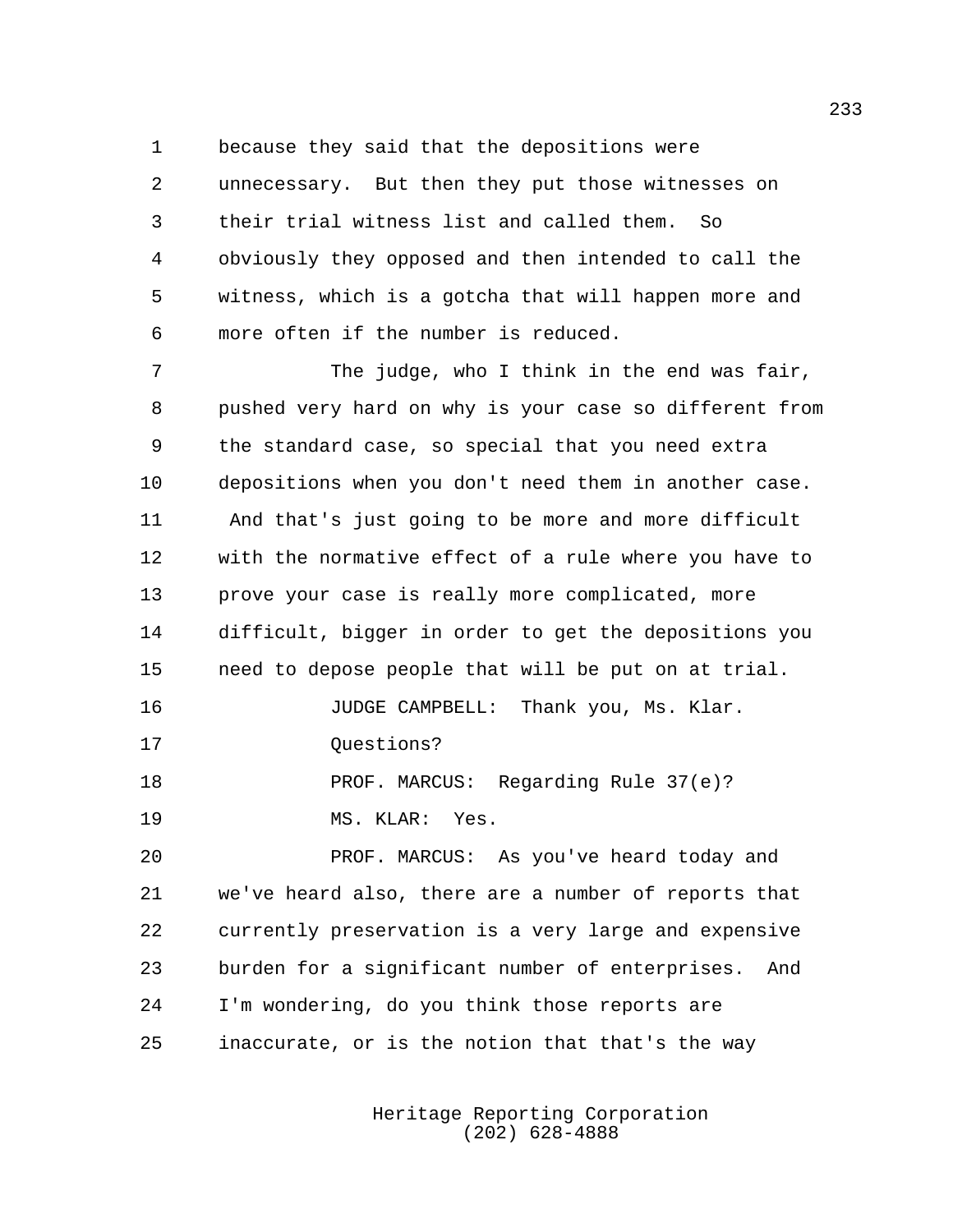because they said that the depositions were unnecessary. But then they put those witnesses on their trial witness list and called them. So obviously they opposed and then intended to call the witness, which is a gotcha that will happen more and more often if the number is reduced.

The judge, who I think in the end was fair, pushed very hard on why is your case so different from the standard case, so special that you need extra depositions when you don't need them in another case. And that's just going to be more and more difficult with the normative effect of a rule where you have to prove your case is really more complicated, more difficult, bigger in order to get the depositions you need to depose people that will be put on at trial.

JUDGE CAMPBELL: Thank you, Ms. Klar.

Questions?

PROF. MARCUS: Regarding Rule 37(e)?

MS. KLAR: Yes.

PROF. MARCUS: As you've heard today and we've heard also, there are a number of reports that currently preservation is a very large and expensive burden for a significant number of enterprises. And I'm wondering, do you think those reports are inaccurate, or is the notion that that's the way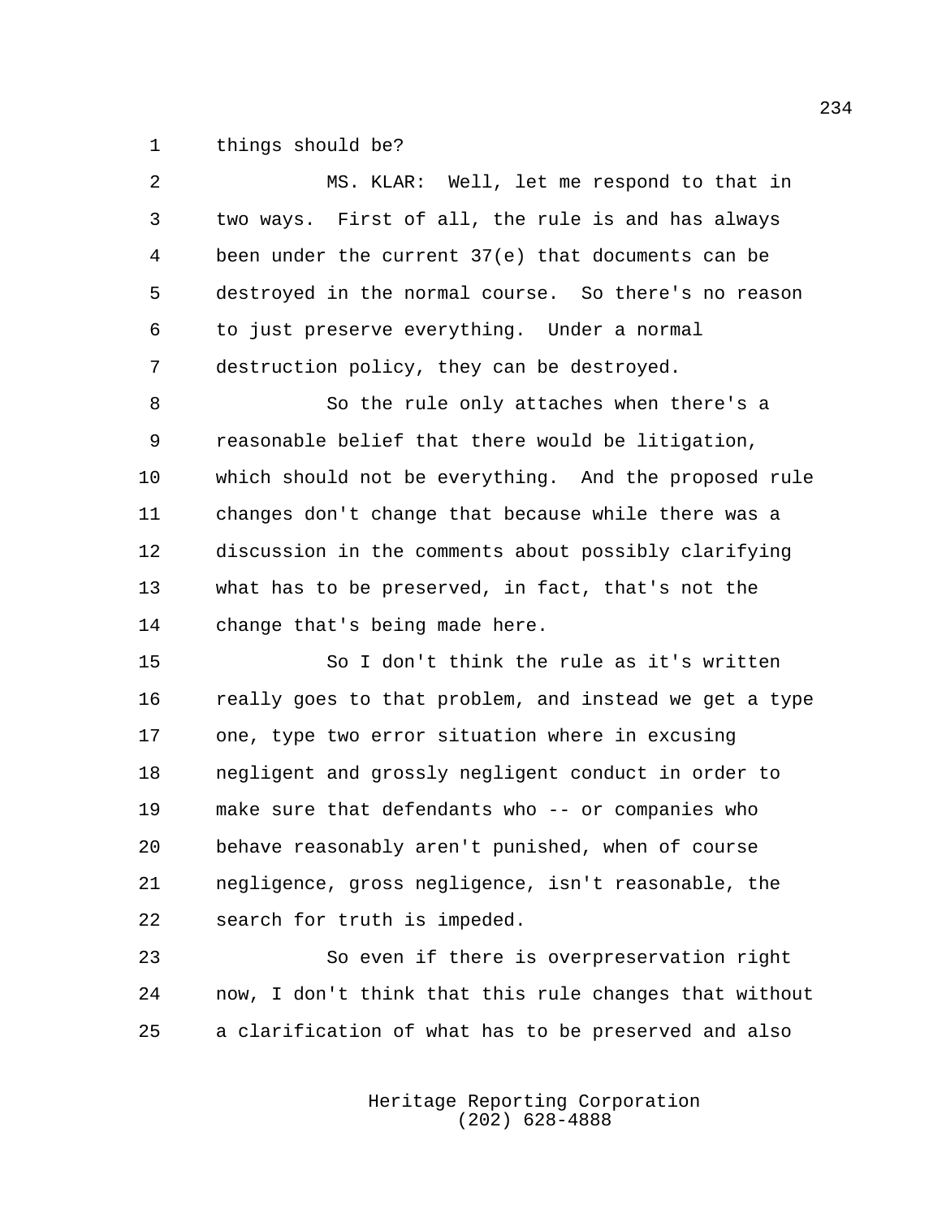things should be?

MS. KLAR: Well, let me respond to that in two ways. First of all, the rule is and has always been under the current 37(e) that documents can be destroyed in the normal course. So there's no reason to just preserve everything. Under a normal destruction policy, they can be destroyed.

So the rule only attaches when there's a reasonable belief that there would be litigation, which should not be everything. And the proposed rule changes don't change that because while there was a discussion in the comments about possibly clarifying what has to be preserved, in fact, that's not the change that's being made here.

So I don't think the rule as it's written really goes to that problem, and instead we get a type one, type two error situation where in excusing negligent and grossly negligent conduct in order to make sure that defendants who -- or companies who behave reasonably aren't punished, when of course negligence, gross negligence, isn't reasonable, the search for truth is impeded.

So even if there is overpreservation right now, I don't think that this rule changes that without a clarification of what has to be preserved and also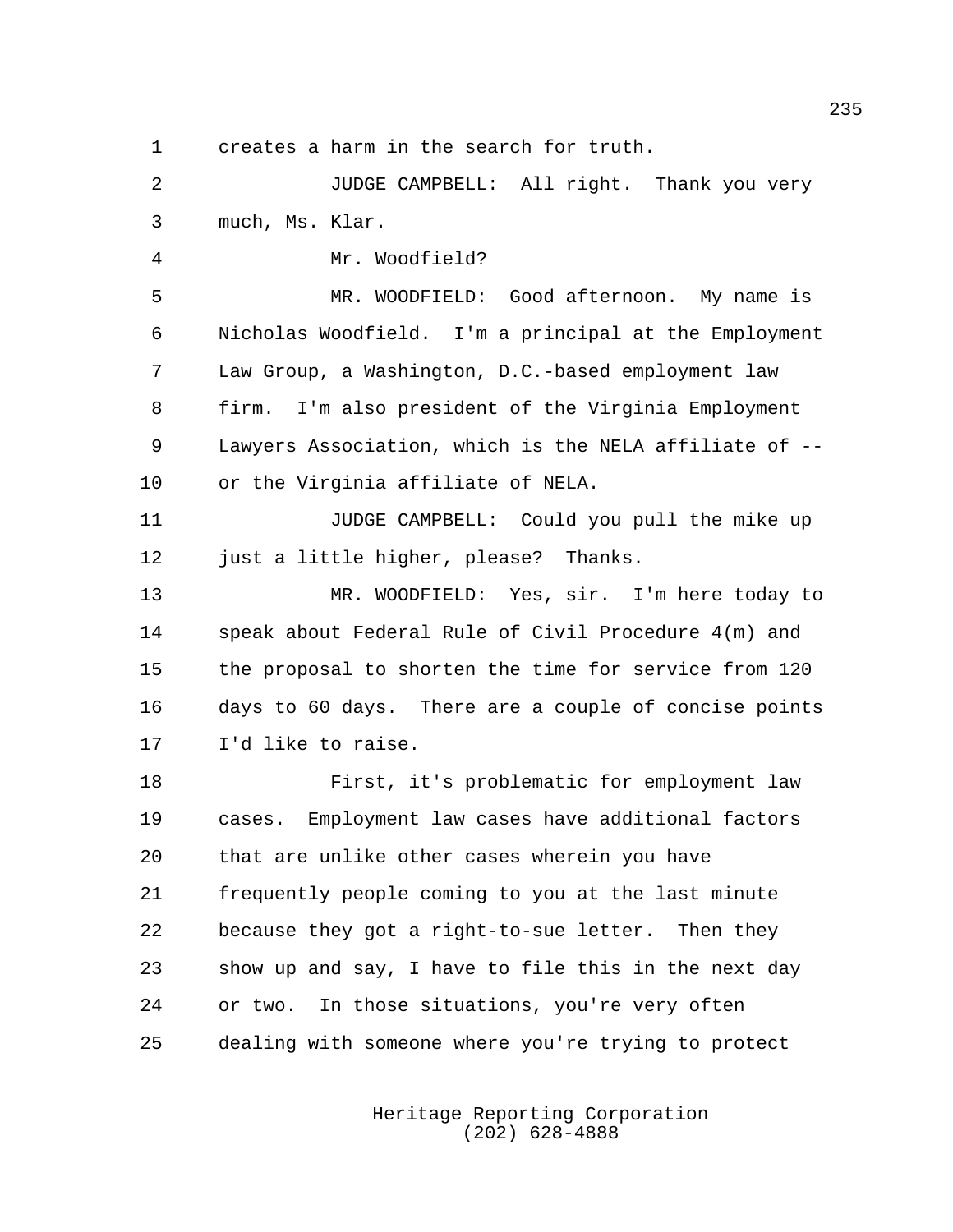creates a harm in the search for truth.

JUDGE CAMPBELL: All right. Thank you very much, Ms. Klar.

Mr. Woodfield?

MR. WOODFIELD: Good afternoon. My name is Nicholas Woodfield. I'm a principal at the Employment Law Group, a Washington, D.C.-based employment law firm. I'm also president of the Virginia Employment Lawyers Association, which is the NELA affiliate of -- or the Virginia affiliate of NELA.

JUDGE CAMPBELL: Could you pull the mike up just a little higher, please? Thanks.

MR. WOODFIELD: Yes, sir. I'm here today to speak about Federal Rule of Civil Procedure 4(m) and the proposal to shorten the time for service from 120 days to 60 days. There are a couple of concise points I'd like to raise.

First, it's problematic for employment law cases. Employment law cases have additional factors that are unlike other cases wherein you have frequently people coming to you at the last minute because they got a right-to-sue letter. Then they show up and say, I have to file this in the next day or two. In those situations, you're very often dealing with someone where you're trying to protect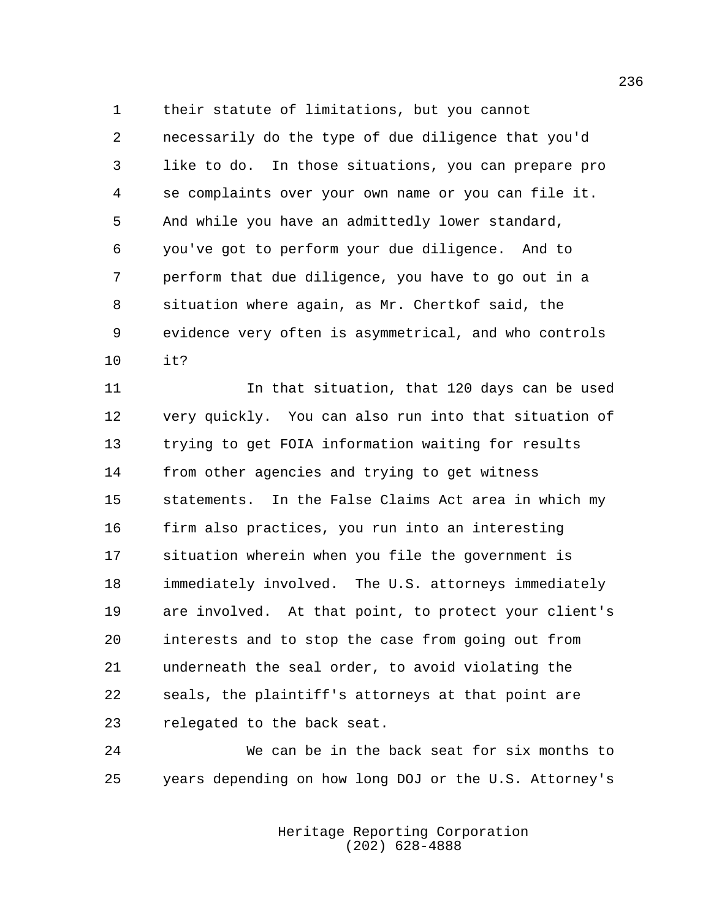their statute of limitations, but you cannot necessarily do the type of due diligence that you'd like to do. In those situations, you can prepare pro se complaints over your own name or you can file it. And while you have an admittedly lower standard, you've got to perform your due diligence. And to perform that due diligence, you have to go out in a situation where again, as Mr. Chertkof said, the evidence very often is asymmetrical, and who controls it?

In that situation, that 120 days can be used very quickly. You can also run into that situation of trying to get FOIA information waiting for results from other agencies and trying to get witness statements. In the False Claims Act area in which my firm also practices, you run into an interesting situation wherein when you file the government is immediately involved. The U.S. attorneys immediately are involved. At that point, to protect your client's interests and to stop the case from going out from underneath the seal order, to avoid violating the seals, the plaintiff's attorneys at that point are relegated to the back seat.

We can be in the back seat for six months to years depending on how long DOJ or the U.S. Attorney's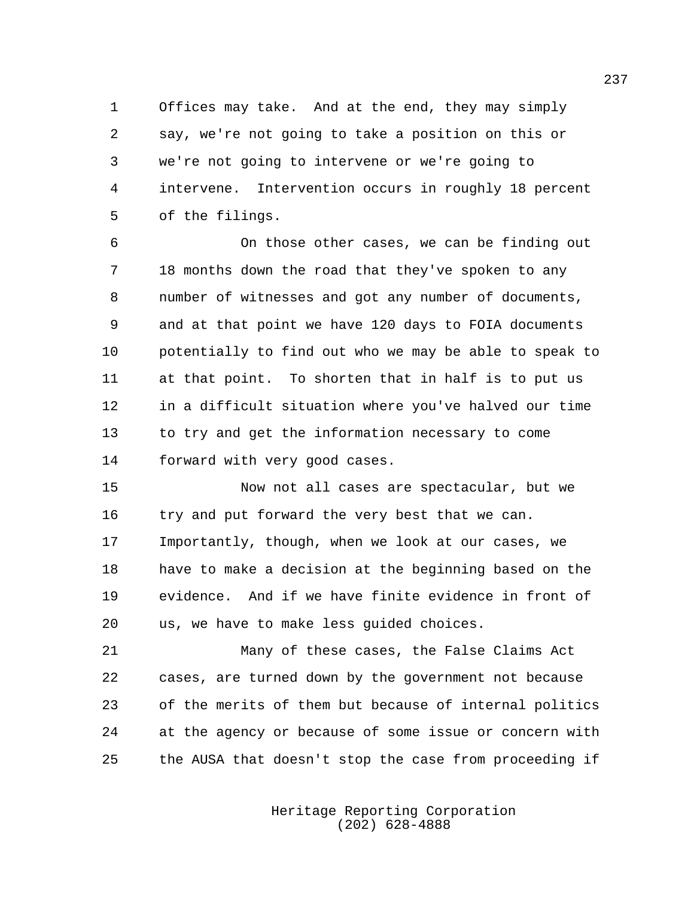Offices may take. And at the end, they may simply say, we're not going to take a position on this or we're not going to intervene or we're going to intervene. Intervention occurs in roughly 18 percent of the filings.

On those other cases, we can be finding out 18 months down the road that they've spoken to any number of witnesses and got any number of documents, and at that point we have 120 days to FOIA documents potentially to find out who we may be able to speak to at that point. To shorten that in half is to put us in a difficult situation where you've halved our time to try and get the information necessary to come forward with very good cases.

Now not all cases are spectacular, but we try and put forward the very best that we can. Importantly, though, when we look at our cases, we have to make a decision at the beginning based on the evidence. And if we have finite evidence in front of us, we have to make less guided choices.

Many of these cases, the False Claims Act cases, are turned down by the government not because of the merits of them but because of internal politics at the agency or because of some issue or concern with the AUSA that doesn't stop the case from proceeding if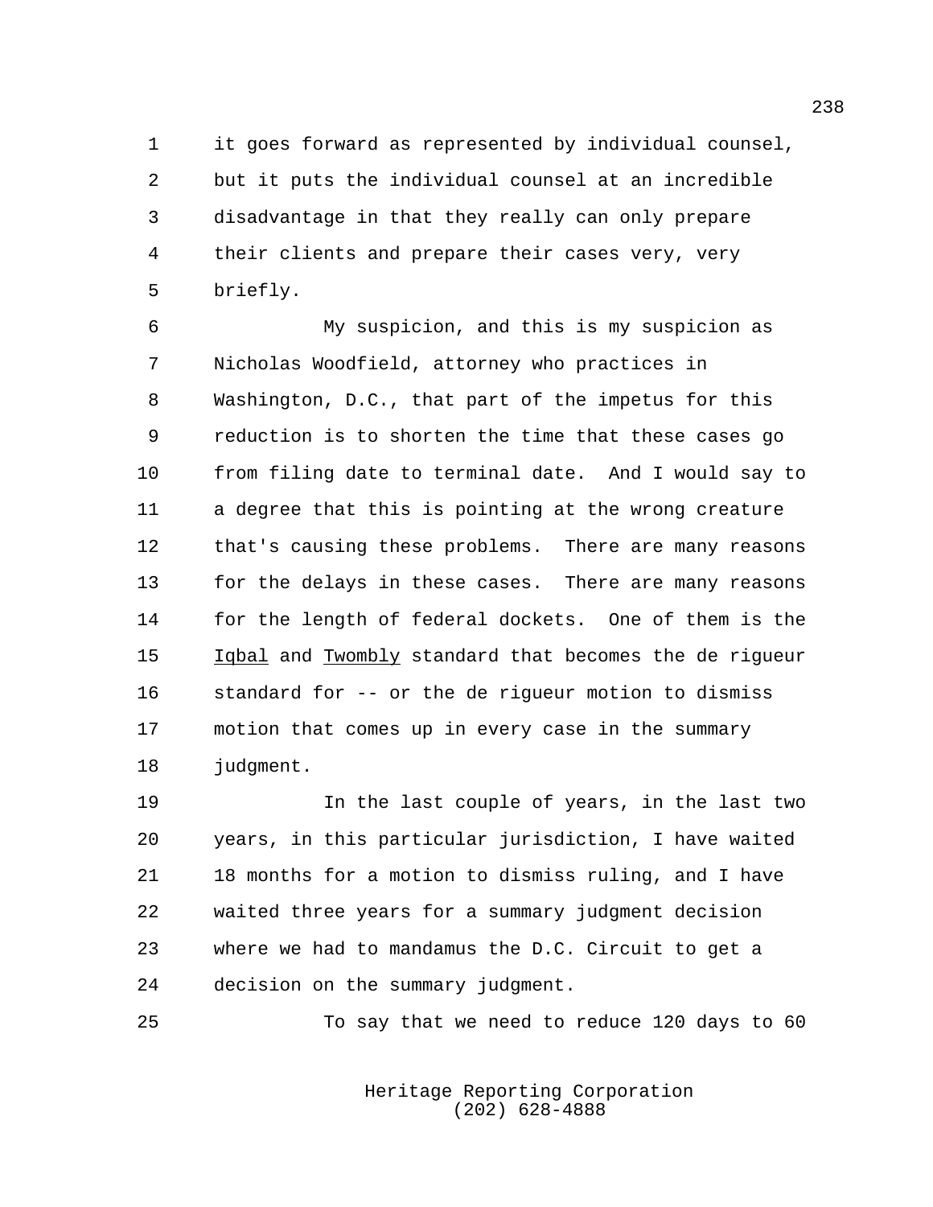it goes forward as represented by individual counsel, but it puts the individual counsel at an incredible disadvantage in that they really can only prepare their clients and prepare their cases very, very briefly.

My suspicion, and this is my suspicion as Nicholas Woodfield, attorney who practices in Washington, D.C., that part of the impetus for this reduction is to shorten the time that these cases go from filing date to terminal date. And I would say to a degree that this is pointing at the wrong creature that's causing these problems. There are many reasons for the delays in these cases. There are many reasons for the length of federal dockets. One of them is the Iqbal and Twombly standard that becomes the de rigueur standard for -- or the de rigueur motion to dismiss motion that comes up in every case in the summary judgment.

In the last couple of years, in the last two years, in this particular jurisdiction, I have waited 18 months for a motion to dismiss ruling, and I have waited three years for a summary judgment decision where we had to mandamus the D.C. Circuit to get a decision on the summary judgment.

To say that we need to reduce 120 days to 60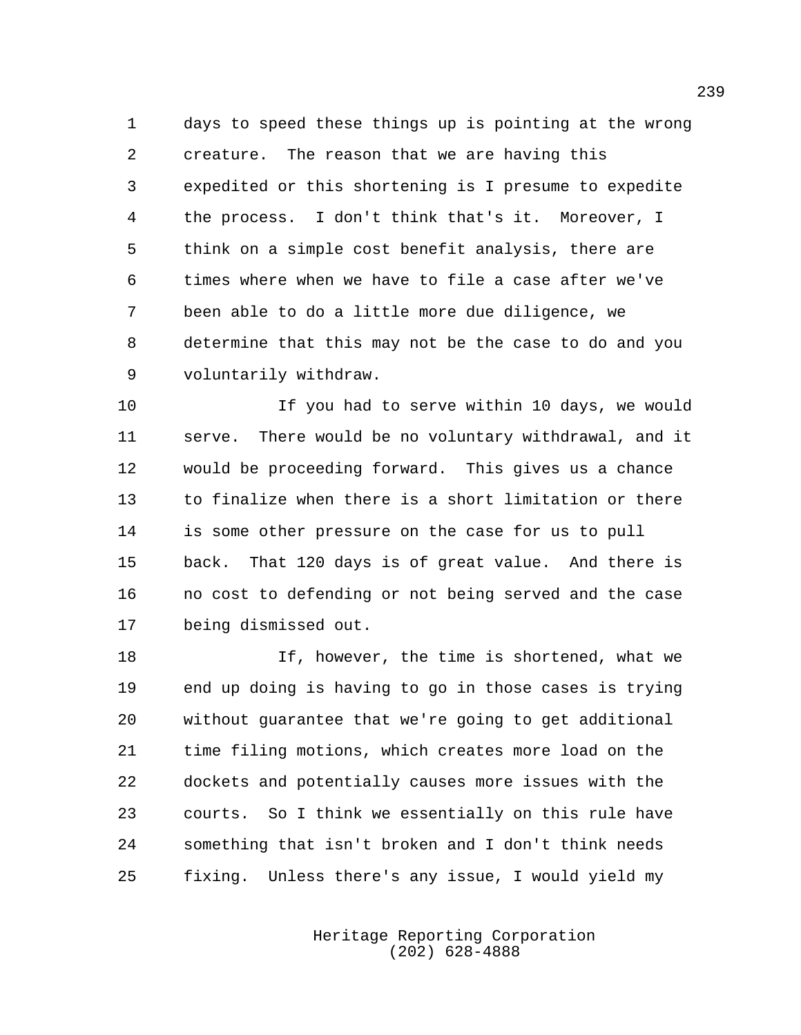days to speed these things up is pointing at the wrong creature. The reason that we are having this expedited or this shortening is I presume to expedite the process. I don't think that's it. Moreover, I think on a simple cost benefit analysis, there are times where when we have to file a case after we've been able to do a little more due diligence, we determine that this may not be the case to do and you voluntarily withdraw.

If you had to serve within 10 days, we would serve. There would be no voluntary withdrawal, and it would be proceeding forward. This gives us a chance to finalize when there is a short limitation or there is some other pressure on the case for us to pull back. That 120 days is of great value. And there is no cost to defending or not being served and the case being dismissed out.

If, however, the time is shortened, what we end up doing is having to go in those cases is trying without guarantee that we're going to get additional time filing motions, which creates more load on the dockets and potentially causes more issues with the courts. So I think we essentially on this rule have something that isn't broken and I don't think needs fixing. Unless there's any issue, I would yield my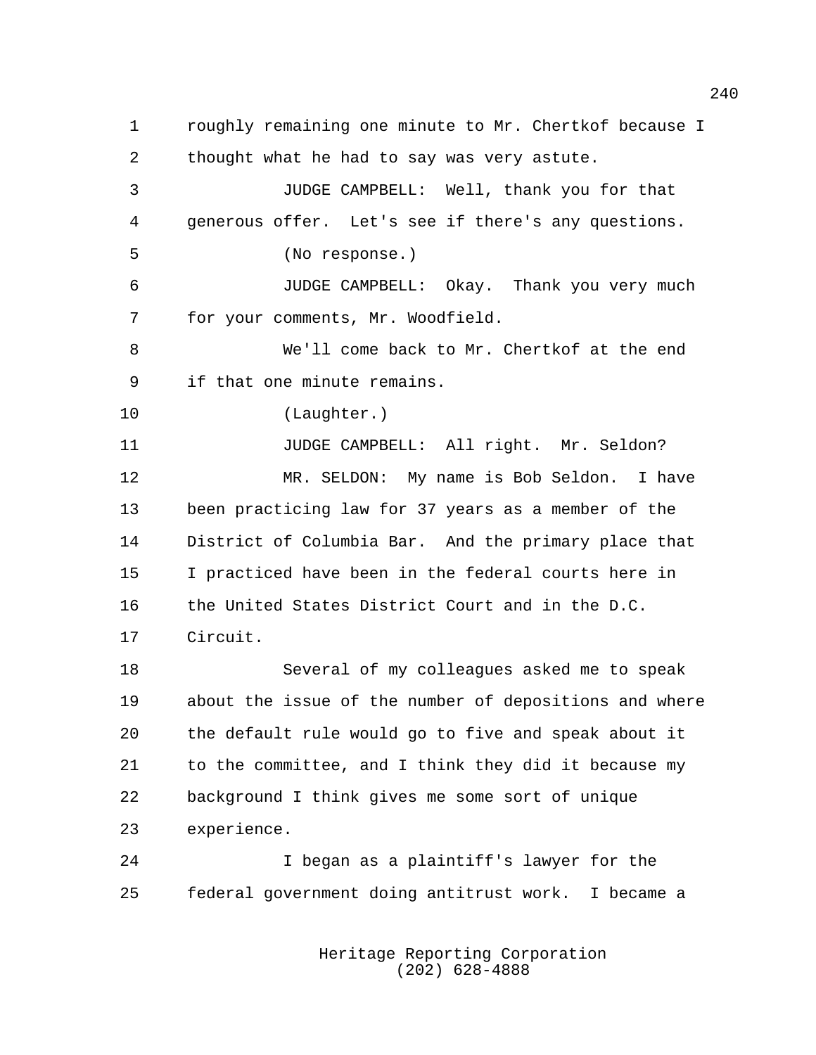roughly remaining one minute to Mr. Chertkof because I thought what he had to say was very astute.

JUDGE CAMPBELL: Well, thank you for that generous offer. Let's see if there's any questions.

(No response.)

JUDGE CAMPBELL: Okay. Thank you very much for your comments, Mr. Woodfield.

We'll come back to Mr. Chertkof at the end if that one minute remains.

(Laughter.)

JUDGE CAMPBELL: All right. Mr. Seldon?

MR. SELDON: My name is Bob Seldon. I have been practicing law for 37 years as a member of the District of Columbia Bar. And the primary place that I practiced have been in the federal courts here in the United States District Court and in the D.C. Circuit.

Several of my colleagues asked me to speak about the issue of the number of depositions and where the default rule would go to five and speak about it to the committee, and I think they did it because my background I think gives me some sort of unique experience.

I began as a plaintiff's lawyer for the federal government doing antitrust work. I became a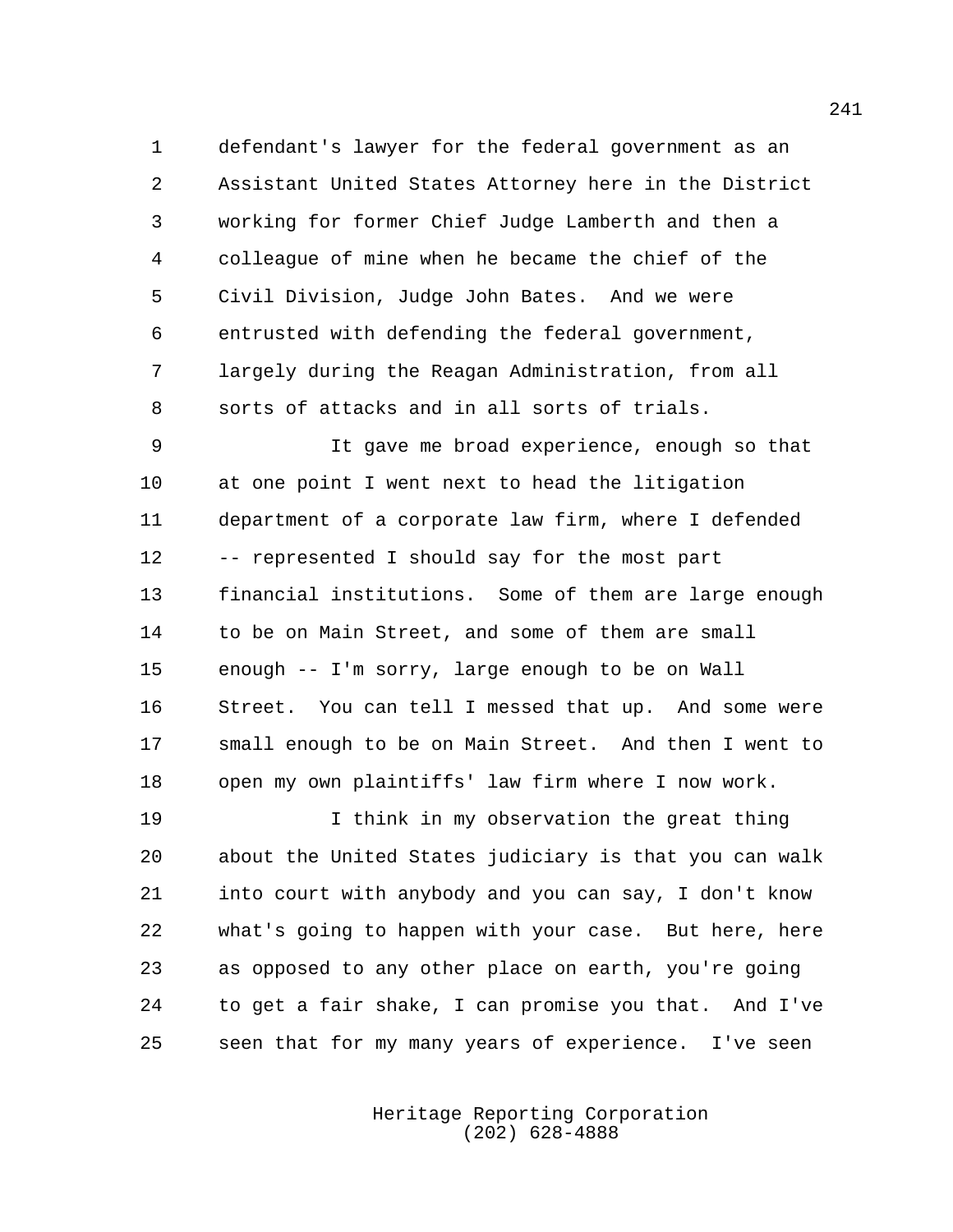defendant's lawyer for the federal government as an Assistant United States Attorney here in the District working for former Chief Judge Lamberth and then a colleague of mine when he became the chief of the Civil Division, Judge John Bates. And we were entrusted with defending the federal government, largely during the Reagan Administration, from all sorts of attacks and in all sorts of trials.

It gave me broad experience, enough so that at one point I went next to head the litigation department of a corporate law firm, where I defended -- represented I should say for the most part financial institutions. Some of them are large enough to be on Main Street, and some of them are small enough -- I'm sorry, large enough to be on Wall Street. You can tell I messed that up. And some were small enough to be on Main Street. And then I went to open my own plaintiffs' law firm where I now work.

I think in my observation the great thing about the United States judiciary is that you can walk into court with anybody and you can say, I don't know what's going to happen with your case. But here, here as opposed to any other place on earth, you're going to get a fair shake, I can promise you that. And I've seen that for my many years of experience. I've seen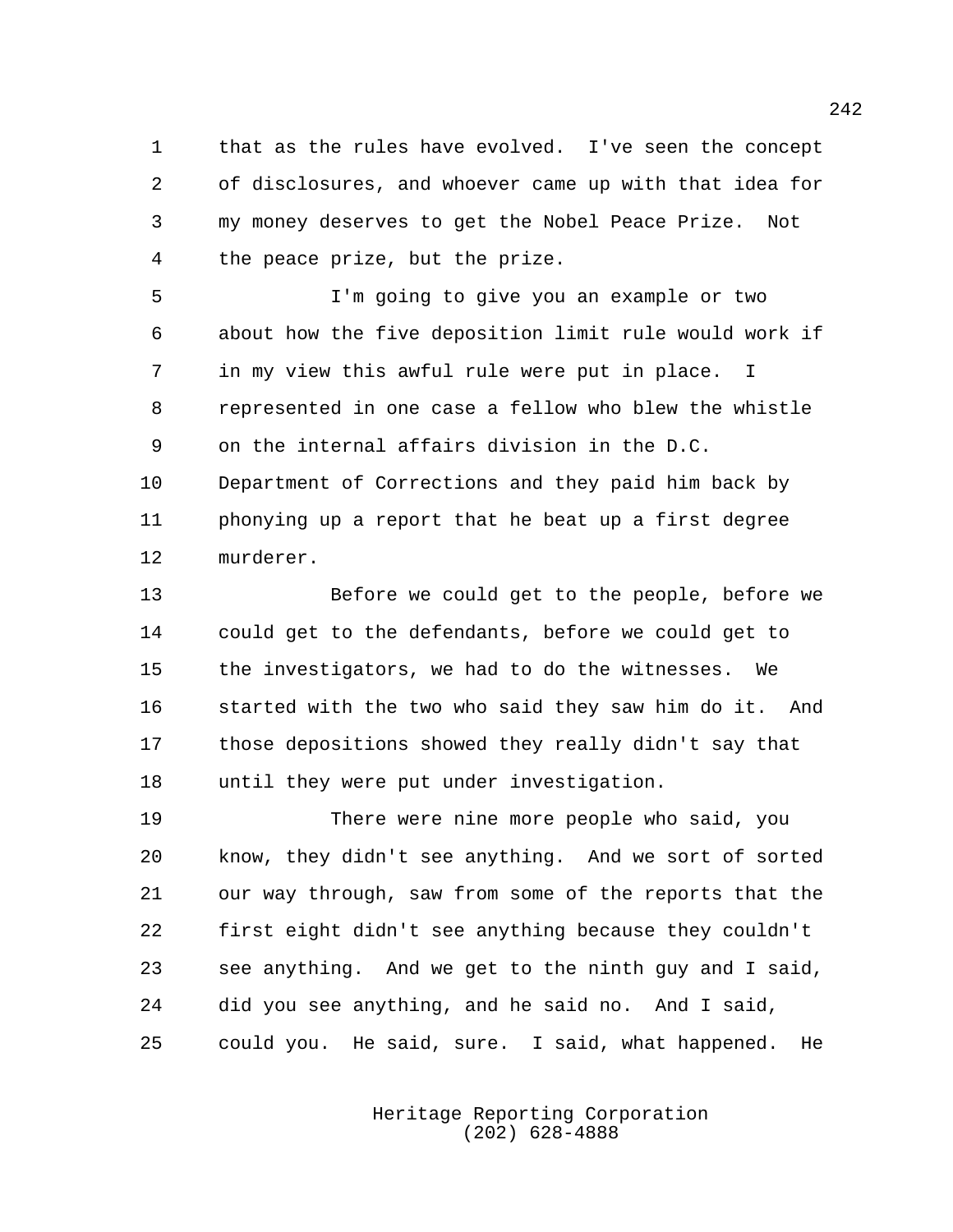that as the rules have evolved. I've seen the concept of disclosures, and whoever came up with that idea for my money deserves to get the Nobel Peace Prize. Not the peace prize, but the prize.

I'm going to give you an example or two about how the five deposition limit rule would work if in my view this awful rule were put in place. I represented in one case a fellow who blew the whistle on the internal affairs division in the D.C. Department of Corrections and they paid him back by phonying up a report that he beat up a first degree murderer.

Before we could get to the people, before we could get to the defendants, before we could get to the investigators, we had to do the witnesses. We started with the two who said they saw him do it. And those depositions showed they really didn't say that until they were put under investigation.

There were nine more people who said, you know, they didn't see anything. And we sort of sorted our way through, saw from some of the reports that the first eight didn't see anything because they couldn't see anything. And we get to the ninth guy and I said, did you see anything, and he said no. And I said, could you. He said, sure. I said, what happened. He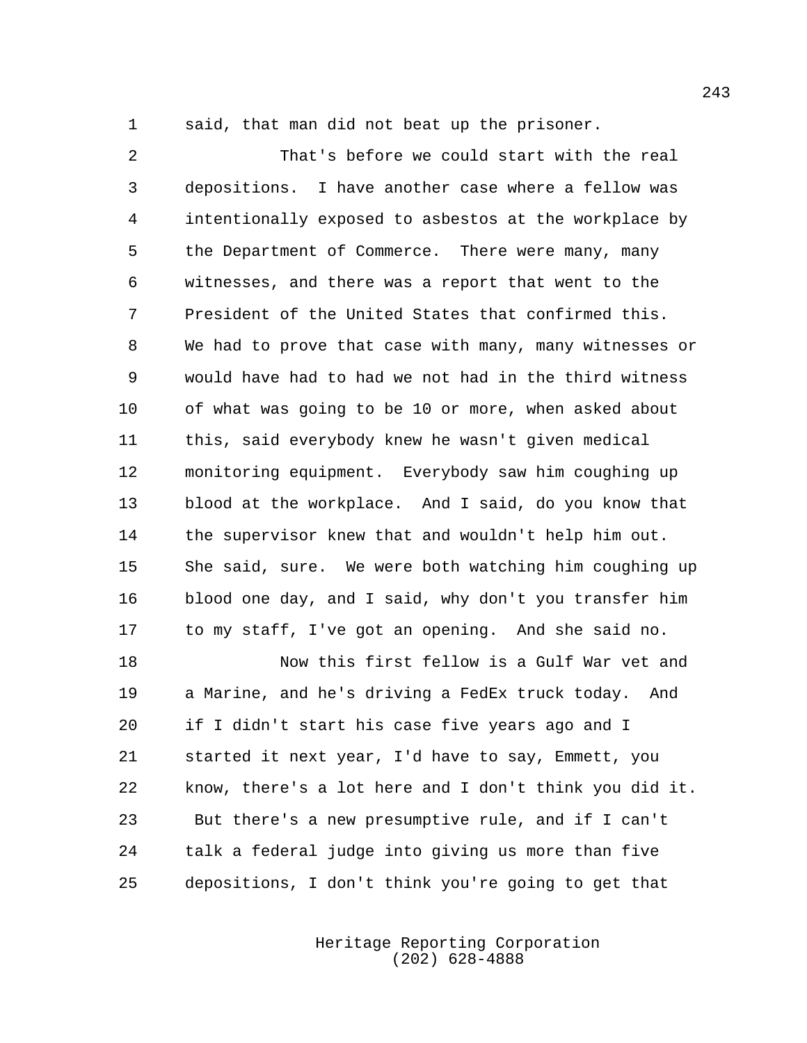said, that man did not beat up the prisoner.

That's before we could start with the real depositions. I have another case where a fellow was intentionally exposed to asbestos at the workplace by the Department of Commerce. There were many, many witnesses, and there was a report that went to the President of the United States that confirmed this. We had to prove that case with many, many witnesses or would have had to had we not had in the third witness of what was going to be 10 or more, when asked about this, said everybody knew he wasn't given medical monitoring equipment. Everybody saw him coughing up blood at the workplace. And I said, do you know that the supervisor knew that and wouldn't help him out. She said, sure. We were both watching him coughing up blood one day, and I said, why don't you transfer him to my staff, I've got an opening. And she said no.

Now this first fellow is a Gulf War vet and a Marine, and he's driving a FedEx truck today. And if I didn't start his case five years ago and I started it next year, I'd have to say, Emmett, you know, there's a lot here and I don't think you did it. But there's a new presumptive rule, and if I can't talk a federal judge into giving us more than five depositions, I don't think you're going to get that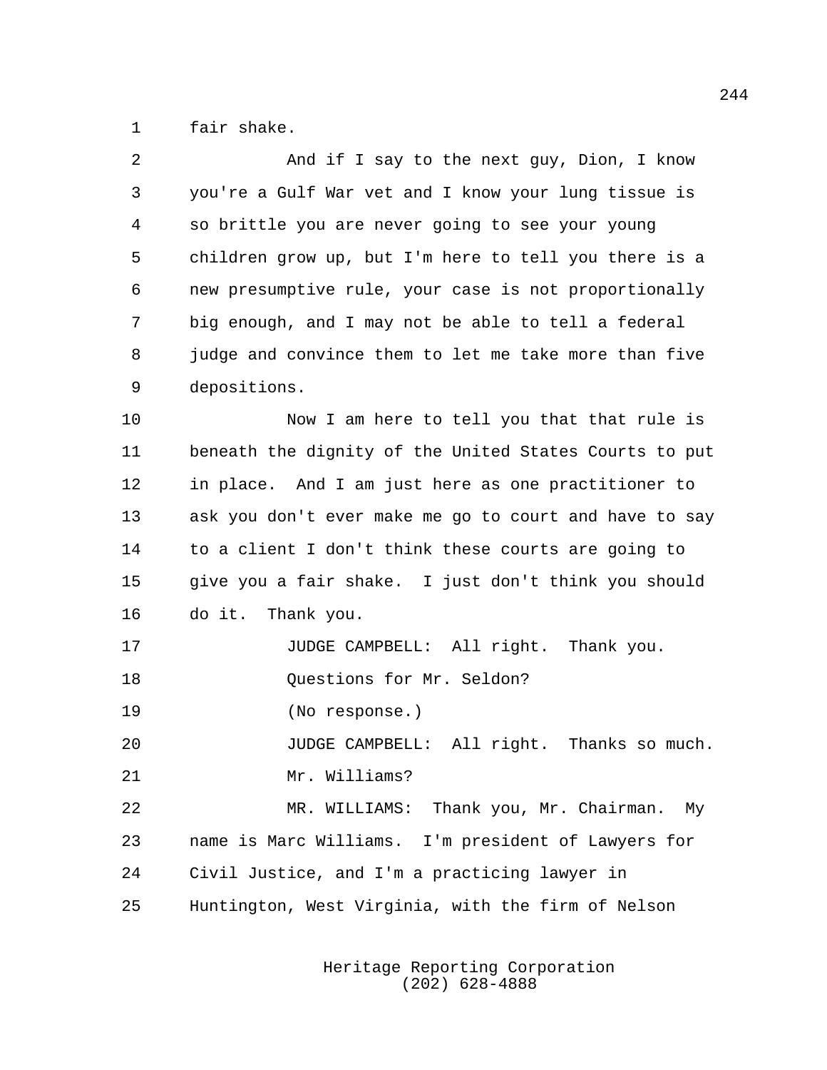fair shake.

And if I say to the next guy, Dion, I know you're a Gulf War vet and I know your lung tissue is so brittle you are never going to see your young children grow up, but I'm here to tell you there is a new presumptive rule, your case is not proportionally big enough, and I may not be able to tell a federal judge and convince them to let me take more than five depositions.

Now I am here to tell you that that rule is beneath the dignity of the United States Courts to put in place. And I am just here as one practitioner to ask you don't ever make me go to court and have to say to a client I don't think these courts are going to give you a fair shake. I just don't think you should do it. Thank you.

JUDGE CAMPBELL: All right. Thank you.

Questions for Mr. Seldon?

(No response.)

JUDGE CAMPBELL: All right. Thanks so much.

Mr. Williams?

MR. WILLIAMS: Thank you, Mr. Chairman. My name is Marc Williams. I'm president of Lawyers for Civil Justice, and I'm a practicing lawyer in Huntington, West Virginia, with the firm of Nelson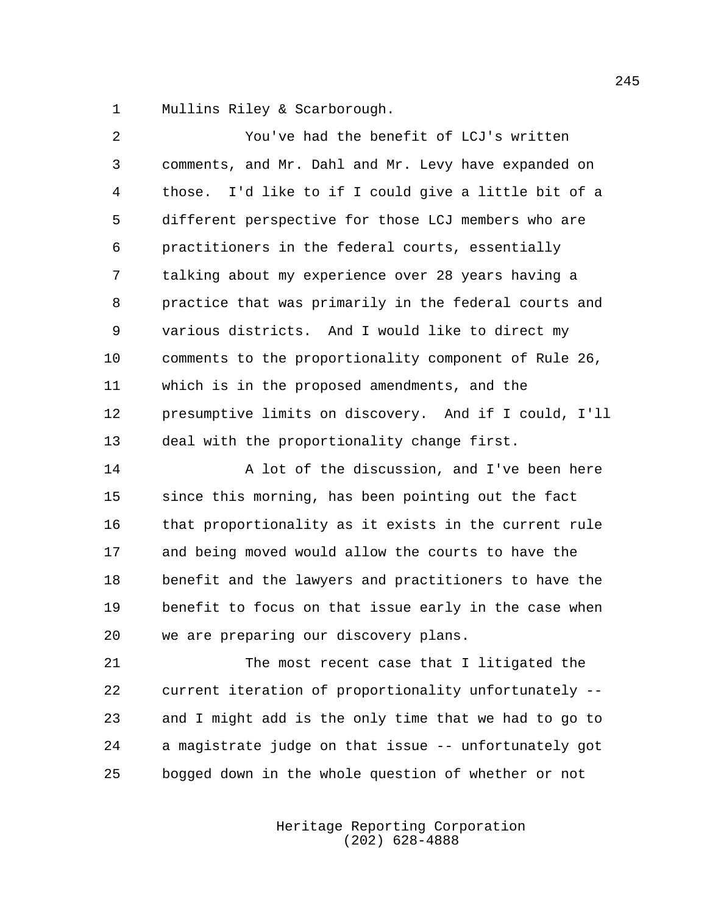Mullins Riley & Scarborough.

You've had the benefit of LCJ's written comments, and Mr. Dahl and Mr. Levy have expanded on those. I'd like to if I could give a little bit of a different perspective for those LCJ members who are practitioners in the federal courts, essentially talking about my experience over 28 years having a practice that was primarily in the federal courts and various districts. And I would like to direct my comments to the proportionality component of Rule 26, which is in the proposed amendments, and the presumptive limits on discovery. And if I could, I'll deal with the proportionality change first.

A lot of the discussion, and I've been here since this morning, has been pointing out the fact that proportionality as it exists in the current rule and being moved would allow the courts to have the benefit and the lawyers and practitioners to have the benefit to focus on that issue early in the case when we are preparing our discovery plans.

The most recent case that I litigated the current iteration of proportionality unfortunately -- and I might add is the only time that we had to go to a magistrate judge on that issue -- unfortunately got bogged down in the whole question of whether or not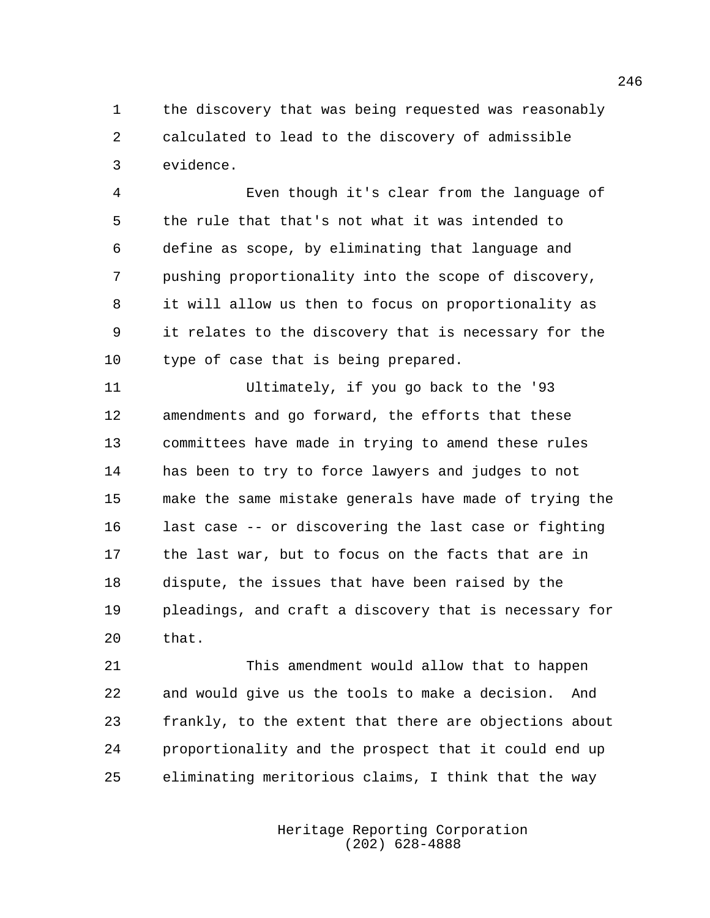the discovery that was being requested was reasonably calculated to lead to the discovery of admissible evidence.

Even though it's clear from the language of the rule that that's not what it was intended to define as scope, by eliminating that language and pushing proportionality into the scope of discovery, it will allow us then to focus on proportionality as it relates to the discovery that is necessary for the type of case that is being prepared.

Ultimately, if you go back to the '93 amendments and go forward, the efforts that these committees have made in trying to amend these rules has been to try to force lawyers and judges to not make the same mistake generals have made of trying the last case -- or discovering the last case or fighting the last war, but to focus on the facts that are in dispute, the issues that have been raised by the pleadings, and craft a discovery that is necessary for that.

This amendment would allow that to happen and would give us the tools to make a decision. And frankly, to the extent that there are objections about proportionality and the prospect that it could end up eliminating meritorious claims, I think that the way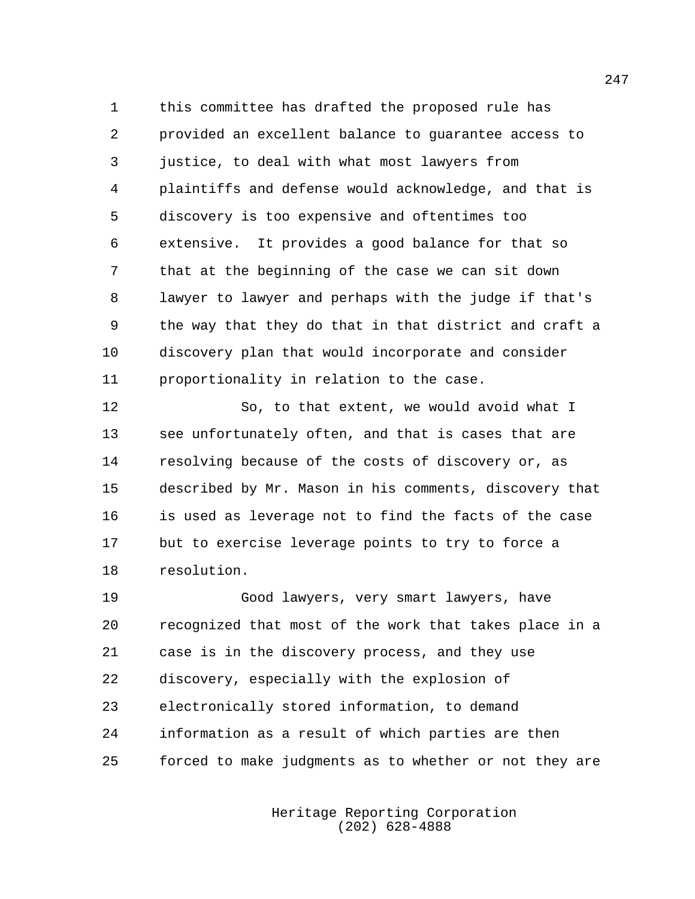this committee has drafted the proposed rule has provided an excellent balance to guarantee access to justice, to deal with what most lawyers from plaintiffs and defense would acknowledge, and that is discovery is too expensive and oftentimes too extensive. It provides a good balance for that so that at the beginning of the case we can sit down lawyer to lawyer and perhaps with the judge if that's the way that they do that in that district and craft a discovery plan that would incorporate and consider proportionality in relation to the case.

So, to that extent, we would avoid what I see unfortunately often, and that is cases that are resolving because of the costs of discovery or, as described by Mr. Mason in his comments, discovery that is used as leverage not to find the facts of the case but to exercise leverage points to try to force a resolution.

Good lawyers, very smart lawyers, have recognized that most of the work that takes place in a case is in the discovery process, and they use discovery, especially with the explosion of electronically stored information, to demand information as a result of which parties are then forced to make judgments as to whether or not they are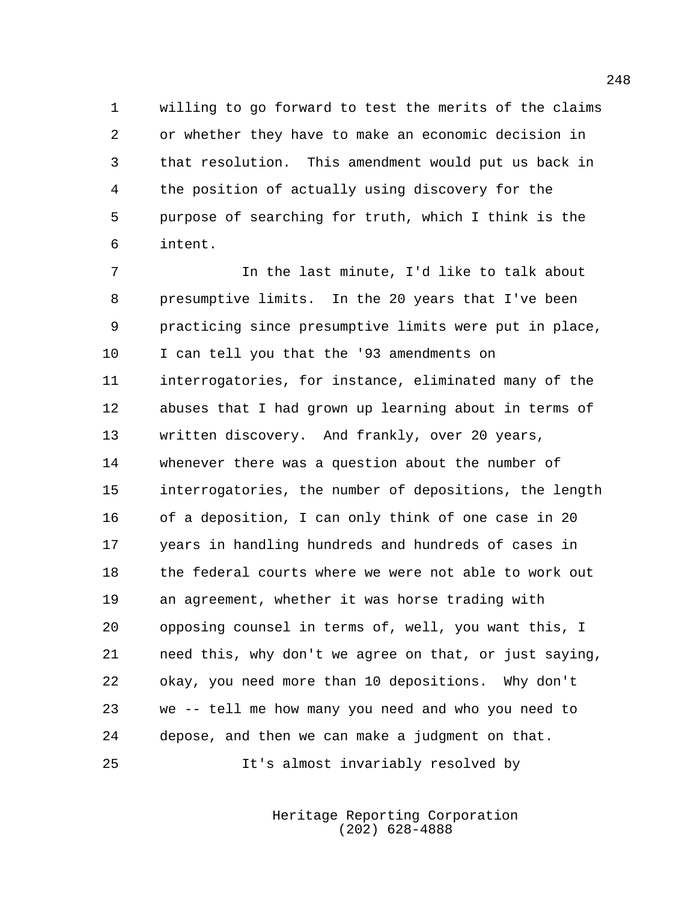willing to go forward to test the merits of the claims or whether they have to make an economic decision in that resolution. This amendment would put us back in the position of actually using discovery for the purpose of searching for truth, which I think is the intent.

In the last minute, I'd like to talk about presumptive limits. In the 20 years that I've been practicing since presumptive limits were put in place, I can tell you that the '93 amendments on interrogatories, for instance, eliminated many of the abuses that I had grown up learning about in terms of written discovery. And frankly, over 20 years, whenever there was a question about the number of interrogatories, the number of depositions, the length of a deposition, I can only think of one case in 20 years in handling hundreds and hundreds of cases in the federal courts where we were not able to work out an agreement, whether it was horse trading with opposing counsel in terms of, well, you want this, I need this, why don't we agree on that, or just saying, okay, you need more than 10 depositions. Why don't we -- tell me how many you need and who you need to depose, and then we can make a judgment on that.

It's almost invariably resolved by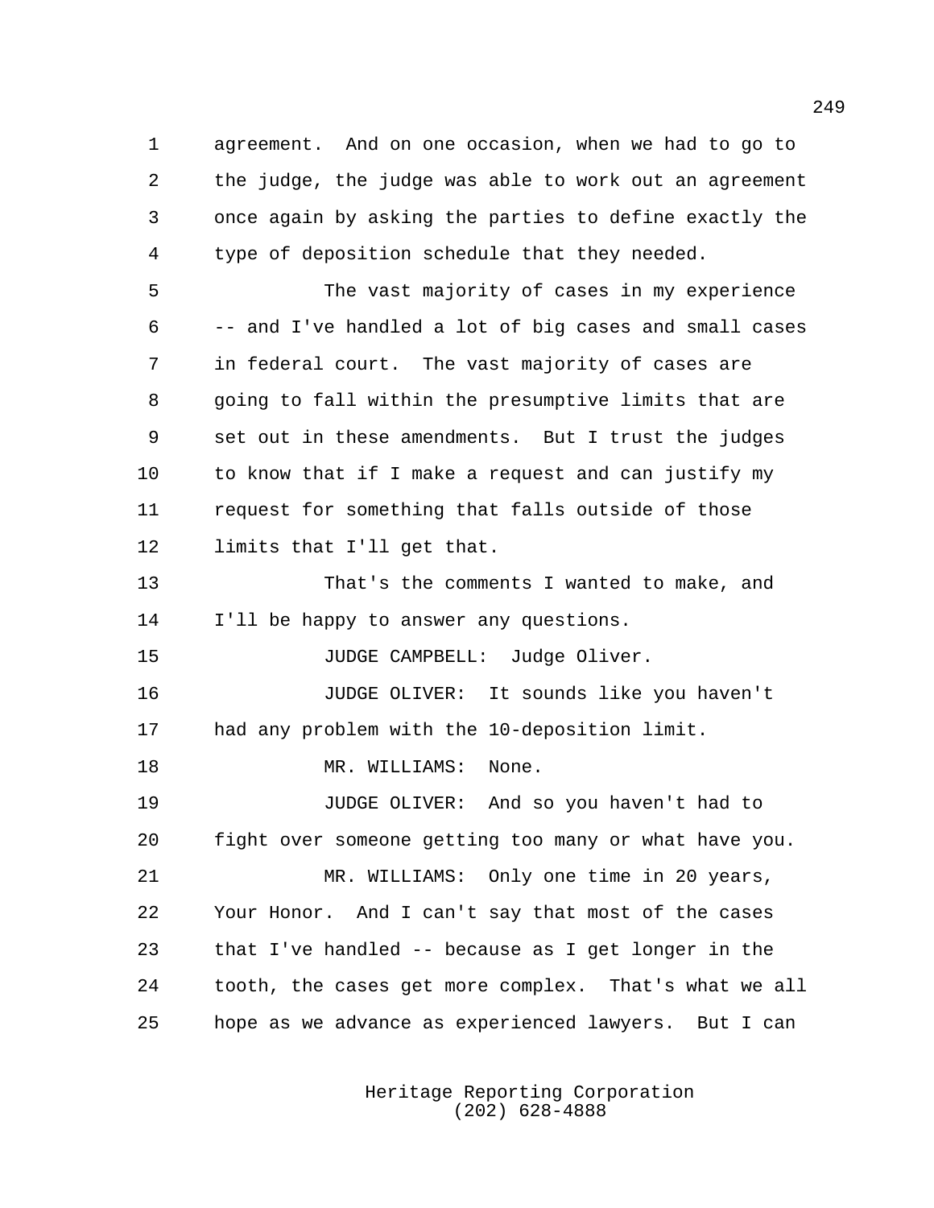agreement. And on one occasion, when we had to go to the judge, the judge was able to work out an agreement once again by asking the parties to define exactly the type of deposition schedule that they needed.

The vast majority of cases in my experience -- and I've handled a lot of big cases and small cases in federal court. The vast majority of cases are going to fall within the presumptive limits that are set out in these amendments. But I trust the judges to know that if I make a request and can justify my request for something that falls outside of those limits that I'll get that.

That's the comments I wanted to make, and I'll be happy to answer any questions.

JUDGE CAMPBELL: Judge Oliver.

JUDGE OLIVER: It sounds like you haven't had any problem with the 10-deposition limit.

MR. WILLIAMS: None.

JUDGE OLIVER: And so you haven't had to fight over someone getting too many or what have you.

MR. WILLIAMS: Only one time in 20 years, Your Honor. And I can't say that most of the cases that I've handled -- because as I get longer in the tooth, the cases get more complex. That's what we all hope as we advance as experienced lawyers. But I can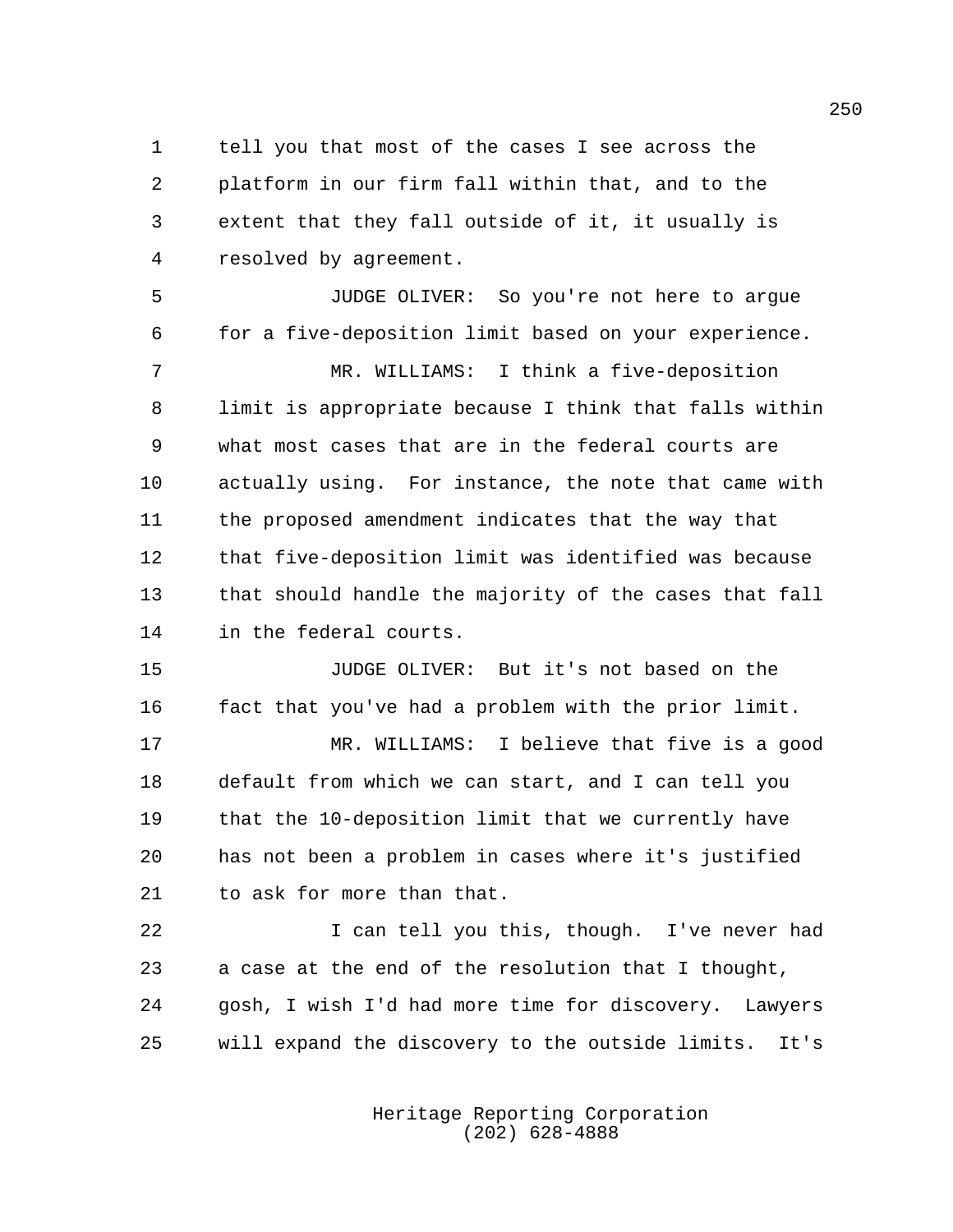tell you that most of the cases I see across the platform in our firm fall within that, and to the extent that they fall outside of it, it usually is resolved by agreement.

JUDGE OLIVER: So you're not here to argue for a five-deposition limit based on your experience.

MR. WILLIAMS: I think a five-deposition limit is appropriate because I think that falls within what most cases that are in the federal courts are actually using. For instance, the note that came with the proposed amendment indicates that the way that that five-deposition limit was identified was because that should handle the majority of the cases that fall in the federal courts.

JUDGE OLIVER: But it's not based on the fact that you've had a problem with the prior limit.

MR. WILLIAMS: I believe that five is a good default from which we can start, and I can tell you that the 10-deposition limit that we currently have has not been a problem in cases where it's justified to ask for more than that.

I can tell you this, though. I've never had a case at the end of the resolution that I thought, gosh, I wish I'd had more time for discovery. Lawyers will expand the discovery to the outside limits. It's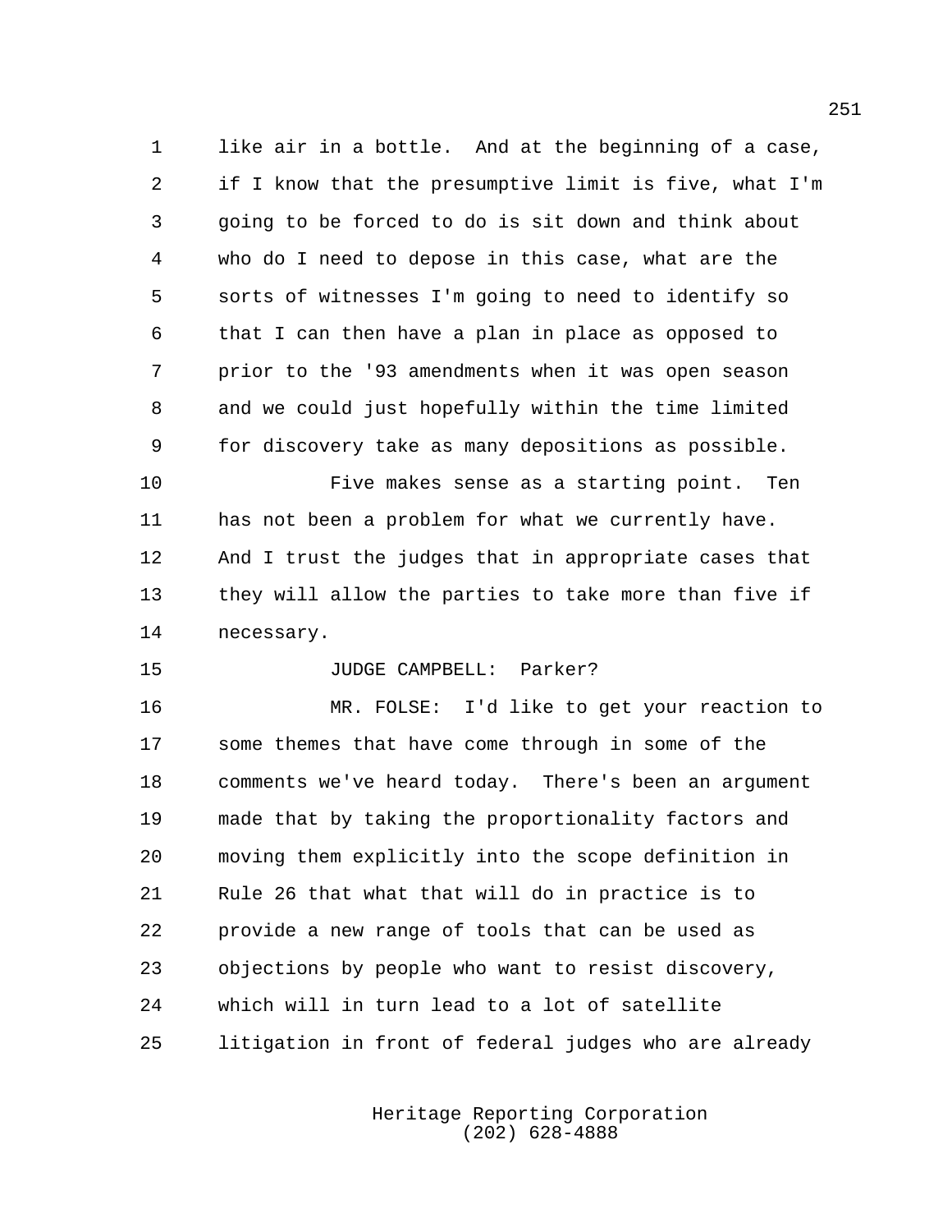like air in a bottle. And at the beginning of a case, if I know that the presumptive limit is five, what I'm going to be forced to do is sit down and think about who do I need to depose in this case, what are the sorts of witnesses I'm going to need to identify so that I can then have a plan in place as opposed to prior to the '93 amendments when it was open season and we could just hopefully within the time limited for discovery take as many depositions as possible.

Five makes sense as a starting point. Ten has not been a problem for what we currently have. And I trust the judges that in appropriate cases that they will allow the parties to take more than five if necessary.

JUDGE CAMPBELL: Parker?

MR. FOLSE: I'd like to get your reaction to some themes that have come through in some of the comments we've heard today. There's been an argument made that by taking the proportionality factors and moving them explicitly into the scope definition in Rule 26 that what that will do in practice is to provide a new range of tools that can be used as objections by people who want to resist discovery, which will in turn lead to a lot of satellite litigation in front of federal judges who are already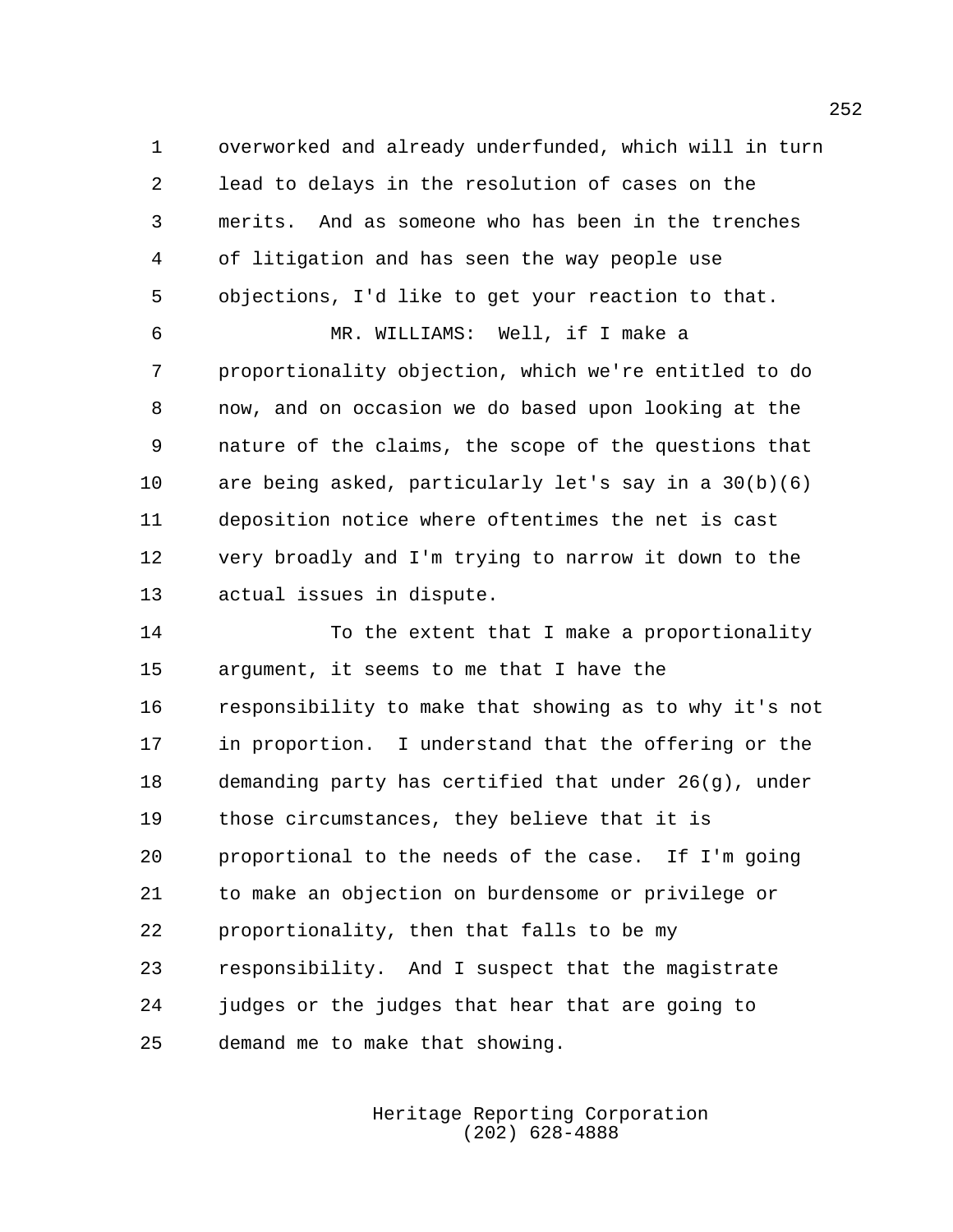overworked and already underfunded, which will in turn lead to delays in the resolution of cases on the merits. And as someone who has been in the trenches of litigation and has seen the way people use objections, I'd like to get your reaction to that.

MR. WILLIAMS: Well, if I make a proportionality objection, which we're entitled to do now, and on occasion we do based upon looking at the nature of the claims, the scope of the questions that are being asked, particularly let's say in a 30(b)(6) deposition notice where oftentimes the net is cast very broadly and I'm trying to narrow it down to the actual issues in dispute.

To the extent that I make a proportionality argument, it seems to me that I have the responsibility to make that showing as to why it's not in proportion. I understand that the offering or the demanding party has certified that under 26(g), under those circumstances, they believe that it is proportional to the needs of the case. If I'm going to make an objection on burdensome or privilege or proportionality, then that falls to be my responsibility. And I suspect that the magistrate judges or the judges that hear that are going to demand me to make that showing.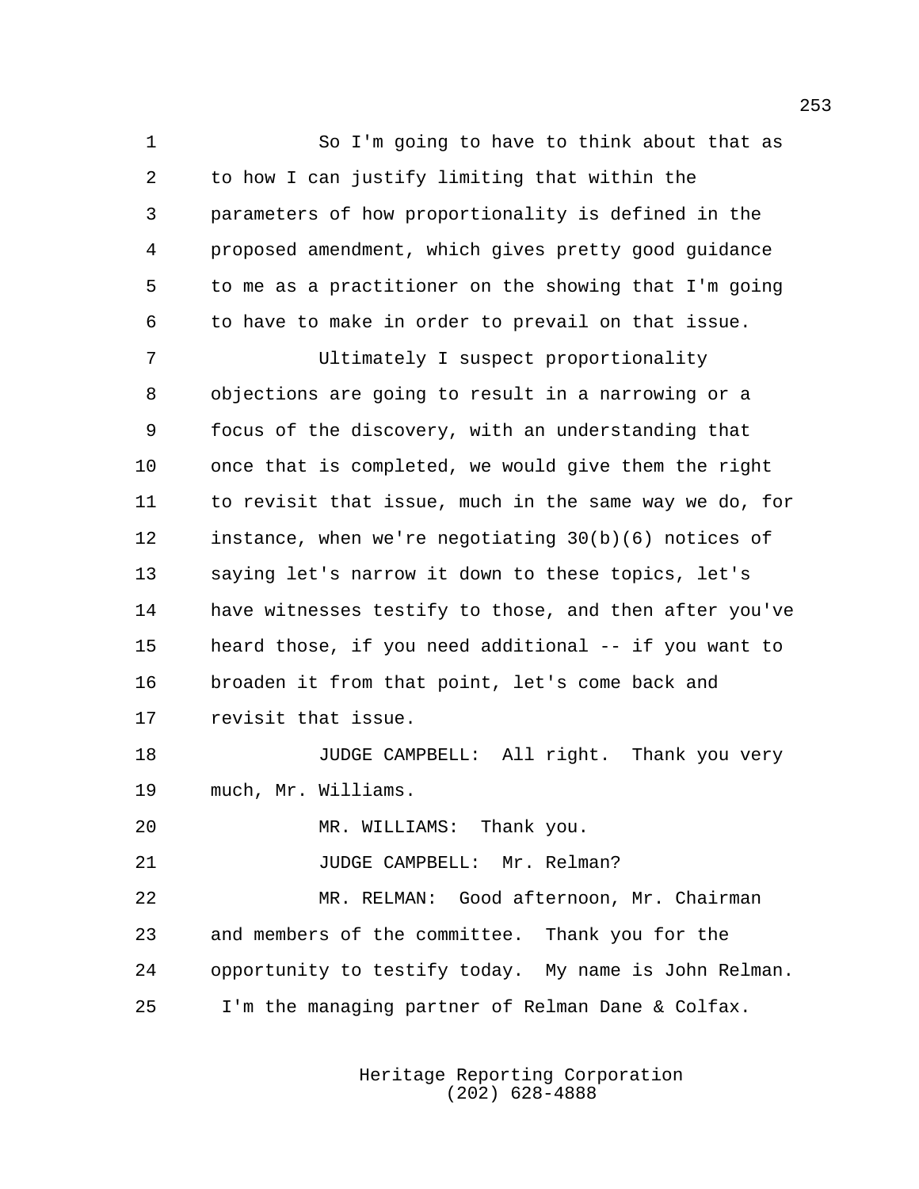So I'm going to have to think about that as to how I can justify limiting that within the parameters of how proportionality is defined in the proposed amendment, which gives pretty good guidance to me as a practitioner on the showing that I'm going to have to make in order to prevail on that issue.

Ultimately I suspect proportionality objections are going to result in a narrowing or a focus of the discovery, with an understanding that once that is completed, we would give them the right to revisit that issue, much in the same way we do, for instance, when we're negotiating 30(b)(6) notices of saying let's narrow it down to these topics, let's have witnesses testify to those, and then after you've heard those, if you need additional -- if you want to broaden it from that point, let's come back and revisit that issue.

JUDGE CAMPBELL: All right. Thank you very much, Mr. Williams.

MR. WILLIAMS: Thank you.

JUDGE CAMPBELL: Mr. Relman?

MR. RELMAN: Good afternoon, Mr. Chairman and members of the committee. Thank you for the opportunity to testify today. My name is John Relman. I'm the managing partner of Relman Dane & Colfax.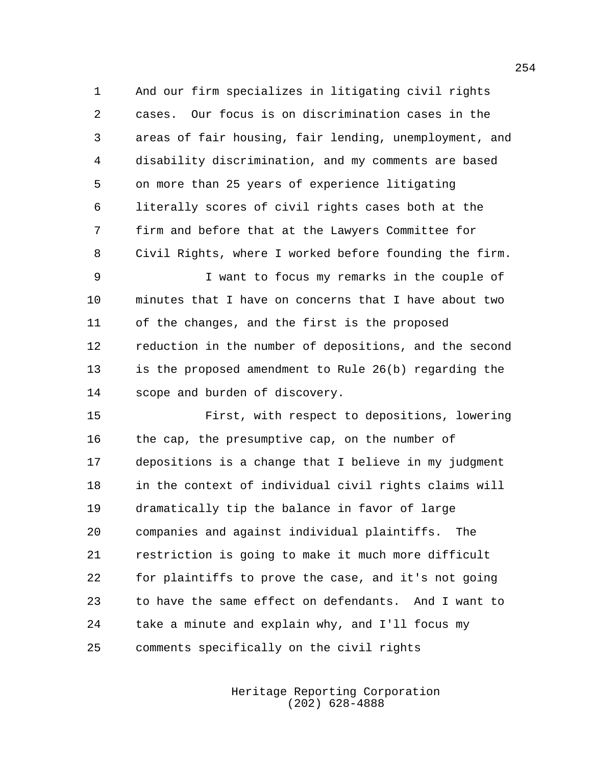And our firm specializes in litigating civil rights cases. Our focus is on discrimination cases in the areas of fair housing, fair lending, unemployment, and disability discrimination, and my comments are based on more than 25 years of experience litigating literally scores of civil rights cases both at the firm and before that at the Lawyers Committee for Civil Rights, where I worked before founding the firm.

I want to focus my remarks in the couple of minutes that I have on concerns that I have about two of the changes, and the first is the proposed reduction in the number of depositions, and the second is the proposed amendment to Rule 26(b) regarding the scope and burden of discovery.

First, with respect to depositions, lowering the cap, the presumptive cap, on the number of depositions is a change that I believe in my judgment in the context of individual civil rights claims will dramatically tip the balance in favor of large companies and against individual plaintiffs. The restriction is going to make it much more difficult for plaintiffs to prove the case, and it's not going to have the same effect on defendants. And I want to take a minute and explain why, and I'll focus my comments specifically on the civil rights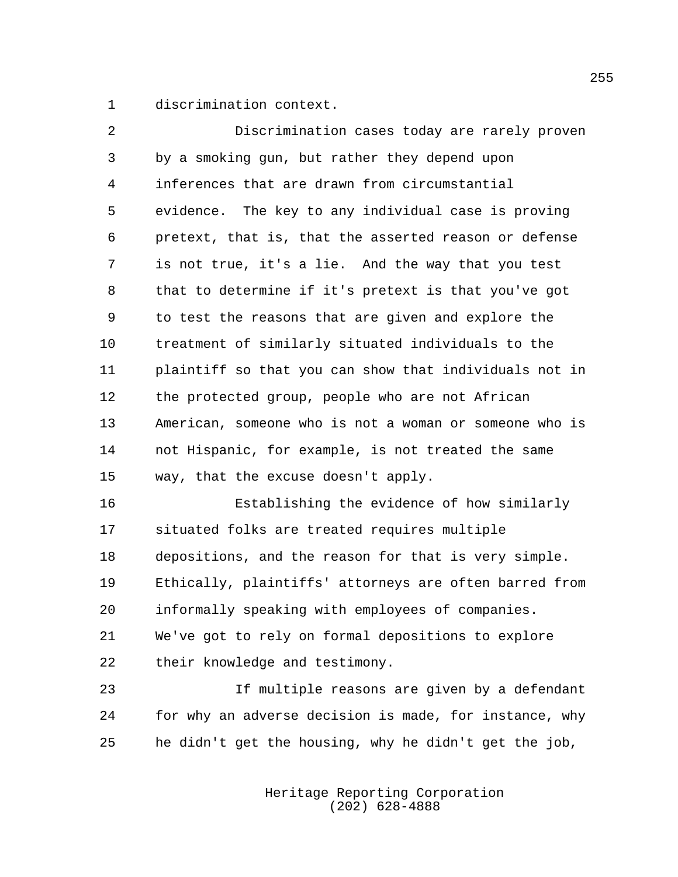discrimination context.

Discrimination cases today are rarely proven by a smoking gun, but rather they depend upon inferences that are drawn from circumstantial evidence. The key to any individual case is proving pretext, that is, that the asserted reason or defense is not true, it's a lie. And the way that you test that to determine if it's pretext is that you've got to test the reasons that are given and explore the treatment of similarly situated individuals to the plaintiff so that you can show that individuals not in the protected group, people who are not African American, someone who is not a woman or someone who is not Hispanic, for example, is not treated the same way, that the excuse doesn't apply.

Establishing the evidence of how similarly situated folks are treated requires multiple depositions, and the reason for that is very simple. Ethically, plaintiffs' attorneys are often barred from informally speaking with employees of companies. We've got to rely on formal depositions to explore their knowledge and testimony.

If multiple reasons are given by a defendant for why an adverse decision is made, for instance, why he didn't get the housing, why he didn't get the job,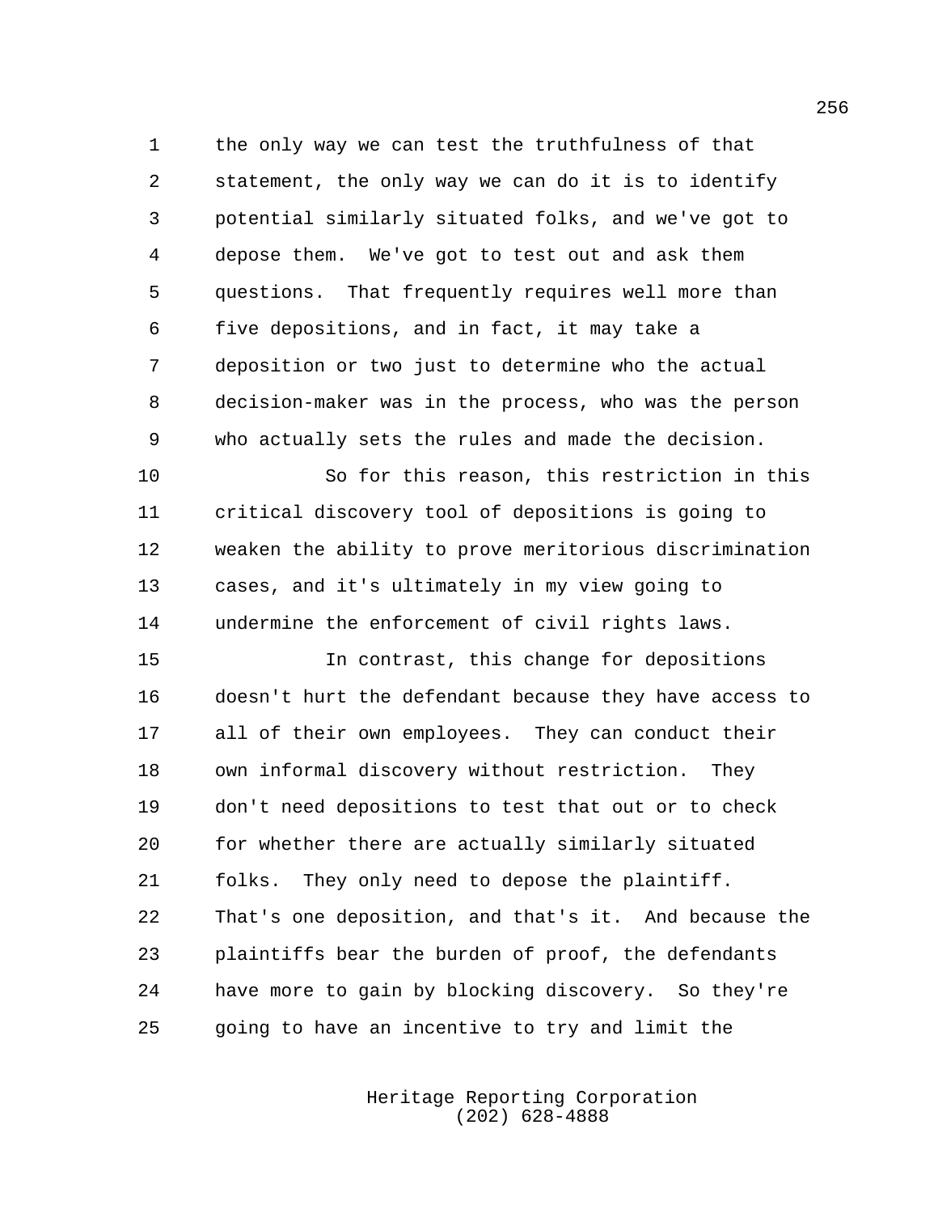the only way we can test the truthfulness of that statement, the only way we can do it is to identify potential similarly situated folks, and we've got to depose them. We've got to test out and ask them questions. That frequently requires well more than five depositions, and in fact, it may take a deposition or two just to determine who the actual decision-maker was in the process, who was the person who actually sets the rules and made the decision.

So for this reason, this restriction in this critical discovery tool of depositions is going to weaken the ability to prove meritorious discrimination cases, and it's ultimately in my view going to undermine the enforcement of civil rights laws.

In contrast, this change for depositions doesn't hurt the defendant because they have access to all of their own employees. They can conduct their own informal discovery without restriction. They don't need depositions to test that out or to check for whether there are actually similarly situated folks. They only need to depose the plaintiff. That's one deposition, and that's it. And because the plaintiffs bear the burden of proof, the defendants have more to gain by blocking discovery. So they're going to have an incentive to try and limit the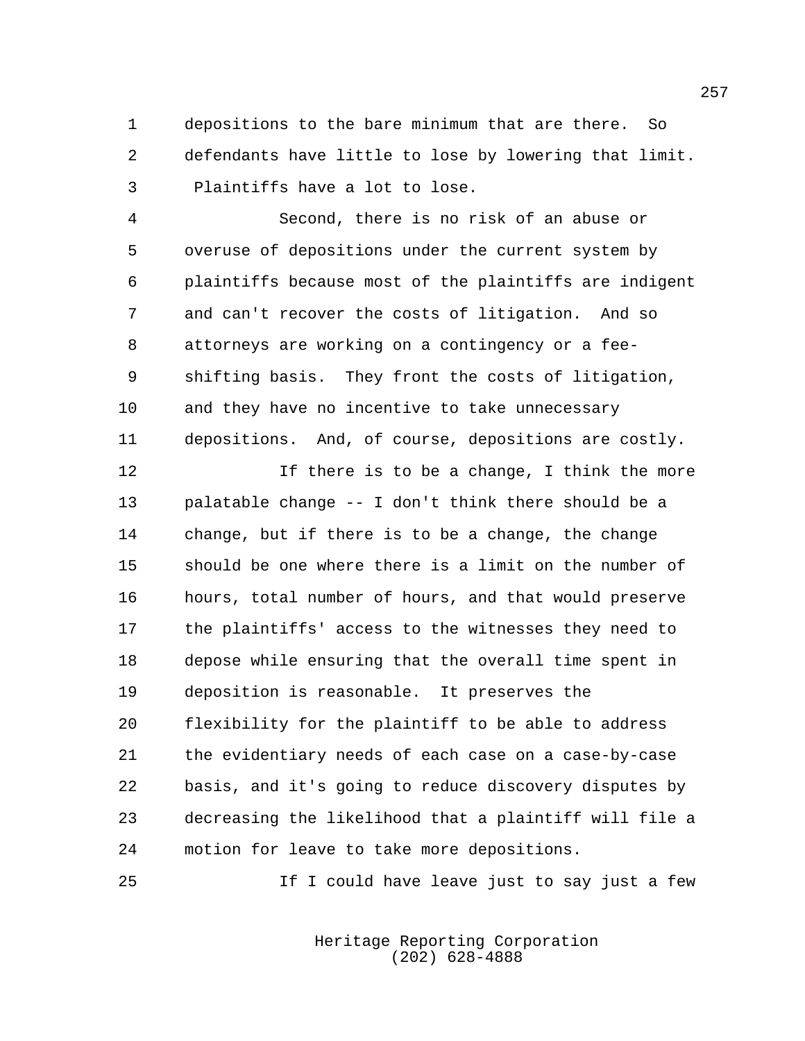depositions to the bare minimum that are there. So defendants have little to lose by lowering that limit. Plaintiffs have a lot to lose.

Second, there is no risk of an abuse or overuse of depositions under the current system by plaintiffs because most of the plaintiffs are indigent and can't recover the costs of litigation. And so attorneys are working on a contingency or a fee-shifting basis. They front the costs of litigation, and they have no incentive to take unnecessary depositions. And, of course, depositions are costly.

If there is to be a change, I think the more palatable change -- I don't think there should be a change, but if there is to be a change, the change should be one where there is a limit on the number of hours, total number of hours, and that would preserve the plaintiffs' access to the witnesses they need to depose while ensuring that the overall time spent in deposition is reasonable. It preserves the flexibility for the plaintiff to be able to address the evidentiary needs of each case on a case-by-case basis, and it's going to reduce discovery disputes by decreasing the likelihood that a plaintiff will file a motion for leave to take more depositions.

If I could have leave just to say just a few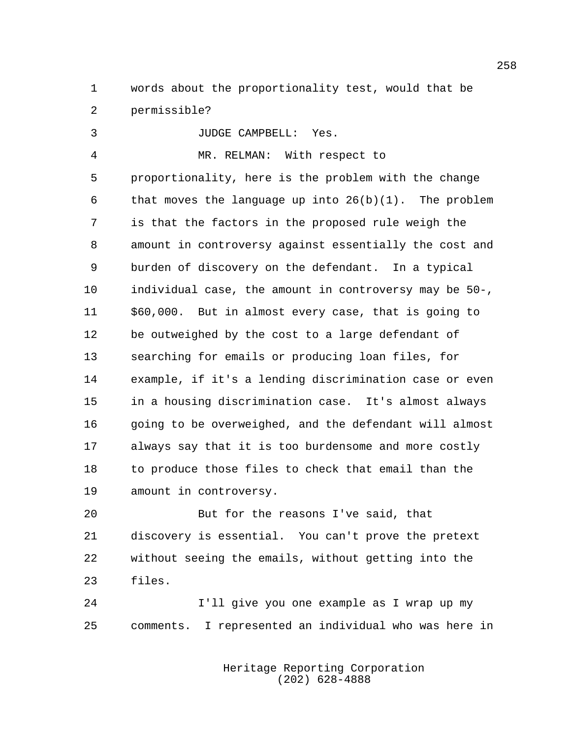words about the proportionality test, would that be permissible?

JUDGE CAMPBELL: Yes.

MR. RELMAN: With respect to proportionality, here is the problem with the change that moves the language up into 26(b)(1). The problem is that the factors in the proposed rule weigh the amount in controversy against essentially the cost and burden of discovery on the defendant. In a typical individual case, the amount in controversy may be 50-, $60,000. But in almost every case, that is going to be outweighed by the cost to a large defendant of searching for emails or producing loan files, for example, if it's a lending discrimination case or even in a housing discrimination case. It's almost always going to be overweighed, and the defendant will almost always say that it is too burdensome and more costly to produce those files to check that email than the amount in controversy.

But for the reasons I've said, that discovery is essential. You can't prove the pretext without seeing the emails, without getting into the files.

I'll give you one example as I wrap up my comments. I represented an individual who was here in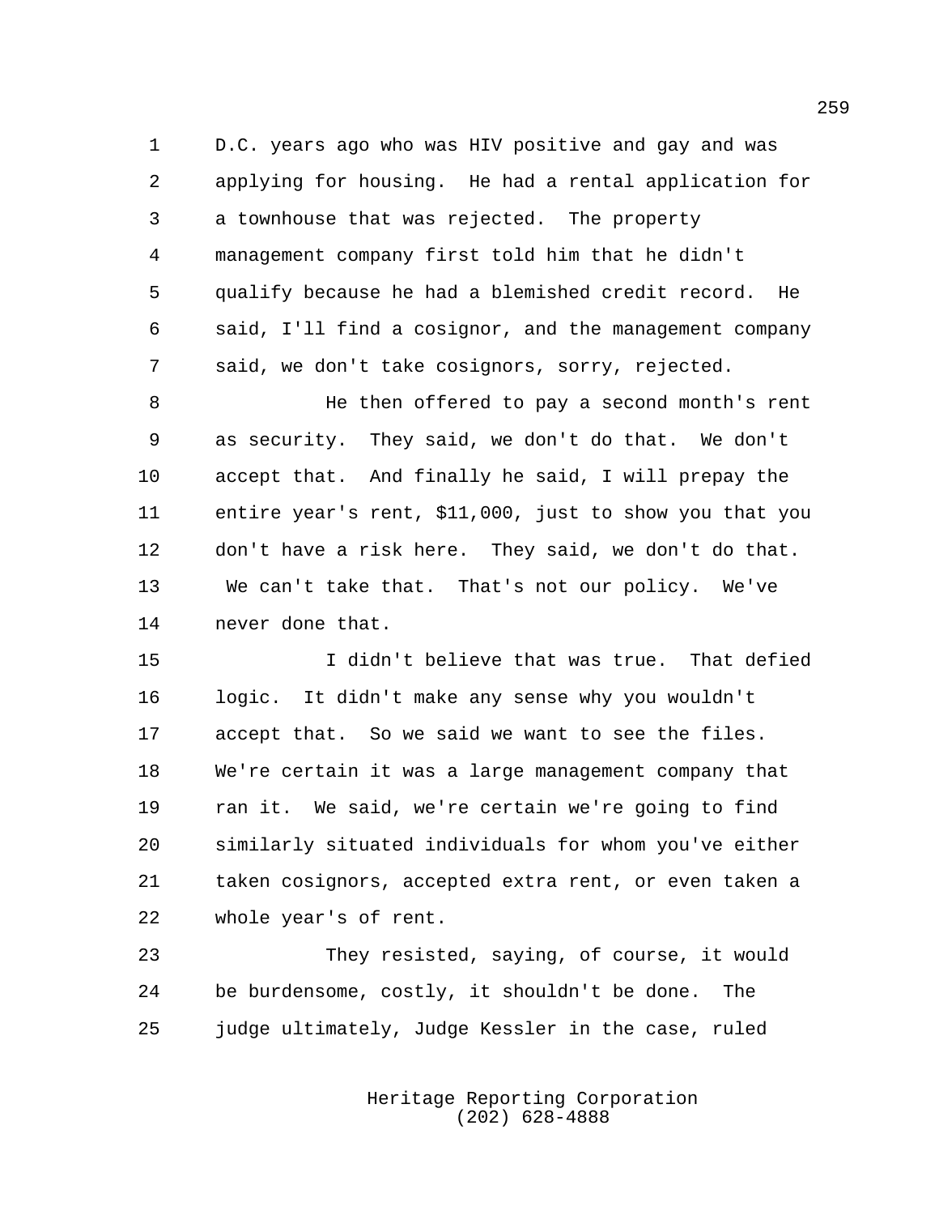D.C. years ago who was HIV positive and gay and was applying for housing. He had a rental application for a townhouse that was rejected. The property management company first told him that he didn't qualify because he had a blemished credit record. He said, I'll find a cosignor, and the management company said, we don't take cosignors, sorry, rejected.

He then offered to pay a second month's rent as security. They said, we don't do that. We don't accept that. And finally he said, I will prepay the entire year's rent, $11,000, just to show you that you don't have a risk here. They said, we don't do that. We can't take that. That's not our policy. We've never done that.

I didn't believe that was true. That defied logic. It didn't make any sense why you wouldn't accept that. So we said we want to see the files. We're certain it was a large management company that ran it. We said, we're certain we're going to find similarly situated individuals for whom you've either taken cosignors, accepted extra rent, or even taken a whole year's of rent.

They resisted, saying, of course, it would be burdensome, costly, it shouldn't be done. The judge ultimately, Judge Kessler in the case, ruled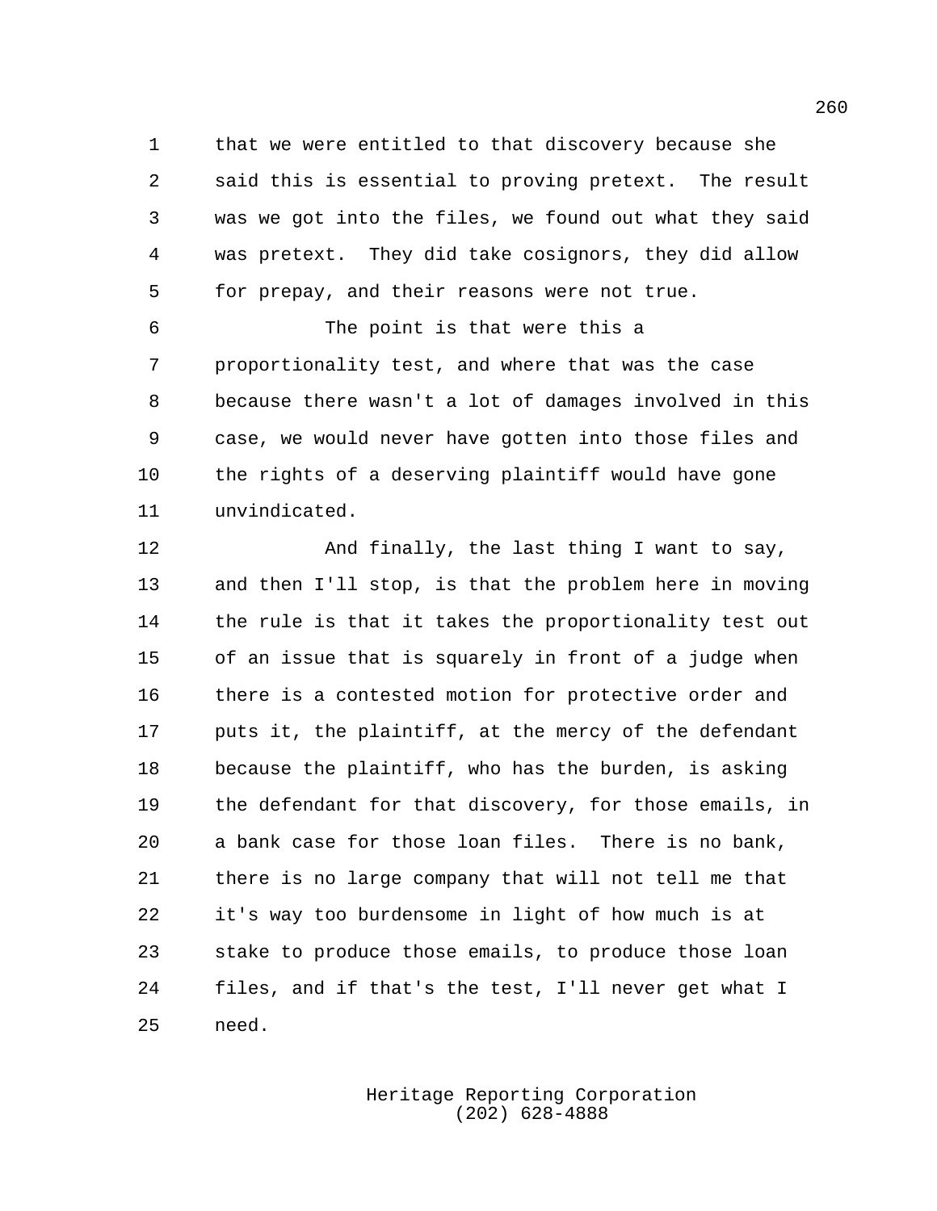that we were entitled to that discovery because she said this is essential to proving pretext. The result was we got into the files, we found out what they said was pretext. They did take cosignors, they did allow for prepay, and their reasons were not true.

The point is that were this a proportionality test, and where that was the case because there wasn't a lot of damages involved in this case, we would never have gotten into those files and the rights of a deserving plaintiff would have gone unvindicated.

And finally, the last thing I want to say, and then I'll stop, is that the problem here in moving the rule is that it takes the proportionality test out of an issue that is squarely in front of a judge when there is a contested motion for protective order and puts it, the plaintiff, at the mercy of the defendant because the plaintiff, who has the burden, is asking the defendant for that discovery, for those emails, in a bank case for those loan files. There is no bank, there is no large company that will not tell me that it's way too burdensome in light of how much is at stake to produce those emails, to produce those loan files, and if that's the test, I'll never get what I need.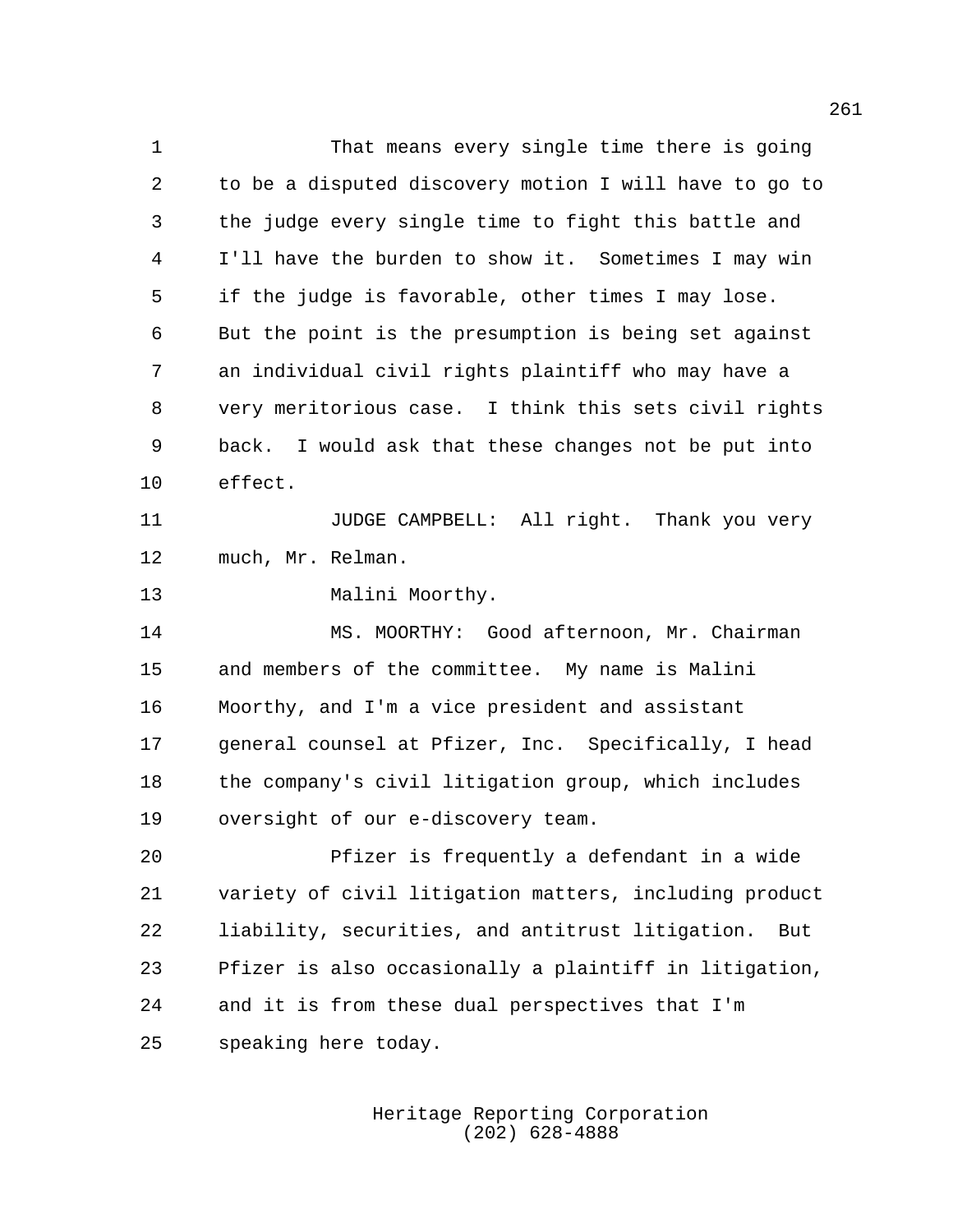That means every single time there is going to be a disputed discovery motion I will have to go to the judge every single time to fight this battle and I'll have the burden to show it. Sometimes I may win if the judge is favorable, other times I may lose. But the point is the presumption is being set against an individual civil rights plaintiff who may have a very meritorious case. I think this sets civil rights back. I would ask that these changes not be put into effect.

JUDGE CAMPBELL: All right. Thank you very much, Mr. Relman.

Malini Moorthy.

MS. MOORTHY: Good afternoon, Mr. Chairman and members of the committee. My name is Malini Moorthy, and I'm a vice president and assistant general counsel at Pfizer, Inc. Specifically, I head the company's civil litigation group, which includes oversight of our e-discovery team.

Pfizer is frequently a defendant in a wide variety of civil litigation matters, including product liability, securities, and antitrust litigation. But Pfizer is also occasionally a plaintiff in litigation, and it is from these dual perspectives that I'm speaking here today.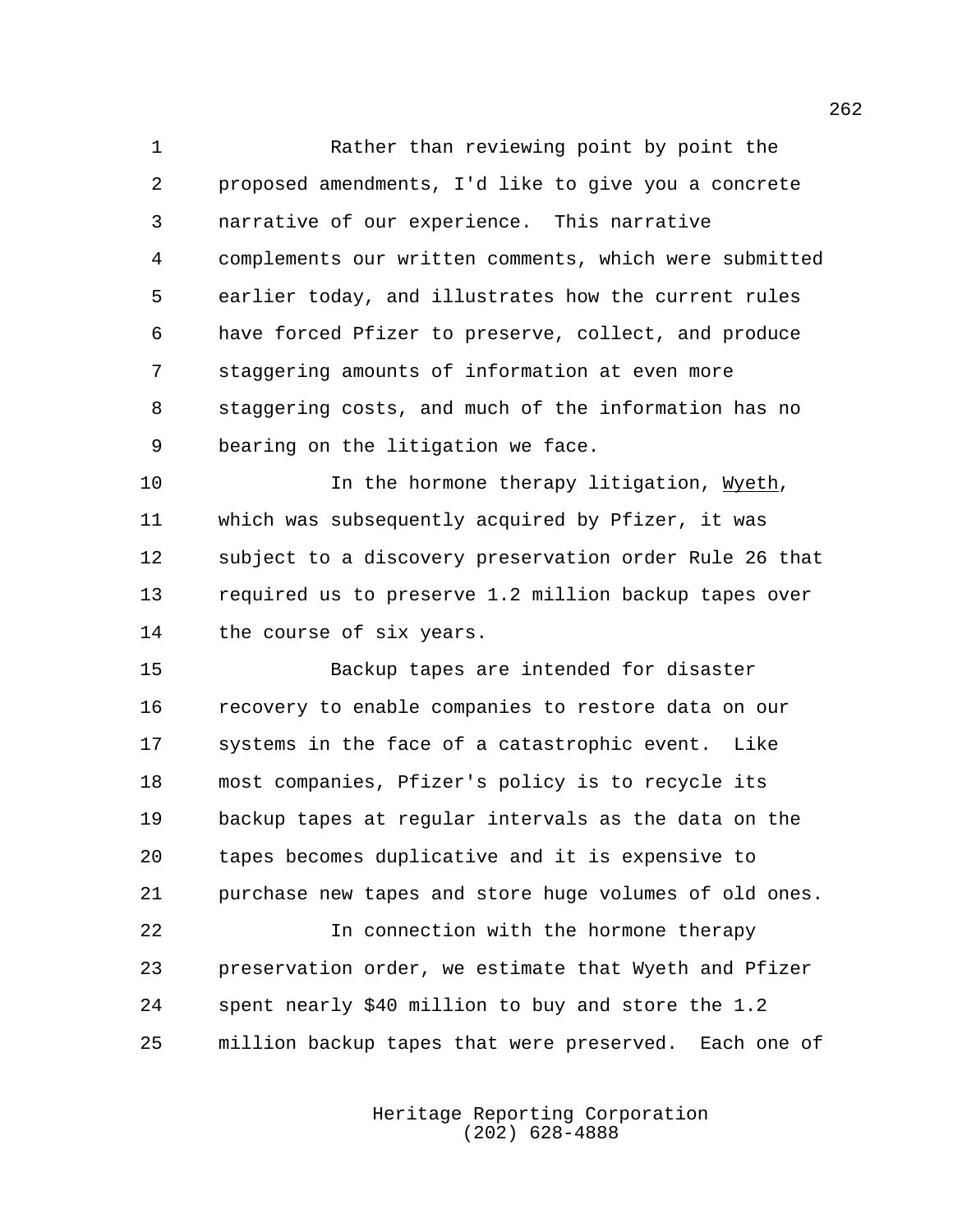Rather than reviewing point by point the proposed amendments, I'd like to give you a concrete narrative of our experience. This narrative complements our written comments, which were submitted earlier today, and illustrates how the current rules have forced Pfizer to preserve, collect, and produce staggering amounts of information at even more staggering costs, and much of the information has no bearing on the litigation we face.

In the hormone therapy litigation, Wyeth, which was subsequently acquired by Pfizer, it was subject to a discovery preservation order Rule 26 that required us to preserve 1.2 million backup tapes over the course of six years.

Backup tapes are intended for disaster recovery to enable companies to restore data on our systems in the face of a catastrophic event. Like most companies, Pfizer's policy is to recycle its backup tapes at regular intervals as the data on the tapes becomes duplicative and it is expensive to purchase new tapes and store huge volumes of old ones.

In connection with the hormone therapy preservation order, we estimate that Wyeth and Pfizer spent nearly $40 million to buy and store the 1.2 million backup tapes that were preserved. Each one of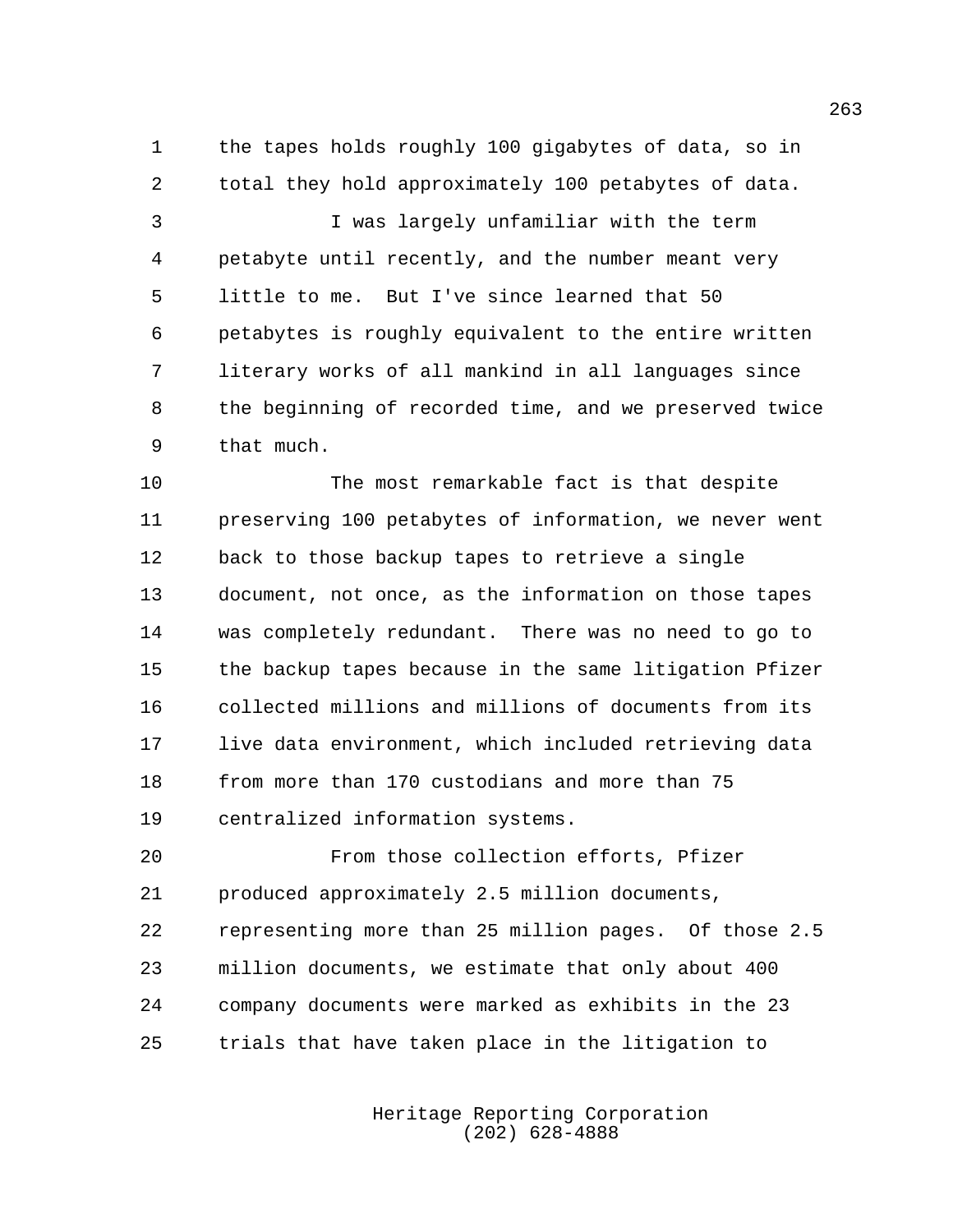the tapes holds roughly 100 gigabytes of data, so in total they hold approximately 100 petabytes of data.

I was largely unfamiliar with the term petabyte until recently, and the number meant very little to me. But I've since learned that 50 petabytes is roughly equivalent to the entire written literary works of all mankind in all languages since the beginning of recorded time, and we preserved twice that much.

The most remarkable fact is that despite preserving 100 petabytes of information, we never went back to those backup tapes to retrieve a single document, not once, as the information on those tapes was completely redundant. There was no need to go to the backup tapes because in the same litigation Pfizer collected millions and millions of documents from its live data environment, which included retrieving data from more than 170 custodians and more than 75 centralized information systems.

From those collection efforts, Pfizer produced approximately 2.5 million documents, representing more than 25 million pages. Of those 2.5 million documents, we estimate that only about 400 company documents were marked as exhibits in the 23 trials that have taken place in the litigation to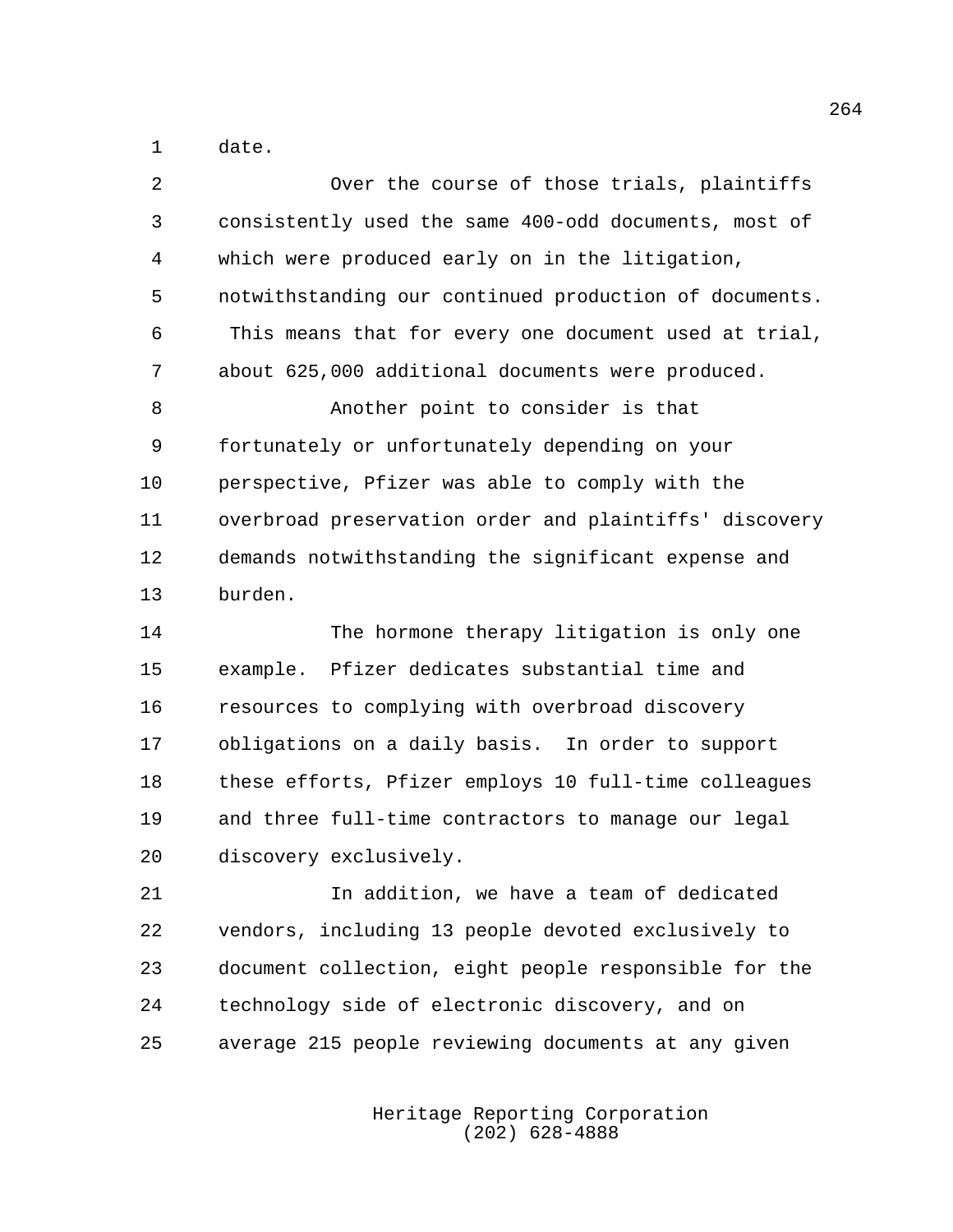date.

Over the course of those trials, plaintiffs consistently used the same 400-odd documents, most of which were produced early on in the litigation, notwithstanding our continued production of documents. This means that for every one document used at trial, about 625,000 additional documents were produced.

Another point to consider is that fortunately or unfortunately depending on your perspective, Pfizer was able to comply with the overbroad preservation order and plaintiffs' discovery demands notwithstanding the significant expense and burden.

The hormone therapy litigation is only one example. Pfizer dedicates substantial time and resources to complying with overbroad discovery obligations on a daily basis. In order to support these efforts, Pfizer employs 10 full-time colleagues and three full-time contractors to manage our legal discovery exclusively.

In addition, we have a team of dedicated vendors, including 13 people devoted exclusively to document collection, eight people responsible for the technology side of electronic discovery, and on average 215 people reviewing documents at any given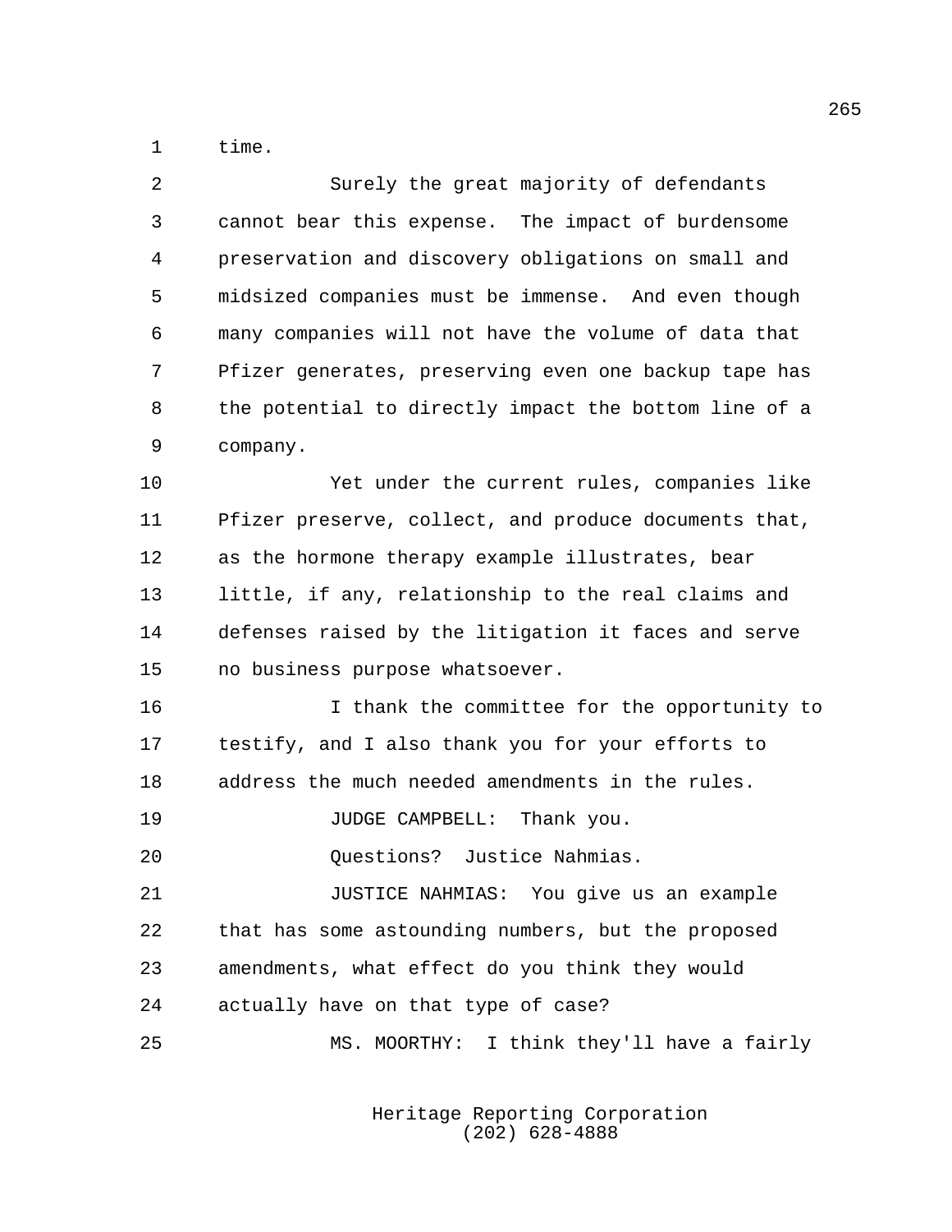time.

Surely the great majority of defendants cannot bear this expense. The impact of burdensome preservation and discovery obligations on small and midsized companies must be immense. And even though many companies will not have the volume of data that Pfizer generates, preserving even one backup tape has the potential to directly impact the bottom line of a company.

Yet under the current rules, companies like Pfizer preserve, collect, and produce documents that, as the hormone therapy example illustrates, bear little, if any, relationship to the real claims and defenses raised by the litigation it faces and serve no business purpose whatsoever.

I thank the committee for the opportunity to testify, and I also thank you for your efforts to address the much needed amendments in the rules.

JUDGE CAMPBELL: Thank you.

Questions? Justice Nahmias.

JUSTICE NAHMIAS: You give us an example that has some astounding numbers, but the proposed amendments, what effect do you think they would actually have on that type of case?

MS. MOORTHY: I think they'll have a fairly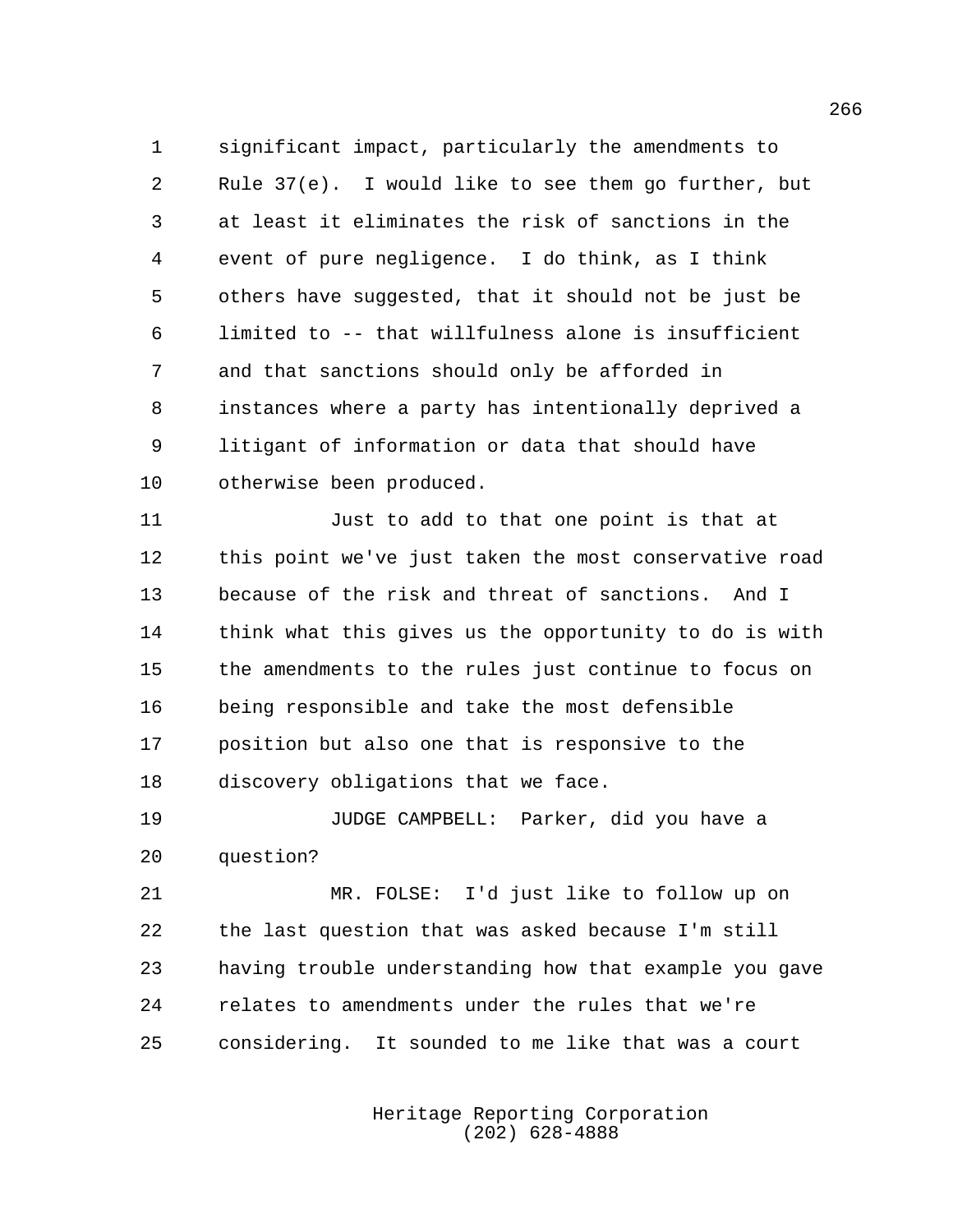significant impact, particularly the amendments to Rule 37(e). I would like to see them go further, but at least it eliminates the risk of sanctions in the event of pure negligence. I do think, as I think others have suggested, that it should not be just be limited to -- that willfulness alone is insufficient and that sanctions should only be afforded in instances where a party has intentionally deprived a litigant of information or data that should have otherwise been produced.

Just to add to that one point is that at this point we've just taken the most conservative road because of the risk and threat of sanctions. And I think what this gives us the opportunity to do is with the amendments to the rules just continue to focus on being responsible and take the most defensible position but also one that is responsive to the discovery obligations that we face.

JUDGE CAMPBELL: Parker, did you have a question?

MR. FOLSE: I'd just like to follow up on the last question that was asked because I'm still having trouble understanding how that example you gave relates to amendments under the rules that we're considering. It sounded to me like that was a court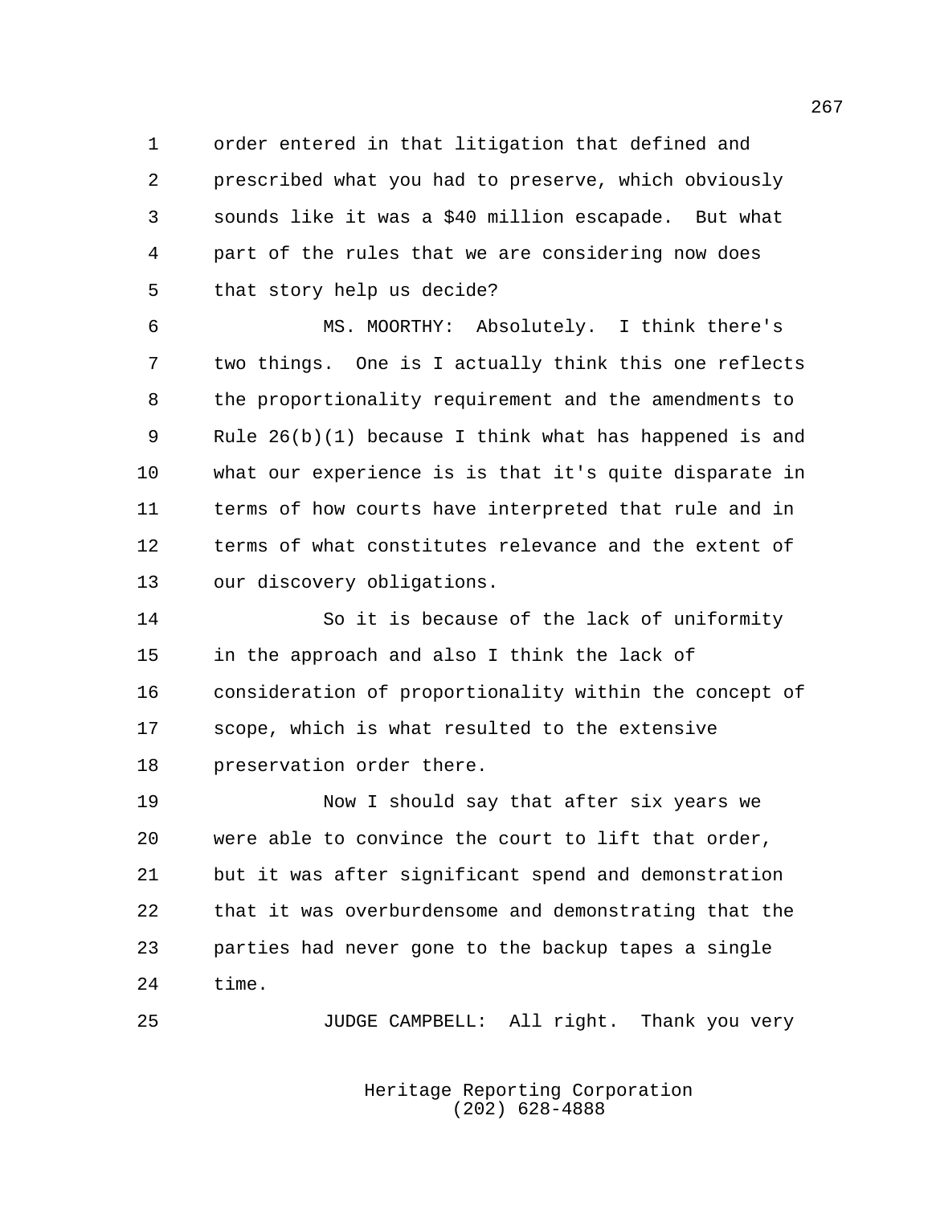order entered in that litigation that defined and prescribed what you had to preserve, which obviously sounds like it was a $40 million escapade. But what part of the rules that we are considering now does that story help us decide?

MS. MOORTHY: Absolutely. I think there's two things. One is I actually think this one reflects the proportionality requirement and the amendments to Rule 26(b)(1) because I think what has happened is and what our experience is is that it's quite disparate in terms of how courts have interpreted that rule and in terms of what constitutes relevance and the extent of our discovery obligations.

So it is because of the lack of uniformity in the approach and also I think the lack of consideration of proportionality within the concept of scope, which is what resulted to the extensive preservation order there.

Now I should say that after six years we were able to convince the court to lift that order, but it was after significant spend and demonstration that it was overburdensome and demonstrating that the parties had never gone to the backup tapes a single time.

JUDGE CAMPBELL: All right. Thank you very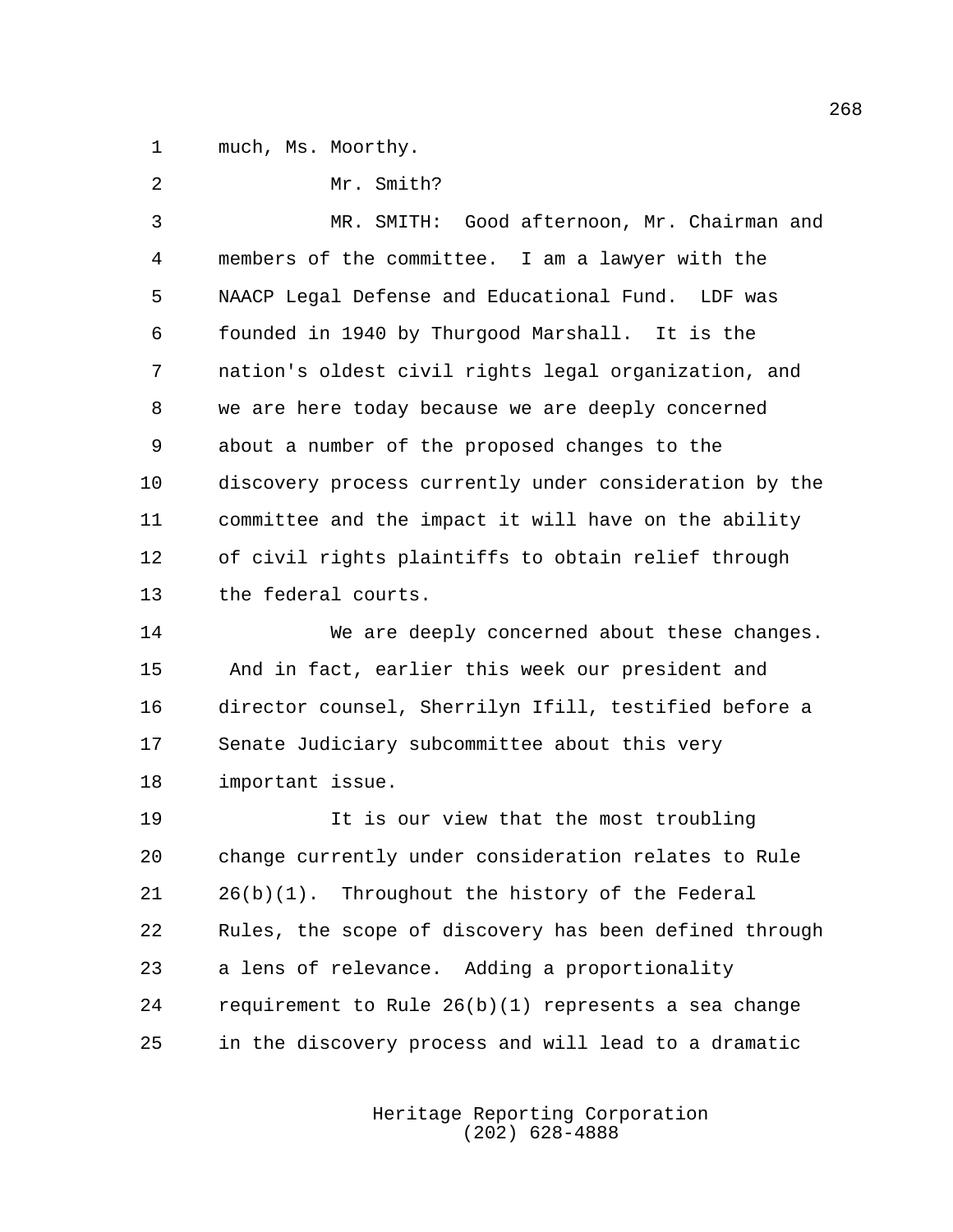much, Ms. Moorthy.

Mr. Smith?

MR. SMITH: Good afternoon, Mr. Chairman and members of the committee. I am a lawyer with the NAACP Legal Defense and Educational Fund. LDF was founded in 1940 by Thurgood Marshall. It is the nation's oldest civil rights legal organization, and we are here today because we are deeply concerned about a number of the proposed changes to the discovery process currently under consideration by the committee and the impact it will have on the ability of civil rights plaintiffs to obtain relief through the federal courts.

We are deeply concerned about these changes. And in fact, earlier this week our president and director counsel, Sherrilyn Ifill, testified before a Senate Judiciary subcommittee about this very important issue.

It is our view that the most troubling change currently under consideration relates to Rule 26(b)(1). Throughout the history of the Federal Rules, the scope of discovery has been defined through a lens of relevance. Adding a proportionality requirement to Rule 26(b)(1) represents a sea change in the discovery process and will lead to a dramatic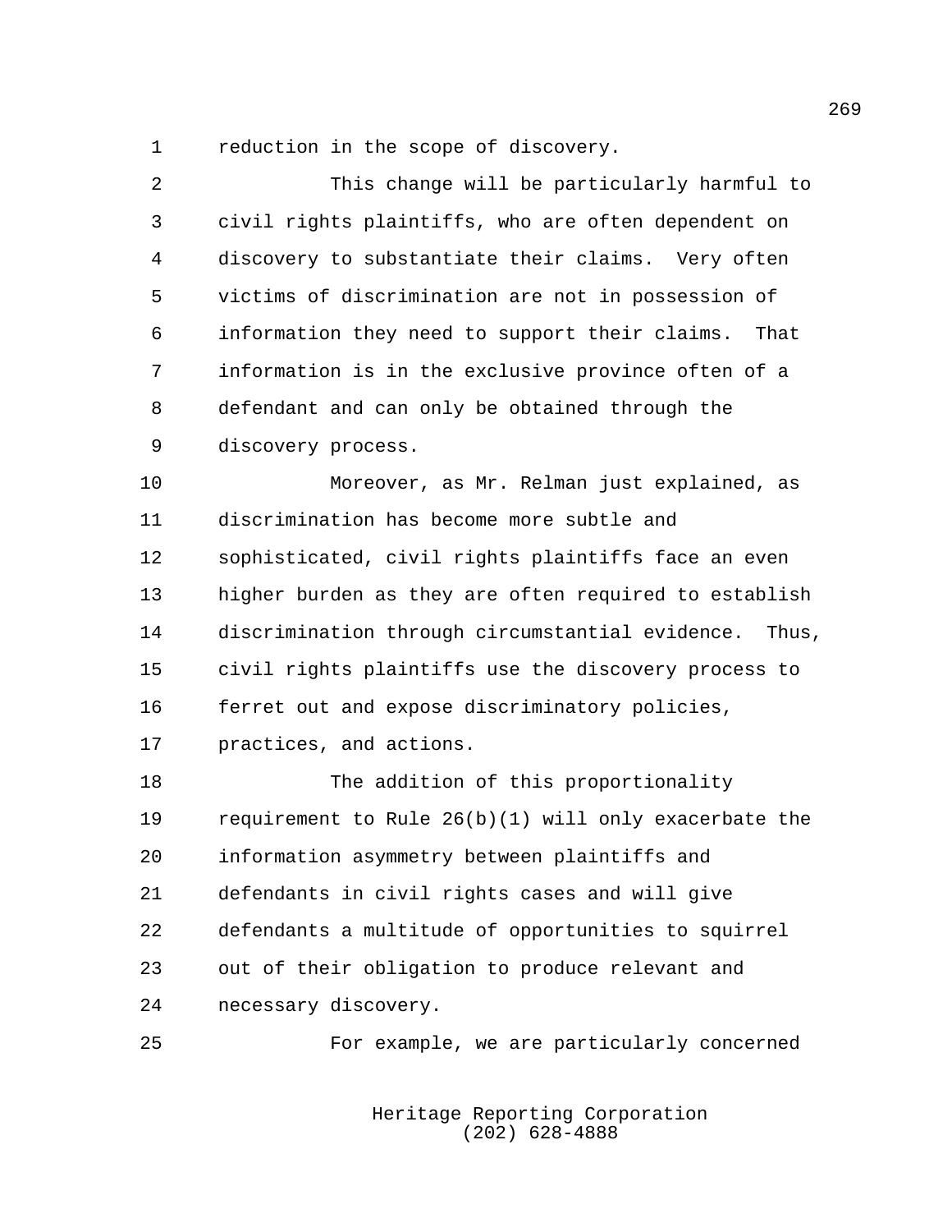reduction in the scope of discovery.

This change will be particularly harmful to civil rights plaintiffs, who are often dependent on discovery to substantiate their claims. Very often victims of discrimination are not in possession of information they need to support their claims. That information is in the exclusive province often of a defendant and can only be obtained through the discovery process.

Moreover, as Mr. Relman just explained, as discrimination has become more subtle and sophisticated, civil rights plaintiffs face an even higher burden as they are often required to establish discrimination through circumstantial evidence. Thus, civil rights plaintiffs use the discovery process to ferret out and expose discriminatory policies, practices, and actions.

The addition of this proportionality requirement to Rule 26(b)(1) will only exacerbate the information asymmetry between plaintiffs and defendants in civil rights cases and will give defendants a multitude of opportunities to squirrel out of their obligation to produce relevant and necessary discovery.

For example, we are particularly concerned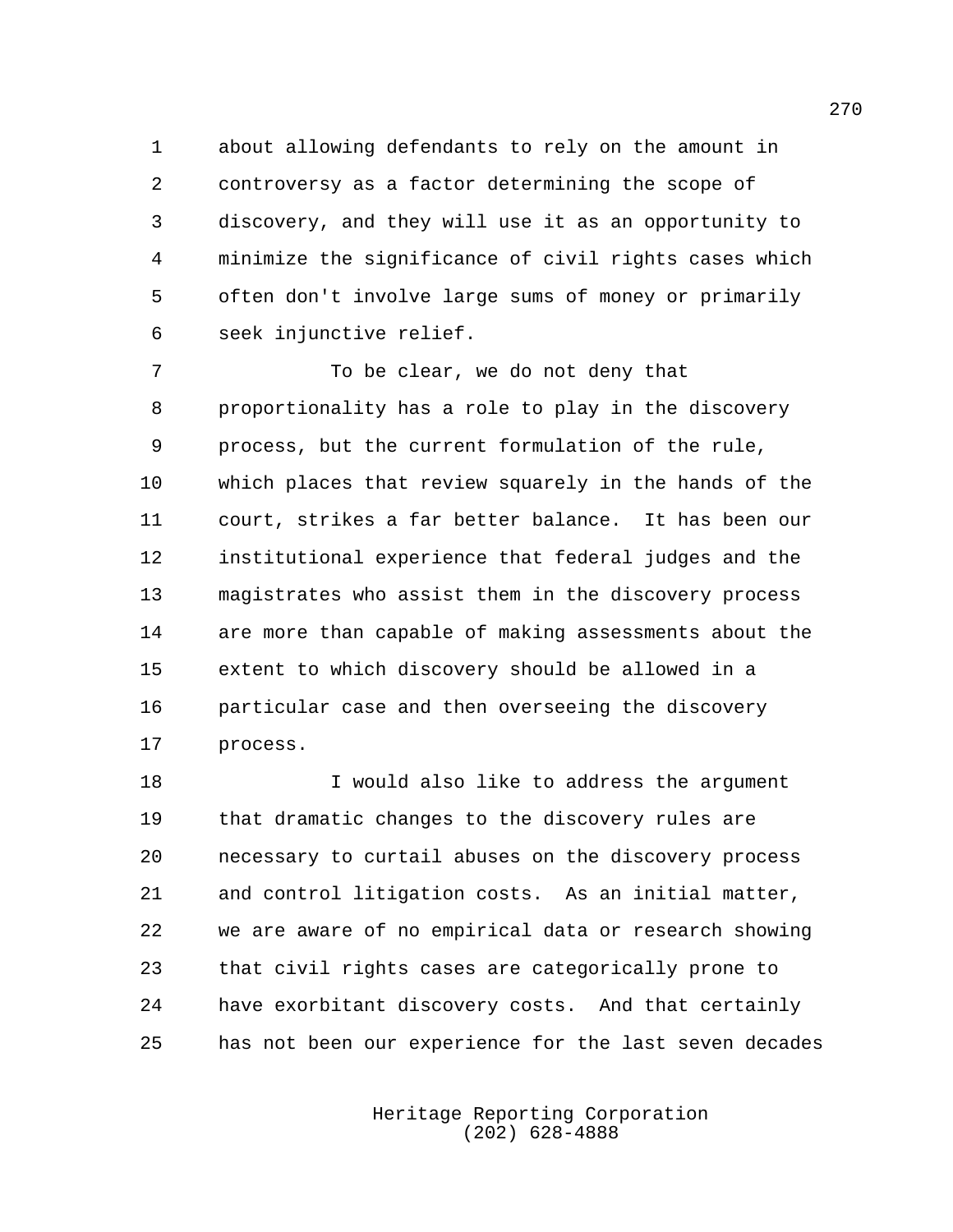about allowing defendants to rely on the amount in controversy as a factor determining the scope of discovery, and they will use it as an opportunity to minimize the significance of civil rights cases which often don't involve large sums of money or primarily seek injunctive relief.

To be clear, we do not deny that proportionality has a role to play in the discovery process, but the current formulation of the rule, which places that review squarely in the hands of the court, strikes a far better balance. It has been our institutional experience that federal judges and the magistrates who assist them in the discovery process are more than capable of making assessments about the extent to which discovery should be allowed in a particular case and then overseeing the discovery process.

I would also like to address the argument that dramatic changes to the discovery rules are necessary to curtail abuses on the discovery process and control litigation costs. As an initial matter, we are aware of no empirical data or research showing that civil rights cases are categorically prone to have exorbitant discovery costs. And that certainly has not been our experience for the last seven decades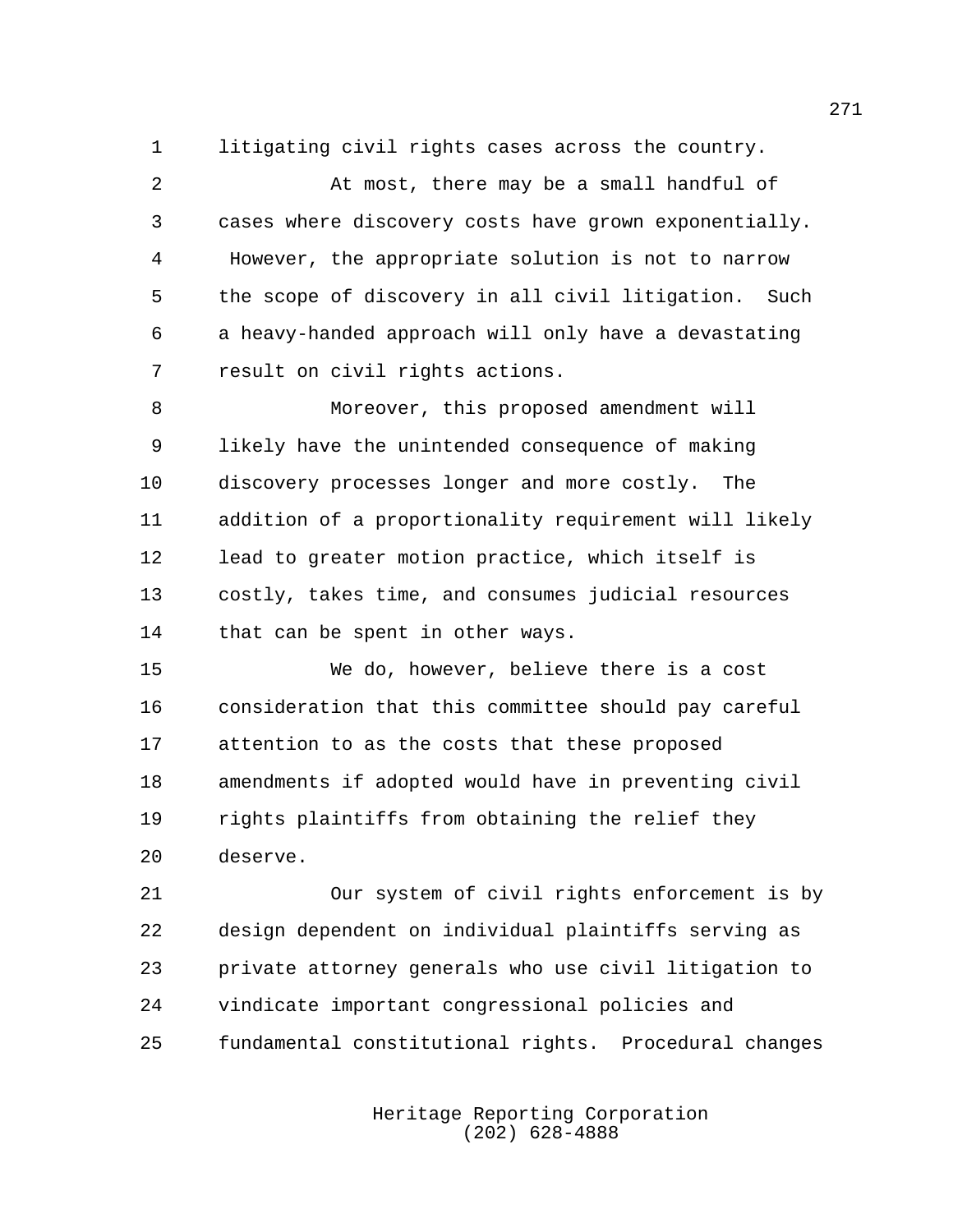litigating civil rights cases across the country.

At most, there may be a small handful of cases where discovery costs have grown exponentially. However, the appropriate solution is not to narrow the scope of discovery in all civil litigation. Such a heavy-handed approach will only have a devastating result on civil rights actions.

Moreover, this proposed amendment will likely have the unintended consequence of making discovery processes longer and more costly. The addition of a proportionality requirement will likely lead to greater motion practice, which itself is costly, takes time, and consumes judicial resources that can be spent in other ways.

We do, however, believe there is a cost consideration that this committee should pay careful attention to as the costs that these proposed amendments if adopted would have in preventing civil rights plaintiffs from obtaining the relief they deserve.

Our system of civil rights enforcement is by design dependent on individual plaintiffs serving as private attorney generals who use civil litigation to vindicate important congressional policies and fundamental constitutional rights. Procedural changes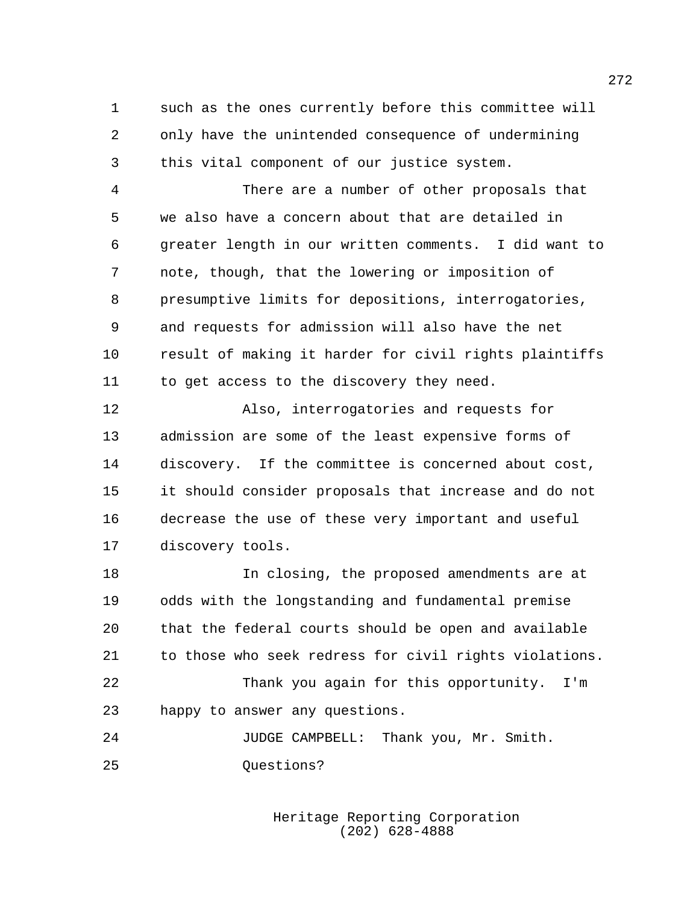such as the ones currently before this committee will only have the unintended consequence of undermining this vital component of our justice system.

There are a number of other proposals that we also have a concern about that are detailed in greater length in our written comments. I did want to note, though, that the lowering or imposition of presumptive limits for depositions, interrogatories, and requests for admission will also have the net result of making it harder for civil rights plaintiffs to get access to the discovery they need.

Also, interrogatories and requests for admission are some of the least expensive forms of discovery. If the committee is concerned about cost, it should consider proposals that increase and do not decrease the use of these very important and useful discovery tools.

In closing, the proposed amendments are at odds with the longstanding and fundamental premise that the federal courts should be open and available to those who seek redress for civil rights violations.

Thank you again for this opportunity. I'm happy to answer any questions.

JUDGE CAMPBELL: Thank you, Mr. Smith.

Questions?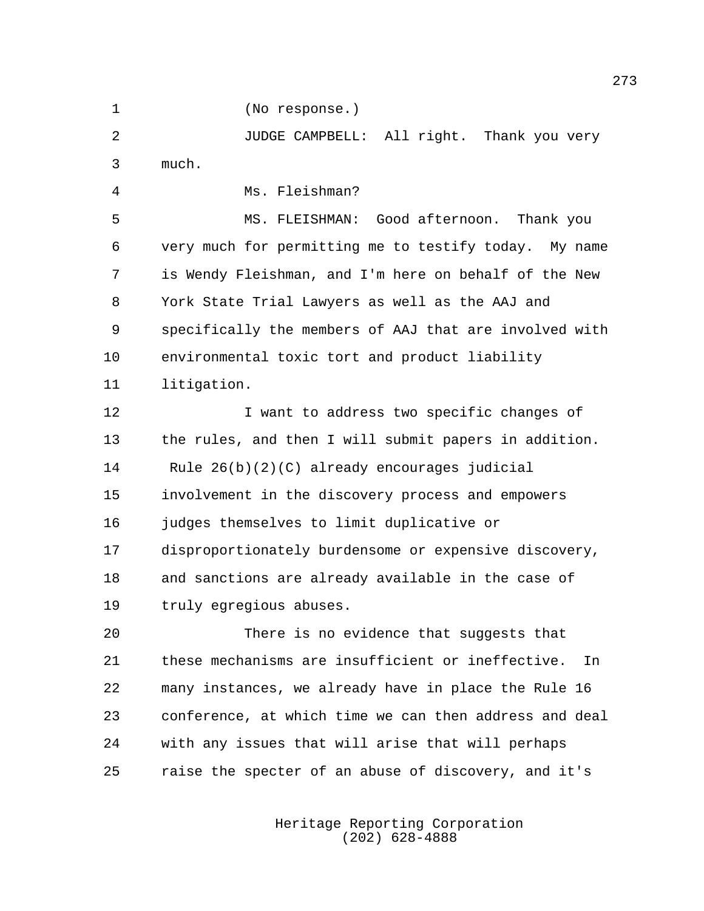(No response.)

JUDGE CAMPBELL: All right. Thank you very much.

Ms. Fleishman?

MS. FLEISHMAN: Good afternoon. Thank you very much for permitting me to testify today. My name is Wendy Fleishman, and I'm here on behalf of the New York State Trial Lawyers as well as the AAJ and specifically the members of AAJ that are involved with environmental toxic tort and product liability litigation.

I want to address two specific changes of the rules, and then I will submit papers in addition. Rule 26(b)(2)(C) already encourages judicial involvement in the discovery process and empowers judges themselves to limit duplicative or disproportionately burdensome or expensive discovery, and sanctions are already available in the case of truly egregious abuses.

There is no evidence that suggests that these mechanisms are insufficient or ineffective. In many instances, we already have in place the Rule 16 conference, at which time we can then address and deal with any issues that will arise that will perhaps raise the specter of an abuse of discovery, and it's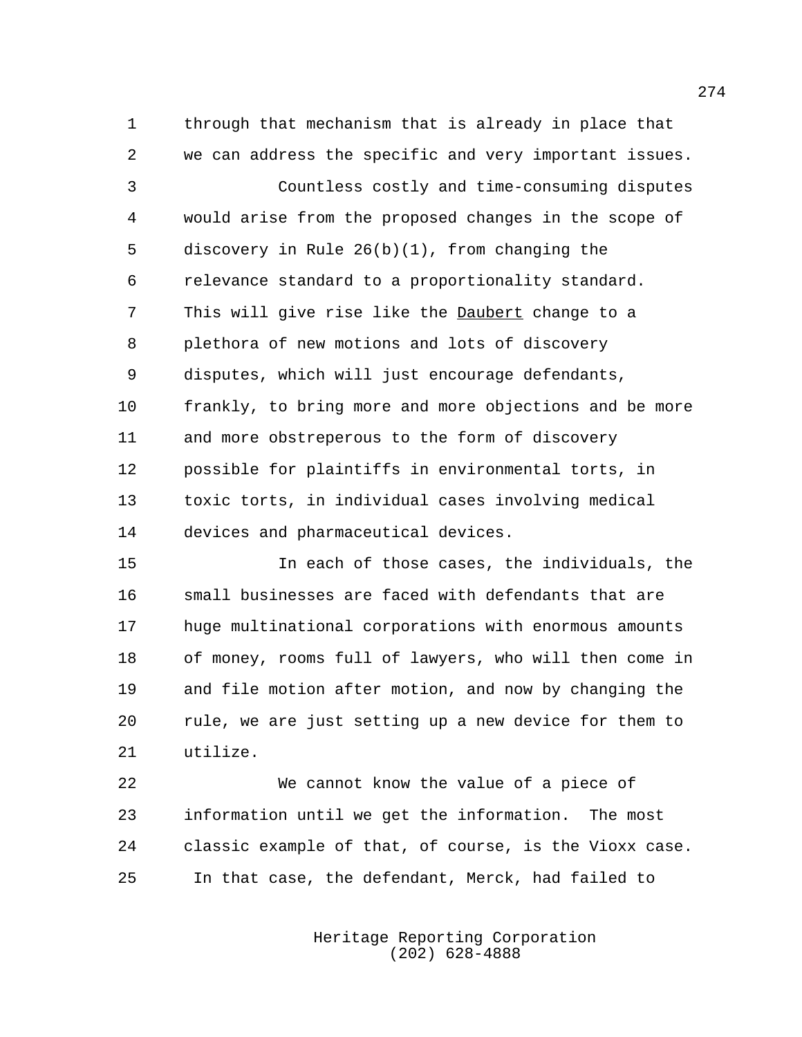through that mechanism that is already in place that we can address the specific and very important issues.

Countless costly and time-consuming disputes would arise from the proposed changes in the scope of discovery in Rule 26(b)(1), from changing the relevance standard to a proportionality standard. This will give rise like the Daubert change to a plethora of new motions and lots of discovery disputes, which will just encourage defendants, frankly, to bring more and more objections and be more and more obstreperous to the form of discovery possible for plaintiffs in environmental torts, in toxic torts, in individual cases involving medical devices and pharmaceutical devices.

In each of those cases, the individuals, the small businesses are faced with defendants that are huge multinational corporations with enormous amounts of money, rooms full of lawyers, who will then come in and file motion after motion, and now by changing the rule, we are just setting up a new device for them to utilize.

We cannot know the value of a piece of information until we get the information. The most classic example of that, of course, is the Vioxx case. In that case, the defendant, Merck, had failed to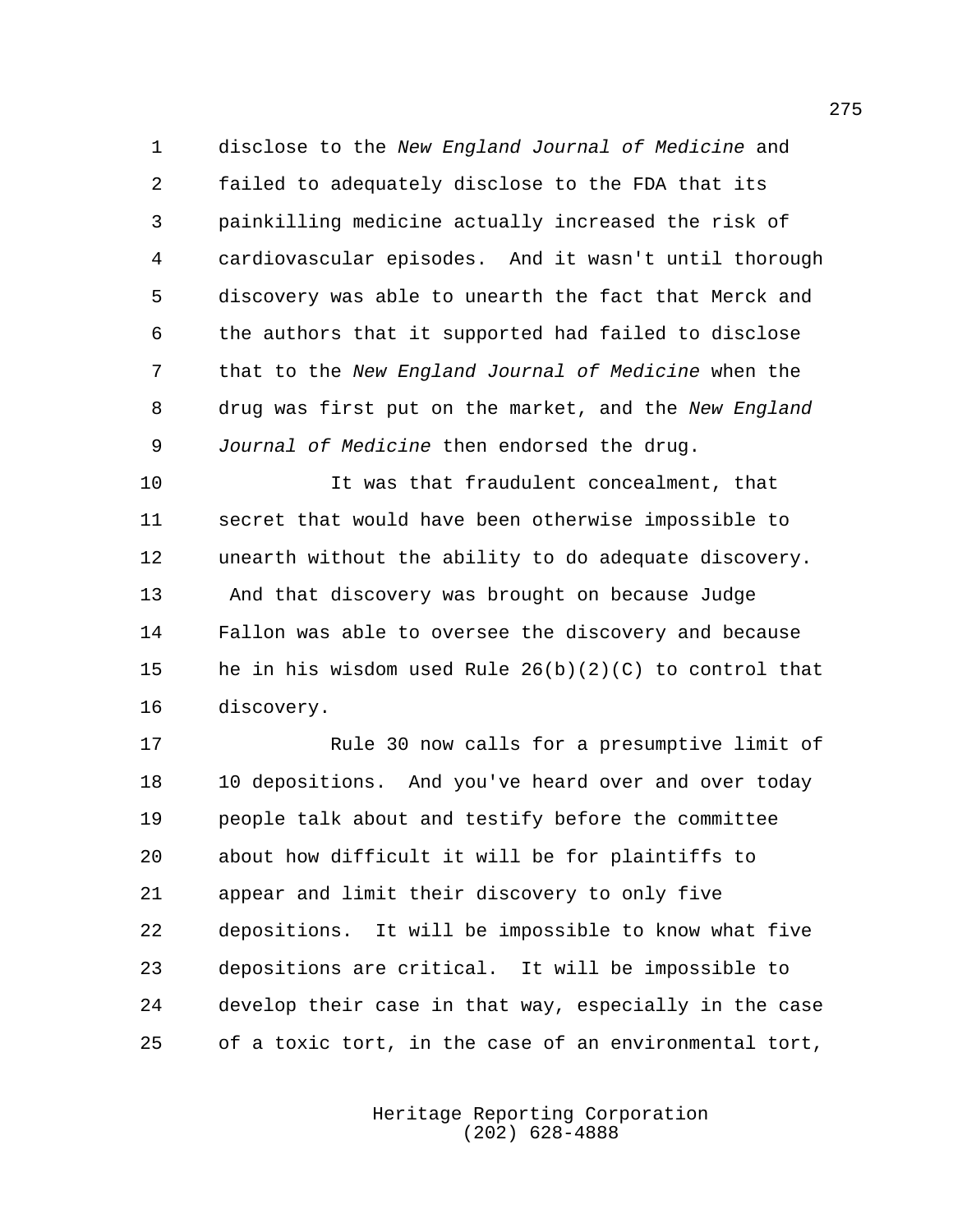disclose to the *New England Journal of Medicine* and failed to adequately disclose to the FDA that its painkilling medicine actually increased the risk of cardiovascular episodes. And it wasn't until thorough discovery was able to unearth the fact that Merck and the authors that it supported had failed to disclose that to the *New England Journal of Medicine* when the drug was first put on the market, and the *New England Journal of Medicine* then endorsed the drug.

It was that fraudulent concealment, that secret that would have been otherwise impossible to unearth without the ability to do adequate discovery. And that discovery was brought on because Judge Fallon was able to oversee the discovery and because he in his wisdom used Rule 26(b)(2)(C) to control that discovery.

Rule 30 now calls for a presumptive limit of 10 depositions. And you've heard over and over today people talk about and testify before the committee about how difficult it will be for plaintiffs to appear and limit their discovery to only five depositions. It will be impossible to know what five depositions are critical. It will be impossible to develop their case in that way, especially in the case of a toxic tort, in the case of an environmental tort,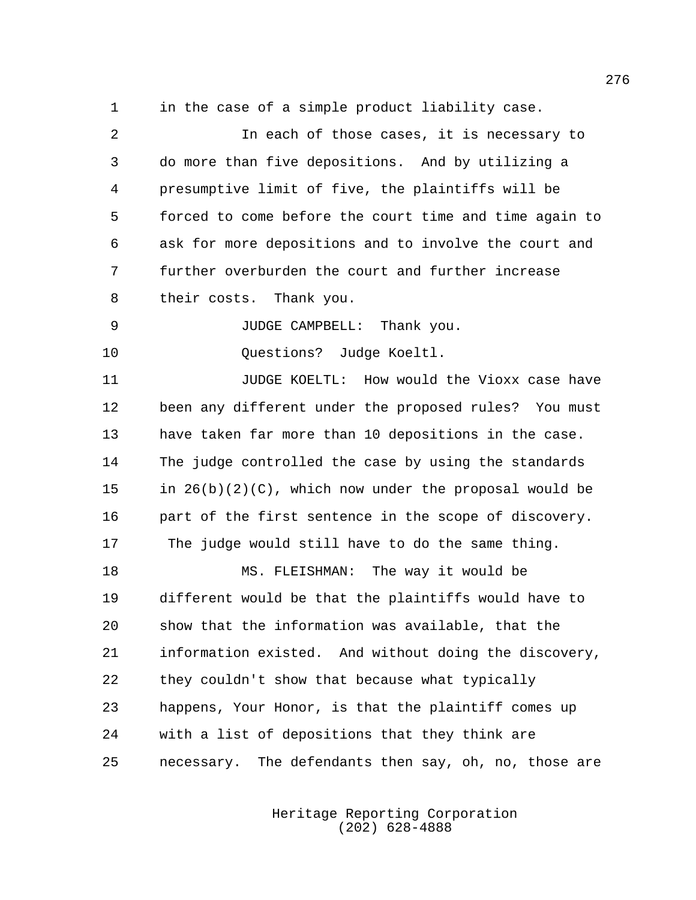in the case of a simple product liability case.

In each of those cases, it is necessary to do more than five depositions. And by utilizing a presumptive limit of five, the plaintiffs will be forced to come before the court time and time again to ask for more depositions and to involve the court and further overburden the court and further increase their costs. Thank you.

JUDGE CAMPBELL: Thank you.

Questions? Judge Koeltl.

JUDGE KOELTL: How would the Vioxx case have been any different under the proposed rules? You must have taken far more than 10 depositions in the case. The judge controlled the case by using the standards in 26(b)(2)(C), which now under the proposal would be part of the first sentence in the scope of discovery. The judge would still have to do the same thing.

MS. FLEISHMAN: The way it would be different would be that the plaintiffs would have to show that the information was available, that the information existed. And without doing the discovery, they couldn't show that because what typically happens, Your Honor, is that the plaintiff comes up with a list of depositions that they think are necessary. The defendants then say, oh, no, those are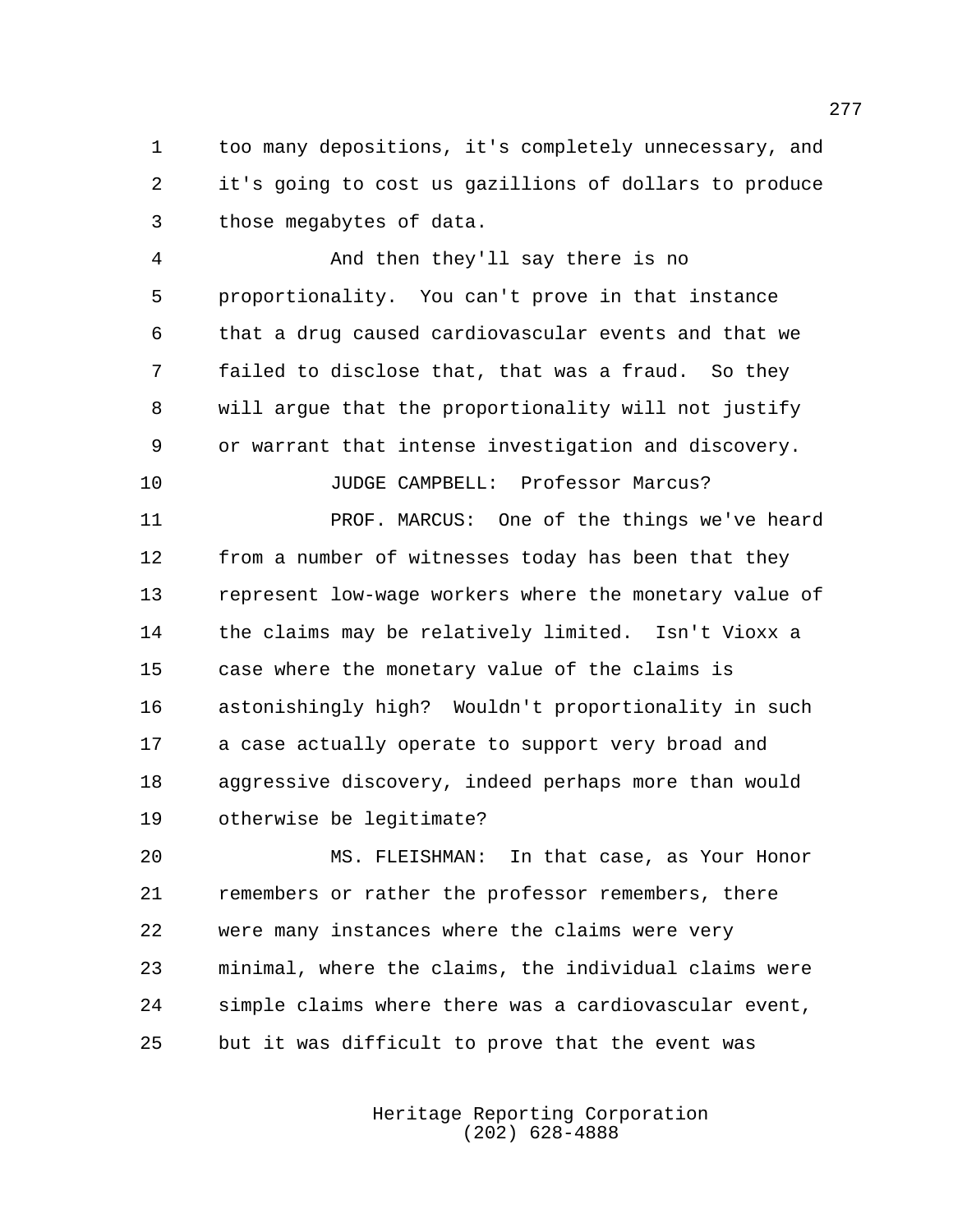too many depositions, it's completely unnecessary, and it's going to cost us gazillions of dollars to produce those megabytes of data.

And then they'll say there is no proportionality. You can't prove in that instance that a drug caused cardiovascular events and that we failed to disclose that, that was a fraud. So they will argue that the proportionality will not justify or warrant that intense investigation and discovery.

JUDGE CAMPBELL: Professor Marcus?

PROF. MARCUS: One of the things we've heard from a number of witnesses today has been that they represent low-wage workers where the monetary value of the claims may be relatively limited. Isn't Vioxx a case where the monetary value of the claims is astonishingly high? Wouldn't proportionality in such a case actually operate to support very broad and aggressive discovery, indeed perhaps more than would otherwise be legitimate?

MS. FLEISHMAN: In that case, as Your Honor remembers or rather the professor remembers, there were many instances where the claims were very minimal, where the claims, the individual claims were simple claims where there was a cardiovascular event, but it was difficult to prove that the event was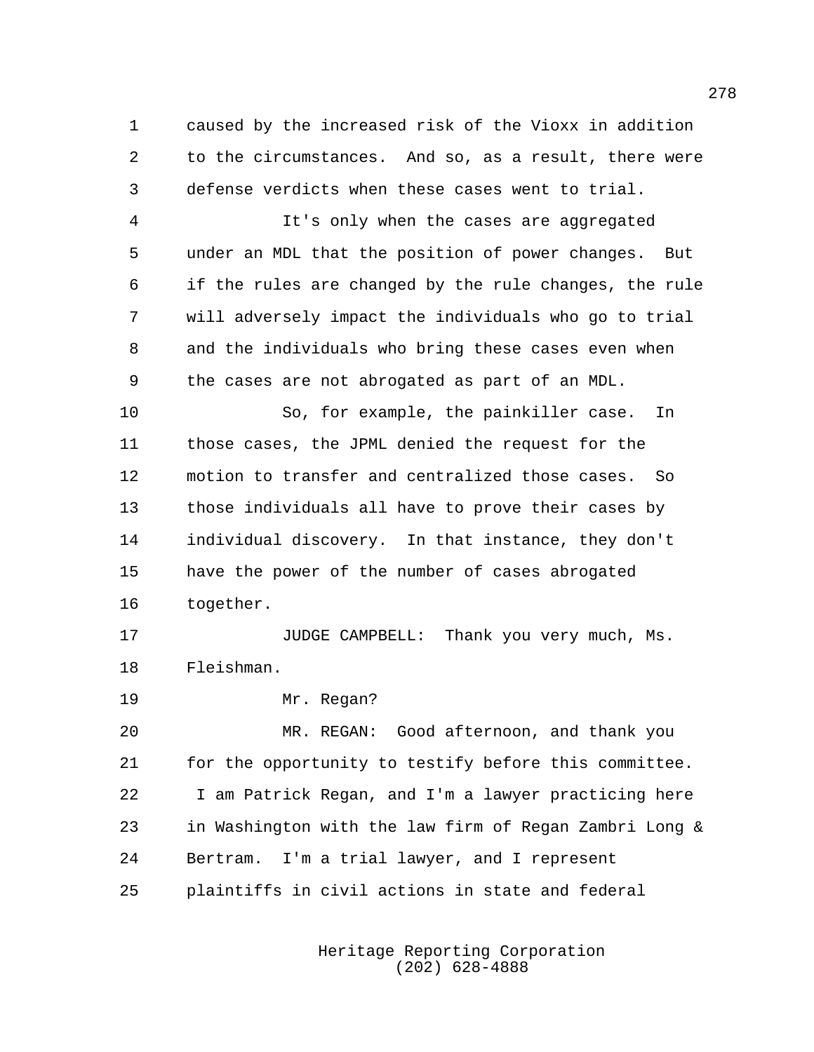caused by the increased risk of the Vioxx in addition to the circumstances. And so, as a result, there were defense verdicts when these cases went to trial.

It's only when the cases are aggregated under an MDL that the position of power changes. But if the rules are changed by the rule changes, the rule will adversely impact the individuals who go to trial and the individuals who bring these cases even when the cases are not abrogated as part of an MDL.

So, for example, the painkiller case. In those cases, the JPML denied the request for the motion to transfer and centralized those cases. So those individuals all have to prove their cases by individual discovery. In that instance, they don't have the power of the number of cases abrogated together.

JUDGE CAMPBELL: Thank you very much, Ms. Fleishman.

Mr. Regan?

MR. REGAN: Good afternoon, and thank you for the opportunity to testify before this committee. I am Patrick Regan, and I'm a lawyer practicing here in Washington with the law firm of Regan Zambri Long & Bertram. I'm a trial lawyer, and I represent plaintiffs in civil actions in state and federal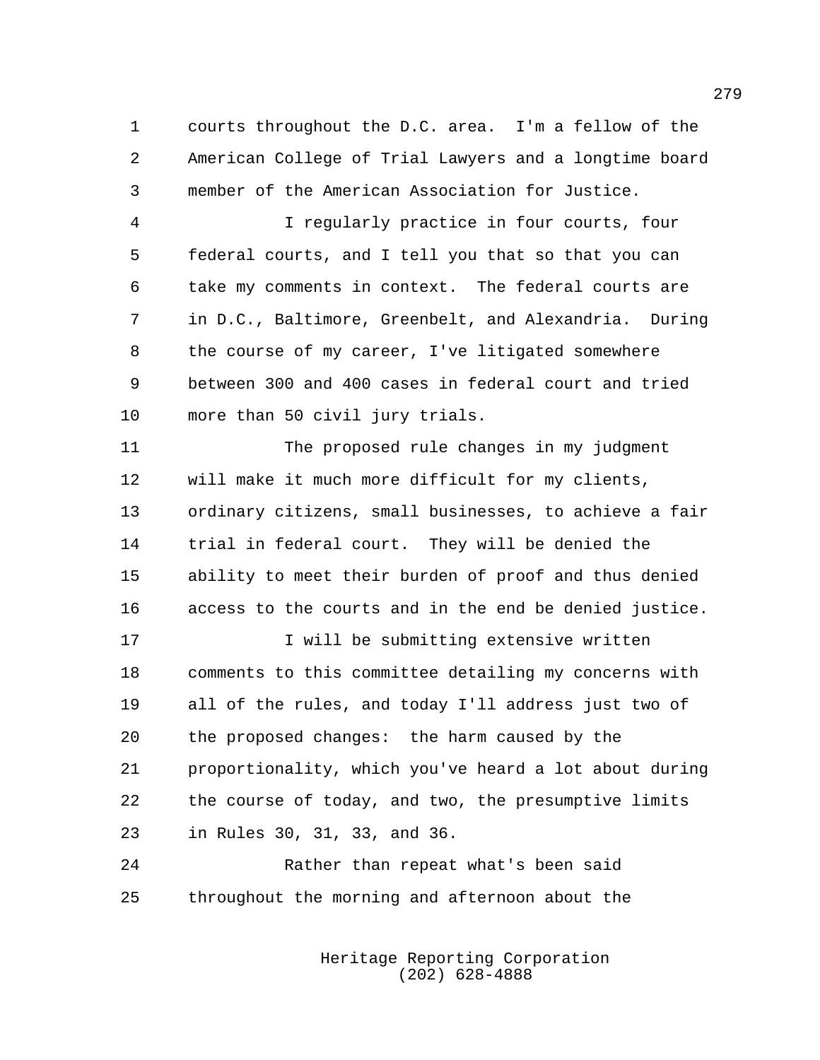courts throughout the D.C. area. I'm a fellow of the American College of Trial Lawyers and a longtime board member of the American Association for Justice.

I regularly practice in four courts, four federal courts, and I tell you that so that you can take my comments in context. The federal courts are in D.C., Baltimore, Greenbelt, and Alexandria. During the course of my career, I've litigated somewhere between 300 and 400 cases in federal court and tried more than 50 civil jury trials.

The proposed rule changes in my judgment will make it much more difficult for my clients, ordinary citizens, small businesses, to achieve a fair trial in federal court. They will be denied the ability to meet their burden of proof and thus denied access to the courts and in the end be denied justice.

I will be submitting extensive written comments to this committee detailing my concerns with all of the rules, and today I'll address just two of the proposed changes: the harm caused by the proportionality, which you've heard a lot about during the course of today, and two, the presumptive limits in Rules 30, 31, 33, and 36.

Rather than repeat what's been said throughout the morning and afternoon about the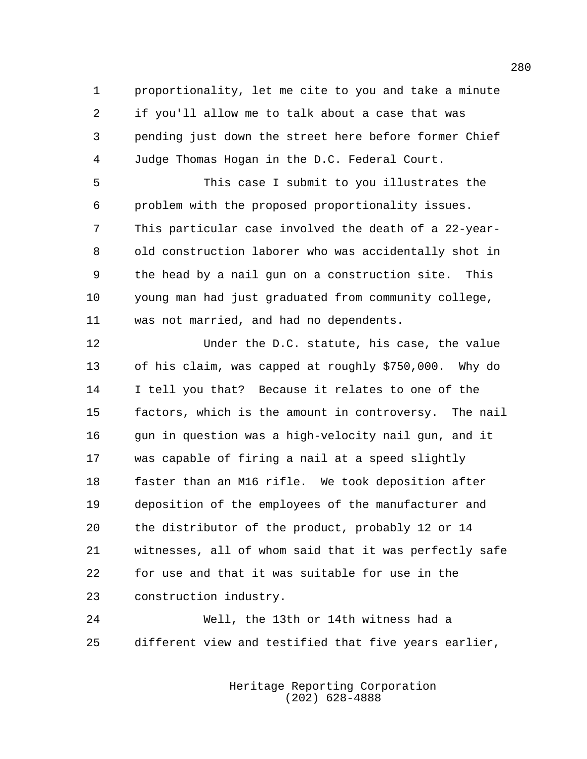proportionality, let me cite to you and take a minute if you'll allow me to talk about a case that was pending just down the street here before former Chief Judge Thomas Hogan in the D.C. Federal Court.

This case I submit to you illustrates the problem with the proposed proportionality issues. This particular case involved the death of a 22-year-old construction laborer who was accidentally shot in the head by a nail gun on a construction site. This young man had just graduated from community college, was not married, and had no dependents.

Under the D.C. statute, his case, the value of his claim, was capped at roughly $750,000. Why do I tell you that? Because it relates to one of the factors, which is the amount in controversy. The nail gun in question was a high-velocity nail gun, and it was capable of firing a nail at a speed slightly faster than an M16 rifle. We took deposition after deposition of the employees of the manufacturer and the distributor of the product, probably 12 or 14 witnesses, all of whom said that it was perfectly safe for use and that it was suitable for use in the construction industry.

Well, the 13th or 14th witness had a different view and testified that five years earlier,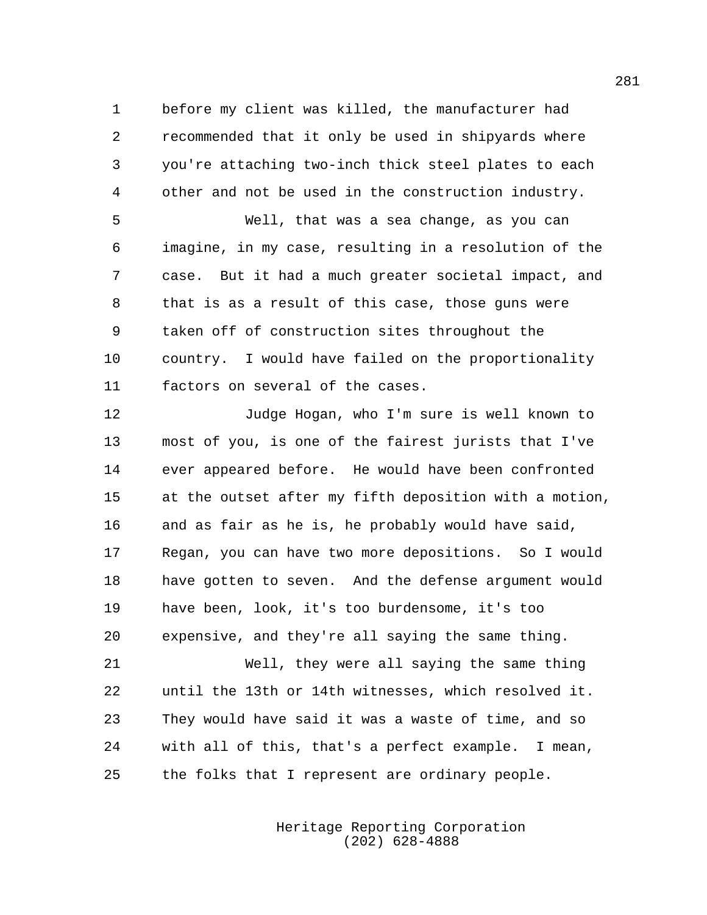before my client was killed, the manufacturer had recommended that it only be used in shipyards where you're attaching two-inch thick steel plates to each other and not be used in the construction industry.

Well, that was a sea change, as you can imagine, in my case, resulting in a resolution of the case. But it had a much greater societal impact, and that is as a result of this case, those guns were taken off of construction sites throughout the country. I would have failed on the proportionality factors on several of the cases.

Judge Hogan, who I'm sure is well known to most of you, is one of the fairest jurists that I've ever appeared before. He would have been confronted at the outset after my fifth deposition with a motion, and as fair as he is, he probably would have said, Regan, you can have two more depositions. So I would have gotten to seven. And the defense argument would have been, look, it's too burdensome, it's too expensive, and they're all saying the same thing.

Well, they were all saying the same thing until the 13th or 14th witnesses, which resolved it. They would have said it was a waste of time, and so with all of this, that's a perfect example. I mean, the folks that I represent are ordinary people.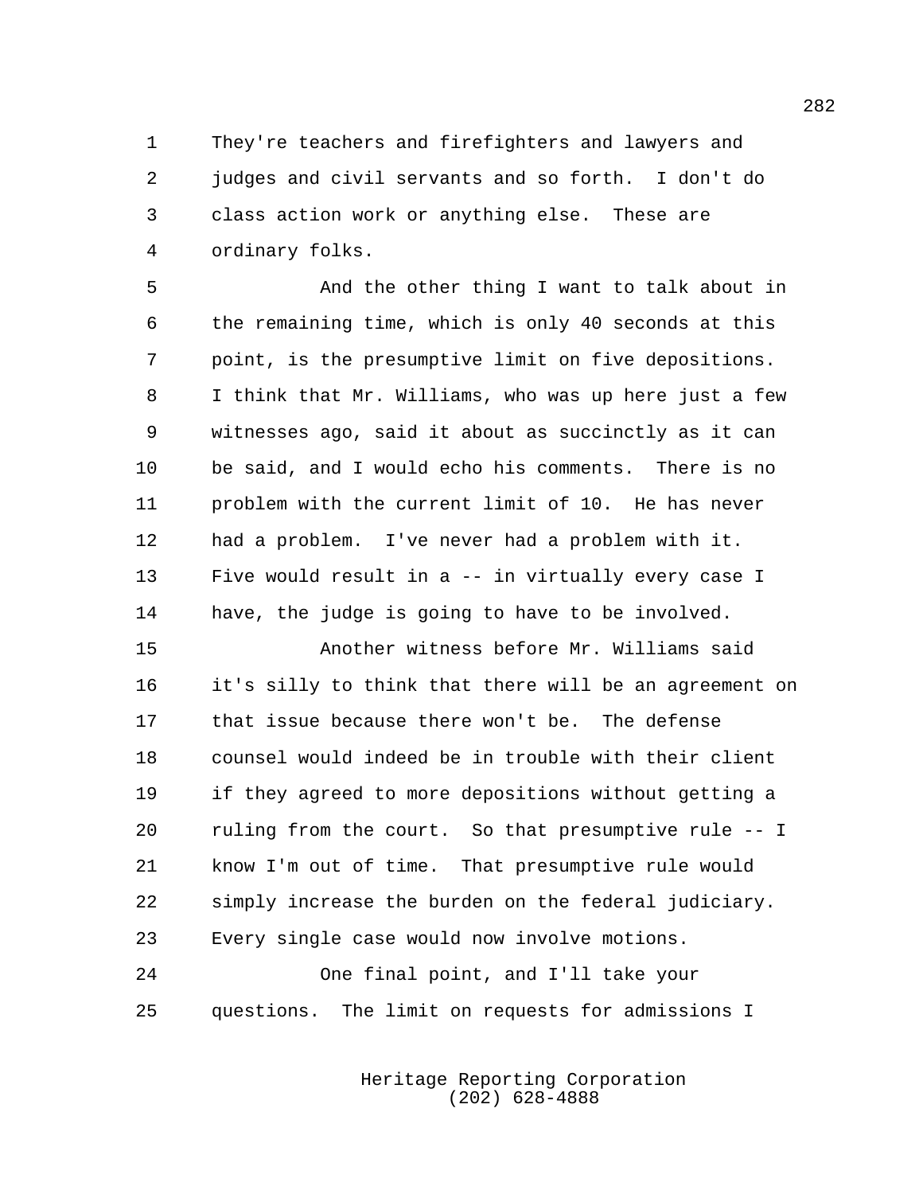They're teachers and firefighters and lawyers and judges and civil servants and so forth. I don't do class action work or anything else. These are ordinary folks.

And the other thing I want to talk about in the remaining time, which is only 40 seconds at this point, is the presumptive limit on five depositions. I think that Mr. Williams, who was up here just a few witnesses ago, said it about as succinctly as it can be said, and I would echo his comments. There is no problem with the current limit of 10. He has never had a problem. I've never had a problem with it. Five would result in a -- in virtually every case I have, the judge is going to have to be involved.

Another witness before Mr. Williams said it's silly to think that there will be an agreement on that issue because there won't be. The defense counsel would indeed be in trouble with their client if they agreed to more depositions without getting a ruling from the court. So that presumptive rule -- I know I'm out of time. That presumptive rule would simply increase the burden on the federal judiciary. Every single case would now involve motions.

One final point, and I'll take your questions. The limit on requests for admissions I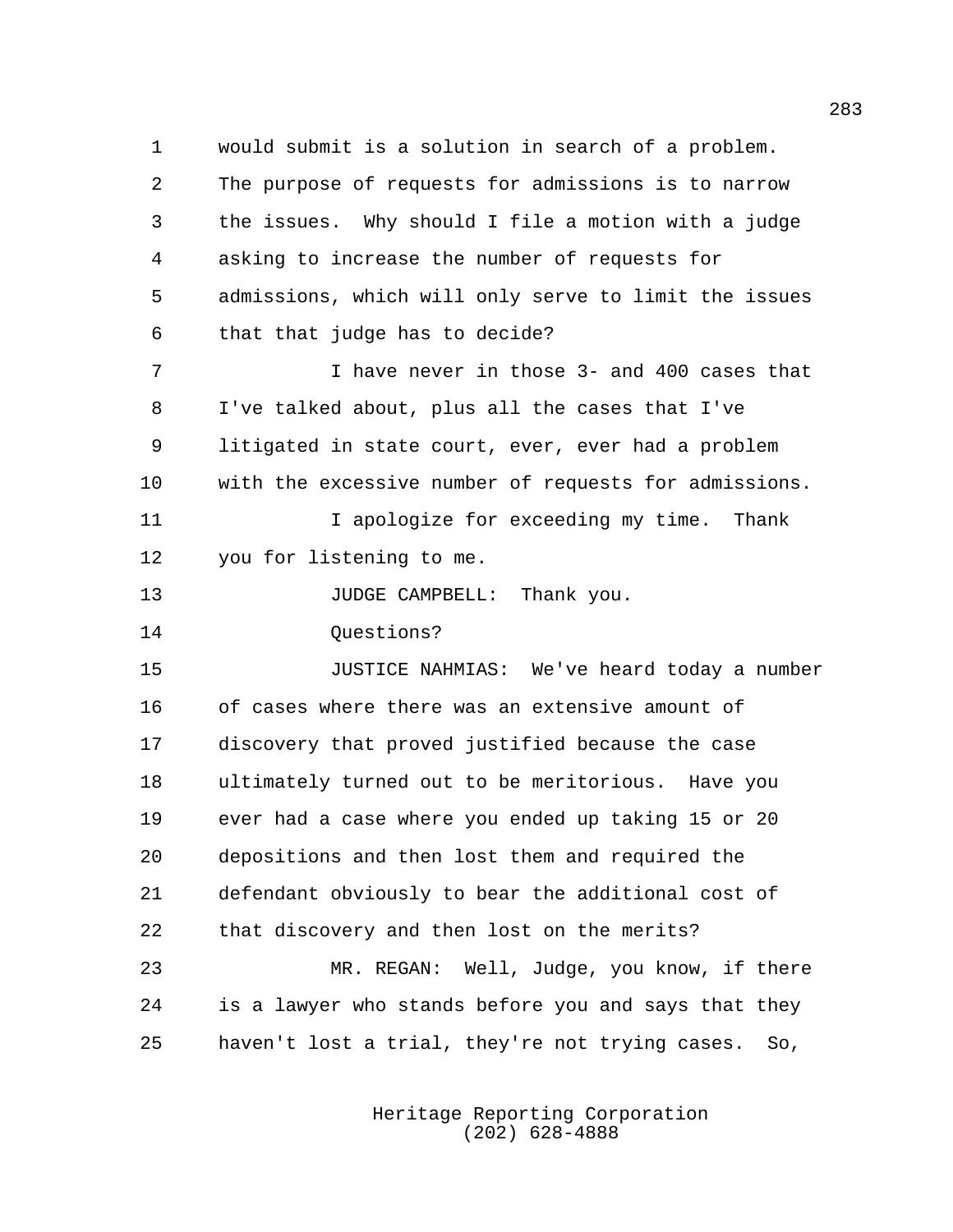would submit is a solution in search of a problem. The purpose of requests for admissions is to narrow the issues. Why should I file a motion with a judge asking to increase the number of requests for admissions, which will only serve to limit the issues that that judge has to decide?

I have never in those 3- and 400 cases that I've talked about, plus all the cases that I've litigated in state court, ever, ever had a problem with the excessive number of requests for admissions.

I apologize for exceeding my time. Thank you for listening to me.

JUDGE CAMPBELL: Thank you.

Questions?

JUSTICE NAHMIAS: We've heard today a number of cases where there was an extensive amount of discovery that proved justified because the case ultimately turned out to be meritorious. Have you ever had a case where you ended up taking 15 or 20 depositions and then lost them and required the defendant obviously to bear the additional cost of that discovery and then lost on the merits?

MR. REGAN: Well, Judge, you know, if there is a lawyer who stands before you and says that they haven't lost a trial, they're not trying cases. So,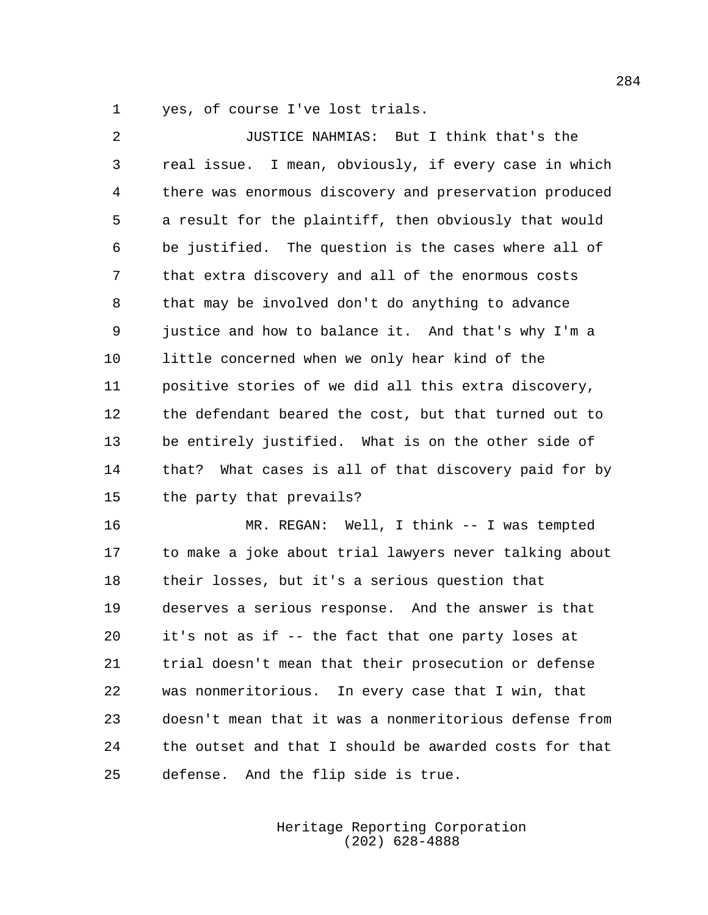yes, of course I've lost trials.

JUSTICE NAHMIAS: But I think that's the real issue. I mean, obviously, if every case in which there was enormous discovery and preservation produced a result for the plaintiff, then obviously that would be justified. The question is the cases where all of that extra discovery and all of the enormous costs that may be involved don't do anything to advance justice and how to balance it. And that's why I'm a little concerned when we only hear kind of the positive stories of we did all this extra discovery, the defendant beared the cost, but that turned out to be entirely justified. What is on the other side of that? What cases is all of that discovery paid for by the party that prevails?

MR. REGAN: Well, I think -- I was tempted to make a joke about trial lawyers never talking about their losses, but it's a serious question that deserves a serious response. And the answer is that it's not as if -- the fact that one party loses at trial doesn't mean that their prosecution or defense was nonmeritorious. In every case that I win, that doesn't mean that it was a nonmeritorious defense from the outset and that I should be awarded costs for that defense. And the flip side is true.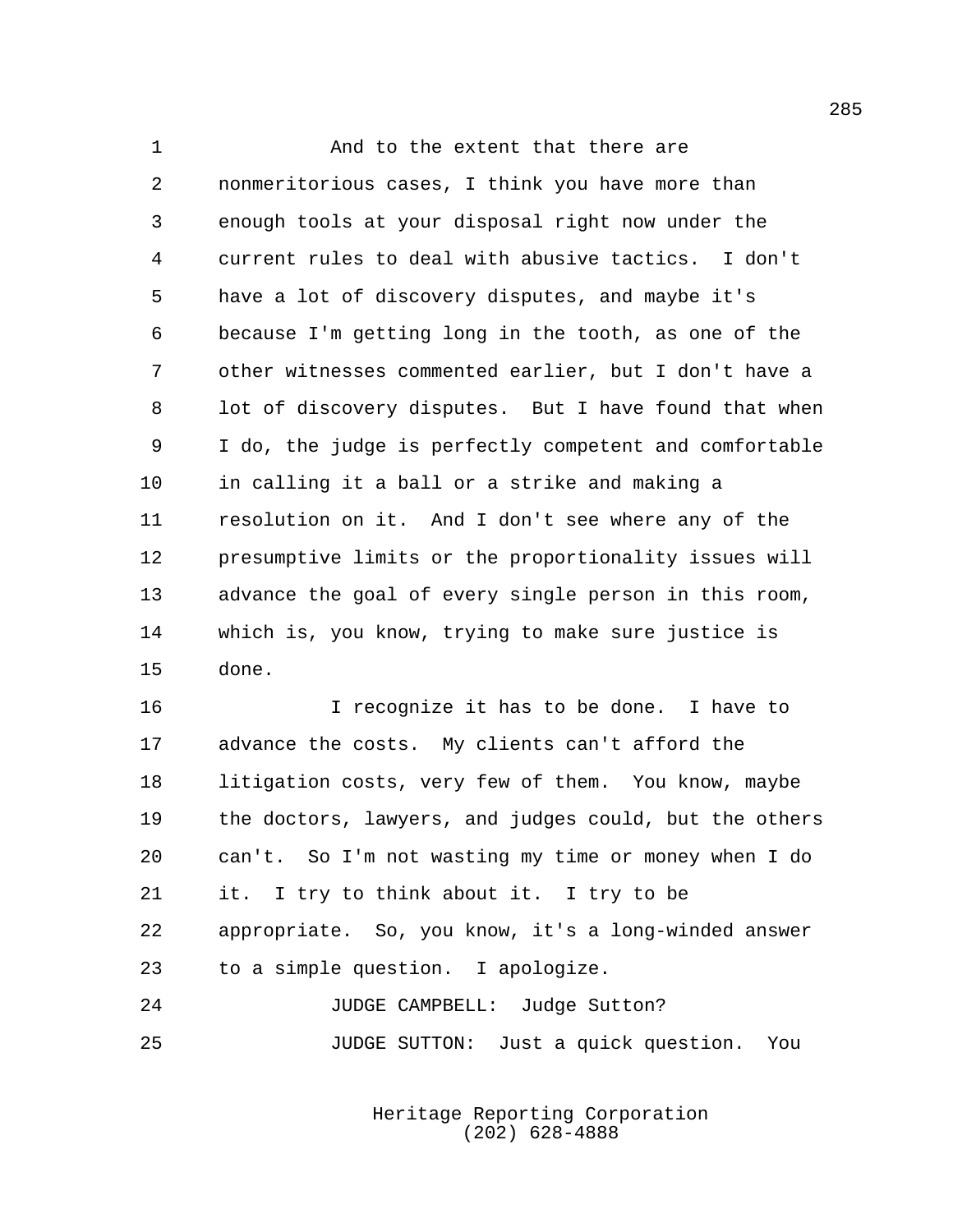And to the extent that there are nonmeritorious cases, I think you have more than enough tools at your disposal right now under the current rules to deal with abusive tactics. I don't have a lot of discovery disputes, and maybe it's because I'm getting long in the tooth, as one of the other witnesses commented earlier, but I don't have a lot of discovery disputes. But I have found that when I do, the judge is perfectly competent and comfortable in calling it a ball or a strike and making a resolution on it. And I don't see where any of the presumptive limits or the proportionality issues will advance the goal of every single person in this room, which is, you know, trying to make sure justice is done.

I recognize it has to be done. I have to advance the costs. My clients can't afford the litigation costs, very few of them. You know, maybe the doctors, lawyers, and judges could, but the others can't. So I'm not wasting my time or money when I do it. I try to think about it. I try to be appropriate. So, you know, it's a long-winded answer to a simple question. I apologize.

JUDGE CAMPBELL: Judge Sutton?

JUDGE SUTTON: Just a quick question. You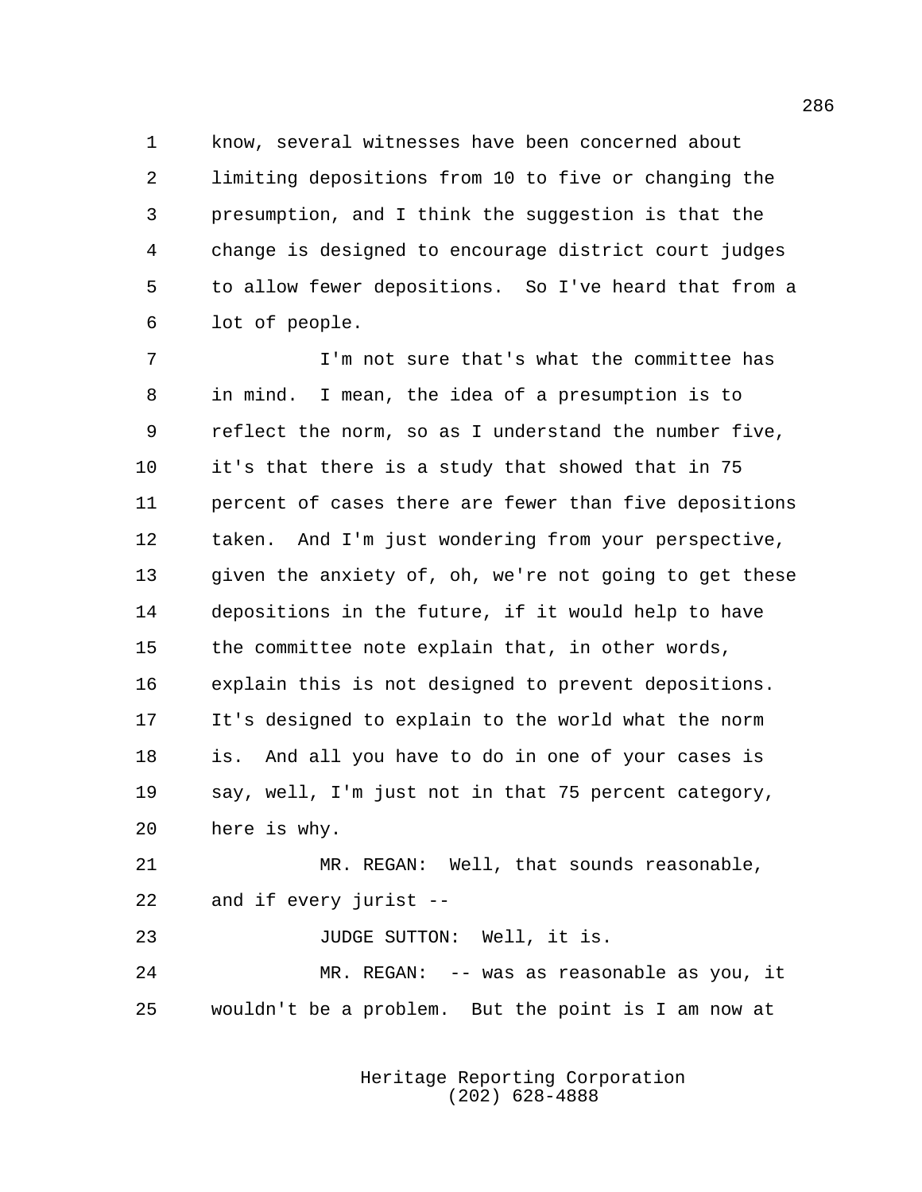know, several witnesses have been concerned about limiting depositions from 10 to five or changing the presumption, and I think the suggestion is that the change is designed to encourage district court judges to allow fewer depositions. So I've heard that from a lot of people.

I'm not sure that's what the committee has in mind. I mean, the idea of a presumption is to reflect the norm, so as I understand the number five, it's that there is a study that showed that in 75 percent of cases there are fewer than five depositions taken. And I'm just wondering from your perspective, given the anxiety of, oh, we're not going to get these depositions in the future, if it would help to have the committee note explain that, in other words, explain this is not designed to prevent depositions. It's designed to explain to the world what the norm is. And all you have to do in one of your cases is say, well, I'm just not in that 75 percent category, here is why.

MR. REGAN: Well, that sounds reasonable, and if every jurist --

JUDGE SUTTON: Well, it is.

MR. REGAN: -- was as reasonable as you, it wouldn't be a problem. But the point is I am now at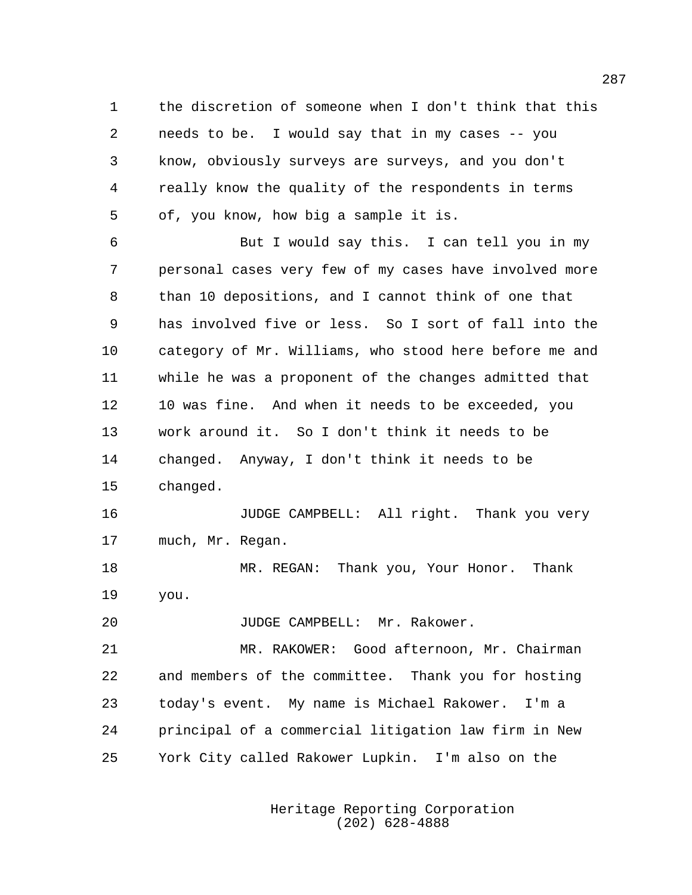the discretion of someone when I don't think that this needs to be. I would say that in my cases -- you know, obviously surveys are surveys, and you don't really know the quality of the respondents in terms of, you know, how big a sample it is.

But I would say this. I can tell you in my personal cases very few of my cases have involved more than 10 depositions, and I cannot think of one that has involved five or less. So I sort of fall into the category of Mr. Williams, who stood here before me and while he was a proponent of the changes admitted that 10 was fine. And when it needs to be exceeded, you work around it. So I don't think it needs to be changed. Anyway, I don't think it needs to be changed.

JUDGE CAMPBELL: All right. Thank you very much, Mr. Regan.

MR. REGAN: Thank you, Your Honor. Thank you.

JUDGE CAMPBELL: Mr. Rakower.

MR. RAKOWER: Good afternoon, Mr. Chairman and members of the committee. Thank you for hosting today's event. My name is Michael Rakower. I'm a principal of a commercial litigation law firm in New York City called Rakower Lupkin. I'm also on the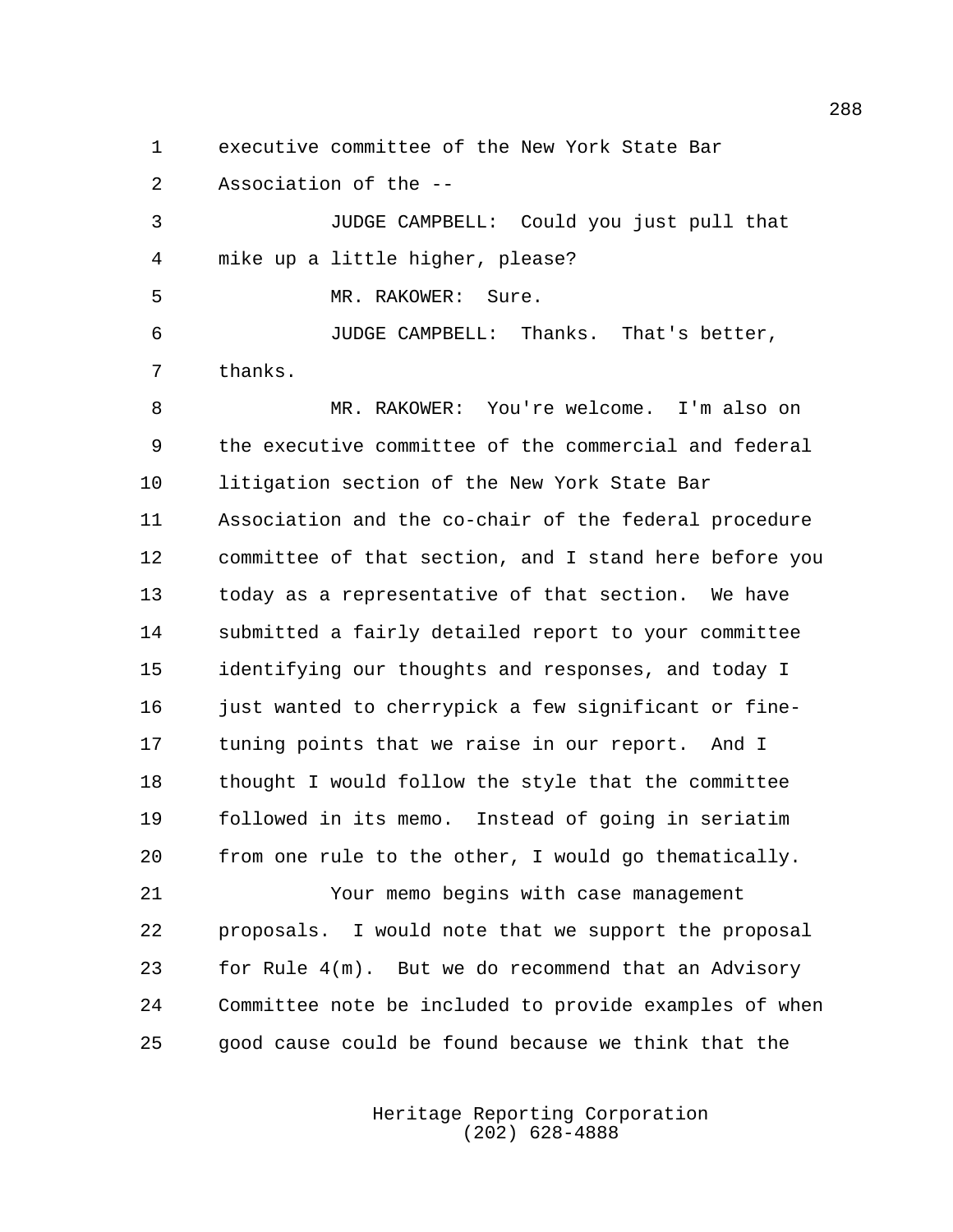executive committee of the New York State Bar Association of the --

JUDGE CAMPBELL: Could you just pull that mike up a little higher, please?

MR. RAKOWER: Sure.

JUDGE CAMPBELL: Thanks. That's better, thanks.

MR. RAKOWER: You're welcome. I'm also on the executive committee of the commercial and federal litigation section of the New York State Bar Association and the co-chair of the federal procedure committee of that section, and I stand here before you today as a representative of that section. We have submitted a fairly detailed report to your committee identifying our thoughts and responses, and today I just wanted to cherrypick a few significant or fine-tuning points that we raise in our report. And I thought I would follow the style that the committee followed in its memo. Instead of going in seriatim from one rule to the other, I would go thematically.

Your memo begins with case management proposals. I would note that we support the proposal for Rule 4(m). But we do recommend that an Advisory Committee note be included to provide examples of when good cause could be found because we think that the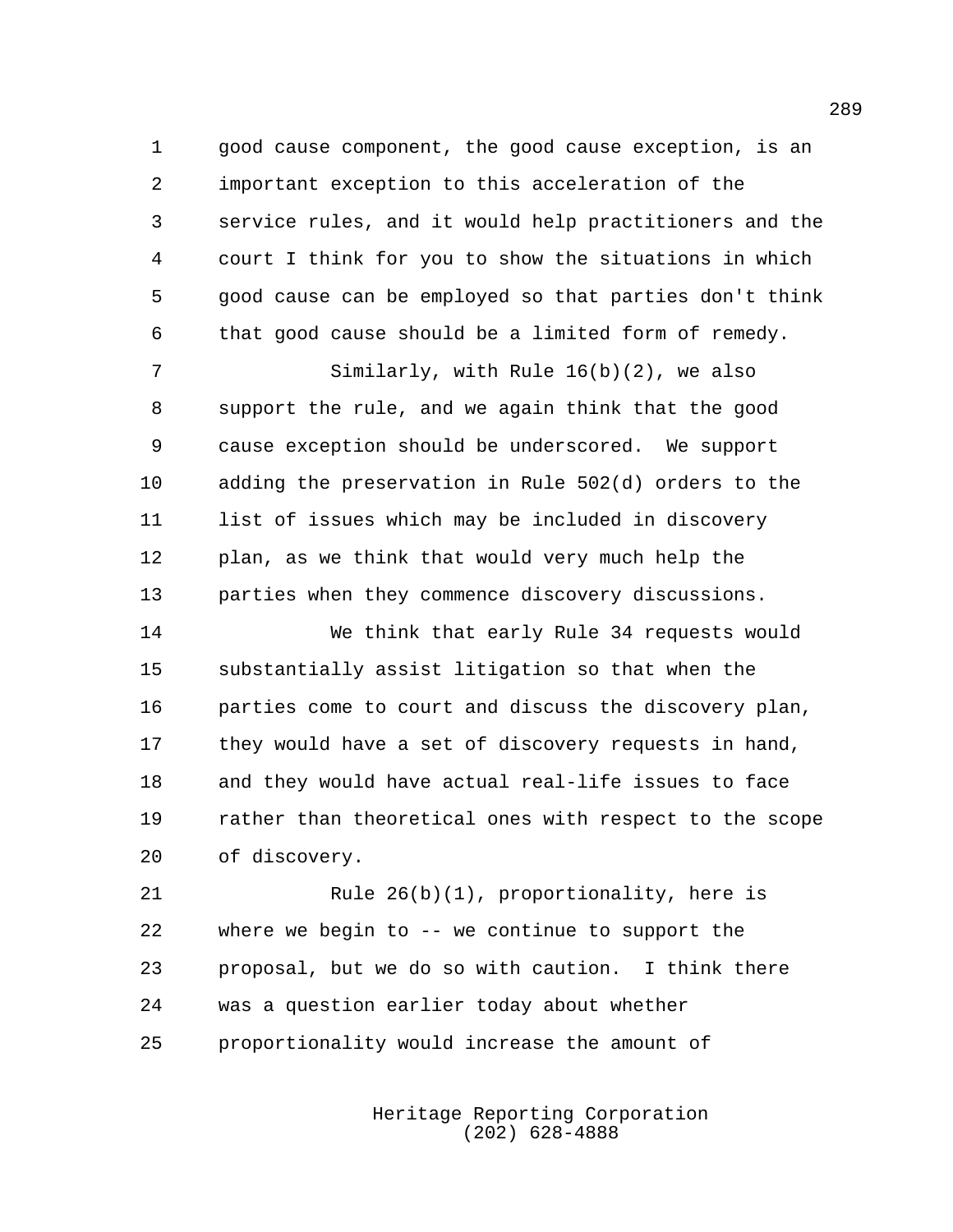good cause component, the good cause exception, is an important exception to this acceleration of the service rules, and it would help practitioners and the court I think for you to show the situations in which good cause can be employed so that parties don't think that good cause should be a limited form of remedy.

Similarly, with Rule 16(b)(2), we also support the rule, and we again think that the good cause exception should be underscored. We support adding the preservation in Rule 502(d) orders to the list of issues which may be included in discovery plan, as we think that would very much help the parties when they commence discovery discussions.

We think that early Rule 34 requests would substantially assist litigation so that when the parties come to court and discuss the discovery plan, they would have a set of discovery requests in hand, and they would have actual real-life issues to face rather than theoretical ones with respect to the scope of discovery.

Rule 26(b)(1), proportionality, here is where we begin to -- we continue to support the proposal, but we do so with caution. I think there was a question earlier today about whether proportionality would increase the amount of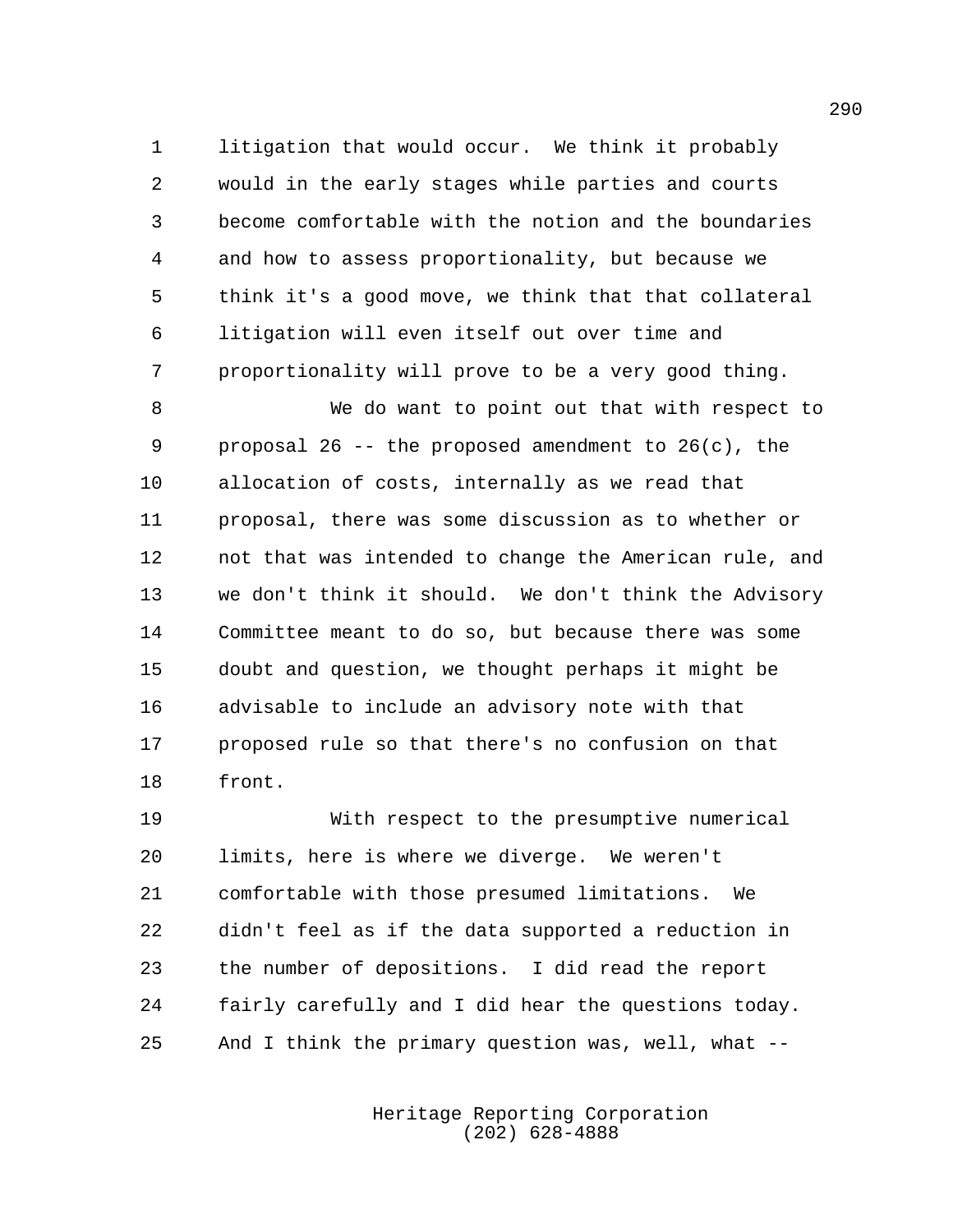litigation that would occur. We think it probably would in the early stages while parties and courts become comfortable with the notion and the boundaries and how to assess proportionality, but because we think it's a good move, we think that that collateral litigation will even itself out over time and proportionality will prove to be a very good thing.

We do want to point out that with respect to proposal 26 -- the proposed amendment to 26(c), the allocation of costs, internally as we read that proposal, there was some discussion as to whether or not that was intended to change the American rule, and we don't think it should. We don't think the Advisory Committee meant to do so, but because there was some doubt and question, we thought perhaps it might be advisable to include an advisory note with that proposed rule so that there's no confusion on that front.

With respect to the presumptive numerical limits, here is where we diverge. We weren't comfortable with those presumed limitations. We didn't feel as if the data supported a reduction in the number of depositions. I did read the report fairly carefully and I did hear the questions today. And I think the primary question was, well, what --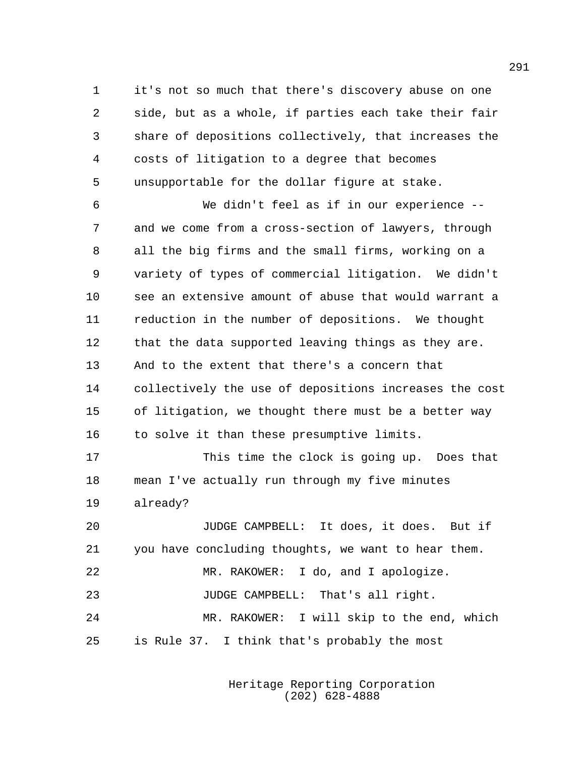it's not so much that there's discovery abuse on one side, but as a whole, if parties each take their fair share of depositions collectively, that increases the costs of litigation to a degree that becomes unsupportable for the dollar figure at stake.

We didn't feel as if in our experience -- and we come from a cross-section of lawyers, through all the big firms and the small firms, working on a variety of types of commercial litigation. We didn't see an extensive amount of abuse that would warrant a reduction in the number of depositions. We thought that the data supported leaving things as they are. And to the extent that there's a concern that collectively the use of depositions increases the cost of litigation, we thought there must be a better way to solve it than these presumptive limits.

This time the clock is going up. Does that mean I've actually run through my five minutes already?

JUDGE CAMPBELL: It does, it does. But if you have concluding thoughts, we want to hear them.

MR. RAKOWER: I do, and I apologize.

JUDGE CAMPBELL: That's all right.

MR. RAKOWER: I will skip to the end, which is Rule 37. I think that's probably the most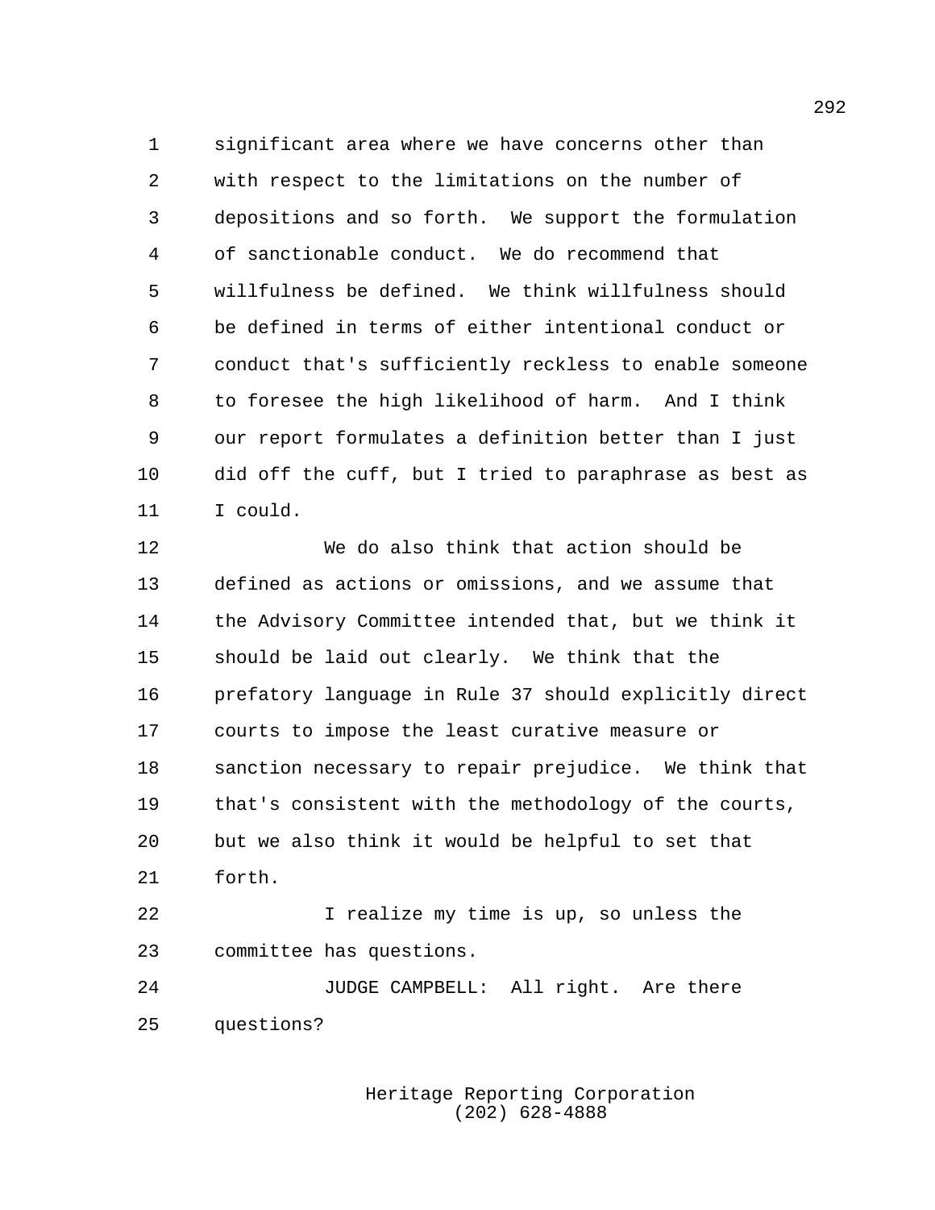significant area where we have concerns other than with respect to the limitations on the number of depositions and so forth. We support the formulation of sanctionable conduct. We do recommend that willfulness be defined. We think willfulness should be defined in terms of either intentional conduct or conduct that's sufficiently reckless to enable someone to foresee the high likelihood of harm. And I think our report formulates a definition better than I just did off the cuff, but I tried to paraphrase as best as I could.

We do also think that action should be defined as actions or omissions, and we assume that the Advisory Committee intended that, but we think it should be laid out clearly. We think that the prefatory language in Rule 37 should explicitly direct courts to impose the least curative measure or sanction necessary to repair prejudice. We think that that's consistent with the methodology of the courts, but we also think it would be helpful to set that forth.

I realize my time is up, so unless the committee has questions.

JUDGE CAMPBELL: All right. Are there questions?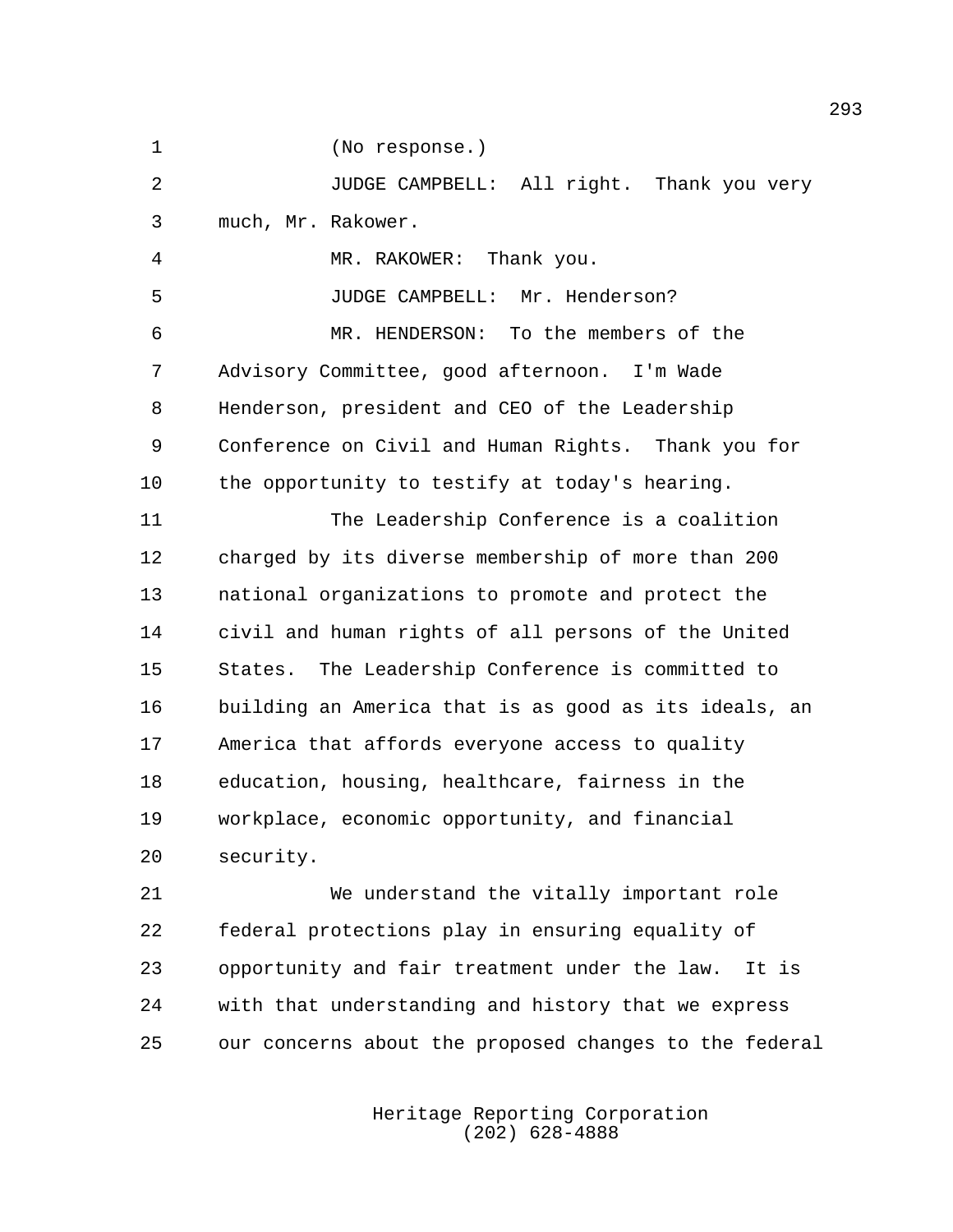(No response.)

JUDGE CAMPBELL: All right. Thank you very much, Mr. Rakower.

MR. RAKOWER: Thank you.

JUDGE CAMPBELL: Mr. Henderson?

MR. HENDERSON: To the members of the Advisory Committee, good afternoon. I'm Wade Henderson, president and CEO of the Leadership Conference on Civil and Human Rights. Thank you for the opportunity to testify at today's hearing.

The Leadership Conference is a coalition charged by its diverse membership of more than 200 national organizations to promote and protect the civil and human rights of all persons of the United States. The Leadership Conference is committed to building an America that is as good as its ideals, an America that affords everyone access to quality education, housing, healthcare, fairness in the workplace, economic opportunity, and financial security.

We understand the vitally important role federal protections play in ensuring equality of opportunity and fair treatment under the law. It is with that understanding and history that we express our concerns about the proposed changes to the federal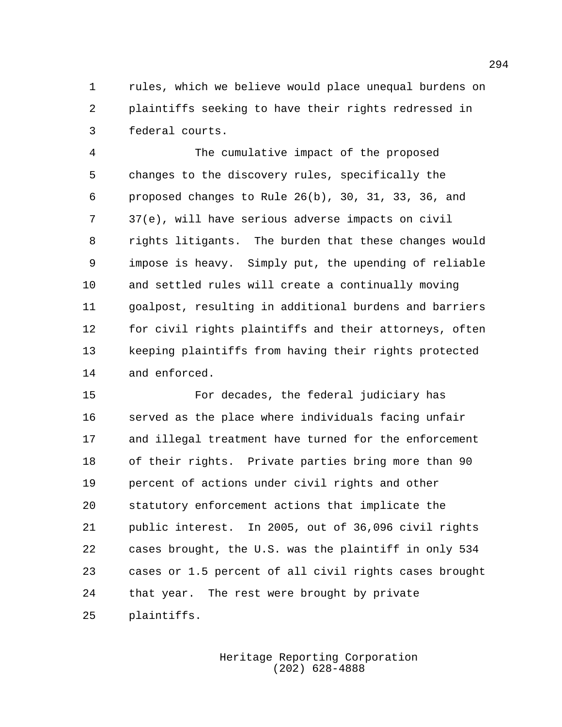rules, which we believe would place unequal burdens on plaintiffs seeking to have their rights redressed in federal courts.

The cumulative impact of the proposed changes to the discovery rules, specifically the proposed changes to Rule 26(b), 30, 31, 33, 36, and 37(e), will have serious adverse impacts on civil rights litigants. The burden that these changes would impose is heavy. Simply put, the upending of reliable and settled rules will create a continually moving goalpost, resulting in additional burdens and barriers for civil rights plaintiffs and their attorneys, often keeping plaintiffs from having their rights protected and enforced.

For decades, the federal judiciary has served as the place where individuals facing unfair and illegal treatment have turned for the enforcement of their rights. Private parties bring more than 90 percent of actions under civil rights and other statutory enforcement actions that implicate the public interest. In 2005, out of 36,096 civil rights cases brought, the U.S. was the plaintiff in only 534 cases or 1.5 percent of all civil rights cases brought that year. The rest were brought by private plaintiffs.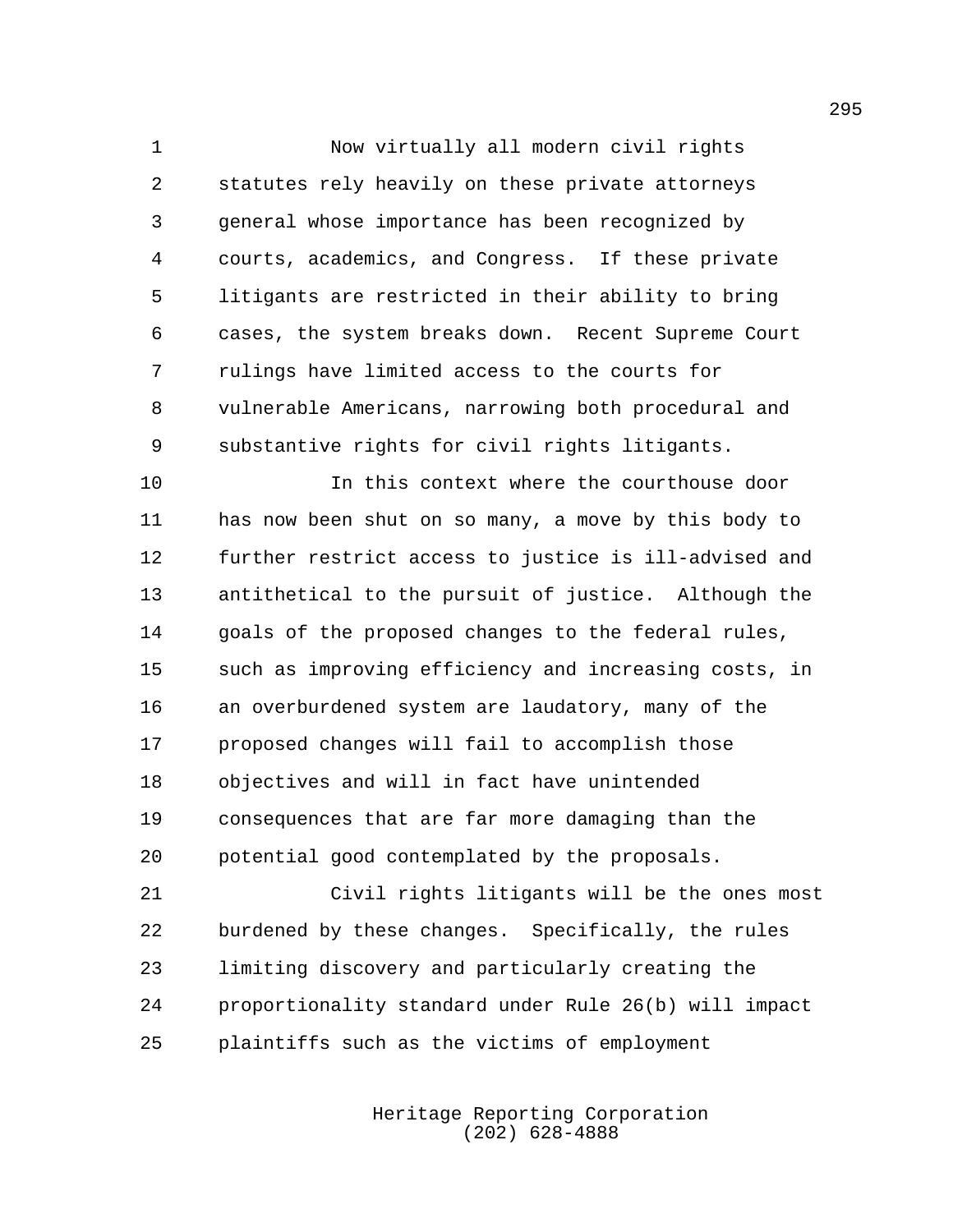Now virtually all modern civil rights statutes rely heavily on these private attorneys general whose importance has been recognized by courts, academics, and Congress. If these private litigants are restricted in their ability to bring cases, the system breaks down. Recent Supreme Court rulings have limited access to the courts for vulnerable Americans, narrowing both procedural and substantive rights for civil rights litigants.

In this context where the courthouse door has now been shut on so many, a move by this body to further restrict access to justice is ill-advised and antithetical to the pursuit of justice. Although the goals of the proposed changes to the federal rules, such as improving efficiency and increasing costs, in an overburdened system are laudatory, many of the proposed changes will fail to accomplish those objectives and will in fact have unintended consequences that are far more damaging than the potential good contemplated by the proposals.

Civil rights litigants will be the ones most burdened by these changes. Specifically, the rules limiting discovery and particularly creating the proportionality standard under Rule 26(b) will impact plaintiffs such as the victims of employment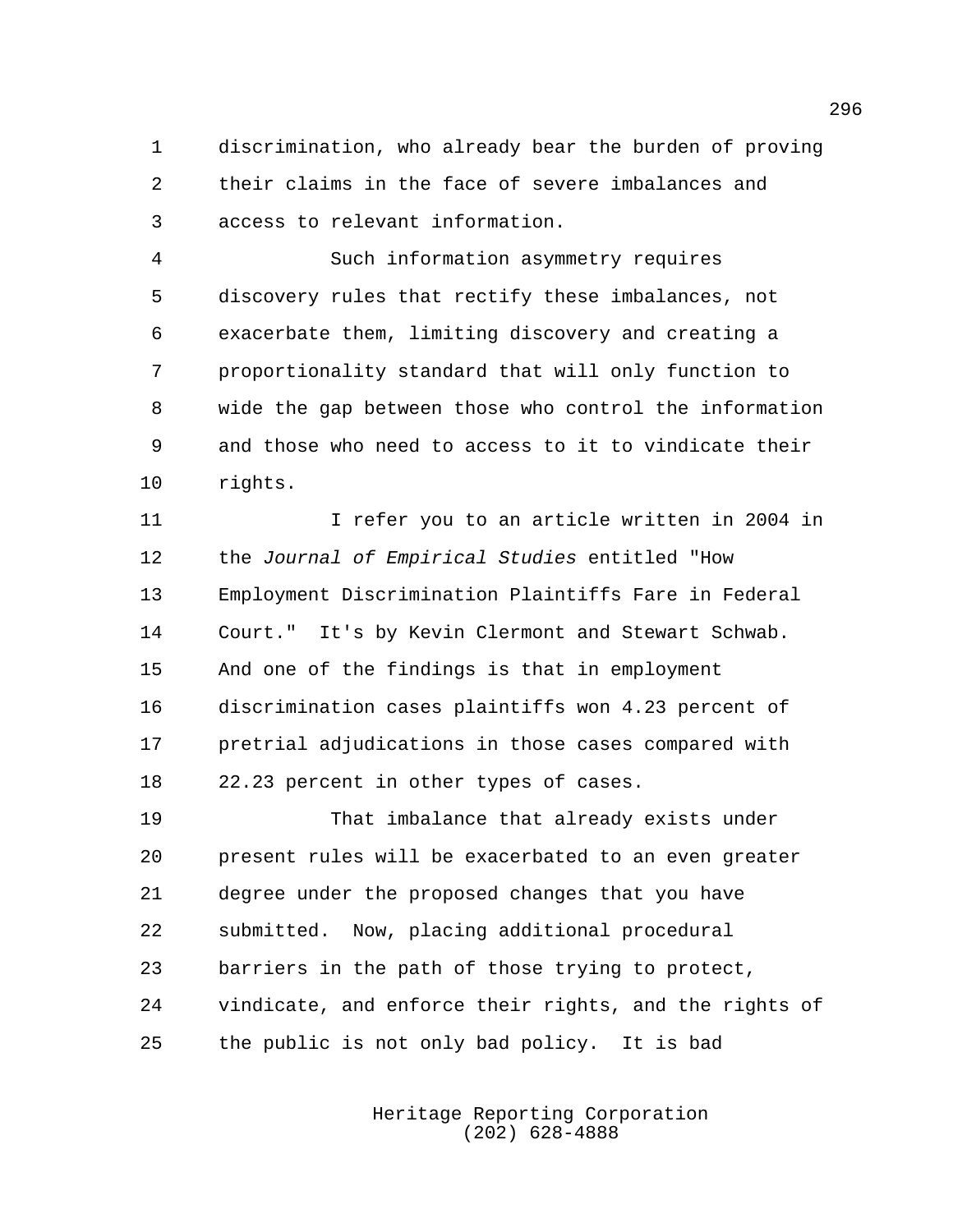discrimination, who already bear the burden of proving their claims in the face of severe imbalances and access to relevant information.

Such information asymmetry requires discovery rules that rectify these imbalances, not exacerbate them, limiting discovery and creating a proportionality standard that will only function to wide the gap between those who control the information and those who need to access to it to vindicate their rights.

I refer you to an article written in 2004 in the *Journal of Empirical Studies* entitled "How Employment Discrimination Plaintiffs Fare in Federal Court." It's by Kevin Clermont and Stewart Schwab. And one of the findings is that in employment discrimination cases plaintiffs won 4.23 percent of pretrial adjudications in those cases compared with 22.23 percent in other types of cases.

That imbalance that already exists under present rules will be exacerbated to an even greater degree under the proposed changes that you have submitted. Now, placing additional procedural barriers in the path of those trying to protect, vindicate, and enforce their rights, and the rights of the public is not only bad policy. It is bad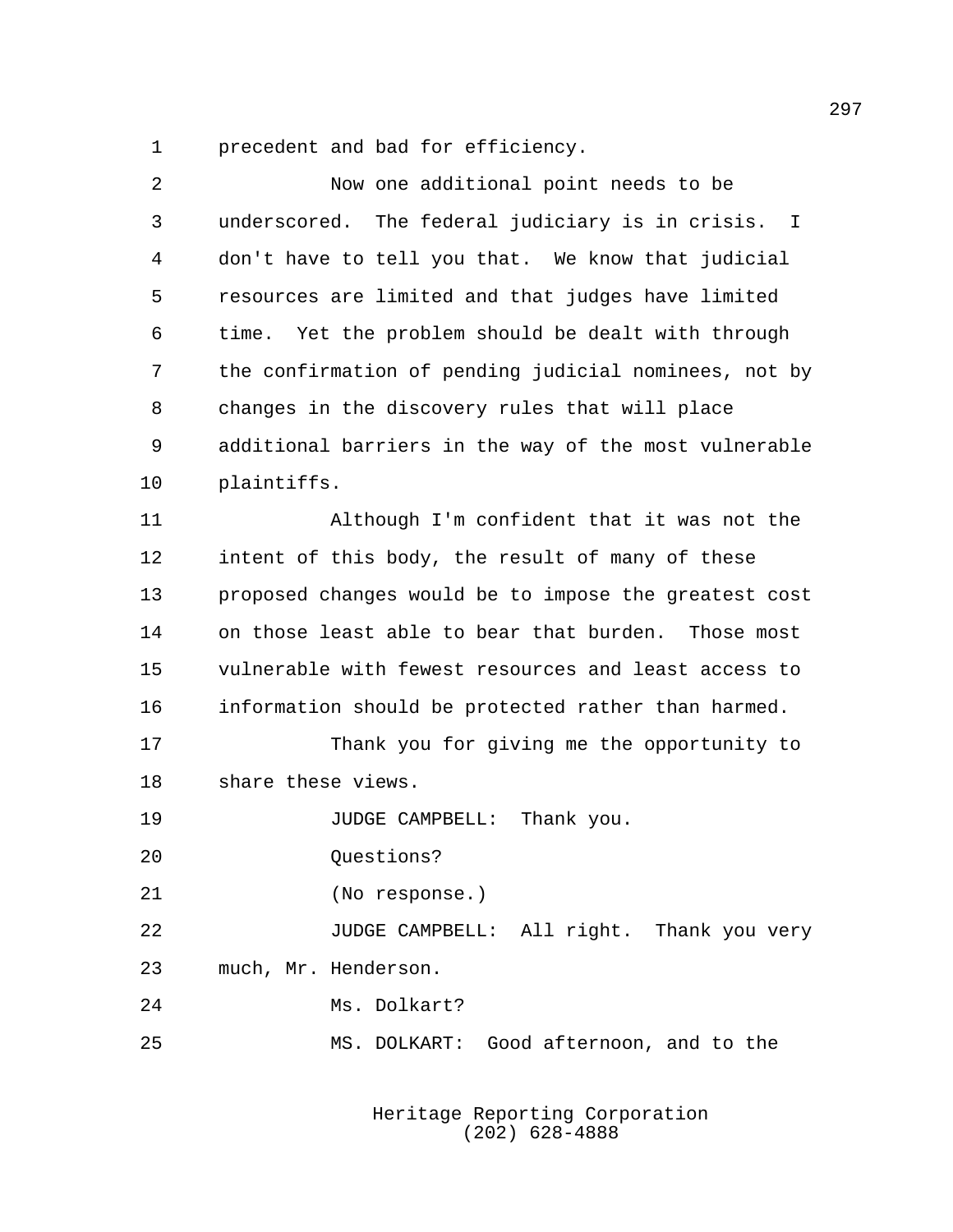precedent and bad for efficiency.

Now one additional point needs to be underscored. The federal judiciary is in crisis. I don't have to tell you that. We know that judicial resources are limited and that judges have limited time. Yet the problem should be dealt with through the confirmation of pending judicial nominees, not by changes in the discovery rules that will place additional barriers in the way of the most vulnerable plaintiffs.

Although I'm confident that it was not the intent of this body, the result of many of these proposed changes would be to impose the greatest cost on those least able to bear that burden. Those most vulnerable with fewest resources and least access to information should be protected rather than harmed.

Thank you for giving me the opportunity to share these views.

JUDGE CAMPBELL: Thank you.

Questions?

(No response.)

JUDGE CAMPBELL: All right. Thank you very much, Mr. Henderson.

Ms. Dolkart?

MS. DOLKART: Good afternoon, and to the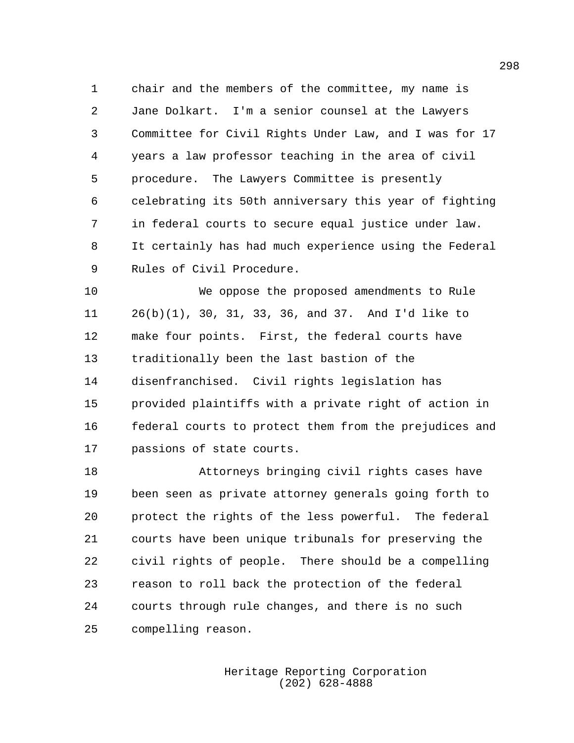chair and the members of the committee, my name is Jane Dolkart. I'm a senior counsel at the Lawyers Committee for Civil Rights Under Law, and I was for 17 years a law professor teaching in the area of civil procedure. The Lawyers Committee is presently celebrating its 50th anniversary this year of fighting in federal courts to secure equal justice under law. It certainly has had much experience using the Federal Rules of Civil Procedure.

We oppose the proposed amendments to Rule 26(b)(1), 30, 31, 33, 36, and 37. And I'd like to make four points. First, the federal courts have traditionally been the last bastion of the disenfranchised. Civil rights legislation has provided plaintiffs with a private right of action in federal courts to protect them from the prejudices and passions of state courts.

Attorneys bringing civil rights cases have been seen as private attorney generals going forth to protect the rights of the less powerful. The federal courts have been unique tribunals for preserving the civil rights of people. There should be a compelling reason to roll back the protection of the federal courts through rule changes, and there is no such compelling reason.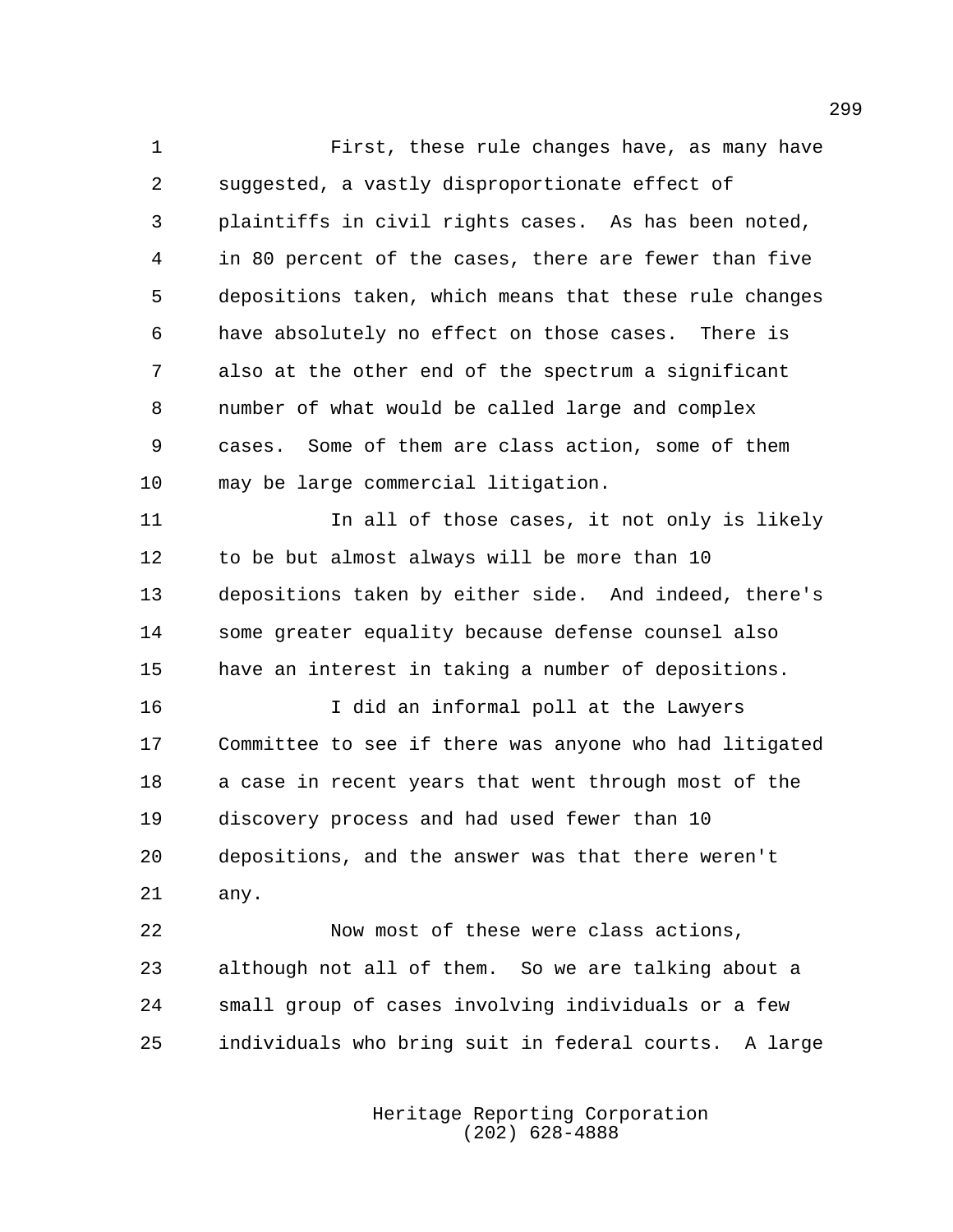First, these rule changes have, as many have suggested, a vastly disproportionate effect of plaintiffs in civil rights cases. As has been noted, in 80 percent of the cases, there are fewer than five depositions taken, which means that these rule changes have absolutely no effect on those cases. There is also at the other end of the spectrum a significant number of what would be called large and complex cases. Some of them are class action, some of them may be large commercial litigation.

In all of those cases, it not only is likely to be but almost always will be more than 10 depositions taken by either side. And indeed, there's some greater equality because defense counsel also have an interest in taking a number of depositions.

I did an informal poll at the Lawyers Committee to see if there was anyone who had litigated a case in recent years that went through most of the discovery process and had used fewer than 10 depositions, and the answer was that there weren't any.

Now most of these were class actions, although not all of them. So we are talking about a small group of cases involving individuals or a few individuals who bring suit in federal courts. A large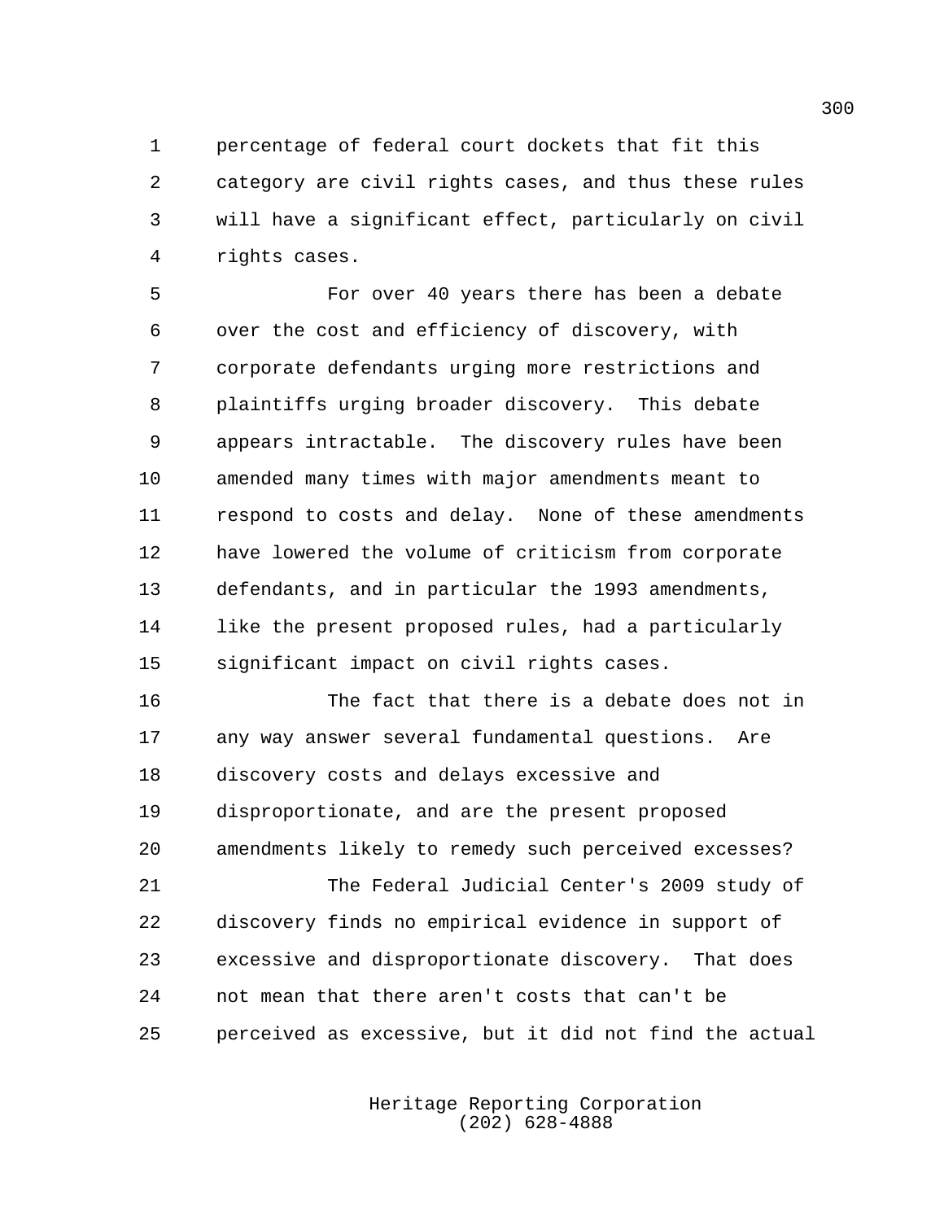percentage of federal court dockets that fit this category are civil rights cases, and thus these rules will have a significant effect, particularly on civil rights cases.

For over 40 years there has been a debate over the cost and efficiency of discovery, with corporate defendants urging more restrictions and plaintiffs urging broader discovery. This debate appears intractable. The discovery rules have been amended many times with major amendments meant to respond to costs and delay. None of these amendments have lowered the volume of criticism from corporate defendants, and in particular the 1993 amendments, like the present proposed rules, had a particularly significant impact on civil rights cases.

The fact that there is a debate does not in any way answer several fundamental questions. Are discovery costs and delays excessive and disproportionate, and are the present proposed amendments likely to remedy such perceived excesses?

The Federal Judicial Center's 2009 study of discovery finds no empirical evidence in support of excessive and disproportionate discovery. That does not mean that there aren't costs that can't be perceived as excessive, but it did not find the actual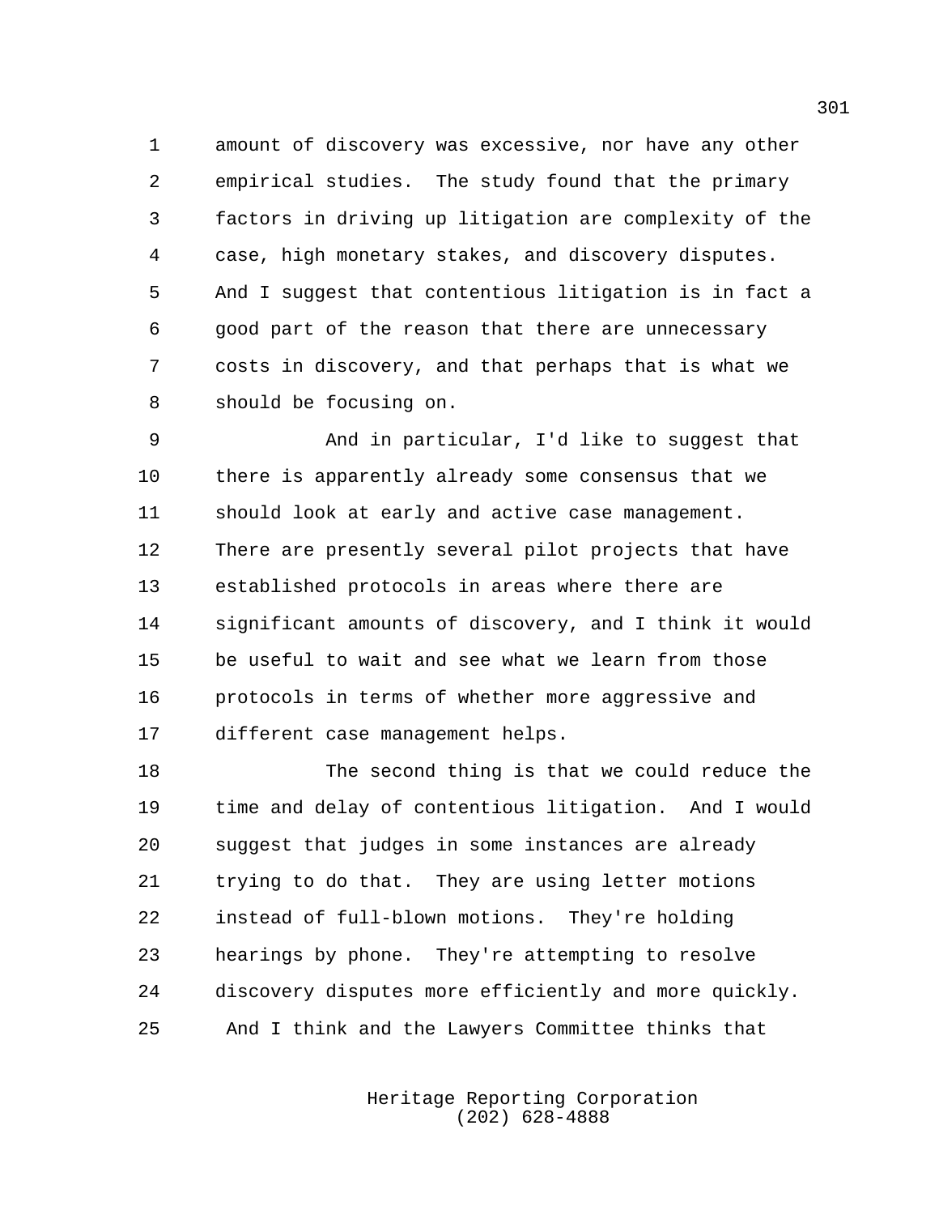amount of discovery was excessive, nor have any other empirical studies. The study found that the primary factors in driving up litigation are complexity of the case, high monetary stakes, and discovery disputes. And I suggest that contentious litigation is in fact a good part of the reason that there are unnecessary costs in discovery, and that perhaps that is what we should be focusing on.

And in particular, I'd like to suggest that there is apparently already some consensus that we should look at early and active case management. There are presently several pilot projects that have established protocols in areas where there are significant amounts of discovery, and I think it would be useful to wait and see what we learn from those protocols in terms of whether more aggressive and different case management helps.

The second thing is that we could reduce the time and delay of contentious litigation. And I would suggest that judges in some instances are already trying to do that. They are using letter motions instead of full-blown motions. They're holding hearings by phone. They're attempting to resolve discovery disputes more efficiently and more quickly. And I think and the Lawyers Committee thinks that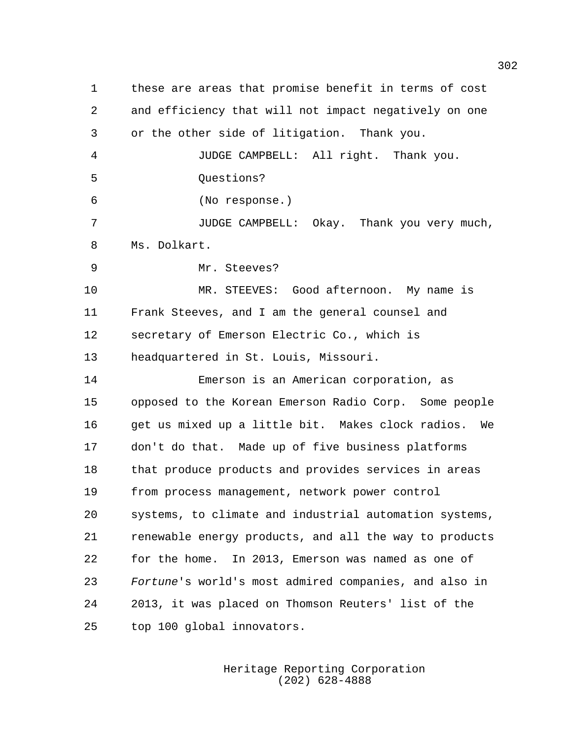these are areas that promise benefit in terms of cost and efficiency that will not impact negatively on one or the other side of litigation. Thank you.

JUDGE CAMPBELL: All right. Thank you.

Questions?

(No response.)

JUDGE CAMPBELL: Okay. Thank you very much, Ms. Dolkart.

Mr. Steeves?

MR. STEEVES: Good afternoon. My name is Frank Steeves, and I am the general counsel and secretary of Emerson Electric Co., which is headquartered in St. Louis, Missouri.

Emerson is an American corporation, as opposed to the Korean Emerson Radio Corp. Some people get us mixed up a little bit. Makes clock radios. We don't do that. Made up of five business platforms that produce products and provides services in areas from process management, network power control systems, to climate and industrial automation systems, renewable energy products, and all the way to products for the home. In 2013, Emerson was named as one of *Fortune*'s world's most admired companies, and also in 2013, it was placed on Thomson Reuters' list of the top 100 global innovators.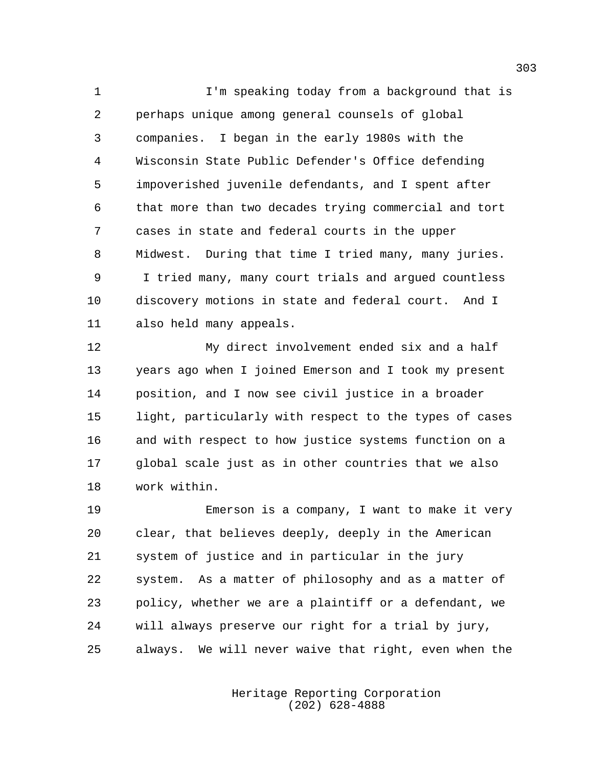I'm speaking today from a background that is perhaps unique among general counsels of global companies. I began in the early 1980s with the Wisconsin State Public Defender's Office defending impoverished juvenile defendants, and I spent after that more than two decades trying commercial and tort cases in state and federal courts in the upper Midwest. During that time I tried many, many juries. I tried many, many court trials and argued countless discovery motions in state and federal court. And I also held many appeals.

My direct involvement ended six and a half years ago when I joined Emerson and I took my present position, and I now see civil justice in a broader light, particularly with respect to the types of cases and with respect to how justice systems function on a global scale just as in other countries that we also work within.

Emerson is a company, I want to make it very clear, that believes deeply, deeply in the American system of justice and in particular in the jury system. As a matter of philosophy and as a matter of policy, whether we are a plaintiff or a defendant, we will always preserve our right for a trial by jury, always. We will never waive that right, even when the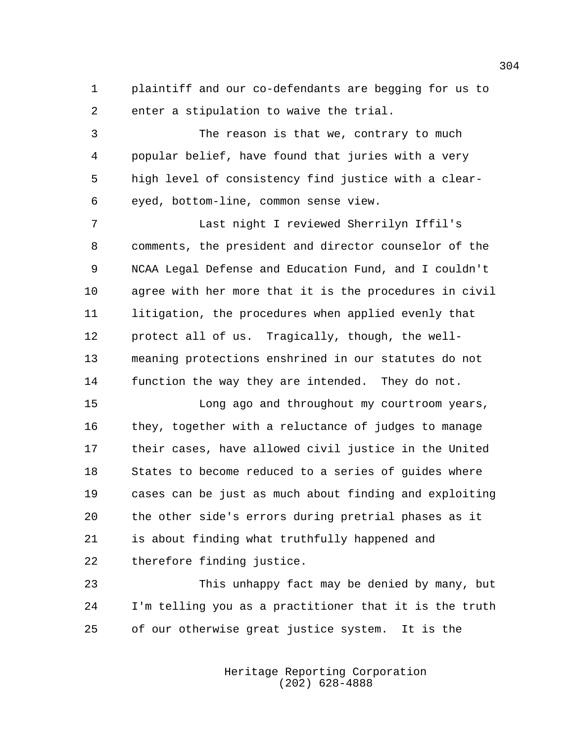plaintiff and our co-defendants are begging for us to enter a stipulation to waive the trial.

The reason is that we, contrary to much popular belief, have found that juries with a very high level of consistency find justice with a clear-eyed, bottom-line, common sense view.

Last night I reviewed Sherrilyn Iffil's comments, the president and director counselor of the NCAA Legal Defense and Education Fund, and I couldn't agree with her more that it is the procedures in civil litigation, the procedures when applied evenly that protect all of us. Tragically, though, the well-meaning protections enshrined in our statutes do not function the way they are intended. They do not.

Long ago and throughout my courtroom years, they, together with a reluctance of judges to manage their cases, have allowed civil justice in the United States to become reduced to a series of guides where cases can be just as much about finding and exploiting the other side's errors during pretrial phases as it is about finding what truthfully happened and therefore finding justice.

This unhappy fact may be denied by many, but I'm telling you as a practitioner that it is the truth of our otherwise great justice system. It is the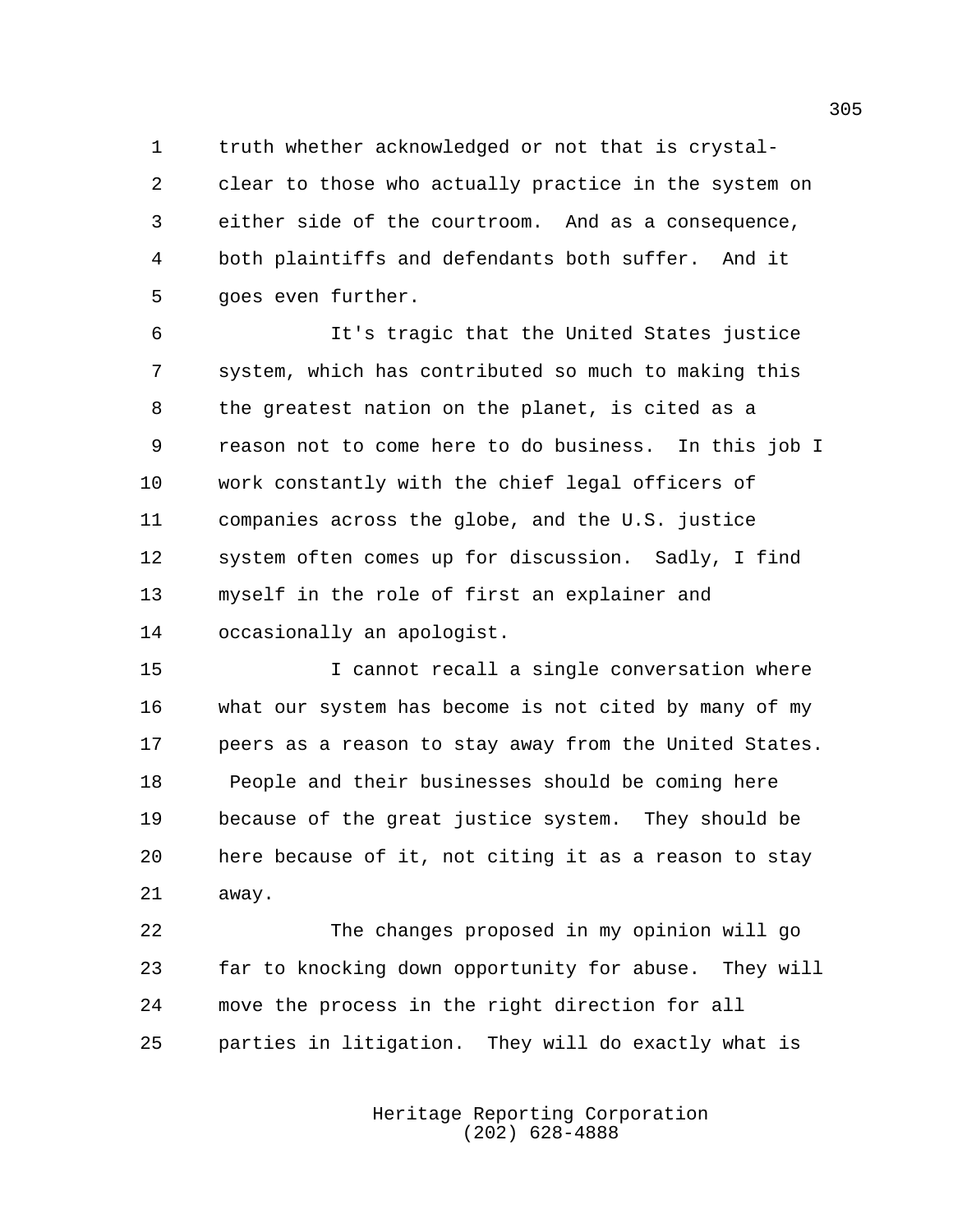truth whether acknowledged or not that is crystal-clear to those who actually practice in the system on either side of the courtroom. And as a consequence, both plaintiffs and defendants both suffer. And it goes even further.

It's tragic that the United States justice system, which has contributed so much to making this the greatest nation on the planet, is cited as a reason not to come here to do business. In this job I work constantly with the chief legal officers of companies across the globe, and the U.S. justice system often comes up for discussion. Sadly, I find myself in the role of first an explainer and occasionally an apologist.

I cannot recall a single conversation where what our system has become is not cited by many of my peers as a reason to stay away from the United States. People and their businesses should be coming here because of the great justice system. They should be here because of it, not citing it as a reason to stay away.

The changes proposed in my opinion will go far to knocking down opportunity for abuse. They will move the process in the right direction for all parties in litigation. They will do exactly what is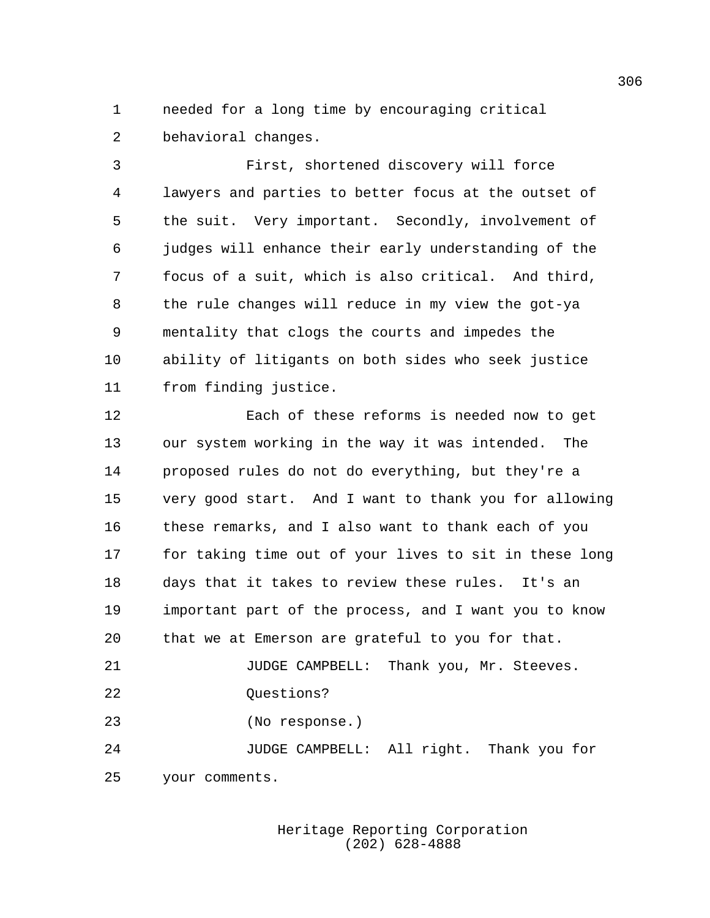needed for a long time by encouraging critical behavioral changes.

First, shortened discovery will force lawyers and parties to better focus at the outset of the suit. Very important. Secondly, involvement of judges will enhance their early understanding of the focus of a suit, which is also critical. And third, the rule changes will reduce in my view the got-ya mentality that clogs the courts and impedes the ability of litigants on both sides who seek justice from finding justice.

Each of these reforms is needed now to get our system working in the way it was intended. The proposed rules do not do everything, but they're a very good start. And I want to thank you for allowing these remarks, and I also want to thank each of you for taking time out of your lives to sit in these long days that it takes to review these rules. It's an important part of the process, and I want you to know that we at Emerson are grateful to you for that.

JUDGE CAMPBELL: Thank you, Mr. Steeves.

Questions?

(No response.)

JUDGE CAMPBELL: All right. Thank you for your comments.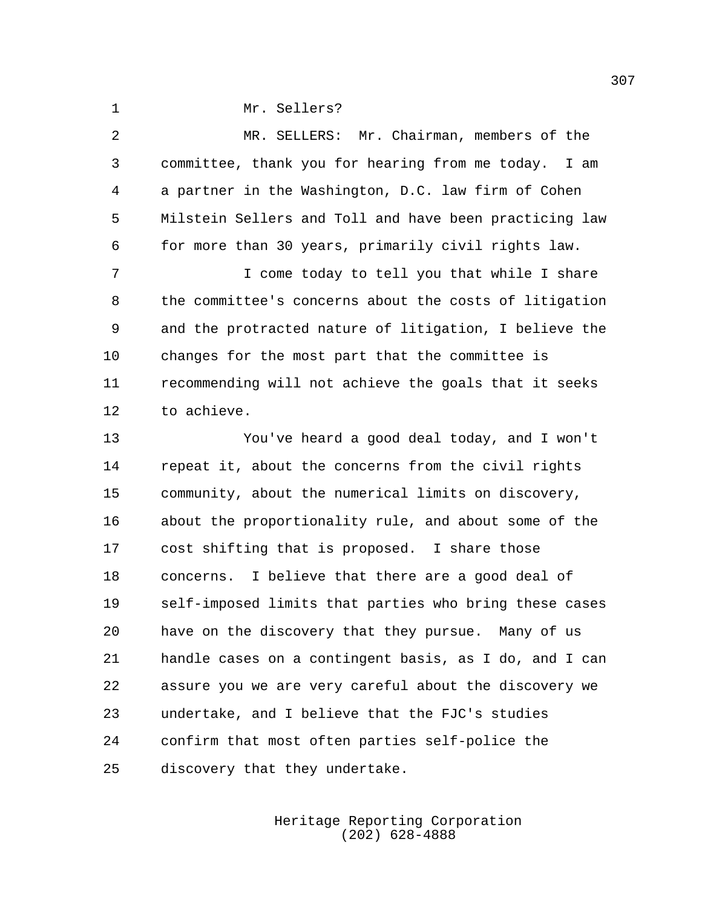Mr. Sellers?

MR. SELLERS: Mr. Chairman, members of the committee, thank you for hearing from me today. I am a partner in the Washington, D.C. law firm of Cohen Milstein Sellers and Toll and have been practicing law for more than 30 years, primarily civil rights law.

I come today to tell you that while I share the committee's concerns about the costs of litigation and the protracted nature of litigation, I believe the changes for the most part that the committee is recommending will not achieve the goals that it seeks to achieve.

You've heard a good deal today, and I won't repeat it, about the concerns from the civil rights community, about the numerical limits on discovery, about the proportionality rule, and about some of the cost shifting that is proposed. I share those concerns. I believe that there are a good deal of self-imposed limits that parties who bring these cases have on the discovery that they pursue. Many of us handle cases on a contingent basis, as I do, and I can assure you we are very careful about the discovery we undertake, and I believe that the FJC's studies confirm that most often parties self-police the discovery that they undertake.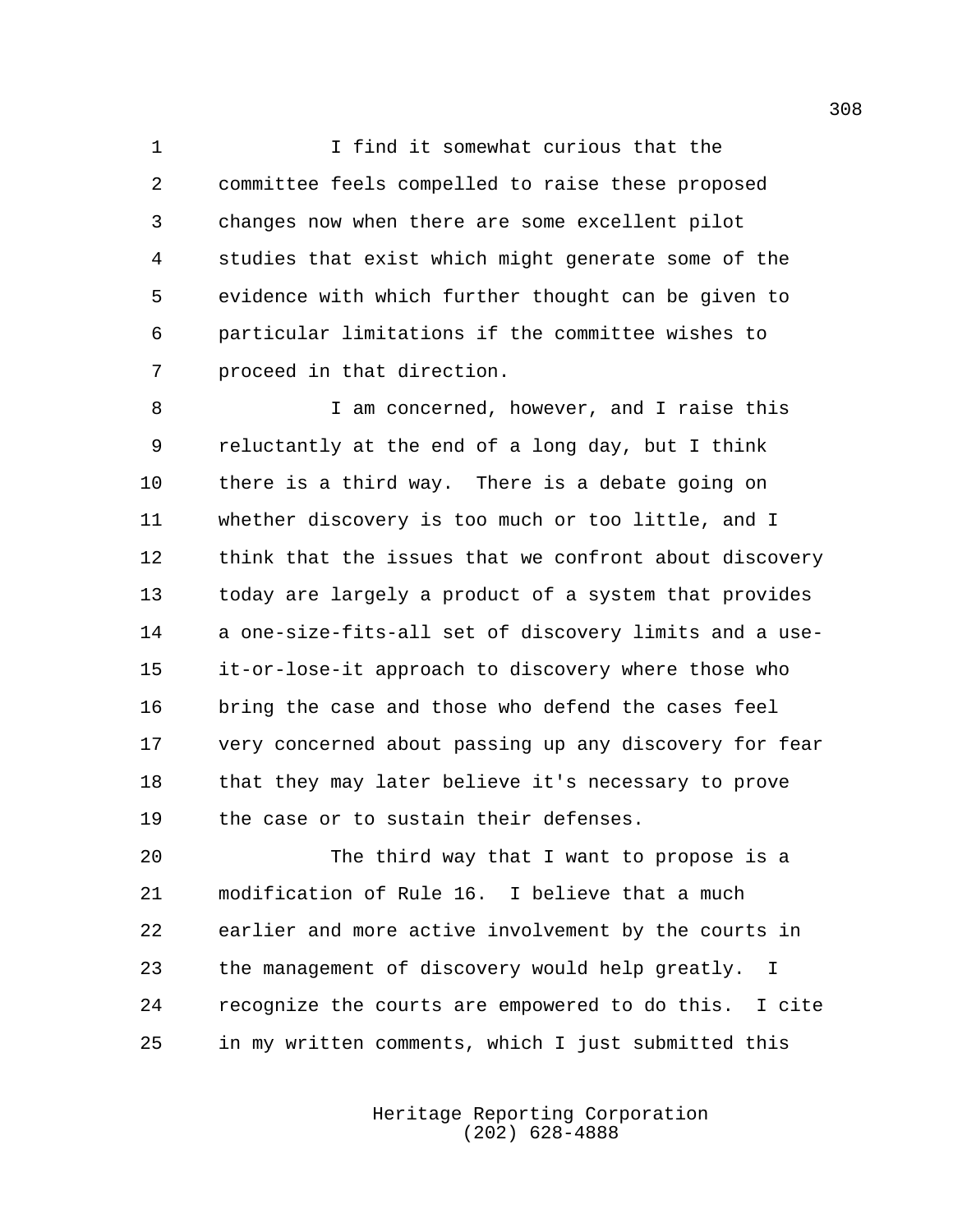I find it somewhat curious that the committee feels compelled to raise these proposed changes now when there are some excellent pilot studies that exist which might generate some of the evidence with which further thought can be given to particular limitations if the committee wishes to proceed in that direction.

I am concerned, however, and I raise this reluctantly at the end of a long day, but I think there is a third way. There is a debate going on whether discovery is too much or too little, and I think that the issues that we confront about discovery today are largely a product of a system that provides a one-size-fits-all set of discovery limits and a use-it-or-lose-it approach to discovery where those who bring the case and those who defend the cases feel very concerned about passing up any discovery for fear that they may later believe it's necessary to prove the case or to sustain their defenses.

The third way that I want to propose is a modification of Rule 16. I believe that a much earlier and more active involvement by the courts in the management of discovery would help greatly. I recognize the courts are empowered to do this. I cite in my written comments, which I just submitted this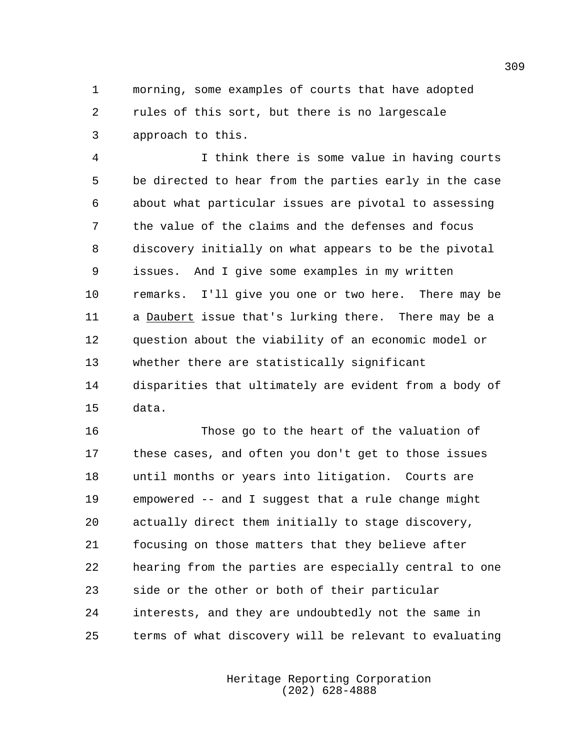morning, some examples of courts that have adopted rules of this sort, but there is no largescale approach to this.

I think there is some value in having courts be directed to hear from the parties early in the case about what particular issues are pivotal to assessing the value of the claims and the defenses and focus discovery initially on what appears to be the pivotal issues. And I give some examples in my written remarks. I'll give you one or two here. There may be a Daubert issue that's lurking there. There may be a question about the viability of an economic model or whether there are statistically significant disparities that ultimately are evident from a body of data.

Those go to the heart of the valuation of these cases, and often you don't get to those issues until months or years into litigation. Courts are empowered -- and I suggest that a rule change might actually direct them initially to stage discovery, focusing on those matters that they believe after hearing from the parties are especially central to one side or the other or both of their particular interests, and they are undoubtedly not the same in terms of what discovery will be relevant to evaluating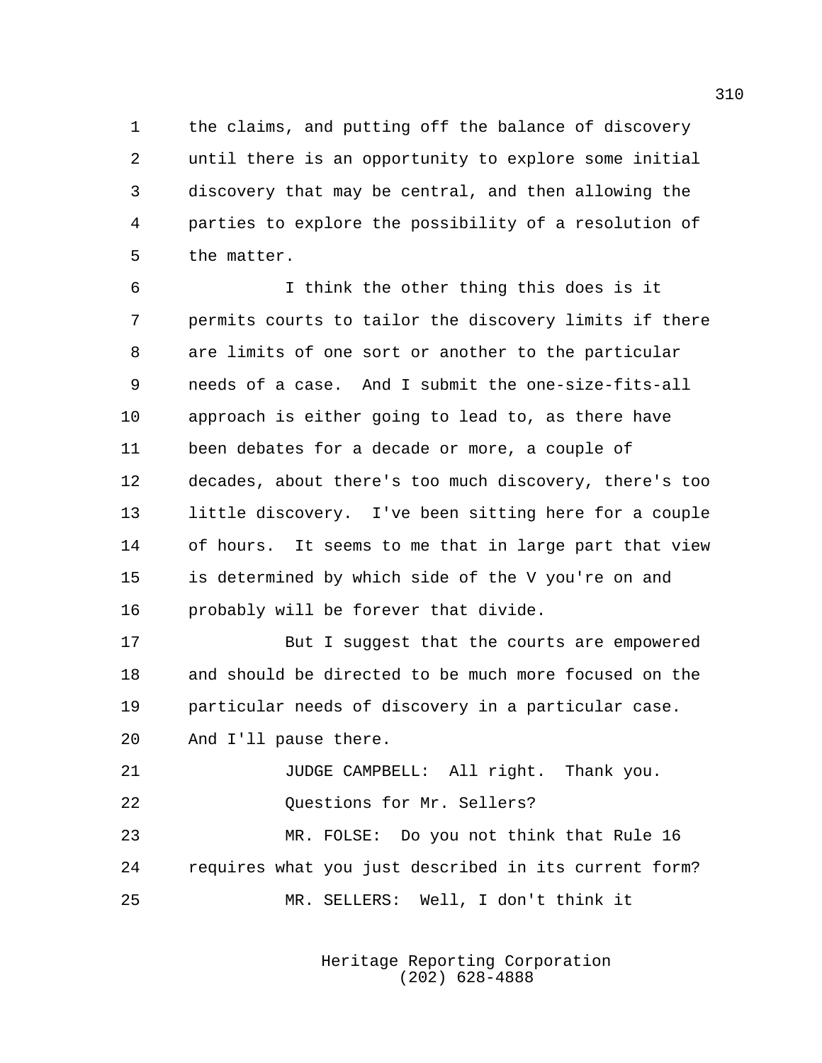the claims, and putting off the balance of discovery until there is an opportunity to explore some initial discovery that may be central, and then allowing the parties to explore the possibility of a resolution of the matter.

I think the other thing this does is it permits courts to tailor the discovery limits if there are limits of one sort or another to the particular needs of a case. And I submit the one-size-fits-all approach is either going to lead to, as there have been debates for a decade or more, a couple of decades, about there's too much discovery, there's too little discovery. I've been sitting here for a couple of hours. It seems to me that in large part that view is determined by which side of the V you're on and probably will be forever that divide.

But I suggest that the courts are empowered and should be directed to be much more focused on the particular needs of discovery in a particular case. And I'll pause there.

JUDGE CAMPBELL: All right. Thank you.

Questions for Mr. Sellers?

MR. FOLSE: Do you not think that Rule 16 requires what you just described in its current form?

MR. SELLERS: Well, I don't think it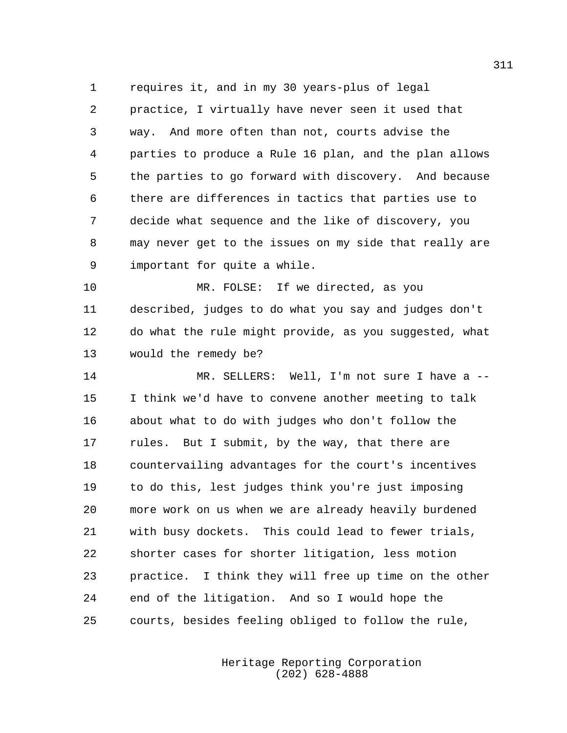requires it, and in my 30 years-plus of legal practice, I virtually have never seen it used that way. And more often than not, courts advise the parties to produce a Rule 16 plan, and the plan allows the parties to go forward with discovery. And because there are differences in tactics that parties use to decide what sequence and the like of discovery, you may never get to the issues on my side that really are important for quite a while.

MR. FOLSE: If we directed, as you described, judges to do what you say and judges don't do what the rule might provide, as you suggested, what would the remedy be?

MR. SELLERS: Well, I'm not sure I have a -- I think we'd have to convene another meeting to talk about what to do with judges who don't follow the rules. But I submit, by the way, that there are countervailing advantages for the court's incentives to do this, lest judges think you're just imposing more work on us when we are already heavily burdened with busy dockets. This could lead to fewer trials, shorter cases for shorter litigation, less motion practice. I think they will free up time on the other end of the litigation. And so I would hope the courts, besides feeling obliged to follow the rule,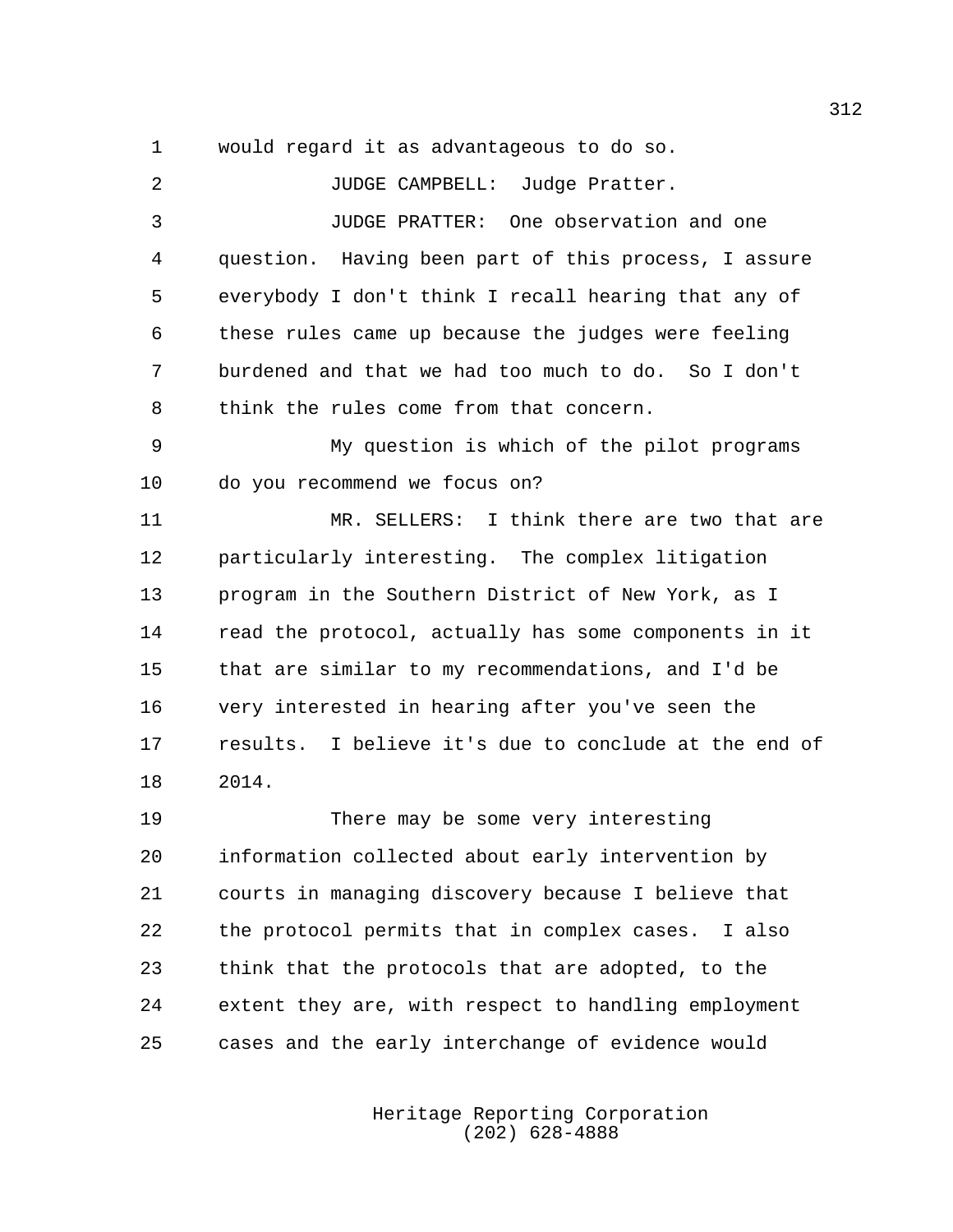1 would regard it as advantageous to do so.

2 JUDGE CAMPBELL: Judge Pratter.

3 JUDGE PRATTER: One observation and one

4 question. Having been part of this process, I assure

5 everybody I don't think I recall hearing that any of

6 these rules came up because the judges were feeling

7 burdened and that we had too much to do. So I don't

8 think the rules come from that concern.

9 My question is which of the pilot programs

10 do you recommend we focus on?

11 MR. SELLERS: I think there are two that are

12 particularly interesting. The complex litigation

13 program in the Southern District of New York, as I

14 read the protocol, actually has some components in it

15 that are similar to my recommendations, and I'd be

16 very interested in hearing after you've seen the

17 results. I believe it's due to conclude at the end of

18 2014.

19 There may be some very interesting

20 information collected about early intervention by

21 courts in managing discovery because I believe that

22 the protocol permits that in complex cases. I also

23 think that the protocols that are adopted, to the

24 extent they are, with respect to handling employment

25 cases and the early interchange of evidence would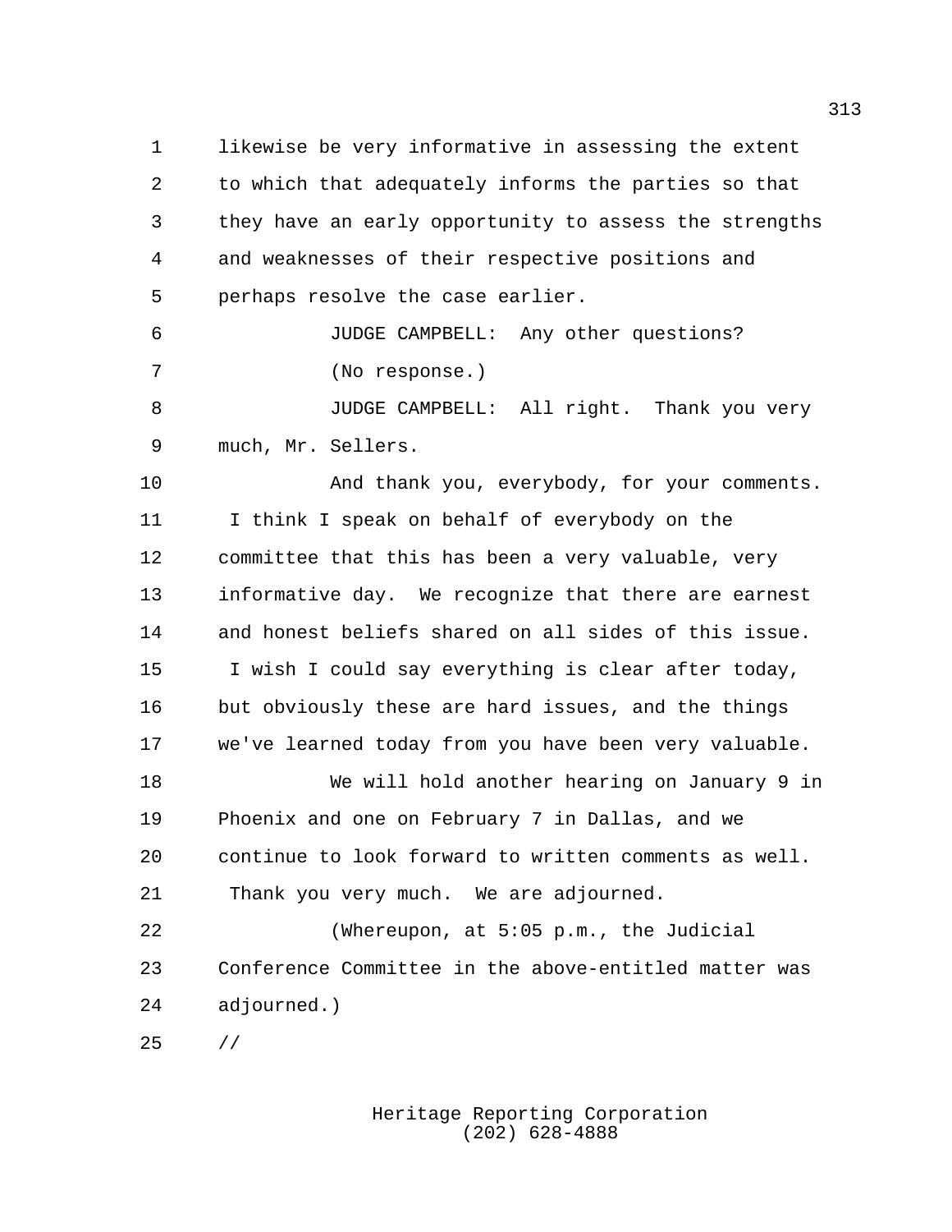likewise be very informative in assessing the extent to which that adequately informs the parties so that they have an early opportunity to assess the strengths and weaknesses of their respective positions and perhaps resolve the case earlier.

JUDGE CAMPBELL: Any other questions?

(No response.)

JUDGE CAMPBELL: All right. Thank you very much, Mr. Sellers.

And thank you, everybody, for your comments. I think I speak on behalf of everybody on the committee that this has been a very valuable, very informative day. We recognize that there are earnest and honest beliefs shared on all sides of this issue. I wish I could say everything is clear after today, but obviously these are hard issues, and the things we've learned today from you have been very valuable.

We will hold another hearing on January 9 in Phoenix and one on February 7 in Dallas, and we continue to look forward to written comments as well. Thank you very much. We are adjourned.

(Whereupon, at 5:05 p.m., the Judicial Conference Committee in the above-entitled matter was adjourned.)

//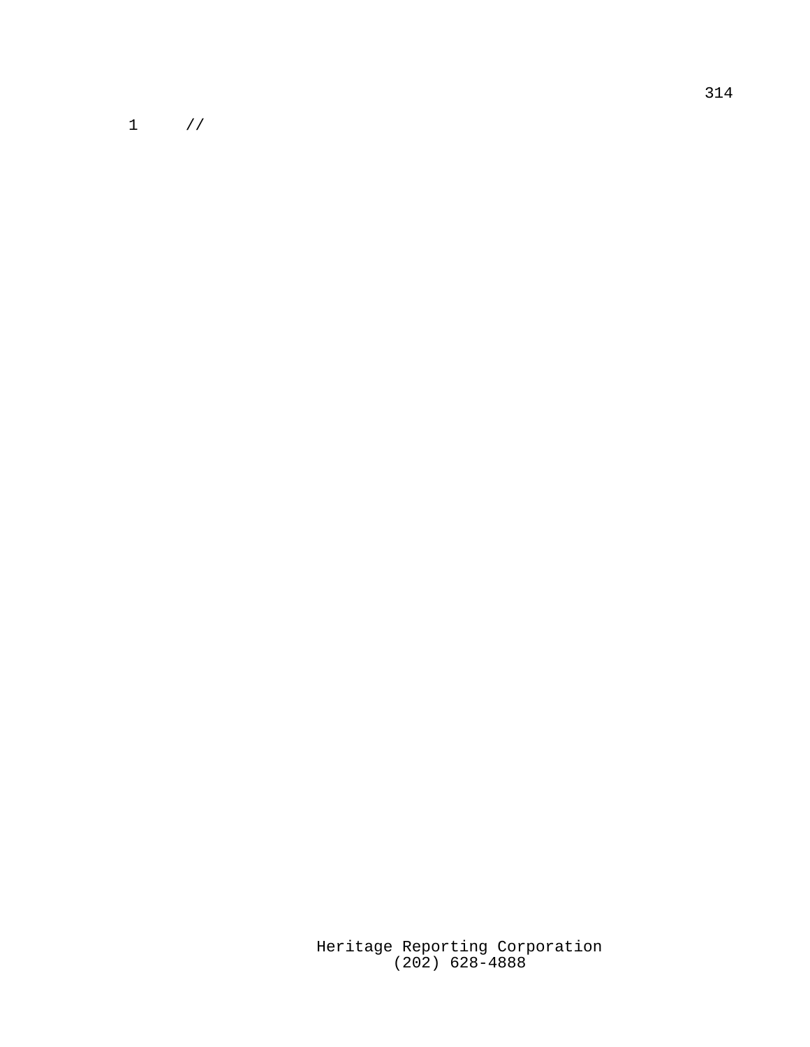1 //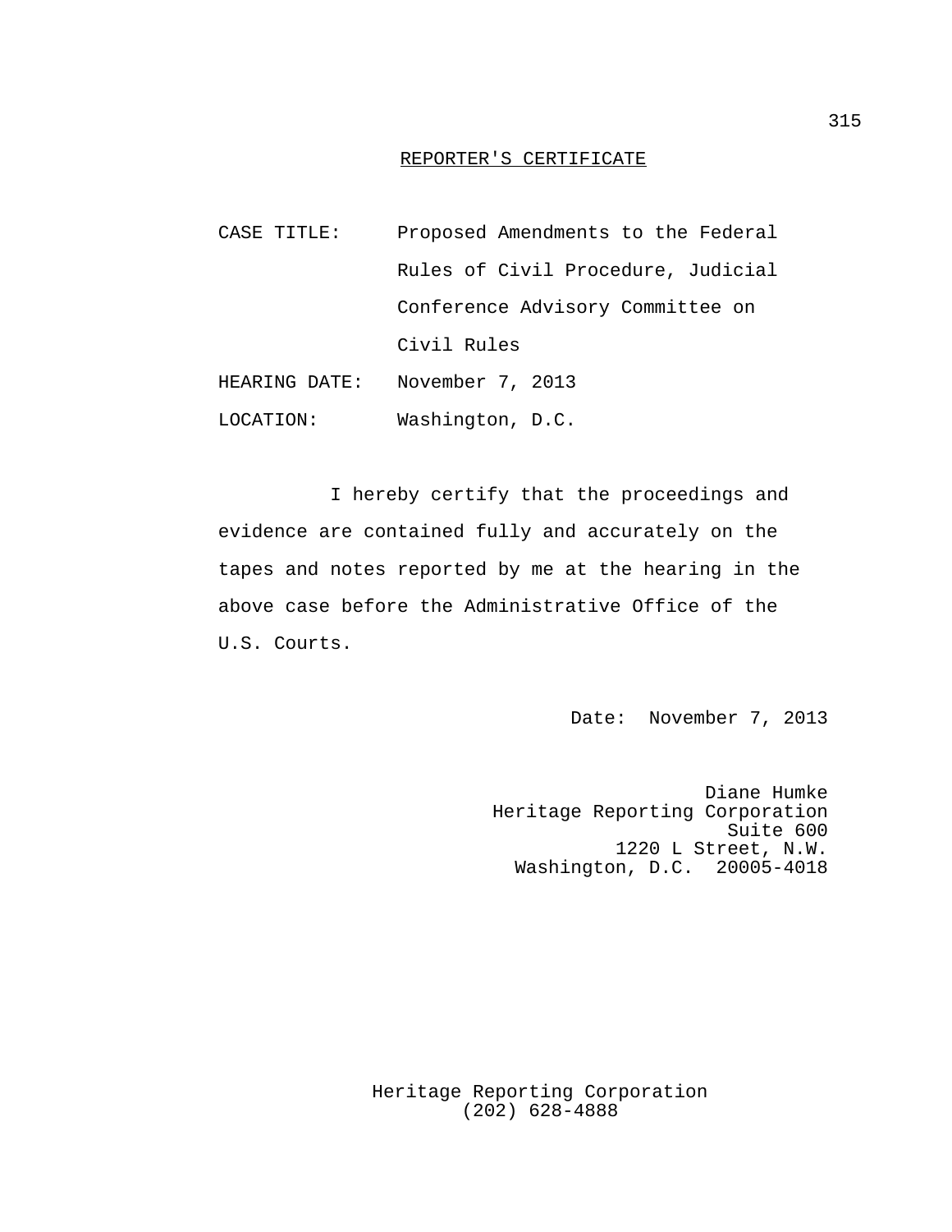# REPORTER'S CERTIFICATE

CASE TITLE: Proposed Amendments to the Federal Rules of Civil Procedure, Judicial Conference Advisory Committee on Civil Rules

HEARING DATE: November 7, 2013

LOCATION: Washington, D.C.

I hereby certify that the proceedings and evidence are contained fully and accurately on the tapes and notes reported by me at the hearing in the above case before the Administrative Office of the U.S. Courts.

Date: November 7, 2013

Diane Humke
Heritage Reporting Corporation
Suite 600
1220 L Street, N.W.
Washington, D.C. 20005-4018